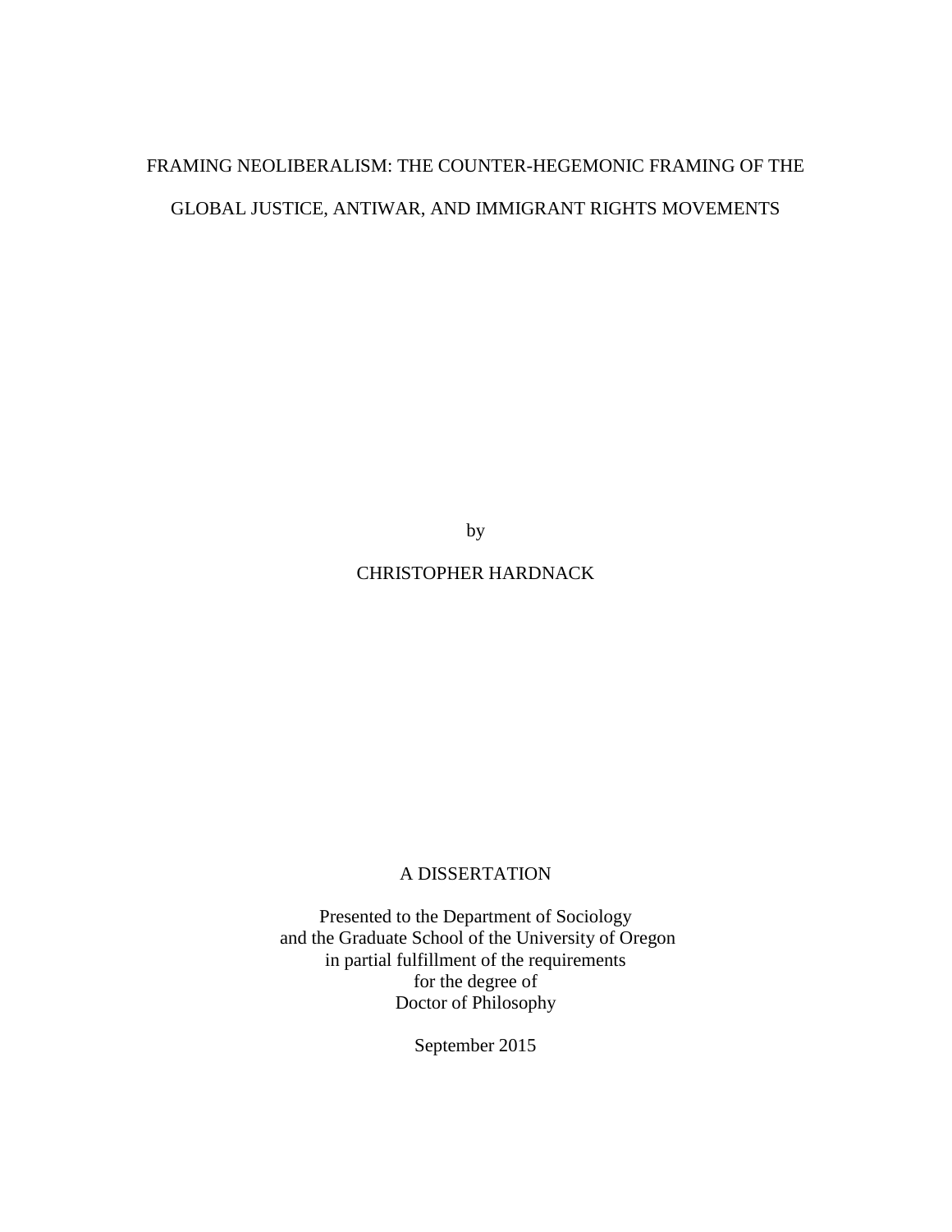# FRAMING NEOLIBERALISM: THE COUNTER-HEGEMONIC FRAMING OF THE GLOBAL JUSTICE, ANTIWAR, AND IMMIGRANT RIGHTS MOVEMENTS

by

CHRISTOPHER HARDNACK

A DISSERTATION

Presented to the Department of Sociology
and the Graduate School of the University of Oregon
in partial fulfillment of the requirements
for the degree of
Doctor of Philosophy

September 2015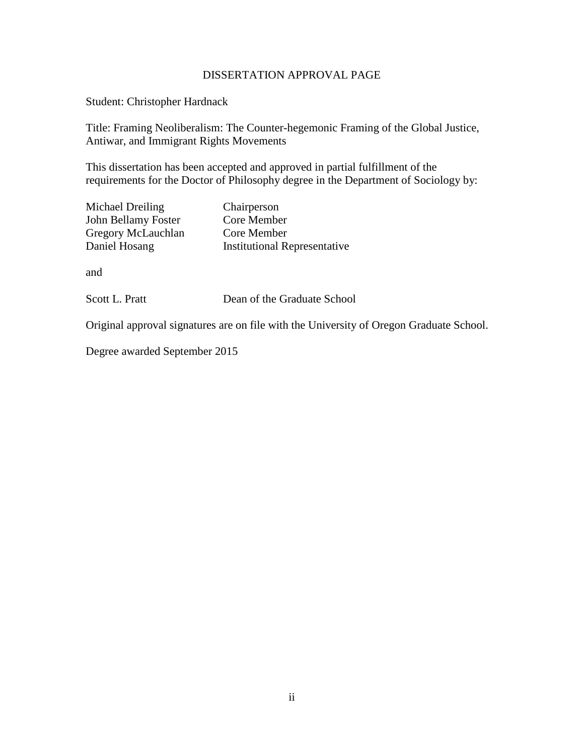# DISSERTATION APPROVAL PAGE

Student: Christopher Hardnack

Title: Framing Neoliberalism: The Counter-hegemonic Framing of the Global Justice, Antiwar, and Immigrant Rights Movements

This dissertation has been accepted and approved in partial fulfillment of the requirements for the Doctor of Philosophy degree in the Department of Sociology by:

| | |
|---|---|
| Michael Dreiling | Chairperson |
| John Bellamy Foster | Core Member |
| Gregory McLauchlan | Core Member |
| Daniel Hosang | Institutional Representative |

and

| | |
|---|---|
| Scott L. Pratt | Dean of the Graduate School |

Original approval signatures are on file with the University of Oregon Graduate School.

Degree awarded September 2015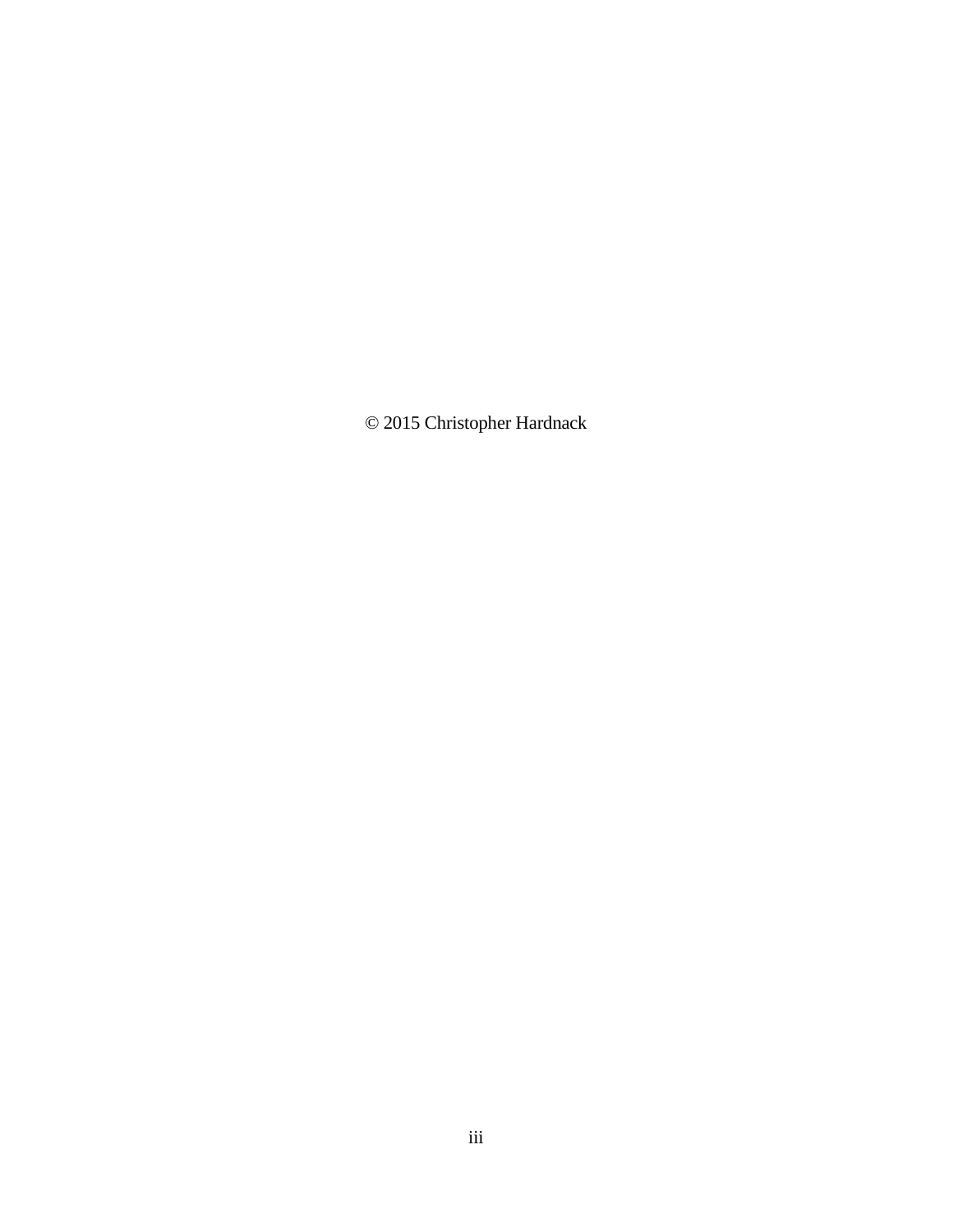© 2015 Christopher Hardnack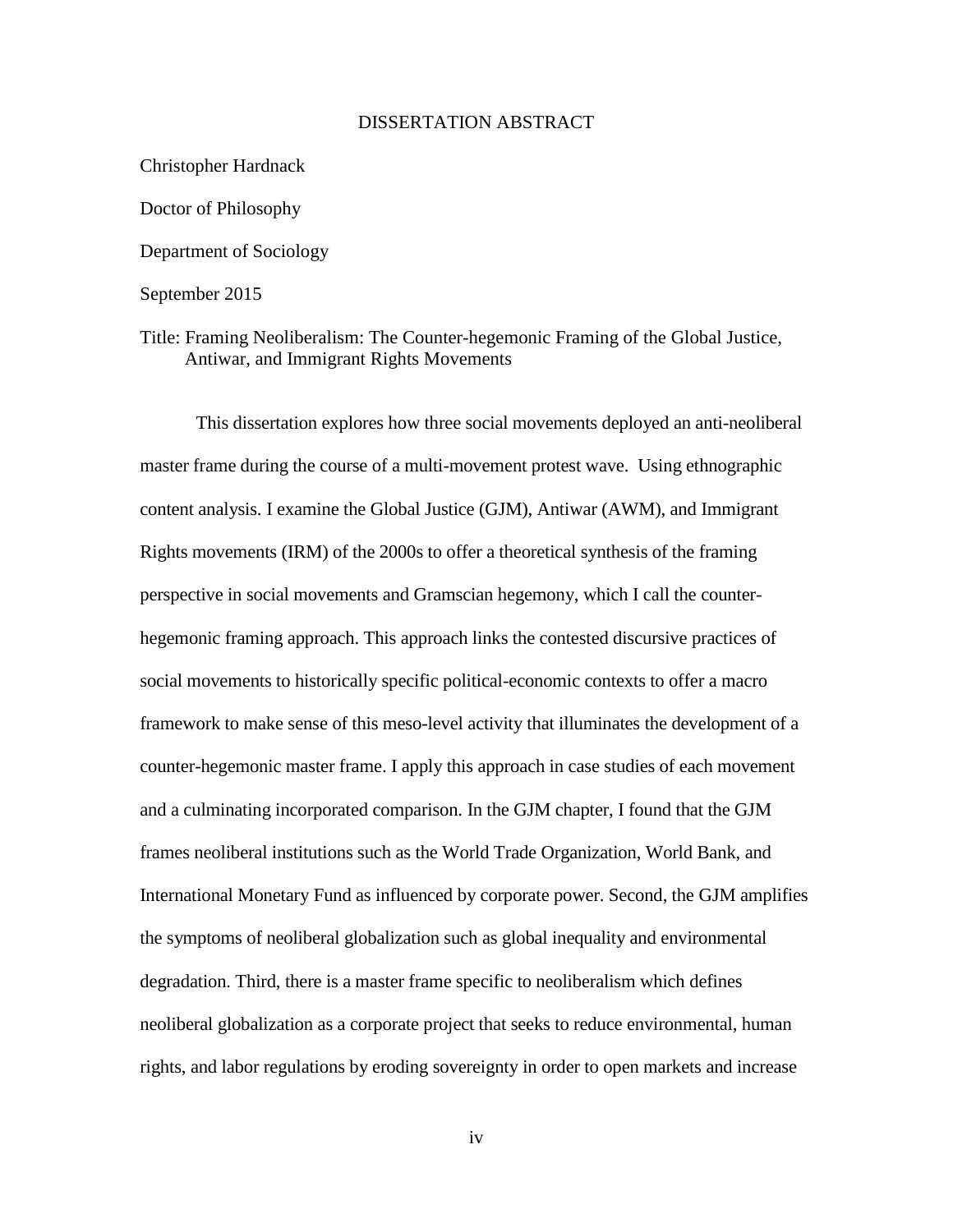# DISSERTATION ABSTRACT

Christopher Hardnack

Doctor of Philosophy

Department of Sociology

September 2015

Title: Framing Neoliberalism: The Counter-hegemonic Framing of the Global Justice, Antiwar, and Immigrant Rights Movements

This dissertation explores how three social movements deployed an anti-neoliberal master frame during the course of a multi-movement protest wave. Using ethnographic content analysis. I examine the Global Justice (GJM), Antiwar (AWM), and Immigrant Rights movements (IRM) of the 2000s to offer a theoretical synthesis of the framing perspective in social movements and Gramscian hegemony, which I call the counter-hegemonic framing approach. This approach links the contested discursive practices of social movements to historically specific political-economic contexts to offer a macro framework to make sense of this meso-level activity that illuminates the development of a counter-hegemonic master frame. I apply this approach in case studies of each movement and a culminating incorporated comparison. In the GJM chapter, I found that the GJM frames neoliberal institutions such as the World Trade Organization, World Bank, and International Monetary Fund as influenced by corporate power. Second, the GJM amplifies the symptoms of neoliberal globalization such as global inequality and environmental degradation. Third, there is a master frame specific to neoliberalism which defines neoliberal globalization as a corporate project that seeks to reduce environmental, human rights, and labor regulations by eroding sovereignty in order to open markets and increase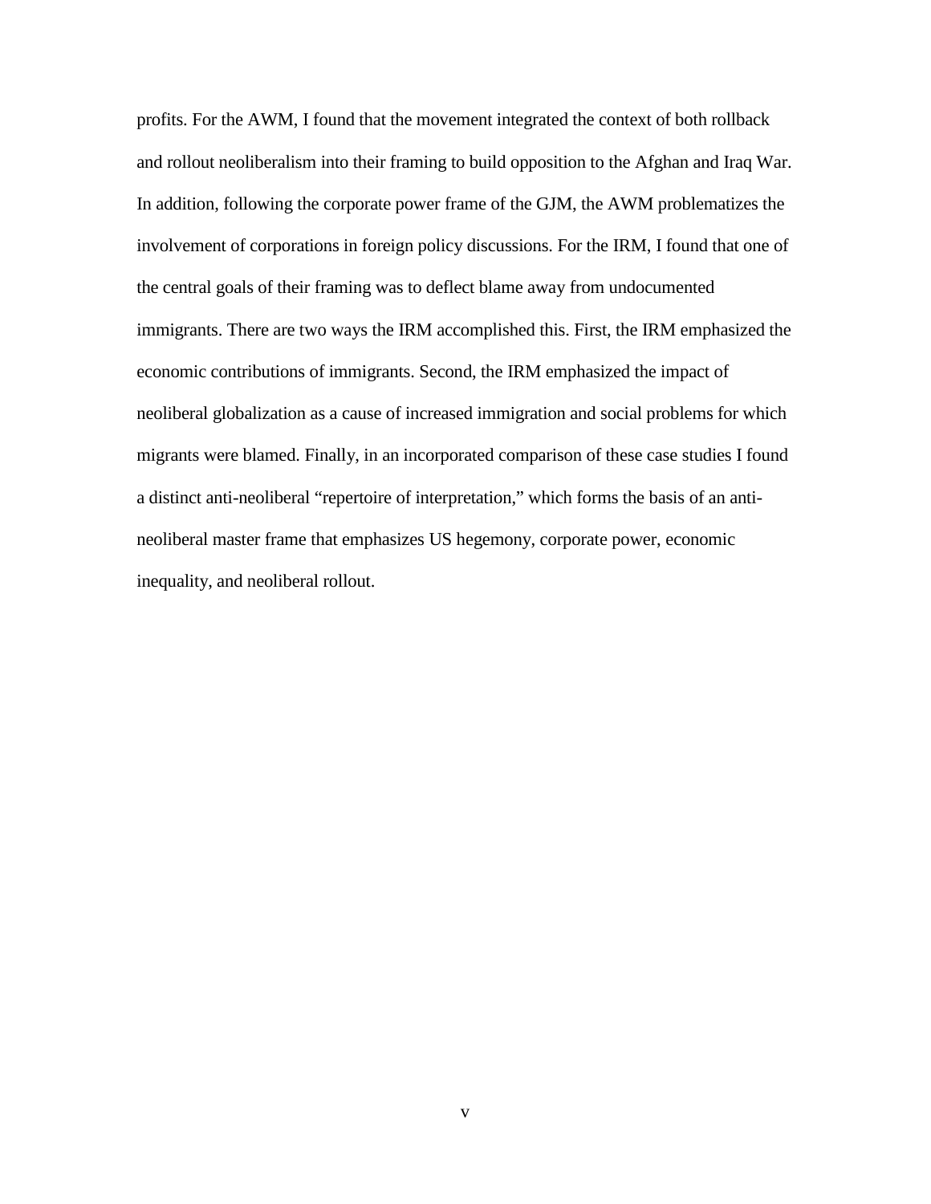profits. For the AWM, I found that the movement integrated the context of both rollback and rollout neoliberalism into their framing to build opposition to the Afghan and Iraq War. In addition, following the corporate power frame of the GJM, the AWM problematizes the involvement of corporations in foreign policy discussions. For the IRM, I found that one of the central goals of their framing was to deflect blame away from undocumented immigrants. There are two ways the IRM accomplished this. First, the IRM emphasized the economic contributions of immigrants. Second, the IRM emphasized the impact of neoliberal globalization as a cause of increased immigration and social problems for which migrants were blamed. Finally, in an incorporated comparison of these case studies I found a distinct anti-neoliberal "repertoire of interpretation," which forms the basis of an anti-neoliberal master frame that emphasizes US hegemony, corporate power, economic inequality, and neoliberal rollout.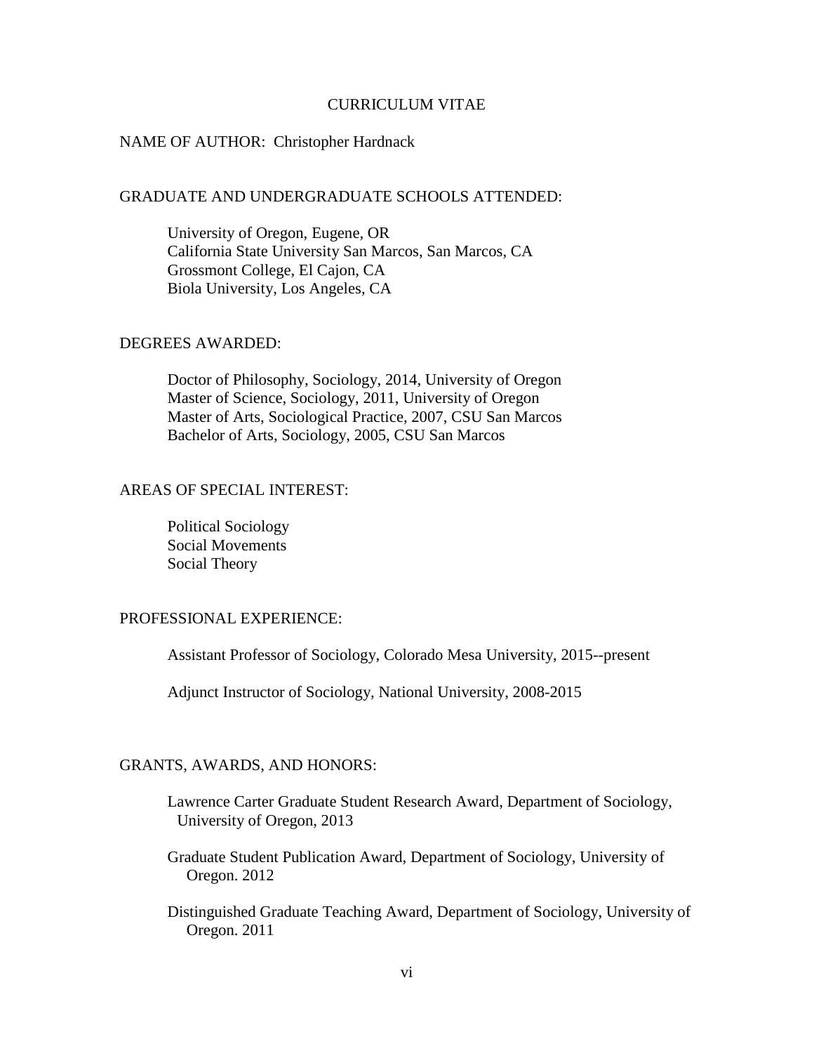# CURRICULUM VITAE

NAME OF AUTHOR: Christopher Hardnack

## GRADUATE AND UNDERGRADUATE SCHOOLS ATTENDED:

University of Oregon, Eugene, OR
California State University San Marcos, San Marcos, CA
Grossmont College, El Cajon, CA
Biola University, Los Angeles, CA

## DEGREES AWARDED:

Doctor of Philosophy, Sociology, 2014, University of Oregon
Master of Science, Sociology, 2011, University of Oregon
Master of Arts, Sociological Practice, 2007, CSU San Marcos
Bachelor of Arts, Sociology, 2005, CSU San Marcos

## AREAS OF SPECIAL INTEREST:

Political Sociology
Social Movements
Social Theory

## PROFESSIONAL EXPERIENCE:

Assistant Professor of Sociology, Colorado Mesa University, 2015--present

Adjunct Instructor of Sociology, National University, 2008-2015

## GRANTS, AWARDS, AND HONORS:

Lawrence Carter Graduate Student Research Award, Department of Sociology, University of Oregon, 2013

Graduate Student Publication Award, Department of Sociology, University of Oregon. 2012

Distinguished Graduate Teaching Award, Department of Sociology, University of Oregon. 2011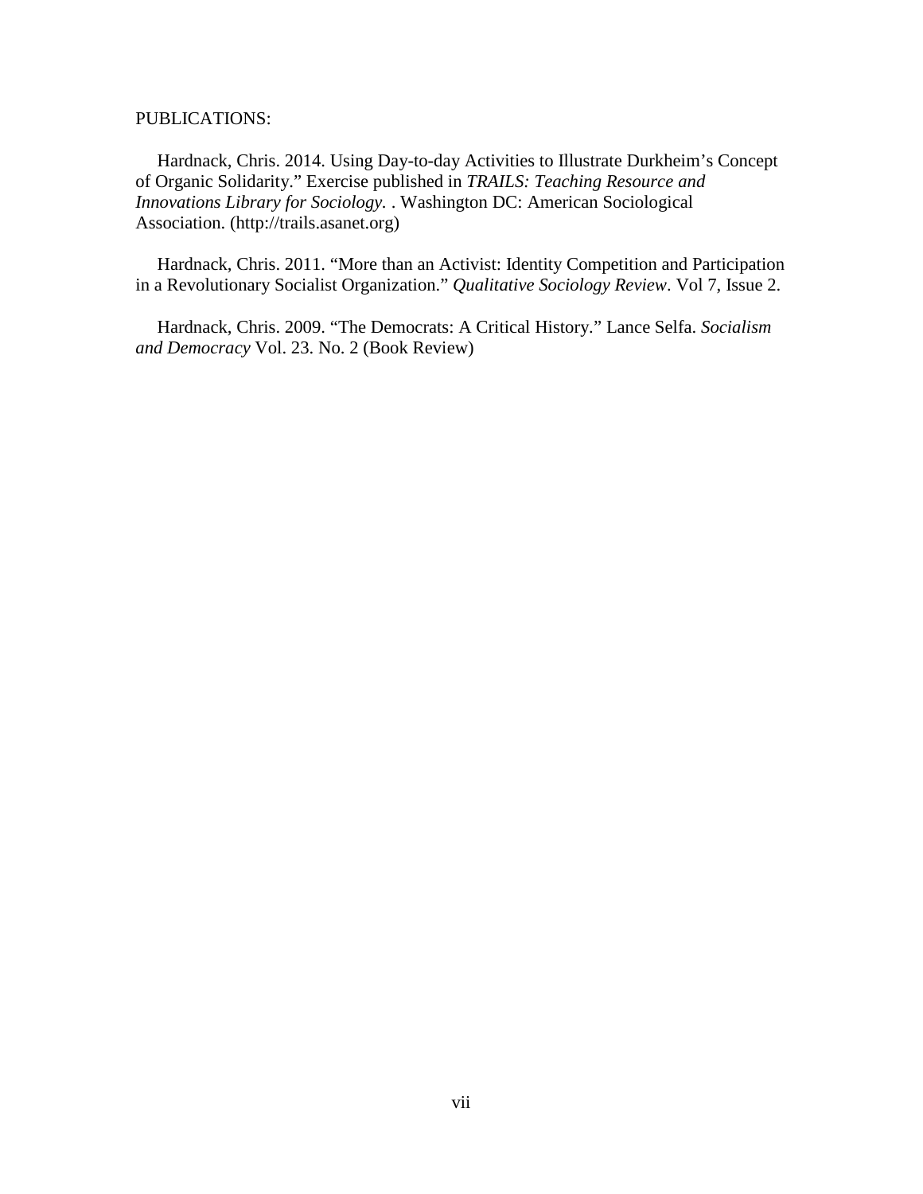PUBLICATIONS:

Hardnack, Chris. 2014. Using Day-to-day Activities to Illustrate Durkheim's Concept of Organic Solidarity." Exercise published in *TRAILS: Teaching Resource and Innovations Library for Sociology.* . Washington DC: American Sociological Association. (http://trails.asanet.org)

Hardnack, Chris. 2011. "More than an Activist: Identity Competition and Participation in a Revolutionary Socialist Organization." *Qualitative Sociology Review*. Vol 7, Issue 2.

Hardnack, Chris. 2009. "The Democrats: A Critical History." Lance Selfa. *Socialism and Democracy* Vol. 23. No. 2 (Book Review)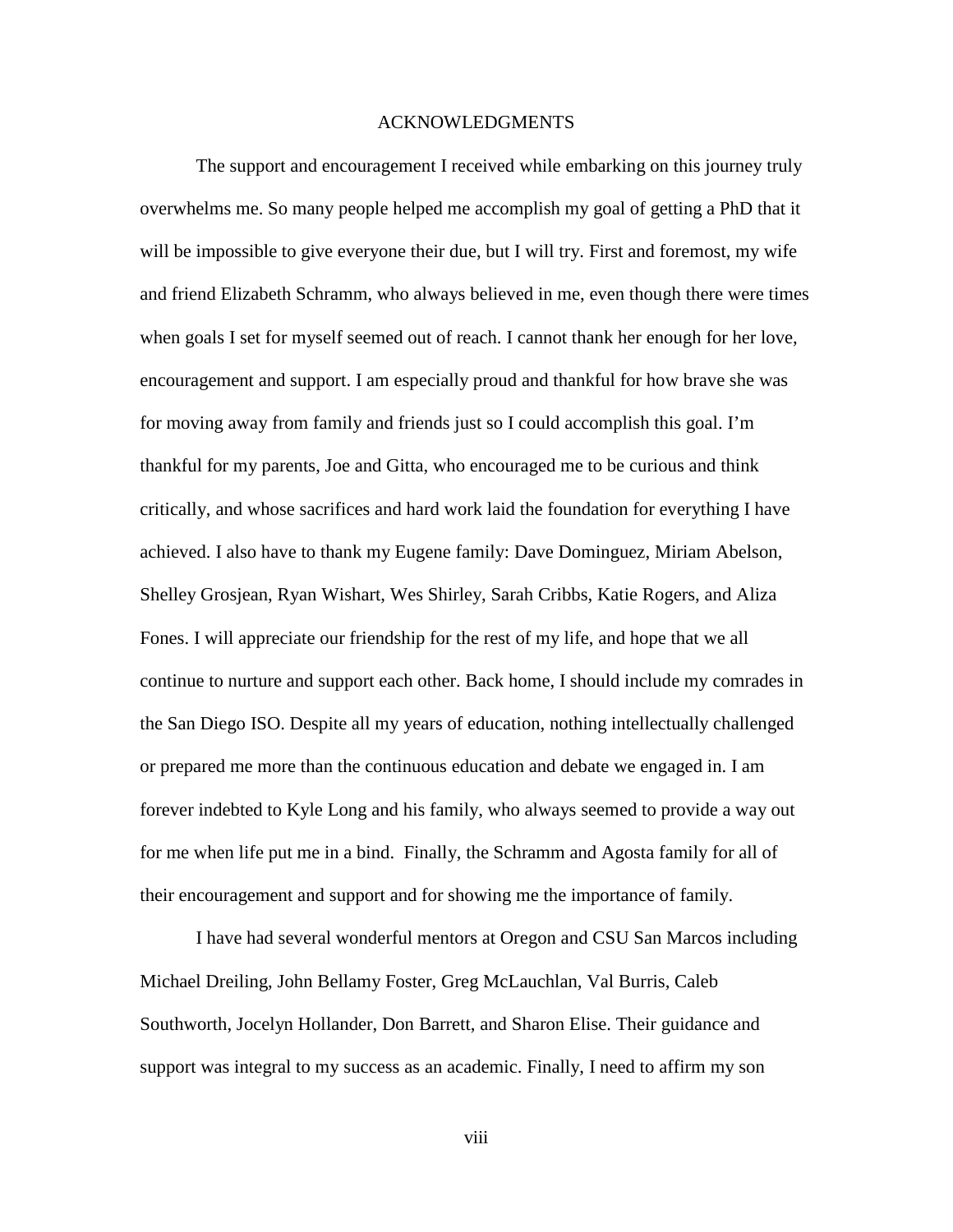# ACKNOWLEDGMENTS

The support and encouragement I received while embarking on this journey truly overwhelms me. So many people helped me accomplish my goal of getting a PhD that it will be impossible to give everyone their due, but I will try. First and foremost, my wife and friend Elizabeth Schramm, who always believed in me, even though there were times when goals I set for myself seemed out of reach. I cannot thank her enough for her love, encouragement and support. I am especially proud and thankful for how brave she was for moving away from family and friends just so I could accomplish this goal. I'm thankful for my parents, Joe and Gitta, who encouraged me to be curious and think critically, and whose sacrifices and hard work laid the foundation for everything I have achieved. I also have to thank my Eugene family: Dave Dominguez, Miriam Abelson, Shelley Grosjean, Ryan Wishart, Wes Shirley, Sarah Cribbs, Katie Rogers, and Aliza Fones. I will appreciate our friendship for the rest of my life, and hope that we all continue to nurture and support each other. Back home, I should include my comrades in the San Diego ISO. Despite all my years of education, nothing intellectually challenged or prepared me more than the continuous education and debate we engaged in. I am forever indebted to Kyle Long and his family, who always seemed to provide a way out for me when life put me in a bind. Finally, the Schramm and Agosta family for all of their encouragement and support and for showing me the importance of family.

I have had several wonderful mentors at Oregon and CSU San Marcos including Michael Dreiling, John Bellamy Foster, Greg McLauchlan, Val Burris, Caleb Southworth, Jocelyn Hollander, Don Barrett, and Sharon Elise. Their guidance and support was integral to my success as an academic. Finally, I need to affirm my son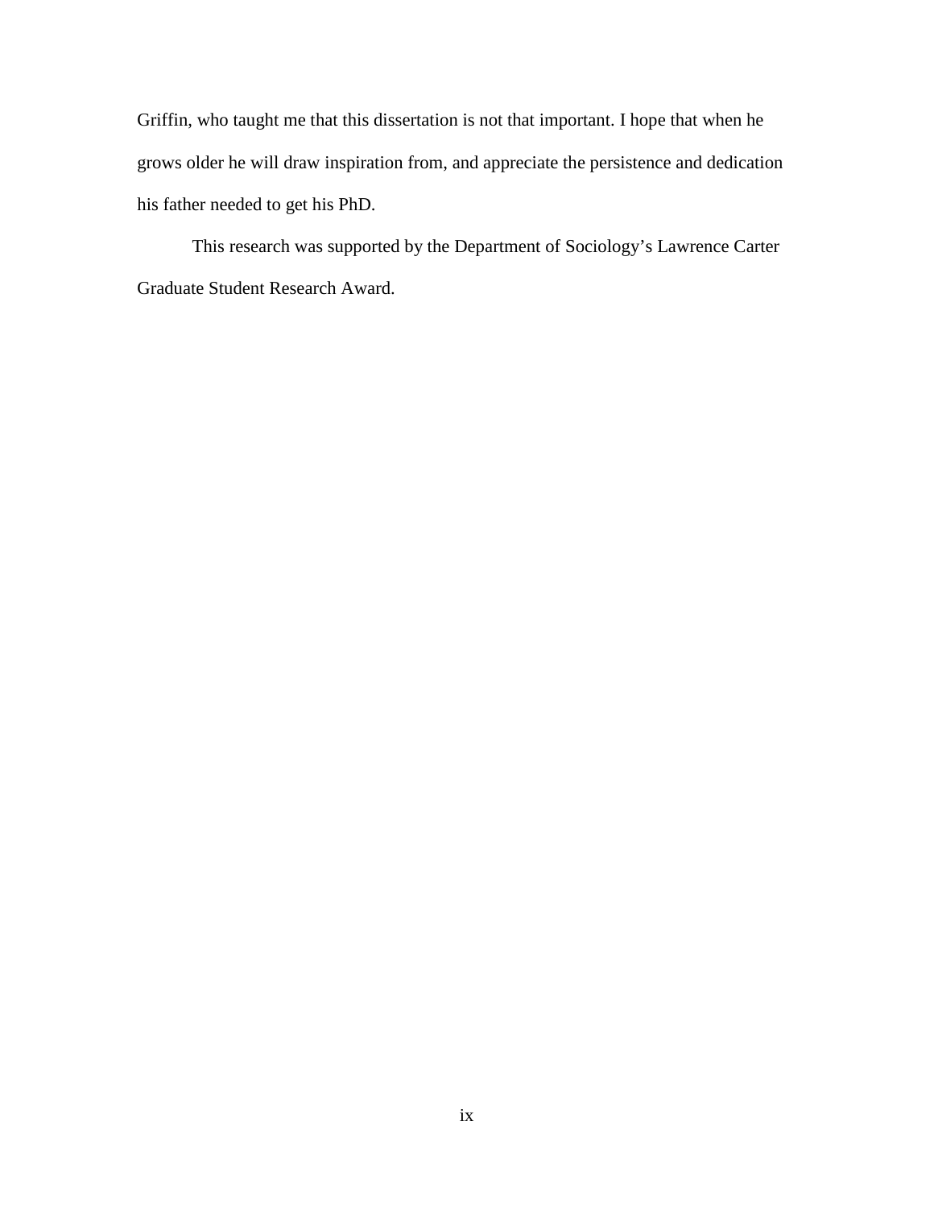Griffin, who taught me that this dissertation is not that important. I hope that when he grows older he will draw inspiration from, and appreciate the persistence and dedication his father needed to get his PhD.

This research was supported by the Department of Sociology's Lawrence Carter Graduate Student Research Award.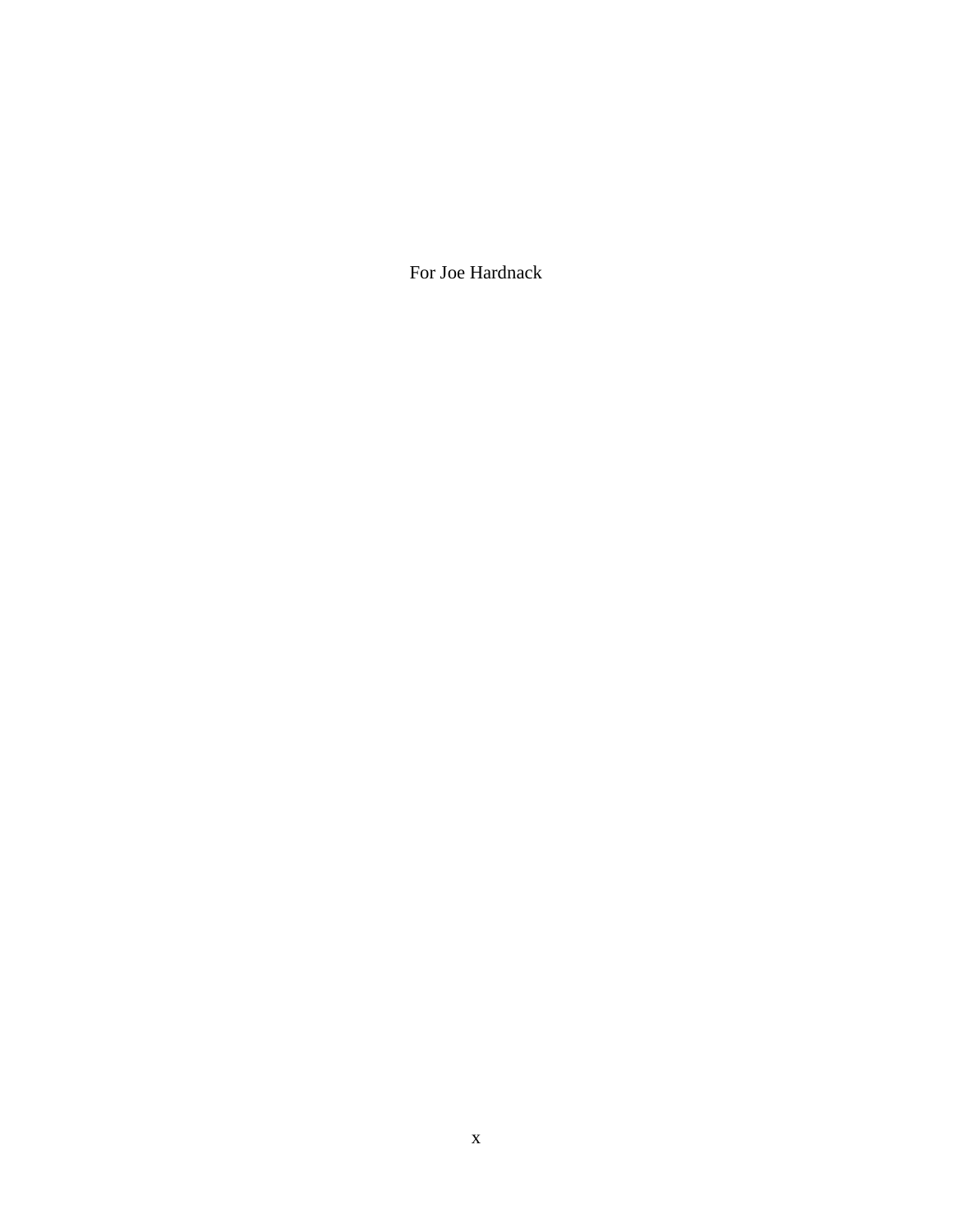For Joe Hardnack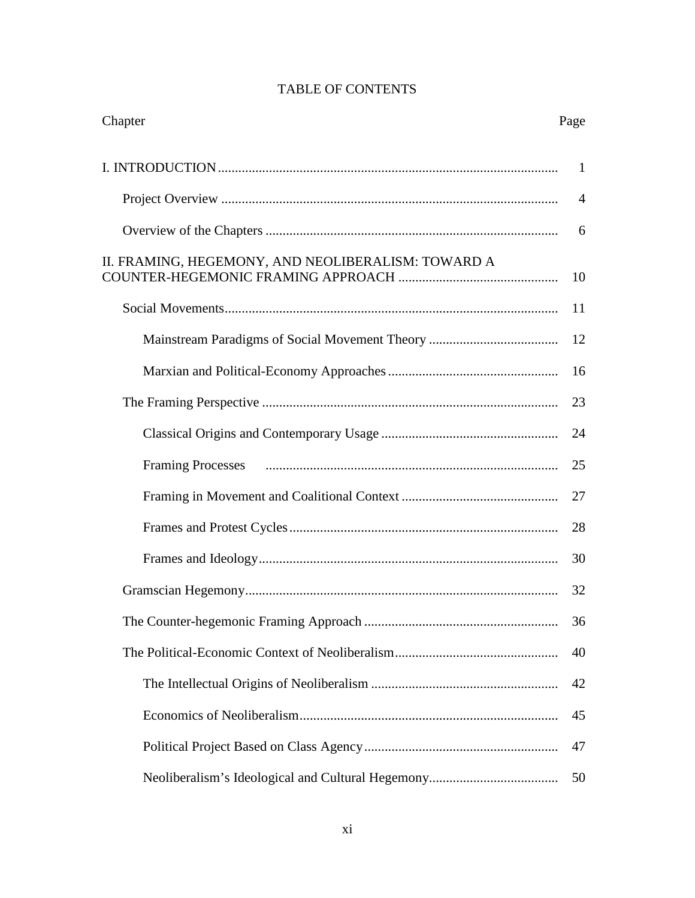# TABLE OF CONTENTS

| Chapter | Page |
| --- | --- |
| I. INTRODUCTION | 1 |
| Project Overview | 4 |
| Overview of the Chapters | 6 |
| II. FRAMING, HEGEMONY, AND NEOLIBERALISM: TOWARD A COUNTER-HEGEMONIC FRAMING APPROACH | 10 |
| Social Movements | 11 |
| Mainstream Paradigms of Social Movement Theory | 12 |
| Marxian and Political-Economy Approaches | 16 |
| The Framing Perspective | 23 |
| Classical Origins and Contemporary Usage | 24 |
| Framing Processes | 25 |
| Framing in Movement and Coalitional Context | 27 |
| Frames and Protest Cycles | 28 |
| Frames and Ideology | 30 |
| Gramscian Hegemony | 32 |
| The Counter-hegemonic Framing Approach | 36 |
| The Political-Economic Context of Neoliberalism | 40 |
| The Intellectual Origins of Neoliberalism | 42 |
| Economics of Neoliberalism | 45 |
| Political Project Based on Class Agency | 47 |
| Neoliberalism's Ideological and Cultural Hegemony | 50 |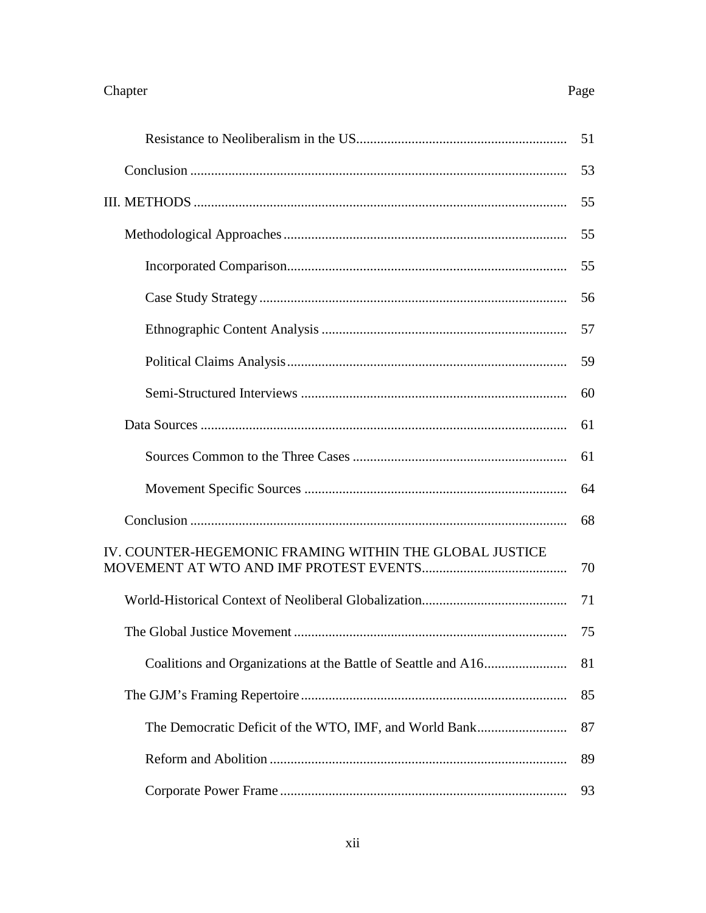| Chapter | Page |
|---|---|
| Resistance to Neoliberalism in the US | 51 |
| Conclusion | 53 |
| III. METHODS | 55 |
| Methodological Approaches | 55 |
| Incorporated Comparison | 55 |
| Case Study Strategy | 56 |
| Ethnographic Content Analysis | 57 |
| Political Claims Analysis | 59 |
| Semi-Structured Interviews | 60 |
| Data Sources | 61 |
| Sources Common to the Three Cases | 61 |
| Movement Specific Sources | 64 |
| Conclusion | 68 |
| IV. COUNTER-HEGEMONIC FRAMING WITHIN THE GLOBAL JUSTICE MOVEMENT AT WTO AND IMF PROTEST EVENTS | 70 |
| World-Historical Context of Neoliberal Globalization | 71 |
| The Global Justice Movement | 75 |
| Coalitions and Organizations at the Battle of Seattle and A16 | 81 |
| The GJM's Framing Repertoire | 85 |
| The Democratic Deficit of the WTO, IMF, and World Bank | 87 |
| Reform and Abolition | 89 |
| Corporate Power Frame | 93 |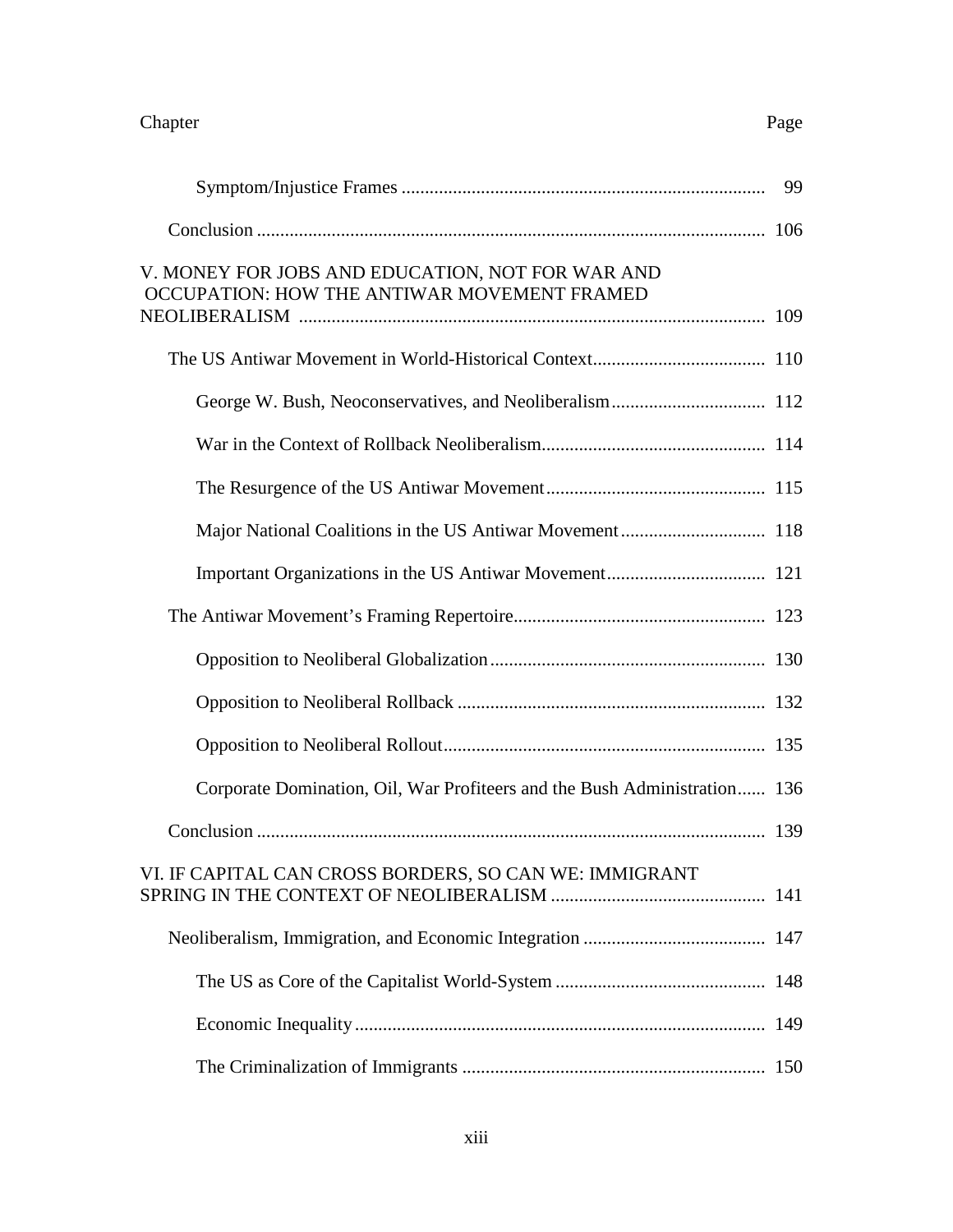| Chapter | Page |
|---|---|
| Symptom/Injustice Frames | 99 |
| Conclusion | 106 |
| V. MONEY FOR JOBS AND EDUCATION, NOT FOR WAR AND OCCUPATION: HOW THE ANTIWAR MOVEMENT FRAMED NEOLIBERALISM | 109 |
| The US Antiwar Movement in World-Historical Context | 110 |
| George W. Bush, Neoconservatives, and Neoliberalism | 112 |
| War in the Context of Rollback Neoliberalism | 114 |
| The Resurgence of the US Antiwar Movement | 115 |
| Major National Coalitions in the US Antiwar Movement | 118 |
| Important Organizations in the US Antiwar Movement | 121 |
| The Antiwar Movement's Framing Repertoire | 123 |
| Opposition to Neoliberal Globalization | 130 |
| Opposition to Neoliberal Rollback | 132 |
| Opposition to Neoliberal Rollout | 135 |
| Corporate Domination, Oil, War Profiteers and the Bush Administration | 136 |
| Conclusion | 139 |
| VI. IF CAPITAL CAN CROSS BORDERS, SO CAN WE: IMMIGRANT SPRING IN THE CONTEXT OF NEOLIBERALISM | 141 |
| Neoliberalism, Immigration, and Economic Integration | 147 |
| The US as Core of the Capitalist World-System | 148 |
| Economic Inequality | 149 |
| The Criminalization of Immigrants | 150 |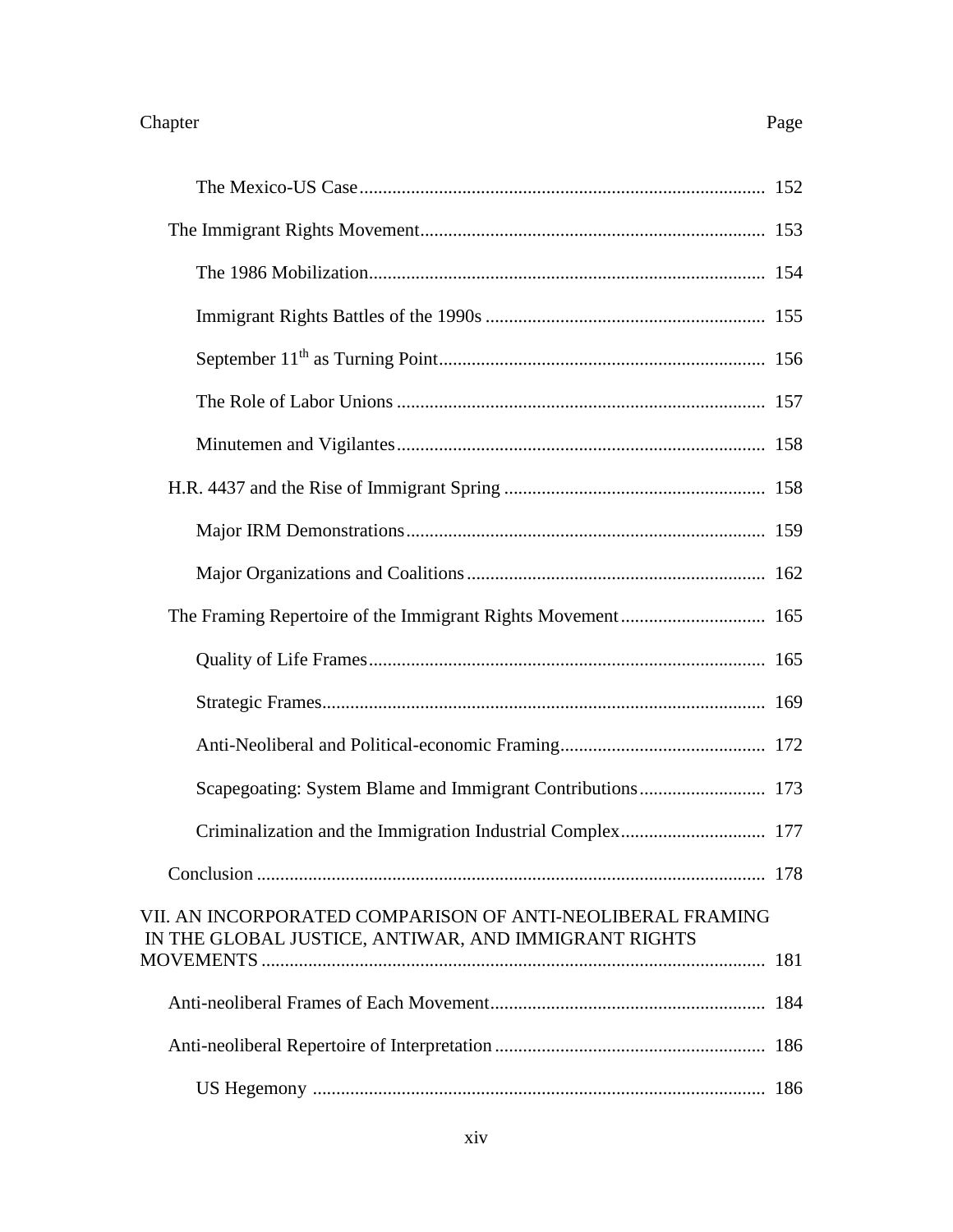Chapter Page

- The Mexico-US Case ...................................................................................... 152
- The Immigrant Rights Movement ......................................................................... 153
  - The 1986 Mobilization .................................................................................... 154
  - Immigrant Rights Battles of the 1990s ........................................................... 155
  - September 11th as Turning Point ..................................................................... 156
  - The Role of Labor Unions .............................................................................. 157
  - Minutemen and Vigilantes .............................................................................. 158
- H.R. 4437 and the Rise of Immigrant Spring ....................................................... 158
  - Major IRM Demonstrations ............................................................................ 159
  - Major Organizations and Coalitions ............................................................... 162
- The Framing Repertoire of the Immigrant Rights Movement ............................... 165
  - Quality of Life Frames .................................................................................... 165
  - Strategic Frames ............................................................................................. 169
  - Anti-Neoliberal and Political-economic Framing ........................................... 172
  - Scapegoating: System Blame and Immigrant Contributions ........................... 173
  - Criminalization and the Immigration Industrial Complex ............................... 177
- Conclusion ............................................................................................................ 178

VII. AN INCORPORATED COMPARISON OF ANTI-NEOLIBERAL FRAMING IN THE GLOBAL JUSTICE, ANTIWAR, AND IMMIGRANT RIGHTS MOVEMENTS ........................................................................................................... 181

- Anti-neoliberal Frames of Each Movement .......................................................... 184
- Anti-neoliberal Repertoire of Interpretation .......................................................... 186
  - US Hegemony ................................................................................................ 186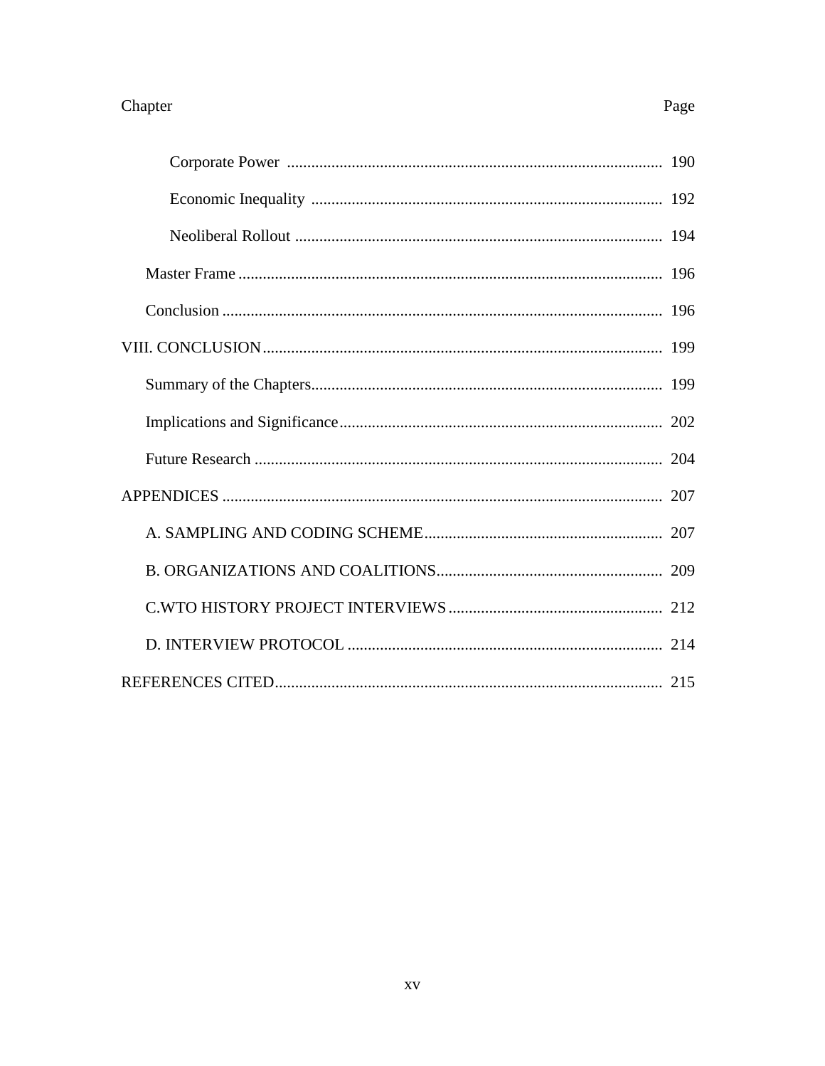| Chapter | Page |
| --- | --- |
| Corporate Power | 190 |
| Economic Inequality | 192 |
| Neoliberal Rollout | 194 |
| Master Frame | 196 |
| Conclusion | 196 |
| VIII. CONCLUSION | 199 |
| Summary of the Chapters | 199 |
| Implications and Significance | 202 |
| Future Research | 204 |
| APPENDICES | 207 |
| A. SAMPLING AND CODING SCHEME | 207 |
| B. ORGANIZATIONS AND COALITIONS | 209 |
| C.WTO HISTORY PROJECT INTERVIEWS | 212 |
| D. INTERVIEW PROTOCOL | 214 |
| REFERENCES CITED | 215 |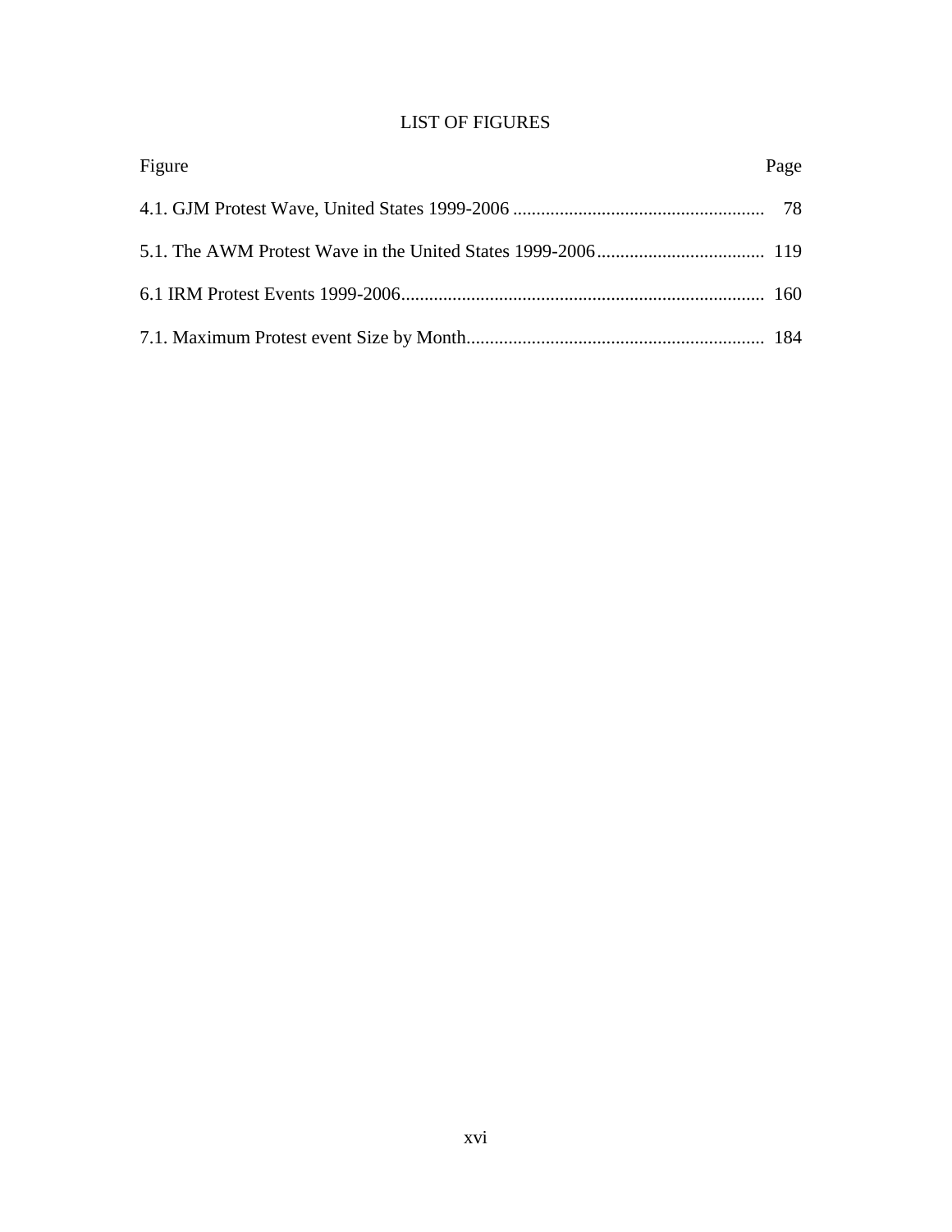# LIST OF FIGURES

| Figure | Page |
| --- | --- |
| 4.1. GJM Protest Wave, United States 1999-2006 | 78 |
| 5.1. The AWM Protest Wave in the United States 1999-2006 | 119 |
| 6.1 IRM Protest Events 1999-2006 | 160 |
| 7.1. Maximum Protest event Size by Month | 184 |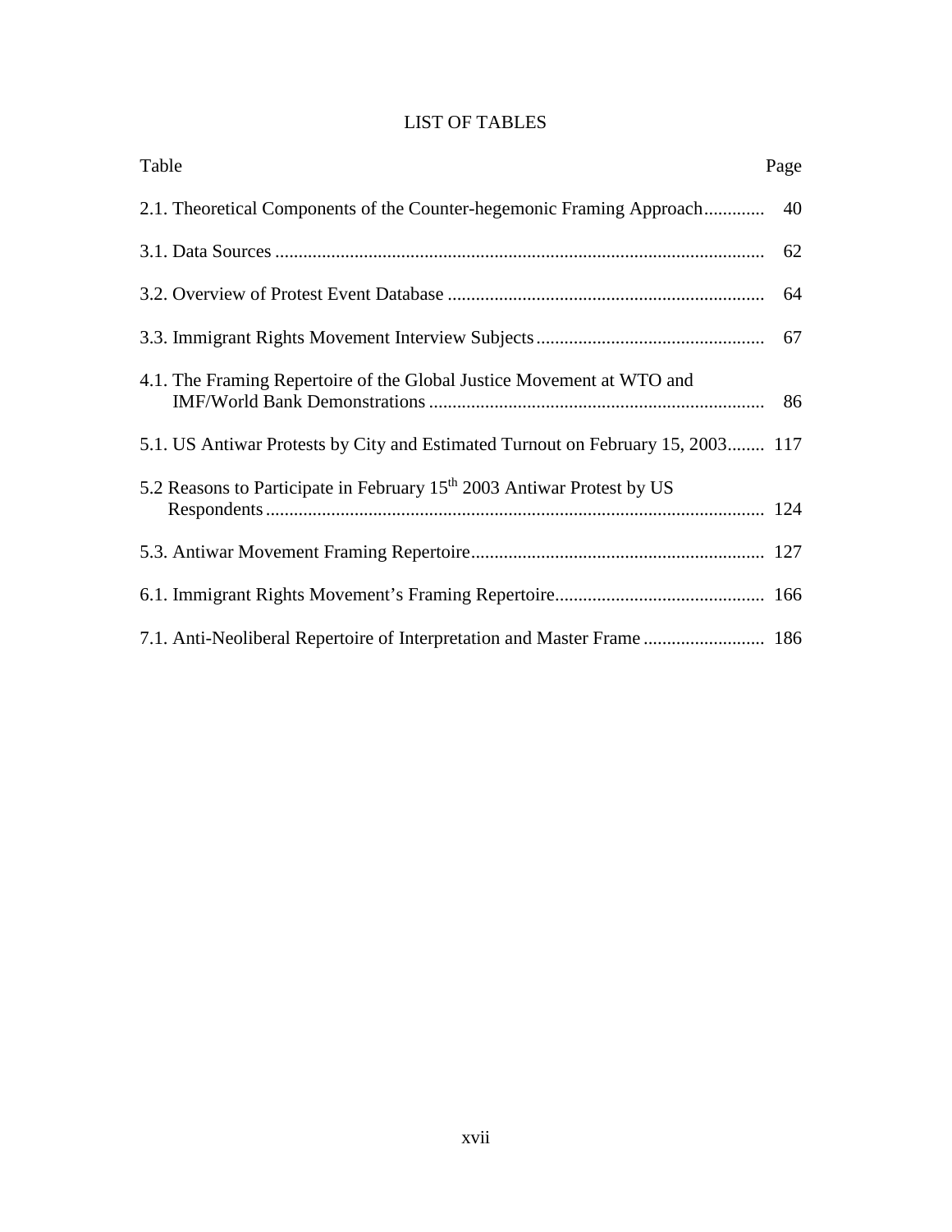# LIST OF TABLES

| Table | Page |
|---|---|
| 2.1. Theoretical Components of the Counter-hegemonic Framing Approach | 40 |
| 3.1. Data Sources | 62 |
| 3.2. Overview of Protest Event Database | 64 |
| 3.3. Immigrant Rights Movement Interview Subjects | 67 |
| 4.1. The Framing Repertoire of the Global Justice Movement at WTO and IMF/World Bank Demonstrations | 86 |
| 5.1. US Antiwar Protests by City and Estimated Turnout on February 15, 2003 | 117 |
| 5.2 Reasons to Participate in February 15th 2003 Antiwar Protest by US Respondents | 124 |
| 5.3. Antiwar Movement Framing Repertoire | 127 |
| 6.1. Immigrant Rights Movement's Framing Repertoire | 166 |
| 7.1. Anti-Neoliberal Repertoire of Interpretation and Master Frame | 186 |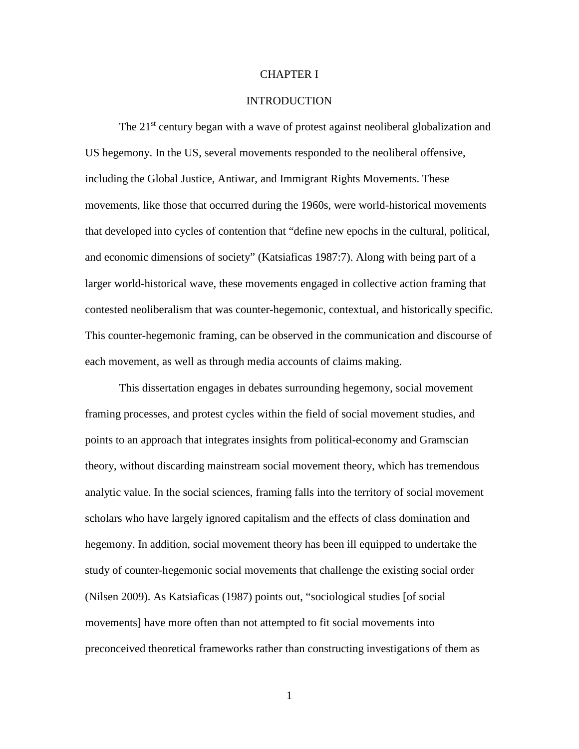# CHAPTER I

# INTRODUCTION

The 21st century began with a wave of protest against neoliberal globalization and US hegemony. In the US, several movements responded to the neoliberal offensive, including the Global Justice, Antiwar, and Immigrant Rights Movements. These movements, like those that occurred during the 1960s, were world-historical movements that developed into cycles of contention that "define new epochs in the cultural, political, and economic dimensions of society" (Katsiaficas 1987:7). Along with being part of a larger world-historical wave, these movements engaged in collective action framing that contested neoliberalism that was counter-hegemonic, contextual, and historically specific. This counter-hegemonic framing, can be observed in the communication and discourse of each movement, as well as through media accounts of claims making.

This dissertation engages in debates surrounding hegemony, social movement framing processes, and protest cycles within the field of social movement studies, and points to an approach that integrates insights from political-economy and Gramscian theory, without discarding mainstream social movement theory, which has tremendous analytic value. In the social sciences, framing falls into the territory of social movement scholars who have largely ignored capitalism and the effects of class domination and hegemony. In addition, social movement theory has been ill equipped to undertake the study of counter-hegemonic social movements that challenge the existing social order (Nilsen 2009). As Katsiaficas (1987) points out, "sociological studies [of social movements] have more often than not attempted to fit social movements into preconceived theoretical frameworks rather than constructing investigations of them as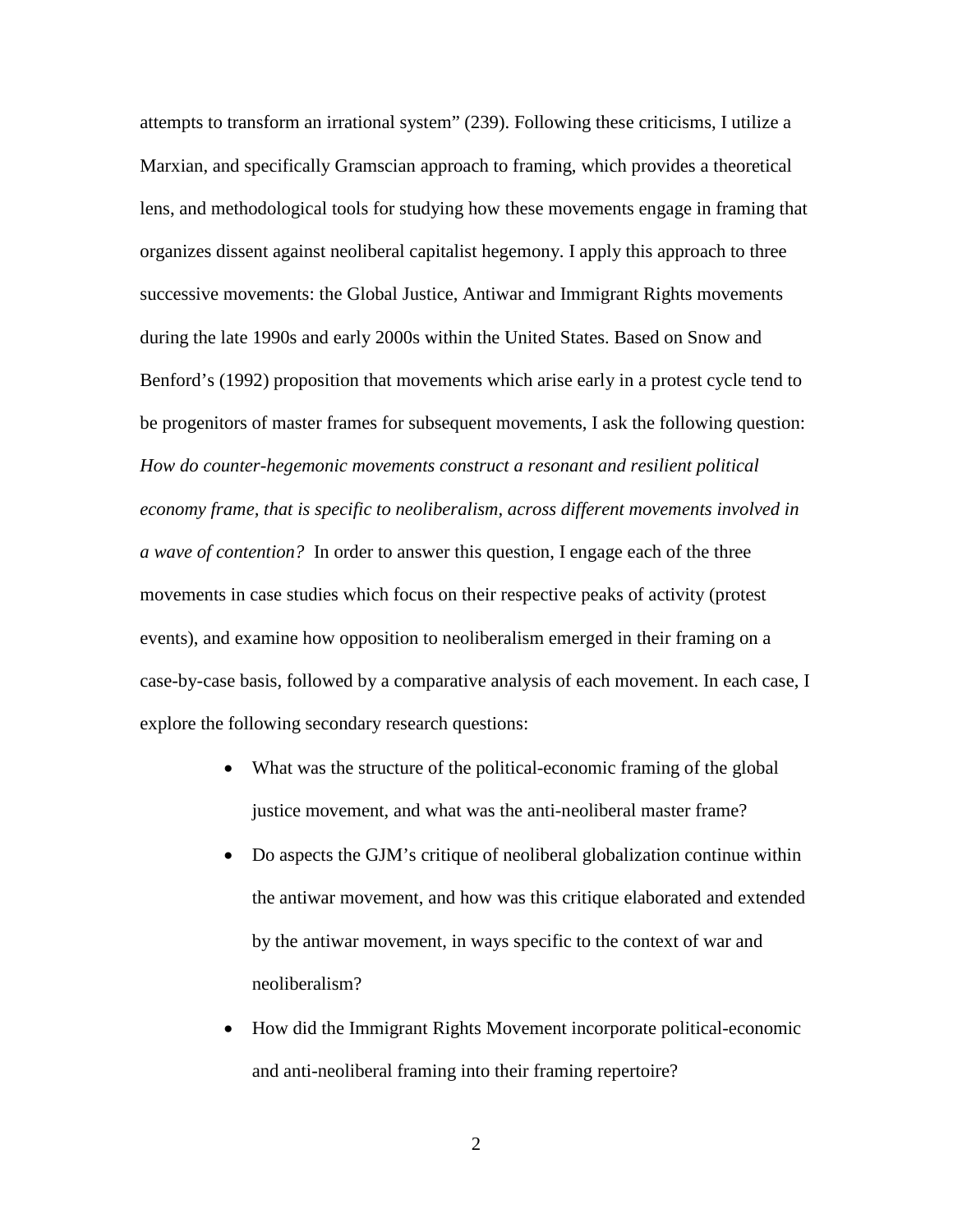attempts to transform an irrational system" (239). Following these criticisms, I utilize a Marxian, and specifically Gramscian approach to framing, which provides a theoretical lens, and methodological tools for studying how these movements engage in framing that organizes dissent against neoliberal capitalist hegemony. I apply this approach to three successive movements: the Global Justice, Antiwar and Immigrant Rights movements during the late 1990s and early 2000s within the United States. Based on Snow and Benford's (1992) proposition that movements which arise early in a protest cycle tend to be progenitors of master frames for subsequent movements, I ask the following question: *How do counter-hegemonic movements construct a resonant and resilient political economy frame, that is specific to neoliberalism, across different movements involved in a wave of contention?* In order to answer this question, I engage each of the three movements in case studies which focus on their respective peaks of activity (protest events), and examine how opposition to neoliberalism emerged in their framing on a case-by-case basis, followed by a comparative analysis of each movement. In each case, I explore the following secondary research questions:

- What was the structure of the political-economic framing of the global justice movement, and what was the anti-neoliberal master frame?
- Do aspects the GJM's critique of neoliberal globalization continue within the antiwar movement, and how was this critique elaborated and extended by the antiwar movement, in ways specific to the context of war and neoliberalism?
- How did the Immigrant Rights Movement incorporate political-economic and anti-neoliberal framing into their framing repertoire?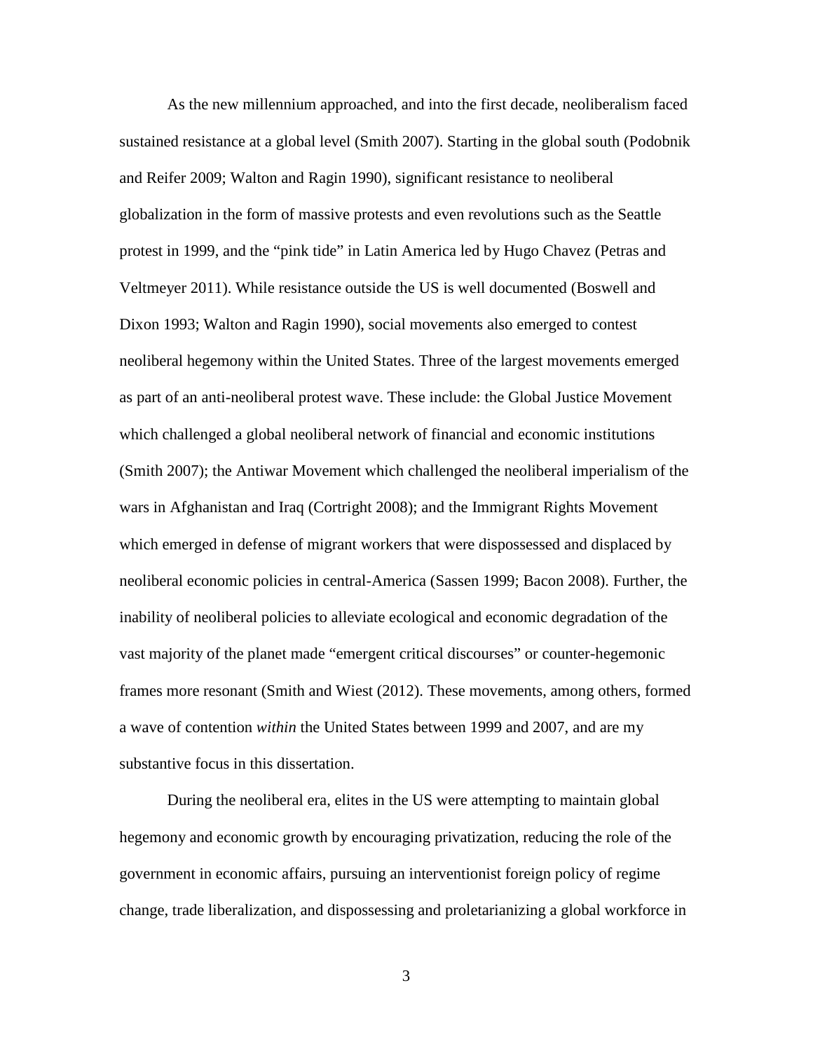As the new millennium approached, and into the first decade, neoliberalism faced sustained resistance at a global level (Smith 2007). Starting in the global south (Podobnik and Reifer 2009; Walton and Ragin 1990), significant resistance to neoliberal globalization in the form of massive protests and even revolutions such as the Seattle protest in 1999, and the "pink tide" in Latin America led by Hugo Chavez (Petras and Veltmeyer 2011). While resistance outside the US is well documented (Boswell and Dixon 1993; Walton and Ragin 1990), social movements also emerged to contest neoliberal hegemony within the United States. Three of the largest movements emerged as part of an anti-neoliberal protest wave. These include: the Global Justice Movement which challenged a global neoliberal network of financial and economic institutions (Smith 2007); the Antiwar Movement which challenged the neoliberal imperialism of the wars in Afghanistan and Iraq (Cortright 2008); and the Immigrant Rights Movement which emerged in defense of migrant workers that were dispossessed and displaced by neoliberal economic policies in central-America (Sassen 1999; Bacon 2008). Further, the inability of neoliberal policies to alleviate ecological and economic degradation of the vast majority of the planet made "emergent critical discourses" or counter-hegemonic frames more resonant (Smith and Wiest (2012). These movements, among others, formed a wave of contention *within* the United States between 1999 and 2007, and are my substantive focus in this dissertation.

During the neoliberal era, elites in the US were attempting to maintain global hegemony and economic growth by encouraging privatization, reducing the role of the government in economic affairs, pursuing an interventionist foreign policy of regime change, trade liberalization, and dispossessing and proletarianizing a global workforce in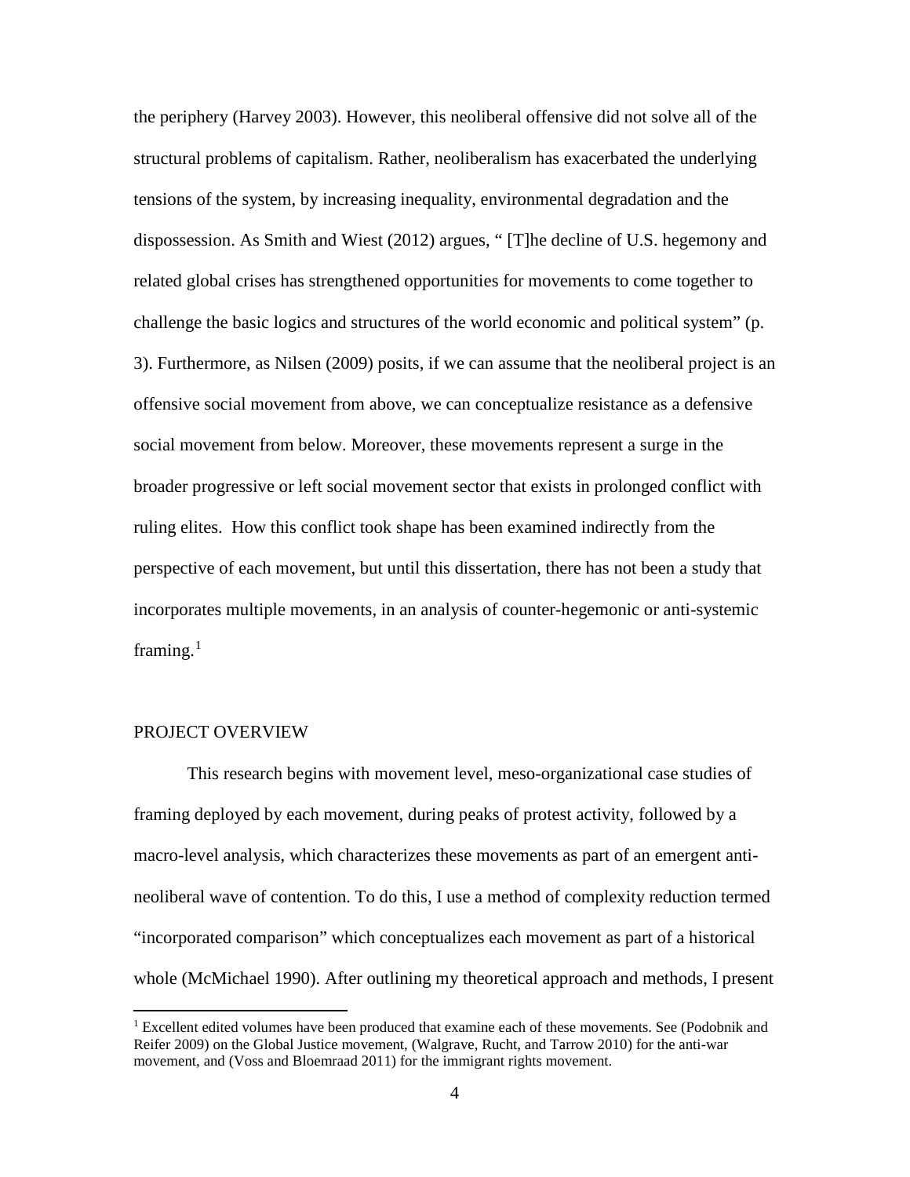the periphery (Harvey 2003). However, this neoliberal offensive did not solve all of the structural problems of capitalism. Rather, neoliberalism has exacerbated the underlying tensions of the system, by increasing inequality, environmental degradation and the dispossession. As Smith and Wiest (2012) argues, " [T]he decline of U.S. hegemony and related global crises has strengthened opportunities for movements to come together to challenge the basic logics and structures of the world economic and political system" (p. 3). Furthermore, as Nilsen (2009) posits, if we can assume that the neoliberal project is an offensive social movement from above, we can conceptualize resistance as a defensive social movement from below. Moreover, these movements represent a surge in the broader progressive or left social movement sector that exists in prolonged conflict with ruling elites. How this conflict took shape has been examined indirectly from the perspective of each movement, but until this dissertation, there has not been a study that incorporates multiple movements, in an analysis of counter-hegemonic or anti-systemic framing.[1]

## PROJECT OVERVIEW

This research begins with movement level, meso-organizational case studies of framing deployed by each movement, during peaks of protest activity, followed by a macro-level analysis, which characterizes these movements as part of an emergent anti-neoliberal wave of contention. To do this, I use a method of complexity reduction termed "incorporated comparison" which conceptualizes each movement as part of a historical whole (McMichael 1990). After outlining my theoretical approach and methods, I present

[1] Excellent edited volumes have been produced that examine each of these movements. See (Podobnik and Reifer 2009) on the Global Justice movement, (Walgrave, Rucht, and Tarrow 2010) for the anti-war movement, and (Voss and Bloemraad 2011) for the immigrant rights movement.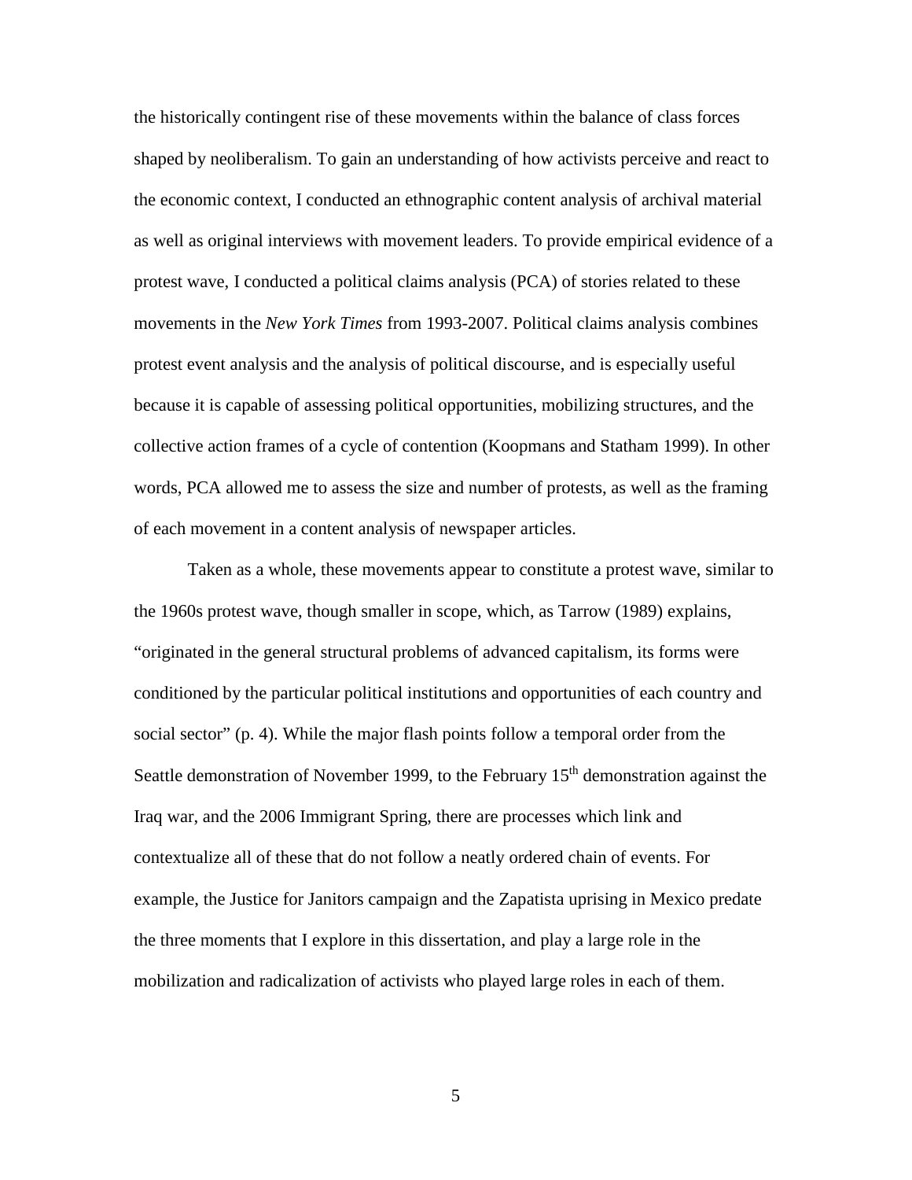the historically contingent rise of these movements within the balance of class forces shaped by neoliberalism. To gain an understanding of how activists perceive and react to the economic context, I conducted an ethnographic content analysis of archival material as well as original interviews with movement leaders. To provide empirical evidence of a protest wave, I conducted a political claims analysis (PCA) of stories related to these movements in the *New York Times* from 1993-2007. Political claims analysis combines protest event analysis and the analysis of political discourse, and is especially useful because it is capable of assessing political opportunities, mobilizing structures, and the collective action frames of a cycle of contention (Koopmans and Statham 1999). In other words, PCA allowed me to assess the size and number of protests, as well as the framing of each movement in a content analysis of newspaper articles.

Taken as a whole, these movements appear to constitute a protest wave, similar to the 1960s protest wave, though smaller in scope, which, as Tarrow (1989) explains, "originated in the general structural problems of advanced capitalism, its forms were conditioned by the particular political institutions and opportunities of each country and social sector" (p. 4). While the major flash points follow a temporal order from the Seattle demonstration of November 1999, to the February 15th demonstration against the Iraq war, and the 2006 Immigrant Spring, there are processes which link and contextualize all of these that do not follow a neatly ordered chain of events. For example, the Justice for Janitors campaign and the Zapatista uprising in Mexico predate the three moments that I explore in this dissertation, and play a large role in the mobilization and radicalization of activists who played large roles in each of them.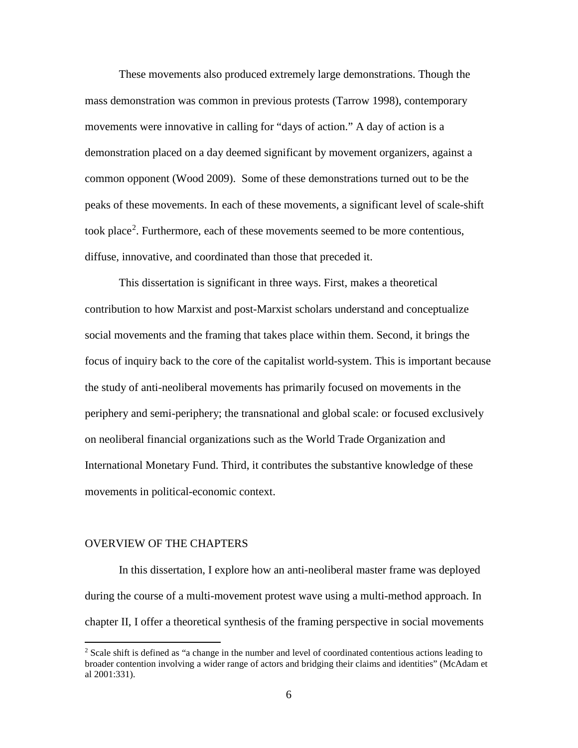These movements also produced extremely large demonstrations. Though the mass demonstration was common in previous protests (Tarrow 1998), contemporary movements were innovative in calling for "days of action." A day of action is a demonstration placed on a day deemed significant by movement organizers, against a common opponent (Wood 2009). Some of these demonstrations turned out to be the peaks of these movements. In each of these movements, a significant level of scale-shift took place[2]. Furthermore, each of these movements seemed to be more contentious, diffuse, innovative, and coordinated than those that preceded it.

This dissertation is significant in three ways. First, makes a theoretical contribution to how Marxist and post-Marxist scholars understand and conceptualize social movements and the framing that takes place within them. Second, it brings the focus of inquiry back to the core of the capitalist world-system. This is important because the study of anti-neoliberal movements has primarily focused on movements in the periphery and semi-periphery; the transnational and global scale: or focused exclusively on neoliberal financial organizations such as the World Trade Organization and International Monetary Fund. Third, it contributes the substantive knowledge of these movements in political-economic context.

## OVERVIEW OF THE CHAPTERS

In this dissertation, I explore how an anti-neoliberal master frame was deployed during the course of a multi-movement protest wave using a multi-method approach. In chapter II, I offer a theoretical synthesis of the framing perspective in social movements

[2] Scale shift is defined as "a change in the number and level of coordinated contentious actions leading to broader contention involving a wider range of actors and bridging their claims and identities" (McAdam et al 2001:331).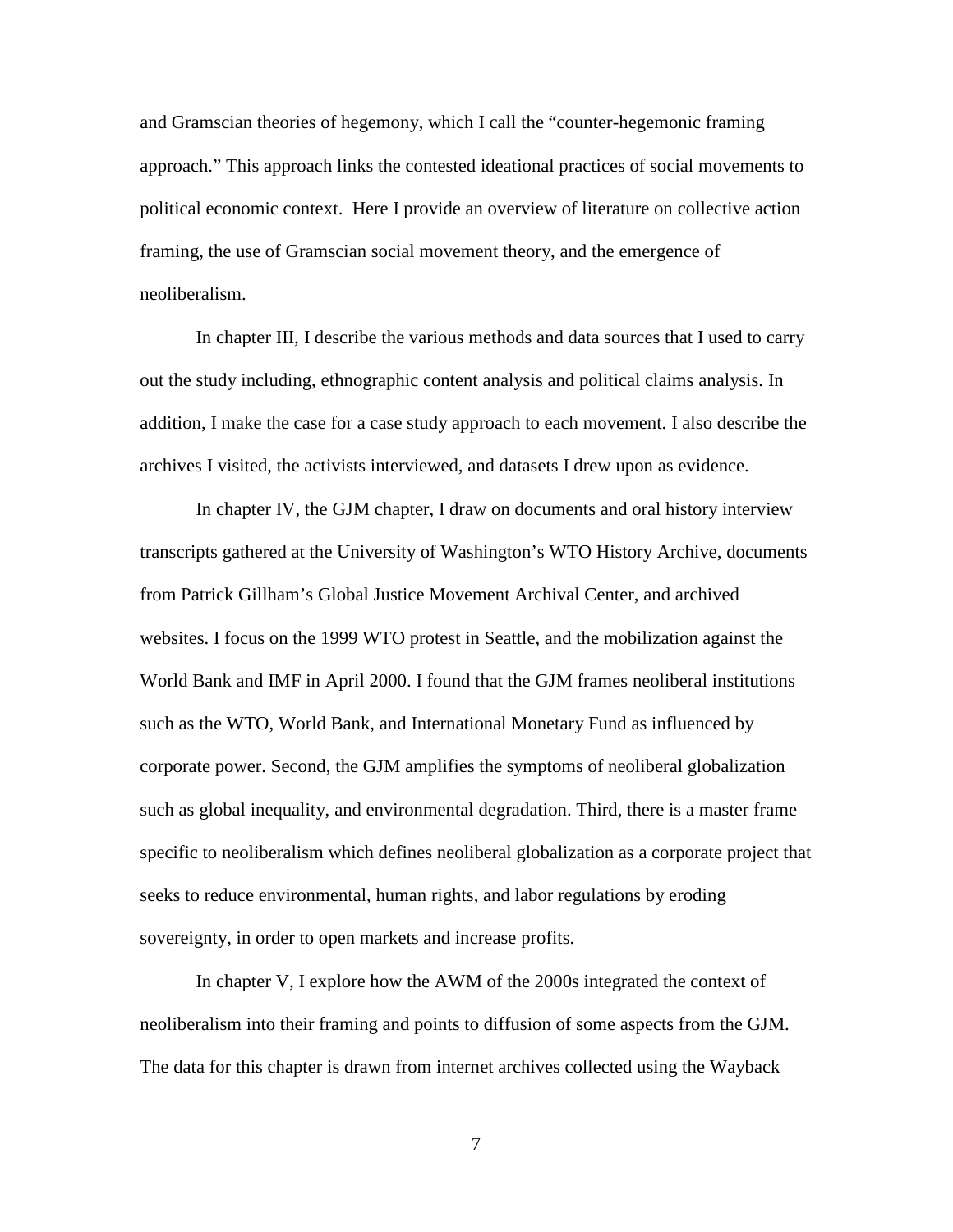and Gramscian theories of hegemony, which I call the "counter-hegemonic framing approach." This approach links the contested ideational practices of social movements to political economic context. Here I provide an overview of literature on collective action framing, the use of Gramscian social movement theory, and the emergence of neoliberalism.

In chapter III, I describe the various methods and data sources that I used to carry out the study including, ethnographic content analysis and political claims analysis. In addition, I make the case for a case study approach to each movement. I also describe the archives I visited, the activists interviewed, and datasets I drew upon as evidence.

In chapter IV, the GJM chapter, I draw on documents and oral history interview transcripts gathered at the University of Washington's WTO History Archive, documents from Patrick Gillham's Global Justice Movement Archival Center, and archived websites. I focus on the 1999 WTO protest in Seattle, and the mobilization against the World Bank and IMF in April 2000. I found that the GJM frames neoliberal institutions such as the WTO, World Bank, and International Monetary Fund as influenced by corporate power. Second, the GJM amplifies the symptoms of neoliberal globalization such as global inequality, and environmental degradation. Third, there is a master frame specific to neoliberalism which defines neoliberal globalization as a corporate project that seeks to reduce environmental, human rights, and labor regulations by eroding sovereignty, in order to open markets and increase profits.

In chapter V, I explore how the AWM of the 2000s integrated the context of neoliberalism into their framing and points to diffusion of some aspects from the GJM. The data for this chapter is drawn from internet archives collected using the Wayback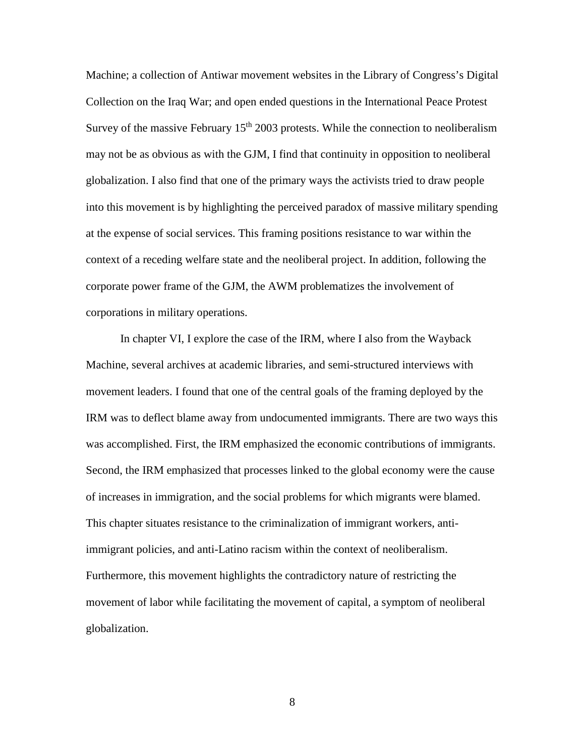Machine; a collection of Antiwar movement websites in the Library of Congress's Digital Collection on the Iraq War; and open ended questions in the International Peace Protest Survey of the massive February 15th 2003 protests. While the connection to neoliberalism may not be as obvious as with the GJM, I find that continuity in opposition to neoliberal globalization. I also find that one of the primary ways the activists tried to draw people into this movement is by highlighting the perceived paradox of massive military spending at the expense of social services. This framing positions resistance to war within the context of a receding welfare state and the neoliberal project. In addition, following the corporate power frame of the GJM, the AWM problematizes the involvement of corporations in military operations.

In chapter VI, I explore the case of the IRM, where I also from the Wayback Machine, several archives at academic libraries, and semi-structured interviews with movement leaders. I found that one of the central goals of the framing deployed by the IRM was to deflect blame away from undocumented immigrants. There are two ways this was accomplished. First, the IRM emphasized the economic contributions of immigrants. Second, the IRM emphasized that processes linked to the global economy were the cause of increases in immigration, and the social problems for which migrants were blamed. This chapter situates resistance to the criminalization of immigrant workers, anti-immigrant policies, and anti-Latino racism within the context of neoliberalism. Furthermore, this movement highlights the contradictory nature of restricting the movement of labor while facilitating the movement of capital, a symptom of neoliberal globalization.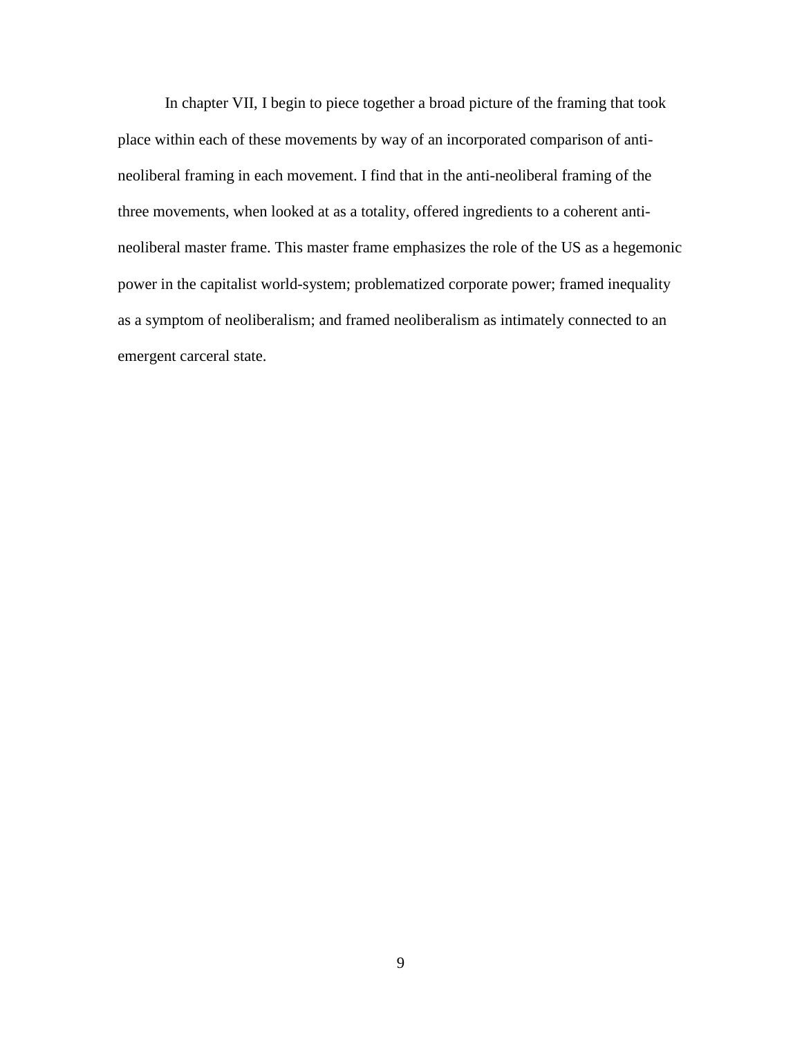In chapter VII, I begin to piece together a broad picture of the framing that took place within each of these movements by way of an incorporated comparison of anti-neoliberal framing in each movement. I find that in the anti-neoliberal framing of the three movements, when looked at as a totality, offered ingredients to a coherent anti-neoliberal master frame. This master frame emphasizes the role of the US as a hegemonic power in the capitalist world-system; problematized corporate power; framed inequality as a symptom of neoliberalism; and framed neoliberalism as intimately connected to an emergent carceral state.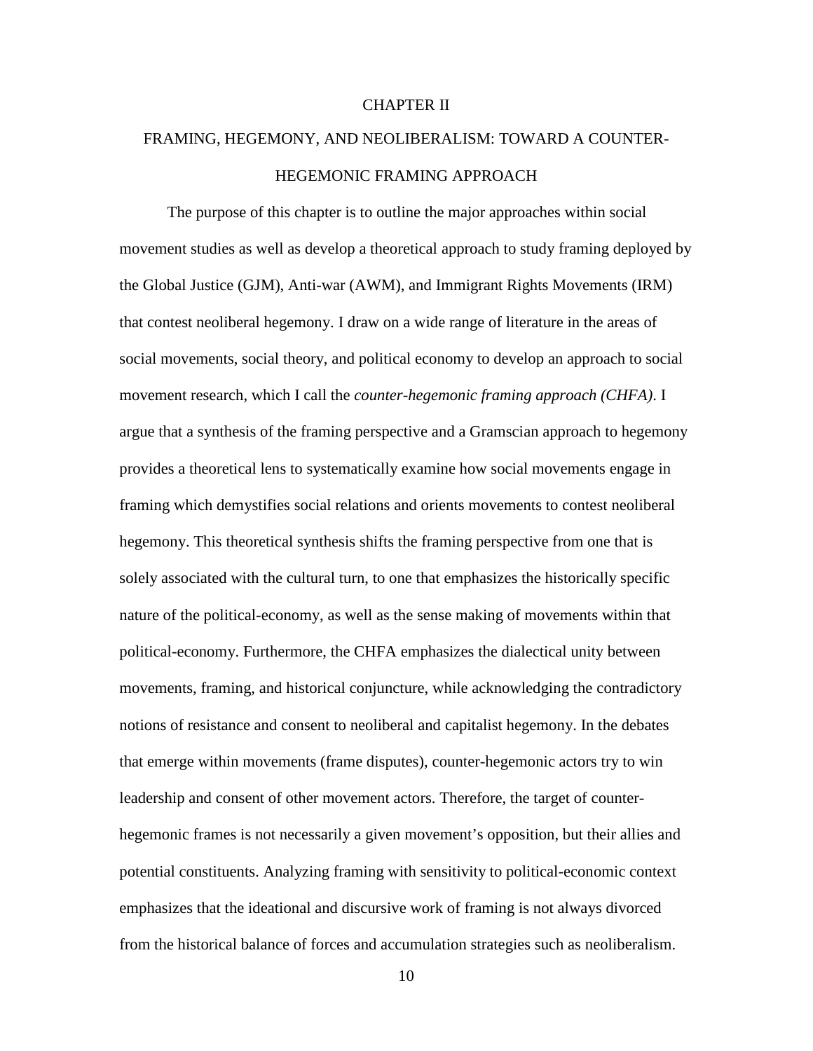# CHAPTER II

## FRAMING, HEGEMONY, AND NEOLIBERALISM: TOWARD A COUNTER-HEGEMONIC FRAMING APPROACH

The purpose of this chapter is to outline the major approaches within social movement studies as well as develop a theoretical approach to study framing deployed by the Global Justice (GJM), Anti-war (AWM), and Immigrant Rights Movements (IRM) that contest neoliberal hegemony. I draw on a wide range of literature in the areas of social movements, social theory, and political economy to develop an approach to social movement research, which I call the *counter-hegemonic framing approach (CHFA)*. I argue that a synthesis of the framing perspective and a Gramscian approach to hegemony provides a theoretical lens to systematically examine how social movements engage in framing which demystifies social relations and orients movements to contest neoliberal hegemony. This theoretical synthesis shifts the framing perspective from one that is solely associated with the cultural turn, to one that emphasizes the historically specific nature of the political-economy, as well as the sense making of movements within that political-economy. Furthermore, the CHFA emphasizes the dialectical unity between movements, framing, and historical conjuncture, while acknowledging the contradictory notions of resistance and consent to neoliberal and capitalist hegemony. In the debates that emerge within movements (frame disputes), counter-hegemonic actors try to win leadership and consent of other movement actors. Therefore, the target of counter-hegemonic frames is not necessarily a given movement's opposition, but their allies and potential constituents. Analyzing framing with sensitivity to political-economic context emphasizes that the ideational and discursive work of framing is not always divorced from the historical balance of forces and accumulation strategies such as neoliberalism.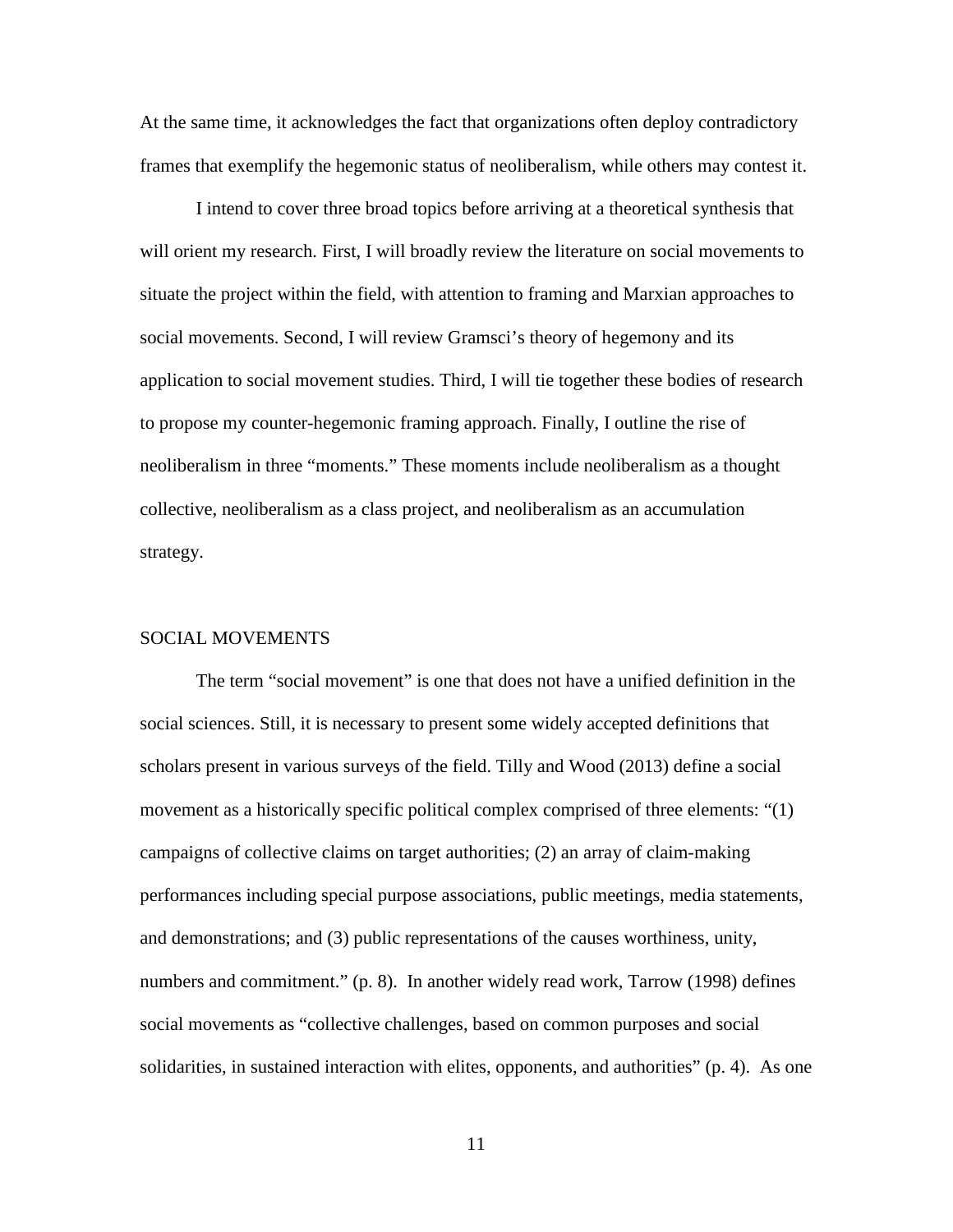At the same time, it acknowledges the fact that organizations often deploy contradictory frames that exemplify the hegemonic status of neoliberalism, while others may contest it.

I intend to cover three broad topics before arriving at a theoretical synthesis that will orient my research. First, I will broadly review the literature on social movements to situate the project within the field, with attention to framing and Marxian approaches to social movements. Second, I will review Gramsci's theory of hegemony and its application to social movement studies. Third, I will tie together these bodies of research to propose my counter-hegemonic framing approach. Finally, I outline the rise of neoliberalism in three "moments." These moments include neoliberalism as a thought collective, neoliberalism as a class project, and neoliberalism as an accumulation strategy.

## SOCIAL MOVEMENTS

The term "social movement" is one that does not have a unified definition in the social sciences. Still, it is necessary to present some widely accepted definitions that scholars present in various surveys of the field. Tilly and Wood (2013) define a social movement as a historically specific political complex comprised of three elements: "(1) campaigns of collective claims on target authorities; (2) an array of claim-making performances including special purpose associations, public meetings, media statements, and demonstrations; and (3) public representations of the causes worthiness, unity, numbers and commitment." (p. 8). In another widely read work, Tarrow (1998) defines social movements as "collective challenges, based on common purposes and social solidarities, in sustained interaction with elites, opponents, and authorities" (p. 4). As one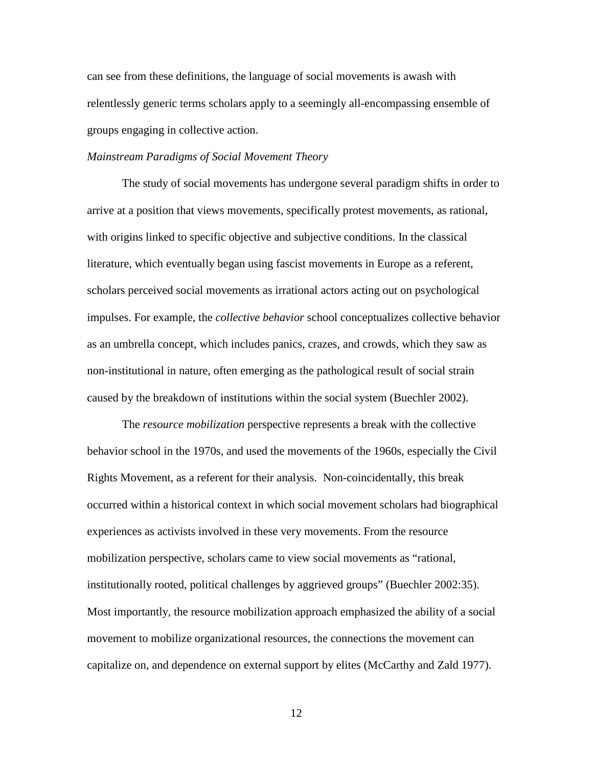can see from these definitions, the language of social movements is awash with relentlessly generic terms scholars apply to a seemingly all-encompassing ensemble of groups engaging in collective action.

*Mainstream Paradigms of Social Movement Theory*

The study of social movements has undergone several paradigm shifts in order to arrive at a position that views movements, specifically protest movements, as rational, with origins linked to specific objective and subjective conditions. In the classical literature, which eventually began using fascist movements in Europe as a referent, scholars perceived social movements as irrational actors acting out on psychological impulses. For example, the *collective behavior* school conceptualizes collective behavior as an umbrella concept, which includes panics, crazes, and crowds, which they saw as non-institutional in nature, often emerging as the pathological result of social strain caused by the breakdown of institutions within the social system (Buechler 2002).

The *resource mobilization* perspective represents a break with the collective behavior school in the 1970s, and used the movements of the 1960s, especially the Civil Rights Movement, as a referent for their analysis. Non-coincidentally, this break occurred within a historical context in which social movement scholars had biographical experiences as activists involved in these very movements. From the resource mobilization perspective, scholars came to view social movements as "rational, institutionally rooted, political challenges by aggrieved groups" (Buechler 2002:35). Most importantly, the resource mobilization approach emphasized the ability of a social movement to mobilize organizational resources, the connections the movement can capitalize on, and dependence on external support by elites (McCarthy and Zald 1977).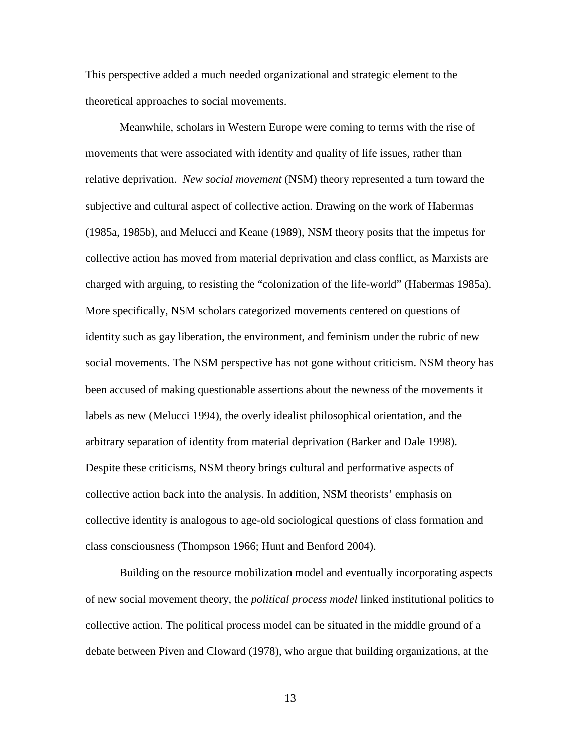This perspective added a much needed organizational and strategic element to the theoretical approaches to social movements.

Meanwhile, scholars in Western Europe were coming to terms with the rise of movements that were associated with identity and quality of life issues, rather than relative deprivation. *New social movement* (NSM) theory represented a turn toward the subjective and cultural aspect of collective action. Drawing on the work of Habermas (1985a, 1985b), and Melucci and Keane (1989), NSM theory posits that the impetus for collective action has moved from material deprivation and class conflict, as Marxists are charged with arguing, to resisting the "colonization of the life-world" (Habermas 1985a). More specifically, NSM scholars categorized movements centered on questions of identity such as gay liberation, the environment, and feminism under the rubric of new social movements. The NSM perspective has not gone without criticism. NSM theory has been accused of making questionable assertions about the newness of the movements it labels as new (Melucci 1994), the overly idealist philosophical orientation, and the arbitrary separation of identity from material deprivation (Barker and Dale 1998). Despite these criticisms, NSM theory brings cultural and performative aspects of collective action back into the analysis. In addition, NSM theorists' emphasis on collective identity is analogous to age-old sociological questions of class formation and class consciousness (Thompson 1966; Hunt and Benford 2004).

Building on the resource mobilization model and eventually incorporating aspects of new social movement theory, the *political process model* linked institutional politics to collective action. The political process model can be situated in the middle ground of a debate between Piven and Cloward (1978), who argue that building organizations, at the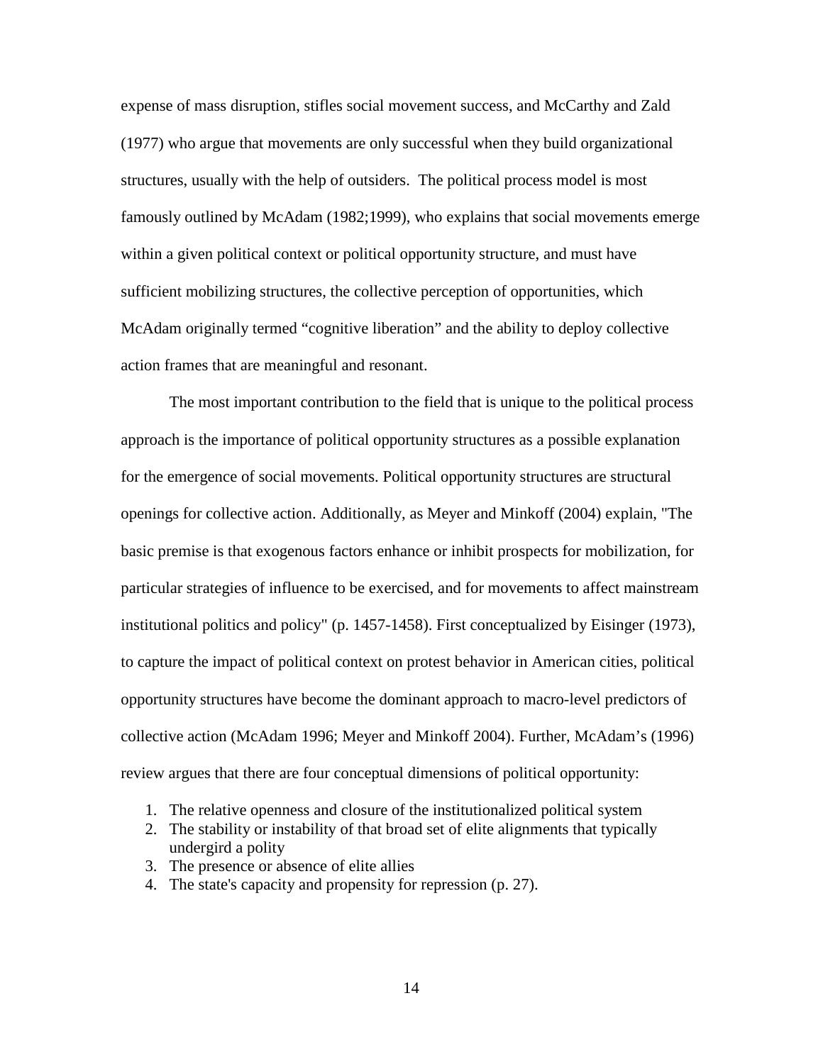expense of mass disruption, stifles social movement success, and McCarthy and Zald (1977) who argue that movements are only successful when they build organizational structures, usually with the help of outsiders. The political process model is most famously outlined by McAdam (1982;1999), who explains that social movements emerge within a given political context or political opportunity structure, and must have sufficient mobilizing structures, the collective perception of opportunities, which McAdam originally termed "cognitive liberation" and the ability to deploy collective action frames that are meaningful and resonant.

The most important contribution to the field that is unique to the political process approach is the importance of political opportunity structures as a possible explanation for the emergence of social movements. Political opportunity structures are structural openings for collective action. Additionally, as Meyer and Minkoff (2004) explain, "The basic premise is that exogenous factors enhance or inhibit prospects for mobilization, for particular strategies of influence to be exercised, and for movements to affect mainstream institutional politics and policy" (p. 1457-1458). First conceptualized by Eisinger (1973), to capture the impact of political context on protest behavior in American cities, political opportunity structures have become the dominant approach to macro-level predictors of collective action (McAdam 1996; Meyer and Minkoff 2004). Further, McAdam's (1996) review argues that there are four conceptual dimensions of political opportunity:

1. The relative openness and closure of the institutionalized political system
2. The stability or instability of that broad set of elite alignments that typically undergird a polity
3. The presence or absence of elite allies
4. The state's capacity and propensity for repression (p. 27).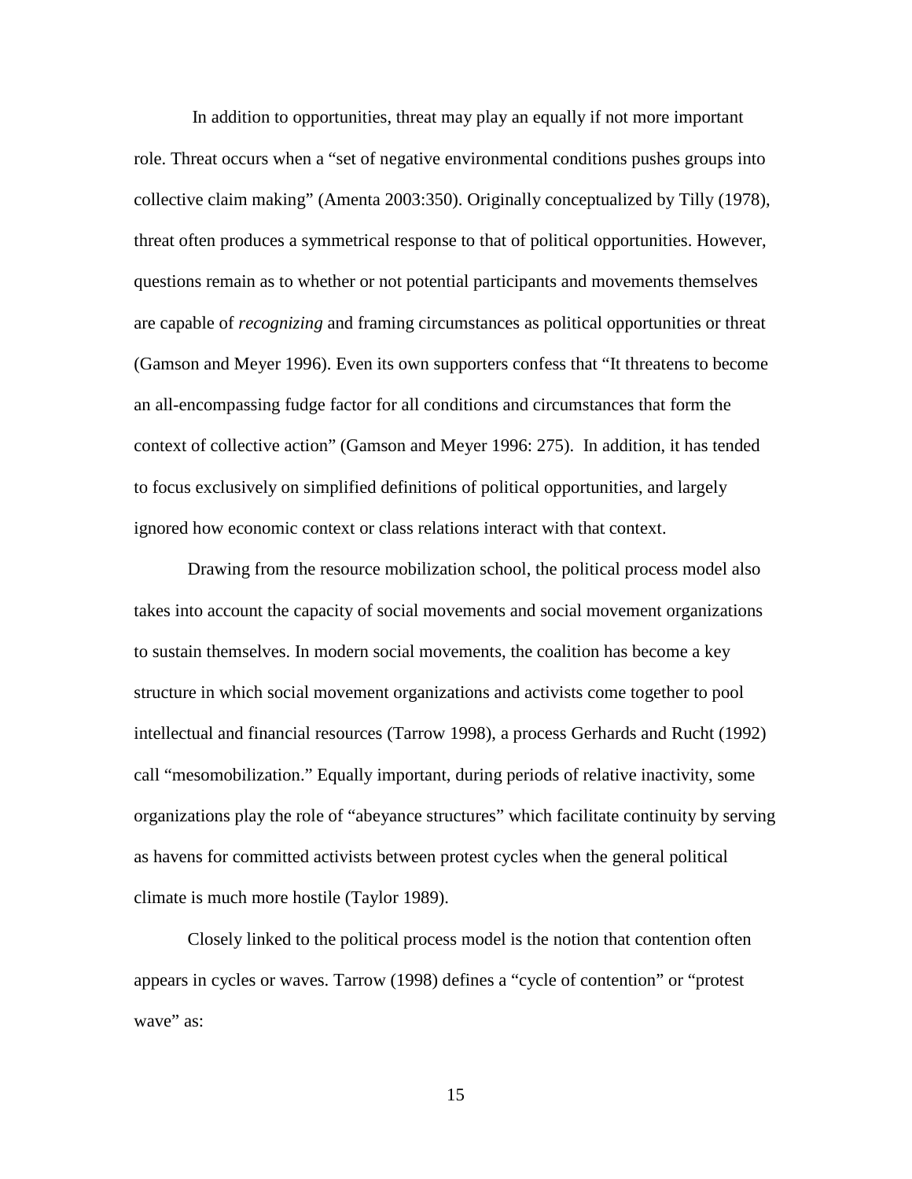In addition to opportunities, threat may play an equally if not more important role. Threat occurs when a "set of negative environmental conditions pushes groups into collective claim making" (Amenta 2003:350). Originally conceptualized by Tilly (1978), threat often produces a symmetrical response to that of political opportunities. However, questions remain as to whether or not potential participants and movements themselves are capable of *recognizing* and framing circumstances as political opportunities or threat (Gamson and Meyer 1996). Even its own supporters confess that "It threatens to become an all-encompassing fudge factor for all conditions and circumstances that form the context of collective action" (Gamson and Meyer 1996: 275). In addition, it has tended to focus exclusively on simplified definitions of political opportunities, and largely ignored how economic context or class relations interact with that context.

Drawing from the resource mobilization school, the political process model also takes into account the capacity of social movements and social movement organizations to sustain themselves. In modern social movements, the coalition has become a key structure in which social movement organizations and activists come together to pool intellectual and financial resources (Tarrow 1998), a process Gerhards and Rucht (1992) call "mesomobilization." Equally important, during periods of relative inactivity, some organizations play the role of "abeyance structures" which facilitate continuity by serving as havens for committed activists between protest cycles when the general political climate is much more hostile (Taylor 1989).

Closely linked to the political process model is the notion that contention often appears in cycles or waves. Tarrow (1998) defines a "cycle of contention" or "protest wave" as: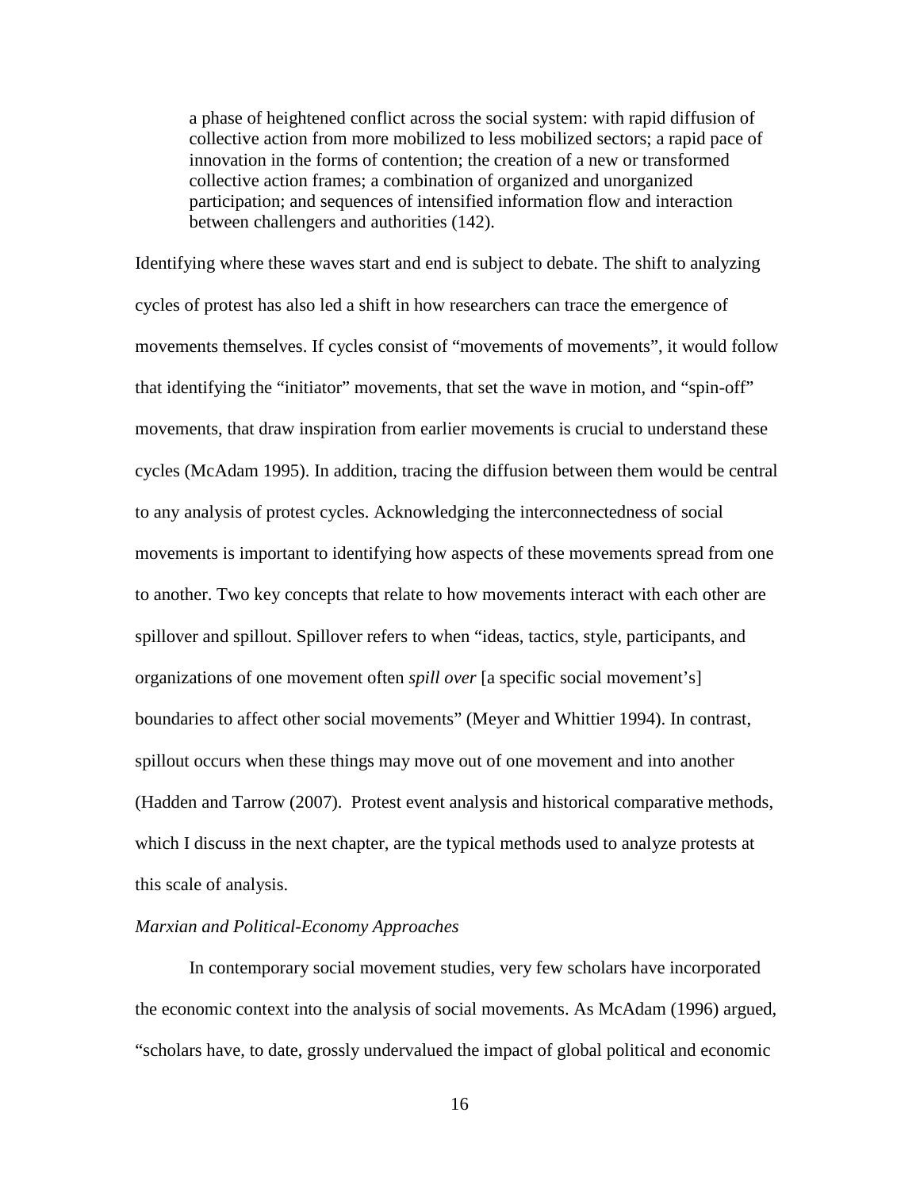> a phase of heightened conflict across the social system: with rapid diffusion of collective action from more mobilized to less mobilized sectors; a rapid pace of innovation in the forms of contention; the creation of a new or transformed collective action frames; a combination of organized and unorganized participation; and sequences of intensified information flow and interaction between challengers and authorities (142).

Identifying where these waves start and end is subject to debate. The shift to analyzing cycles of protest has also led a shift in how researchers can trace the emergence of movements themselves. If cycles consist of "movements of movements", it would follow that identifying the "initiator" movements, that set the wave in motion, and "spin-off" movements, that draw inspiration from earlier movements is crucial to understand these cycles (McAdam 1995). In addition, tracing the diffusion between them would be central to any analysis of protest cycles. Acknowledging the interconnectedness of social movements is important to identifying how aspects of these movements spread from one to another. Two key concepts that relate to how movements interact with each other are spillover and spillout. Spillover refers to when "ideas, tactics, style, participants, and organizations of one movement often *spill over* [a specific social movement's] boundaries to affect other social movements" (Meyer and Whittier 1994). In contrast, spillout occurs when these things may move out of one movement and into another (Hadden and Tarrow (2007). Protest event analysis and historical comparative methods, which I discuss in the next chapter, are the typical methods used to analyze protests at this scale of analysis.

*Marxian and Political-Economy Approaches*

In contemporary social movement studies, very few scholars have incorporated the economic context into the analysis of social movements. As McAdam (1996) argued, "scholars have, to date, grossly undervalued the impact of global political and economic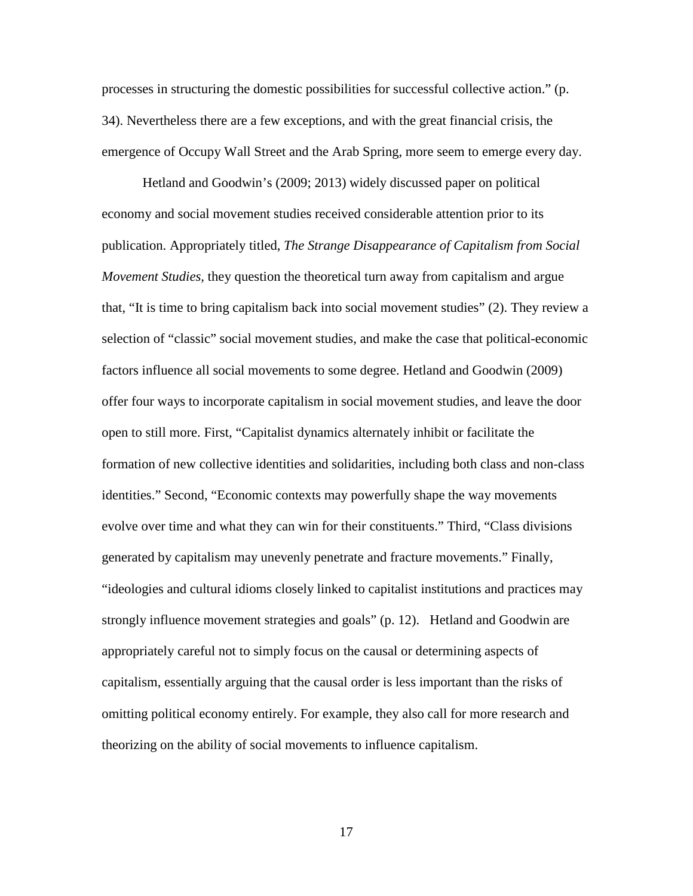processes in structuring the domestic possibilities for successful collective action." (p. 34). Nevertheless there are a few exceptions, and with the great financial crisis, the emergence of Occupy Wall Street and the Arab Spring, more seem to emerge every day.

Hetland and Goodwin's (2009; 2013) widely discussed paper on political economy and social movement studies received considerable attention prior to its publication. Appropriately titled, *The Strange Disappearance of Capitalism from Social Movement Studies*, they question the theoretical turn away from capitalism and argue that, "It is time to bring capitalism back into social movement studies" (2). They review a selection of "classic" social movement studies, and make the case that political-economic factors influence all social movements to some degree. Hetland and Goodwin (2009) offer four ways to incorporate capitalism in social movement studies, and leave the door open to still more. First, "Capitalist dynamics alternately inhibit or facilitate the formation of new collective identities and solidarities, including both class and non-class identities." Second, "Economic contexts may powerfully shape the way movements evolve over time and what they can win for their constituents." Third, "Class divisions generated by capitalism may unevenly penetrate and fracture movements." Finally, "ideologies and cultural idioms closely linked to capitalist institutions and practices may strongly influence movement strategies and goals" (p. 12). Hetland and Goodwin are appropriately careful not to simply focus on the causal or determining aspects of capitalism, essentially arguing that the causal order is less important than the risks of omitting political economy entirely. For example, they also call for more research and theorizing on the ability of social movements to influence capitalism.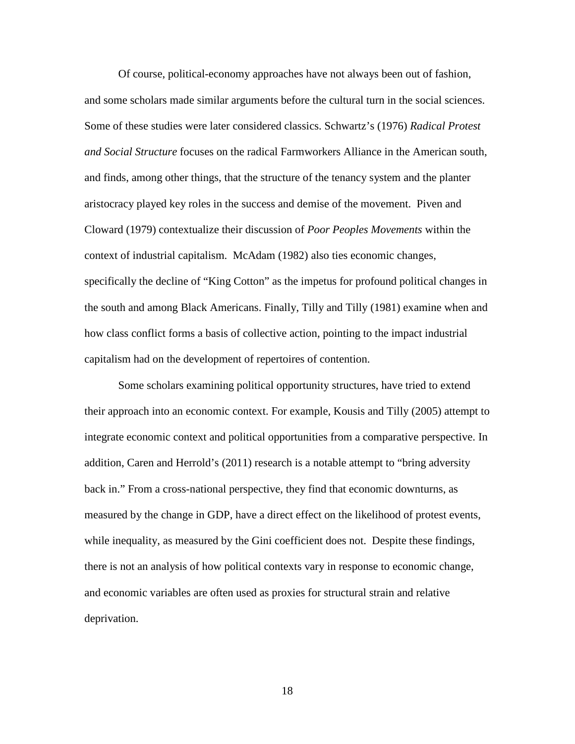Of course, political-economy approaches have not always been out of fashion, and some scholars made similar arguments before the cultural turn in the social sciences. Some of these studies were later considered classics. Schwartz's (1976) *Radical Protest and Social Structure* focuses on the radical Farmworkers Alliance in the American south, and finds, among other things, that the structure of the tenancy system and the planter aristocracy played key roles in the success and demise of the movement. Piven and Cloward (1979) contextualize their discussion of *Poor Peoples Movements* within the context of industrial capitalism. McAdam (1982) also ties economic changes, specifically the decline of "King Cotton" as the impetus for profound political changes in the south and among Black Americans. Finally, Tilly and Tilly (1981) examine when and how class conflict forms a basis of collective action, pointing to the impact industrial capitalism had on the development of repertoires of contention.

Some scholars examining political opportunity structures, have tried to extend their approach into an economic context. For example, Kousis and Tilly (2005) attempt to integrate economic context and political opportunities from a comparative perspective. In addition, Caren and Herrold's (2011) research is a notable attempt to "bring adversity back in." From a cross-national perspective, they find that economic downturns, as measured by the change in GDP, have a direct effect on the likelihood of protest events, while inequality, as measured by the Gini coefficient does not. Despite these findings, there is not an analysis of how political contexts vary in response to economic change, and economic variables are often used as proxies for structural strain and relative deprivation.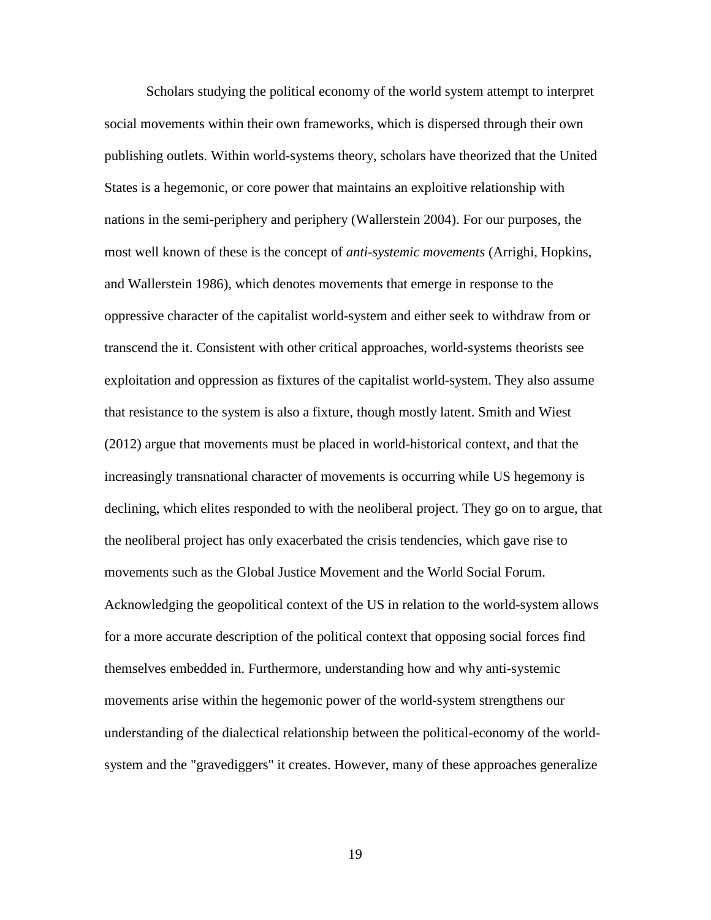Scholars studying the political economy of the world system attempt to interpret social movements within their own frameworks, which is dispersed through their own publishing outlets. Within world-systems theory, scholars have theorized that the United States is a hegemonic, or core power that maintains an exploitive relationship with nations in the semi-periphery and periphery (Wallerstein 2004). For our purposes, the most well known of these is the concept of *anti-systemic movements* (Arrighi, Hopkins, and Wallerstein 1986), which denotes movements that emerge in response to the oppressive character of the capitalist world-system and either seek to withdraw from or transcend the it. Consistent with other critical approaches, world-systems theorists see exploitation and oppression as fixtures of the capitalist world-system. They also assume that resistance to the system is also a fixture, though mostly latent. Smith and Wiest (2012) argue that movements must be placed in world-historical context, and that the increasingly transnational character of movements is occurring while US hegemony is declining, which elites responded to with the neoliberal project. They go on to argue, that the neoliberal project has only exacerbated the crisis tendencies, which gave rise to movements such as the Global Justice Movement and the World Social Forum. Acknowledging the geopolitical context of the US in relation to the world-system allows for a more accurate description of the political context that opposing social forces find themselves embedded in. Furthermore, understanding how and why anti-systemic movements arise within the hegemonic power of the world-system strengthens our understanding of the dialectical relationship between the political-economy of the world-system and the "gravediggers" it creates. However, many of these approaches generalize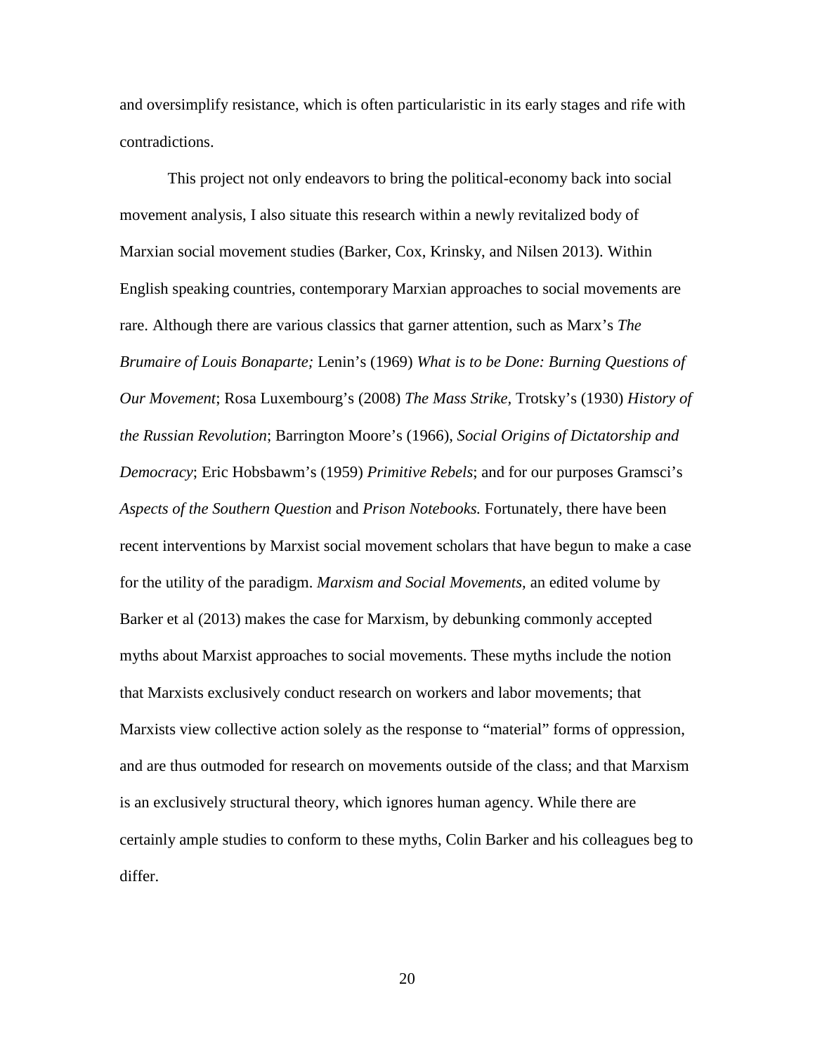and oversimplify resistance, which is often particularistic in its early stages and rife with contradictions.

This project not only endeavors to bring the political-economy back into social movement analysis, I also situate this research within a newly revitalized body of Marxian social movement studies (Barker, Cox, Krinsky, and Nilsen 2013). Within English speaking countries, contemporary Marxian approaches to social movements are rare. Although there are various classics that garner attention, such as Marx's *The Brumaire of Louis Bonaparte;* Lenin's (1969) *What is to be Done: Burning Questions of Our Movement*; Rosa Luxembourg's (2008) *The Mass Strike*, Trotsky's (1930) *History of the Russian Revolution*; Barrington Moore's (1966), *Social Origins of Dictatorship and Democracy*; Eric Hobsbawm's (1959) *Primitive Rebels*; and for our purposes Gramsci's *Aspects of the Southern Question* and *Prison Notebooks.* Fortunately, there have been recent interventions by Marxist social movement scholars that have begun to make a case for the utility of the paradigm. *Marxism and Social Movements,* an edited volume by Barker et al (2013) makes the case for Marxism, by debunking commonly accepted myths about Marxist approaches to social movements. These myths include the notion that Marxists exclusively conduct research on workers and labor movements; that Marxists view collective action solely as the response to "material" forms of oppression, and are thus outmoded for research on movements outside of the class; and that Marxism is an exclusively structural theory, which ignores human agency. While there are certainly ample studies to conform to these myths, Colin Barker and his colleagues beg to differ.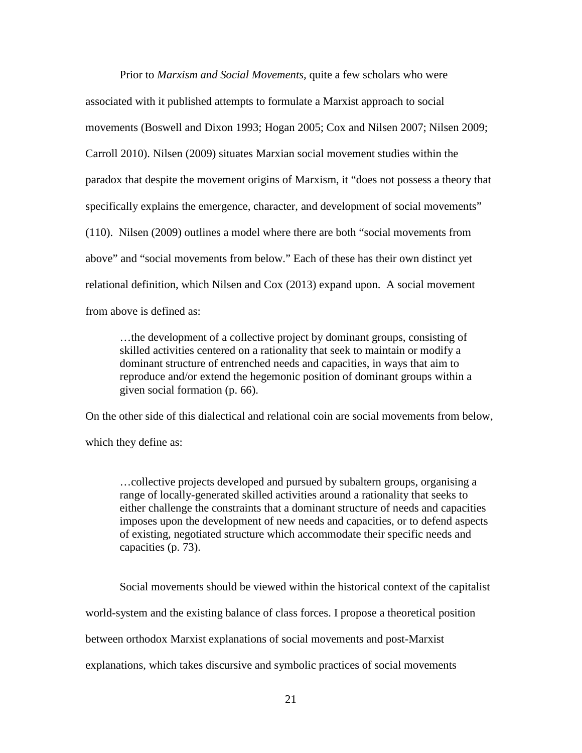Prior to *Marxism and Social Movements*, quite a few scholars who were associated with it published attempts to formulate a Marxist approach to social movements (Boswell and Dixon 1993; Hogan 2005; Cox and Nilsen 2007; Nilsen 2009; Carroll 2010). Nilsen (2009) situates Marxian social movement studies within the paradox that despite the movement origins of Marxism, it "does not possess a theory that specifically explains the emergence, character, and development of social movements" (110). Nilsen (2009) outlines a model where there are both "social movements from above" and "social movements from below." Each of these has their own distinct yet relational definition, which Nilsen and Cox (2013) expand upon. A social movement from above is defined as:

> …the development of a collective project by dominant groups, consisting of skilled activities centered on a rationality that seek to maintain or modify a dominant structure of entrenched needs and capacities, in ways that aim to reproduce and/or extend the hegemonic position of dominant groups within a given social formation (p. 66).

On the other side of this dialectical and relational coin are social movements from below, which they define as:

> …collective projects developed and pursued by subaltern groups, organising a range of locally-generated skilled activities around a rationality that seeks to either challenge the constraints that a dominant structure of needs and capacities imposes upon the development of new needs and capacities, or to defend aspects of existing, negotiated structure which accommodate their specific needs and capacities (p. 73).

Social movements should be viewed within the historical context of the capitalist world-system and the existing balance of class forces. I propose a theoretical position between orthodox Marxist explanations of social movements and post-Marxist explanations, which takes discursive and symbolic practices of social movements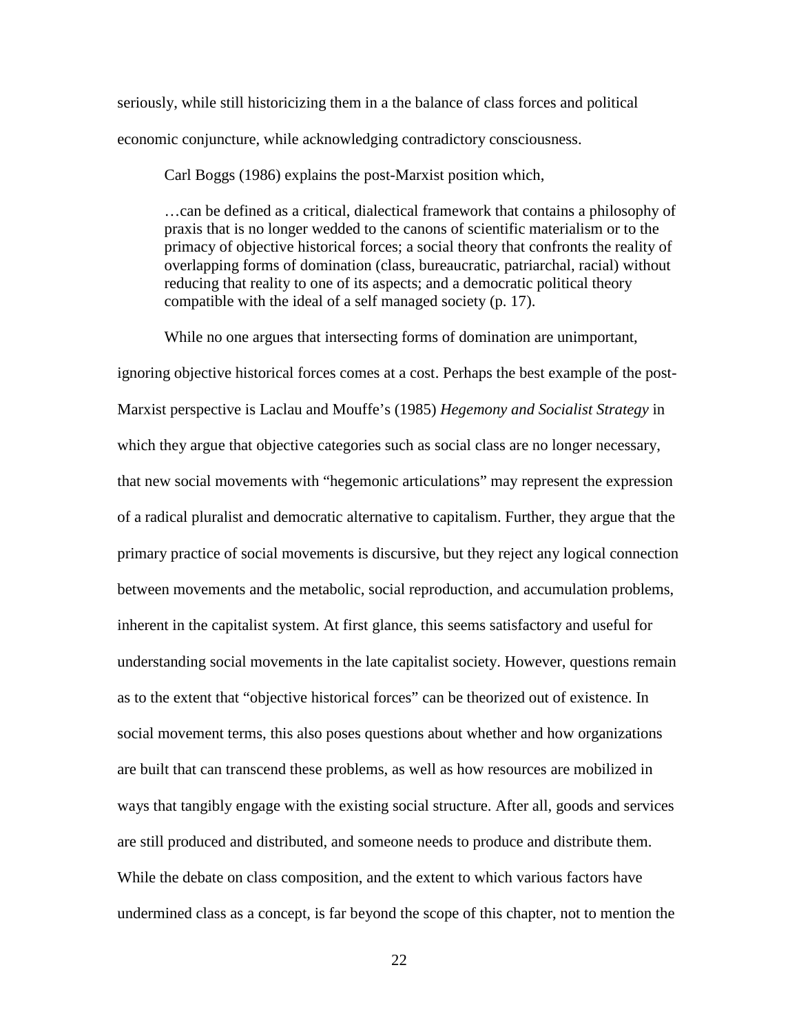seriously, while still historicizing them in a the balance of class forces and political economic conjuncture, while acknowledging contradictory consciousness.

Carl Boggs (1986) explains the post-Marxist position which,

> …can be defined as a critical, dialectical framework that contains a philosophy of praxis that is no longer wedded to the canons of scientific materialism or to the primacy of objective historical forces; a social theory that confronts the reality of overlapping forms of domination (class, bureaucratic, patriarchal, racial) without reducing that reality to one of its aspects; and a democratic political theory compatible with the ideal of a self managed society (p. 17).

While no one argues that intersecting forms of domination are unimportant, ignoring objective historical forces comes at a cost. Perhaps the best example of the post-Marxist perspective is Laclau and Mouffe's (1985) *Hegemony and Socialist Strategy* in which they argue that objective categories such as social class are no longer necessary, that new social movements with "hegemonic articulations" may represent the expression of a radical pluralist and democratic alternative to capitalism. Further, they argue that the primary practice of social movements is discursive, but they reject any logical connection between movements and the metabolic, social reproduction, and accumulation problems, inherent in the capitalist system. At first glance, this seems satisfactory and useful for understanding social movements in the late capitalist society. However, questions remain as to the extent that "objective historical forces" can be theorized out of existence. In social movement terms, this also poses questions about whether and how organizations are built that can transcend these problems, as well as how resources are mobilized in ways that tangibly engage with the existing social structure. After all, goods and services are still produced and distributed, and someone needs to produce and distribute them. While the debate on class composition, and the extent to which various factors have undermined class as a concept, is far beyond the scope of this chapter, not to mention the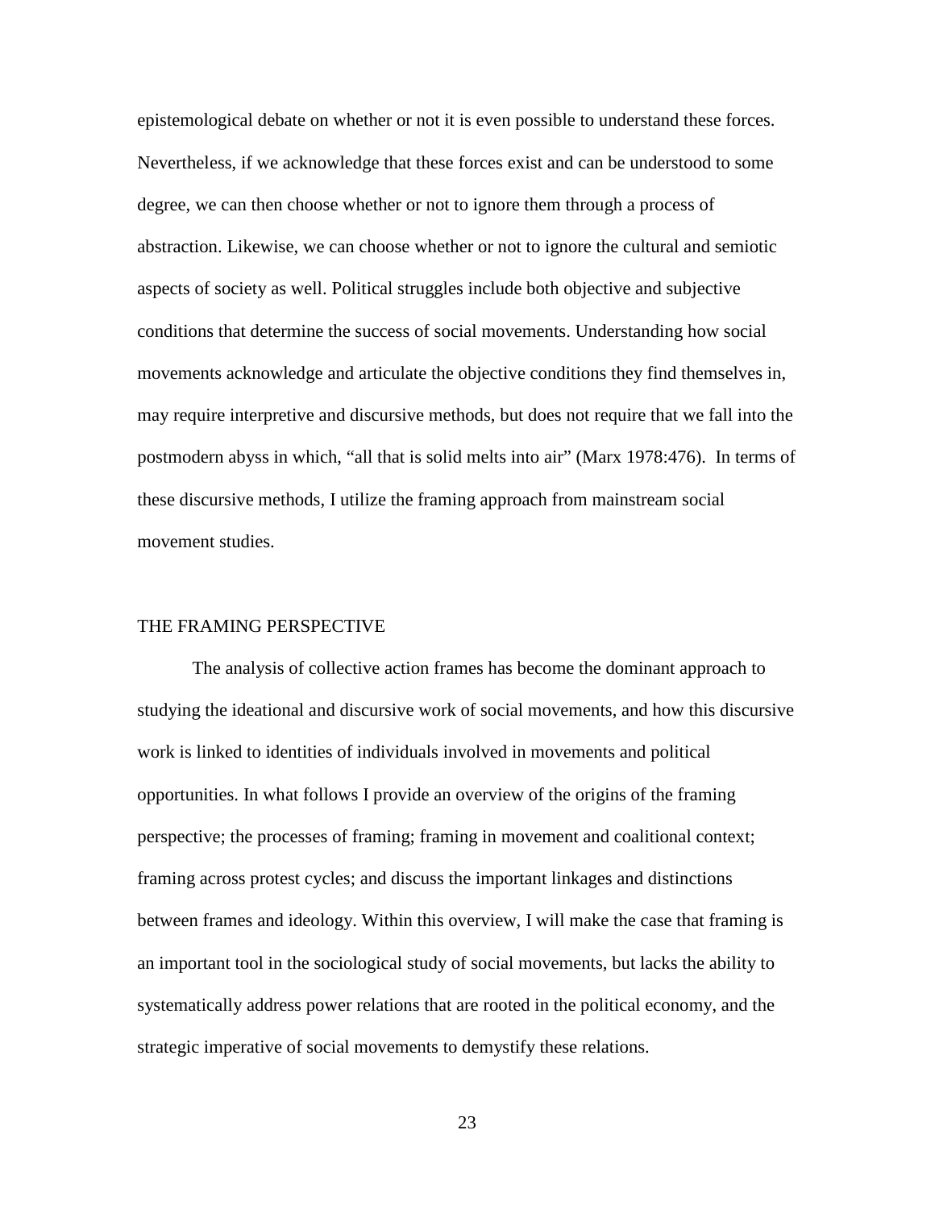epistemological debate on whether or not it is even possible to understand these forces. Nevertheless, if we acknowledge that these forces exist and can be understood to some degree, we can then choose whether or not to ignore them through a process of abstraction. Likewise, we can choose whether or not to ignore the cultural and semiotic aspects of society as well. Political struggles include both objective and subjective conditions that determine the success of social movements. Understanding how social movements acknowledge and articulate the objective conditions they find themselves in, may require interpretive and discursive methods, but does not require that we fall into the postmodern abyss in which, "all that is solid melts into air" (Marx 1978:476). In terms of these discursive methods, I utilize the framing approach from mainstream social movement studies.

## THE FRAMING PERSPECTIVE

The analysis of collective action frames has become the dominant approach to studying the ideational and discursive work of social movements, and how this discursive work is linked to identities of individuals involved in movements and political opportunities. In what follows I provide an overview of the origins of the framing perspective; the processes of framing; framing in movement and coalitional context; framing across protest cycles; and discuss the important linkages and distinctions between frames and ideology. Within this overview, I will make the case that framing is an important tool in the sociological study of social movements, but lacks the ability to systematically address power relations that are rooted in the political economy, and the strategic imperative of social movements to demystify these relations.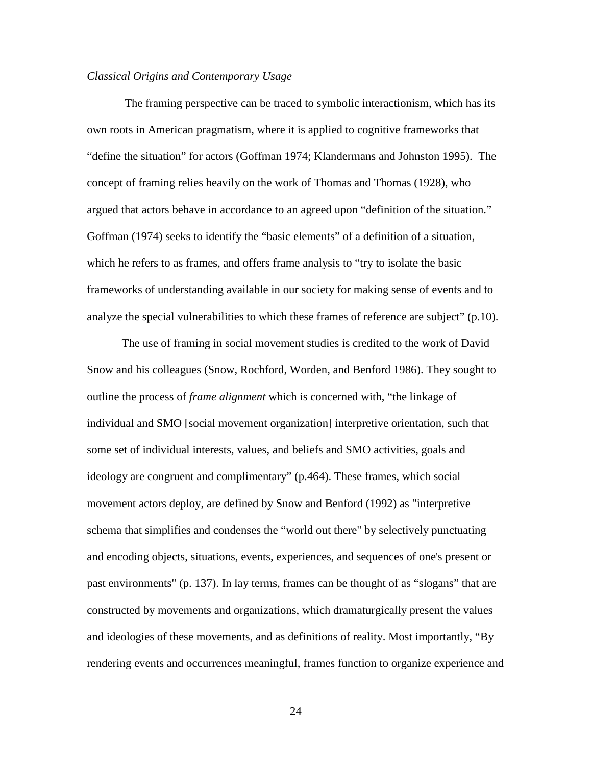*Classical Origins and Contemporary Usage*

The framing perspective can be traced to symbolic interactionism, which has its own roots in American pragmatism, where it is applied to cognitive frameworks that "define the situation" for actors (Goffman 1974; Klandermans and Johnston 1995). The concept of framing relies heavily on the work of Thomas and Thomas (1928), who argued that actors behave in accordance to an agreed upon "definition of the situation." Goffman (1974) seeks to identify the "basic elements" of a definition of a situation, which he refers to as frames, and offers frame analysis to "try to isolate the basic frameworks of understanding available in our society for making sense of events and to analyze the special vulnerabilities to which these frames of reference are subject" (p.10).

The use of framing in social movement studies is credited to the work of David Snow and his colleagues (Snow, Rochford, Worden, and Benford 1986). They sought to outline the process of *frame alignment* which is concerned with, "the linkage of individual and SMO [social movement organization] interpretive orientation, such that some set of individual interests, values, and beliefs and SMO activities, goals and ideology are congruent and complimentary" (p.464). These frames, which social movement actors deploy, are defined by Snow and Benford (1992) as "interpretive schema that simplifies and condenses the "world out there" by selectively punctuating and encoding objects, situations, events, experiences, and sequences of one's present or past environments" (p. 137). In lay terms, frames can be thought of as "slogans" that are constructed by movements and organizations, which dramaturgically present the values and ideologies of these movements, and as definitions of reality. Most importantly, "By rendering events and occurrences meaningful, frames function to organize experience and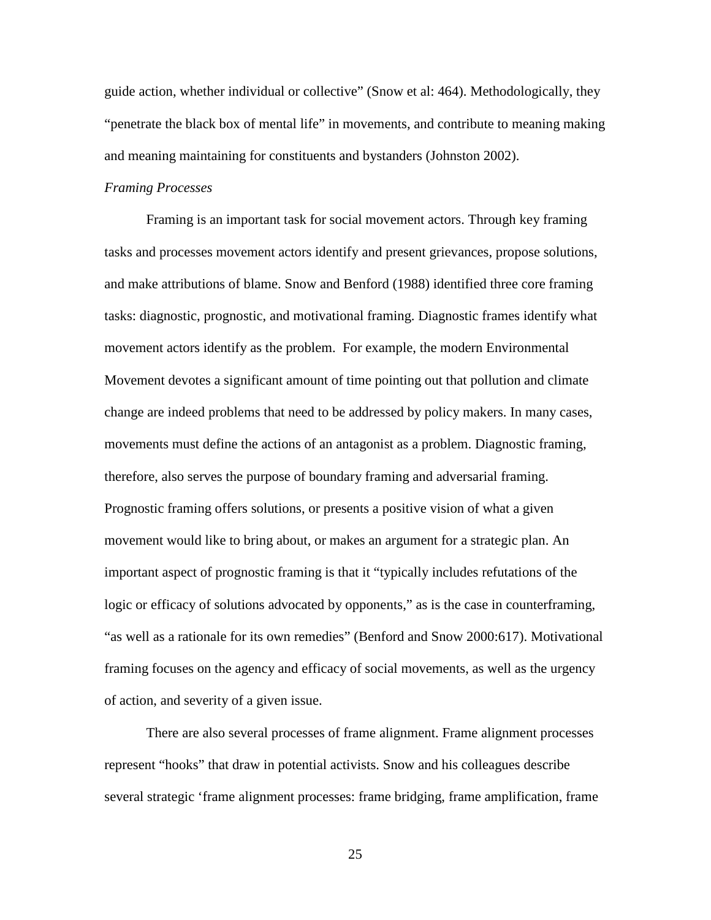guide action, whether individual or collective" (Snow et al: 464). Methodologically, they "penetrate the black box of mental life" in movements, and contribute to meaning making and meaning maintaining for constituents and bystanders (Johnston 2002).

*Framing Processes*

Framing is an important task for social movement actors. Through key framing tasks and processes movement actors identify and present grievances, propose solutions, and make attributions of blame. Snow and Benford (1988) identified three core framing tasks: diagnostic, prognostic, and motivational framing. Diagnostic frames identify what movement actors identify as the problem. For example, the modern Environmental Movement devotes a significant amount of time pointing out that pollution and climate change are indeed problems that need to be addressed by policy makers. In many cases, movements must define the actions of an antagonist as a problem. Diagnostic framing, therefore, also serves the purpose of boundary framing and adversarial framing. Prognostic framing offers solutions, or presents a positive vision of what a given movement would like to bring about, or makes an argument for a strategic plan. An important aspect of prognostic framing is that it "typically includes refutations of the logic or efficacy of solutions advocated by opponents," as is the case in counterframing, "as well as a rationale for its own remedies" (Benford and Snow 2000:617). Motivational framing focuses on the agency and efficacy of social movements, as well as the urgency of action, and severity of a given issue.

There are also several processes of frame alignment. Frame alignment processes represent "hooks" that draw in potential activists. Snow and his colleagues describe several strategic 'frame alignment processes: frame bridging, frame amplification, frame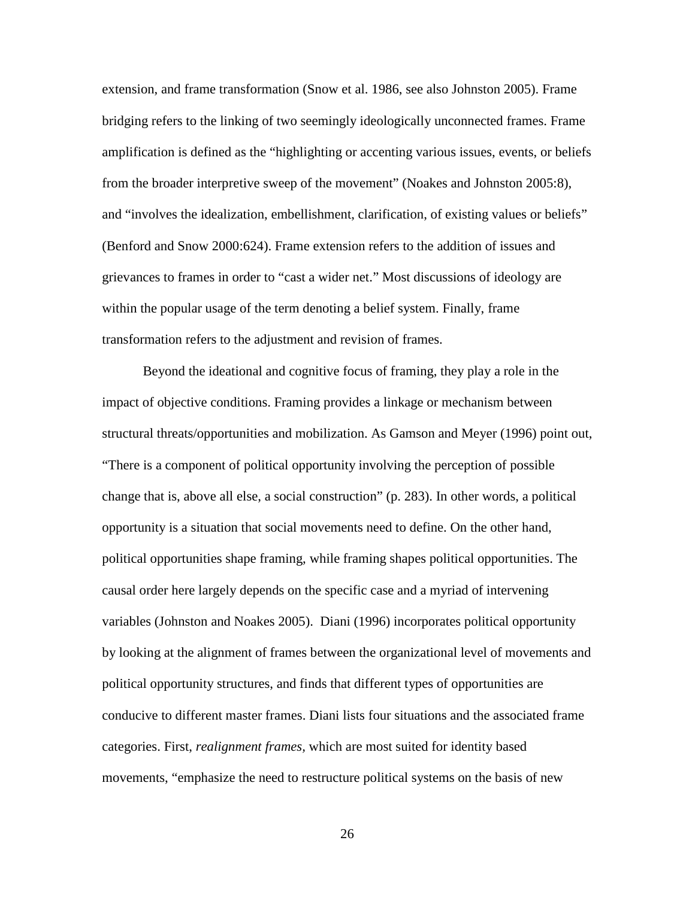extension, and frame transformation (Snow et al. 1986, see also Johnston 2005). Frame bridging refers to the linking of two seemingly ideologically unconnected frames. Frame amplification is defined as the "highlighting or accenting various issues, events, or beliefs from the broader interpretive sweep of the movement" (Noakes and Johnston 2005:8), and "involves the idealization, embellishment, clarification, of existing values or beliefs" (Benford and Snow 2000:624). Frame extension refers to the addition of issues and grievances to frames in order to "cast a wider net." Most discussions of ideology are within the popular usage of the term denoting a belief system. Finally, frame transformation refers to the adjustment and revision of frames.

Beyond the ideational and cognitive focus of framing, they play a role in the impact of objective conditions. Framing provides a linkage or mechanism between structural threats/opportunities and mobilization. As Gamson and Meyer (1996) point out, "There is a component of political opportunity involving the perception of possible change that is, above all else, a social construction" (p. 283). In other words, a political opportunity is a situation that social movements need to define. On the other hand, political opportunities shape framing, while framing shapes political opportunities. The causal order here largely depends on the specific case and a myriad of intervening variables (Johnston and Noakes 2005). Diani (1996) incorporates political opportunity by looking at the alignment of frames between the organizational level of movements and political opportunity structures, and finds that different types of opportunities are conducive to different master frames. Diani lists four situations and the associated frame categories. First, *realignment frames*, which are most suited for identity based movements, "emphasize the need to restructure political systems on the basis of new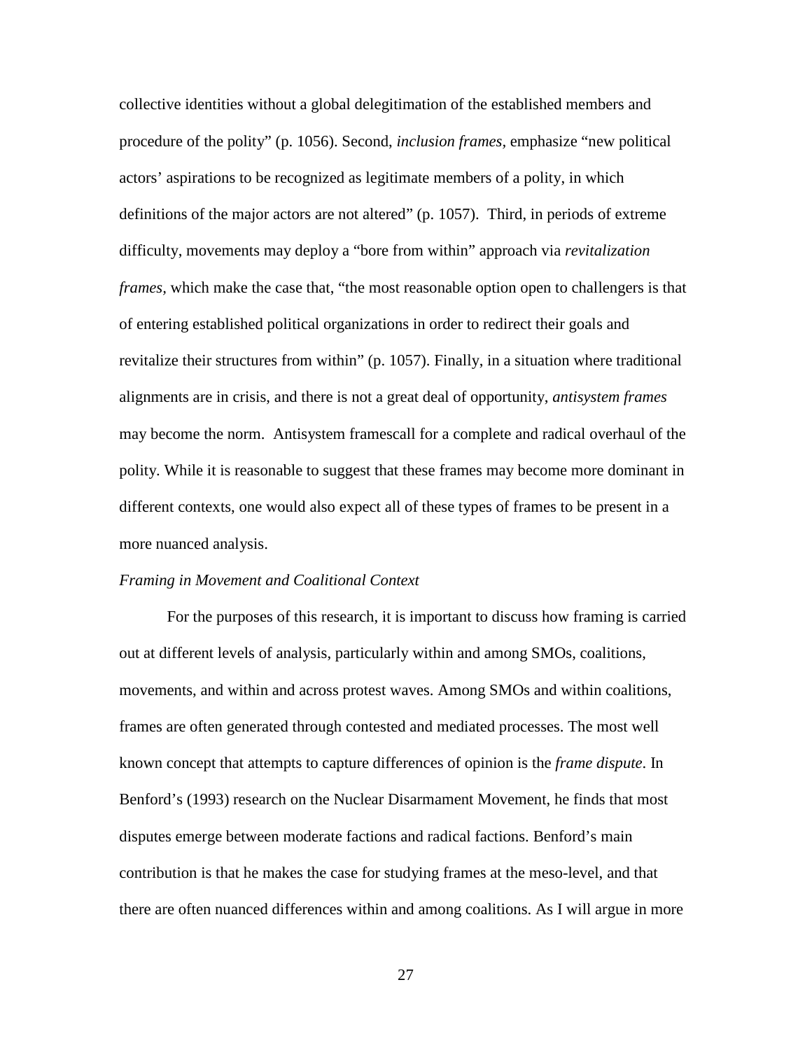collective identities without a global delegitimation of the established members and procedure of the polity" (p. 1056). Second, *inclusion frames,* emphasize "new political actors' aspirations to be recognized as legitimate members of a polity, in which definitions of the major actors are not altered" (p. 1057). Third, in periods of extreme difficulty, movements may deploy a "bore from within" approach via *revitalization frames,* which make the case that, "the most reasonable option open to challengers is that of entering established political organizations in order to redirect their goals and revitalize their structures from within" (p. 1057). Finally, in a situation where traditional alignments are in crisis, and there is not a great deal of opportunity, *antisystem frames* may become the norm. Antisystem framescall for a complete and radical overhaul of the polity. While it is reasonable to suggest that these frames may become more dominant in different contexts, one would also expect all of these types of frames to be present in a more nuanced analysis.

*Framing in Movement and Coalitional Context*

For the purposes of this research, it is important to discuss how framing is carried out at different levels of analysis, particularly within and among SMOs, coalitions, movements, and within and across protest waves. Among SMOs and within coalitions, frames are often generated through contested and mediated processes. The most well known concept that attempts to capture differences of opinion is the *frame dispute*. In Benford's (1993) research on the Nuclear Disarmament Movement, he finds that most disputes emerge between moderate factions and radical factions. Benford's main contribution is that he makes the case for studying frames at the meso-level, and that there are often nuanced differences within and among coalitions. As I will argue in more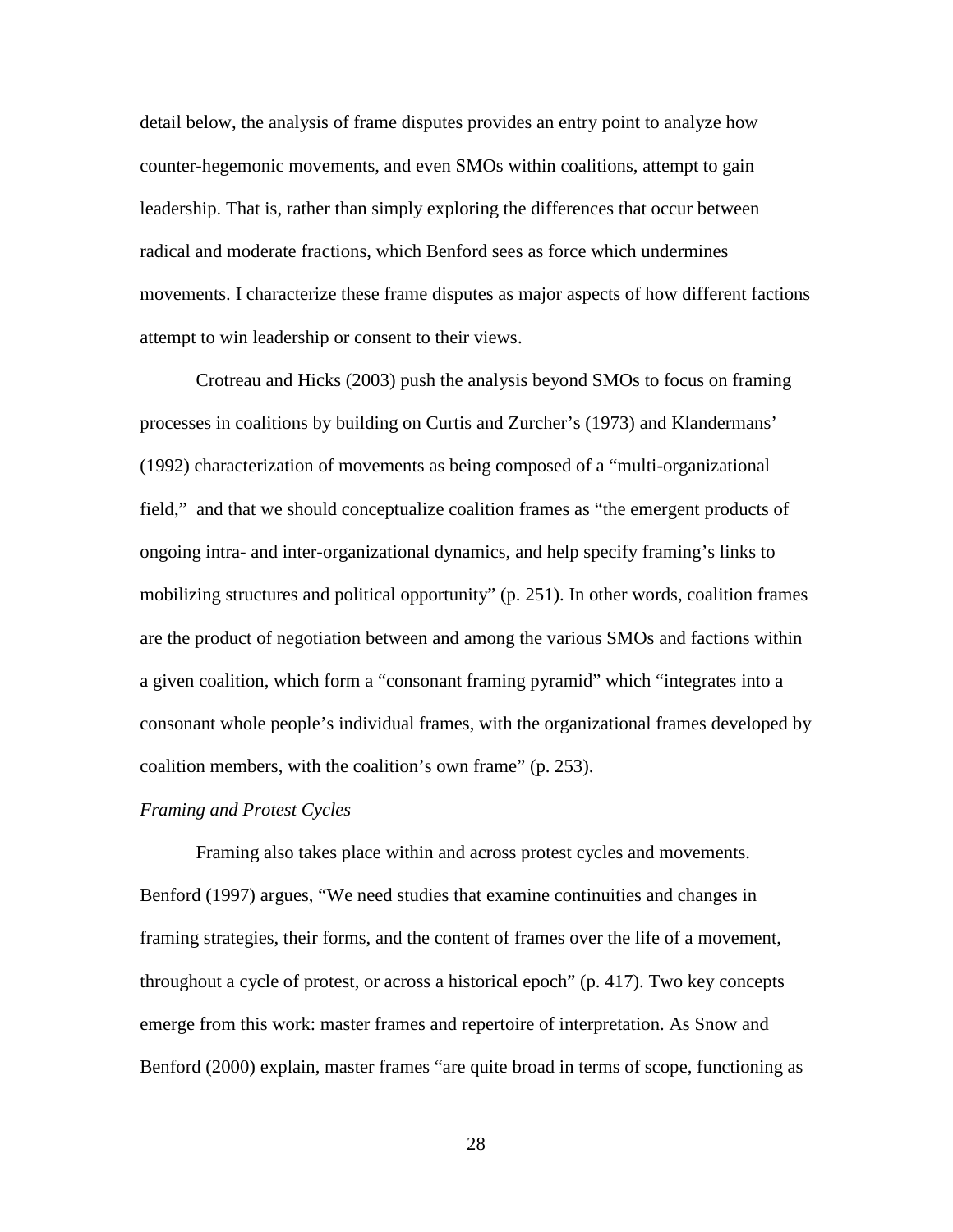detail below, the analysis of frame disputes provides an entry point to analyze how counter-hegemonic movements, and even SMOs within coalitions, attempt to gain leadership. That is, rather than simply exploring the differences that occur between radical and moderate fractions, which Benford sees as force which undermines movements. I characterize these frame disputes as major aspects of how different factions attempt to win leadership or consent to their views.

Crotreau and Hicks (2003) push the analysis beyond SMOs to focus on framing processes in coalitions by building on Curtis and Zurcher's (1973) and Klandermans' (1992) characterization of movements as being composed of a "multi-organizational field," and that we should conceptualize coalition frames as "the emergent products of ongoing intra- and inter-organizational dynamics, and help specify framing's links to mobilizing structures and political opportunity" (p. 251). In other words, coalition frames are the product of negotiation between and among the various SMOs and factions within a given coalition, which form a "consonant framing pyramid" which "integrates into a consonant whole people's individual frames, with the organizational frames developed by coalition members, with the coalition's own frame" (p. 253).

*Framing and Protest Cycles*

Framing also takes place within and across protest cycles and movements. Benford (1997) argues, "We need studies that examine continuities and changes in framing strategies, their forms, and the content of frames over the life of a movement, throughout a cycle of protest, or across a historical epoch" (p. 417). Two key concepts emerge from this work: master frames and repertoire of interpretation. As Snow and Benford (2000) explain, master frames "are quite broad in terms of scope, functioning as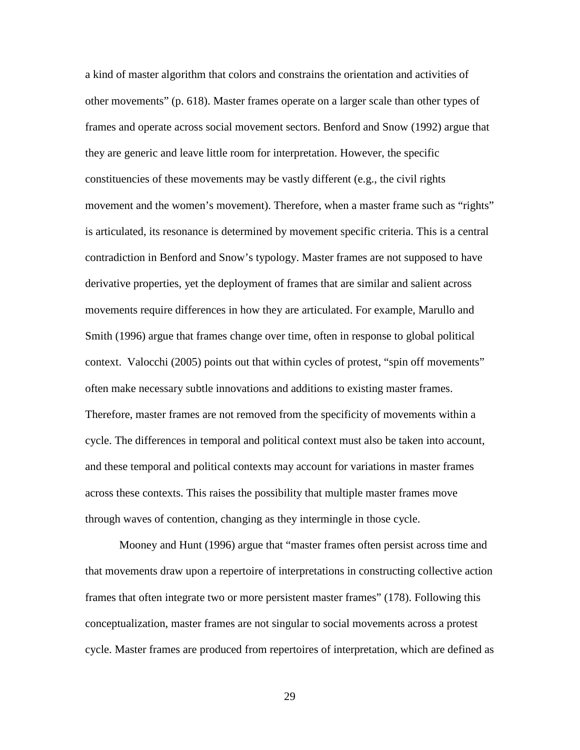a kind of master algorithm that colors and constrains the orientation and activities of other movements" (p. 618). Master frames operate on a larger scale than other types of frames and operate across social movement sectors. Benford and Snow (1992) argue that they are generic and leave little room for interpretation. However, the specific constituencies of these movements may be vastly different (e.g., the civil rights movement and the women's movement). Therefore, when a master frame such as "rights" is articulated, its resonance is determined by movement specific criteria. This is a central contradiction in Benford and Snow's typology. Master frames are not supposed to have derivative properties, yet the deployment of frames that are similar and salient across movements require differences in how they are articulated. For example, Marullo and Smith (1996) argue that frames change over time, often in response to global political context. Valocchi (2005) points out that within cycles of protest, "spin off movements" often make necessary subtle innovations and additions to existing master frames. Therefore, master frames are not removed from the specificity of movements within a cycle. The differences in temporal and political context must also be taken into account, and these temporal and political contexts may account for variations in master frames across these contexts. This raises the possibility that multiple master frames move through waves of contention, changing as they intermingle in those cycle.

Mooney and Hunt (1996) argue that "master frames often persist across time and that movements draw upon a repertoire of interpretations in constructing collective action frames that often integrate two or more persistent master frames" (178). Following this conceptualization, master frames are not singular to social movements across a protest cycle. Master frames are produced from repertoires of interpretation, which are defined as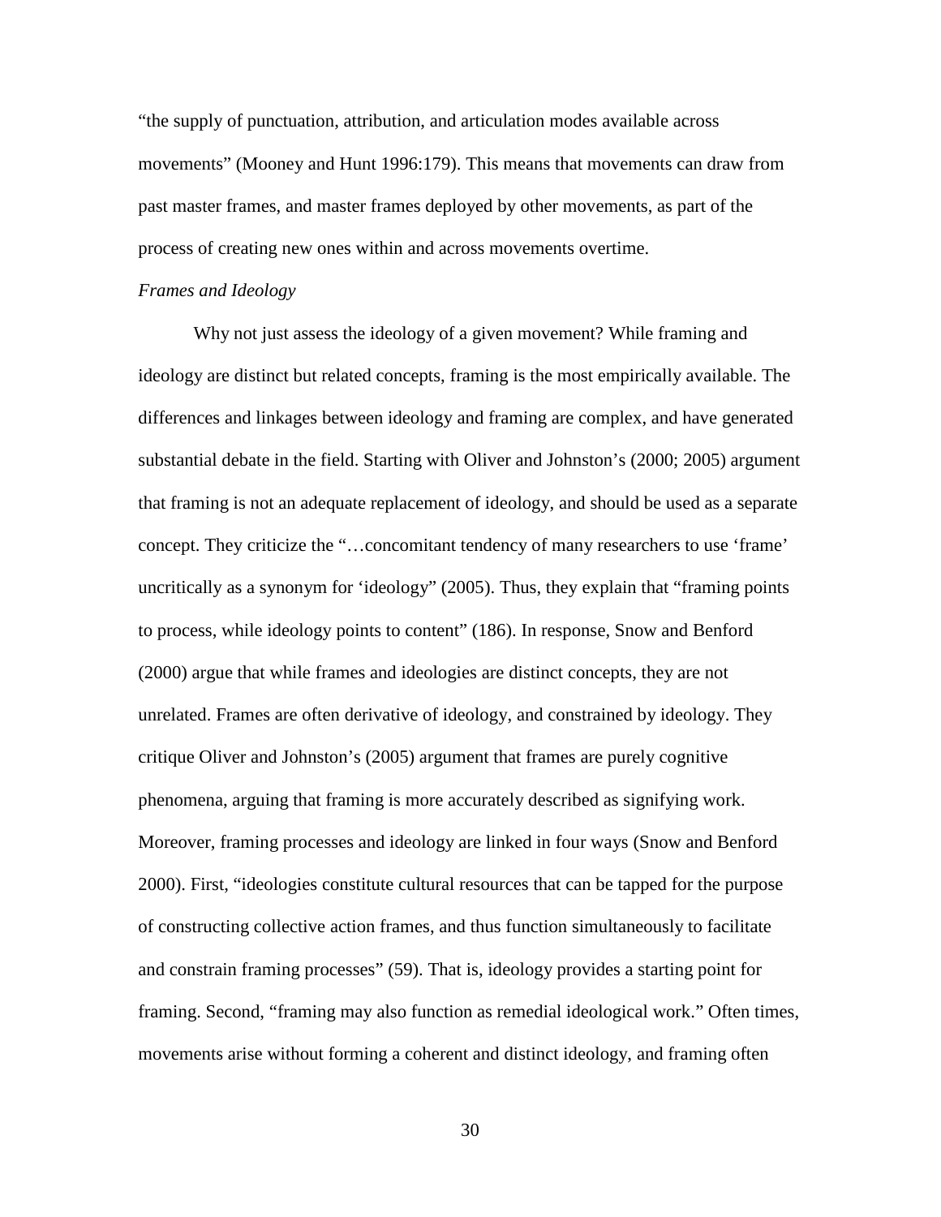"the supply of punctuation, attribution, and articulation modes available across movements" (Mooney and Hunt 1996:179). This means that movements can draw from past master frames, and master frames deployed by other movements, as part of the process of creating new ones within and across movements overtime.

*Frames and Ideology*

Why not just assess the ideology of a given movement? While framing and ideology are distinct but related concepts, framing is the most empirically available. The differences and linkages between ideology and framing are complex, and have generated substantial debate in the field. Starting with Oliver and Johnston's (2000; 2005) argument that framing is not an adequate replacement of ideology, and should be used as a separate concept. They criticize the "…concomitant tendency of many researchers to use 'frame' uncritically as a synonym for 'ideology" (2005). Thus, they explain that "framing points to process, while ideology points to content" (186). In response, Snow and Benford (2000) argue that while frames and ideologies are distinct concepts, they are not unrelated. Frames are often derivative of ideology, and constrained by ideology. They critique Oliver and Johnston's (2005) argument that frames are purely cognitive phenomena, arguing that framing is more accurately described as signifying work. Moreover, framing processes and ideology are linked in four ways (Snow and Benford 2000). First, "ideologies constitute cultural resources that can be tapped for the purpose of constructing collective action frames, and thus function simultaneously to facilitate and constrain framing processes" (59). That is, ideology provides a starting point for framing. Second, "framing may also function as remedial ideological work." Often times, movements arise without forming a coherent and distinct ideology, and framing often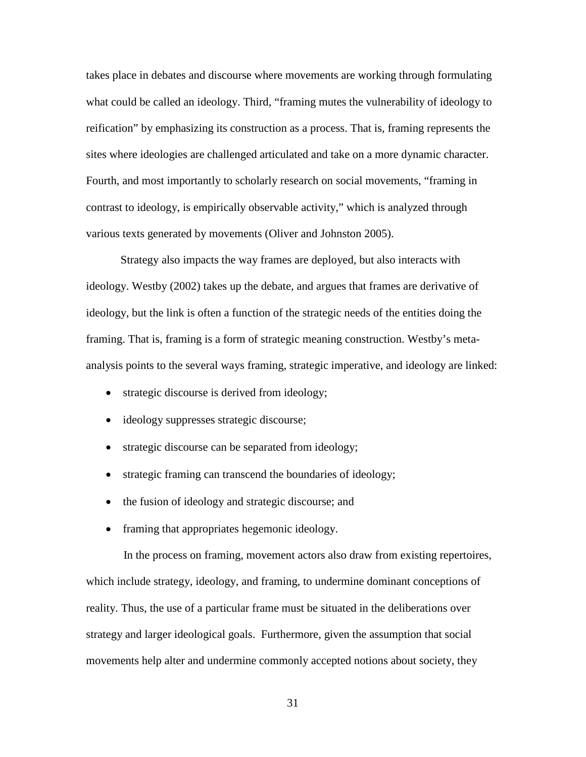takes place in debates and discourse where movements are working through formulating what could be called an ideology. Third, "framing mutes the vulnerability of ideology to reification" by emphasizing its construction as a process. That is, framing represents the sites where ideologies are challenged articulated and take on a more dynamic character. Fourth, and most importantly to scholarly research on social movements, "framing in contrast to ideology, is empirically observable activity," which is analyzed through various texts generated by movements (Oliver and Johnston 2005).

Strategy also impacts the way frames are deployed, but also interacts with ideology. Westby (2002) takes up the debate, and argues that frames are derivative of ideology, but the link is often a function of the strategic needs of the entities doing the framing. That is, framing is a form of strategic meaning construction. Westby's meta-analysis points to the several ways framing, strategic imperative, and ideology are linked:

- strategic discourse is derived from ideology;
- ideology suppresses strategic discourse;
- strategic discourse can be separated from ideology;
- strategic framing can transcend the boundaries of ideology;
- the fusion of ideology and strategic discourse; and
- framing that appropriates hegemonic ideology.

In the process on framing, movement actors also draw from existing repertoires, which include strategy, ideology, and framing, to undermine dominant conceptions of reality. Thus, the use of a particular frame must be situated in the deliberations over strategy and larger ideological goals. Furthermore, given the assumption that social movements help alter and undermine commonly accepted notions about society, they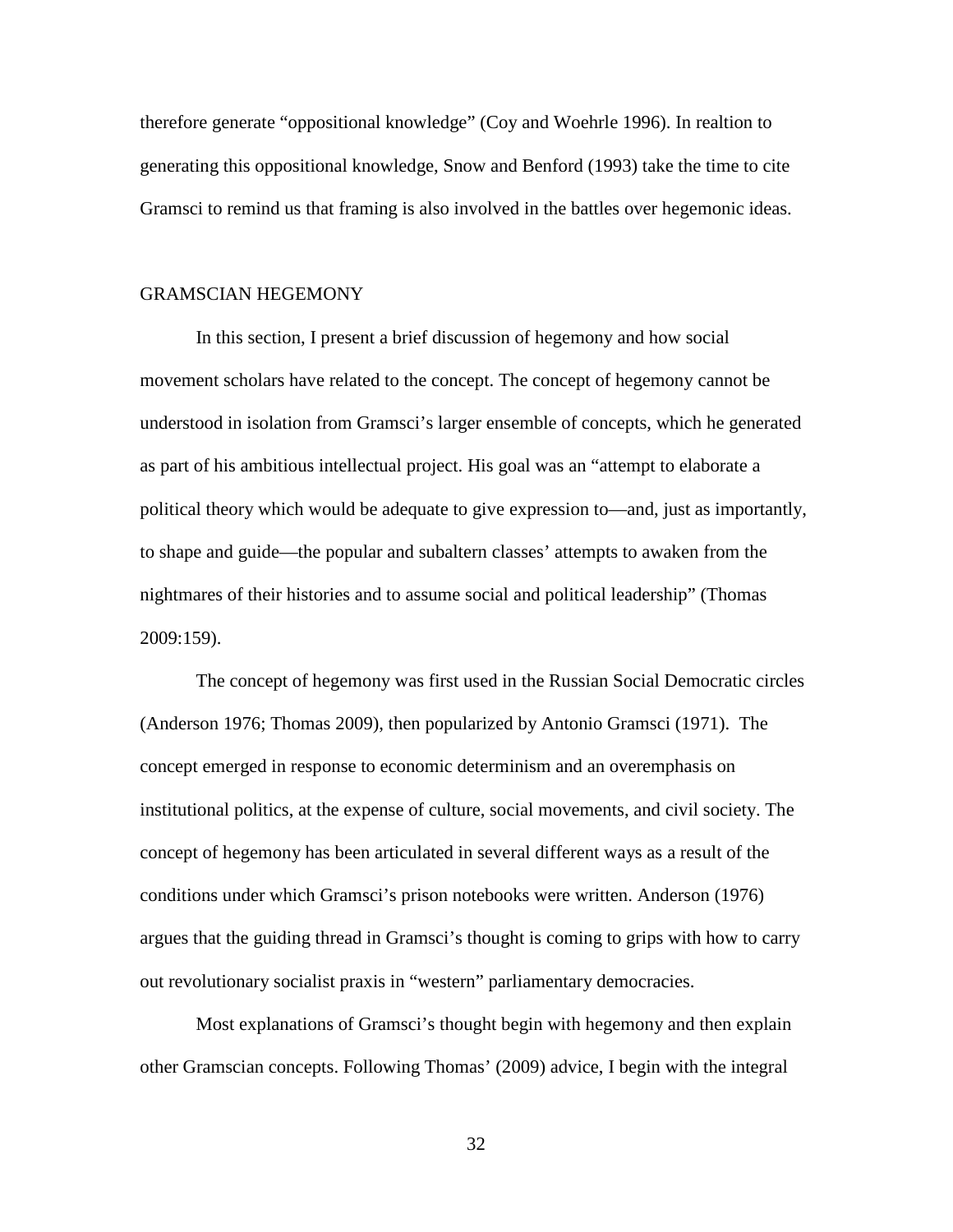therefore generate "oppositional knowledge" (Coy and Woehrle 1996). In realtion to generating this oppositional knowledge, Snow and Benford (1993) take the time to cite Gramsci to remind us that framing is also involved in the battles over hegemonic ideas.

## GRAMSCIAN HEGEMONY

In this section, I present a brief discussion of hegemony and how social movement scholars have related to the concept. The concept of hegemony cannot be understood in isolation from Gramsci's larger ensemble of concepts, which he generated as part of his ambitious intellectual project. His goal was an "attempt to elaborate a political theory which would be adequate to give expression to—and, just as importantly, to shape and guide—the popular and subaltern classes' attempts to awaken from the nightmares of their histories and to assume social and political leadership" (Thomas 2009:159).

The concept of hegemony was first used in the Russian Social Democratic circles (Anderson 1976; Thomas 2009), then popularized by Antonio Gramsci (1971). The concept emerged in response to economic determinism and an overemphasis on institutional politics, at the expense of culture, social movements, and civil society. The concept of hegemony has been articulated in several different ways as a result of the conditions under which Gramsci's prison notebooks were written. Anderson (1976) argues that the guiding thread in Gramsci's thought is coming to grips with how to carry out revolutionary socialist praxis in "western" parliamentary democracies.

Most explanations of Gramsci's thought begin with hegemony and then explain other Gramscian concepts. Following Thomas' (2009) advice, I begin with the integral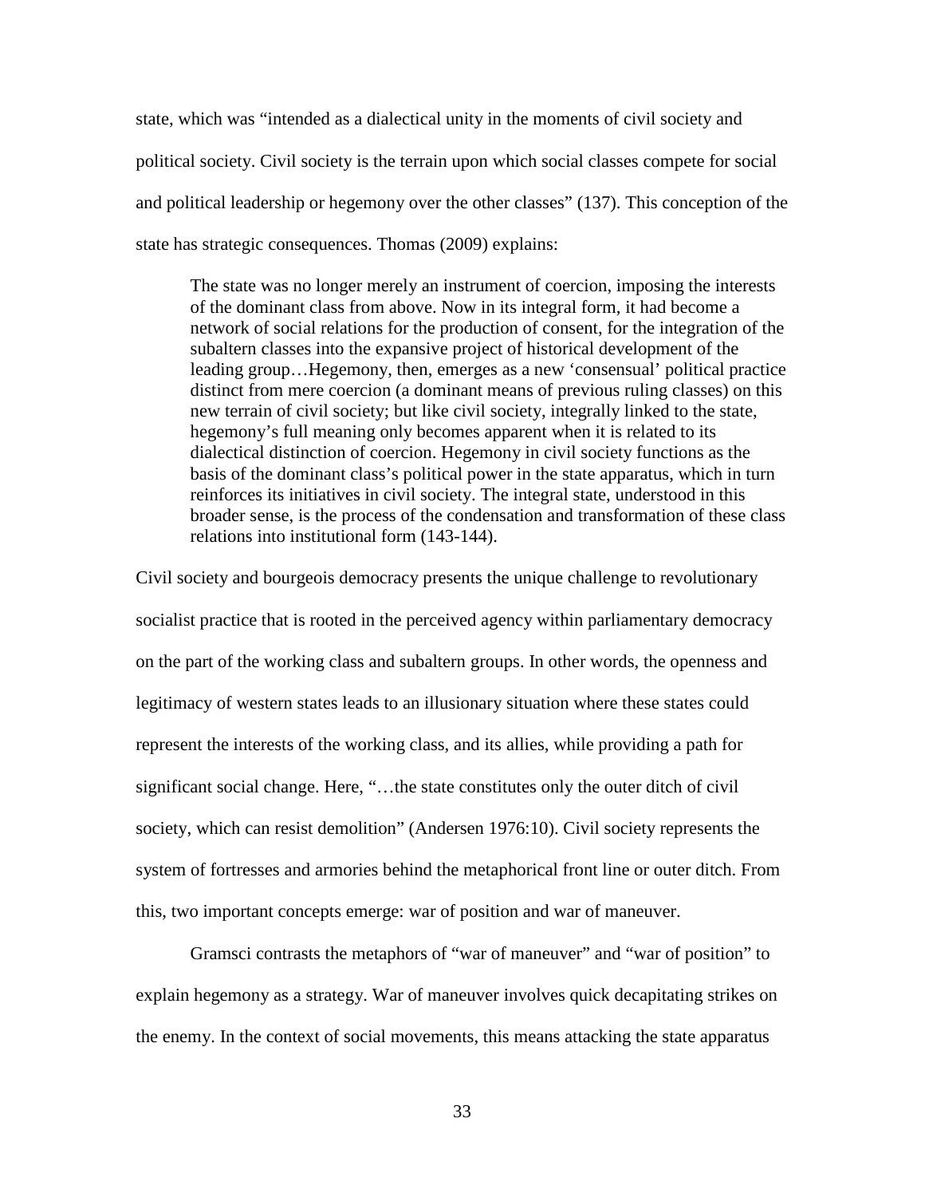state, which was "intended as a dialectical unity in the moments of civil society and political society. Civil society is the terrain upon which social classes compete for social and political leadership or hegemony over the other classes" (137). This conception of the state has strategic consequences. Thomas (2009) explains:

> The state was no longer merely an instrument of coercion, imposing the interests of the dominant class from above. Now in its integral form, it had become a network of social relations for the production of consent, for the integration of the subaltern classes into the expansive project of historical development of the leading group…Hegemony, then, emerges as a new 'consensual' political practice distinct from mere coercion (a dominant means of previous ruling classes) on this new terrain of civil society; but like civil society, integrally linked to the state, hegemony's full meaning only becomes apparent when it is related to its dialectical distinction of coercion. Hegemony in civil society functions as the basis of the dominant class's political power in the state apparatus, which in turn reinforces its initiatives in civil society. The integral state, understood in this broader sense, is the process of the condensation and transformation of these class relations into institutional form (143-144).

Civil society and bourgeois democracy presents the unique challenge to revolutionary socialist practice that is rooted in the perceived agency within parliamentary democracy on the part of the working class and subaltern groups. In other words, the openness and legitimacy of western states leads to an illusionary situation where these states could represent the interests of the working class, and its allies, while providing a path for significant social change. Here, "…the state constitutes only the outer ditch of civil society, which can resist demolition" (Andersen 1976:10). Civil society represents the system of fortresses and armories behind the metaphorical front line or outer ditch. From this, two important concepts emerge: war of position and war of maneuver.

Gramsci contrasts the metaphors of "war of maneuver" and "war of position" to explain hegemony as a strategy. War of maneuver involves quick decapitating strikes on the enemy. In the context of social movements, this means attacking the state apparatus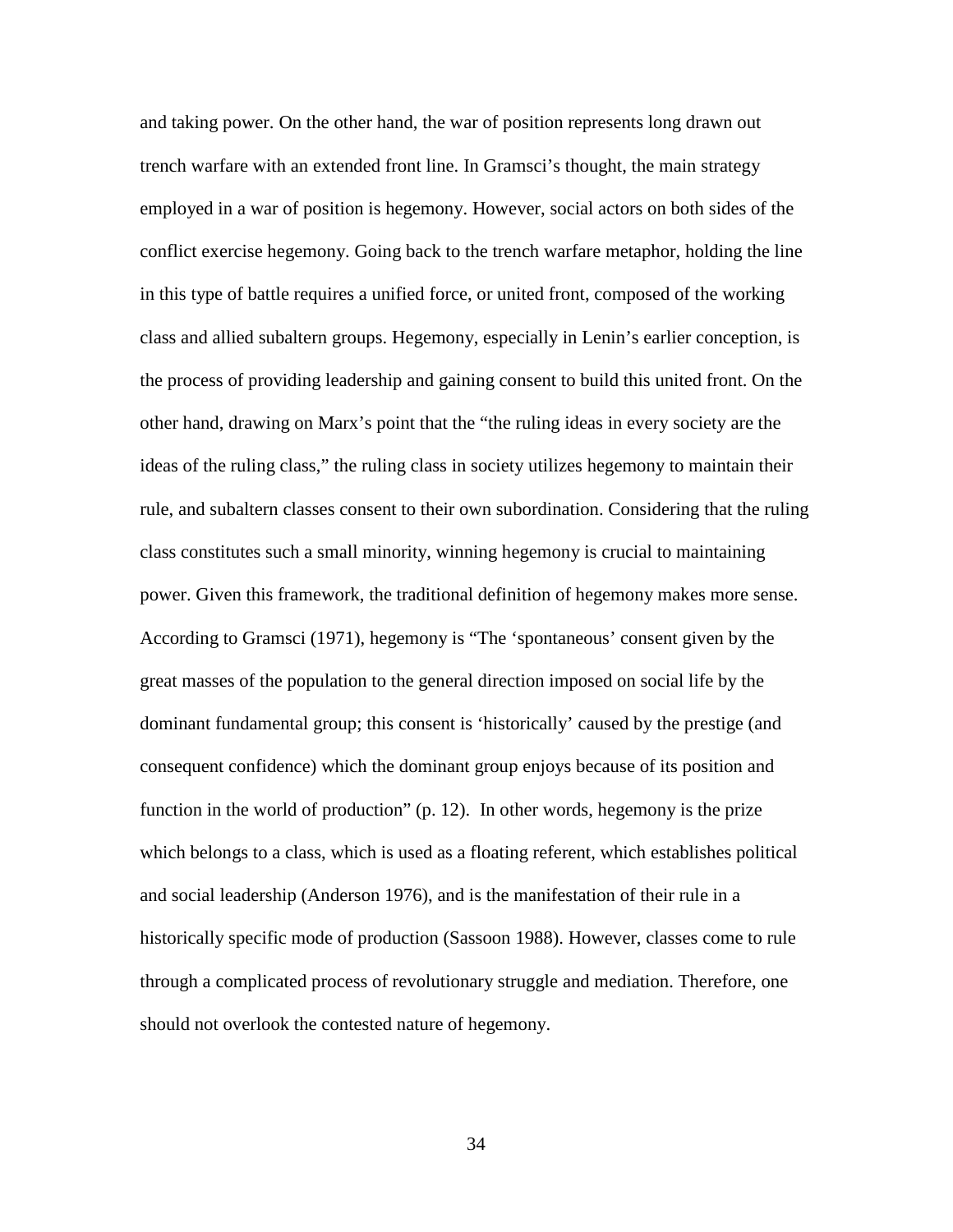and taking power. On the other hand, the war of position represents long drawn out trench warfare with an extended front line. In Gramsci's thought, the main strategy employed in a war of position is hegemony. However, social actors on both sides of the conflict exercise hegemony. Going back to the trench warfare metaphor, holding the line in this type of battle requires a unified force, or united front, composed of the working class and allied subaltern groups. Hegemony, especially in Lenin's earlier conception, is the process of providing leadership and gaining consent to build this united front. On the other hand, drawing on Marx's point that the "the ruling ideas in every society are the ideas of the ruling class," the ruling class in society utilizes hegemony to maintain their rule, and subaltern classes consent to their own subordination. Considering that the ruling class constitutes such a small minority, winning hegemony is crucial to maintaining power. Given this framework, the traditional definition of hegemony makes more sense. According to Gramsci (1971), hegemony is "The 'spontaneous' consent given by the great masses of the population to the general direction imposed on social life by the dominant fundamental group; this consent is 'historically' caused by the prestige (and consequent confidence) which the dominant group enjoys because of its position and function in the world of production" (p. 12). In other words, hegemony is the prize which belongs to a class, which is used as a floating referent, which establishes political and social leadership (Anderson 1976), and is the manifestation of their rule in a historically specific mode of production (Sassoon 1988). However, classes come to rule through a complicated process of revolutionary struggle and mediation. Therefore, one should not overlook the contested nature of hegemony.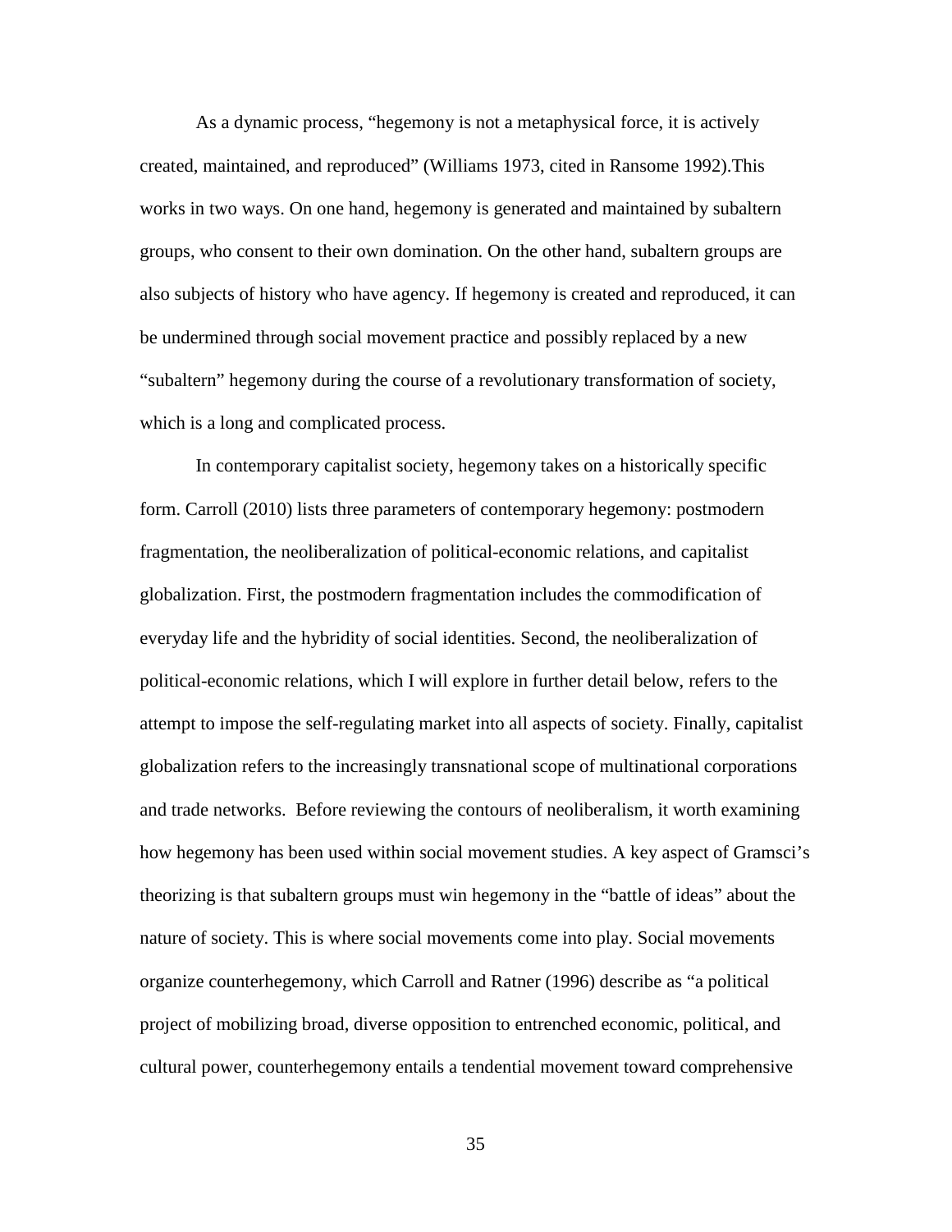As a dynamic process, "hegemony is not a metaphysical force, it is actively created, maintained, and reproduced" (Williams 1973, cited in Ransome 1992).This works in two ways. On one hand, hegemony is generated and maintained by subaltern groups, who consent to their own domination. On the other hand, subaltern groups are also subjects of history who have agency. If hegemony is created and reproduced, it can be undermined through social movement practice and possibly replaced by a new "subaltern" hegemony during the course of a revolutionary transformation of society, which is a long and complicated process.

In contemporary capitalist society, hegemony takes on a historically specific form. Carroll (2010) lists three parameters of contemporary hegemony: postmodern fragmentation, the neoliberalization of political-economic relations, and capitalist globalization. First, the postmodern fragmentation includes the commodification of everyday life and the hybridity of social identities. Second, the neoliberalization of political-economic relations, which I will explore in further detail below, refers to the attempt to impose the self-regulating market into all aspects of society. Finally, capitalist globalization refers to the increasingly transnational scope of multinational corporations and trade networks. Before reviewing the contours of neoliberalism, it worth examining how hegemony has been used within social movement studies. A key aspect of Gramsci's theorizing is that subaltern groups must win hegemony in the "battle of ideas" about the nature of society. This is where social movements come into play. Social movements organize counterhegemony, which Carroll and Ratner (1996) describe as "a political project of mobilizing broad, diverse opposition to entrenched economic, political, and cultural power, counterhegemony entails a tendential movement toward comprehensive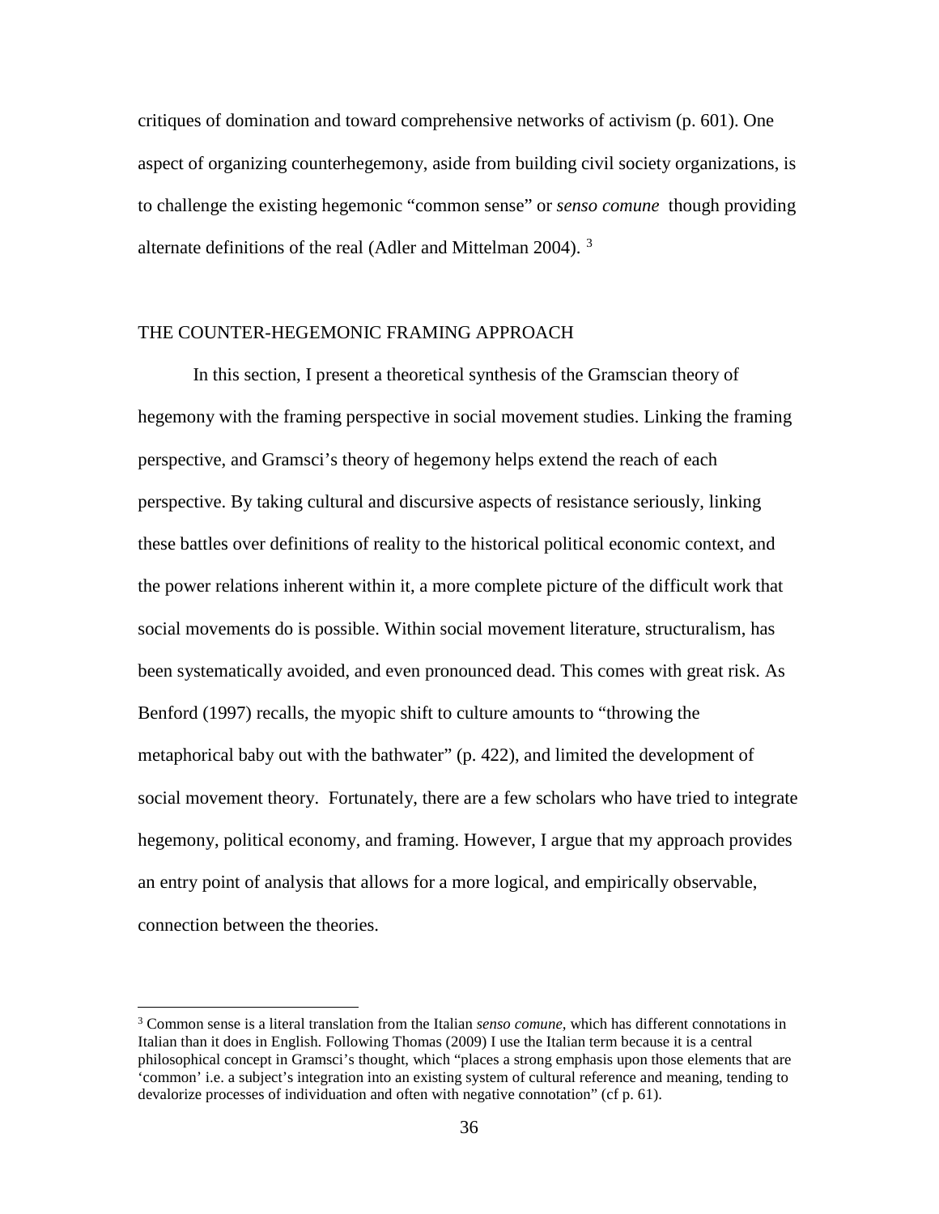critiques of domination and toward comprehensive networks of activism (p. 601). One aspect of organizing counterhegemony, aside from building civil society organizations, is to challenge the existing hegemonic "common sense" or *senso comune* though providing alternate definitions of the real (Adler and Mittelman 2004). [3]

## THE COUNTER-HEGEMONIC FRAMING APPROACH

In this section, I present a theoretical synthesis of the Gramscian theory of hegemony with the framing perspective in social movement studies. Linking the framing perspective, and Gramsci's theory of hegemony helps extend the reach of each perspective. By taking cultural and discursive aspects of resistance seriously, linking these battles over definitions of reality to the historical political economic context, and the power relations inherent within it, a more complete picture of the difficult work that social movements do is possible. Within social movement literature, structuralism, has been systematically avoided, and even pronounced dead. This comes with great risk. As Benford (1997) recalls, the myopic shift to culture amounts to "throwing the metaphorical baby out with the bathwater" (p. 422), and limited the development of social movement theory. Fortunately, there are a few scholars who have tried to integrate hegemony, political economy, and framing. However, I argue that my approach provides an entry point of analysis that allows for a more logical, and empirically observable, connection between the theories.

---

[3] Common sense is a literal translation from the Italian *senso comune,* which has different connotations in Italian than it does in English. Following Thomas (2009) I use the Italian term because it is a central philosophical concept in Gramsci's thought, which "places a strong emphasis upon those elements that are 'common' i.e. a subject's integration into an existing system of cultural reference and meaning, tending to devalorize processes of individuation and often with negative connotation" (cf p. 61).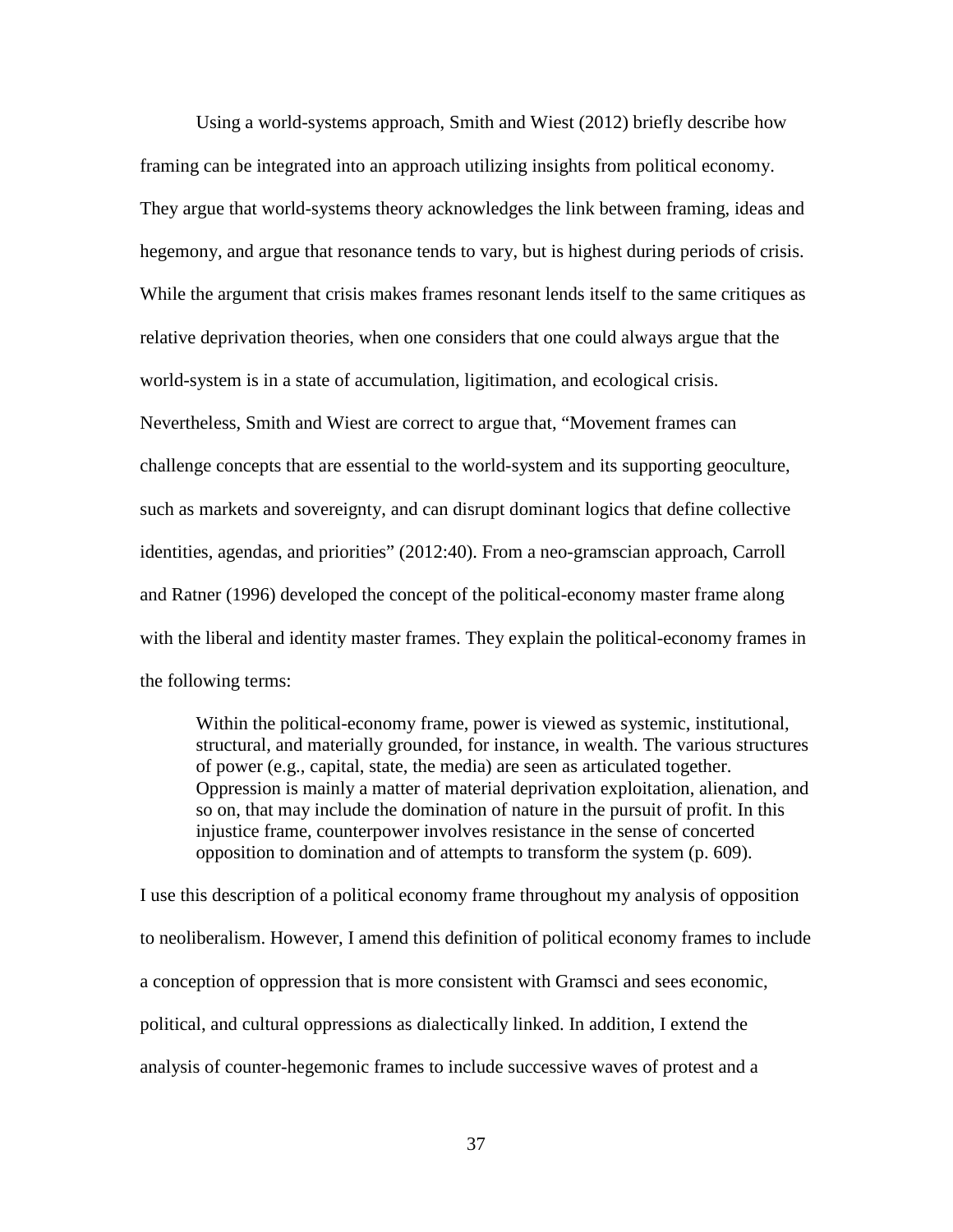Using a world-systems approach, Smith and Wiest (2012) briefly describe how framing can be integrated into an approach utilizing insights from political economy. They argue that world-systems theory acknowledges the link between framing, ideas and hegemony, and argue that resonance tends to vary, but is highest during periods of crisis. While the argument that crisis makes frames resonant lends itself to the same critiques as relative deprivation theories, when one considers that one could always argue that the world-system is in a state of accumulation, ligitimation, and ecological crisis. Nevertheless, Smith and Wiest are correct to argue that, "Movement frames can challenge concepts that are essential to the world-system and its supporting geoculture, such as markets and sovereignty, and can disrupt dominant logics that define collective identities, agendas, and priorities" (2012:40). From a neo-gramscian approach, Carroll and Ratner (1996) developed the concept of the political-economy master frame along with the liberal and identity master frames. They explain the political-economy frames in the following terms:

> Within the political-economy frame, power is viewed as systemic, institutional, structural, and materially grounded, for instance, in wealth. The various structures of power (e.g., capital, state, the media) are seen as articulated together. Oppression is mainly a matter of material deprivation exploitation, alienation, and so on, that may include the domination of nature in the pursuit of profit. In this injustice frame, counterpower involves resistance in the sense of concerted opposition to domination and of attempts to transform the system (p. 609).

I use this description of a political economy frame throughout my analysis of opposition to neoliberalism. However, I amend this definition of political economy frames to include a conception of oppression that is more consistent with Gramsci and sees economic, political, and cultural oppressions as dialectically linked. In addition, I extend the analysis of counter-hegemonic frames to include successive waves of protest and a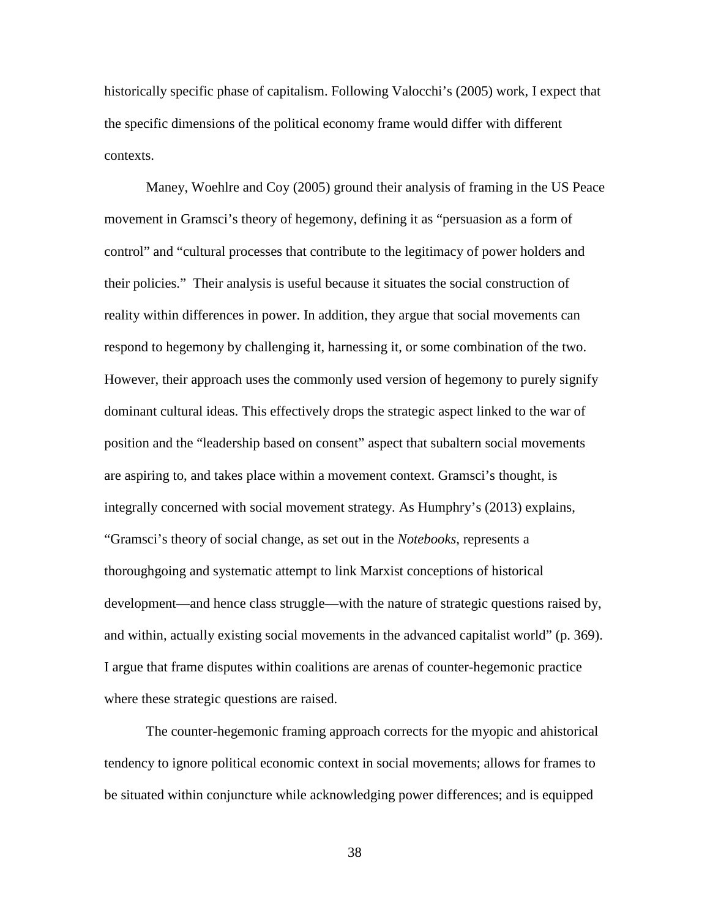historically specific phase of capitalism. Following Valocchi's (2005) work, I expect that the specific dimensions of the political economy frame would differ with different contexts.

Maney, Woehlre and Coy (2005) ground their analysis of framing in the US Peace movement in Gramsci's theory of hegemony, defining it as "persuasion as a form of control" and "cultural processes that contribute to the legitimacy of power holders and their policies." Their analysis is useful because it situates the social construction of reality within differences in power. In addition, they argue that social movements can respond to hegemony by challenging it, harnessing it, or some combination of the two. However, their approach uses the commonly used version of hegemony to purely signify dominant cultural ideas. This effectively drops the strategic aspect linked to the war of position and the "leadership based on consent" aspect that subaltern social movements are aspiring to, and takes place within a movement context. Gramsci's thought, is integrally concerned with social movement strategy. As Humphry's (2013) explains, "Gramsci's theory of social change, as set out in the *Notebooks*, represents a thoroughgoing and systematic attempt to link Marxist conceptions of historical development—and hence class struggle—with the nature of strategic questions raised by, and within, actually existing social movements in the advanced capitalist world" (p. 369). I argue that frame disputes within coalitions are arenas of counter-hegemonic practice where these strategic questions are raised.

The counter-hegemonic framing approach corrects for the myopic and ahistorical tendency to ignore political economic context in social movements; allows for frames to be situated within conjuncture while acknowledging power differences; and is equipped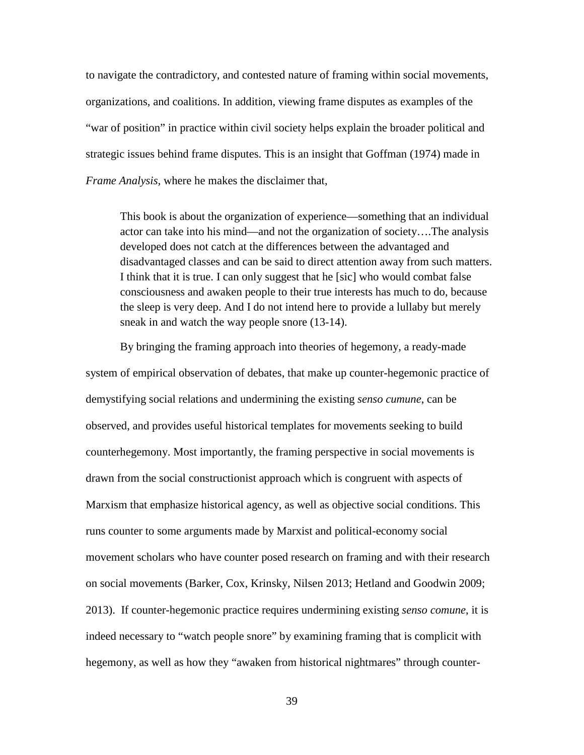to navigate the contradictory, and contested nature of framing within social movements, organizations, and coalitions. In addition, viewing frame disputes as examples of the "war of position" in practice within civil society helps explain the broader political and strategic issues behind frame disputes. This is an insight that Goffman (1974) made in *Frame Analysis*, where he makes the disclaimer that,

> This book is about the organization of experience—something that an individual actor can take into his mind—and not the organization of society….The analysis developed does not catch at the differences between the advantaged and disadvantaged classes and can be said to direct attention away from such matters. I think that it is true. I can only suggest that he [sic] who would combat false consciousness and awaken people to their true interests has much to do, because the sleep is very deep. And I do not intend here to provide a lullaby but merely sneak in and watch the way people snore (13-14).

By bringing the framing approach into theories of hegemony, a ready-made system of empirical observation of debates, that make up counter-hegemonic practice of demystifying social relations and undermining the existing *senso cumune*, can be observed, and provides useful historical templates for movements seeking to build counterhegemony. Most importantly, the framing perspective in social movements is drawn from the social constructionist approach which is congruent with aspects of Marxism that emphasize historical agency, as well as objective social conditions. This runs counter to some arguments made by Marxist and political-economy social movement scholars who have counter posed research on framing and with their research on social movements (Barker, Cox, Krinsky, Nilsen 2013; Hetland and Goodwin 2009; 2013). If counter-hegemonic practice requires undermining existing *senso comune*, it is indeed necessary to "watch people snore" by examining framing that is complicit with hegemony, as well as how they "awaken from historical nightmares" through counter-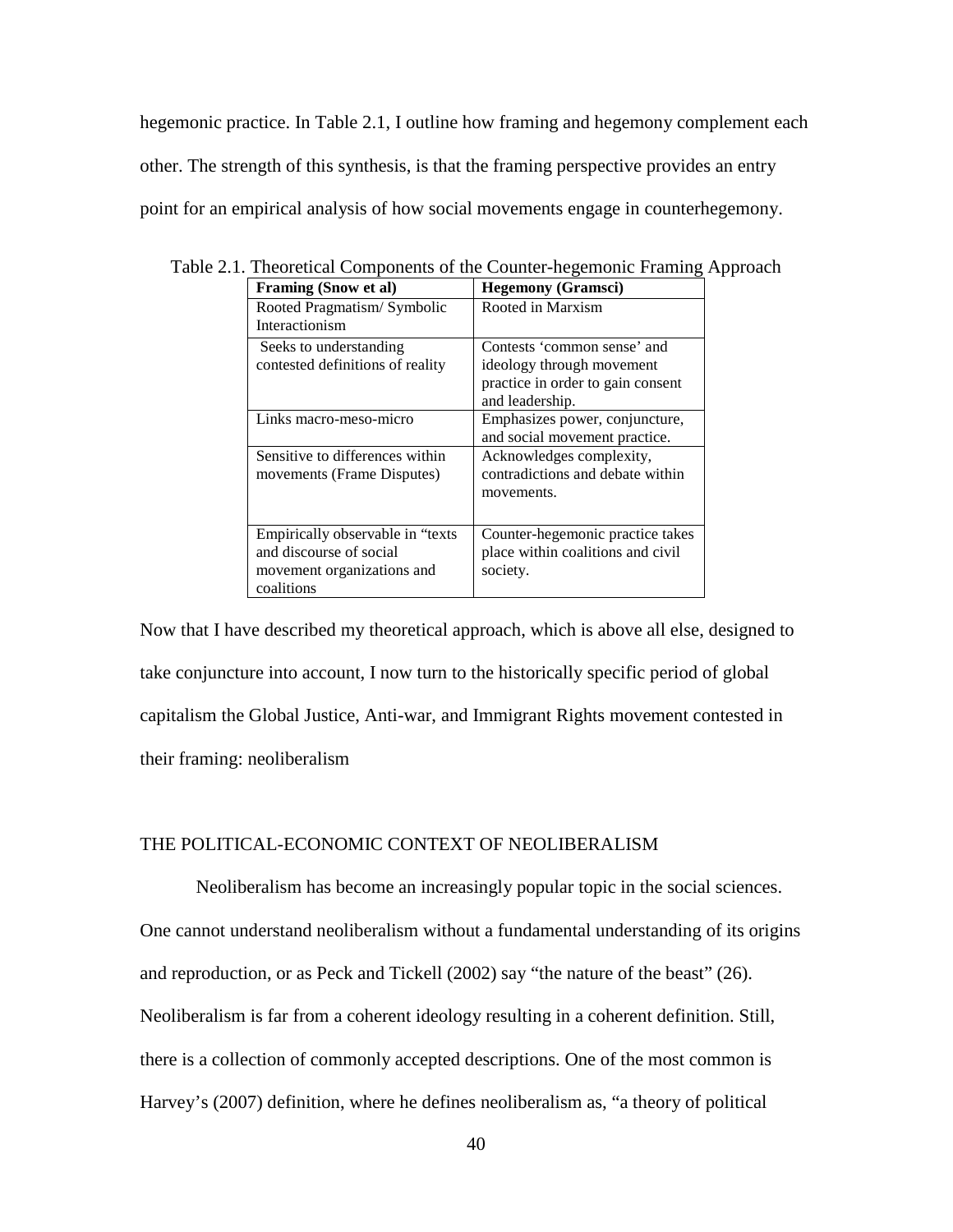hegemonic practice. In Table 2.1, I outline how framing and hegemony complement each other. The strength of this synthesis, is that the framing perspective provides an entry point for an empirical analysis of how social movements engage in counterhegemony.

Table 2.1. Theoretical Components of the Counter-hegemonic Framing Approach

| Framing (Snow et al) | Hegemony (Gramsci) |
|---|---|
| Rooted Pragmatism/ Symbolic Interactionism | Rooted in Marxism |
| Seeks to understanding contested definitions of reality | Contests 'common sense' and ideology through movement practice in order to gain consent and leadership. |
| Links macro-meso-micro | Emphasizes power, conjuncture, and social movement practice. |
| Sensitive to differences within movements (Frame Disputes) | Acknowledges complexity, contradictions and debate within movements. |
| Empirically observable in "texts and discourse of social movement organizations and coalitions | Counter-hegemonic practice takes place within coalitions and civil society. |

Now that I have described my theoretical approach, which is above all else, designed to take conjuncture into account, I now turn to the historically specific period of global capitalism the Global Justice, Anti-war, and Immigrant Rights movement contested in their framing: neoliberalism

## THE POLITICAL-ECONOMIC CONTEXT OF NEOLIBERALISM

Neoliberalism has become an increasingly popular topic in the social sciences. One cannot understand neoliberalism without a fundamental understanding of its origins and reproduction, or as Peck and Tickell (2002) say "the nature of the beast" (26). Neoliberalism is far from a coherent ideology resulting in a coherent definition. Still, there is a collection of commonly accepted descriptions. One of the most common is Harvey's (2007) definition, where he defines neoliberalism as, "a theory of political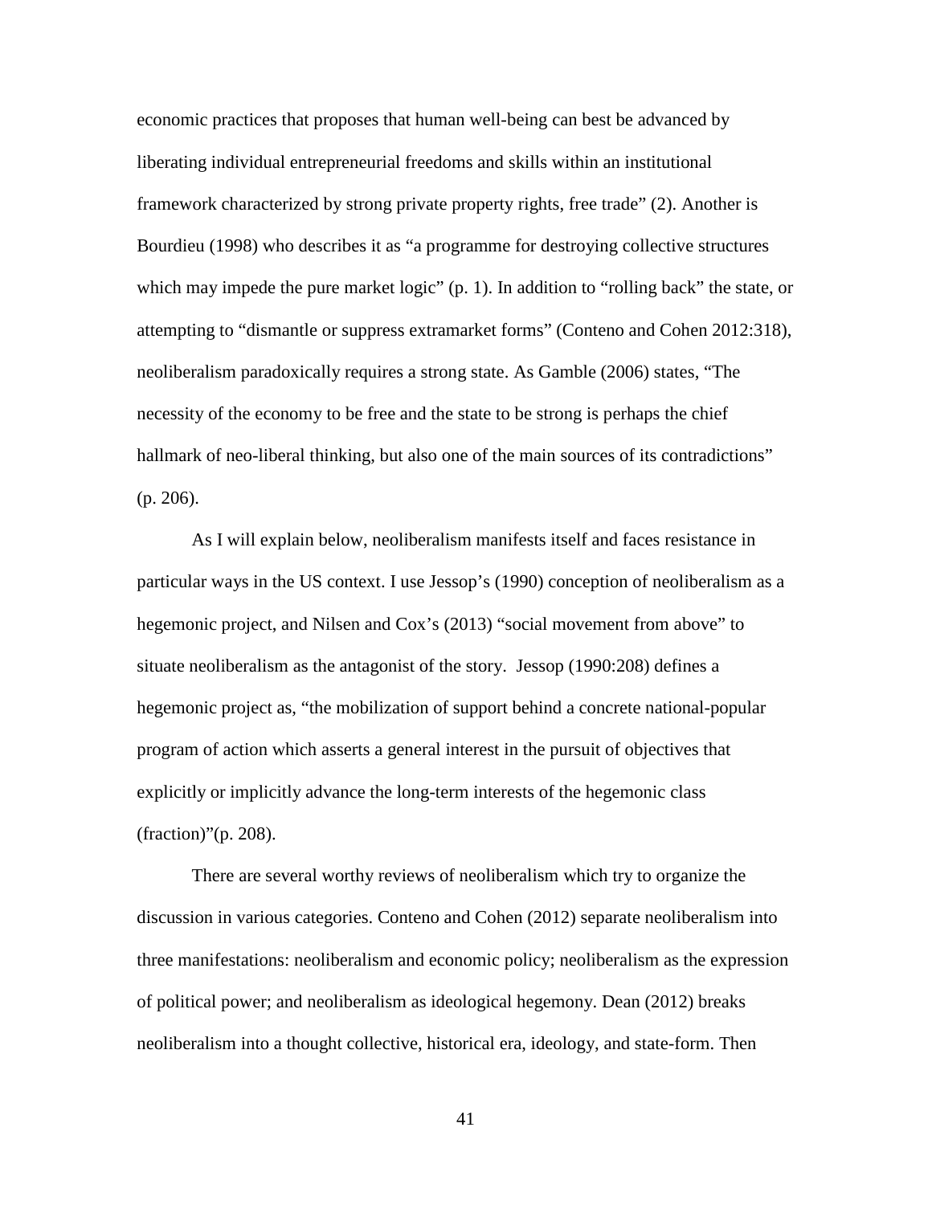economic practices that proposes that human well-being can best be advanced by liberating individual entrepreneurial freedoms and skills within an institutional framework characterized by strong private property rights, free trade" (2). Another is Bourdieu (1998) who describes it as "a programme for destroying collective structures which may impede the pure market logic" (p. 1). In addition to "rolling back" the state, or attempting to "dismantle or suppress extramarket forms" (Conteno and Cohen 2012:318), neoliberalism paradoxically requires a strong state. As Gamble (2006) states, "The necessity of the economy to be free and the state to be strong is perhaps the chief hallmark of neo-liberal thinking, but also one of the main sources of its contradictions" (p. 206).

As I will explain below, neoliberalism manifests itself and faces resistance in particular ways in the US context. I use Jessop's (1990) conception of neoliberalism as a hegemonic project, and Nilsen and Cox's (2013) "social movement from above" to situate neoliberalism as the antagonist of the story. Jessop (1990:208) defines a hegemonic project as, "the mobilization of support behind a concrete national-popular program of action which asserts a general interest in the pursuit of objectives that explicitly or implicitly advance the long-term interests of the hegemonic class (fraction)"(p. 208).

There are several worthy reviews of neoliberalism which try to organize the discussion in various categories. Conteno and Cohen (2012) separate neoliberalism into three manifestations: neoliberalism and economic policy; neoliberalism as the expression of political power; and neoliberalism as ideological hegemony. Dean (2012) breaks neoliberalism into a thought collective, historical era, ideology, and state-form. Then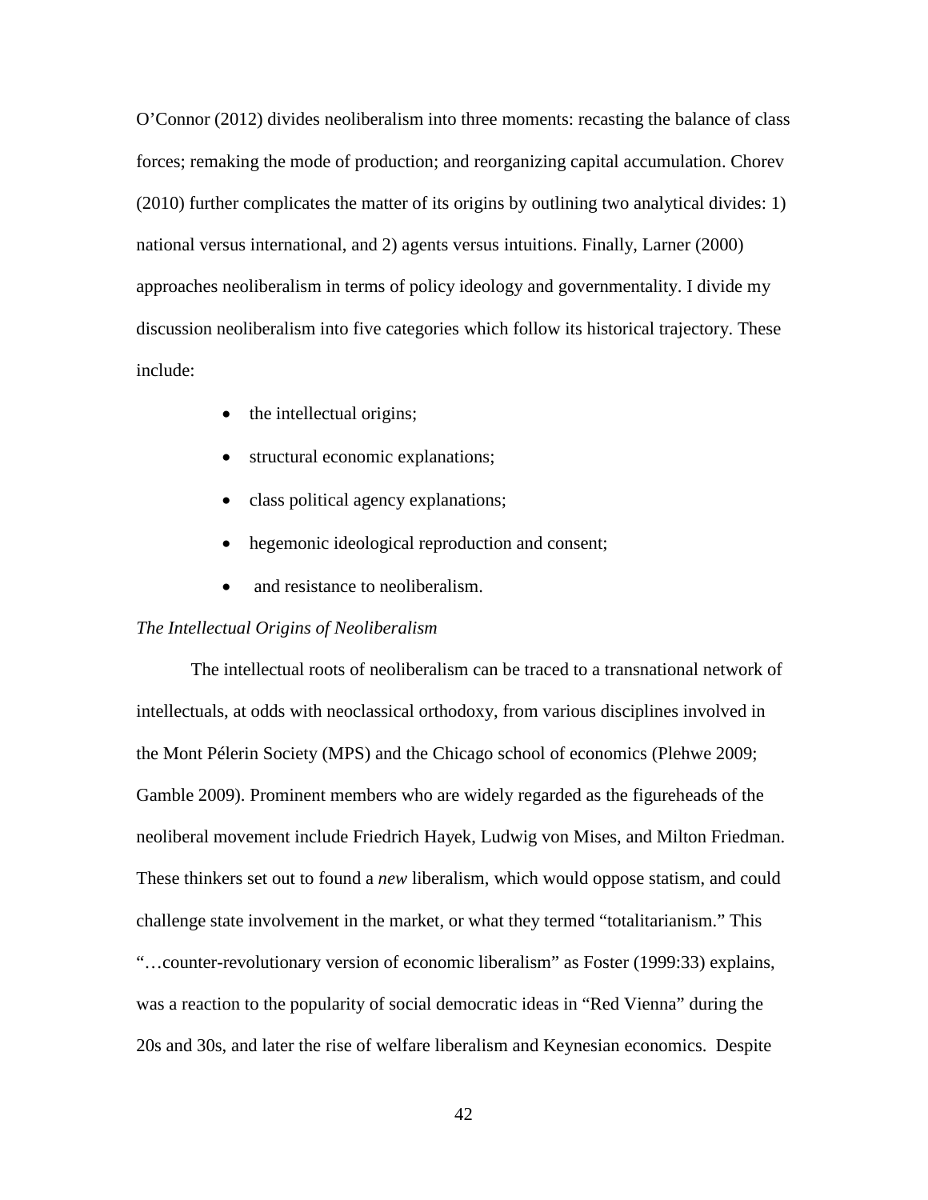O'Connor (2012) divides neoliberalism into three moments: recasting the balance of class forces; remaking the mode of production; and reorganizing capital accumulation. Chorev (2010) further complicates the matter of its origins by outlining two analytical divides: 1) national versus international, and 2) agents versus intuitions. Finally, Larner (2000) approaches neoliberalism in terms of policy ideology and governmentality. I divide my discussion neoliberalism into five categories which follow its historical trajectory. These include:

- the intellectual origins;
- structural economic explanations;
- class political agency explanations;
- hegemonic ideological reproduction and consent;
- and resistance to neoliberalism.

*The Intellectual Origins of Neoliberalism*

The intellectual roots of neoliberalism can be traced to a transnational network of intellectuals, at odds with neoclassical orthodoxy, from various disciplines involved in the Mont Pélerin Society (MPS) and the Chicago school of economics (Plehwe 2009; Gamble 2009). Prominent members who are widely regarded as the figureheads of the neoliberal movement include Friedrich Hayek, Ludwig von Mises, and Milton Friedman. These thinkers set out to found a *new* liberalism, which would oppose statism, and could challenge state involvement in the market, or what they termed "totalitarianism." This "…counter-revolutionary version of economic liberalism" as Foster (1999:33) explains, was a reaction to the popularity of social democratic ideas in "Red Vienna" during the 20s and 30s, and later the rise of welfare liberalism and Keynesian economics. Despite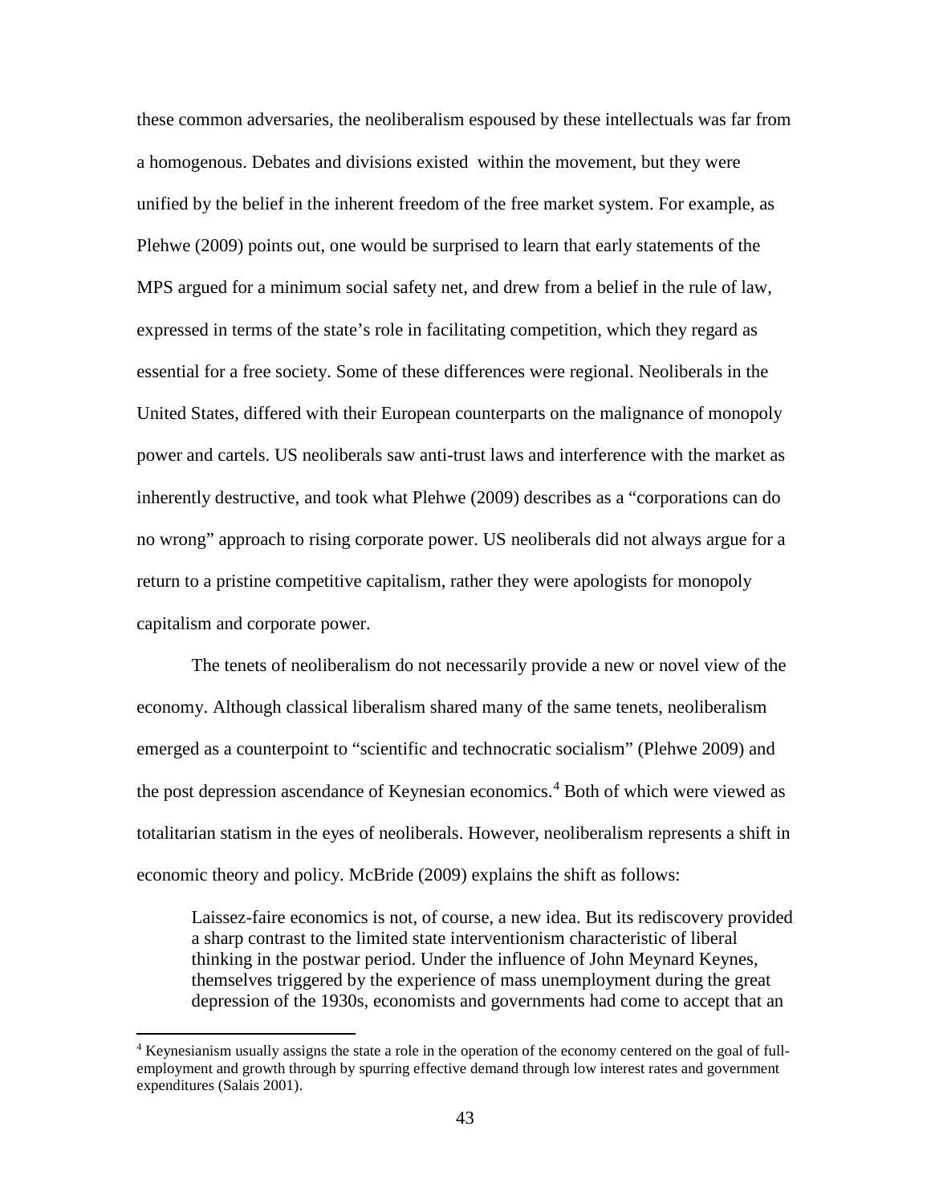these common adversaries, the neoliberalism espoused by these intellectuals was far from a homogenous. Debates and divisions existed within the movement, but they were unified by the belief in the inherent freedom of the free market system. For example, as Plehwe (2009) points out, one would be surprised to learn that early statements of the MPS argued for a minimum social safety net, and drew from a belief in the rule of law, expressed in terms of the state's role in facilitating competition, which they regard as essential for a free society. Some of these differences were regional. Neoliberals in the United States, differed with their European counterparts on the malignance of monopoly power and cartels. US neoliberals saw anti-trust laws and interference with the market as inherently destructive, and took what Plehwe (2009) describes as a "corporations can do no wrong" approach to rising corporate power. US neoliberals did not always argue for a return to a pristine competitive capitalism, rather they were apologists for monopoly capitalism and corporate power.

The tenets of neoliberalism do not necessarily provide a new or novel view of the economy. Although classical liberalism shared many of the same tenets, neoliberalism emerged as a counterpoint to "scientific and technocratic socialism" (Plehwe 2009) and the post depression ascendance of Keynesian economics.[4] Both of which were viewed as totalitarian statism in the eyes of neoliberals. However, neoliberalism represents a shift in economic theory and policy. McBride (2009) explains the shift as follows:

> Laissez-faire economics is not, of course, a new idea. But its rediscovery provided a sharp contrast to the limited state interventionism characteristic of liberal thinking in the postwar period. Under the influence of John Meynard Keynes, themselves triggered by the experience of mass unemployment during the great depression of the 1930s, economists and governments had come to accept that an

[4] Keynesianism usually assigns the state a role in the operation of the economy centered on the goal of full-employment and growth through by spurring effective demand through low interest rates and government expenditures (Salais 2001).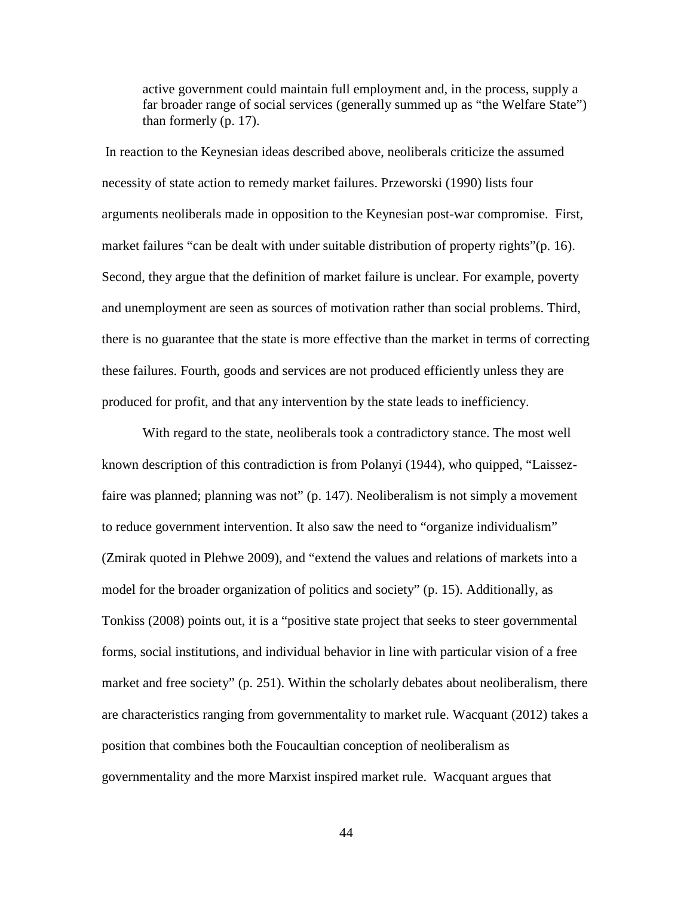> active government could maintain full employment and, in the process, supply a far broader range of social services (generally summed up as "the Welfare State") than formerly (p. 17).

In reaction to the Keynesian ideas described above, neoliberals criticize the assumed necessity of state action to remedy market failures. Przeworski (1990) lists four arguments neoliberals made in opposition to the Keynesian post-war compromise. First, market failures "can be dealt with under suitable distribution of property rights"(p. 16). Second, they argue that the definition of market failure is unclear. For example, poverty and unemployment are seen as sources of motivation rather than social problems. Third, there is no guarantee that the state is more effective than the market in terms of correcting these failures. Fourth, goods and services are not produced efficiently unless they are produced for profit, and that any intervention by the state leads to inefficiency.

With regard to the state, neoliberals took a contradictory stance. The most well known description of this contradiction is from Polanyi (1944), who quipped, "Laissez-faire was planned; planning was not" (p. 147). Neoliberalism is not simply a movement to reduce government intervention. It also saw the need to "organize individualism" (Zmirak quoted in Plehwe 2009), and "extend the values and relations of markets into a model for the broader organization of politics and society" (p. 15). Additionally, as Tonkiss (2008) points out, it is a "positive state project that seeks to steer governmental forms, social institutions, and individual behavior in line with particular vision of a free market and free society" (p. 251). Within the scholarly debates about neoliberalism, there are characteristics ranging from governmentality to market rule. Wacquant (2012) takes a position that combines both the Foucaultian conception of neoliberalism as governmentality and the more Marxist inspired market rule. Wacquant argues that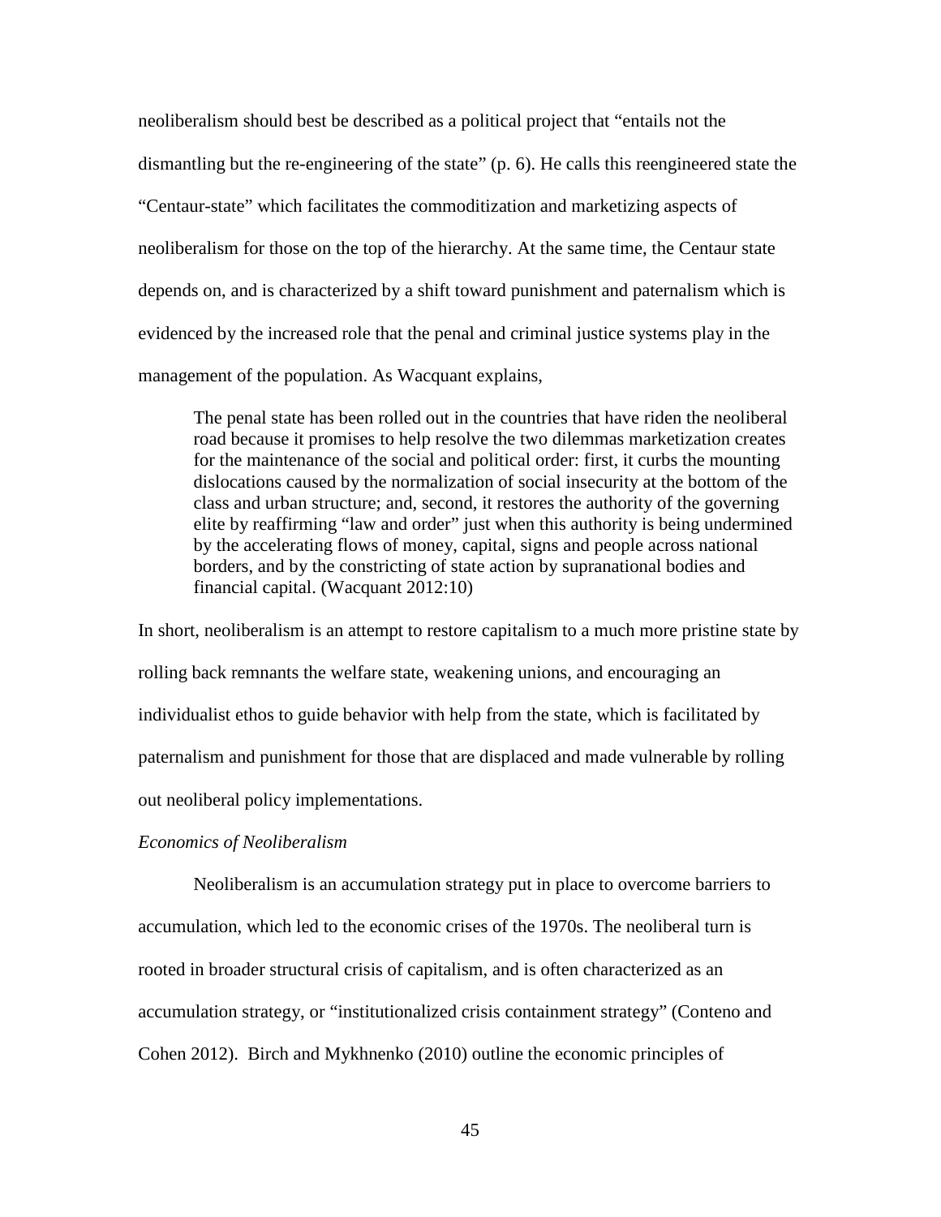neoliberalism should best be described as a political project that "entails not the dismantling but the re-engineering of the state" (p. 6). He calls this reengineered state the "Centaur-state" which facilitates the commoditization and marketizing aspects of neoliberalism for those on the top of the hierarchy. At the same time, the Centaur state depends on, and is characterized by a shift toward punishment and paternalism which is evidenced by the increased role that the penal and criminal justice systems play in the management of the population. As Wacquant explains,

> The penal state has been rolled out in the countries that have riden the neoliberal road because it promises to help resolve the two dilemmas marketization creates for the maintenance of the social and political order: first, it curbs the mounting dislocations caused by the normalization of social insecurity at the bottom of the class and urban structure; and, second, it restores the authority of the governing elite by reaffirming "law and order" just when this authority is being undermined by the accelerating flows of money, capital, signs and people across national borders, and by the constricting of state action by supranational bodies and financial capital. (Wacquant 2012:10)

In short, neoliberalism is an attempt to restore capitalism to a much more pristine state by rolling back remnants the welfare state, weakening unions, and encouraging an individualist ethos to guide behavior with help from the state, which is facilitated by paternalism and punishment for those that are displaced and made vulnerable by rolling out neoliberal policy implementations.

*Economics of Neoliberalism*

Neoliberalism is an accumulation strategy put in place to overcome barriers to accumulation, which led to the economic crises of the 1970s. The neoliberal turn is rooted in broader structural crisis of capitalism, and is often characterized as an accumulation strategy, or "institutionalized crisis containment strategy" (Conteno and Cohen 2012). Birch and Mykhnenko (2010) outline the economic principles of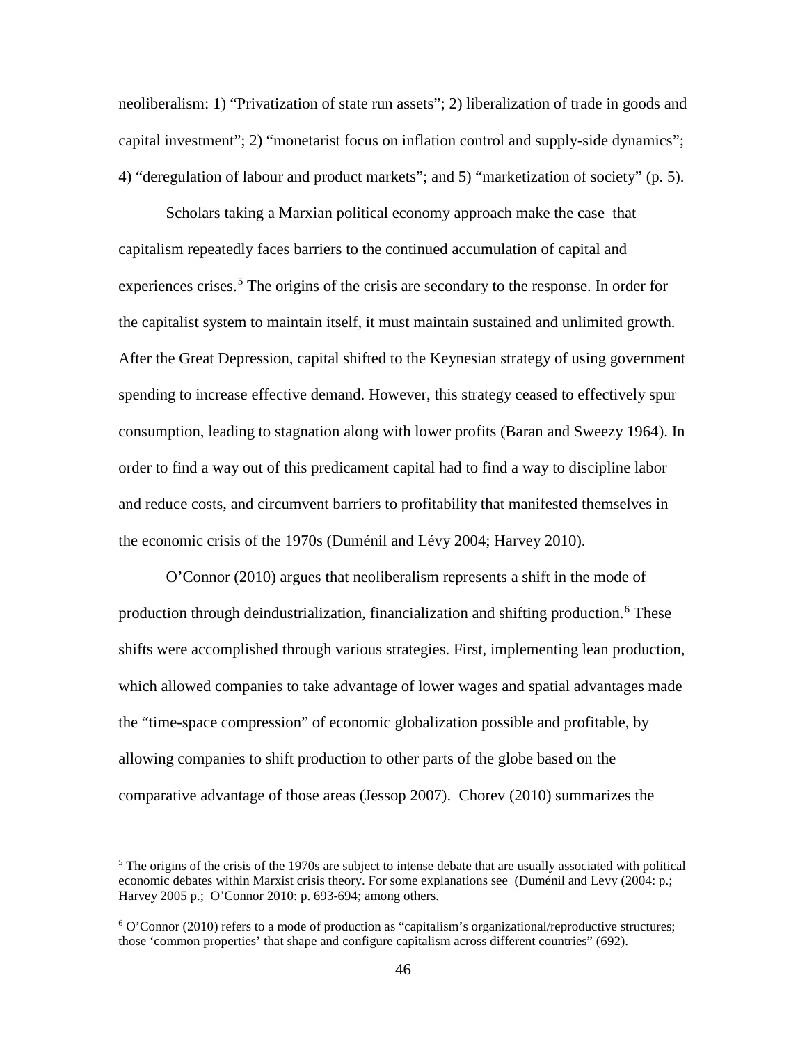neoliberalism: 1) "Privatization of state run assets"; 2) liberalization of trade in goods and capital investment"; 2) "monetarist focus on inflation control and supply-side dynamics"; 4) "deregulation of labour and product markets"; and 5) "marketization of society" (p. 5).

Scholars taking a Marxian political economy approach make the case that capitalism repeatedly faces barriers to the continued accumulation of capital and experiences crises.[5] The origins of the crisis are secondary to the response. In order for the capitalist system to maintain itself, it must maintain sustained and unlimited growth. After the Great Depression, capital shifted to the Keynesian strategy of using government spending to increase effective demand. However, this strategy ceased to effectively spur consumption, leading to stagnation along with lower profits (Baran and Sweezy 1964). In order to find a way out of this predicament capital had to find a way to discipline labor and reduce costs, and circumvent barriers to profitability that manifested themselves in the economic crisis of the 1970s (Duménil and Lévy 2004; Harvey 2010).

O'Connor (2010) argues that neoliberalism represents a shift in the mode of production through deindustrialization, financialization and shifting production.[6] These shifts were accomplished through various strategies. First, implementing lean production, which allowed companies to take advantage of lower wages and spatial advantages made the "time-space compression" of economic globalization possible and profitable, by allowing companies to shift production to other parts of the globe based on the comparative advantage of those areas (Jessop 2007). Chorev (2010) summarizes the

---

[5] The origins of the crisis of the 1970s are subject to intense debate that are usually associated with political economic debates within Marxist crisis theory. For some explanations see (Duménil and Levy (2004: p.; Harvey 2005 p.; O'Connor 2010: p. 693-694; among others.

[6] O'Connor (2010) refers to a mode of production as "capitalism's organizational/reproductive structures; those 'common properties' that shape and configure capitalism across different countries" (692).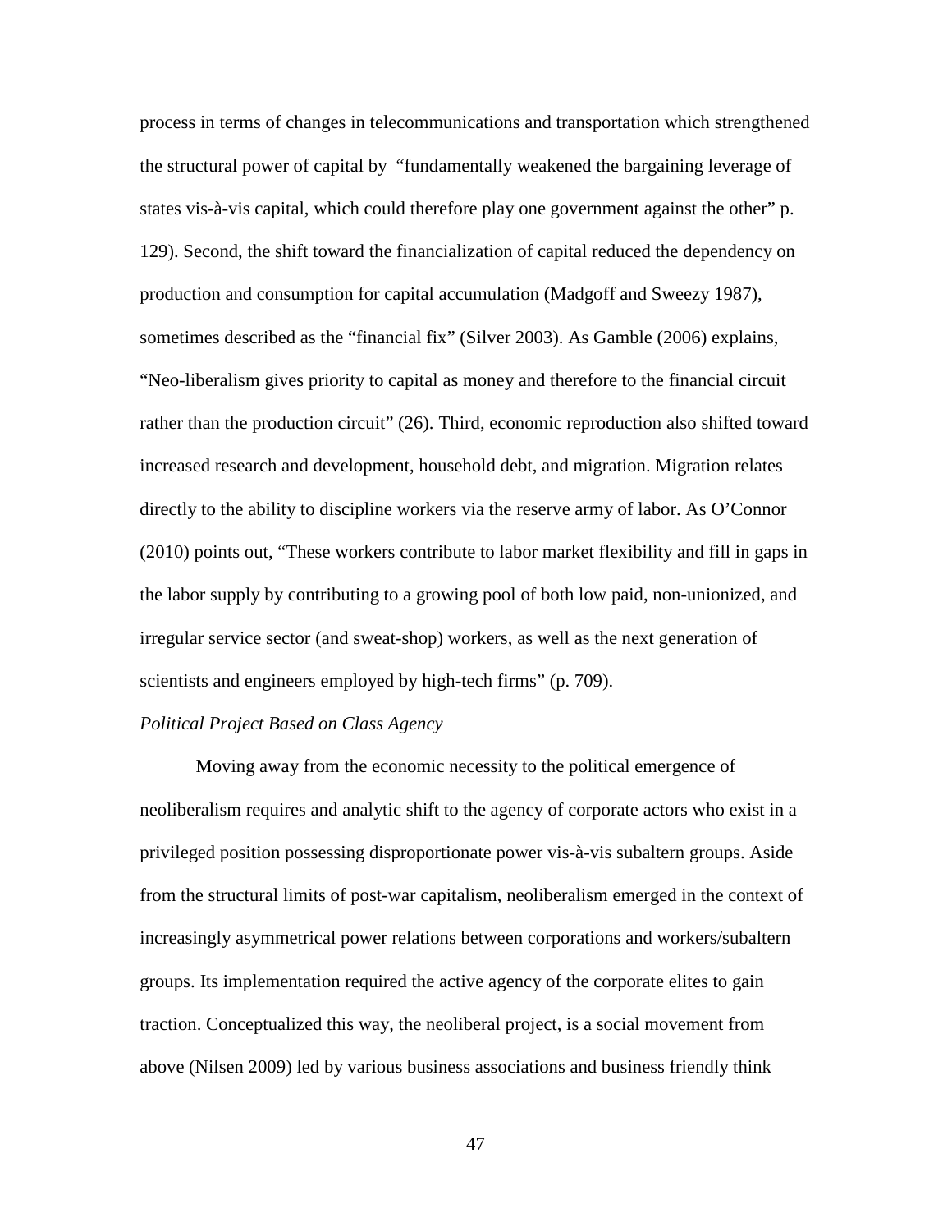process in terms of changes in telecommunications and transportation which strengthened the structural power of capital by "fundamentally weakened the bargaining leverage of states vis-à-vis capital, which could therefore play one government against the other" p. 129). Second, the shift toward the financialization of capital reduced the dependency on production and consumption for capital accumulation (Madgoff and Sweezy 1987), sometimes described as the "financial fix" (Silver 2003). As Gamble (2006) explains, "Neo-liberalism gives priority to capital as money and therefore to the financial circuit rather than the production circuit" (26). Third, economic reproduction also shifted toward increased research and development, household debt, and migration. Migration relates directly to the ability to discipline workers via the reserve army of labor. As O'Connor (2010) points out, "These workers contribute to labor market flexibility and fill in gaps in the labor supply by contributing to a growing pool of both low paid, non-unionized, and irregular service sector (and sweat-shop) workers, as well as the next generation of scientists and engineers employed by high-tech firms" (p. 709).

*Political Project Based on Class Agency*

Moving away from the economic necessity to the political emergence of neoliberalism requires and analytic shift to the agency of corporate actors who exist in a privileged position possessing disproportionate power vis-à-vis subaltern groups. Aside from the structural limits of post-war capitalism, neoliberalism emerged in the context of increasingly asymmetrical power relations between corporations and workers/subaltern groups. Its implementation required the active agency of the corporate elites to gain traction. Conceptualized this way, the neoliberal project, is a social movement from above (Nilsen 2009) led by various business associations and business friendly think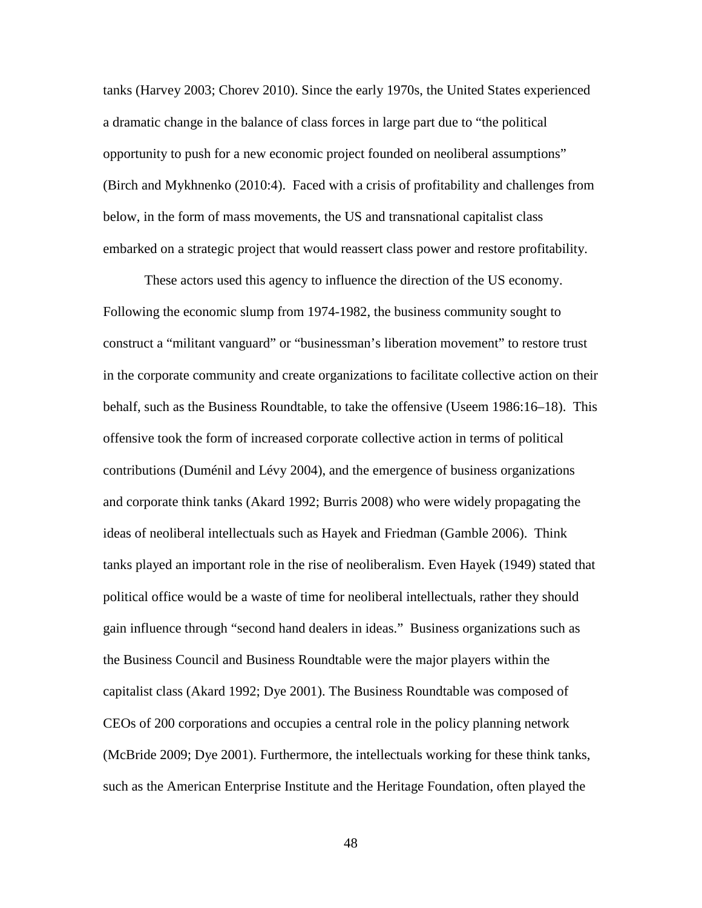tanks (Harvey 2003; Chorev 2010). Since the early 1970s, the United States experienced a dramatic change in the balance of class forces in large part due to "the political opportunity to push for a new economic project founded on neoliberal assumptions" (Birch and Mykhnenko (2010:4). Faced with a crisis of profitability and challenges from below, in the form of mass movements, the US and transnational capitalist class embarked on a strategic project that would reassert class power and restore profitability.

These actors used this agency to influence the direction of the US economy. Following the economic slump from 1974-1982, the business community sought to construct a "militant vanguard" or "businessman's liberation movement" to restore trust in the corporate community and create organizations to facilitate collective action on their behalf, such as the Business Roundtable, to take the offensive (Useem 1986:16–18). This offensive took the form of increased corporate collective action in terms of political contributions (Duménil and Lévy 2004), and the emergence of business organizations and corporate think tanks (Akard 1992; Burris 2008) who were widely propagating the ideas of neoliberal intellectuals such as Hayek and Friedman (Gamble 2006). Think tanks played an important role in the rise of neoliberalism. Even Hayek (1949) stated that political office would be a waste of time for neoliberal intellectuals, rather they should gain influence through "second hand dealers in ideas." Business organizations such as the Business Council and Business Roundtable were the major players within the capitalist class (Akard 1992; Dye 2001). The Business Roundtable was composed of CEOs of 200 corporations and occupies a central role in the policy planning network (McBride 2009; Dye 2001). Furthermore, the intellectuals working for these think tanks, such as the American Enterprise Institute and the Heritage Foundation, often played the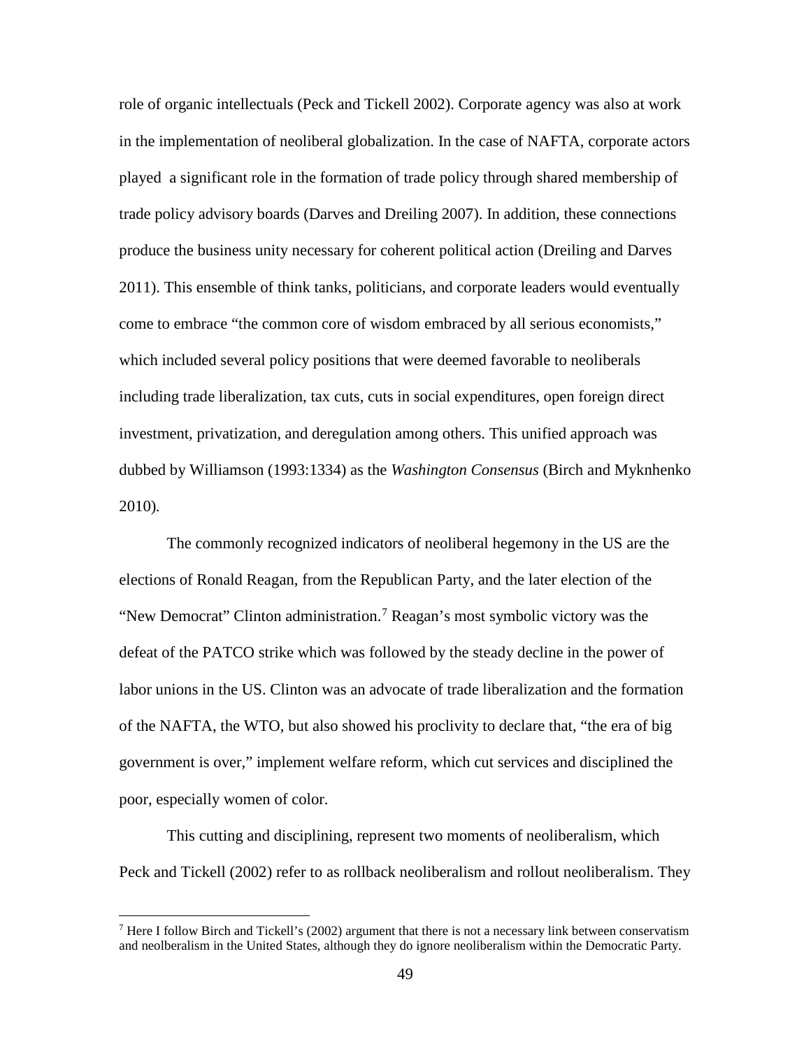role of organic intellectuals (Peck and Tickell 2002). Corporate agency was also at work in the implementation of neoliberal globalization. In the case of NAFTA, corporate actors played a significant role in the formation of trade policy through shared membership of trade policy advisory boards (Darves and Dreiling 2007). In addition, these connections produce the business unity necessary for coherent political action (Dreiling and Darves 2011). This ensemble of think tanks, politicians, and corporate leaders would eventually come to embrace "the common core of wisdom embraced by all serious economists," which included several policy positions that were deemed favorable to neoliberals including trade liberalization, tax cuts, cuts in social expenditures, open foreign direct investment, privatization, and deregulation among others. This unified approach was dubbed by Williamson (1993:1334) as the *Washington Consensus* (Birch and Myknhenko 2010).

The commonly recognized indicators of neoliberal hegemony in the US are the elections of Ronald Reagan, from the Republican Party, and the later election of the "New Democrat" Clinton administration.[7] Reagan's most symbolic victory was the defeat of the PATCO strike which was followed by the steady decline in the power of labor unions in the US. Clinton was an advocate of trade liberalization and the formation of the NAFTA, the WTO, but also showed his proclivity to declare that, "the era of big government is over," implement welfare reform, which cut services and disciplined the poor, especially women of color.

This cutting and disciplining, represent two moments of neoliberalism, which Peck and Tickell (2002) refer to as rollback neoliberalism and rollout neoliberalism. They

[7] Here I follow Birch and Tickell's (2002) argument that there is not a necessary link between conservatism and neolberalism in the United States, although they do ignore neoliberalism within the Democratic Party.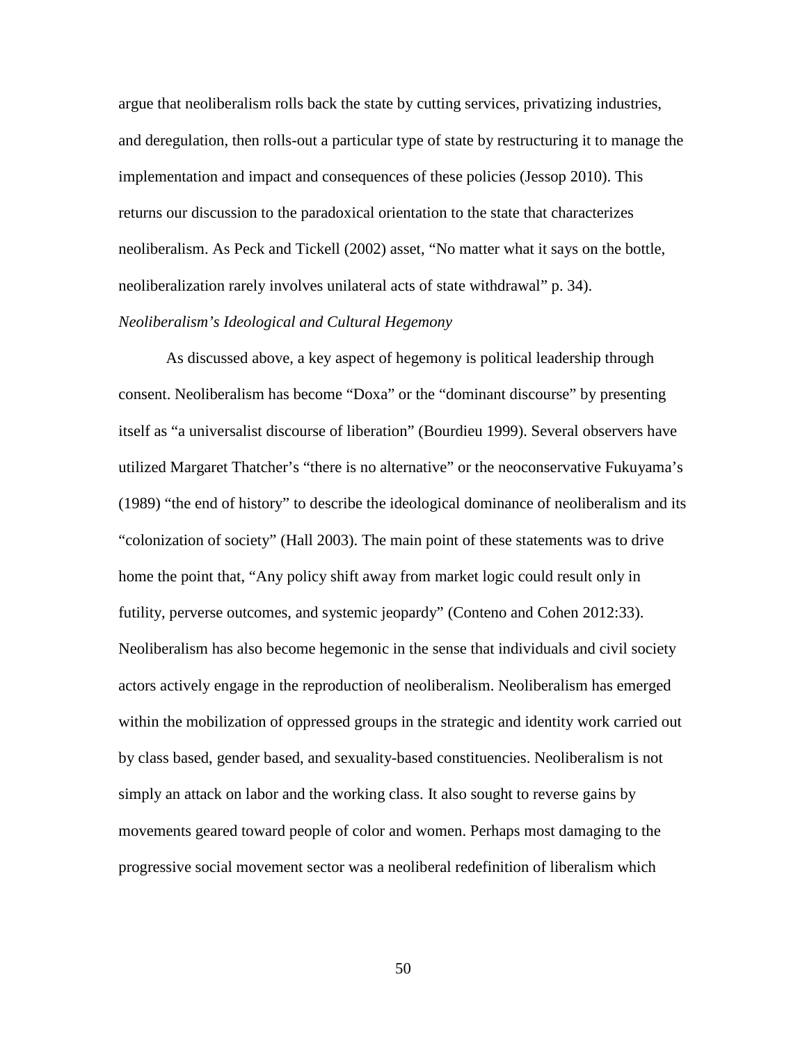argue that neoliberalism rolls back the state by cutting services, privatizing industries, and deregulation, then rolls-out a particular type of state by restructuring it to manage the implementation and impact and consequences of these policies (Jessop 2010). This returns our discussion to the paradoxical orientation to the state that characterizes neoliberalism. As Peck and Tickell (2002) asset, "No matter what it says on the bottle, neoliberalization rarely involves unilateral acts of state withdrawal" p. 34).

*Neoliberalism's Ideological and Cultural Hegemony*

As discussed above, a key aspect of hegemony is political leadership through consent. Neoliberalism has become "Doxa" or the "dominant discourse" by presenting itself as "a universalist discourse of liberation" (Bourdieu 1999). Several observers have utilized Margaret Thatcher's "there is no alternative" or the neoconservative Fukuyama's (1989) "the end of history" to describe the ideological dominance of neoliberalism and its "colonization of society" (Hall 2003). The main point of these statements was to drive home the point that, "Any policy shift away from market logic could result only in futility, perverse outcomes, and systemic jeopardy" (Conteno and Cohen 2012:33). Neoliberalism has also become hegemonic in the sense that individuals and civil society actors actively engage in the reproduction of neoliberalism. Neoliberalism has emerged within the mobilization of oppressed groups in the strategic and identity work carried out by class based, gender based, and sexuality-based constituencies. Neoliberalism is not simply an attack on labor and the working class. It also sought to reverse gains by movements geared toward people of color and women. Perhaps most damaging to the progressive social movement sector was a neoliberal redefinition of liberalism which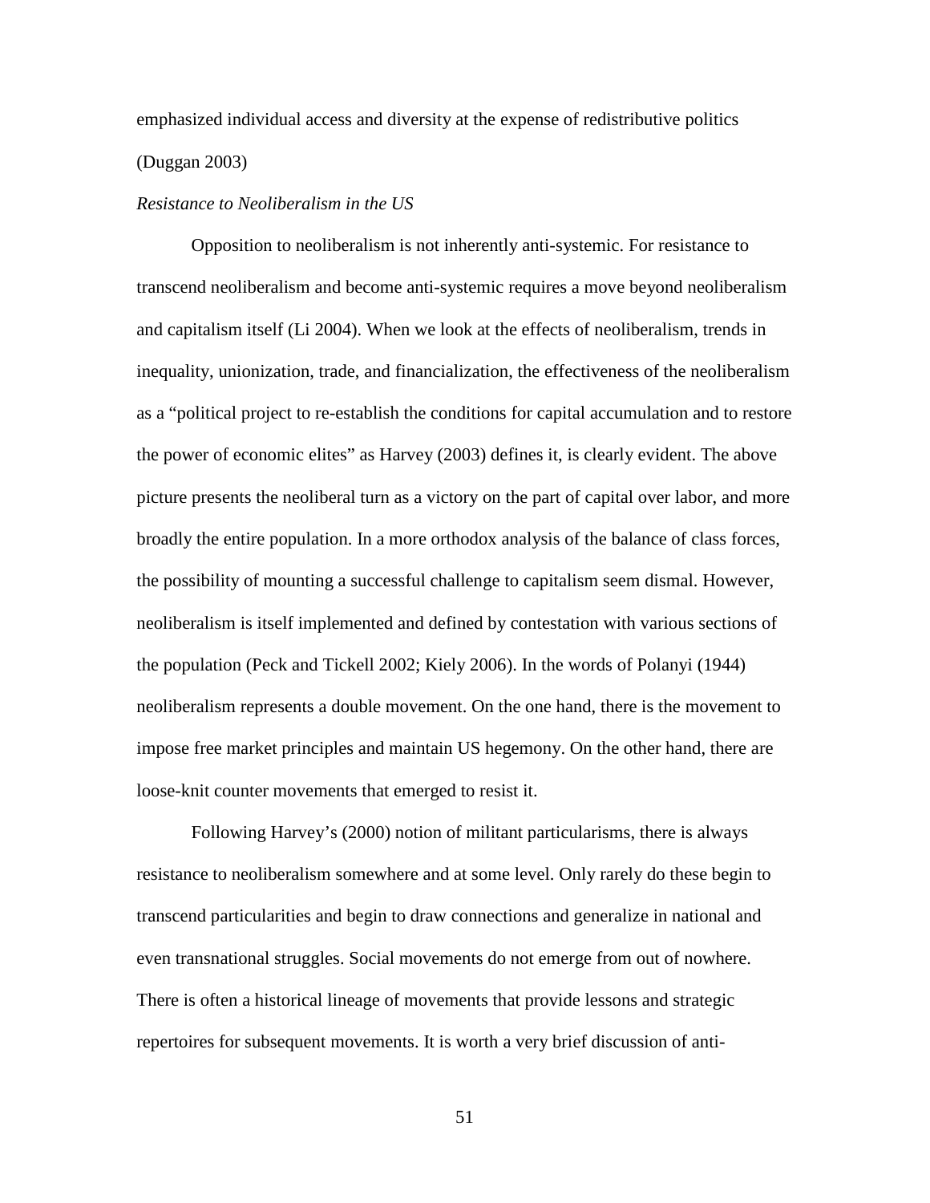emphasized individual access and diversity at the expense of redistributive politics (Duggan 2003)

*Resistance to Neoliberalism in the US*

Opposition to neoliberalism is not inherently anti-systemic. For resistance to transcend neoliberalism and become anti-systemic requires a move beyond neoliberalism and capitalism itself (Li 2004). When we look at the effects of neoliberalism, trends in inequality, unionization, trade, and financialization, the effectiveness of the neoliberalism as a "political project to re-establish the conditions for capital accumulation and to restore the power of economic elites" as Harvey (2003) defines it, is clearly evident. The above picture presents the neoliberal turn as a victory on the part of capital over labor, and more broadly the entire population. In a more orthodox analysis of the balance of class forces, the possibility of mounting a successful challenge to capitalism seem dismal. However, neoliberalism is itself implemented and defined by contestation with various sections of the population (Peck and Tickell 2002; Kiely 2006). In the words of Polanyi (1944) neoliberalism represents a double movement. On the one hand, there is the movement to impose free market principles and maintain US hegemony. On the other hand, there are loose-knit counter movements that emerged to resist it.

Following Harvey's (2000) notion of militant particularisms, there is always resistance to neoliberalism somewhere and at some level. Only rarely do these begin to transcend particularities and begin to draw connections and generalize in national and even transnational struggles. Social movements do not emerge from out of nowhere. There is often a historical lineage of movements that provide lessons and strategic repertoires for subsequent movements. It is worth a very brief discussion of anti-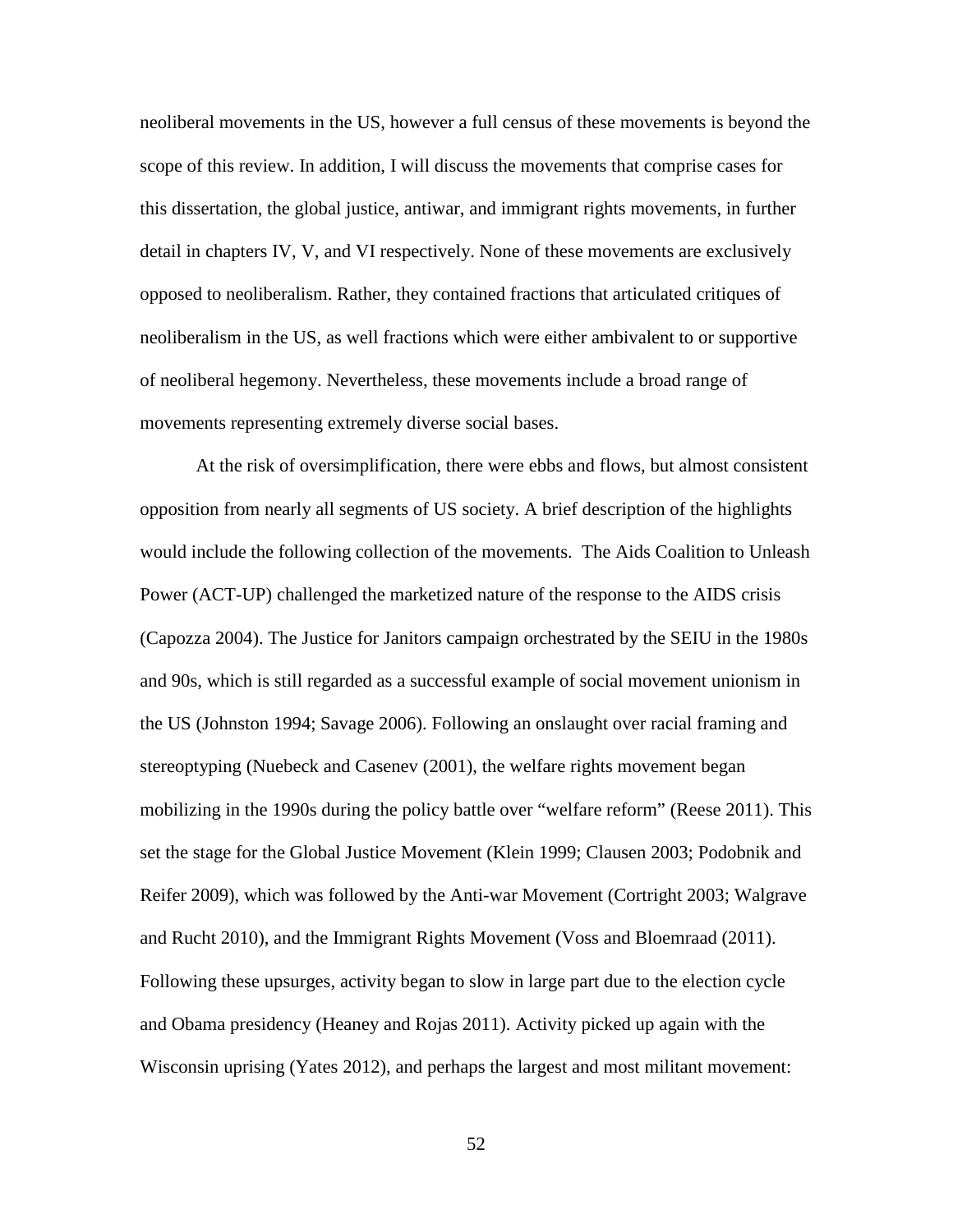neoliberal movements in the US, however a full census of these movements is beyond the scope of this review. In addition, I will discuss the movements that comprise cases for this dissertation, the global justice, antiwar, and immigrant rights movements, in further detail in chapters IV, V, and VI respectively. None of these movements are exclusively opposed to neoliberalism. Rather, they contained fractions that articulated critiques of neoliberalism in the US, as well fractions which were either ambivalent to or supportive of neoliberal hegemony. Nevertheless, these movements include a broad range of movements representing extremely diverse social bases.

At the risk of oversimplification, there were ebbs and flows, but almost consistent opposition from nearly all segments of US society. A brief description of the highlights would include the following collection of the movements. The Aids Coalition to Unleash Power (ACT-UP) challenged the marketized nature of the response to the AIDS crisis (Capozza 2004). The Justice for Janitors campaign orchestrated by the SEIU in the 1980s and 90s, which is still regarded as a successful example of social movement unionism in the US (Johnston 1994; Savage 2006). Following an onslaught over racial framing and stereoptyping (Nuebeck and Casenev (2001), the welfare rights movement began mobilizing in the 1990s during the policy battle over "welfare reform" (Reese 2011). This set the stage for the Global Justice Movement (Klein 1999; Clausen 2003; Podobnik and Reifer 2009), which was followed by the Anti-war Movement (Cortright 2003; Walgrave and Rucht 2010), and the Immigrant Rights Movement (Voss and Bloemraad (2011). Following these upsurges, activity began to slow in large part due to the election cycle and Obama presidency (Heaney and Rojas 2011). Activity picked up again with the Wisconsin uprising (Yates 2012), and perhaps the largest and most militant movement: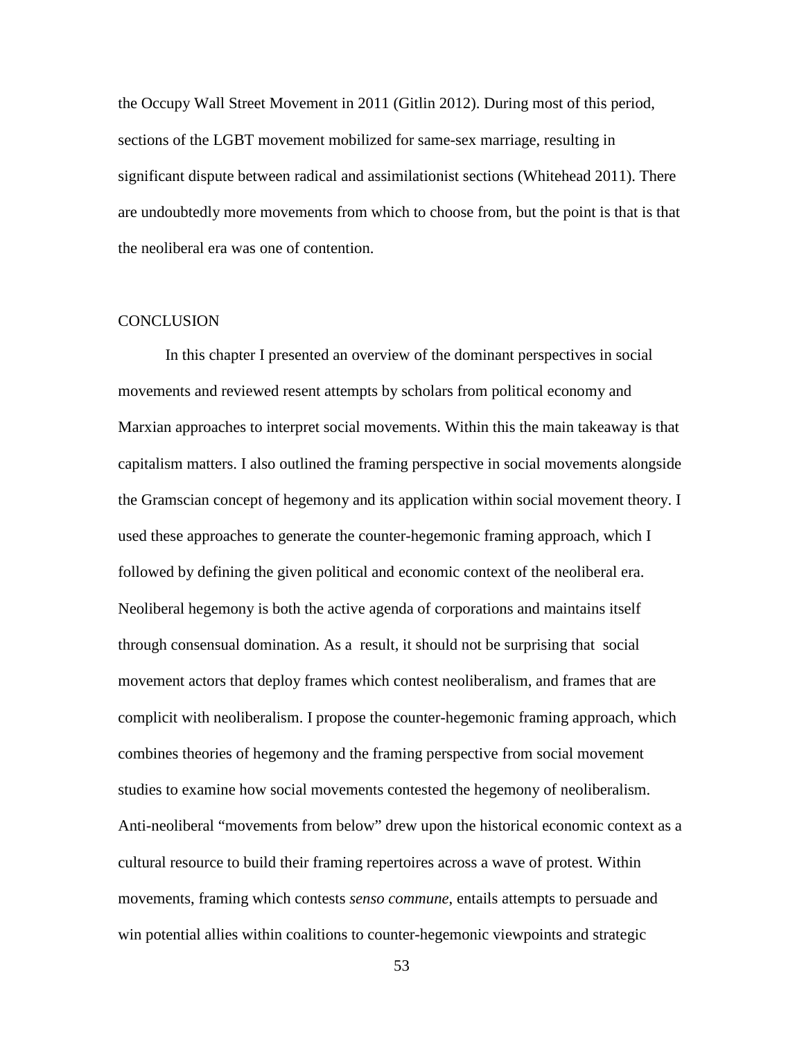the Occupy Wall Street Movement in 2011 (Gitlin 2012). During most of this period, sections of the LGBT movement mobilized for same-sex marriage, resulting in significant dispute between radical and assimilationist sections (Whitehead 2011). There are undoubtedly more movements from which to choose from, but the point is that is that the neoliberal era was one of contention.

## CONCLUSION

In this chapter I presented an overview of the dominant perspectives in social movements and reviewed resent attempts by scholars from political economy and Marxian approaches to interpret social movements. Within this the main takeaway is that capitalism matters. I also outlined the framing perspective in social movements alongside the Gramscian concept of hegemony and its application within social movement theory. I used these approaches to generate the counter-hegemonic framing approach, which I followed by defining the given political and economic context of the neoliberal era. Neoliberal hegemony is both the active agenda of corporations and maintains itself through consensual domination. As a result, it should not be surprising that social movement actors that deploy frames which contest neoliberalism, and frames that are complicit with neoliberalism. I propose the counter-hegemonic framing approach, which combines theories of hegemony and the framing perspective from social movement studies to examine how social movements contested the hegemony of neoliberalism. Anti-neoliberal "movements from below" drew upon the historical economic context as a cultural resource to build their framing repertoires across a wave of protest. Within movements, framing which contests *senso commune*, entails attempts to persuade and win potential allies within coalitions to counter-hegemonic viewpoints and strategic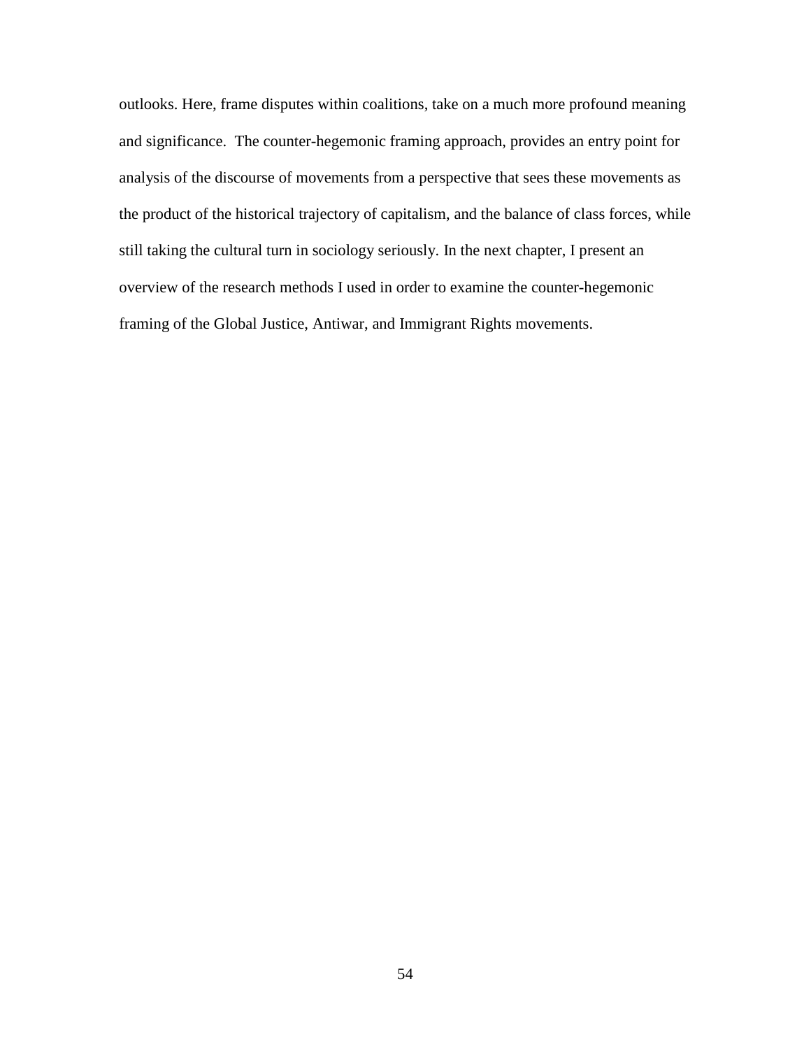outlooks. Here, frame disputes within coalitions, take on a much more profound meaning and significance.  The counter-hegemonic framing approach, provides an entry point for analysis of the discourse of movements from a perspective that sees these movements as the product of the historical trajectory of capitalism, and the balance of class forces, while still taking the cultural turn in sociology seriously. In the next chapter, I present an overview of the research methods I used in order to examine the counter-hegemonic framing of the Global Justice, Antiwar, and Immigrant Rights movements.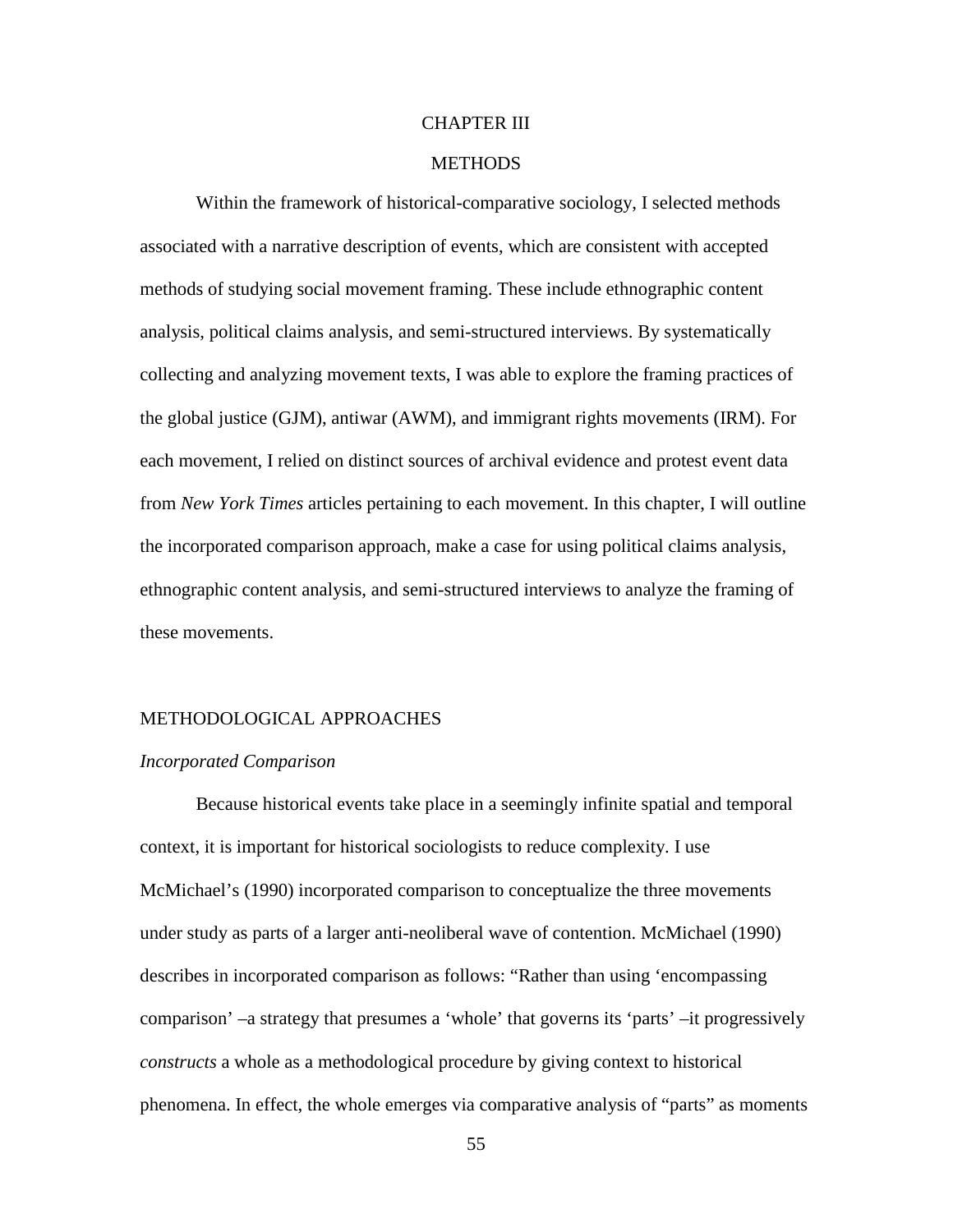# CHAPTER III

# METHODS

Within the framework of historical-comparative sociology, I selected methods associated with a narrative description of events, which are consistent with accepted methods of studying social movement framing. These include ethnographic content analysis, political claims analysis, and semi-structured interviews. By systematically collecting and analyzing movement texts, I was able to explore the framing practices of the global justice (GJM), antiwar (AWM), and immigrant rights movements (IRM). For each movement, I relied on distinct sources of archival evidence and protest event data from *New York Times* articles pertaining to each movement. In this chapter, I will outline the incorporated comparison approach, make a case for using political claims analysis, ethnographic content analysis, and semi-structured interviews to analyze the framing of these movements.

## METHODOLOGICAL APPROACHES

### *Incorporated Comparison*

Because historical events take place in a seemingly infinite spatial and temporal context, it is important for historical sociologists to reduce complexity. I use McMichael's (1990) incorporated comparison to conceptualize the three movements under study as parts of a larger anti-neoliberal wave of contention. McMichael (1990) describes in incorporated comparison as follows: "Rather than using 'encompassing comparison' –a strategy that presumes a 'whole' that governs its 'parts' –it progressively *constructs* a whole as a methodological procedure by giving context to historical phenomena. In effect, the whole emerges via comparative analysis of "parts" as moments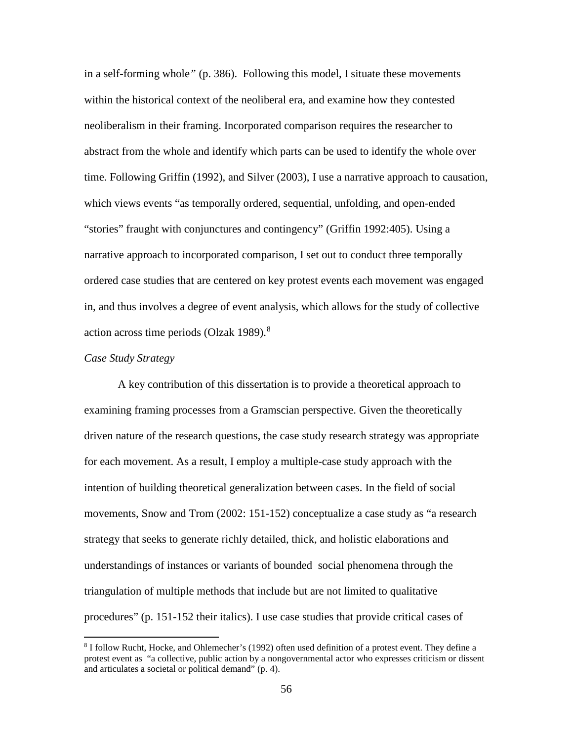in a self-forming whole" (p. 386). Following this model, I situate these movements within the historical context of the neoliberal era, and examine how they contested neoliberalism in their framing. Incorporated comparison requires the researcher to abstract from the whole and identify which parts can be used to identify the whole over time. Following Griffin (1992), and Silver (2003), I use a narrative approach to causation, which views events "as temporally ordered, sequential, unfolding, and open-ended "stories" fraught with conjunctures and contingency" (Griffin 1992:405). Using a narrative approach to incorporated comparison, I set out to conduct three temporally ordered case studies that are centered on key protest events each movement was engaged in, and thus involves a degree of event analysis, which allows for the study of collective action across time periods (Olzak 1989).[8]

*Case Study Strategy*

A key contribution of this dissertation is to provide a theoretical approach to examining framing processes from a Gramscian perspective. Given the theoretically driven nature of the research questions, the case study research strategy was appropriate for each movement. As a result, I employ a multiple-case study approach with the intention of building theoretical generalization between cases. In the field of social movements, Snow and Trom (2002: 151-152) conceptualize a case study as "a research strategy that seeks to generate richly detailed, thick, and holistic elaborations and understandings of instances or variants of bounded social phenomena through the triangulation of multiple methods that include but are not limited to qualitative procedures" (p. 151-152 their italics). I use case studies that provide critical cases of

---

[8] I follow Rucht, Hocke, and Ohlemecher's (1992) often used definition of a protest event. They define a protest event as "a collective, public action by a nongovernmental actor who expresses criticism or dissent and articulates a societal or political demand" (p. 4).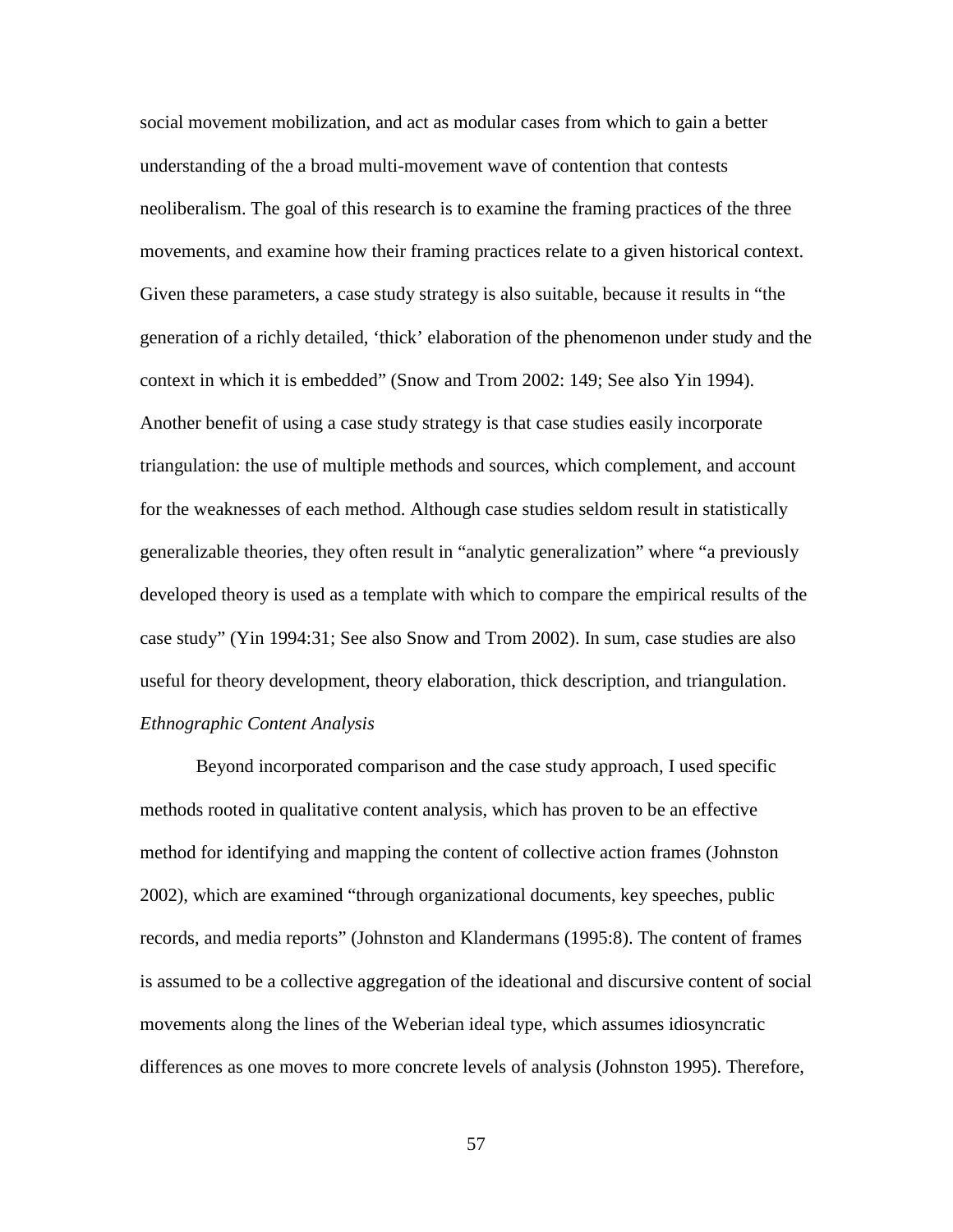social movement mobilization, and act as modular cases from which to gain a better understanding of the a broad multi-movement wave of contention that contests neoliberalism. The goal of this research is to examine the framing practices of the three movements, and examine how their framing practices relate to a given historical context. Given these parameters, a case study strategy is also suitable, because it results in "the generation of a richly detailed, 'thick' elaboration of the phenomenon under study and the context in which it is embedded" (Snow and Trom 2002: 149; See also Yin 1994). Another benefit of using a case study strategy is that case studies easily incorporate triangulation: the use of multiple methods and sources, which complement, and account for the weaknesses of each method. Although case studies seldom result in statistically generalizable theories, they often result in "analytic generalization" where "a previously developed theory is used as a template with which to compare the empirical results of the case study" (Yin 1994:31; See also Snow and Trom 2002). In sum, case studies are also useful for theory development, theory elaboration, thick description, and triangulation.

*Ethnographic Content Analysis*

Beyond incorporated comparison and the case study approach, I used specific methods rooted in qualitative content analysis, which has proven to be an effective method for identifying and mapping the content of collective action frames (Johnston 2002), which are examined "through organizational documents, key speeches, public records, and media reports" (Johnston and Klandermans (1995:8). The content of frames is assumed to be a collective aggregation of the ideational and discursive content of social movements along the lines of the Weberian ideal type, which assumes idiosyncratic differences as one moves to more concrete levels of analysis (Johnston 1995). Therefore,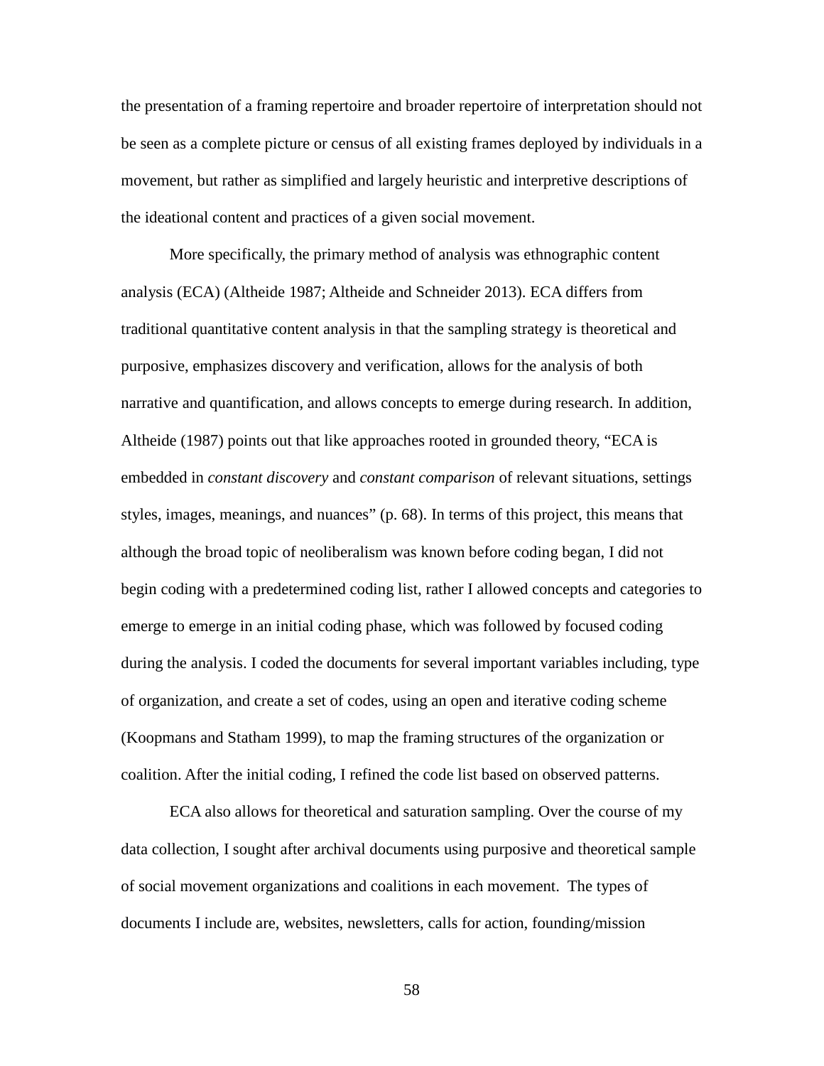the presentation of a framing repertoire and broader repertoire of interpretation should not be seen as a complete picture or census of all existing frames deployed by individuals in a movement, but rather as simplified and largely heuristic and interpretive descriptions of the ideational content and practices of a given social movement.

More specifically, the primary method of analysis was ethnographic content analysis (ECA) (Altheide 1987; Altheide and Schneider 2013). ECA differs from traditional quantitative content analysis in that the sampling strategy is theoretical and purposive, emphasizes discovery and verification, allows for the analysis of both narrative and quantification, and allows concepts to emerge during research. In addition, Altheide (1987) points out that like approaches rooted in grounded theory, "ECA is embedded in *constant discovery* and *constant comparison* of relevant situations, settings styles, images, meanings, and nuances" (p. 68). In terms of this project, this means that although the broad topic of neoliberalism was known before coding began, I did not begin coding with a predetermined coding list, rather I allowed concepts and categories to emerge to emerge in an initial coding phase, which was followed by focused coding during the analysis. I coded the documents for several important variables including, type of organization, and create a set of codes, using an open and iterative coding scheme (Koopmans and Statham 1999), to map the framing structures of the organization or coalition. After the initial coding, I refined the code list based on observed patterns.

ECA also allows for theoretical and saturation sampling. Over the course of my data collection, I sought after archival documents using purposive and theoretical sample of social movement organizations and coalitions in each movement. The types of documents I include are, websites, newsletters, calls for action, founding/mission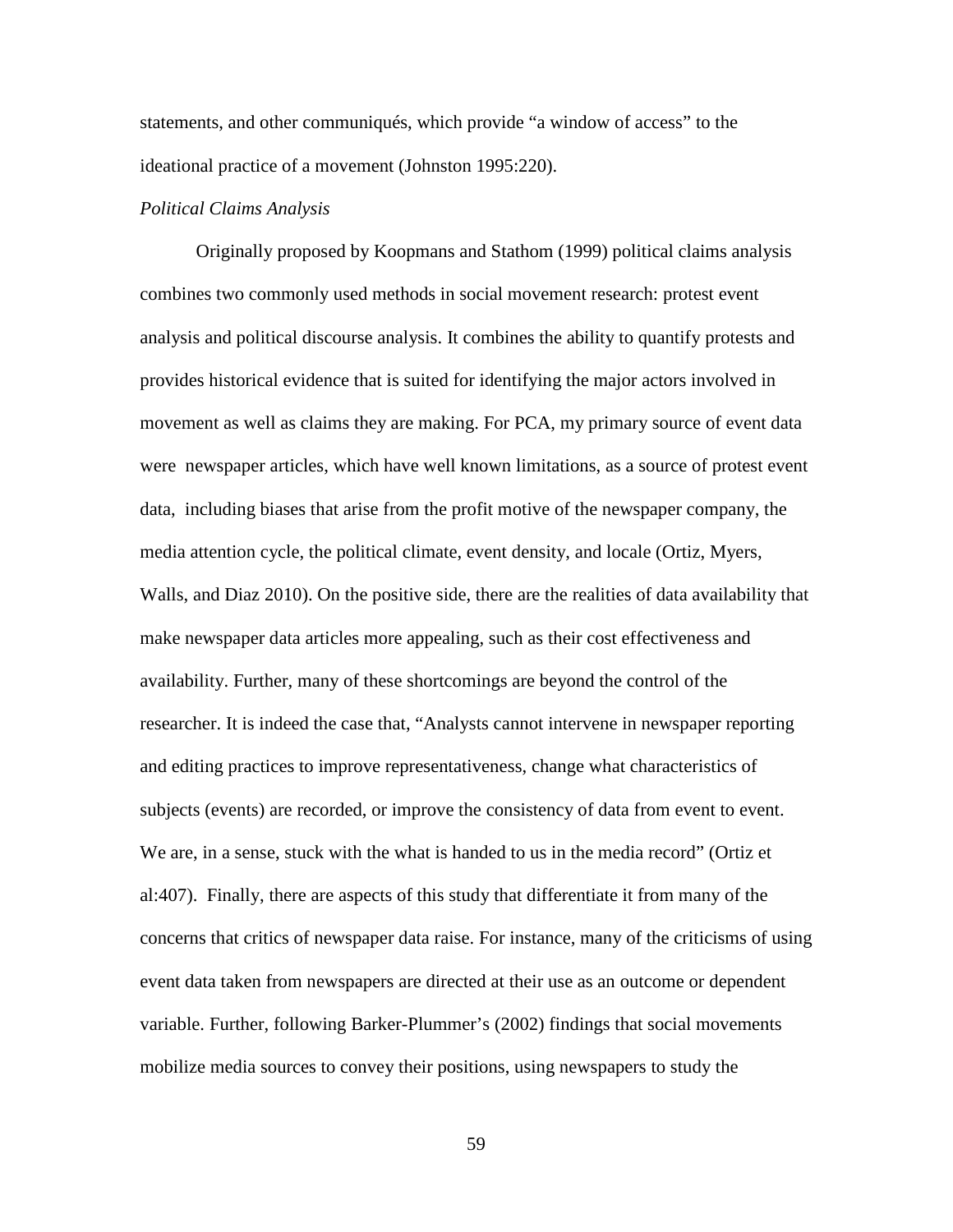statements, and other communiqués, which provide "a window of access" to the ideational practice of a movement (Johnston 1995:220).

*Political Claims Analysis*

Originally proposed by Koopmans and Stathom (1999) political claims analysis combines two commonly used methods in social movement research: protest event analysis and political discourse analysis. It combines the ability to quantify protests and provides historical evidence that is suited for identifying the major actors involved in movement as well as claims they are making. For PCA, my primary source of event data were newspaper articles, which have well known limitations, as a source of protest event data, including biases that arise from the profit motive of the newspaper company, the media attention cycle, the political climate, event density, and locale (Ortiz, Myers, Walls, and Diaz 2010). On the positive side, there are the realities of data availability that make newspaper data articles more appealing, such as their cost effectiveness and availability. Further, many of these shortcomings are beyond the control of the researcher. It is indeed the case that, "Analysts cannot intervene in newspaper reporting and editing practices to improve representativeness, change what characteristics of subjects (events) are recorded, or improve the consistency of data from event to event. We are, in a sense, stuck with the what is handed to us in the media record" (Ortiz et al:407). Finally, there are aspects of this study that differentiate it from many of the concerns that critics of newspaper data raise. For instance, many of the criticisms of using event data taken from newspapers are directed at their use as an outcome or dependent variable. Further, following Barker-Plummer's (2002) findings that social movements mobilize media sources to convey their positions, using newspapers to study the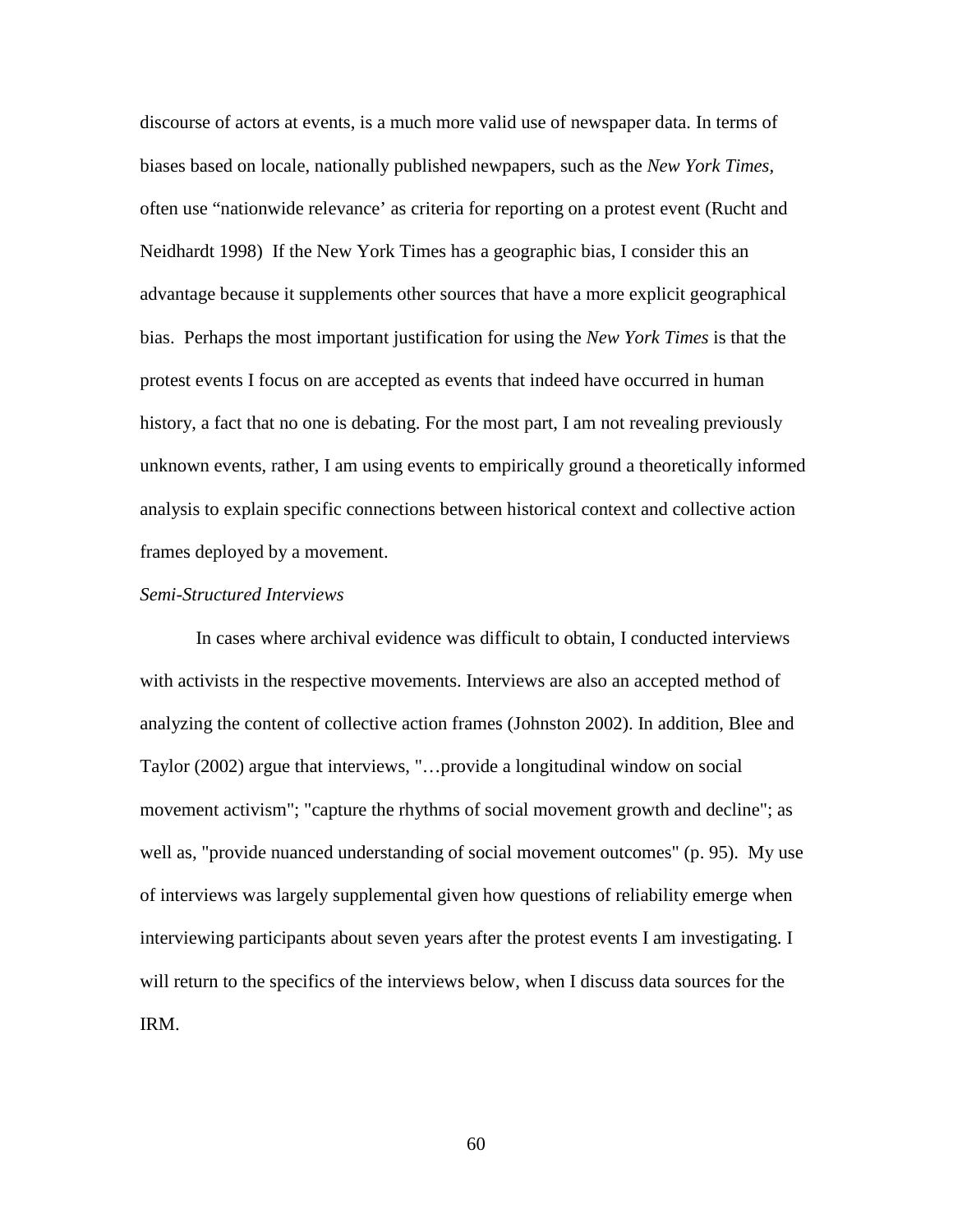discourse of actors at events, is a much more valid use of newspaper data. In terms of biases based on locale, nationally published newpapers, such as the *New York Times*, often use "nationwide relevance' as criteria for reporting on a protest event (Rucht and Neidhardt 1998) If the New York Times has a geographic bias, I consider this an advantage because it supplements other sources that have a more explicit geographical bias. Perhaps the most important justification for using the *New York Times* is that the protest events I focus on are accepted as events that indeed have occurred in human history, a fact that no one is debating. For the most part, I am not revealing previously unknown events, rather, I am using events to empirically ground a theoretically informed analysis to explain specific connections between historical context and collective action frames deployed by a movement.

*Semi-Structured Interviews*

In cases where archival evidence was difficult to obtain, I conducted interviews with activists in the respective movements. Interviews are also an accepted method of analyzing the content of collective action frames (Johnston 2002). In addition, Blee and Taylor (2002) argue that interviews, "…provide a longitudinal window on social movement activism"; "capture the rhythms of social movement growth and decline"; as well as, "provide nuanced understanding of social movement outcomes" (p. 95). My use of interviews was largely supplemental given how questions of reliability emerge when interviewing participants about seven years after the protest events I am investigating. I will return to the specifics of the interviews below, when I discuss data sources for the IRM.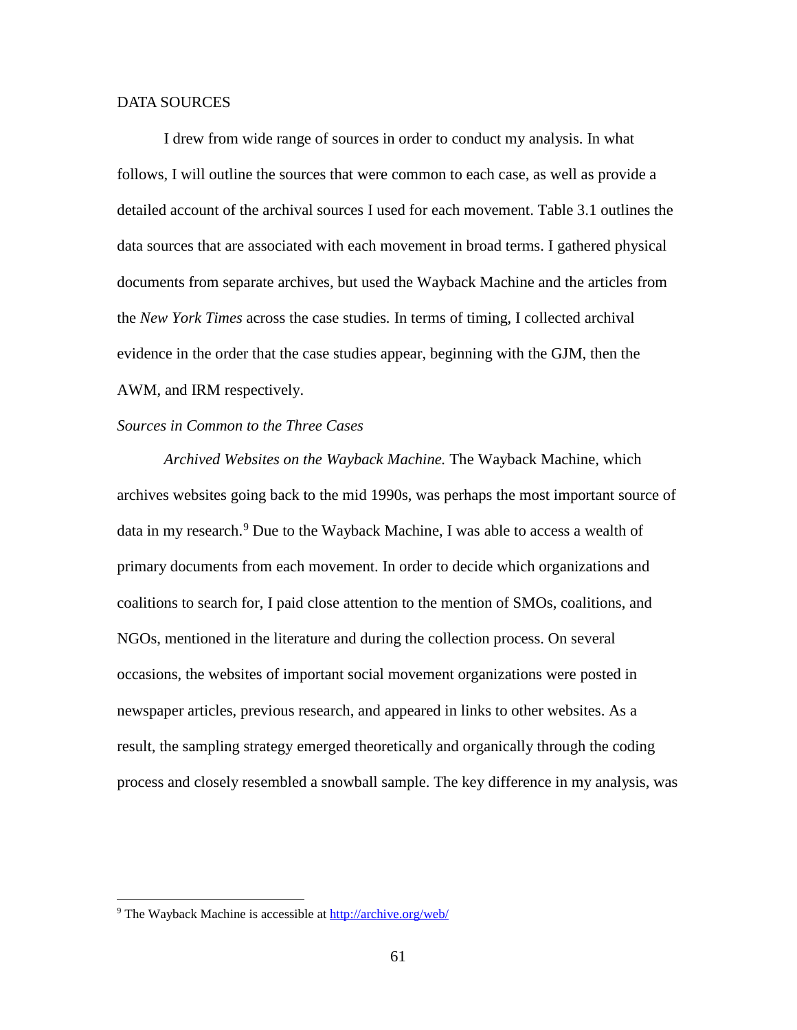DATA SOURCES

I drew from wide range of sources in order to conduct my analysis. In what follows, I will outline the sources that were common to each case, as well as provide a detailed account of the archival sources I used for each movement. Table 3.1 outlines the data sources that are associated with each movement in broad terms. I gathered physical documents from separate archives, but used the Wayback Machine and the articles from the *New York Times* across the case studies. In terms of timing, I collected archival evidence in the order that the case studies appear, beginning with the GJM, then the AWM, and IRM respectively.

*Sources in Common to the Three Cases*

*Archived Websites on the Wayback Machine.* The Wayback Machine, which archives websites going back to the mid 1990s, was perhaps the most important source of data in my research.[9] Due to the Wayback Machine, I was able to access a wealth of primary documents from each movement. In order to decide which organizations and coalitions to search for, I paid close attention to the mention of SMOs, coalitions, and NGOs, mentioned in the literature and during the collection process. On several occasions, the websites of important social movement organizations were posted in newspaper articles, previous research, and appeared in links to other websites. As a result, the sampling strategy emerged theoretically and organically through the coding process and closely resembled a snowball sample. The key difference in my analysis, was

[9] The Wayback Machine is accessible at http://archive.org/web/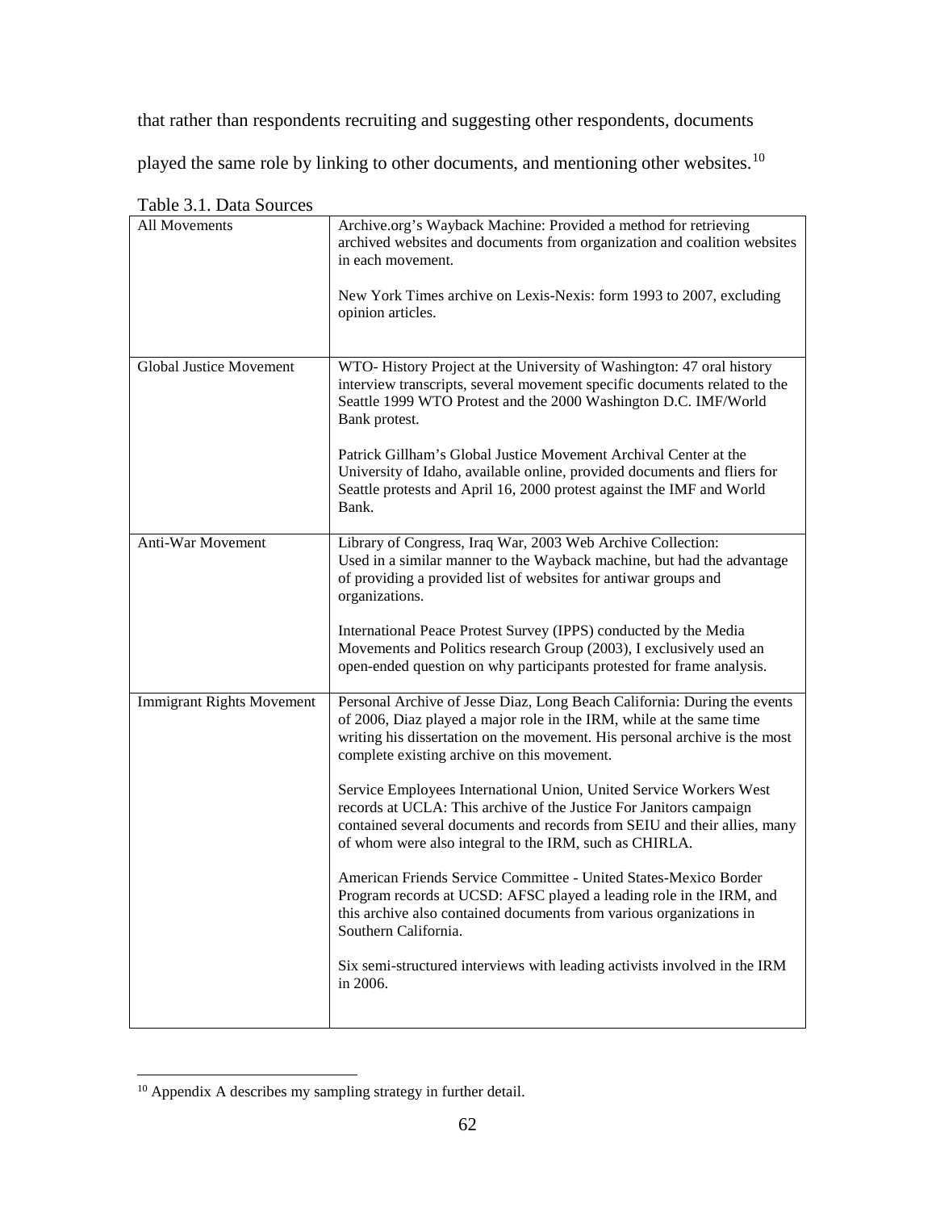that rather than respondents recruiting and suggesting other respondents, documents played the same role by linking to other documents, and mentioning other websites.[10]

Table 3.1. Data Sources

| | |
|---|---|
| All Movements | Archive.org's Wayback Machine: Provided a method for retrieving archived websites and documents from organization and coalition websites in each movement.<br><br>New York Times archive on Lexis-Nexis: form 1993 to 2007, excluding opinion articles. |
| Global Justice Movement | WTO- History Project at the University of Washington: 47 oral history interview transcripts, several movement specific documents related to the Seattle 1999 WTO Protest and the 2000 Washington D.C. IMF/World Bank protest.<br><br>Patrick Gillham's Global Justice Movement Archival Center at the University of Idaho, available online, provided documents and fliers for Seattle protests and April 16, 2000 protest against the IMF and World Bank. |
| Anti-War Movement | Library of Congress, Iraq War, 2003 Web Archive Collection: Used in a similar manner to the Wayback machine, but had the advantage of providing a provided list of websites for antiwar groups and organizations.<br><br>International Peace Protest Survey (IPPS) conducted by the Media Movements and Politics research Group (2003), I exclusively used an open-ended question on why participants protested for frame analysis. |
| Immigrant Rights Movement | Personal Archive of Jesse Diaz, Long Beach California: During the events of 2006, Diaz played a major role in the IRM, while at the same time writing his dissertation on the movement. His personal archive is the most complete existing archive on this movement.<br><br>Service Employees International Union, United Service Workers West records at UCLA: This archive of the Justice For Janitors campaign contained several documents and records from SEIU and their allies, many of whom were also integral to the IRM, such as CHIRLA.<br><br>American Friends Service Committee - United States-Mexico Border Program records at UCSD: AFSC played a leading role in the IRM, and this archive also contained documents from various organizations in Southern California.<br><br>Six semi-structured interviews with leading activists involved in the IRM in 2006. |

[10] Appendix A describes my sampling strategy in further detail.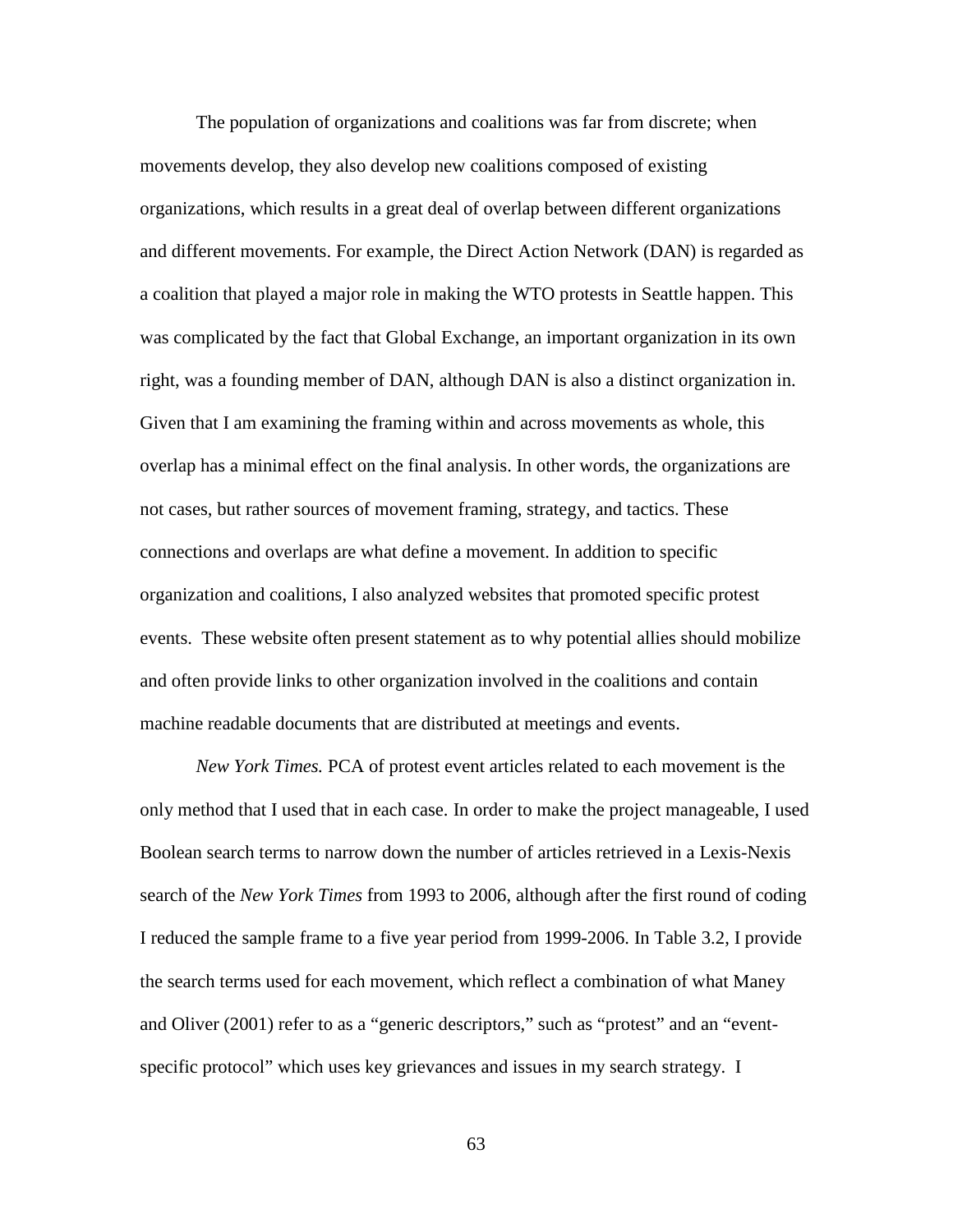The population of organizations and coalitions was far from discrete; when movements develop, they also develop new coalitions composed of existing organizations, which results in a great deal of overlap between different organizations and different movements. For example, the Direct Action Network (DAN) is regarded as a coalition that played a major role in making the WTO protests in Seattle happen. This was complicated by the fact that Global Exchange, an important organization in its own right, was a founding member of DAN, although DAN is also a distinct organization in. Given that I am examining the framing within and across movements as whole, this overlap has a minimal effect on the final analysis. In other words, the organizations are not cases, but rather sources of movement framing, strategy, and tactics. These connections and overlaps are what define a movement. In addition to specific organization and coalitions, I also analyzed websites that promoted specific protest events. These website often present statement as to why potential allies should mobilize and often provide links to other organization involved in the coalitions and contain machine readable documents that are distributed at meetings and events.

*New York Times.* PCA of protest event articles related to each movement is the only method that I used that in each case. In order to make the project manageable, I used Boolean search terms to narrow down the number of articles retrieved in a Lexis-Nexis search of the *New York Times* from 1993 to 2006, although after the first round of coding I reduced the sample frame to a five year period from 1999-2006. In Table 3.2, I provide the search terms used for each movement, which reflect a combination of what Maney and Oliver (2001) refer to as a "generic descriptors," such as "protest" and an "event-specific protocol" which uses key grievances and issues in my search strategy. I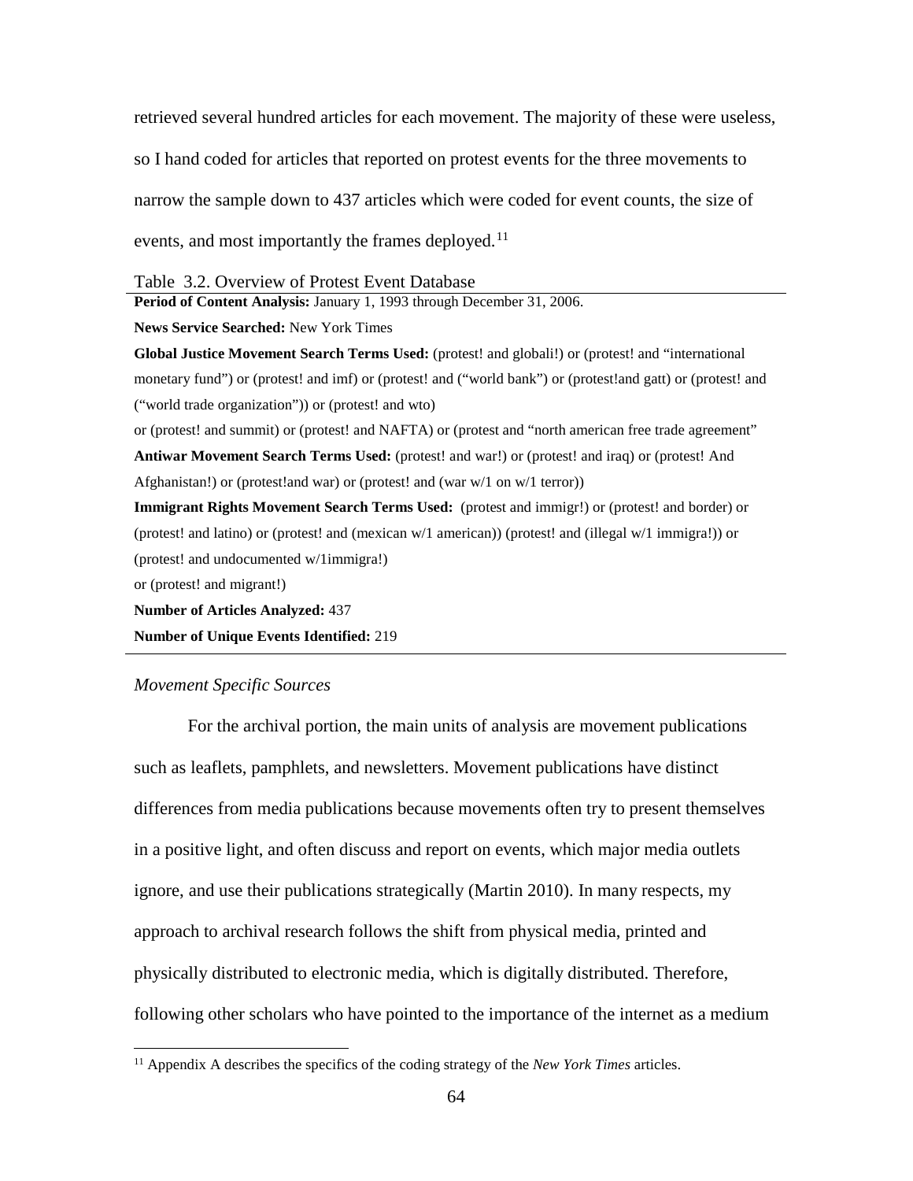retrieved several hundred articles for each movement. The majority of these were useless, so I hand coded for articles that reported on protest events for the three movements to narrow the sample down to 437 articles which were coded for event counts, the size of events, and most importantly the frames deployed.[11]

Table 3.2. Overview of Protest Event Database

**Period of Content Analysis:** January 1, 1993 through December 31, 2006.

**News Service Searched:** New York Times

**Global Justice Movement Search Terms Used:** (protest! and globali!) or (protest! and "international monetary fund") or (protest! and imf) or (protest! and ("world bank") or (protest!and gatt) or (protest! and ("world trade organization")) or (protest! and wto) or (protest! and summit) or (protest! and NAFTA) or (protest and "north american free trade agreement"

**Antiwar Movement Search Terms Used:** (protest! and war!) or (protest! and iraq) or (protest! And Afghanistan!) or (protest!and war) or (protest! and (war w/1 on w/1 terror))

**Immigrant Rights Movement Search Terms Used:** (protest and immigr!) or (protest! and border) or (protest! and latino) or (protest! and (mexican w/1 american)) (protest! and (illegal w/1 immigra!)) or (protest! and undocumented w/1immigra!) or (protest! and migrant!)

**Number of Articles Analyzed:** 437

**Number of Unique Events Identified:** 219

*Movement Specific Sources*

For the archival portion, the main units of analysis are movement publications such as leaflets, pamphlets, and newsletters. Movement publications have distinct differences from media publications because movements often try to present themselves in a positive light, and often discuss and report on events, which major media outlets ignore, and use their publications strategically (Martin 2010). In many respects, my approach to archival research follows the shift from physical media, printed and physically distributed to electronic media, which is digitally distributed. Therefore, following other scholars who have pointed to the importance of the internet as a medium

[11] Appendix A describes the specifics of the coding strategy of the *New York Times* articles.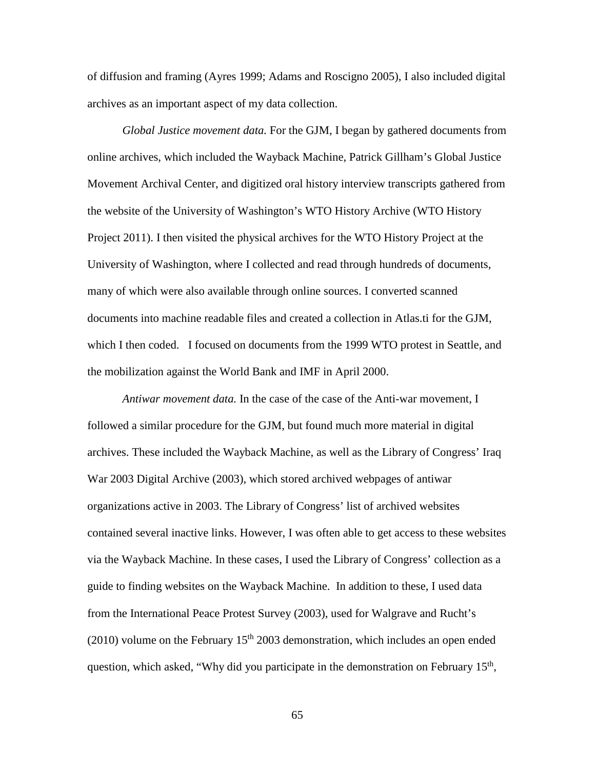of diffusion and framing (Ayres 1999; Adams and Roscigno 2005), I also included digital archives as an important aspect of my data collection.

*Global Justice movement data.* For the GJM, I began by gathered documents from online archives, which included the Wayback Machine, Patrick Gillham's Global Justice Movement Archival Center, and digitized oral history interview transcripts gathered from the website of the University of Washington's WTO History Archive (WTO History Project 2011). I then visited the physical archives for the WTO History Project at the University of Washington, where I collected and read through hundreds of documents, many of which were also available through online sources. I converted scanned documents into machine readable files and created a collection in Atlas.ti for the GJM, which I then coded. I focused on documents from the 1999 WTO protest in Seattle, and the mobilization against the World Bank and IMF in April 2000.

*Antiwar movement data.* In the case of the case of the Anti-war movement, I followed a similar procedure for the GJM, but found much more material in digital archives. These included the Wayback Machine, as well as the Library of Congress' Iraq War 2003 Digital Archive (2003), which stored archived webpages of antiwar organizations active in 2003. The Library of Congress' list of archived websites contained several inactive links. However, I was often able to get access to these websites via the Wayback Machine. In these cases, I used the Library of Congress' collection as a guide to finding websites on the Wayback Machine. In addition to these, I used data from the International Peace Protest Survey (2003), used for Walgrave and Rucht's (2010) volume on the February 15th 2003 demonstration, which includes an open ended question, which asked, "Why did you participate in the demonstration on February 15th,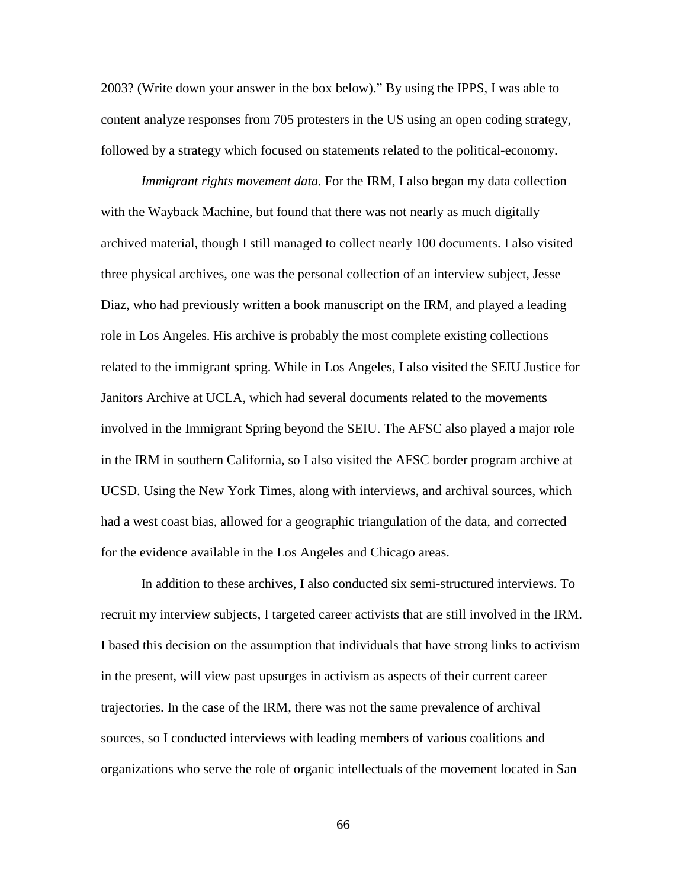2003? (Write down your answer in the box below)." By using the IPPS, I was able to content analyze responses from 705 protesters in the US using an open coding strategy, followed by a strategy which focused on statements related to the political-economy.

*Immigrant rights movement data.* For the IRM, I also began my data collection with the Wayback Machine, but found that there was not nearly as much digitally archived material, though I still managed to collect nearly 100 documents. I also visited three physical archives, one was the personal collection of an interview subject, Jesse Diaz, who had previously written a book manuscript on the IRM, and played a leading role in Los Angeles. His archive is probably the most complete existing collections related to the immigrant spring. While in Los Angeles, I also visited the SEIU Justice for Janitors Archive at UCLA, which had several documents related to the movements involved in the Immigrant Spring beyond the SEIU. The AFSC also played a major role in the IRM in southern California, so I also visited the AFSC border program archive at UCSD. Using the New York Times, along with interviews, and archival sources, which had a west coast bias, allowed for a geographic triangulation of the data, and corrected for the evidence available in the Los Angeles and Chicago areas.

In addition to these archives, I also conducted six semi-structured interviews. To recruit my interview subjects, I targeted career activists that are still involved in the IRM. I based this decision on the assumption that individuals that have strong links to activism in the present, will view past upsurges in activism as aspects of their current career trajectories. In the case of the IRM, there was not the same prevalence of archival sources, so I conducted interviews with leading members of various coalitions and organizations who serve the role of organic intellectuals of the movement located in San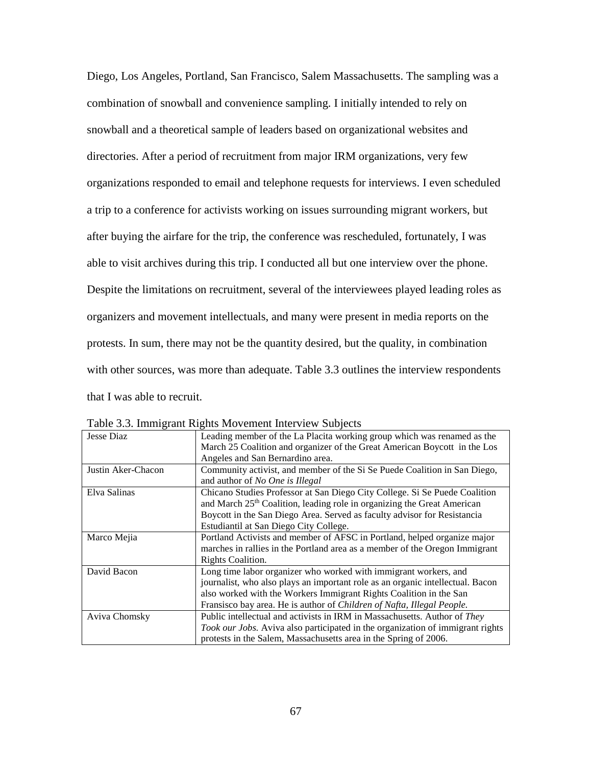Diego, Los Angeles, Portland, San Francisco, Salem Massachusetts. The sampling was a combination of snowball and convenience sampling. I initially intended to rely on snowball and a theoretical sample of leaders based on organizational websites and directories. After a period of recruitment from major IRM organizations, very few organizations responded to email and telephone requests for interviews. I even scheduled a trip to a conference for activists working on issues surrounding migrant workers, but after buying the airfare for the trip, the conference was rescheduled, fortunately, I was able to visit archives during this trip. I conducted all but one interview over the phone. Despite the limitations on recruitment, several of the interviewees played leading roles as organizers and movement intellectuals, and many were present in media reports on the protests. In sum, there may not be the quantity desired, but the quality, in combination with other sources, was more than adequate. Table 3.3 outlines the interview respondents that I was able to recruit.

Table 3.3. Immigrant Rights Movement Interview Subjects

| | |
|---|---|
| Jesse Diaz | Leading member of the La Placita working group which was renamed as the March 25 Coalition and organizer of the Great American Boycott in the Los Angeles and San Bernardino area. |
| Justin Aker-Chacon | Community activist, and member of the Si Se Puede Coalition in San Diego, and author of *No One is Illegal* |
| Elva Salinas | Chicano Studies Professor at San Diego City College. Si Se Puede Coalition and March 25th Coalition, leading role in organizing the Great American Boycott in the San Diego Area. Served as faculty advisor for Resistancia Estudiantil at San Diego City College. |
| Marco Mejia | Portland Activists and member of AFSC in Portland, helped organize major marches in rallies in the Portland area as a member of the Oregon Immigrant Rights Coalition. |
| David Bacon | Long time labor organizer who worked with immigrant workers, and journalist, who also plays an important role as an organic intellectual. Bacon also worked with the Workers Immigrant Rights Coalition in the San Fransisco bay area. He is author of *Children of Nafta, Illegal People.* |
| Aviva Chomsky | Public intellectual and activists in IRM in Massachusetts. Author of *They Took our Jobs.* Aviva also participated in the organization of immigrant rights protests in the Salem, Massachusetts area in the Spring of 2006. |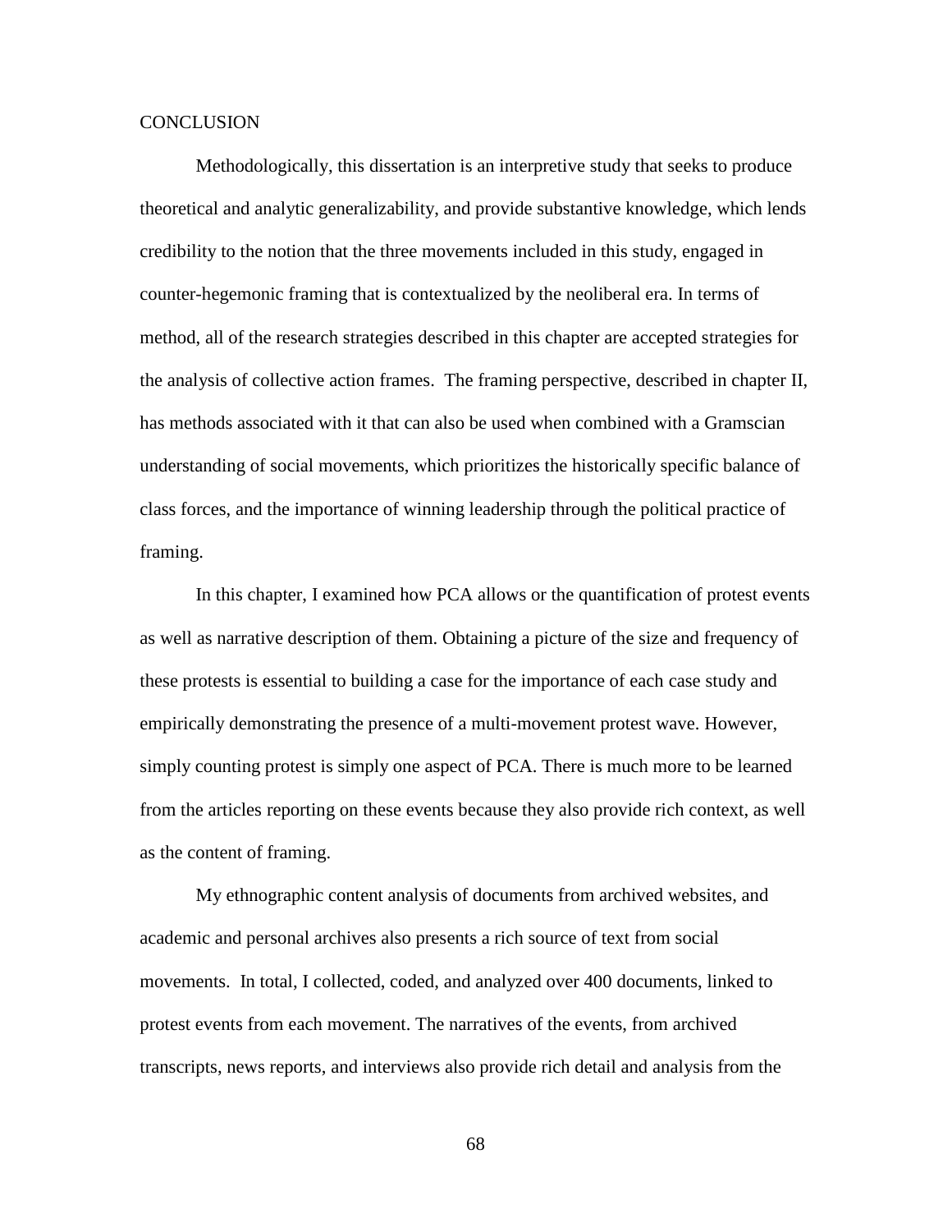## CONCLUSION

Methodologically, this dissertation is an interpretive study that seeks to produce theoretical and analytic generalizability, and provide substantive knowledge, which lends credibility to the notion that the three movements included in this study, engaged in counter-hegemonic framing that is contextualized by the neoliberal era. In terms of method, all of the research strategies described in this chapter are accepted strategies for the analysis of collective action frames. The framing perspective, described in chapter II, has methods associated with it that can also be used when combined with a Gramscian understanding of social movements, which prioritizes the historically specific balance of class forces, and the importance of winning leadership through the political practice of framing.

In this chapter, I examined how PCA allows or the quantification of protest events as well as narrative description of them. Obtaining a picture of the size and frequency of these protests is essential to building a case for the importance of each case study and empirically demonstrating the presence of a multi-movement protest wave. However, simply counting protest is simply one aspect of PCA. There is much more to be learned from the articles reporting on these events because they also provide rich context, as well as the content of framing.

My ethnographic content analysis of documents from archived websites, and academic and personal archives also presents a rich source of text from social movements. In total, I collected, coded, and analyzed over 400 documents, linked to protest events from each movement. The narratives of the events, from archived transcripts, news reports, and interviews also provide rich detail and analysis from the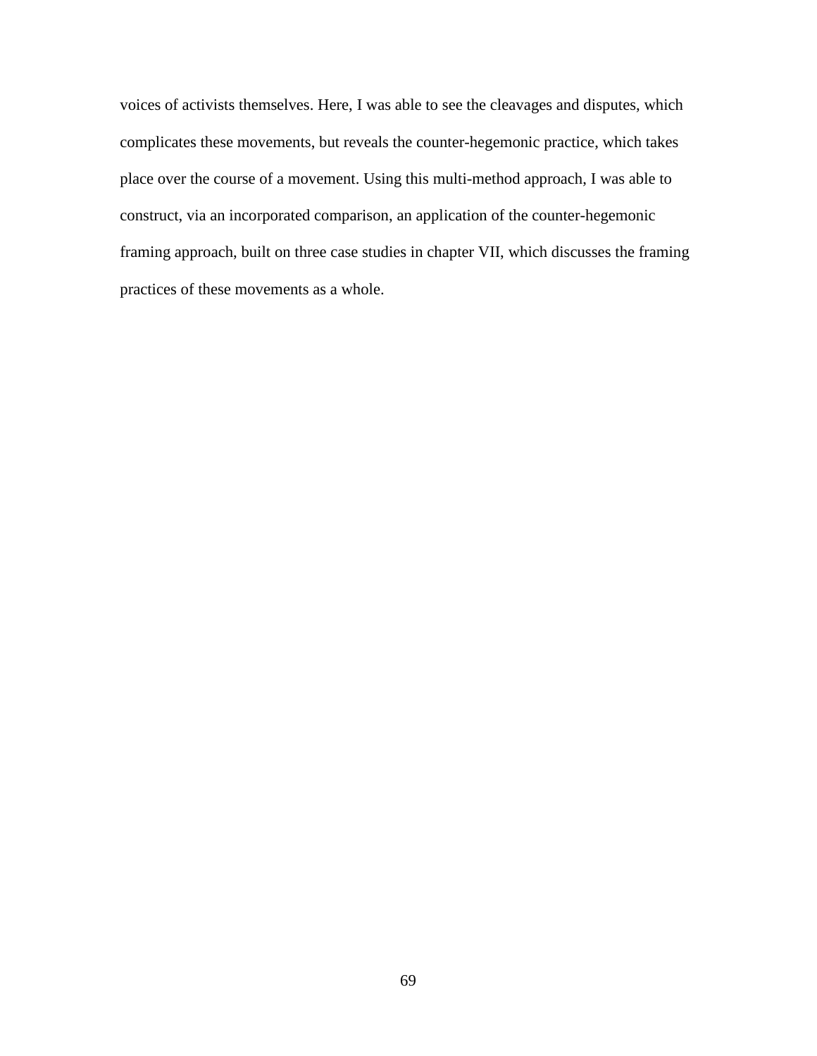voices of activists themselves. Here, I was able to see the cleavages and disputes, which complicates these movements, but reveals the counter-hegemonic practice, which takes place over the course of a movement. Using this multi-method approach, I was able to construct, via an incorporated comparison, an application of the counter-hegemonic framing approach, built on three case studies in chapter VII, which discusses the framing practices of these movements as a whole.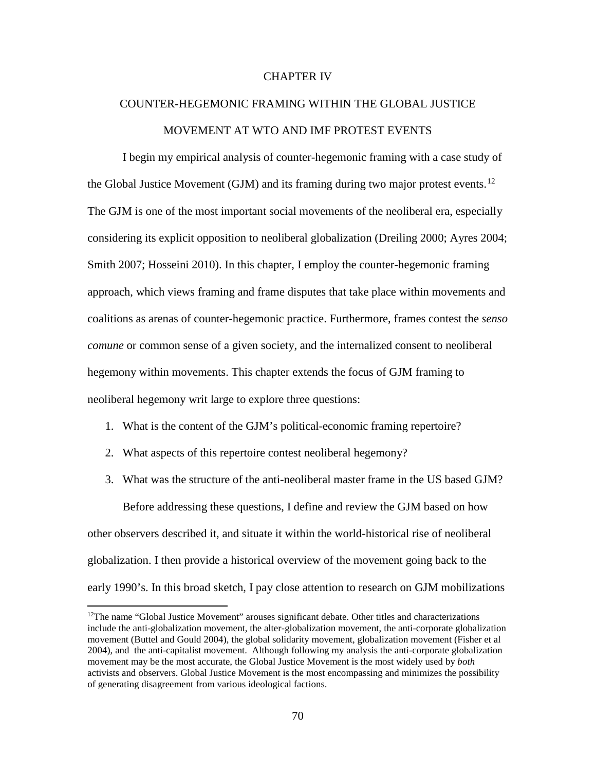# CHAPTER IV

## COUNTER-HEGEMONIC FRAMING WITHIN THE GLOBAL JUSTICE MOVEMENT AT WTO AND IMF PROTEST EVENTS

I begin my empirical analysis of counter-hegemonic framing with a case study of the Global Justice Movement (GJM) and its framing during two major protest events.[12] The GJM is one of the most important social movements of the neoliberal era, especially considering its explicit opposition to neoliberal globalization (Dreiling 2000; Ayres 2004; Smith 2007; Hosseini 2010). In this chapter, I employ the counter-hegemonic framing approach, which views framing and frame disputes that take place within movements and coalitions as arenas of counter-hegemonic practice. Furthermore, frames contest the *senso comune* or common sense of a given society, and the internalized consent to neoliberal hegemony within movements. This chapter extends the focus of GJM framing to neoliberal hegemony writ large to explore three questions:

1. What is the content of the GJM's political-economic framing repertoire?
2. What aspects of this repertoire contest neoliberal hegemony?
3. What was the structure of the anti-neoliberal master frame in the US based GJM?

Before addressing these questions, I define and review the GJM based on how other observers described it, and situate it within the world-historical rise of neoliberal globalization. I then provide a historical overview of the movement going back to the early 1990's. In this broad sketch, I pay close attention to research on GJM mobilizations

[12]The name "Global Justice Movement" arouses significant debate. Other titles and characterizations include the anti-globalization movement, the alter-globalization movement, the anti-corporate globalization movement (Buttel and Gould 2004), the global solidarity movement, globalization movement (Fisher et al 2004), and the anti-capitalist movement. Although following my analysis the anti-corporate globalization movement may be the most accurate, the Global Justice Movement is the most widely used by *both* activists and observers. Global Justice Movement is the most encompassing and minimizes the possibility of generating disagreement from various ideological factions.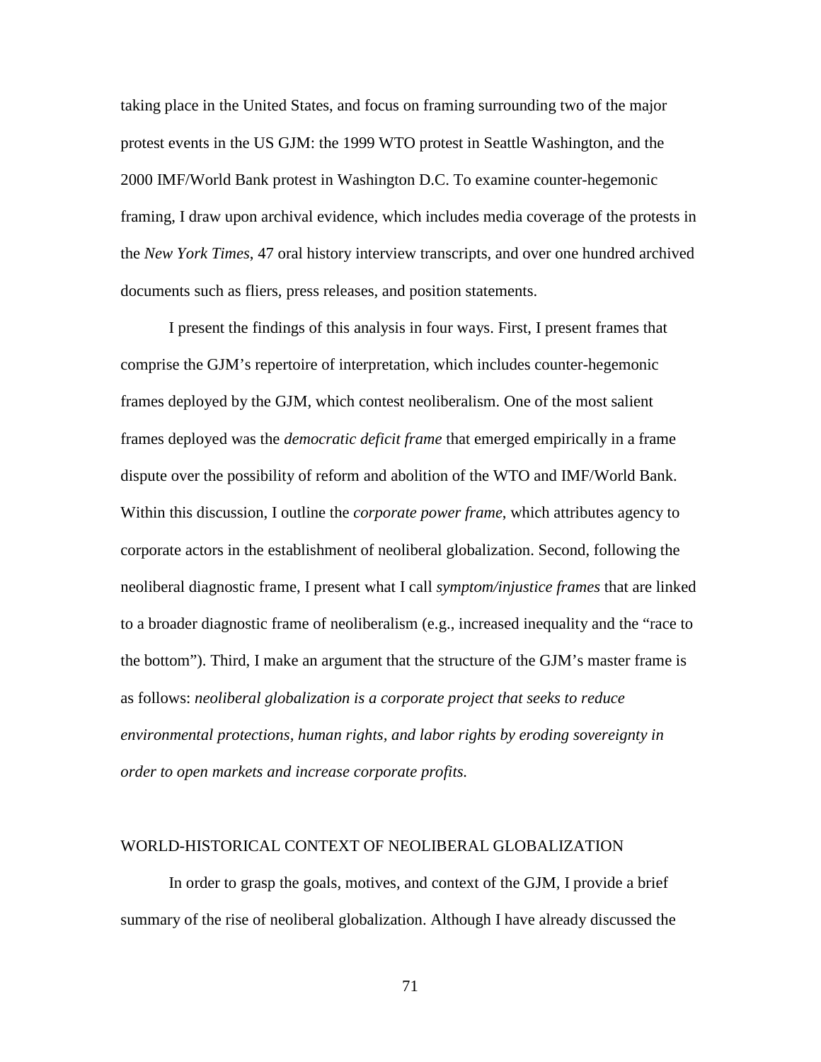taking place in the United States, and focus on framing surrounding two of the major protest events in the US GJM: the 1999 WTO protest in Seattle Washington, and the 2000 IMF/World Bank protest in Washington D.C. To examine counter-hegemonic framing, I draw upon archival evidence, which includes media coverage of the protests in the *New York Times*, 47 oral history interview transcripts, and over one hundred archived documents such as fliers, press releases, and position statements.

I present the findings of this analysis in four ways. First, I present frames that comprise the GJM's repertoire of interpretation, which includes counter-hegemonic frames deployed by the GJM, which contest neoliberalism. One of the most salient frames deployed was the *democratic deficit frame* that emerged empirically in a frame dispute over the possibility of reform and abolition of the WTO and IMF/World Bank. Within this discussion, I outline the *corporate power frame*, which attributes agency to corporate actors in the establishment of neoliberal globalization. Second, following the neoliberal diagnostic frame, I present what I call *symptom/injustice frames* that are linked to a broader diagnostic frame of neoliberalism (e.g., increased inequality and the "race to the bottom"). Third, I make an argument that the structure of the GJM's master frame is as follows: *neoliberal globalization is a corporate project that seeks to reduce environmental protections, human rights, and labor rights by eroding sovereignty in order to open markets and increase corporate profits.*

## WORLD-HISTORICAL CONTEXT OF NEOLIBERAL GLOBALIZATION

In order to grasp the goals, motives, and context of the GJM, I provide a brief summary of the rise of neoliberal globalization. Although I have already discussed the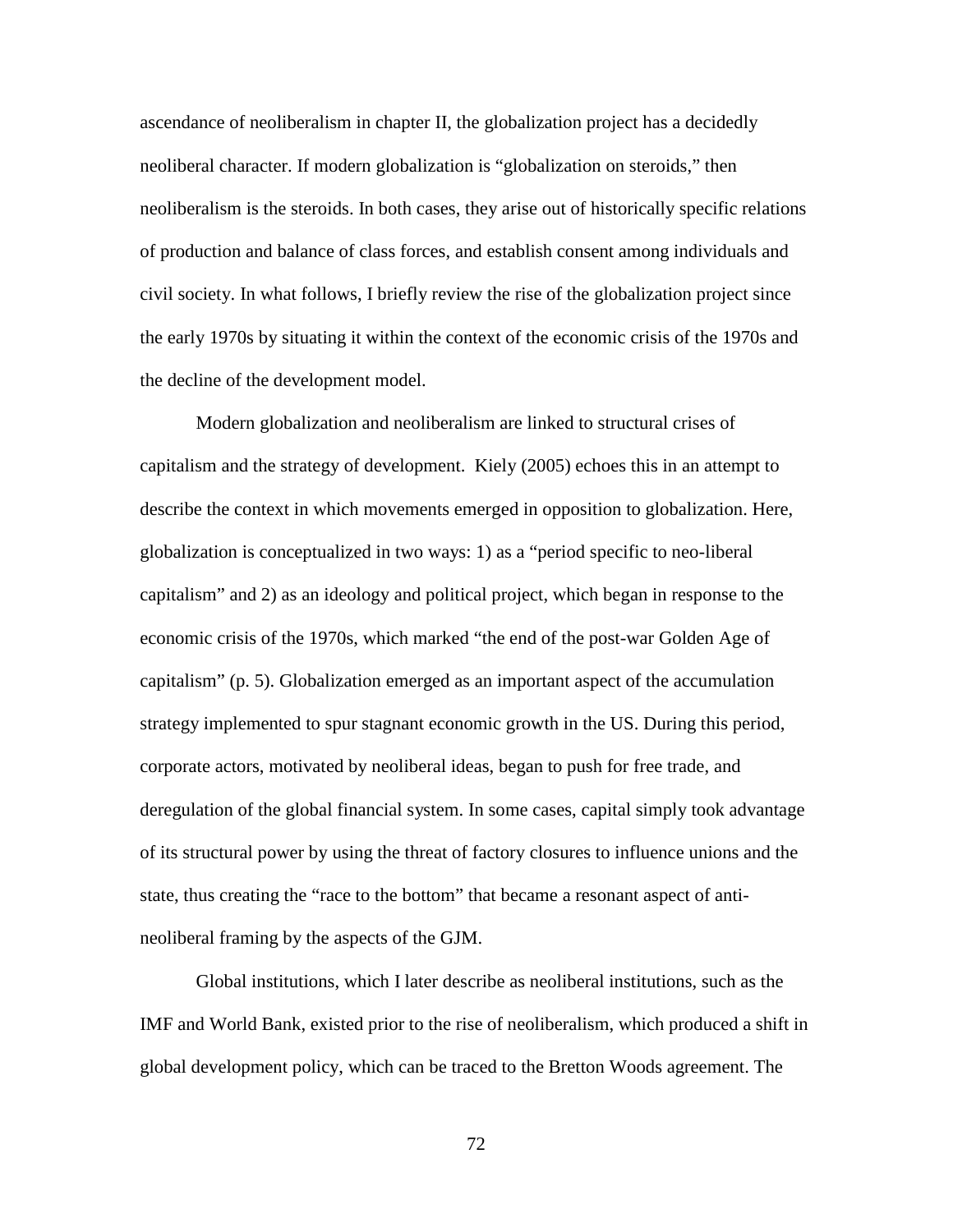ascendance of neoliberalism in chapter II, the globalization project has a decidedly neoliberal character. If modern globalization is "globalization on steroids," then neoliberalism is the steroids. In both cases, they arise out of historically specific relations of production and balance of class forces, and establish consent among individuals and civil society. In what follows, I briefly review the rise of the globalization project since the early 1970s by situating it within the context of the economic crisis of the 1970s and the decline of the development model.

Modern globalization and neoliberalism are linked to structural crises of capitalism and the strategy of development. Kiely (2005) echoes this in an attempt to describe the context in which movements emerged in opposition to globalization. Here, globalization is conceptualized in two ways: 1) as a "period specific to neo-liberal capitalism" and 2) as an ideology and political project, which began in response to the economic crisis of the 1970s, which marked "the end of the post-war Golden Age of capitalism" (p. 5). Globalization emerged as an important aspect of the accumulation strategy implemented to spur stagnant economic growth in the US. During this period, corporate actors, motivated by neoliberal ideas, began to push for free trade, and deregulation of the global financial system. In some cases, capital simply took advantage of its structural power by using the threat of factory closures to influence unions and the state, thus creating the "race to the bottom" that became a resonant aspect of anti-neoliberal framing by the aspects of the GJM.

Global institutions, which I later describe as neoliberal institutions, such as the IMF and World Bank, existed prior to the rise of neoliberalism, which produced a shift in global development policy, which can be traced to the Bretton Woods agreement. The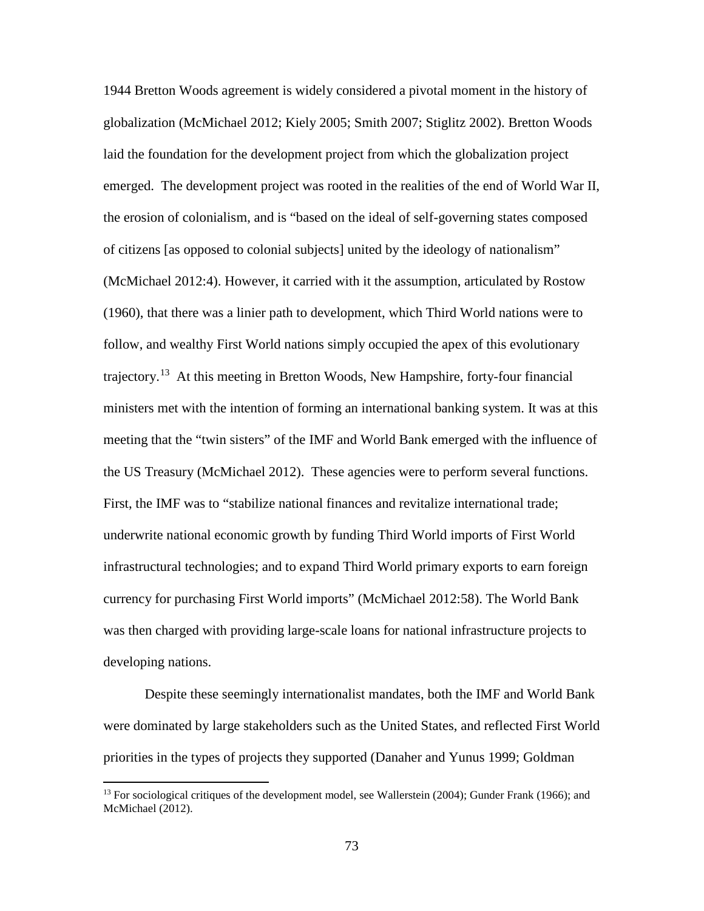1944 Bretton Woods agreement is widely considered a pivotal moment in the history of globalization (McMichael 2012; Kiely 2005; Smith 2007; Stiglitz 2002). Bretton Woods laid the foundation for the development project from which the globalization project emerged. The development project was rooted in the realities of the end of World War II, the erosion of colonialism, and is "based on the ideal of self-governing states composed of citizens [as opposed to colonial subjects] united by the ideology of nationalism" (McMichael 2012:4). However, it carried with it the assumption, articulated by Rostow (1960), that there was a linier path to development, which Third World nations were to follow, and wealthy First World nations simply occupied the apex of this evolutionary trajectory.[13] At this meeting in Bretton Woods, New Hampshire, forty-four financial ministers met with the intention of forming an international banking system. It was at this meeting that the "twin sisters" of the IMF and World Bank emerged with the influence of the US Treasury (McMichael 2012). These agencies were to perform several functions. First, the IMF was to "stabilize national finances and revitalize international trade; underwrite national economic growth by funding Third World imports of First World infrastructural technologies; and to expand Third World primary exports to earn foreign currency for purchasing First World imports" (McMichael 2012:58). The World Bank was then charged with providing large-scale loans for national infrastructure projects to developing nations.

Despite these seemingly internationalist mandates, both the IMF and World Bank were dominated by large stakeholders such as the United States, and reflected First World priorities in the types of projects they supported (Danaher and Yunus 1999; Goldman

[13] For sociological critiques of the development model, see Wallerstein (2004); Gunder Frank (1966); and McMichael (2012).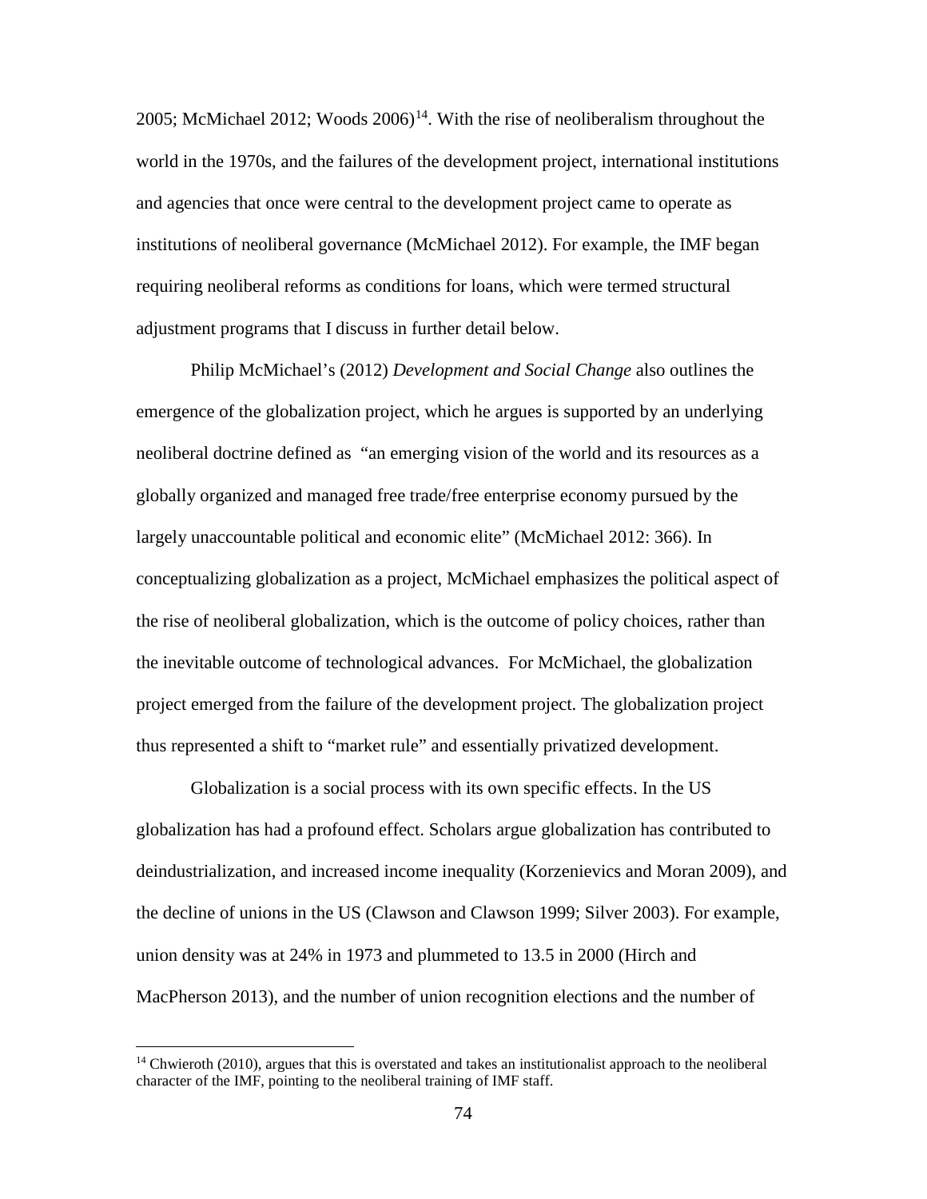2005; McMichael 2012; Woods 2006)[14]. With the rise of neoliberalism throughout the world in the 1970s, and the failures of the development project, international institutions and agencies that once were central to the development project came to operate as institutions of neoliberal governance (McMichael 2012). For example, the IMF began requiring neoliberal reforms as conditions for loans, which were termed structural adjustment programs that I discuss in further detail below.

Philip McMichael's (2012) *Development and Social Change* also outlines the emergence of the globalization project, which he argues is supported by an underlying neoliberal doctrine defined as "an emerging vision of the world and its resources as a globally organized and managed free trade/free enterprise economy pursued by the largely unaccountable political and economic elite" (McMichael 2012: 366). In conceptualizing globalization as a project, McMichael emphasizes the political aspect of the rise of neoliberal globalization, which is the outcome of policy choices, rather than the inevitable outcome of technological advances. For McMichael, the globalization project emerged from the failure of the development project. The globalization project thus represented a shift to "market rule" and essentially privatized development.

Globalization is a social process with its own specific effects. In the US globalization has had a profound effect. Scholars argue globalization has contributed to deindustrialization, and increased income inequality (Korzenievics and Moran 2009), and the decline of unions in the US (Clawson and Clawson 1999; Silver 2003). For example, union density was at 24% in 1973 and plummeted to 13.5 in 2000 (Hirch and MacPherson 2013), and the number of union recognition elections and the number of

[14] Chwieroth (2010), argues that this is overstated and takes an institutionalist approach to the neoliberal character of the IMF, pointing to the neoliberal training of IMF staff.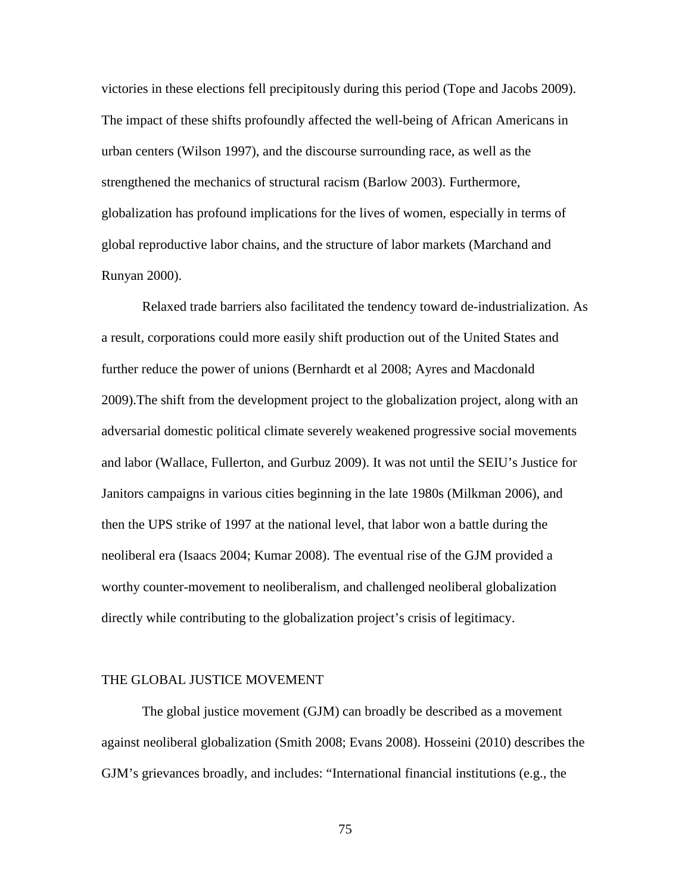victories in these elections fell precipitously during this period (Tope and Jacobs 2009). The impact of these shifts profoundly affected the well-being of African Americans in urban centers (Wilson 1997), and the discourse surrounding race, as well as the strengthened the mechanics of structural racism (Barlow 2003). Furthermore, globalization has profound implications for the lives of women, especially in terms of global reproductive labor chains, and the structure of labor markets (Marchand and Runyan 2000).

Relaxed trade barriers also facilitated the tendency toward de-industrialization. As a result, corporations could more easily shift production out of the United States and further reduce the power of unions (Bernhardt et al 2008; Ayres and Macdonald 2009).The shift from the development project to the globalization project, along with an adversarial domestic political climate severely weakened progressive social movements and labor (Wallace, Fullerton, and Gurbuz 2009). It was not until the SEIU's Justice for Janitors campaigns in various cities beginning in the late 1980s (Milkman 2006), and then the UPS strike of 1997 at the national level, that labor won a battle during the neoliberal era (Isaacs 2004; Kumar 2008). The eventual rise of the GJM provided a worthy counter-movement to neoliberalism, and challenged neoliberal globalization directly while contributing to the globalization project's crisis of legitimacy.

## THE GLOBAL JUSTICE MOVEMENT

The global justice movement (GJM) can broadly be described as a movement against neoliberal globalization (Smith 2008; Evans 2008). Hosseini (2010) describes the GJM's grievances broadly, and includes: "International financial institutions (e.g., the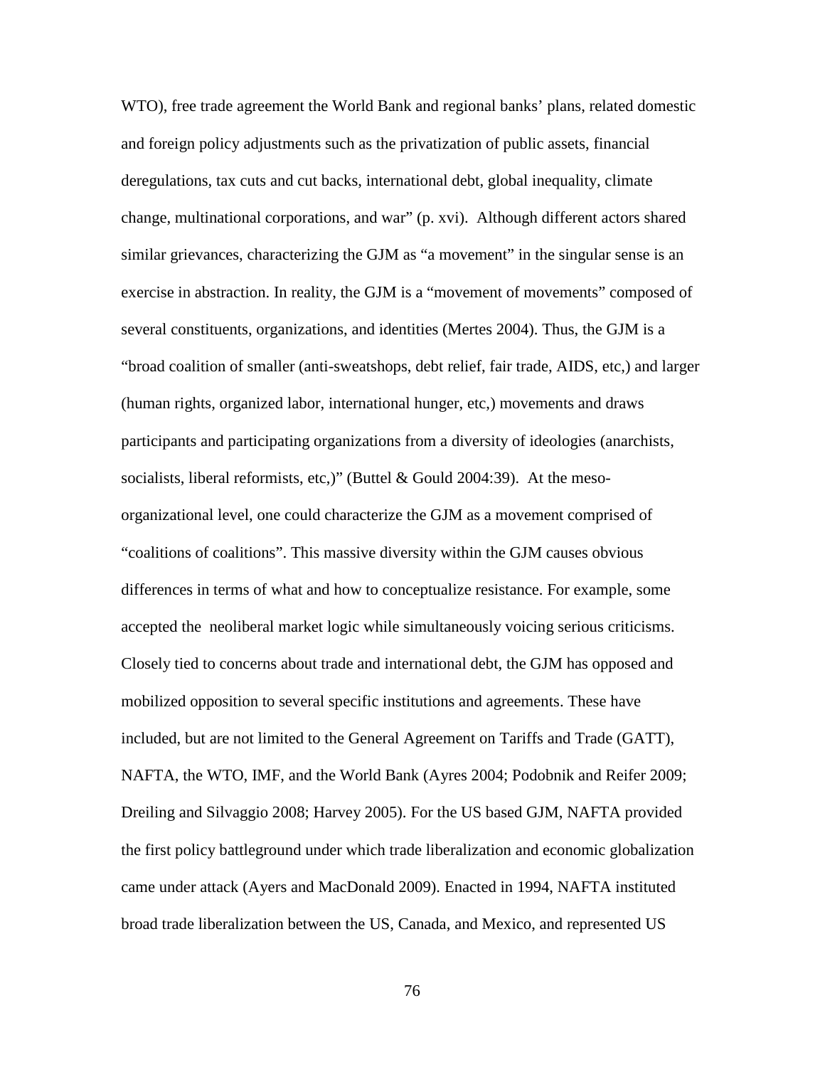WTO), free trade agreement the World Bank and regional banks' plans, related domestic and foreign policy adjustments such as the privatization of public assets, financial deregulations, tax cuts and cut backs, international debt, global inequality, climate change, multinational corporations, and war" (p. xvi). Although different actors shared similar grievances, characterizing the GJM as "a movement" in the singular sense is an exercise in abstraction. In reality, the GJM is a "movement of movements" composed of several constituents, organizations, and identities (Mertes 2004). Thus, the GJM is a "broad coalition of smaller (anti-sweatshops, debt relief, fair trade, AIDS, etc,) and larger (human rights, organized labor, international hunger, etc,) movements and draws participants and participating organizations from a diversity of ideologies (anarchists, socialists, liberal reformists, etc,)" (Buttel & Gould 2004:39). At the meso-organizational level, one could characterize the GJM as a movement comprised of "coalitions of coalitions". This massive diversity within the GJM causes obvious differences in terms of what and how to conceptualize resistance. For example, some accepted the neoliberal market logic while simultaneously voicing serious criticisms. Closely tied to concerns about trade and international debt, the GJM has opposed and mobilized opposition to several specific institutions and agreements. These have included, but are not limited to the General Agreement on Tariffs and Trade (GATT), NAFTA, the WTO, IMF, and the World Bank (Ayres 2004; Podobnik and Reifer 2009; Dreiling and Silvaggio 2008; Harvey 2005). For the US based GJM, NAFTA provided the first policy battleground under which trade liberalization and economic globalization came under attack (Ayers and MacDonald 2009). Enacted in 1994, NAFTA instituted broad trade liberalization between the US, Canada, and Mexico, and represented US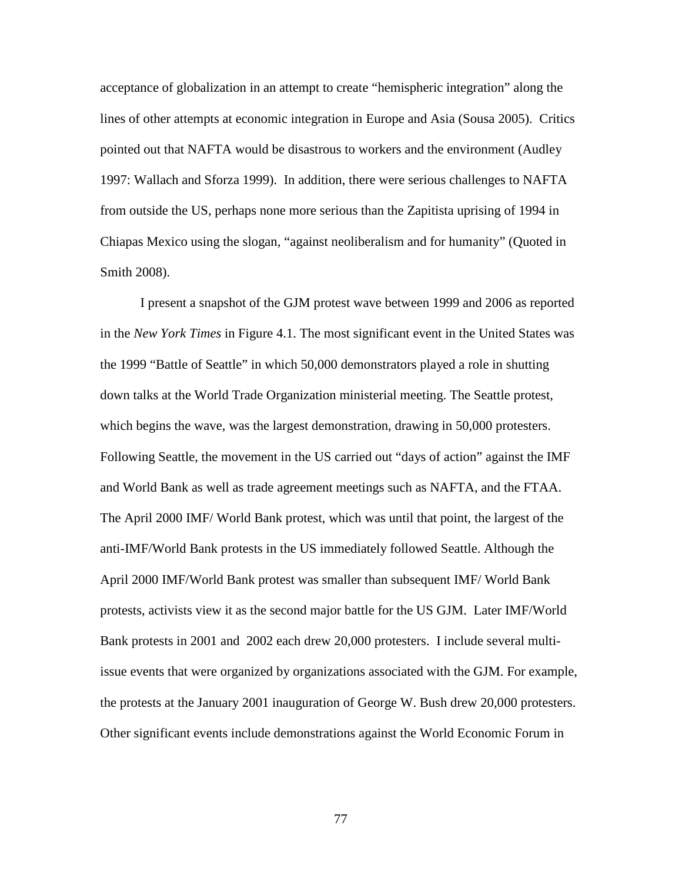acceptance of globalization in an attempt to create "hemispheric integration" along the lines of other attempts at economic integration in Europe and Asia (Sousa 2005). Critics pointed out that NAFTA would be disastrous to workers and the environment (Audley 1997: Wallach and Sforza 1999). In addition, there were serious challenges to NAFTA from outside the US, perhaps none more serious than the Zapitista uprising of 1994 in Chiapas Mexico using the slogan, "against neoliberalism and for humanity" (Quoted in Smith 2008).

I present a snapshot of the GJM protest wave between 1999 and 2006 as reported in the *New York Times* in Figure 4.1. The most significant event in the United States was the 1999 "Battle of Seattle" in which 50,000 demonstrators played a role in shutting down talks at the World Trade Organization ministerial meeting. The Seattle protest, which begins the wave, was the largest demonstration, drawing in 50,000 protesters. Following Seattle, the movement in the US carried out "days of action" against the IMF and World Bank as well as trade agreement meetings such as NAFTA, and the FTAA. The April 2000 IMF/ World Bank protest, which was until that point, the largest of the anti-IMF/World Bank protests in the US immediately followed Seattle. Although the April 2000 IMF/World Bank protest was smaller than subsequent IMF/ World Bank protests, activists view it as the second major battle for the US GJM. Later IMF/World Bank protests in 2001 and 2002 each drew 20,000 protesters. I include several multi-issue events that were organized by organizations associated with the GJM. For example, the protests at the January 2001 inauguration of George W. Bush drew 20,000 protesters. Other significant events include demonstrations against the World Economic Forum in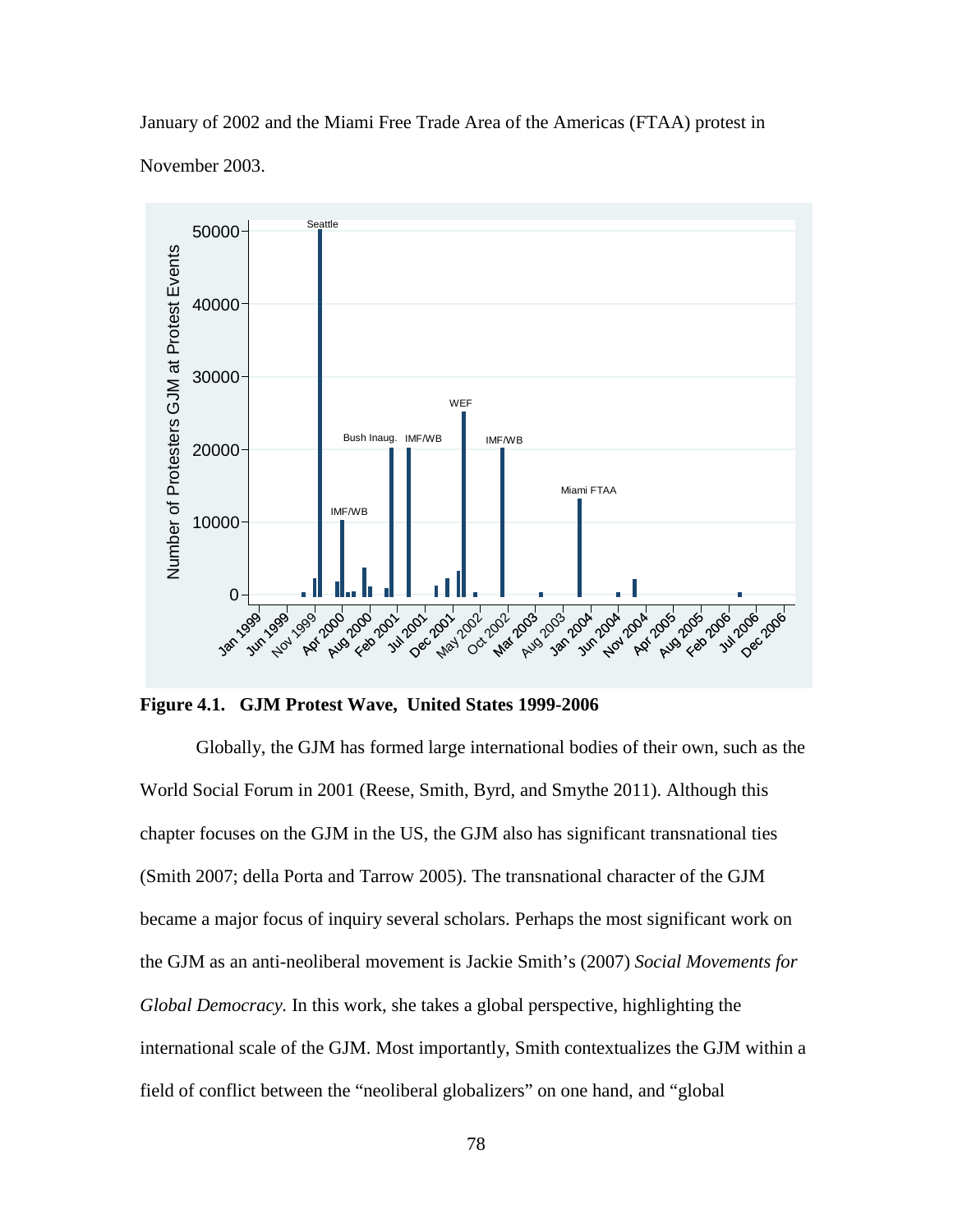January of 2002 and the Miami Free Trade Area of the Americas (FTAA) protest in November 2003.

**Figure 4.1. GJM Protest Wave, United States 1999-2006**

Globally, the GJM has formed large international bodies of their own, such as the World Social Forum in 2001 (Reese, Smith, Byrd, and Smythe 2011). Although this chapter focuses on the GJM in the US, the GJM also has significant transnational ties (Smith 2007; della Porta and Tarrow 2005). The transnational character of the GJM became a major focus of inquiry several scholars. Perhaps the most significant work on the GJM as an anti-neoliberal movement is Jackie Smith's (2007) *Social Movements for Global Democracy.* In this work, she takes a global perspective, highlighting the international scale of the GJM. Most importantly, Smith contextualizes the GJM within a field of conflict between the "neoliberal globalizers" on one hand, and "global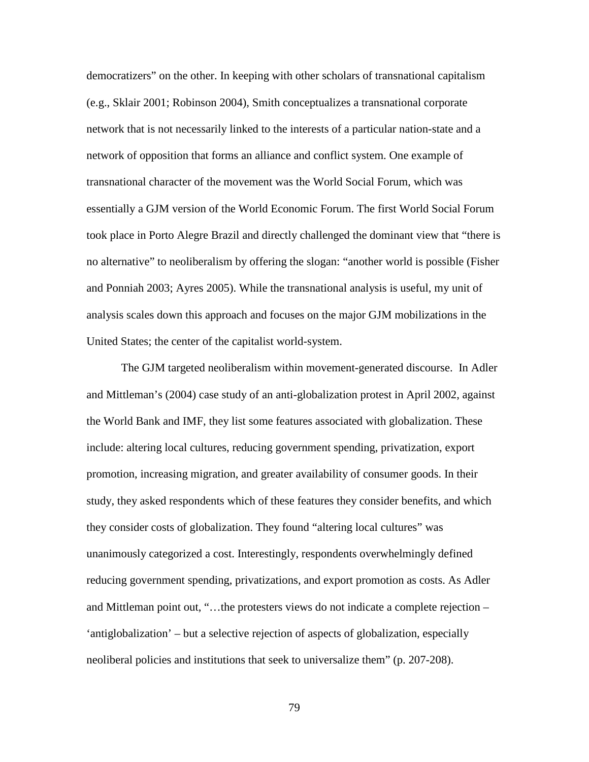democratizers" on the other. In keeping with other scholars of transnational capitalism (e.g., Sklair 2001; Robinson 2004), Smith conceptualizes a transnational corporate network that is not necessarily linked to the interests of a particular nation-state and a network of opposition that forms an alliance and conflict system. One example of transnational character of the movement was the World Social Forum, which was essentially a GJM version of the World Economic Forum. The first World Social Forum took place in Porto Alegre Brazil and directly challenged the dominant view that "there is no alternative" to neoliberalism by offering the slogan: "another world is possible (Fisher and Ponniah 2003; Ayres 2005). While the transnational analysis is useful, my unit of analysis scales down this approach and focuses on the major GJM mobilizations in the United States; the center of the capitalist world-system.

The GJM targeted neoliberalism within movement-generated discourse. In Adler and Mittleman's (2004) case study of an anti-globalization protest in April 2002, against the World Bank and IMF, they list some features associated with globalization. These include: altering local cultures, reducing government spending, privatization, export promotion, increasing migration, and greater availability of consumer goods. In their study, they asked respondents which of these features they consider benefits, and which they consider costs of globalization. They found "altering local cultures" was unanimously categorized a cost. Interestingly, respondents overwhelmingly defined reducing government spending, privatizations, and export promotion as costs. As Adler and Mittleman point out, "…the protesters views do not indicate a complete rejection – 'antiglobalization' – but a selective rejection of aspects of globalization, especially neoliberal policies and institutions that seek to universalize them" (p. 207-208).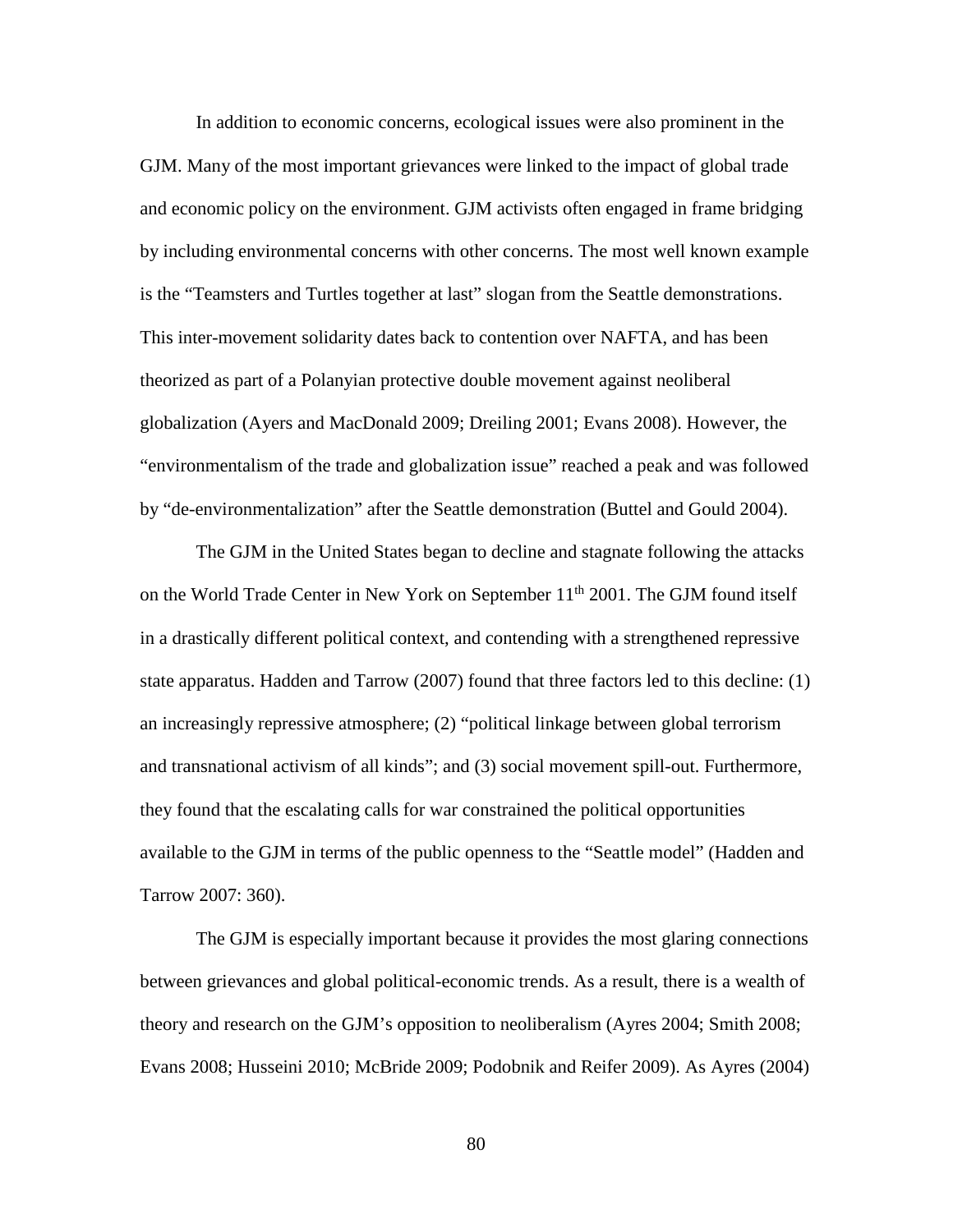In addition to economic concerns, ecological issues were also prominent in the GJM. Many of the most important grievances were linked to the impact of global trade and economic policy on the environment. GJM activists often engaged in frame bridging by including environmental concerns with other concerns. The most well known example is the "Teamsters and Turtles together at last" slogan from the Seattle demonstrations. This inter-movement solidarity dates back to contention over NAFTA, and has been theorized as part of a Polanyian protective double movement against neoliberal globalization (Ayers and MacDonald 2009; Dreiling 2001; Evans 2008). However, the "environmentalism of the trade and globalization issue" reached a peak and was followed by "de-environmentalization" after the Seattle demonstration (Buttel and Gould 2004).

The GJM in the United States began to decline and stagnate following the attacks on the World Trade Center in New York on September 11th 2001. The GJM found itself in a drastically different political context, and contending with a strengthened repressive state apparatus. Hadden and Tarrow (2007) found that three factors led to this decline: (1) an increasingly repressive atmosphere; (2) "political linkage between global terrorism and transnational activism of all kinds"; and (3) social movement spill-out. Furthermore, they found that the escalating calls for war constrained the political opportunities available to the GJM in terms of the public openness to the "Seattle model" (Hadden and Tarrow 2007: 360).

The GJM is especially important because it provides the most glaring connections between grievances and global political-economic trends. As a result, there is a wealth of theory and research on the GJM's opposition to neoliberalism (Ayres 2004; Smith 2008; Evans 2008; Husseini 2010; McBride 2009; Podobnik and Reifer 2009). As Ayres (2004)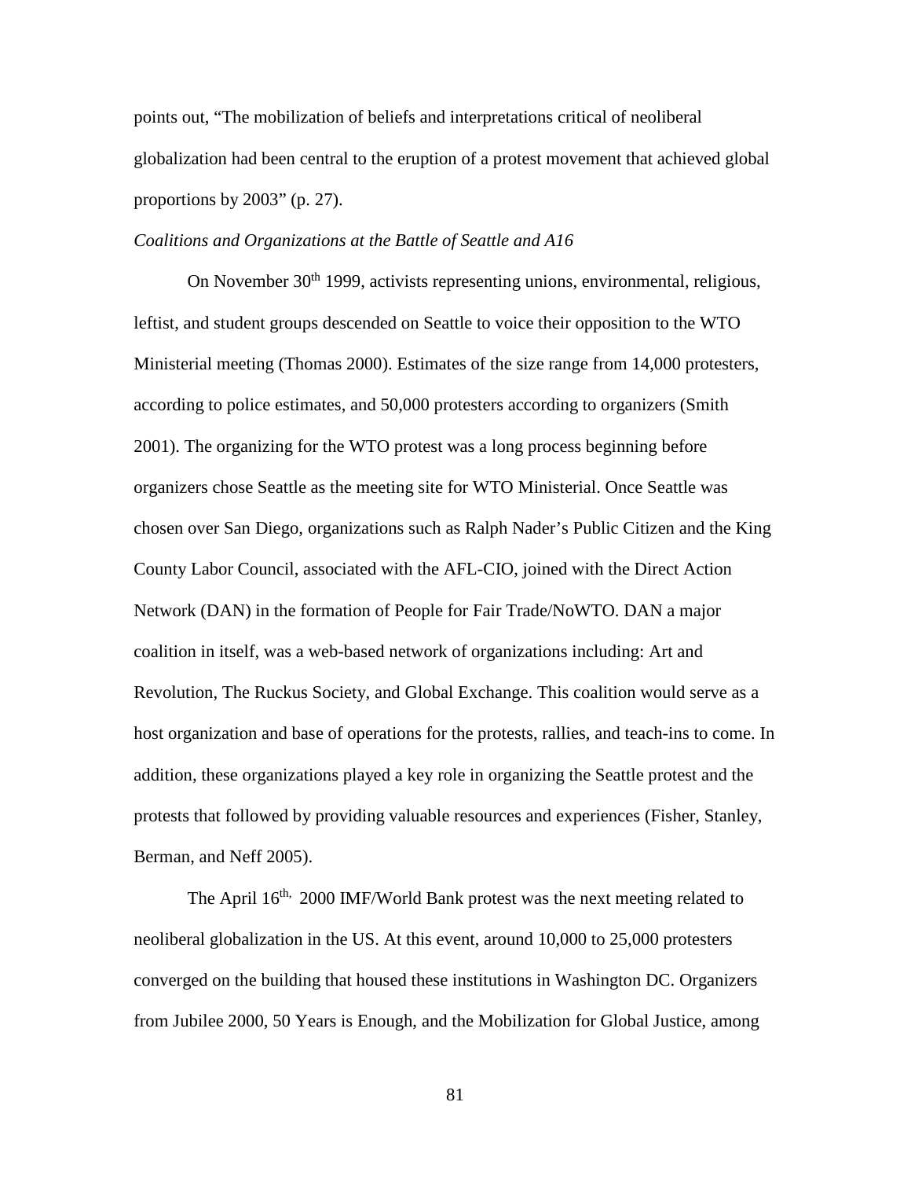points out, "The mobilization of beliefs and interpretations critical of neoliberal globalization had been central to the eruption of a protest movement that achieved global proportions by 2003" (p. 27).

*Coalitions and Organizations at the Battle of Seattle and A16*

On November 30th 1999, activists representing unions, environmental, religious, leftist, and student groups descended on Seattle to voice their opposition to the WTO Ministerial meeting (Thomas 2000). Estimates of the size range from 14,000 protesters, according to police estimates, and 50,000 protesters according to organizers (Smith 2001). The organizing for the WTO protest was a long process beginning before organizers chose Seattle as the meeting site for WTO Ministerial. Once Seattle was chosen over San Diego, organizations such as Ralph Nader's Public Citizen and the King County Labor Council, associated with the AFL-CIO, joined with the Direct Action Network (DAN) in the formation of People for Fair Trade/NoWTO. DAN a major coalition in itself, was a web-based network of organizations including: Art and Revolution, The Ruckus Society, and Global Exchange. This coalition would serve as a host organization and base of operations for the protests, rallies, and teach-ins to come. In addition, these organizations played a key role in organizing the Seattle protest and the protests that followed by providing valuable resources and experiences (Fisher, Stanley, Berman, and Neff 2005).

The April 16th, 2000 IMF/World Bank protest was the next meeting related to neoliberal globalization in the US. At this event, around 10,000 to 25,000 protesters converged on the building that housed these institutions in Washington DC. Organizers from Jubilee 2000, 50 Years is Enough, and the Mobilization for Global Justice, among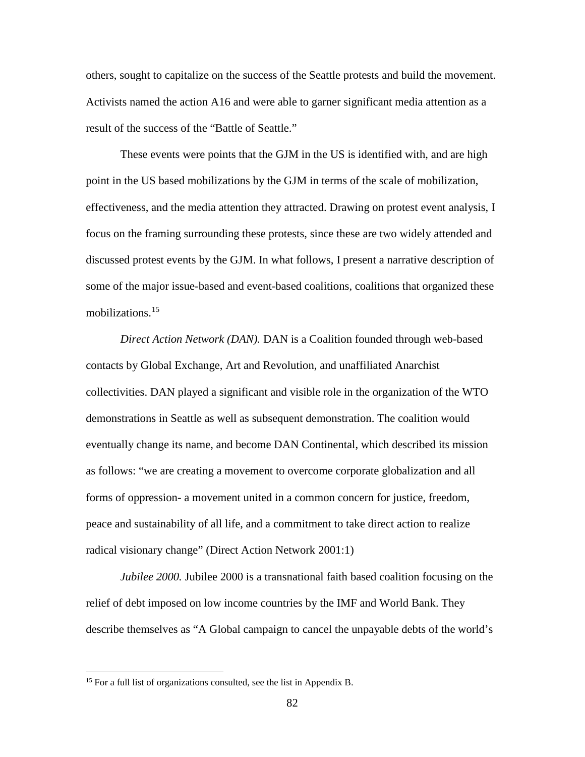others, sought to capitalize on the success of the Seattle protests and build the movement. Activists named the action A16 and were able to garner significant media attention as a result of the success of the "Battle of Seattle."

These events were points that the GJM in the US is identified with, and are high point in the US based mobilizations by the GJM in terms of the scale of mobilization, effectiveness, and the media attention they attracted. Drawing on protest event analysis, I focus on the framing surrounding these protests, since these are two widely attended and discussed protest events by the GJM. In what follows, I present a narrative description of some of the major issue-based and event-based coalitions, coalitions that organized these mobilizations.[15]

*Direct Action Network (DAN).* DAN is a Coalition founded through web-based contacts by Global Exchange, Art and Revolution, and unaffiliated Anarchist collectivities. DAN played a significant and visible role in the organization of the WTO demonstrations in Seattle as well as subsequent demonstration. The coalition would eventually change its name, and become DAN Continental, which described its mission as follows: "we are creating a movement to overcome corporate globalization and all forms of oppression- a movement united in a common concern for justice, freedom, peace and sustainability of all life, and a commitment to take direct action to realize radical visionary change" (Direct Action Network 2001:1)

*Jubilee 2000.* Jubilee 2000 is a transnational faith based coalition focusing on the relief of debt imposed on low income countries by the IMF and World Bank. They describe themselves as "A Global campaign to cancel the unpayable debts of the world's

[15] For a full list of organizations consulted, see the list in Appendix B.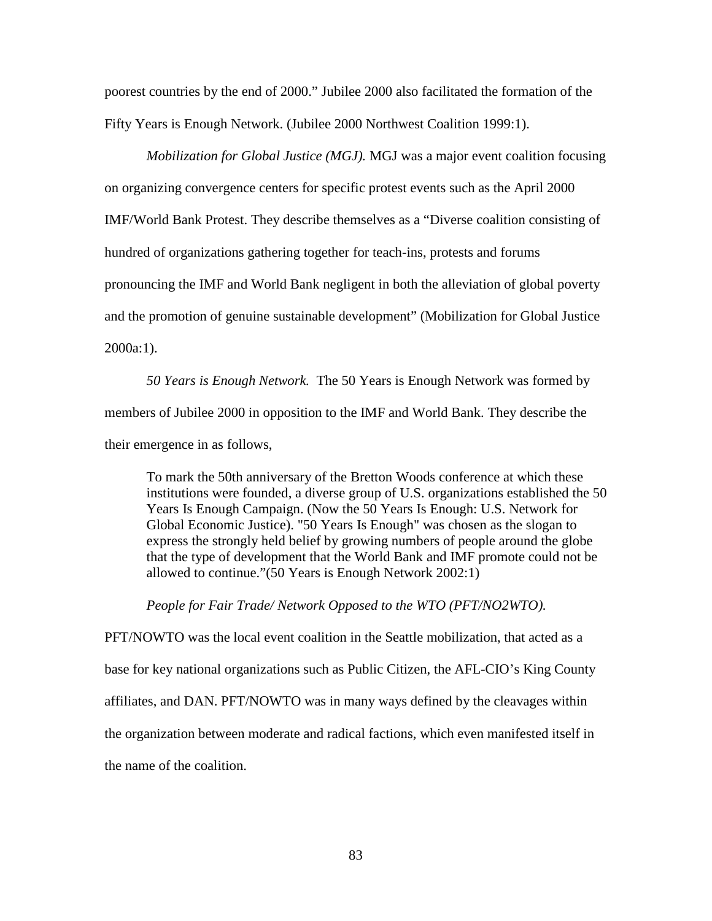poorest countries by the end of 2000." Jubilee 2000 also facilitated the formation of the Fifty Years is Enough Network. (Jubilee 2000 Northwest Coalition 1999:1).

*Mobilization for Global Justice (MGJ).* MGJ was a major event coalition focusing on organizing convergence centers for specific protest events such as the April 2000 IMF/World Bank Protest. They describe themselves as a "Diverse coalition consisting of hundred of organizations gathering together for teach-ins, protests and forums pronouncing the IMF and World Bank negligent in both the alleviation of global poverty and the promotion of genuine sustainable development" (Mobilization for Global Justice 2000a:1).

*50 Years is Enough Network.* The 50 Years is Enough Network was formed by members of Jubilee 2000 in opposition to the IMF and World Bank. They describe the their emergence in as follows,

> To mark the 50th anniversary of the Bretton Woods conference at which these institutions were founded, a diverse group of U.S. organizations established the 50 Years Is Enough Campaign. (Now the 50 Years Is Enough: U.S. Network for Global Economic Justice). "50 Years Is Enough" was chosen as the slogan to express the strongly held belief by growing numbers of people around the globe that the type of development that the World Bank and IMF promote could not be allowed to continue."(50 Years is Enough Network 2002:1)

*People for Fair Trade/ Network Opposed to the WTO (PFT/NO2WTO).* PFT/NOWTO was the local event coalition in the Seattle mobilization, that acted as a base for key national organizations such as Public Citizen, the AFL-CIO's King County affiliates, and DAN. PFT/NOWTO was in many ways defined by the cleavages within the organization between moderate and radical factions, which even manifested itself in the name of the coalition.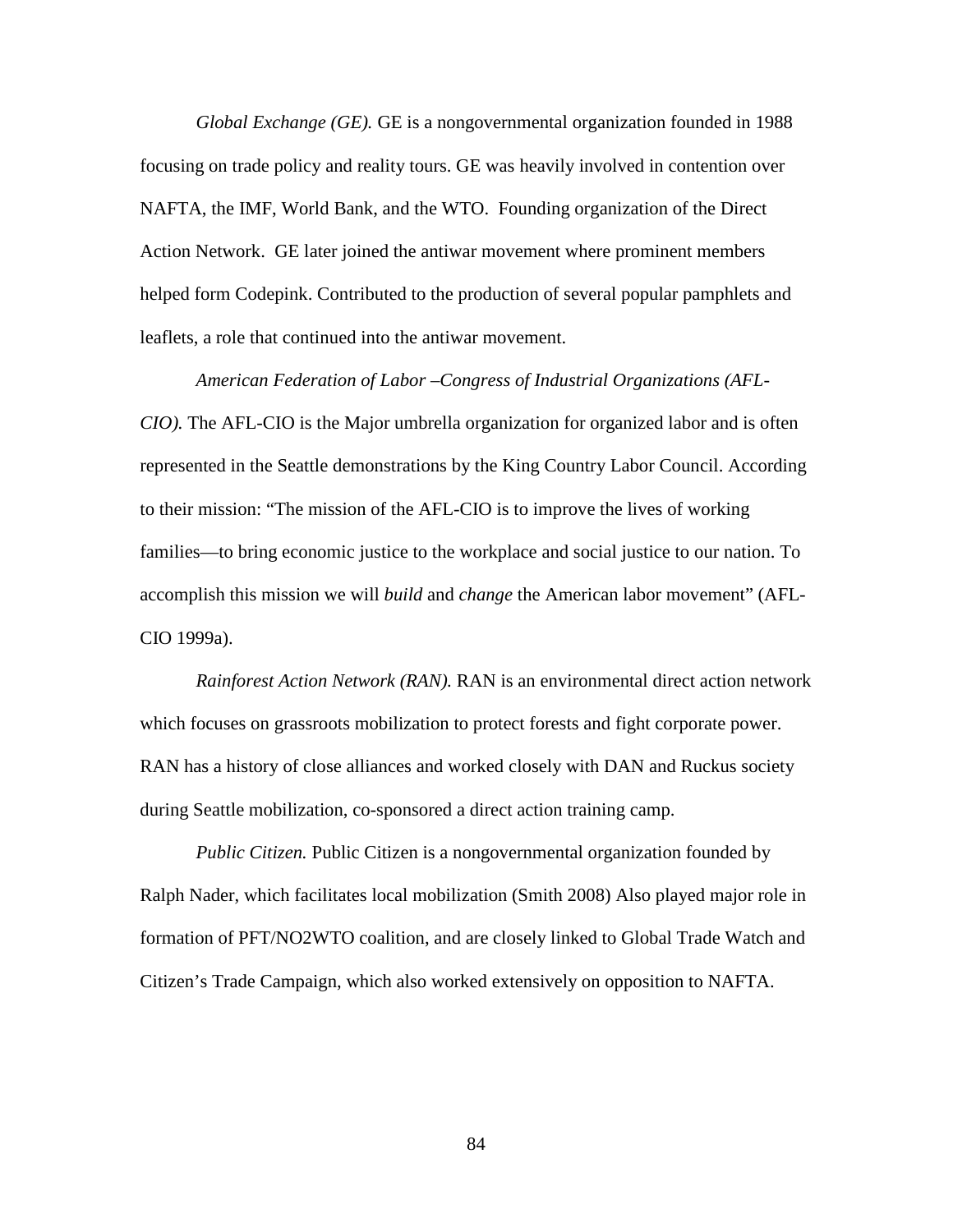*Global Exchange (GE).* GE is a nongovernmental organization founded in 1988 focusing on trade policy and reality tours. GE was heavily involved in contention over NAFTA, the IMF, World Bank, and the WTO. Founding organization of the Direct Action Network. GE later joined the antiwar movement where prominent members helped form Codepink. Contributed to the production of several popular pamphlets and leaflets, a role that continued into the antiwar movement.

*American Federation of Labor –Congress of Industrial Organizations (AFL-CIO).* The AFL-CIO is the Major umbrella organization for organized labor and is often represented in the Seattle demonstrations by the King Country Labor Council. According to their mission: "The mission of the AFL-CIO is to improve the lives of working families—to bring economic justice to the workplace and social justice to our nation. To accomplish this mission we will *build* and *change* the American labor movement" (AFL-CIO 1999a).

*Rainforest Action Network (RAN).* RAN is an environmental direct action network which focuses on grassroots mobilization to protect forests and fight corporate power. RAN has a history of close alliances and worked closely with DAN and Ruckus society during Seattle mobilization, co-sponsored a direct action training camp.

*Public Citizen.* Public Citizen is a nongovernmental organization founded by Ralph Nader, which facilitates local mobilization (Smith 2008) Also played major role in formation of PFT/NO2WTO coalition, and are closely linked to Global Trade Watch and Citizen's Trade Campaign, which also worked extensively on opposition to NAFTA.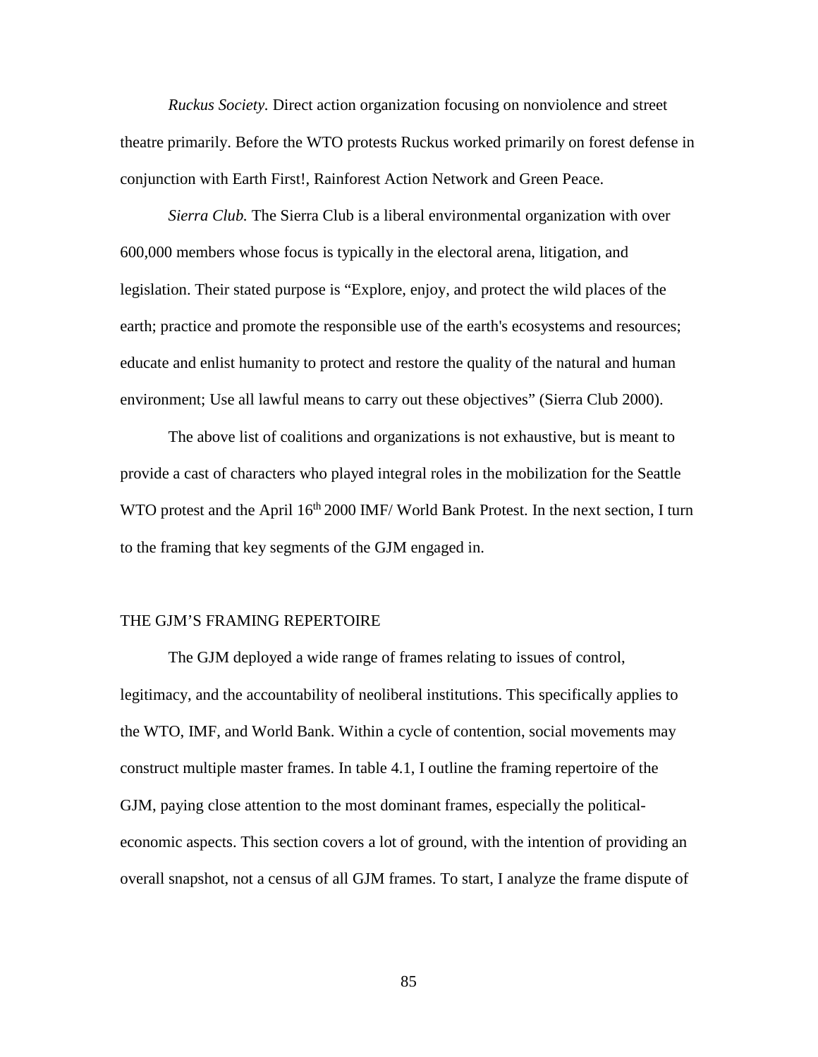*Ruckus Society.* Direct action organization focusing on nonviolence and street theatre primarily. Before the WTO protests Ruckus worked primarily on forest defense in conjunction with Earth First!, Rainforest Action Network and Green Peace.

*Sierra Club.* The Sierra Club is a liberal environmental organization with over 600,000 members whose focus is typically in the electoral arena, litigation, and legislation. Their stated purpose is "Explore, enjoy, and protect the wild places of the earth; practice and promote the responsible use of the earth's ecosystems and resources; educate and enlist humanity to protect and restore the quality of the natural and human environment; Use all lawful means to carry out these objectives" (Sierra Club 2000).

The above list of coalitions and organizations is not exhaustive, but is meant to provide a cast of characters who played integral roles in the mobilization for the Seattle WTO protest and the April 16th 2000 IMF/ World Bank Protest. In the next section, I turn to the framing that key segments of the GJM engaged in.

## THE GJM'S FRAMING REPERTOIRE

The GJM deployed a wide range of frames relating to issues of control, legitimacy, and the accountability of neoliberal institutions. This specifically applies to the WTO, IMF, and World Bank. Within a cycle of contention, social movements may construct multiple master frames. In table 4.1, I outline the framing repertoire of the GJM, paying close attention to the most dominant frames, especially the political-economic aspects. This section covers a lot of ground, with the intention of providing an overall snapshot, not a census of all GJM frames. To start, I analyze the frame dispute of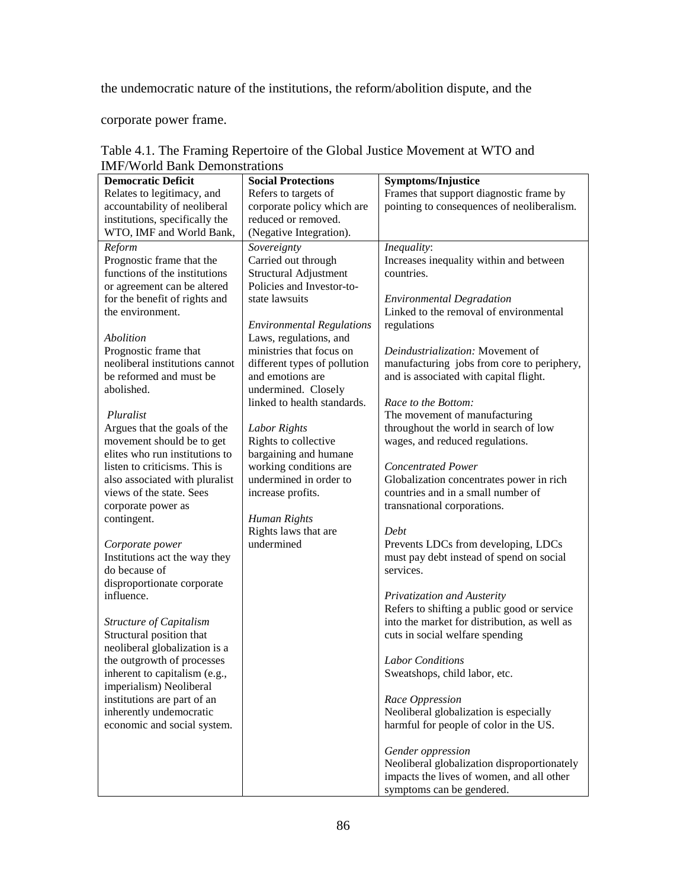the undemocratic nature of the institutions, the reform/abolition dispute, and the corporate power frame.

Table 4.1. The Framing Repertoire of the Global Justice Movement at WTO and IMF/World Bank Demonstrations

| **Democratic Deficit** | **Social Protections** | **Symptoms/Injustice** |
|---|---|---|
| Relates to legitimacy, and accountability of neoliberal institutions, specifically the WTO, IMF and World Bank, | Refers to targets of corporate policy which are reduced or removed. (Negative Integration). | Frames that support diagnostic frame by pointing to consequences of neoliberalism. |
| *Reform*<br>Prognostic frame that the functions of the institutions or agreement can be altered for the benefit of rights and the environment.<br><br>*Abolition*<br>Prognostic frame that neoliberal institutions cannot be reformed and must be abolished.<br><br>*Pluralist*<br>Argues that the goals of the movement should be to get elites who run institutions to listen to criticisms. This is also associated with pluralist views of the state. Sees corporate power as contingent.<br><br>*Corporate power*<br>Institutions act the way they do because of disproportionate corporate influence.<br><br>*Structure of Capitalism*<br>Structural position that neoliberal globalization is a the outgrowth of processes inherent to capitalism (e.g., imperialism) Neoliberal institutions are part of an inherently undemocratic economic and social system. | *Sovereignty*<br>Carried out through Structural Adjustment Policies and Investor-to-state lawsuits<br><br>*Environmental Regulations*<br>Laws, regulations, and ministries that focus on different types of pollution and emotions are undermined. Closely linked to health standards.<br><br>*Labor Rights*<br>Rights to collective bargaining and humane working conditions are undermined in order to increase profits.<br><br>*Human Rights*<br>Rights laws that are undermined | *Inequality*:<br>Increases inequality within and between countries.<br><br>*Environmental Degradation*<br>Linked to the removal of environmental regulations<br><br>*Deindustrialization:* Movement of manufacturing jobs from core to periphery, and is associated with capital flight.<br><br>*Race to the Bottom:*<br>The movement of manufacturing throughout the world in search of low wages, and reduced regulations.<br><br>*Concentrated Power*<br>Globalization concentrates power in rich countries and in a small number of transnational corporations.<br><br>*Debt*<br>Prevents LDCs from developing, LDCs must pay debt instead of spend on social services.<br><br>*Privatization and Austerity*<br>Refers to shifting a public good or service into the market for distribution, as well as cuts in social welfare spending<br><br>*Labor Conditions*<br>Sweatshops, child labor, etc.<br><br>*Race Oppression*<br>Neoliberal globalization is especially harmful for people of color in the US.<br><br>*Gender oppression*<br>Neoliberal globalization disproportionately impacts the lives of women, and all other symptoms can be gendered. |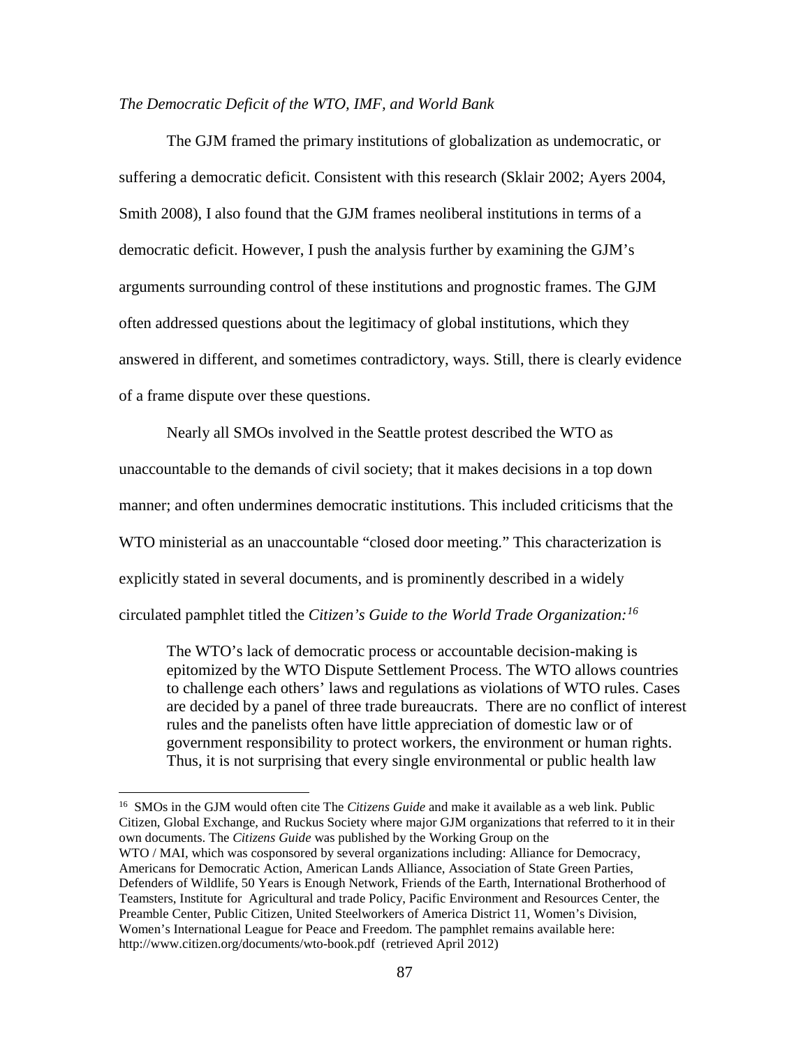*The Democratic Deficit of the WTO, IMF, and World Bank*

The GJM framed the primary institutions of globalization as undemocratic, or suffering a democratic deficit. Consistent with this research (Sklair 2002; Ayers 2004, Smith 2008), I also found that the GJM frames neoliberal institutions in terms of a democratic deficit. However, I push the analysis further by examining the GJM's arguments surrounding control of these institutions and prognostic frames. The GJM often addressed questions about the legitimacy of global institutions, which they answered in different, and sometimes contradictory, ways. Still, there is clearly evidence of a frame dispute over these questions.

Nearly all SMOs involved in the Seattle protest described the WTO as unaccountable to the demands of civil society; that it makes decisions in a top down manner; and often undermines democratic institutions. This included criticisms that the WTO ministerial as an unaccountable "closed door meeting." This characterization is explicitly stated in several documents, and is prominently described in a widely circulated pamphlet titled the *Citizen's Guide to the World Trade Organization:*[16]

> The WTO's lack of democratic process or accountable decision-making is epitomized by the WTO Dispute Settlement Process. The WTO allows countries to challenge each others' laws and regulations as violations of WTO rules. Cases are decided by a panel of three trade bureaucrats. There are no conflict of interest rules and the panelists often have little appreciation of domestic law or of government responsibility to protect workers, the environment or human rights. Thus, it is not surprising that every single environmental or public health law

[16] SMOs in the GJM would often cite The *Citizens Guide* and make it available as a web link. Public Citizen, Global Exchange, and Ruckus Society where major GJM organizations that referred to it in their own documents. The *Citizens Guide* was published by the Working Group on the WTO / MAI, which was cosponsored by several organizations including: Alliance for Democracy, Americans for Democratic Action, American Lands Alliance, Association of State Green Parties, Defenders of Wildlife, 50 Years is Enough Network, Friends of the Earth, International Brotherhood of Teamsters, Institute for Agricultural and trade Policy, Pacific Environment and Resources Center, the Preamble Center, Public Citizen, United Steelworkers of America District 11, Women's Division, Women's International League for Peace and Freedom. The pamphlet remains available here: http://www.citizen.org/documents/wto-book.pdf (retrieved April 2012)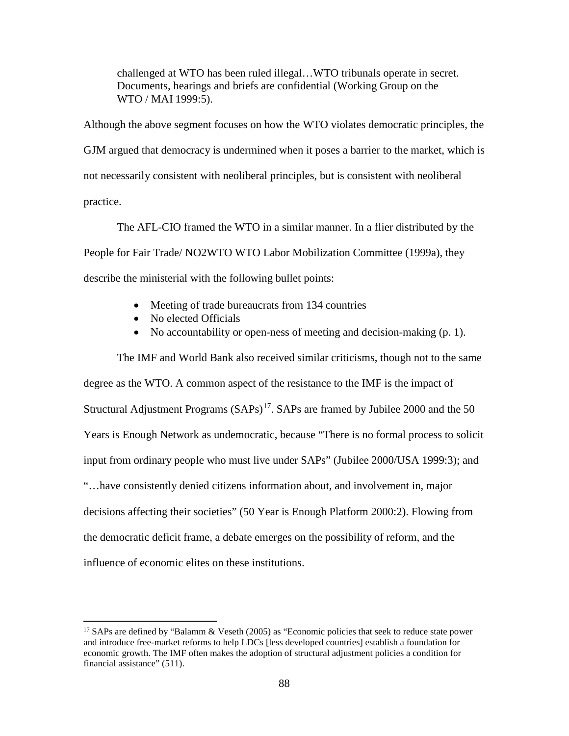> challenged at WTO has been ruled illegal…WTO tribunals operate in secret. Documents, hearings and briefs are confidential (Working Group on the WTO / MAI 1999:5).

Although the above segment focuses on how the WTO violates democratic principles, the GJM argued that democracy is undermined when it poses a barrier to the market, which is not necessarily consistent with neoliberal principles, but is consistent with neoliberal practice.

The AFL-CIO framed the WTO in a similar manner. In a flier distributed by the People for Fair Trade/ NO2WTO WTO Labor Mobilization Committee (1999a), they describe the ministerial with the following bullet points:

- Meeting of trade bureaucrats from 134 countries
- No elected Officials
- No accountability or open-ness of meeting and decision-making (p. 1).

The IMF and World Bank also received similar criticisms, though not to the same degree as the WTO. A common aspect of the resistance to the IMF is the impact of Structural Adjustment Programs (SAPs)[17]. SAPs are framed by Jubilee 2000 and the 50 Years is Enough Network as undemocratic, because "There is no formal process to solicit input from ordinary people who must live under SAPs" (Jubilee 2000/USA 1999:3); and "…have consistently denied citizens information about, and involvement in, major decisions affecting their societies" (50 Year is Enough Platform 2000:2). Flowing from the democratic deficit frame, a debate emerges on the possibility of reform, and the influence of economic elites on these institutions.

[17] SAPs are defined by "Balamm & Veseth (2005) as "Economic policies that seek to reduce state power and introduce free-market reforms to help LDCs [less developed countries] establish a foundation for economic growth. The IMF often makes the adoption of structural adjustment policies a condition for financial assistance" (511).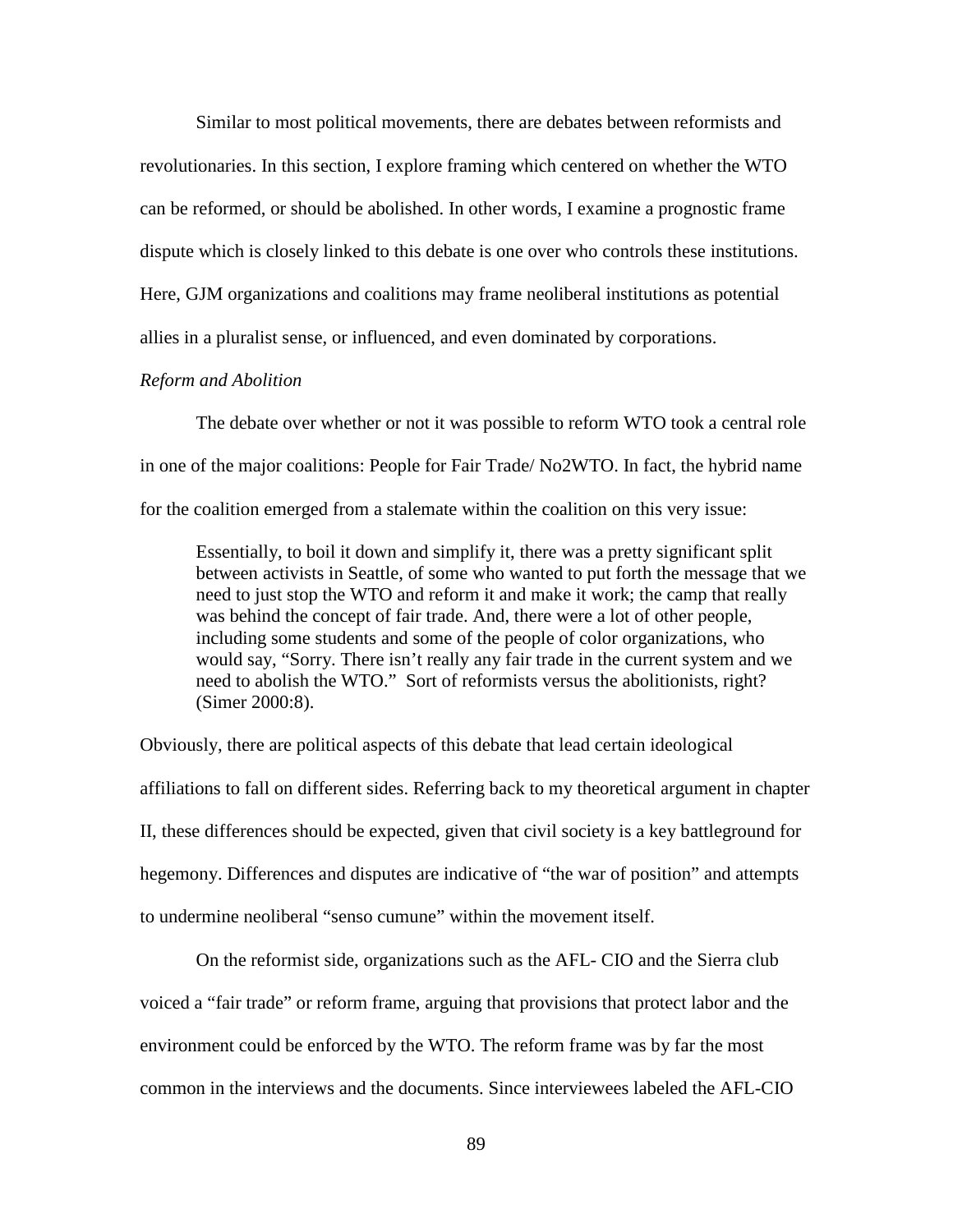Similar to most political movements, there are debates between reformists and revolutionaries. In this section, I explore framing which centered on whether the WTO can be reformed, or should be abolished. In other words, I examine a prognostic frame dispute which is closely linked to this debate is one over who controls these institutions. Here, GJM organizations and coalitions may frame neoliberal institutions as potential allies in a pluralist sense, or influenced, and even dominated by corporations.

*Reform and Abolition*

The debate over whether or not it was possible to reform WTO took a central role in one of the major coalitions: People for Fair Trade/ No2WTO. In fact, the hybrid name for the coalition emerged from a stalemate within the coalition on this very issue:

> Essentially, to boil it down and simplify it, there was a pretty significant split between activists in Seattle, of some who wanted to put forth the message that we need to just stop the WTO and reform it and make it work; the camp that really was behind the concept of fair trade. And, there were a lot of other people, including some students and some of the people of color organizations, who would say, "Sorry. There isn't really any fair trade in the current system and we need to abolish the WTO." Sort of reformists versus the abolitionists, right? (Simer 2000:8).

Obviously, there are political aspects of this debate that lead certain ideological affiliations to fall on different sides. Referring back to my theoretical argument in chapter II, these differences should be expected, given that civil society is a key battleground for hegemony. Differences and disputes are indicative of "the war of position" and attempts to undermine neoliberal "senso cumune" within the movement itself.

On the reformist side, organizations such as the AFL- CIO and the Sierra club voiced a "fair trade" or reform frame, arguing that provisions that protect labor and the environment could be enforced by the WTO. The reform frame was by far the most common in the interviews and the documents. Since interviewees labeled the AFL-CIO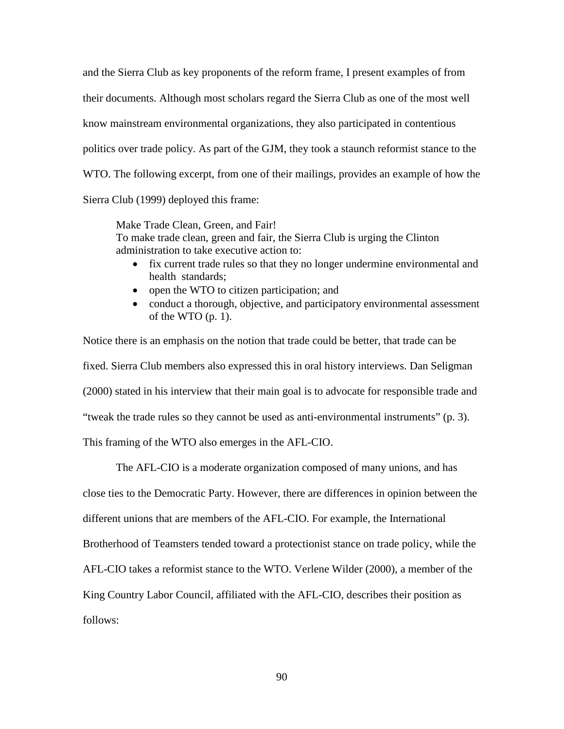and the Sierra Club as key proponents of the reform frame, I present examples of from their documents. Although most scholars regard the Sierra Club as one of the most well know mainstream environmental organizations, they also participated in contentious politics over trade policy. As part of the GJM, they took a staunch reformist stance to the WTO. The following excerpt, from one of their mailings, provides an example of how the Sierra Club (1999) deployed this frame:

> Make Trade Clean, Green, and Fair!
> To make trade clean, green and fair, the Sierra Club is urging the Clinton administration to take executive action to:
>
> - fix current trade rules so that they no longer undermine environmental and health standards;
> - open the WTO to citizen participation; and
> - conduct a thorough, objective, and participatory environmental assessment of the WTO (p. 1).

Notice there is an emphasis on the notion that trade could be better, that trade can be fixed. Sierra Club members also expressed this in oral history interviews. Dan Seligman (2000) stated in his interview that their main goal is to advocate for responsible trade and "tweak the trade rules so they cannot be used as anti-environmental instruments" (p. 3). This framing of the WTO also emerges in the AFL-CIO.

The AFL-CIO is a moderate organization composed of many unions, and has close ties to the Democratic Party. However, there are differences in opinion between the different unions that are members of the AFL-CIO. For example, the International Brotherhood of Teamsters tended toward a protectionist stance on trade policy, while the AFL-CIO takes a reformist stance to the WTO. Verlene Wilder (2000), a member of the King Country Labor Council, affiliated with the AFL-CIO, describes their position as follows: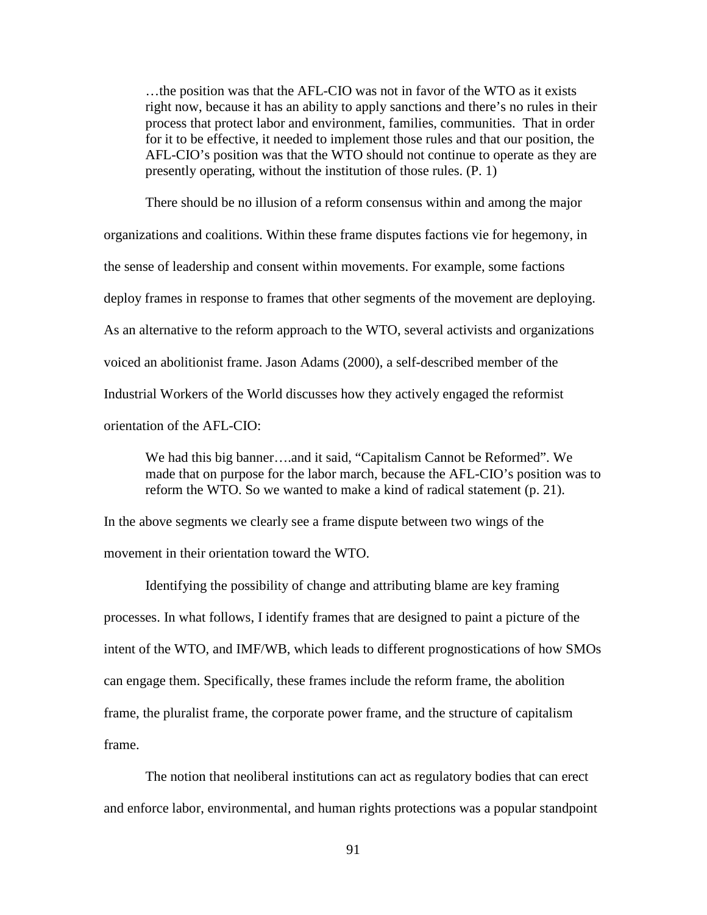> …the position was that the AFL-CIO was not in favor of the WTO as it exists right now, because it has an ability to apply sanctions and there's no rules in their process that protect labor and environment, families, communities. That in order for it to be effective, it needed to implement those rules and that our position, the AFL-CIO's position was that the WTO should not continue to operate as they are presently operating, without the institution of those rules. (P. 1)

There should be no illusion of a reform consensus within and among the major organizations and coalitions. Within these frame disputes factions vie for hegemony, in the sense of leadership and consent within movements. For example, some factions deploy frames in response to frames that other segments of the movement are deploying. As an alternative to the reform approach to the WTO, several activists and organizations voiced an abolitionist frame. Jason Adams (2000), a self-described member of the Industrial Workers of the World discusses how they actively engaged the reformist orientation of the AFL-CIO:

> We had this big banner….and it said, "Capitalism Cannot be Reformed". We made that on purpose for the labor march, because the AFL-CIO's position was to reform the WTO. So we wanted to make a kind of radical statement (p. 21).

In the above segments we clearly see a frame dispute between two wings of the movement in their orientation toward the WTO.

Identifying the possibility of change and attributing blame are key framing processes. In what follows, I identify frames that are designed to paint a picture of the intent of the WTO, and IMF/WB, which leads to different prognostications of how SMOs can engage them. Specifically, these frames include the reform frame, the abolition frame, the pluralist frame, the corporate power frame, and the structure of capitalism frame.

The notion that neoliberal institutions can act as regulatory bodies that can erect and enforce labor, environmental, and human rights protections was a popular standpoint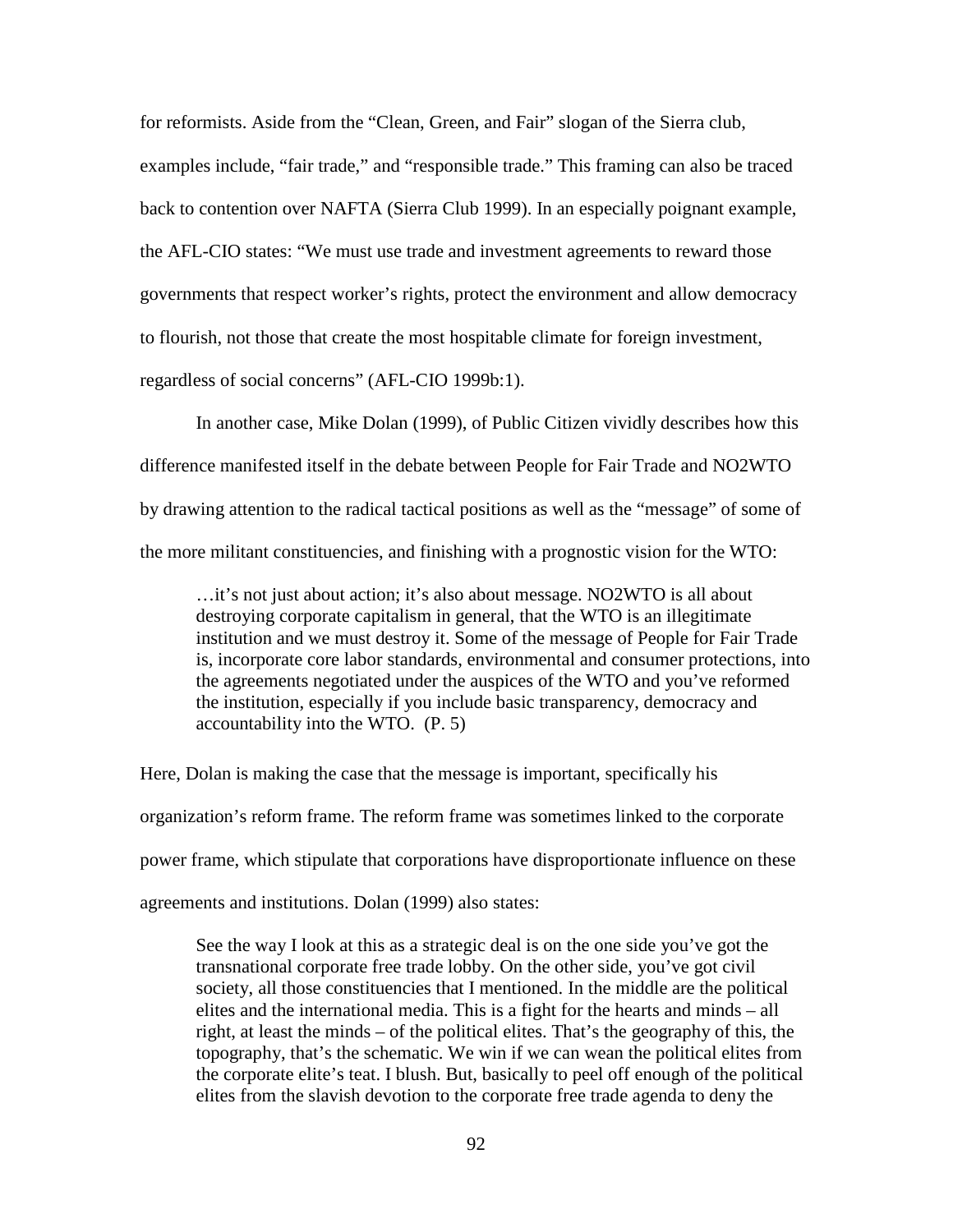for reformists. Aside from the "Clean, Green, and Fair" slogan of the Sierra club, examples include, "fair trade," and "responsible trade." This framing can also be traced back to contention over NAFTA (Sierra Club 1999). In an especially poignant example, the AFL-CIO states: "We must use trade and investment agreements to reward those governments that respect worker's rights, protect the environment and allow democracy to flourish, not those that create the most hospitable climate for foreign investment, regardless of social concerns" (AFL-CIO 1999b:1).

In another case, Mike Dolan (1999), of Public Citizen vividly describes how this difference manifested itself in the debate between People for Fair Trade and NO2WTO by drawing attention to the radical tactical positions as well as the "message" of some of the more militant constituencies, and finishing with a prognostic vision for the WTO:

> …it's not just about action; it's also about message. NO2WTO is all about destroying corporate capitalism in general, that the WTO is an illegitimate institution and we must destroy it. Some of the message of People for Fair Trade is, incorporate core labor standards, environmental and consumer protections, into the agreements negotiated under the auspices of the WTO and you've reformed the institution, especially if you include basic transparency, democracy and accountability into the WTO. (P. 5)

Here, Dolan is making the case that the message is important, specifically his organization's reform frame. The reform frame was sometimes linked to the corporate power frame, which stipulate that corporations have disproportionate influence on these agreements and institutions. Dolan (1999) also states:

> See the way I look at this as a strategic deal is on the one side you've got the transnational corporate free trade lobby. On the other side, you've got civil society, all those constituencies that I mentioned. In the middle are the political elites and the international media. This is a fight for the hearts and minds – all right, at least the minds – of the political elites. That's the geography of this, the topography, that's the schematic. We win if we can wean the political elites from the corporate elite's teat. I blush. But, basically to peel off enough of the political elites from the slavish devotion to the corporate free trade agenda to deny the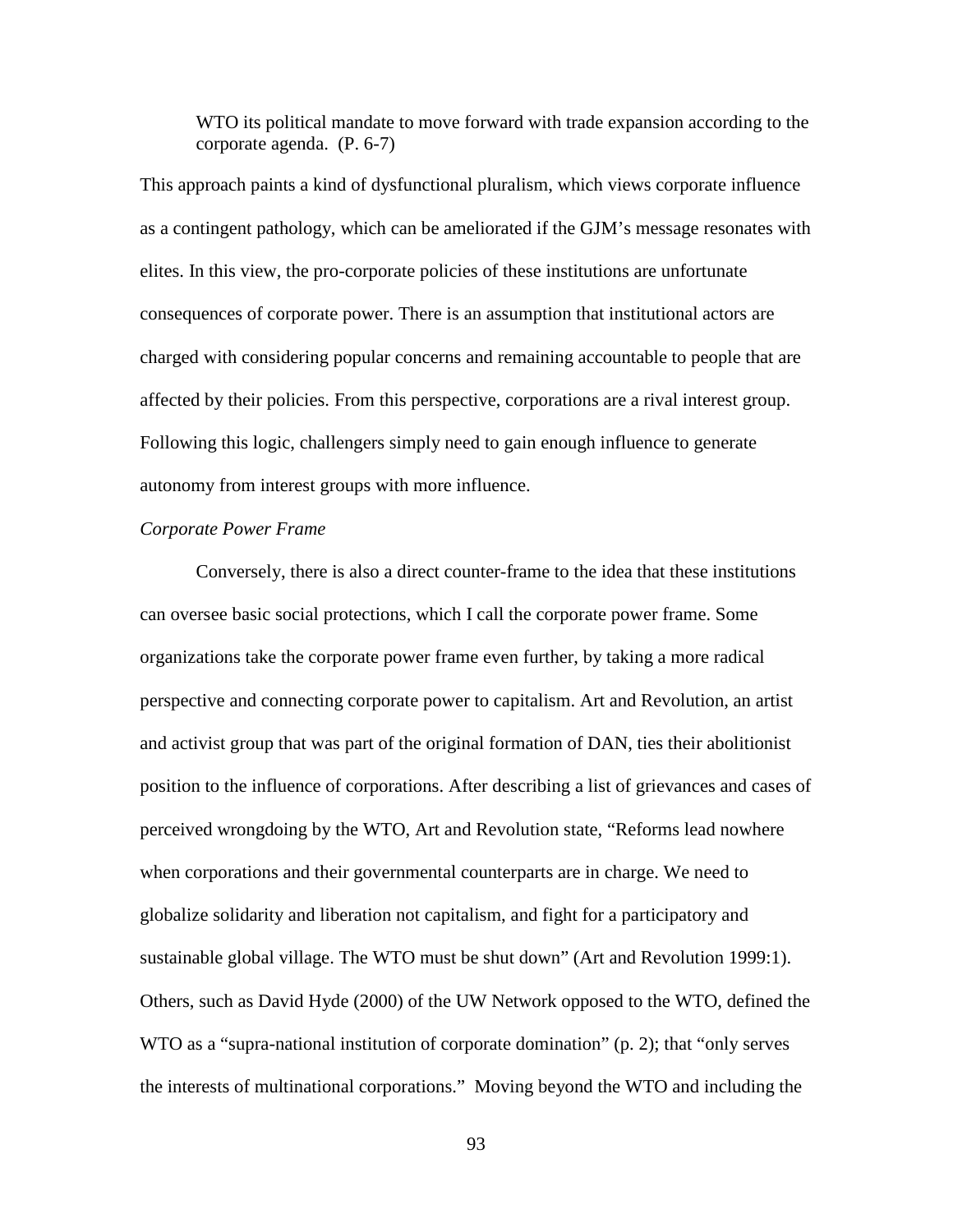> WTO its political mandate to move forward with trade expansion according to the corporate agenda. (P. 6-7)

This approach paints a kind of dysfunctional pluralism, which views corporate influence as a contingent pathology, which can be ameliorated if the GJM's message resonates with elites. In this view, the pro-corporate policies of these institutions are unfortunate consequences of corporate power. There is an assumption that institutional actors are charged with considering popular concerns and remaining accountable to people that are affected by their policies. From this perspective, corporations are a rival interest group. Following this logic, challengers simply need to gain enough influence to generate autonomy from interest groups with more influence.

*Corporate Power Frame*

Conversely, there is also a direct counter-frame to the idea that these institutions can oversee basic social protections, which I call the corporate power frame. Some organizations take the corporate power frame even further, by taking a more radical perspective and connecting corporate power to capitalism. Art and Revolution, an artist and activist group that was part of the original formation of DAN, ties their abolitionist position to the influence of corporations. After describing a list of grievances and cases of perceived wrongdoing by the WTO, Art and Revolution state, "Reforms lead nowhere when corporations and their governmental counterparts are in charge. We need to globalize solidarity and liberation not capitalism, and fight for a participatory and sustainable global village. The WTO must be shut down" (Art and Revolution 1999:1). Others, such as David Hyde (2000) of the UW Network opposed to the WTO, defined the WTO as a "supra-national institution of corporate domination" (p. 2); that "only serves the interests of multinational corporations." Moving beyond the WTO and including the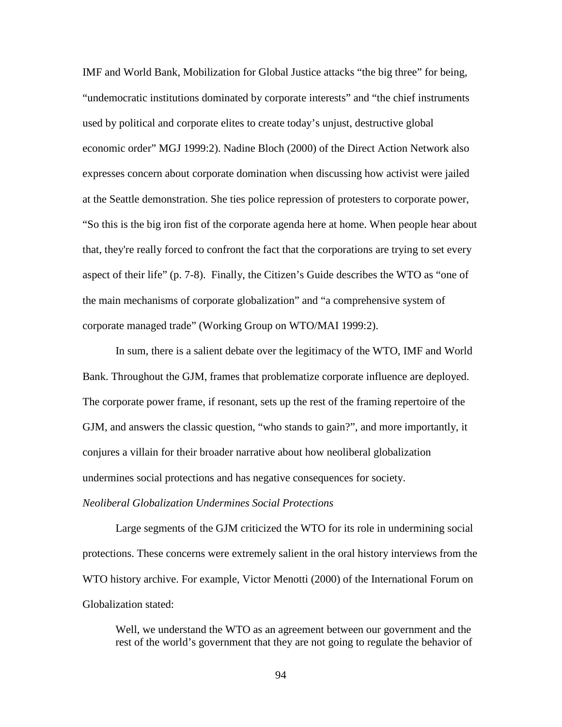IMF and World Bank, Mobilization for Global Justice attacks "the big three" for being, "undemocratic institutions dominated by corporate interests" and "the chief instruments used by political and corporate elites to create today's unjust, destructive global economic order" MGJ 1999:2). Nadine Bloch (2000) of the Direct Action Network also expresses concern about corporate domination when discussing how activist were jailed at the Seattle demonstration. She ties police repression of protesters to corporate power, "So this is the big iron fist of the corporate agenda here at home. When people hear about that, they're really forced to confront the fact that the corporations are trying to set every aspect of their life" (p. 7-8). Finally, the Citizen's Guide describes the WTO as "one of the main mechanisms of corporate globalization" and "a comprehensive system of corporate managed trade" (Working Group on WTO/MAI 1999:2).

In sum, there is a salient debate over the legitimacy of the WTO, IMF and World Bank. Throughout the GJM, frames that problematize corporate influence are deployed. The corporate power frame, if resonant, sets up the rest of the framing repertoire of the GJM, and answers the classic question, "who stands to gain?", and more importantly, it conjures a villain for their broader narrative about how neoliberal globalization undermines social protections and has negative consequences for society.

*Neoliberal Globalization Undermines Social Protections*

Large segments of the GJM criticized the WTO for its role in undermining social protections. These concerns were extremely salient in the oral history interviews from the WTO history archive. For example, Victor Menotti (2000) of the International Forum on Globalization stated:

> Well, we understand the WTO as an agreement between our government and the rest of the world's government that they are not going to regulate the behavior of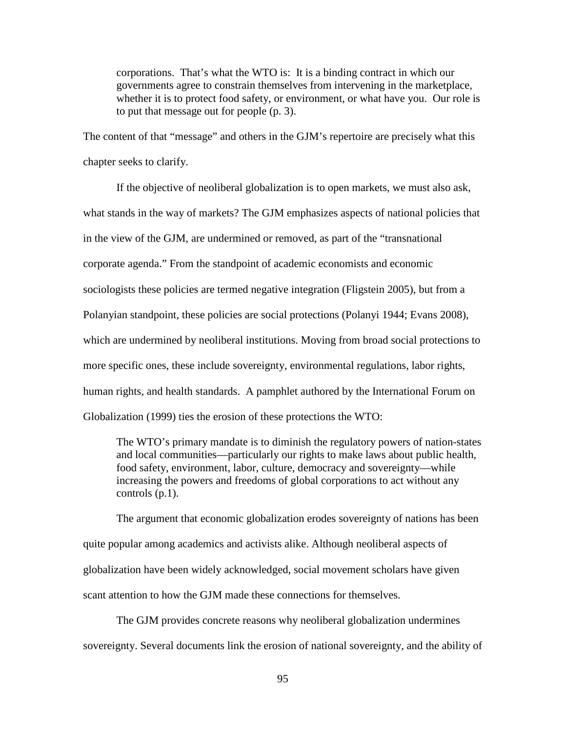> corporations. That's what the WTO is: It is a binding contract in which our governments agree to constrain themselves from intervening in the marketplace, whether it is to protect food safety, or environment, or what have you. Our role is to put that message out for people (p. 3).

The content of that "message" and others in the GJM's repertoire are precisely what this chapter seeks to clarify.

If the objective of neoliberal globalization is to open markets, we must also ask, what stands in the way of markets? The GJM emphasizes aspects of national policies that in the view of the GJM, are undermined or removed, as part of the "transnational corporate agenda." From the standpoint of academic economists and economic sociologists these policies are termed negative integration (Fligstein 2005), but from a Polanyian standpoint, these policies are social protections (Polanyi 1944; Evans 2008), which are undermined by neoliberal institutions. Moving from broad social protections to more specific ones, these include sovereignty, environmental regulations, labor rights, human rights, and health standards. A pamphlet authored by the International Forum on Globalization (1999) ties the erosion of these protections the WTO:

> The WTO's primary mandate is to diminish the regulatory powers of nation-states and local communities—particularly our rights to make laws about public health, food safety, environment, labor, culture, democracy and sovereignty—while increasing the powers and freedoms of global corporations to act without any controls (p.1).

The argument that economic globalization erodes sovereignty of nations has been quite popular among academics and activists alike. Although neoliberal aspects of globalization have been widely acknowledged, social movement scholars have given scant attention to how the GJM made these connections for themselves.

The GJM provides concrete reasons why neoliberal globalization undermines sovereignty. Several documents link the erosion of national sovereignty, and the ability of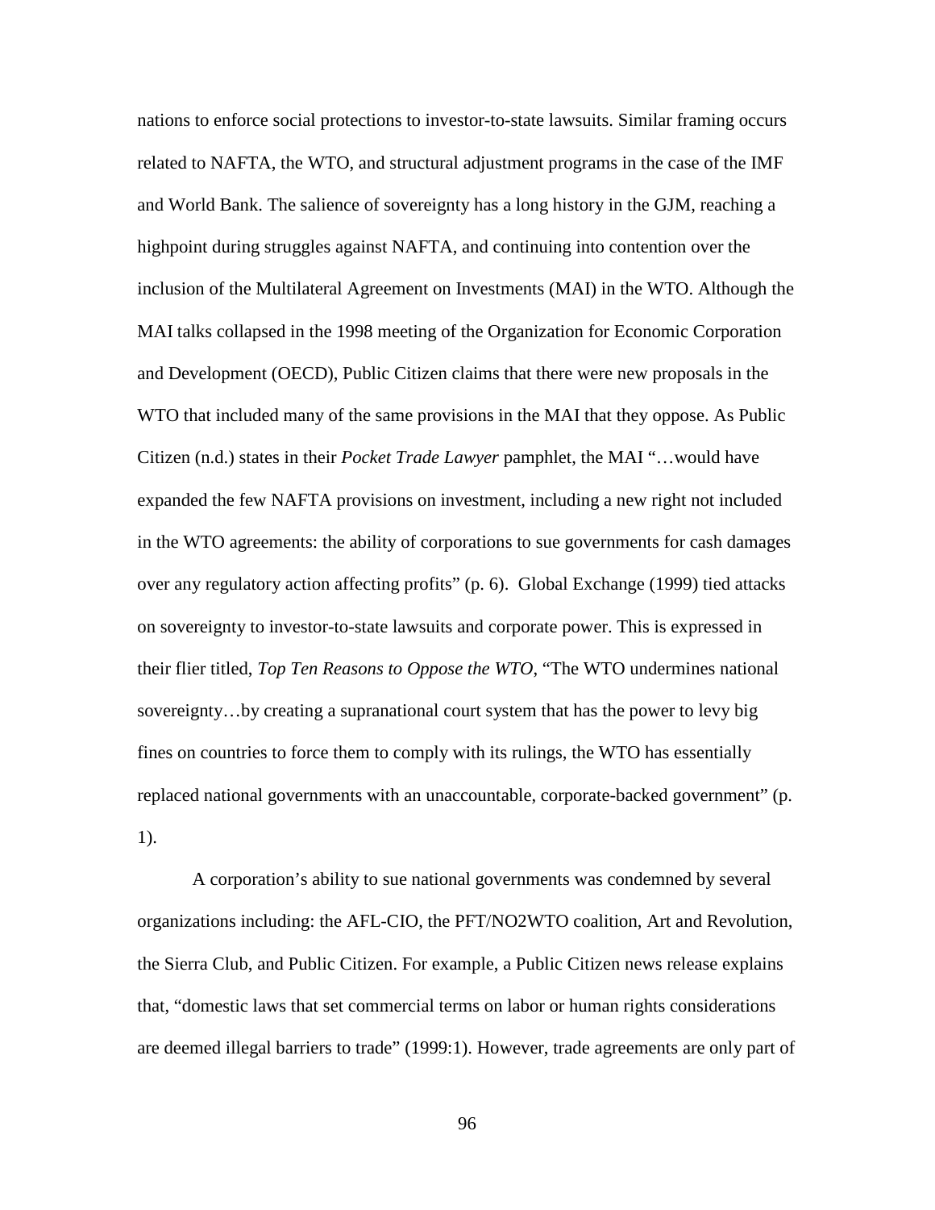nations to enforce social protections to investor-to-state lawsuits. Similar framing occurs related to NAFTA, the WTO, and structural adjustment programs in the case of the IMF and World Bank. The salience of sovereignty has a long history in the GJM, reaching a highpoint during struggles against NAFTA, and continuing into contention over the inclusion of the Multilateral Agreement on Investments (MAI) in the WTO. Although the MAI talks collapsed in the 1998 meeting of the Organization for Economic Corporation and Development (OECD), Public Citizen claims that there were new proposals in the WTO that included many of the same provisions in the MAI that they oppose. As Public Citizen (n.d.) states in their *Pocket Trade Lawyer* pamphlet, the MAI "…would have expanded the few NAFTA provisions on investment, including a new right not included in the WTO agreements: the ability of corporations to sue governments for cash damages over any regulatory action affecting profits" (p. 6). Global Exchange (1999) tied attacks on sovereignty to investor-to-state lawsuits and corporate power. This is expressed in their flier titled, *Top Ten Reasons to Oppose the WTO*, "The WTO undermines national sovereignty…by creating a supranational court system that has the power to levy big fines on countries to force them to comply with its rulings, the WTO has essentially replaced national governments with an unaccountable, corporate-backed government" (p. 1).

A corporation's ability to sue national governments was condemned by several organizations including: the AFL-CIO, the PFT/NO2WTO coalition, Art and Revolution, the Sierra Club, and Public Citizen. For example, a Public Citizen news release explains that, "domestic laws that set commercial terms on labor or human rights considerations are deemed illegal barriers to trade" (1999:1). However, trade agreements are only part of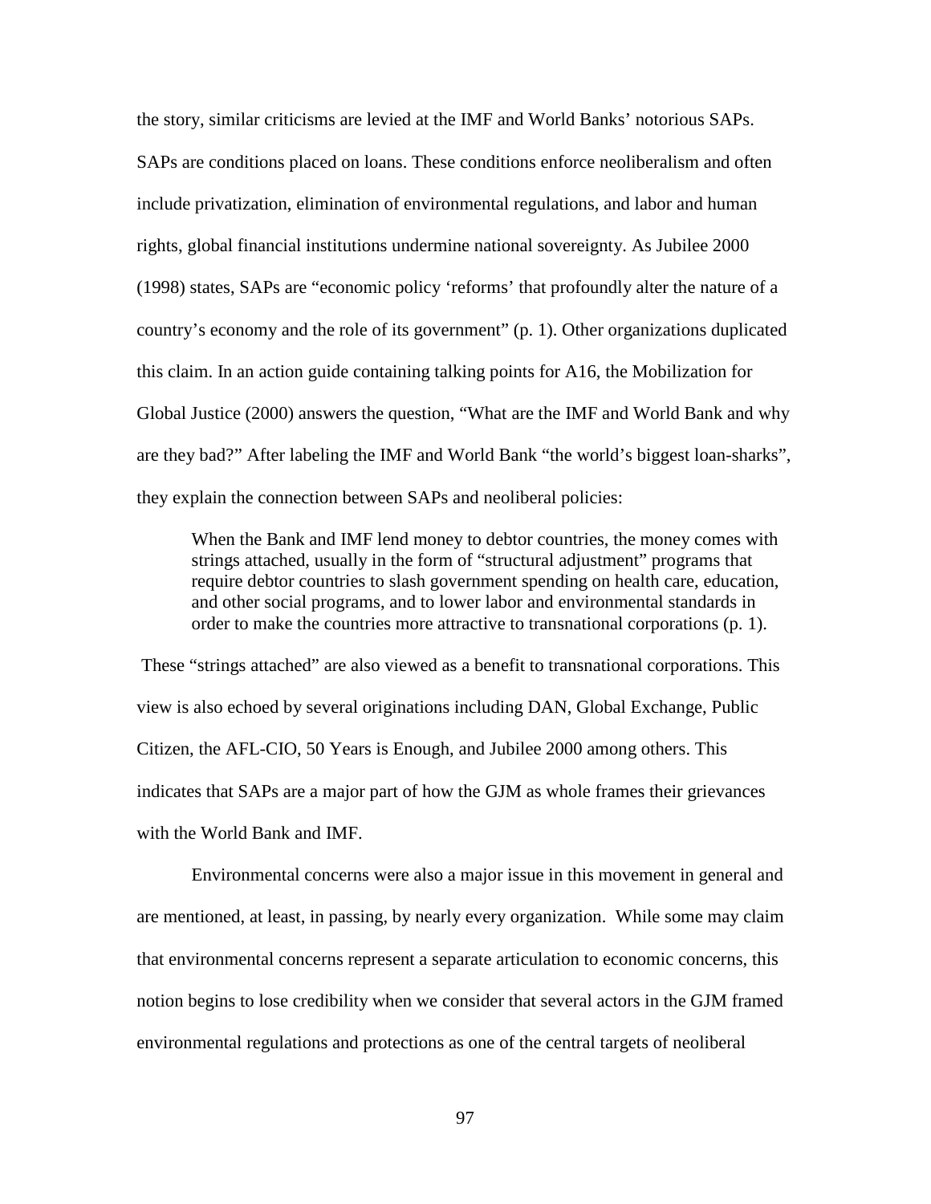the story, similar criticisms are levied at the IMF and World Banks' notorious SAPs. SAPs are conditions placed on loans. These conditions enforce neoliberalism and often include privatization, elimination of environmental regulations, and labor and human rights, global financial institutions undermine national sovereignty. As Jubilee 2000 (1998) states, SAPs are "economic policy 'reforms' that profoundly alter the nature of a country's economy and the role of its government" (p. 1). Other organizations duplicated this claim. In an action guide containing talking points for A16, the Mobilization for Global Justice (2000) answers the question, "What are the IMF and World Bank and why are they bad?" After labeling the IMF and World Bank "the world's biggest loan-sharks", they explain the connection between SAPs and neoliberal policies:

> When the Bank and IMF lend money to debtor countries, the money comes with strings attached, usually in the form of "structural adjustment" programs that require debtor countries to slash government spending on health care, education, and other social programs, and to lower labor and environmental standards in order to make the countries more attractive to transnational corporations (p. 1).

These "strings attached" are also viewed as a benefit to transnational corporations. This view is also echoed by several originations including DAN, Global Exchange, Public Citizen, the AFL-CIO, 50 Years is Enough, and Jubilee 2000 among others. This indicates that SAPs are a major part of how the GJM as whole frames their grievances with the World Bank and IMF.

Environmental concerns were also a major issue in this movement in general and are mentioned, at least, in passing, by nearly every organization. While some may claim that environmental concerns represent a separate articulation to economic concerns, this notion begins to lose credibility when we consider that several actors in the GJM framed environmental regulations and protections as one of the central targets of neoliberal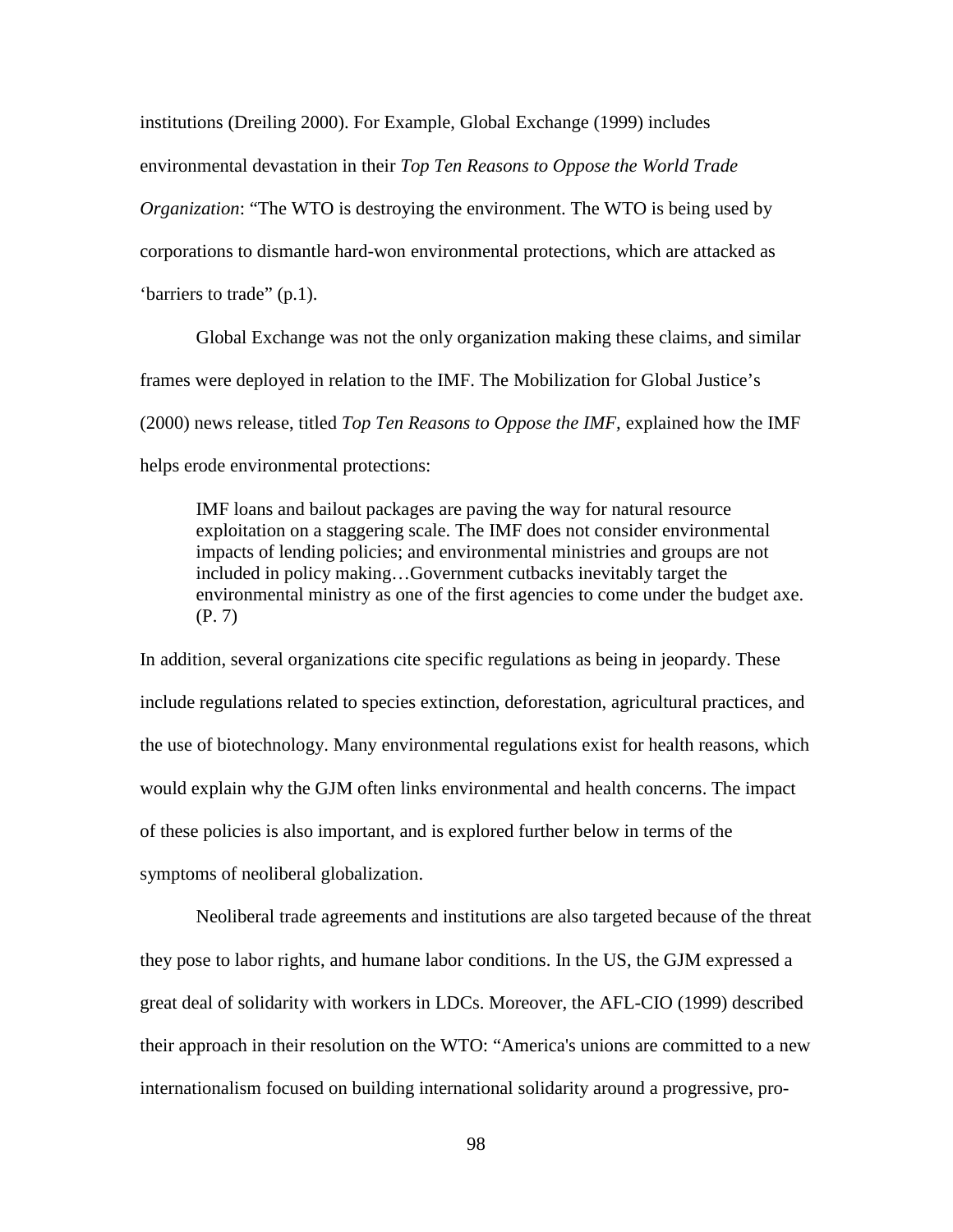institutions (Dreiling 2000). For Example, Global Exchange (1999) includes environmental devastation in their *Top Ten Reasons to Oppose the World Trade Organization*: "The WTO is destroying the environment. The WTO is being used by corporations to dismantle hard-won environmental protections, which are attacked as 'barriers to trade" (p.1).

Global Exchange was not the only organization making these claims, and similar frames were deployed in relation to the IMF. The Mobilization for Global Justice's (2000) news release, titled *Top Ten Reasons to Oppose the IMF,* explained how the IMF helps erode environmental protections:

> IMF loans and bailout packages are paving the way for natural resource exploitation on a staggering scale. The IMF does not consider environmental impacts of lending policies; and environmental ministries and groups are not included in policy making…Government cutbacks inevitably target the environmental ministry as one of the first agencies to come under the budget axe. (P. 7)

In addition, several organizations cite specific regulations as being in jeopardy. These include regulations related to species extinction, deforestation, agricultural practices, and the use of biotechnology. Many environmental regulations exist for health reasons, which would explain why the GJM often links environmental and health concerns. The impact of these policies is also important, and is explored further below in terms of the symptoms of neoliberal globalization.

Neoliberal trade agreements and institutions are also targeted because of the threat they pose to labor rights, and humane labor conditions. In the US, the GJM expressed a great deal of solidarity with workers in LDCs. Moreover, the AFL-CIO (1999) described their approach in their resolution on the WTO: "America's unions are committed to a new internationalism focused on building international solidarity around a progressive, pro-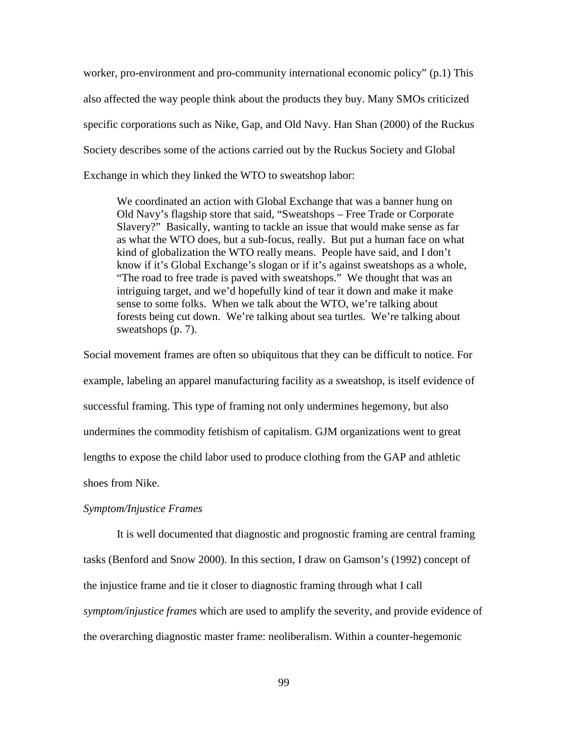worker, pro-environment and pro-community international economic policy" (p.1) This also affected the way people think about the products they buy. Many SMOs criticized specific corporations such as Nike, Gap, and Old Navy. Han Shan (2000) of the Ruckus Society describes some of the actions carried out by the Ruckus Society and Global Exchange in which they linked the WTO to sweatshop labor:

> We coordinated an action with Global Exchange that was a banner hung on Old Navy's flagship store that said, "Sweatshops – Free Trade or Corporate Slavery?" Basically, wanting to tackle an issue that would make sense as far as what the WTO does, but a sub-focus, really. But put a human face on what kind of globalization the WTO really means. People have said, and I don't know if it's Global Exchange's slogan or if it's against sweatshops as a whole, "The road to free trade is paved with sweatshops." We thought that was an intriguing target, and we'd hopefully kind of tear it down and make it make sense to some folks. When we talk about the WTO, we're talking about forests being cut down. We're talking about sea turtles. We're talking about sweatshops (p. 7).

Social movement frames are often so ubiquitous that they can be difficult to notice. For example, labeling an apparel manufacturing facility as a sweatshop, is itself evidence of successful framing. This type of framing not only undermines hegemony, but also undermines the commodity fetishism of capitalism. GJM organizations went to great lengths to expose the child labor used to produce clothing from the GAP and athletic shoes from Nike.

*Symptom/Injustice Frames*

It is well documented that diagnostic and prognostic framing are central framing tasks (Benford and Snow 2000). In this section, I draw on Gamson's (1992) concept of the injustice frame and tie it closer to diagnostic framing through what I call *symptom/injustice frames* which are used to amplify the severity, and provide evidence of the overarching diagnostic master frame: neoliberalism. Within a counter-hegemonic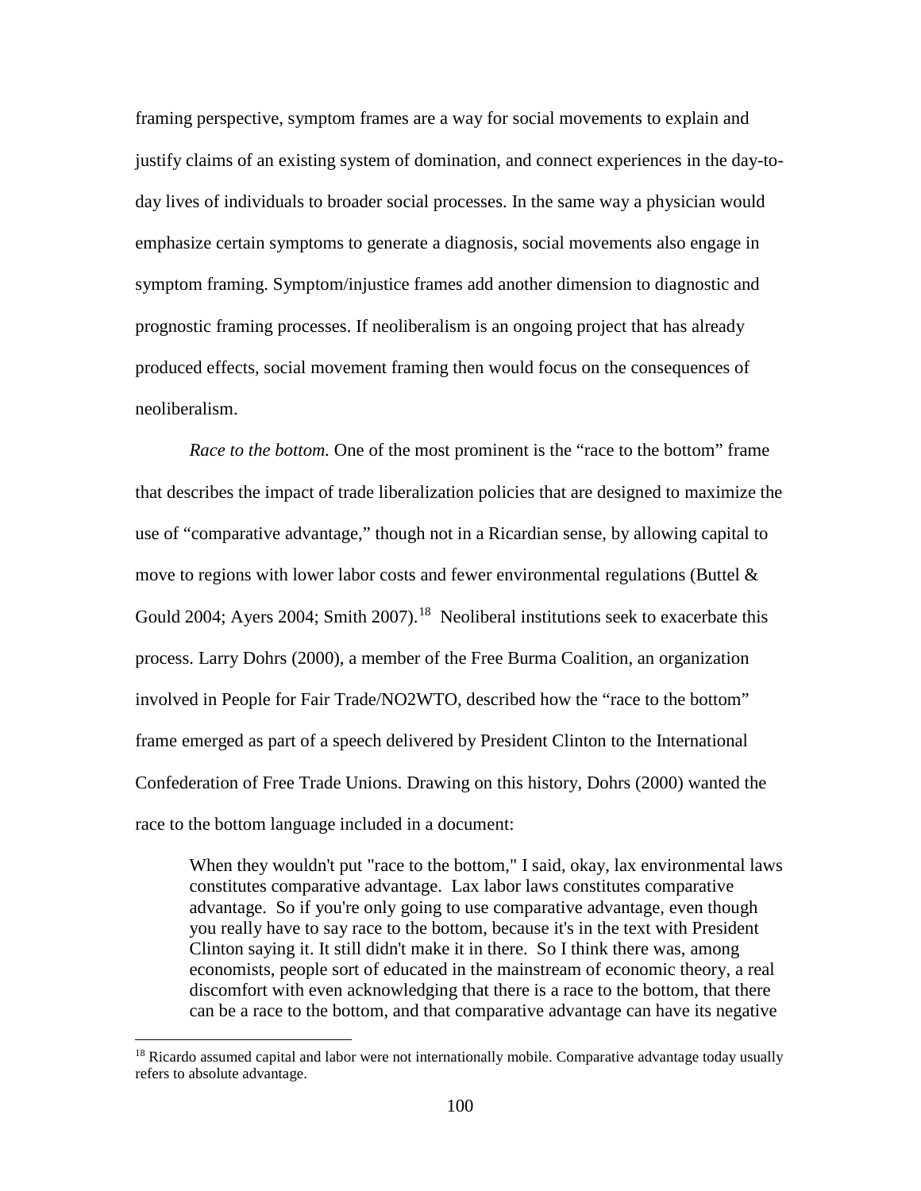framing perspective, symptom frames are a way for social movements to explain and justify claims of an existing system of domination, and connect experiences in the day-to-day lives of individuals to broader social processes. In the same way a physician would emphasize certain symptoms to generate a diagnosis, social movements also engage in symptom framing. Symptom/injustice frames add another dimension to diagnostic and prognostic framing processes. If neoliberalism is an ongoing project that has already produced effects, social movement framing then would focus on the consequences of neoliberalism.

*Race to the bottom.* One of the most prominent is the "race to the bottom" frame that describes the impact of trade liberalization policies that are designed to maximize the use of "comparative advantage," though not in a Ricardian sense, by allowing capital to move to regions with lower labor costs and fewer environmental regulations (Buttel & Gould 2004; Ayers 2004; Smith 2007).[18] Neoliberal institutions seek to exacerbate this process. Larry Dohrs (2000), a member of the Free Burma Coalition, an organization involved in People for Fair Trade/NO2WTO, described how the "race to the bottom" frame emerged as part of a speech delivered by President Clinton to the International Confederation of Free Trade Unions. Drawing on this history, Dohrs (2000) wanted the race to the bottom language included in a document:

> When they wouldn't put "race to the bottom," I said, okay, lax environmental laws constitutes comparative advantage. Lax labor laws constitutes comparative advantage. So if you're only going to use comparative advantage, even though you really have to say race to the bottom, because it's in the text with President Clinton saying it. It still didn't make it in there. So I think there was, among economists, people sort of educated in the mainstream of economic theory, a real discomfort with even acknowledging that there is a race to the bottom, that there can be a race to the bottom, and that comparative advantage can have its negative

[18] Ricardo assumed capital and labor were not internationally mobile. Comparative advantage today usually refers to absolute advantage.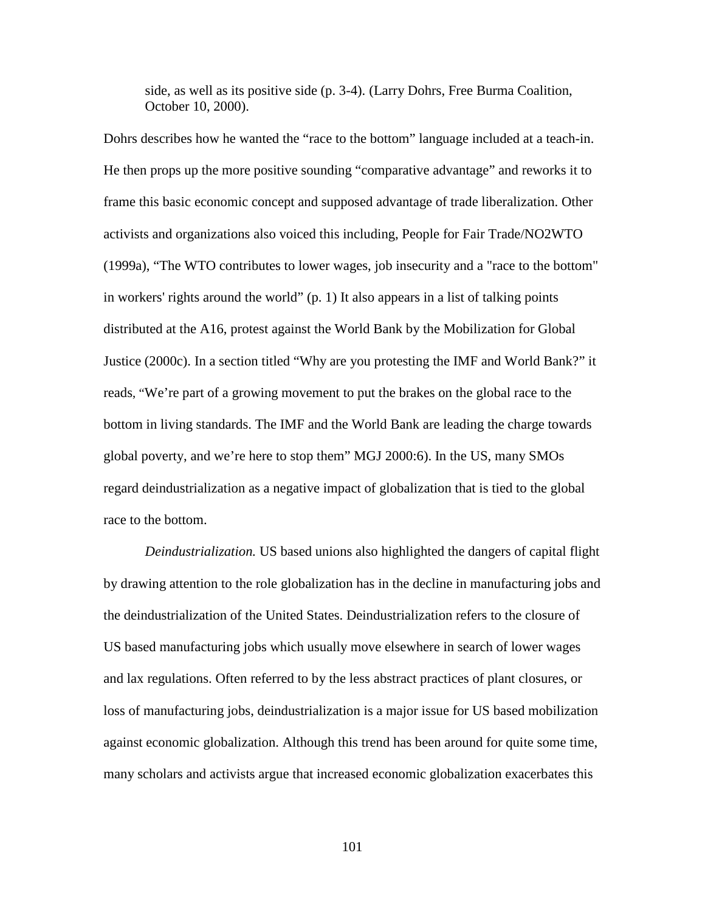> side, as well as its positive side (p. 3-4). (Larry Dohrs, Free Burma Coalition, October 10, 2000).

Dohrs describes how he wanted the "race to the bottom" language included at a teach-in. He then props up the more positive sounding "comparative advantage" and reworks it to frame this basic economic concept and supposed advantage of trade liberalization. Other activists and organizations also voiced this including, People for Fair Trade/NO2WTO (1999a), "The WTO contributes to lower wages, job insecurity and a "race to the bottom" in workers' rights around the world" (p. 1) It also appears in a list of talking points distributed at the A16, protest against the World Bank by the Mobilization for Global Justice (2000c). In a section titled "Why are you protesting the IMF and World Bank?" it reads, "We're part of a growing movement to put the brakes on the global race to the bottom in living standards. The IMF and the World Bank are leading the charge towards global poverty, and we're here to stop them" MGJ 2000:6). In the US, many SMOs regard deindustrialization as a negative impact of globalization that is tied to the global race to the bottom.

*Deindustrialization.* US based unions also highlighted the dangers of capital flight by drawing attention to the role globalization has in the decline in manufacturing jobs and the deindustrialization of the United States. Deindustrialization refers to the closure of US based manufacturing jobs which usually move elsewhere in search of lower wages and lax regulations. Often referred to by the less abstract practices of plant closures, or loss of manufacturing jobs, deindustrialization is a major issue for US based mobilization against economic globalization. Although this trend has been around for quite some time, many scholars and activists argue that increased economic globalization exacerbates this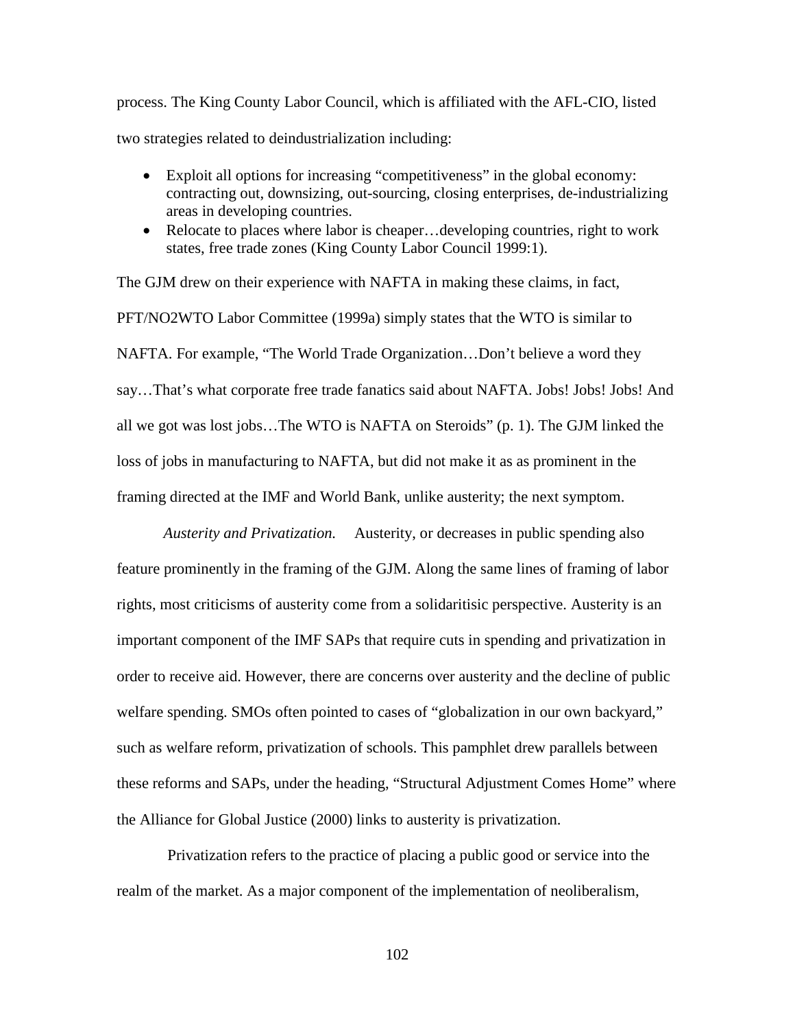process. The King County Labor Council, which is affiliated with the AFL-CIO, listed two strategies related to deindustrialization including:

- Exploit all options for increasing "competitiveness" in the global economy: contracting out, downsizing, out-sourcing, closing enterprises, de-industrializing areas in developing countries.
- Relocate to places where labor is cheaper…developing countries, right to work states, free trade zones (King County Labor Council 1999:1).

The GJM drew on their experience with NAFTA in making these claims, in fact, PFT/NO2WTO Labor Committee (1999a) simply states that the WTO is similar to NAFTA. For example, "The World Trade Organization…Don't believe a word they say…That's what corporate free trade fanatics said about NAFTA. Jobs! Jobs! Jobs! And all we got was lost jobs…The WTO is NAFTA on Steroids" (p. 1). The GJM linked the loss of jobs in manufacturing to NAFTA, but did not make it as as prominent in the framing directed at the IMF and World Bank, unlike austerity; the next symptom.

*Austerity and Privatization.* Austerity, or decreases in public spending also feature prominently in the framing of the GJM. Along the same lines of framing of labor rights, most criticisms of austerity come from a solidaritisic perspective. Austerity is an important component of the IMF SAPs that require cuts in spending and privatization in order to receive aid. However, there are concerns over austerity and the decline of public welfare spending. SMOs often pointed to cases of "globalization in our own backyard," such as welfare reform, privatization of schools. This pamphlet drew parallels between these reforms and SAPs, under the heading, "Structural Adjustment Comes Home" where the Alliance for Global Justice (2000) links to austerity is privatization.

Privatization refers to the practice of placing a public good or service into the realm of the market. As a major component of the implementation of neoliberalism,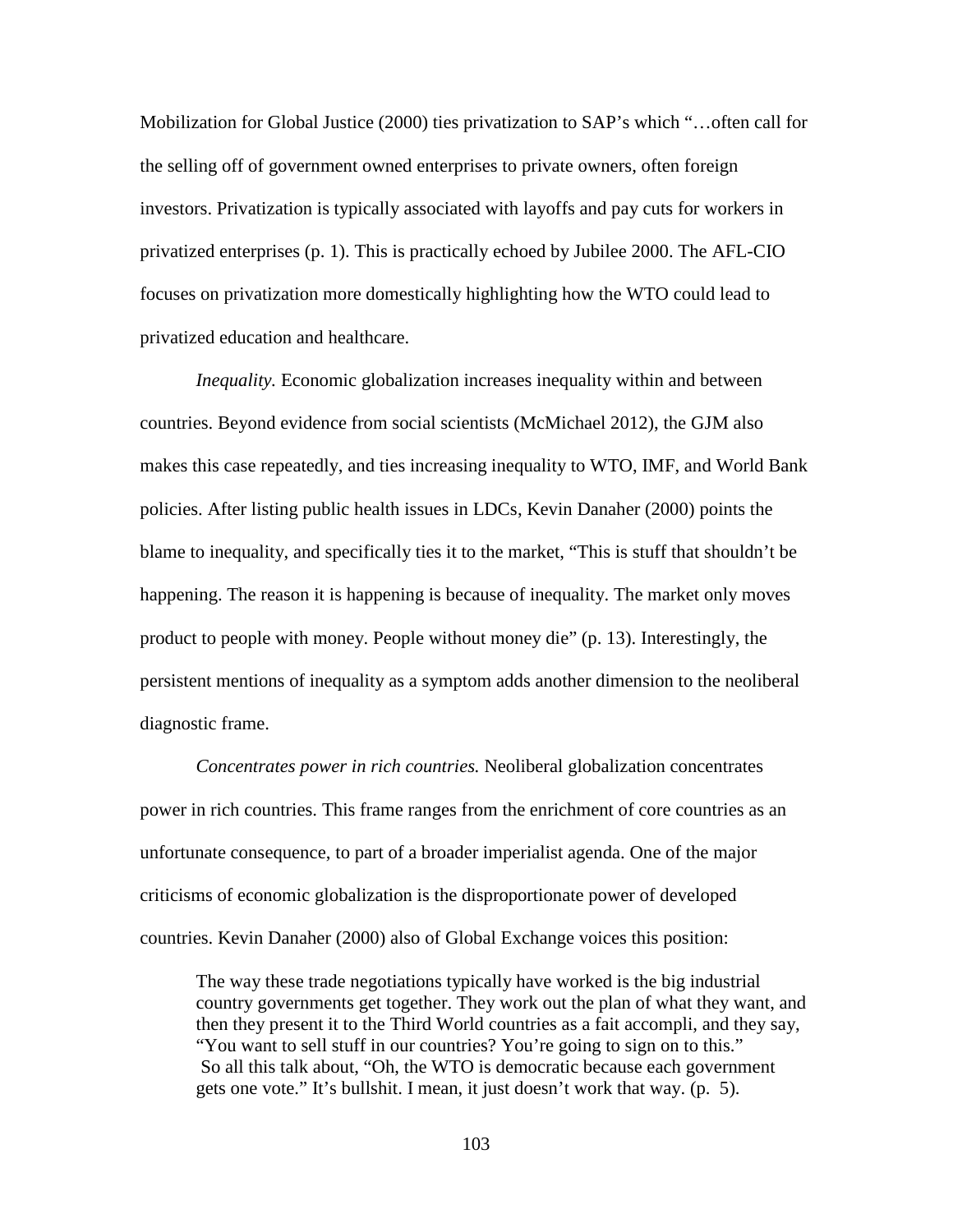Mobilization for Global Justice (2000) ties privatization to SAP's which "…often call for the selling off of government owned enterprises to private owners, often foreign investors. Privatization is typically associated with layoffs and pay cuts for workers in privatized enterprises (p. 1). This is practically echoed by Jubilee 2000. The AFL-CIO focuses on privatization more domestically highlighting how the WTO could lead to privatized education and healthcare.

*Inequality.* Economic globalization increases inequality within and between countries. Beyond evidence from social scientists (McMichael 2012), the GJM also makes this case repeatedly, and ties increasing inequality to WTO, IMF, and World Bank policies. After listing public health issues in LDCs, Kevin Danaher (2000) points the blame to inequality, and specifically ties it to the market, "This is stuff that shouldn't be happening. The reason it is happening is because of inequality. The market only moves product to people with money. People without money die" (p. 13). Interestingly, the persistent mentions of inequality as a symptom adds another dimension to the neoliberal diagnostic frame.

*Concentrates power in rich countries.* Neoliberal globalization concentrates power in rich countries. This frame ranges from the enrichment of core countries as an unfortunate consequence, to part of a broader imperialist agenda. One of the major criticisms of economic globalization is the disproportionate power of developed countries. Kevin Danaher (2000) also of Global Exchange voices this position:

> The way these trade negotiations typically have worked is the big industrial country governments get together. They work out the plan of what they want, and then they present it to the Third World countries as a fait accompli, and they say, "You want to sell stuff in our countries? You're going to sign on to this." So all this talk about, "Oh, the WTO is democratic because each government gets one vote." It's bullshit. I mean, it just doesn't work that way. (p. 5).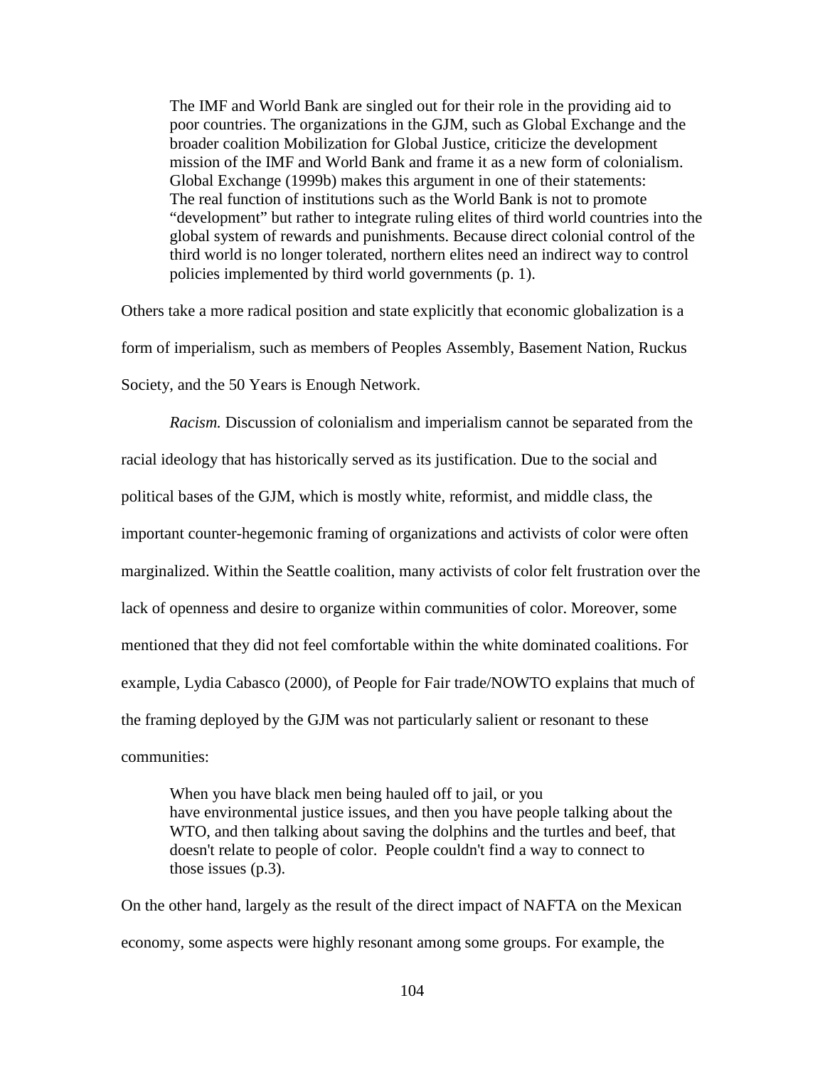> The IMF and World Bank are singled out for their role in the providing aid to poor countries. The organizations in the GJM, such as Global Exchange and the broader coalition Mobilization for Global Justice, criticize the development mission of the IMF and World Bank and frame it as a new form of colonialism. Global Exchange (1999b) makes this argument in one of their statements:
> The real function of institutions such as the World Bank is not to promote "development" but rather to integrate ruling elites of third world countries into the global system of rewards and punishments. Because direct colonial control of the third world is no longer tolerated, northern elites need an indirect way to control policies implemented by third world governments (p. 1).

Others take a more radical position and state explicitly that economic globalization is a form of imperialism, such as members of Peoples Assembly, Basement Nation, Ruckus Society, and the 50 Years is Enough Network.

*Racism.* Discussion of colonialism and imperialism cannot be separated from the racial ideology that has historically served as its justification. Due to the social and political bases of the GJM, which is mostly white, reformist, and middle class, the important counter-hegemonic framing of organizations and activists of color were often marginalized. Within the Seattle coalition, many activists of color felt frustration over the lack of openness and desire to organize within communities of color. Moreover, some mentioned that they did not feel comfortable within the white dominated coalitions. For example, Lydia Cabasco (2000), of People for Fair trade/NOWTO explains that much of the framing deployed by the GJM was not particularly salient or resonant to these communities:

> When you have black men being hauled off to jail, or you have environmental justice issues, and then you have people talking about the WTO, and then talking about saving the dolphins and the turtles and beef, that doesn't relate to people of color. People couldn't find a way to connect to those issues (p.3).

On the other hand, largely as the result of the direct impact of NAFTA on the Mexican economy, some aspects were highly resonant among some groups. For example, the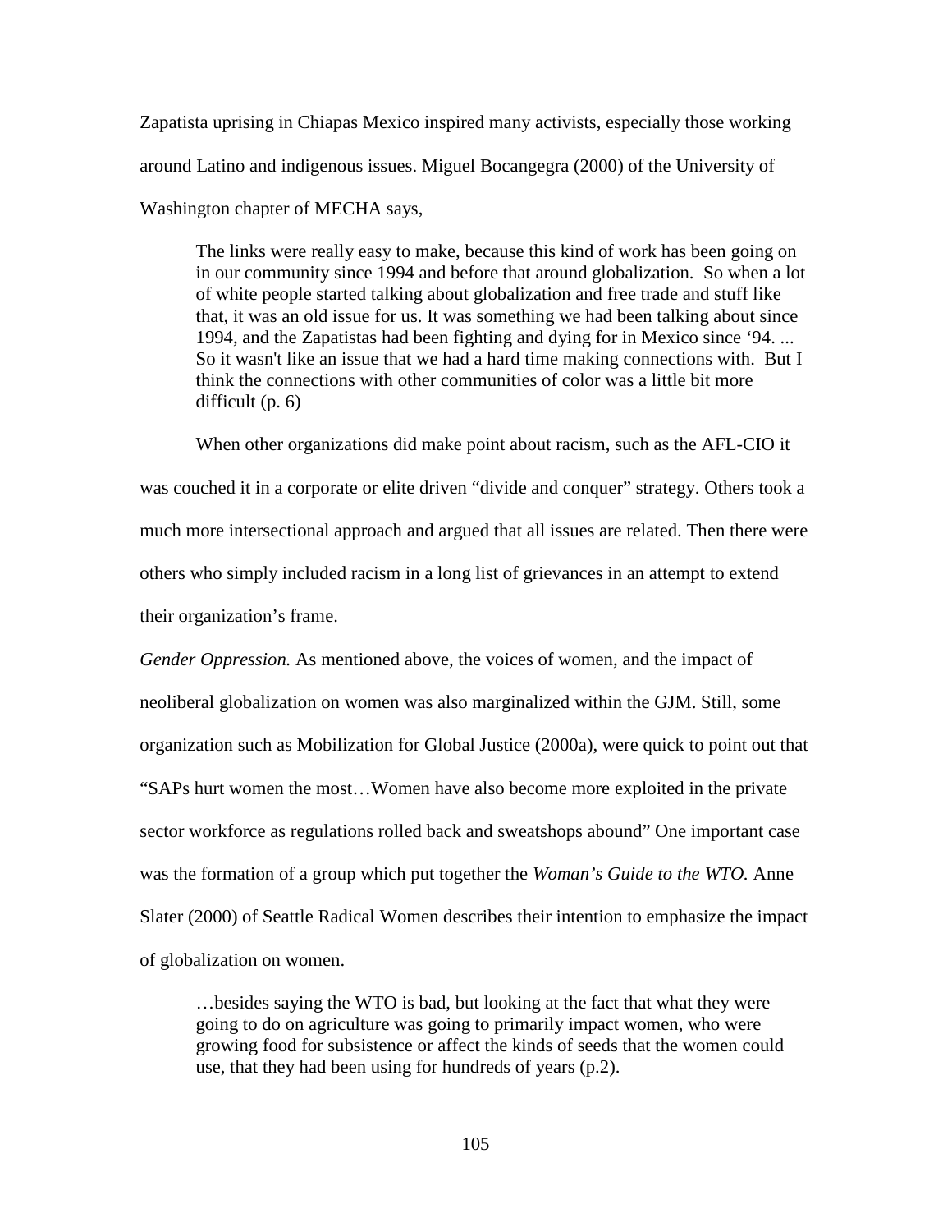Zapatista uprising in Chiapas Mexico inspired many activists, especially those working around Latino and indigenous issues. Miguel Bocangegra (2000) of the University of Washington chapter of MECHA says,

> The links were really easy to make, because this kind of work has been going on in our community since 1994 and before that around globalization. So when a lot of white people started talking about globalization and free trade and stuff like that, it was an old issue for us. It was something we had been talking about since 1994, and the Zapatistas had been fighting and dying for in Mexico since '94. ... So it wasn't like an issue that we had a hard time making connections with. But I think the connections with other communities of color was a little bit more difficult (p. 6)

When other organizations did make point about racism, such as the AFL-CIO it was couched it in a corporate or elite driven "divide and conquer" strategy. Others took a much more intersectional approach and argued that all issues are related. Then there were others who simply included racism in a long list of grievances in an attempt to extend their organization's frame.

*Gender Oppression.* As mentioned above, the voices of women, and the impact of neoliberal globalization on women was also marginalized within the GJM. Still, some organization such as Mobilization for Global Justice (2000a), were quick to point out that "SAPs hurt women the most…Women have also become more exploited in the private sector workforce as regulations rolled back and sweatshops abound" One important case was the formation of a group which put together the *Woman's Guide to the WTO.* Anne Slater (2000) of Seattle Radical Women describes their intention to emphasize the impact of globalization on women.

> …besides saying the WTO is bad, but looking at the fact that what they were going to do on agriculture was going to primarily impact women, who were growing food for subsistence or affect the kinds of seeds that the women could use, that they had been using for hundreds of years (p.2).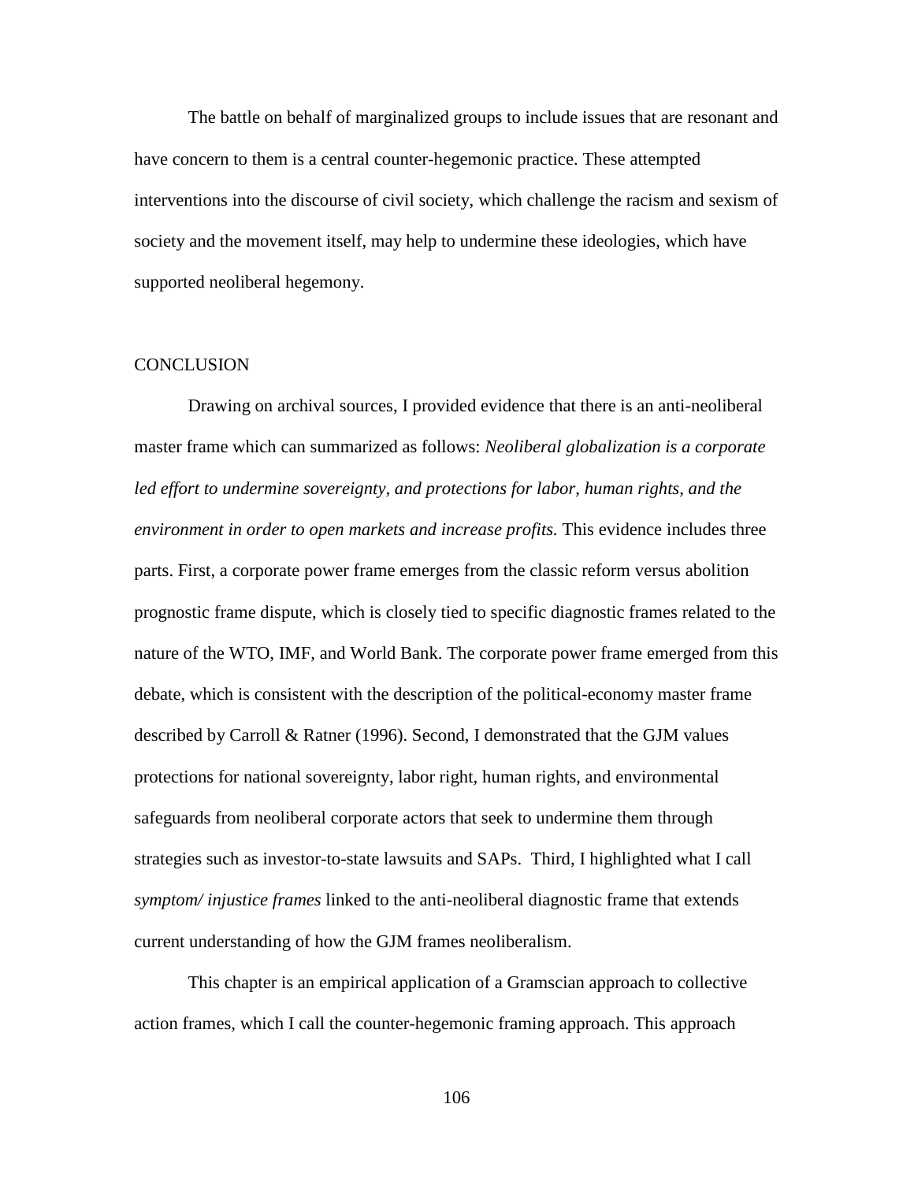The battle on behalf of marginalized groups to include issues that are resonant and have concern to them is a central counter-hegemonic practice. These attempted interventions into the discourse of civil society, which challenge the racism and sexism of society and the movement itself, may help to undermine these ideologies, which have supported neoliberal hegemony.

## CONCLUSION

Drawing on archival sources, I provided evidence that there is an anti-neoliberal master frame which can summarized as follows: *Neoliberal globalization is a corporate led effort to undermine sovereignty, and protections for labor, human rights, and the environment in order to open markets and increase profits.* This evidence includes three parts. First, a corporate power frame emerges from the classic reform versus abolition prognostic frame dispute, which is closely tied to specific diagnostic frames related to the nature of the WTO, IMF, and World Bank. The corporate power frame emerged from this debate, which is consistent with the description of the political-economy master frame described by Carroll & Ratner (1996). Second, I demonstrated that the GJM values protections for national sovereignty, labor right, human rights, and environmental safeguards from neoliberal corporate actors that seek to undermine them through strategies such as investor-to-state lawsuits and SAPs. Third, I highlighted what I call *symptom/ injustice frames* linked to the anti-neoliberal diagnostic frame that extends current understanding of how the GJM frames neoliberalism.

This chapter is an empirical application of a Gramscian approach to collective action frames, which I call the counter-hegemonic framing approach. This approach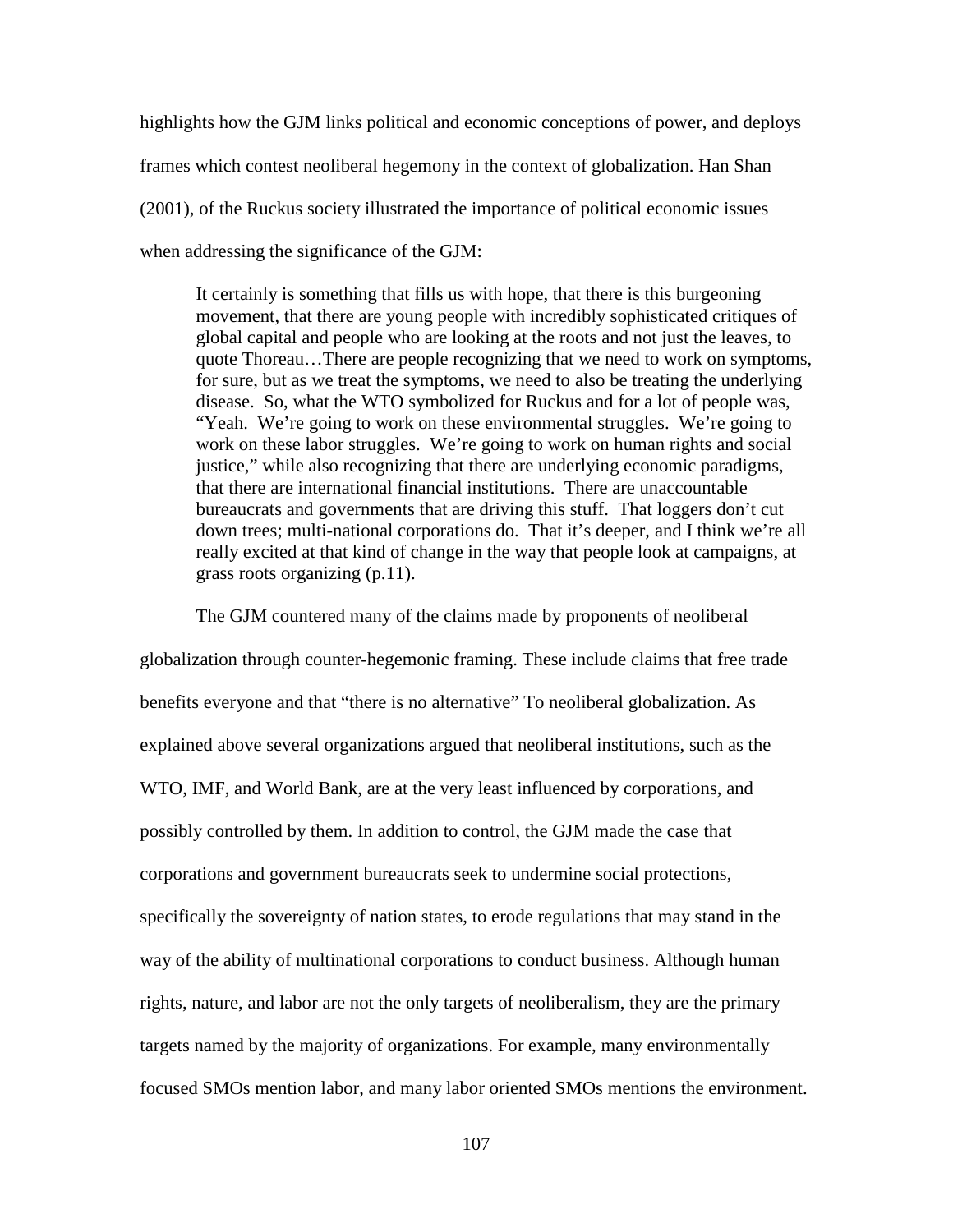highlights how the GJM links political and economic conceptions of power, and deploys frames which contest neoliberal hegemony in the context of globalization. Han Shan (2001), of the Ruckus society illustrated the importance of political economic issues when addressing the significance of the GJM:

> It certainly is something that fills us with hope, that there is this burgeoning movement, that there are young people with incredibly sophisticated critiques of global capital and people who are looking at the roots and not just the leaves, to quote Thoreau…There are people recognizing that we need to work on symptoms, for sure, but as we treat the symptoms, we need to also be treating the underlying disease. So, what the WTO symbolized for Ruckus and for a lot of people was, "Yeah. We're going to work on these environmental struggles. We're going to work on these labor struggles. We're going to work on human rights and social justice," while also recognizing that there are underlying economic paradigms, that there are international financial institutions. There are unaccountable bureaucrats and governments that are driving this stuff. That loggers don't cut down trees; multi-national corporations do. That it's deeper, and I think we're all really excited at that kind of change in the way that people look at campaigns, at grass roots organizing (p.11).

The GJM countered many of the claims made by proponents of neoliberal globalization through counter-hegemonic framing. These include claims that free trade benefits everyone and that "there is no alternative" To neoliberal globalization. As explained above several organizations argued that neoliberal institutions, such as the WTO, IMF, and World Bank, are at the very least influenced by corporations, and possibly controlled by them. In addition to control, the GJM made the case that corporations and government bureaucrats seek to undermine social protections, specifically the sovereignty of nation states, to erode regulations that may stand in the way of the ability of multinational corporations to conduct business. Although human rights, nature, and labor are not the only targets of neoliberalism, they are the primary targets named by the majority of organizations. For example, many environmentally focused SMOs mention labor, and many labor oriented SMOs mentions the environment.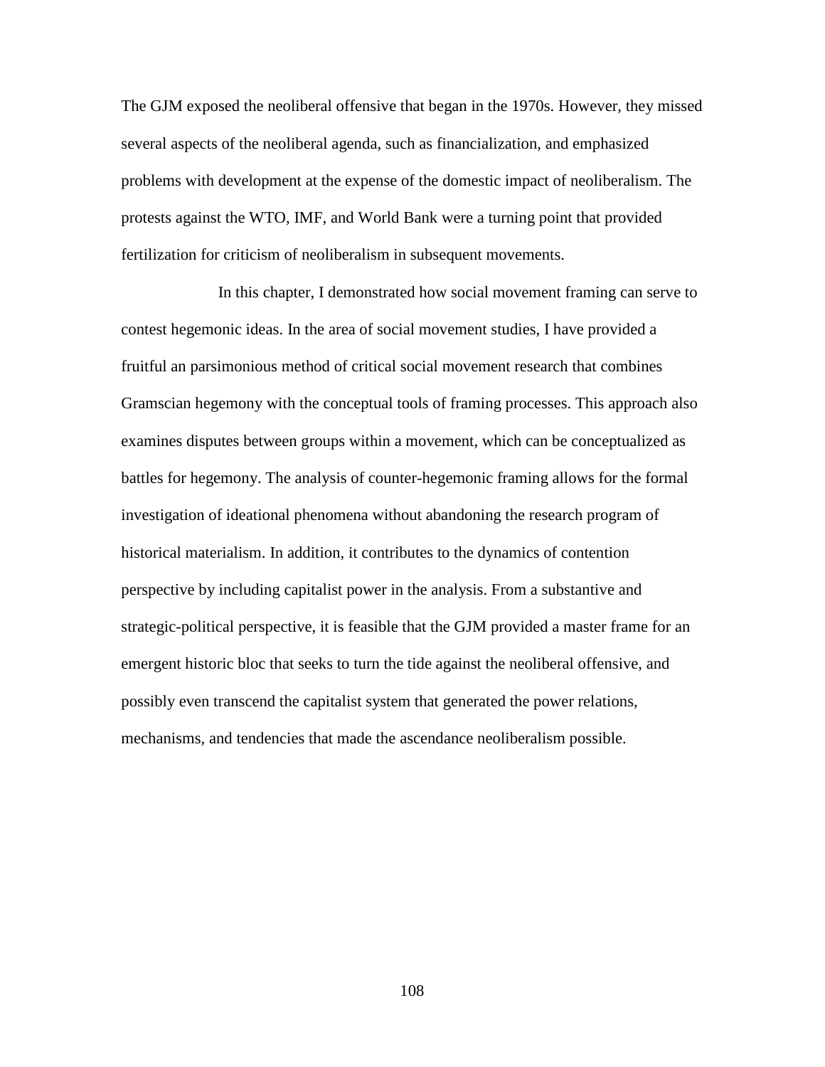The GJM exposed the neoliberal offensive that began in the 1970s. However, they missed several aspects of the neoliberal agenda, such as financialization, and emphasized problems with development at the expense of the domestic impact of neoliberalism. The protests against the WTO, IMF, and World Bank were a turning point that provided fertilization for criticism of neoliberalism in subsequent movements.

In this chapter, I demonstrated how social movement framing can serve to contest hegemonic ideas. In the area of social movement studies, I have provided a fruitful an parsimonious method of critical social movement research that combines Gramscian hegemony with the conceptual tools of framing processes. This approach also examines disputes between groups within a movement, which can be conceptualized as battles for hegemony. The analysis of counter-hegemonic framing allows for the formal investigation of ideational phenomena without abandoning the research program of historical materialism. In addition, it contributes to the dynamics of contention perspective by including capitalist power in the analysis. From a substantive and strategic-political perspective, it is feasible that the GJM provided a master frame for an emergent historic bloc that seeks to turn the tide against the neoliberal offensive, and possibly even transcend the capitalist system that generated the power relations, mechanisms, and tendencies that made the ascendance neoliberalism possible.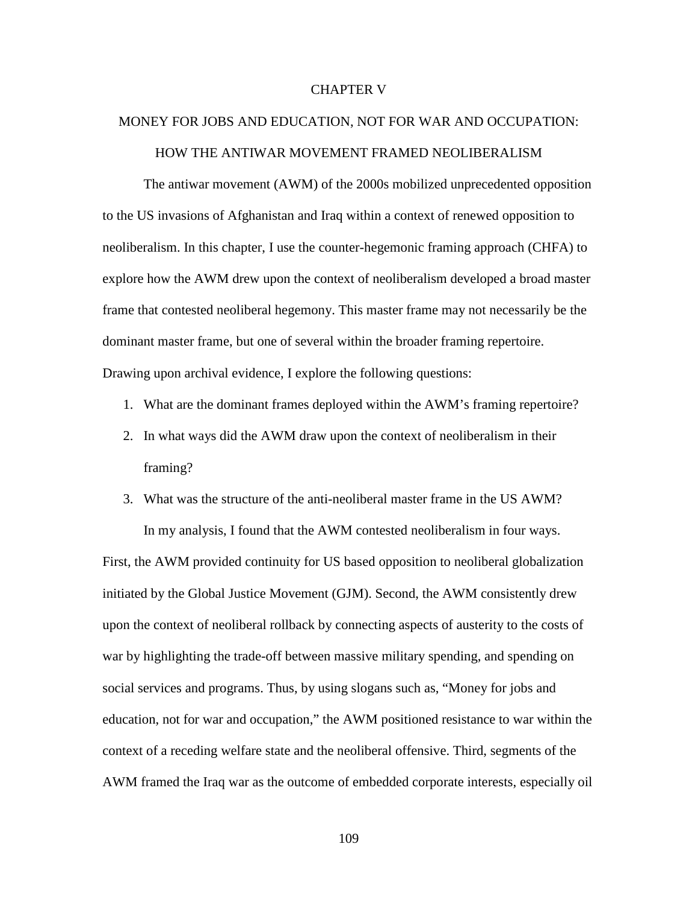# CHAPTER V

## MONEY FOR JOBS AND EDUCATION, NOT FOR WAR AND OCCUPATION: HOW THE ANTIWAR MOVEMENT FRAMED NEOLIBERALISM

The antiwar movement (AWM) of the 2000s mobilized unprecedented opposition to the US invasions of Afghanistan and Iraq within a context of renewed opposition to neoliberalism. In this chapter, I use the counter-hegemonic framing approach (CHFA) to explore how the AWM drew upon the context of neoliberalism developed a broad master frame that contested neoliberal hegemony. This master frame may not necessarily be the dominant master frame, but one of several within the broader framing repertoire. Drawing upon archival evidence, I explore the following questions:

1. What are the dominant frames deployed within the AWM's framing repertoire?
2. In what ways did the AWM draw upon the context of neoliberalism in their framing?
3. What was the structure of the anti-neoliberal master frame in the US AWM?

In my analysis, I found that the AWM contested neoliberalism in four ways. First, the AWM provided continuity for US based opposition to neoliberal globalization initiated by the Global Justice Movement (GJM). Second, the AWM consistently drew upon the context of neoliberal rollback by connecting aspects of austerity to the costs of war by highlighting the trade-off between massive military spending, and spending on social services and programs. Thus, by using slogans such as, "Money for jobs and education, not for war and occupation," the AWM positioned resistance to war within the context of a receding welfare state and the neoliberal offensive. Third, segments of the AWM framed the Iraq war as the outcome of embedded corporate interests, especially oil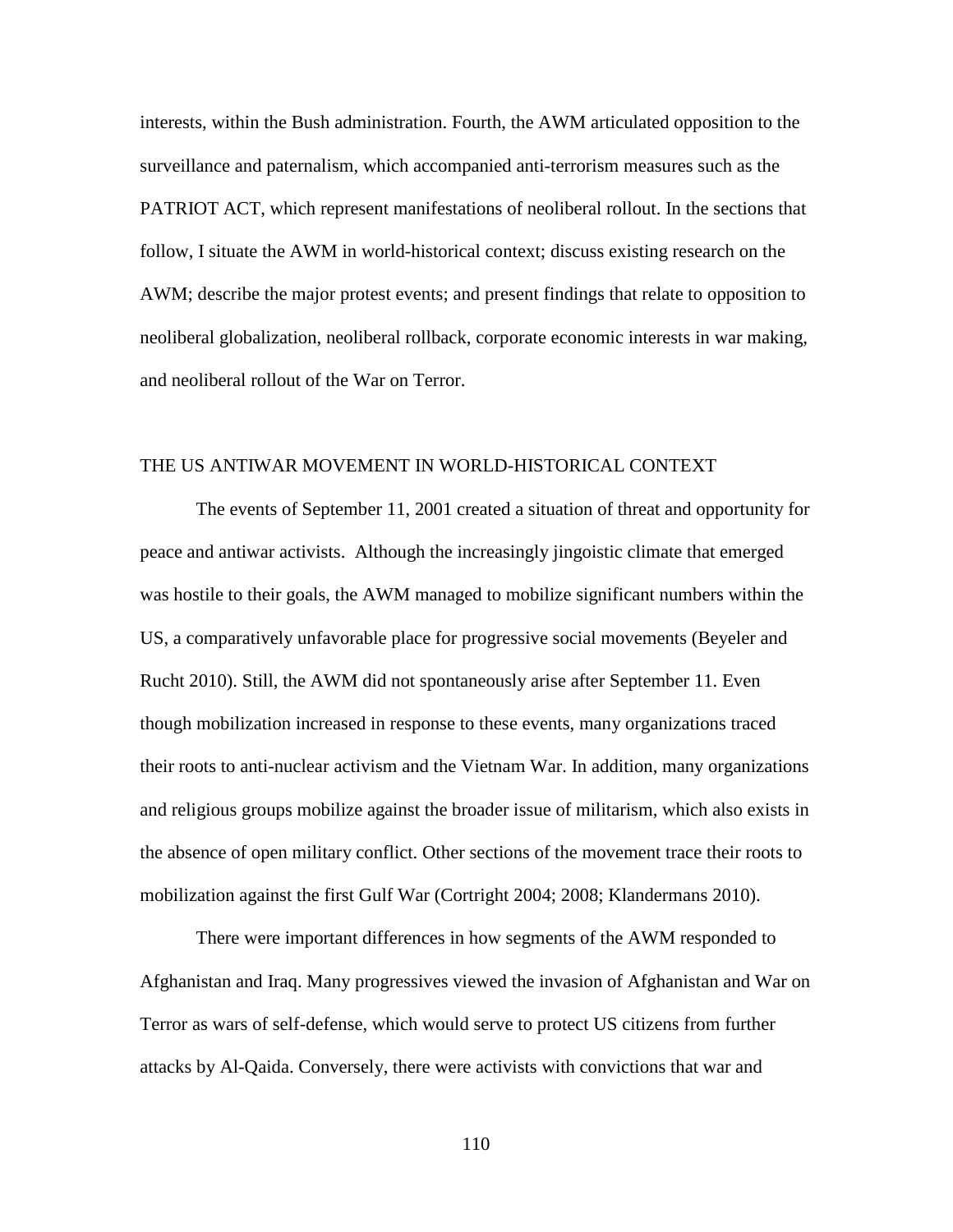interests, within the Bush administration. Fourth, the AWM articulated opposition to the surveillance and paternalism, which accompanied anti-terrorism measures such as the PATRIOT ACT, which represent manifestations of neoliberal rollout. In the sections that follow, I situate the AWM in world-historical context; discuss existing research on the AWM; describe the major protest events; and present findings that relate to opposition to neoliberal globalization, neoliberal rollback, corporate economic interests in war making, and neoliberal rollout of the War on Terror.

## THE US ANTIWAR MOVEMENT IN WORLD-HISTORICAL CONTEXT

The events of September 11, 2001 created a situation of threat and opportunity for peace and antiwar activists. Although the increasingly jingoistic climate that emerged was hostile to their goals, the AWM managed to mobilize significant numbers within the US, a comparatively unfavorable place for progressive social movements (Beyeler and Rucht 2010). Still, the AWM did not spontaneously arise after September 11. Even though mobilization increased in response to these events, many organizations traced their roots to anti-nuclear activism and the Vietnam War. In addition, many organizations and religious groups mobilize against the broader issue of militarism, which also exists in the absence of open military conflict. Other sections of the movement trace their roots to mobilization against the first Gulf War (Cortright 2004; 2008; Klandermans 2010).

There were important differences in how segments of the AWM responded to Afghanistan and Iraq. Many progressives viewed the invasion of Afghanistan and War on Terror as wars of self-defense, which would serve to protect US citizens from further attacks by Al-Qaida. Conversely, there were activists with convictions that war and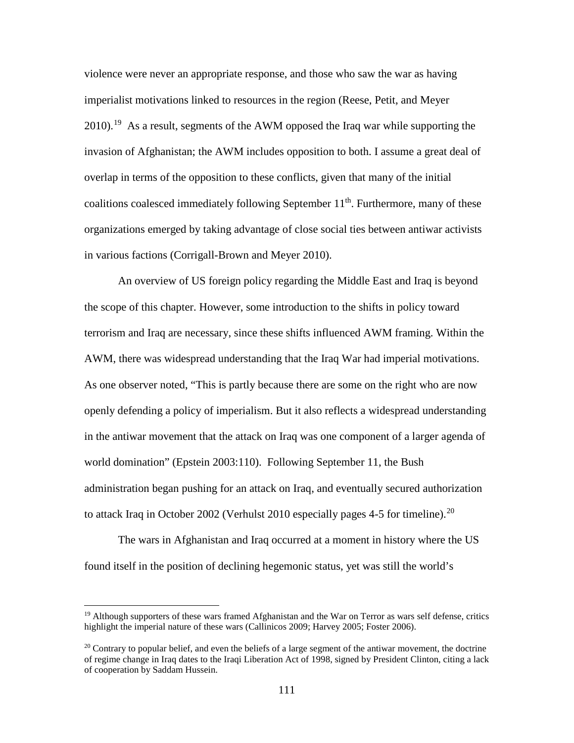violence were never an appropriate response, and those who saw the war as having imperialist motivations linked to resources in the region (Reese, Petit, and Meyer 2010).[19] As a result, segments of the AWM opposed the Iraq war while supporting the invasion of Afghanistan; the AWM includes opposition to both. I assume a great deal of overlap in terms of the opposition to these conflicts, given that many of the initial coalitions coalesced immediately following September 11th. Furthermore, many of these organizations emerged by taking advantage of close social ties between antiwar activists in various factions (Corrigall-Brown and Meyer 2010).

An overview of US foreign policy regarding the Middle East and Iraq is beyond the scope of this chapter. However, some introduction to the shifts in policy toward terrorism and Iraq are necessary, since these shifts influenced AWM framing. Within the AWM, there was widespread understanding that the Iraq War had imperial motivations. As one observer noted, "This is partly because there are some on the right who are now openly defending a policy of imperialism. But it also reflects a widespread understanding in the antiwar movement that the attack on Iraq was one component of a larger agenda of world domination" (Epstein 2003:110). Following September 11, the Bush administration began pushing for an attack on Iraq, and eventually secured authorization to attack Iraq in October 2002 (Verhulst 2010 especially pages 4-5 for timeline).[20]

The wars in Afghanistan and Iraq occurred at a moment in history where the US found itself in the position of declining hegemonic status, yet was still the world's

---

[19] Although supporters of these wars framed Afghanistan and the War on Terror as wars self defense, critics highlight the imperial nature of these wars (Callinicos 2009; Harvey 2005; Foster 2006).

[20] Contrary to popular belief, and even the beliefs of a large segment of the antiwar movement, the doctrine of regime change in Iraq dates to the Iraqi Liberation Act of 1998, signed by President Clinton, citing a lack of cooperation by Saddam Hussein.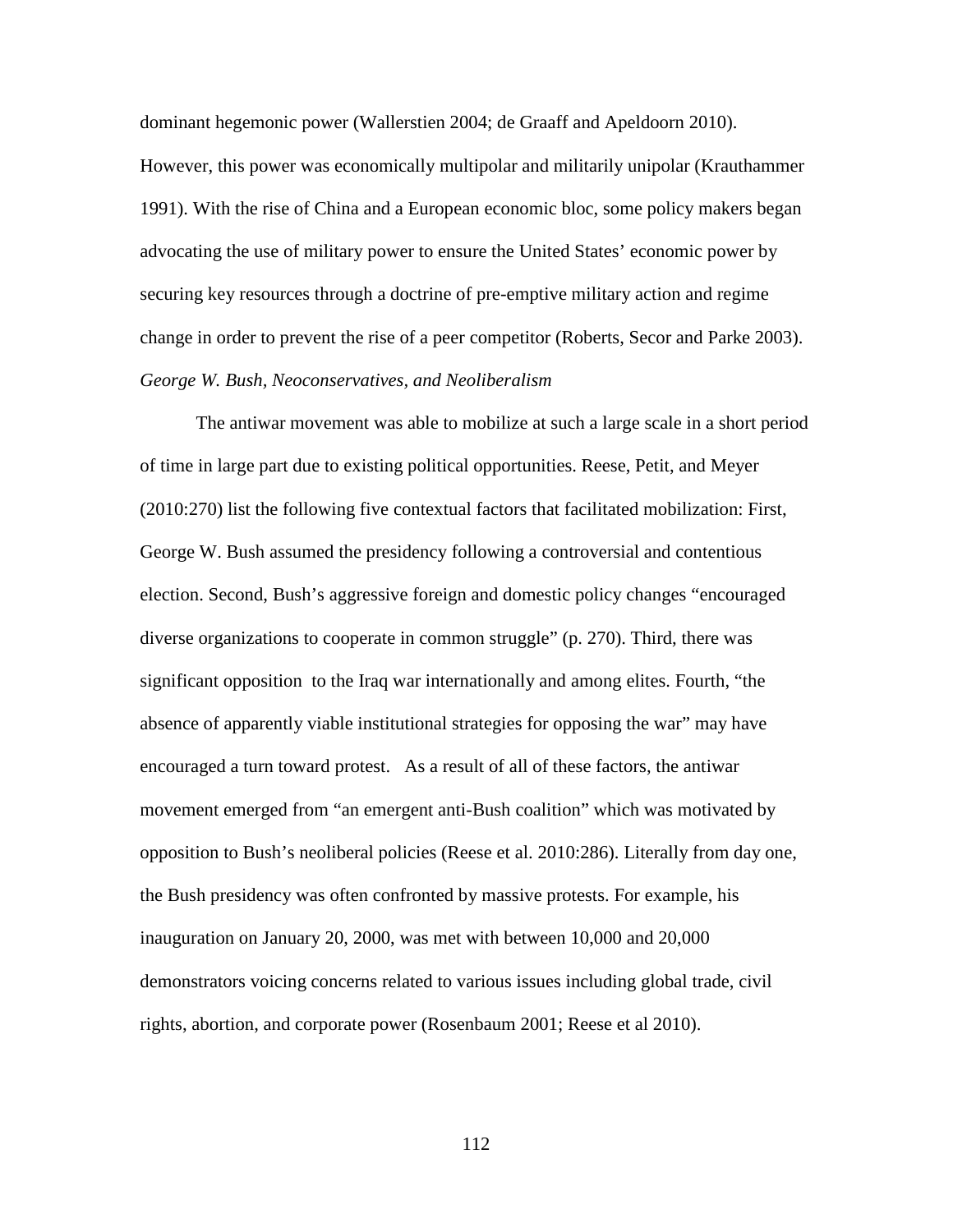dominant hegemonic power (Wallerstien 2004; de Graaff and Apeldoorn 2010). However, this power was economically multipolar and militarily unipolar (Krauthammer 1991). With the rise of China and a European economic bloc, some policy makers began advocating the use of military power to ensure the United States' economic power by securing key resources through a doctrine of pre-emptive military action and regime change in order to prevent the rise of a peer competitor (Roberts, Secor and Parke 2003).

*George W. Bush, Neoconservatives, and Neoliberalism*

The antiwar movement was able to mobilize at such a large scale in a short period of time in large part due to existing political opportunities. Reese, Petit, and Meyer (2010:270) list the following five contextual factors that facilitated mobilization: First, George W. Bush assumed the presidency following a controversial and contentious election. Second, Bush's aggressive foreign and domestic policy changes "encouraged diverse organizations to cooperate in common struggle" (p. 270). Third, there was significant opposition to the Iraq war internationally and among elites. Fourth, "the absence of apparently viable institutional strategies for opposing the war" may have encouraged a turn toward protest. As a result of all of these factors, the antiwar movement emerged from "an emergent anti-Bush coalition" which was motivated by opposition to Bush's neoliberal policies (Reese et al. 2010:286). Literally from day one, the Bush presidency was often confronted by massive protests. For example, his inauguration on January 20, 2000, was met with between 10,000 and 20,000 demonstrators voicing concerns related to various issues including global trade, civil rights, abortion, and corporate power (Rosenbaum 2001; Reese et al 2010).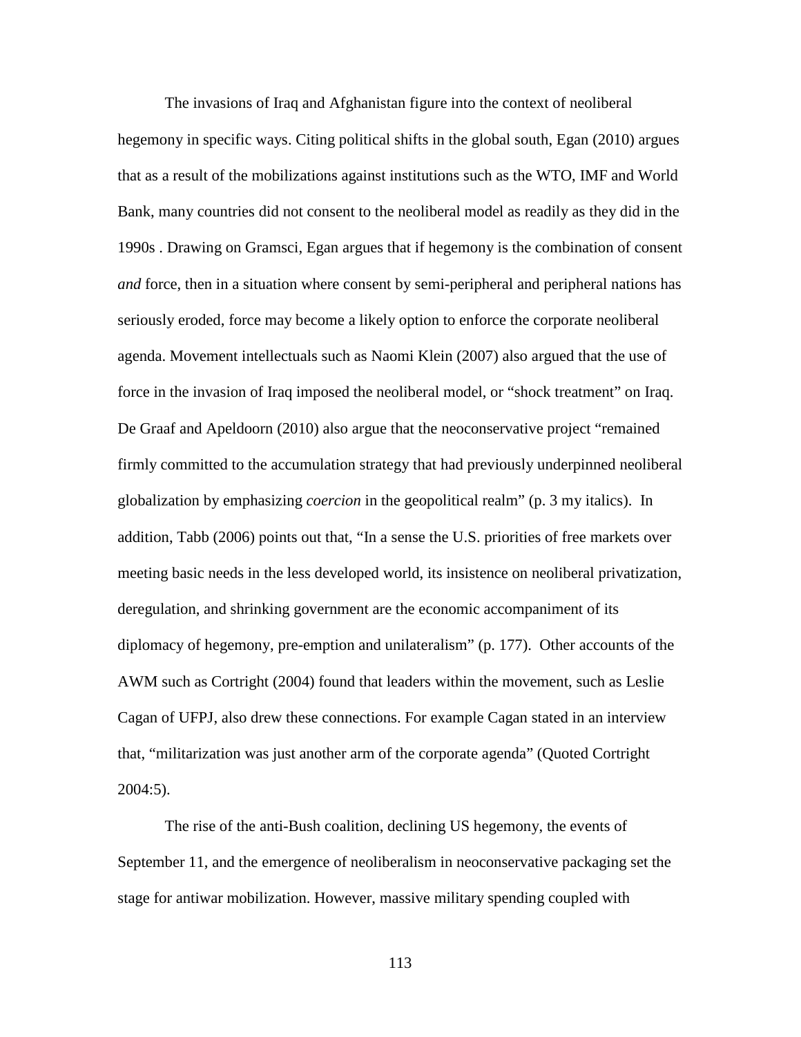The invasions of Iraq and Afghanistan figure into the context of neoliberal hegemony in specific ways. Citing political shifts in the global south, Egan (2010) argues that as a result of the mobilizations against institutions such as the WTO, IMF and World Bank, many countries did not consent to the neoliberal model as readily as they did in the 1990s . Drawing on Gramsci, Egan argues that if hegemony is the combination of consent *and* force, then in a situation where consent by semi-peripheral and peripheral nations has seriously eroded, force may become a likely option to enforce the corporate neoliberal agenda. Movement intellectuals such as Naomi Klein (2007) also argued that the use of force in the invasion of Iraq imposed the neoliberal model, or "shock treatment" on Iraq. De Graaf and Apeldoorn (2010) also argue that the neoconservative project "remained firmly committed to the accumulation strategy that had previously underpinned neoliberal globalization by emphasizing *coercion* in the geopolitical realm" (p. 3 my italics). In addition, Tabb (2006) points out that, "In a sense the U.S. priorities of free markets over meeting basic needs in the less developed world, its insistence on neoliberal privatization, deregulation, and shrinking government are the economic accompaniment of its diplomacy of hegemony, pre-emption and unilateralism" (p. 177). Other accounts of the AWM such as Cortright (2004) found that leaders within the movement, such as Leslie Cagan of UFPJ, also drew these connections. For example Cagan stated in an interview that, "militarization was just another arm of the corporate agenda" (Quoted Cortright 2004:5).

The rise of the anti-Bush coalition, declining US hegemony, the events of September 11, and the emergence of neoliberalism in neoconservative packaging set the stage for antiwar mobilization. However, massive military spending coupled with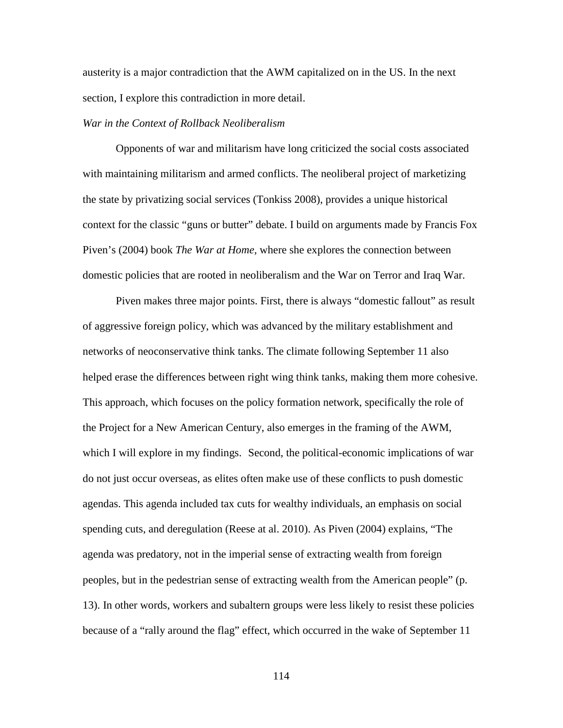austerity is a major contradiction that the AWM capitalized on in the US. In the next section, I explore this contradiction in more detail.

*War in the Context of Rollback Neoliberalism*

Opponents of war and militarism have long criticized the social costs associated with maintaining militarism and armed conflicts. The neoliberal project of marketizing the state by privatizing social services (Tonkiss 2008), provides a unique historical context for the classic "guns or butter" debate. I build on arguments made by Francis Fox Piven's (2004) book *The War at Home,* where she explores the connection between domestic policies that are rooted in neoliberalism and the War on Terror and Iraq War.

Piven makes three major points. First, there is always "domestic fallout" as result of aggressive foreign policy, which was advanced by the military establishment and networks of neoconservative think tanks. The climate following September 11 also helped erase the differences between right wing think tanks, making them more cohesive. This approach, which focuses on the policy formation network, specifically the role of the Project for a New American Century, also emerges in the framing of the AWM, which I will explore in my findings. Second, the political-economic implications of war do not just occur overseas, as elites often make use of these conflicts to push domestic agendas. This agenda included tax cuts for wealthy individuals, an emphasis on social spending cuts, and deregulation (Reese at al. 2010). As Piven (2004) explains, "The agenda was predatory, not in the imperial sense of extracting wealth from foreign peoples, but in the pedestrian sense of extracting wealth from the American people" (p. 13). In other words, workers and subaltern groups were less likely to resist these policies because of a "rally around the flag" effect, which occurred in the wake of September 11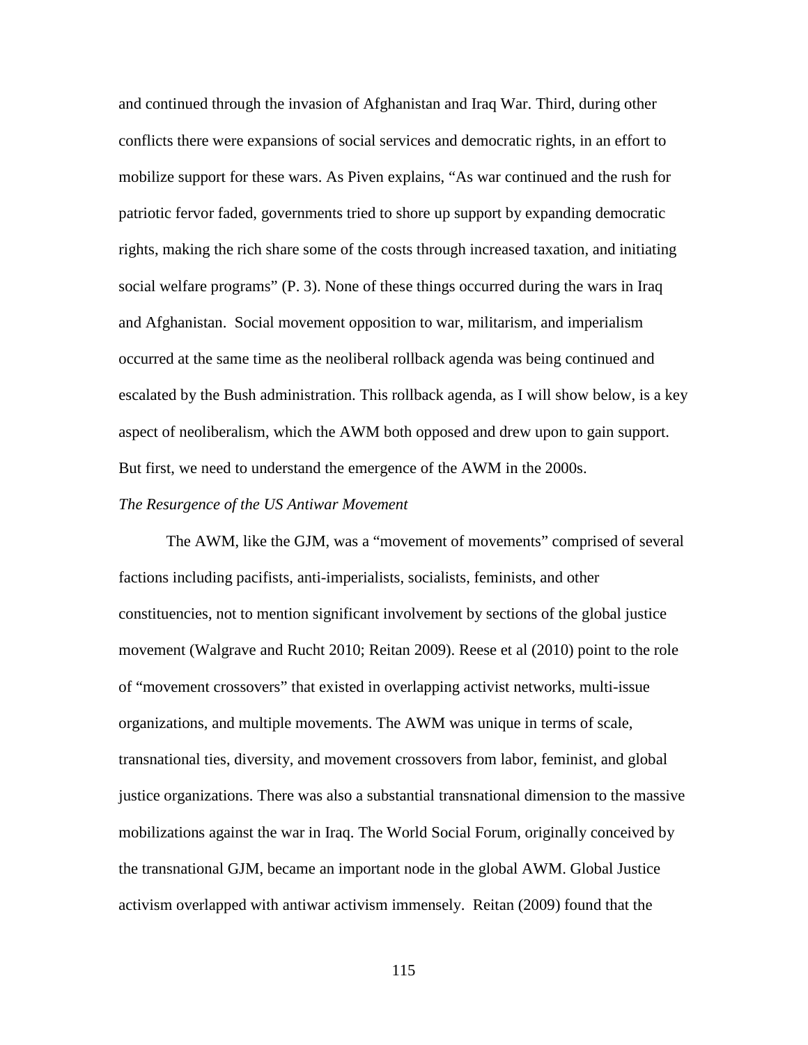and continued through the invasion of Afghanistan and Iraq War. Third, during other conflicts there were expansions of social services and democratic rights, in an effort to mobilize support for these wars. As Piven explains, "As war continued and the rush for patriotic fervor faded, governments tried to shore up support by expanding democratic rights, making the rich share some of the costs through increased taxation, and initiating social welfare programs" (P. 3). None of these things occurred during the wars in Iraq and Afghanistan. Social movement opposition to war, militarism, and imperialism occurred at the same time as the neoliberal rollback agenda was being continued and escalated by the Bush administration. This rollback agenda, as I will show below, is a key aspect of neoliberalism, which the AWM both opposed and drew upon to gain support. But first, we need to understand the emergence of the AWM in the 2000s.

*The Resurgence of the US Antiwar Movement*

The AWM, like the GJM, was a "movement of movements" comprised of several factions including pacifists, anti-imperialists, socialists, feminists, and other constituencies, not to mention significant involvement by sections of the global justice movement (Walgrave and Rucht 2010; Reitan 2009). Reese et al (2010) point to the role of "movement crossovers" that existed in overlapping activist networks, multi-issue organizations, and multiple movements. The AWM was unique in terms of scale, transnational ties, diversity, and movement crossovers from labor, feminist, and global justice organizations. There was also a substantial transnational dimension to the massive mobilizations against the war in Iraq. The World Social Forum, originally conceived by the transnational GJM, became an important node in the global AWM. Global Justice activism overlapped with antiwar activism immensely. Reitan (2009) found that the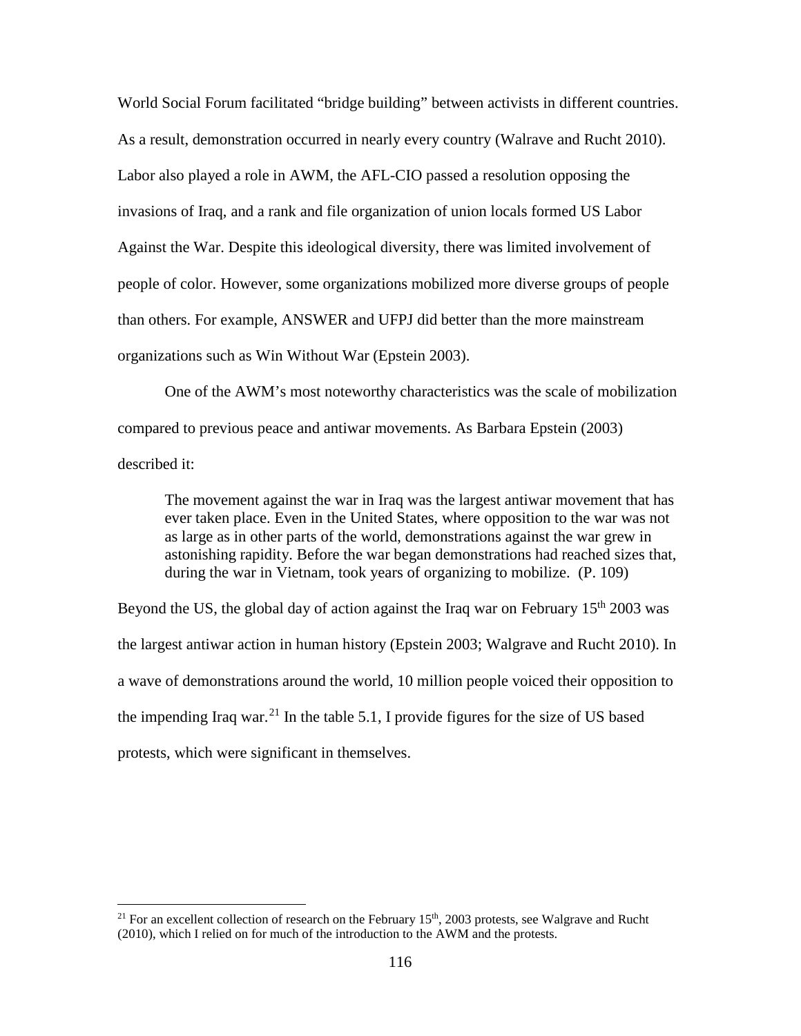World Social Forum facilitated "bridge building" between activists in different countries. As a result, demonstration occurred in nearly every country (Walrave and Rucht 2010). Labor also played a role in AWM, the AFL-CIO passed a resolution opposing the invasions of Iraq, and a rank and file organization of union locals formed US Labor Against the War. Despite this ideological diversity, there was limited involvement of people of color. However, some organizations mobilized more diverse groups of people than others. For example, ANSWER and UFPJ did better than the more mainstream organizations such as Win Without War (Epstein 2003).

One of the AWM's most noteworthy characteristics was the scale of mobilization compared to previous peace and antiwar movements. As Barbara Epstein (2003) described it:

> The movement against the war in Iraq was the largest antiwar movement that has ever taken place. Even in the United States, where opposition to the war was not as large as in other parts of the world, demonstrations against the war grew in astonishing rapidity. Before the war began demonstrations had reached sizes that, during the war in Vietnam, took years of organizing to mobilize. (P. 109)

Beyond the US, the global day of action against the Iraq war on February 15th 2003 was the largest antiwar action in human history (Epstein 2003; Walgrave and Rucht 2010). In a wave of demonstrations around the world, 10 million people voiced their opposition to the impending Iraq war.[21] In the table 5.1, I provide figures for the size of US based protests, which were significant in themselves.

[21] For an excellent collection of research on the February 15th, 2003 protests, see Walgrave and Rucht (2010), which I relied on for much of the introduction to the AWM and the protests.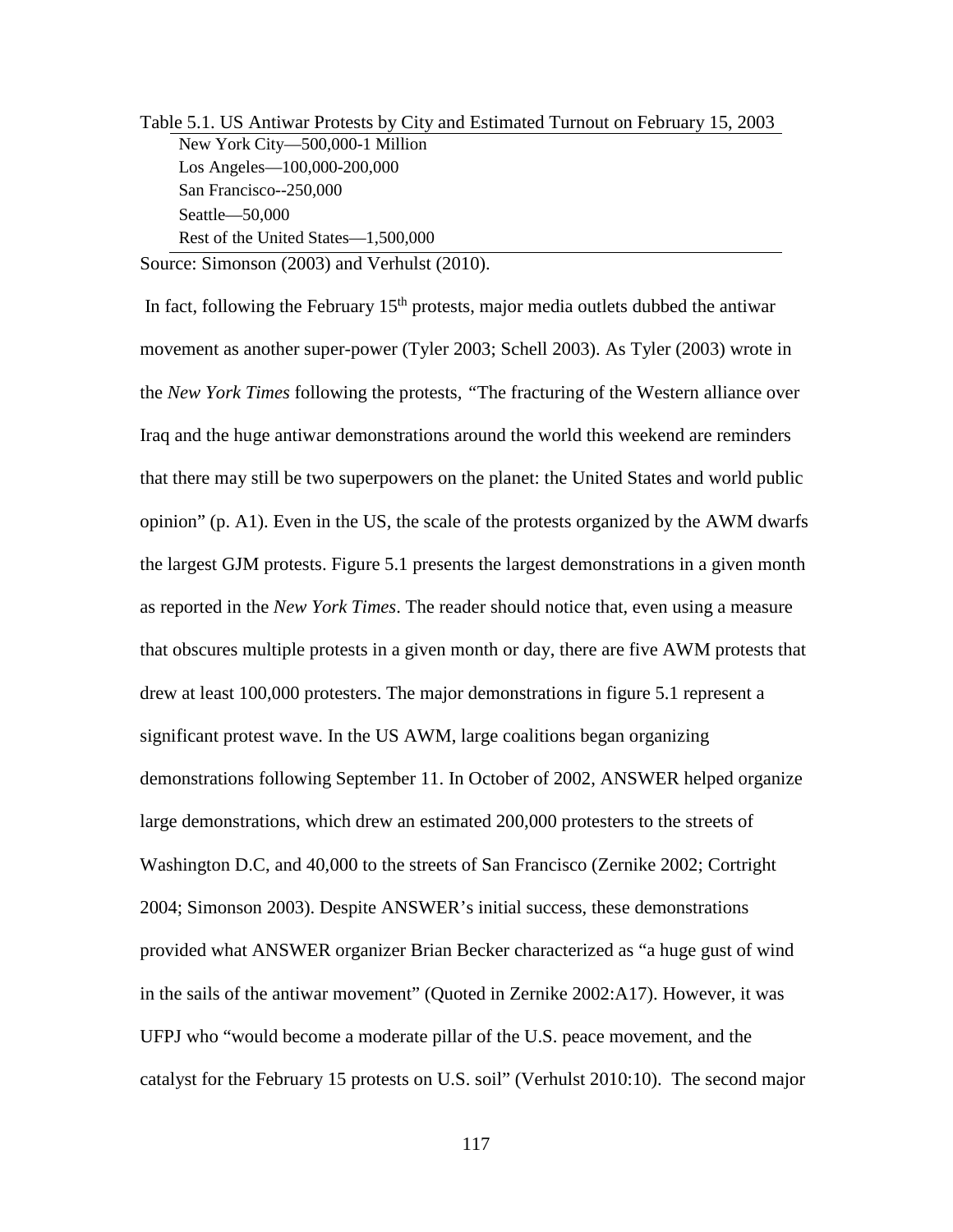Table 5.1. US Antiwar Protests by City and Estimated Turnout on February 15, 2003

| City | Estimated Turnout |
|---|---|
| New York City | 500,000-1 Million |
| Los Angeles | 100,000-200,000 |
| San Francisco | 250,000 |
| Seattle | 50,000 |
| Rest of the United States | 1,500,000 |

Source: Simonson (2003) and Verhulst (2010).

In fact, following the February 15th protests, major media outlets dubbed the antiwar movement as another super-power (Tyler 2003; Schell 2003). As Tyler (2003) wrote in the *New York Times* following the protests, "The fracturing of the Western alliance over Iraq and the huge antiwar demonstrations around the world this weekend are reminders that there may still be two superpowers on the planet: the United States and world public opinion" (p. A1). Even in the US, the scale of the protests organized by the AWM dwarfs the largest GJM protests. Figure 5.1 presents the largest demonstrations in a given month as reported in the *New York Times*. The reader should notice that, even using a measure that obscures multiple protests in a given month or day, there are five AWM protests that drew at least 100,000 protesters. The major demonstrations in figure 5.1 represent a significant protest wave. In the US AWM, large coalitions began organizing demonstrations following September 11. In October of 2002, ANSWER helped organize large demonstrations, which drew an estimated 200,000 protesters to the streets of Washington D.C, and 40,000 to the streets of San Francisco (Zernike 2002; Cortright 2004; Simonson 2003). Despite ANSWER's initial success, these demonstrations provided what ANSWER organizer Brian Becker characterized as "a huge gust of wind in the sails of the antiwar movement" (Quoted in Zernike 2002:A17). However, it was UFPJ who "would become a moderate pillar of the U.S. peace movement, and the catalyst for the February 15 protests on U.S. soil" (Verhulst 2010:10). The second major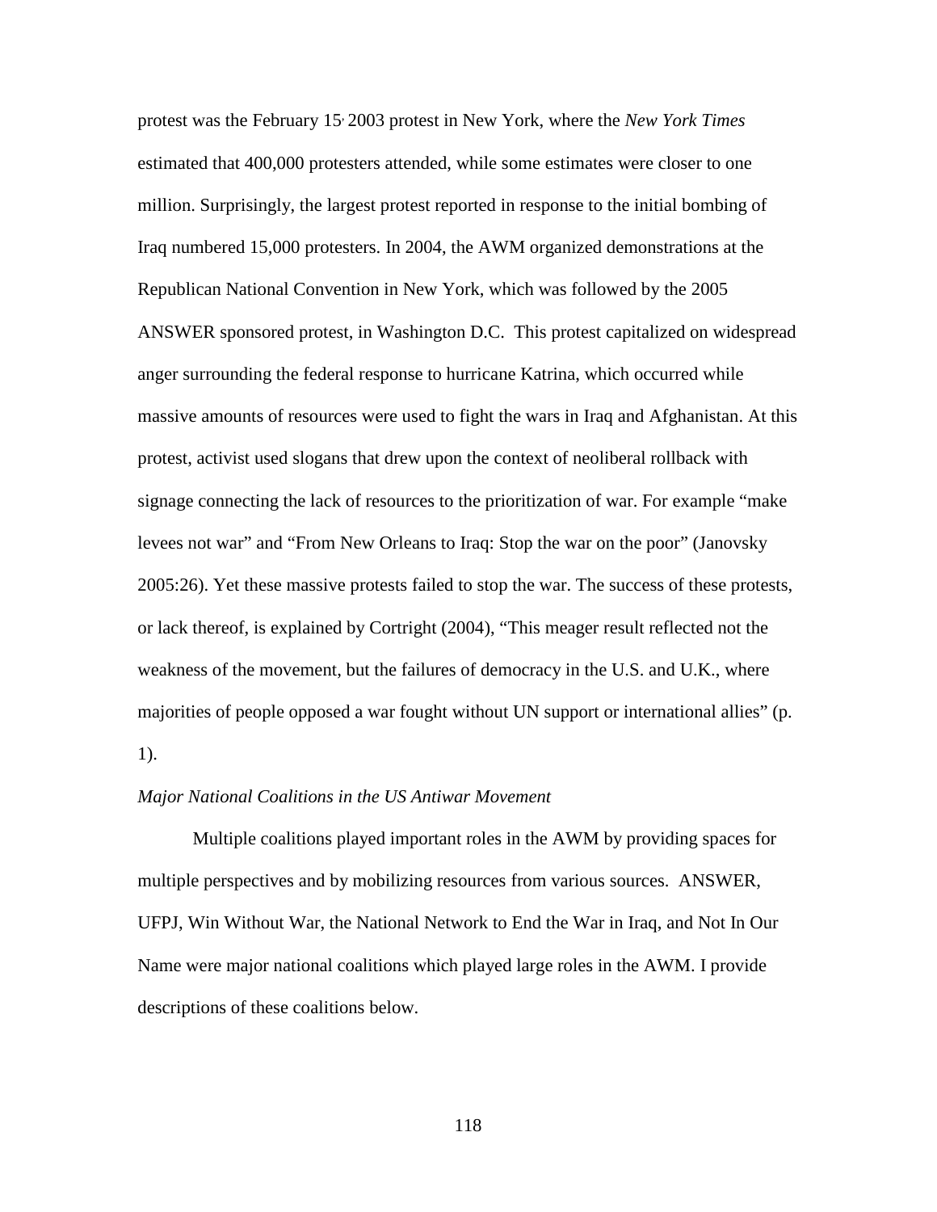protest was the February 15, 2003 protest in New York, where the *New York Times* estimated that 400,000 protesters attended, while some estimates were closer to one million. Surprisingly, the largest protest reported in response to the initial bombing of Iraq numbered 15,000 protesters. In 2004, the AWM organized demonstrations at the Republican National Convention in New York, which was followed by the 2005 ANSWER sponsored protest, in Washington D.C. This protest capitalized on widespread anger surrounding the federal response to hurricane Katrina, which occurred while massive amounts of resources were used to fight the wars in Iraq and Afghanistan. At this protest, activist used slogans that drew upon the context of neoliberal rollback with signage connecting the lack of resources to the prioritization of war. For example "make levees not war" and "From New Orleans to Iraq: Stop the war on the poor" (Janovsky 2005:26). Yet these massive protests failed to stop the war. The success of these protests, or lack thereof, is explained by Cortright (2004), "This meager result reflected not the weakness of the movement, but the failures of democracy in the U.S. and U.K., where majorities of people opposed a war fought without UN support or international allies" (p. 1).

*Major National Coalitions in the US Antiwar Movement*

Multiple coalitions played important roles in the AWM by providing spaces for multiple perspectives and by mobilizing resources from various sources. ANSWER, UFPJ, Win Without War, the National Network to End the War in Iraq, and Not In Our Name were major national coalitions which played large roles in the AWM. I provide descriptions of these coalitions below.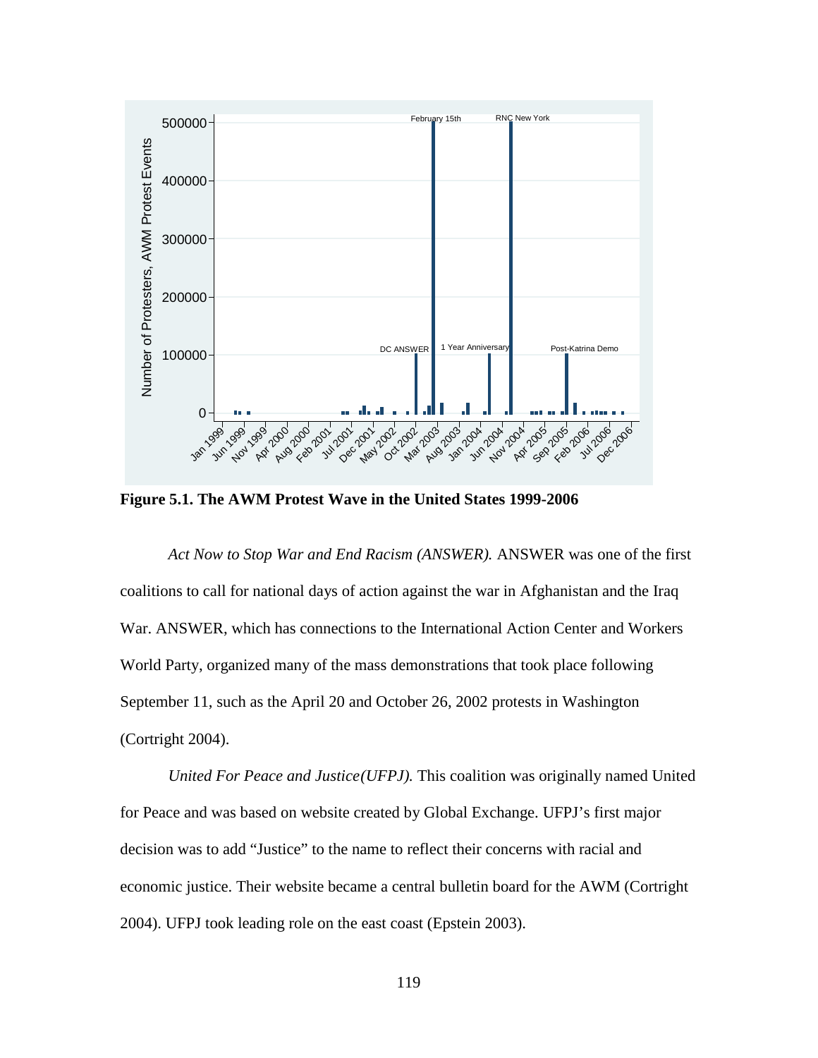**Figure 5.1. The AWM Protest Wave in the United States 1999-2006**

*Act Now to Stop War and End Racism (ANSWER).* ANSWER was one of the first coalitions to call for national days of action against the war in Afghanistan and the Iraq War. ANSWER, which has connections to the International Action Center and Workers World Party, organized many of the mass demonstrations that took place following September 11, such as the April 20 and October 26, 2002 protests in Washington (Cortright 2004).

*United For Peace and Justice(UFPJ).* This coalition was originally named United for Peace and was based on website created by Global Exchange. UFPJ's first major decision was to add "Justice" to the name to reflect their concerns with racial and economic justice. Their website became a central bulletin board for the AWM (Cortright 2004). UFPJ took leading role on the east coast (Epstein 2003).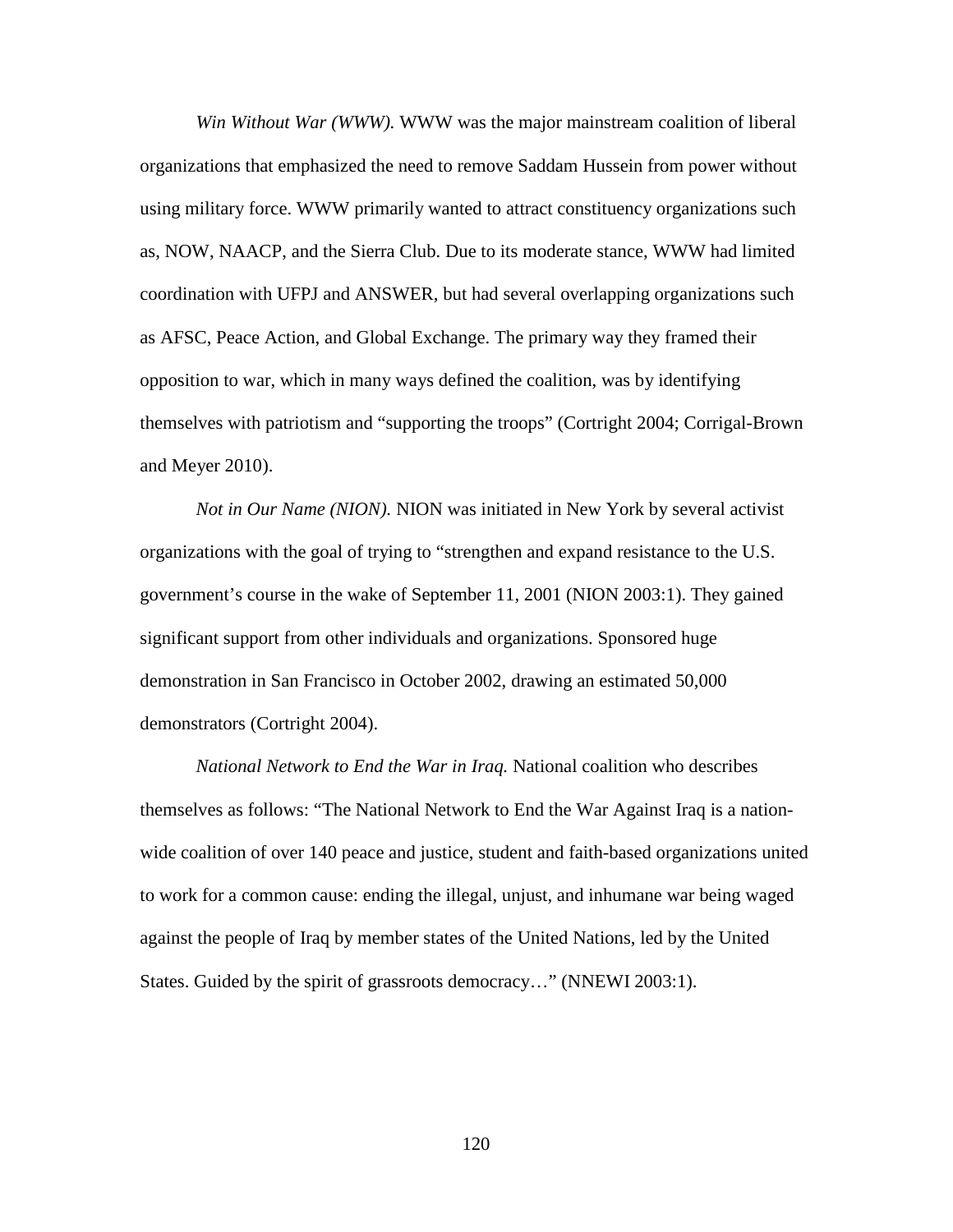*Win Without War (WWW).* WWW was the major mainstream coalition of liberal organizations that emphasized the need to remove Saddam Hussein from power without using military force. WWW primarily wanted to attract constituency organizations such as, NOW, NAACP, and the Sierra Club. Due to its moderate stance, WWW had limited coordination with UFPJ and ANSWER, but had several overlapping organizations such as AFSC, Peace Action, and Global Exchange. The primary way they framed their opposition to war, which in many ways defined the coalition, was by identifying themselves with patriotism and "supporting the troops" (Cortright 2004; Corrigal-Brown and Meyer 2010).

*Not in Our Name (NION).* NION was initiated in New York by several activist organizations with the goal of trying to "strengthen and expand resistance to the U.S. government's course in the wake of September 11, 2001 (NION 2003:1). They gained significant support from other individuals and organizations. Sponsored huge demonstration in San Francisco in October 2002, drawing an estimated 50,000 demonstrators (Cortright 2004).

*National Network to End the War in Iraq.* National coalition who describes themselves as follows: "The National Network to End the War Against Iraq is a nation-wide coalition of over 140 peace and justice, student and faith-based organizations united to work for a common cause: ending the illegal, unjust, and inhumane war being waged against the people of Iraq by member states of the United Nations, led by the United States. Guided by the spirit of grassroots democracy…" (NNEWI 2003:1).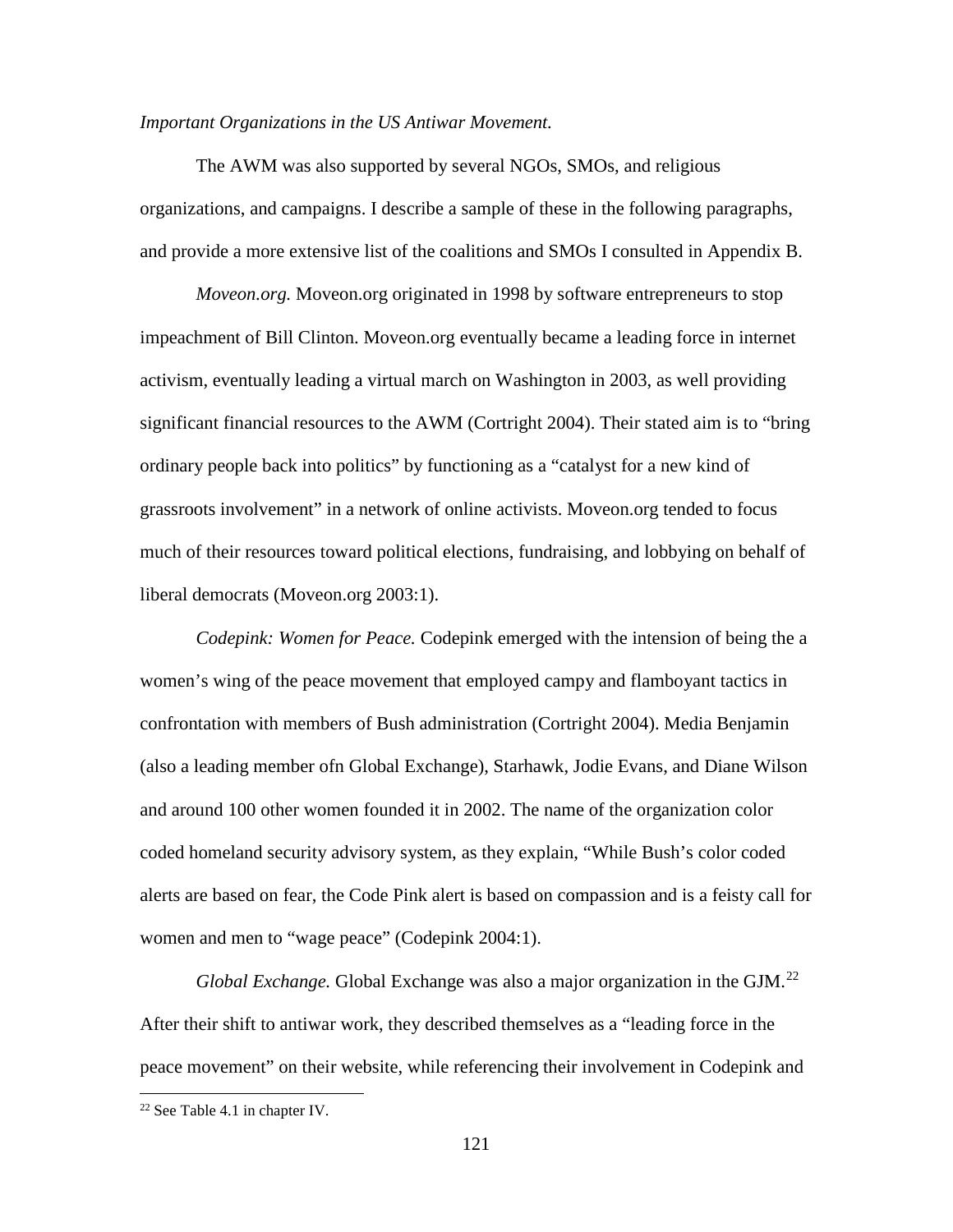*Important Organizations in the US Antiwar Movement.*

The AWM was also supported by several NGOs, SMOs, and religious organizations, and campaigns. I describe a sample of these in the following paragraphs, and provide a more extensive list of the coalitions and SMOs I consulted in Appendix B.

*Moveon.org.* Moveon.org originated in 1998 by software entrepreneurs to stop impeachment of Bill Clinton. Moveon.org eventually became a leading force in internet activism, eventually leading a virtual march on Washington in 2003, as well providing significant financial resources to the AWM (Cortright 2004). Their stated aim is to "bring ordinary people back into politics" by functioning as a "catalyst for a new kind of grassroots involvement" in a network of online activists. Moveon.org tended to focus much of their resources toward political elections, fundraising, and lobbying on behalf of liberal democrats (Moveon.org 2003:1).

*Codepink: Women for Peace.* Codepink emerged with the intension of being the a women's wing of the peace movement that employed campy and flamboyant tactics in confrontation with members of Bush administration (Cortright 2004). Media Benjamin (also a leading member ofn Global Exchange), Starhawk, Jodie Evans, and Diane Wilson and around 100 other women founded it in 2002. The name of the organization color coded homeland security advisory system, as they explain, "While Bush's color coded alerts are based on fear, the Code Pink alert is based on compassion and is a feisty call for women and men to "wage peace" (Codepink 2004:1).

*Global Exchange.* Global Exchange was also a major organization in the GJM.[22] After their shift to antiwar work, they described themselves as a "leading force in the peace movement" on their website, while referencing their involvement in Codepink and

[22] See Table 4.1 in chapter IV.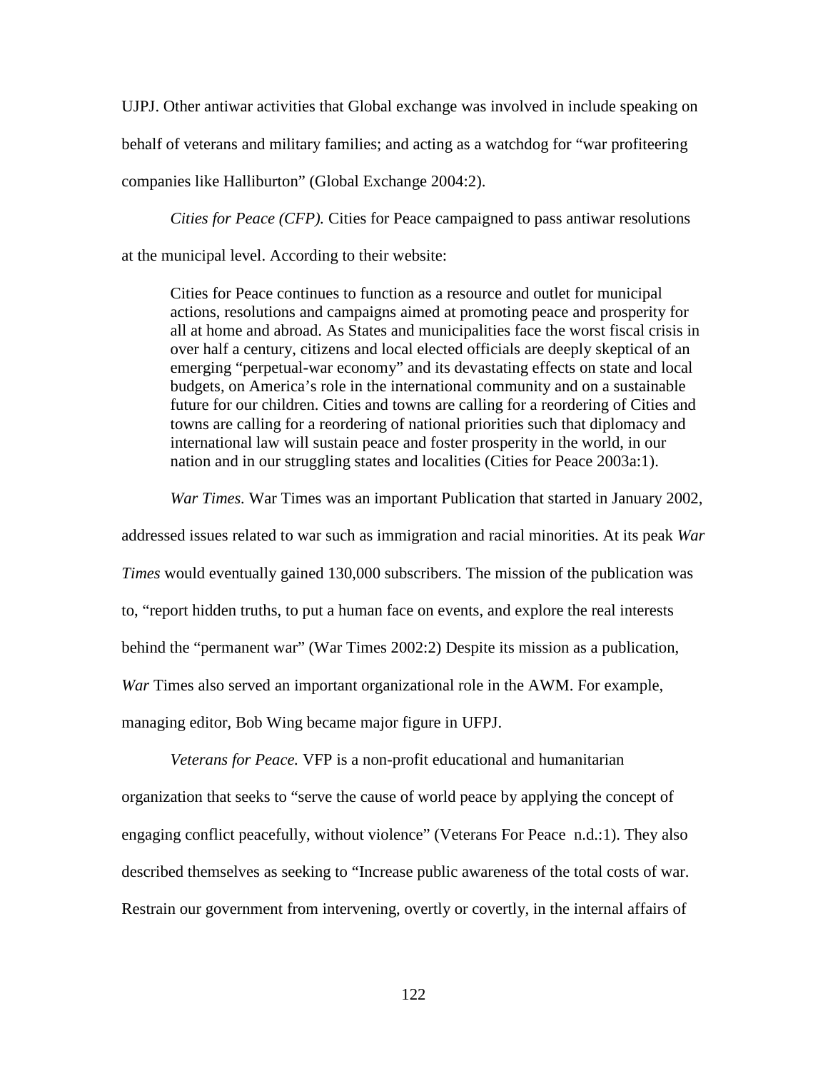UJPJ. Other antiwar activities that Global exchange was involved in include speaking on behalf of veterans and military families; and acting as a watchdog for "war profiteering companies like Halliburton" (Global Exchange 2004:2).

*Cities for Peace (CFP).* Cities for Peace campaigned to pass antiwar resolutions at the municipal level. According to their website:

> Cities for Peace continues to function as a resource and outlet for municipal actions, resolutions and campaigns aimed at promoting peace and prosperity for all at home and abroad. As States and municipalities face the worst fiscal crisis in over half a century, citizens and local elected officials are deeply skeptical of an emerging "perpetual-war economy" and its devastating effects on state and local budgets, on America's role in the international community and on a sustainable future for our children. Cities and towns are calling for a reordering of Cities and towns are calling for a reordering of national priorities such that diplomacy and international law will sustain peace and foster prosperity in the world, in our nation and in our struggling states and localities (Cities for Peace 2003a:1).

*War Times.* War Times was an important Publication that started in January 2002, addressed issues related to war such as immigration and racial minorities. At its peak *War Times* would eventually gained 130,000 subscribers. The mission of the publication was to, "report hidden truths, to put a human face on events, and explore the real interests behind the "permanent war" (War Times 2002:2) Despite its mission as a publication, *War* Times also served an important organizational role in the AWM. For example, managing editor, Bob Wing became major figure in UFPJ.

*Veterans for Peace.* VFP is a non-profit educational and humanitarian organization that seeks to "serve the cause of world peace by applying the concept of engaging conflict peacefully, without violence" (Veterans For Peace n.d.:1). They also described themselves as seeking to "Increase public awareness of the total costs of war. Restrain our government from intervening, overtly or covertly, in the internal affairs of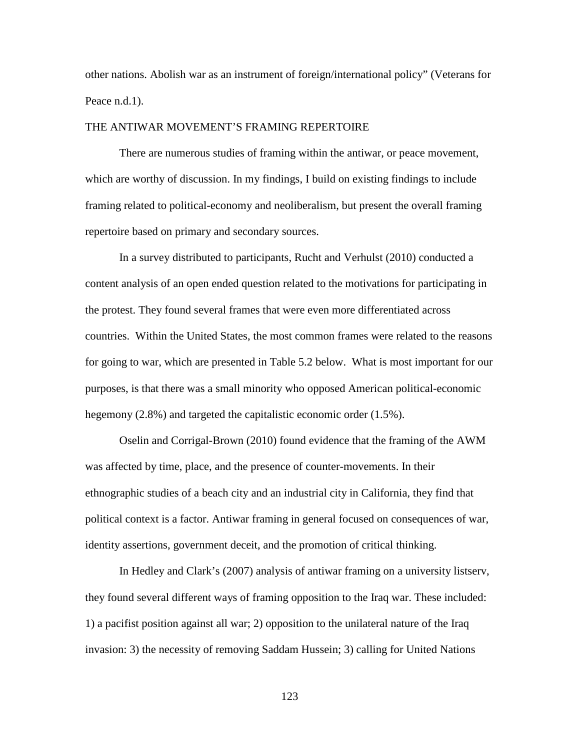other nations. Abolish war as an instrument of foreign/international policy" (Veterans for Peace n.d.1).

## THE ANTIWAR MOVEMENT'S FRAMING REPERTOIRE

There are numerous studies of framing within the antiwar, or peace movement, which are worthy of discussion. In my findings, I build on existing findings to include framing related to political-economy and neoliberalism, but present the overall framing repertoire based on primary and secondary sources.

In a survey distributed to participants, Rucht and Verhulst (2010) conducted a content analysis of an open ended question related to the motivations for participating in the protest. They found several frames that were even more differentiated across countries. Within the United States, the most common frames were related to the reasons for going to war, which are presented in Table 5.2 below. What is most important for our purposes, is that there was a small minority who opposed American political-economic hegemony (2.8%) and targeted the capitalistic economic order (1.5%).

Oselin and Corrigal-Brown (2010) found evidence that the framing of the AWM was affected by time, place, and the presence of counter-movements. In their ethnographic studies of a beach city and an industrial city in California, they find that political context is a factor. Antiwar framing in general focused on consequences of war, identity assertions, government deceit, and the promotion of critical thinking.

In Hedley and Clark's (2007) analysis of antiwar framing on a university listserv, they found several different ways of framing opposition to the Iraq war. These included: 1) a pacifist position against all war; 2) opposition to the unilateral nature of the Iraq invasion: 3) the necessity of removing Saddam Hussein; 3) calling for United Nations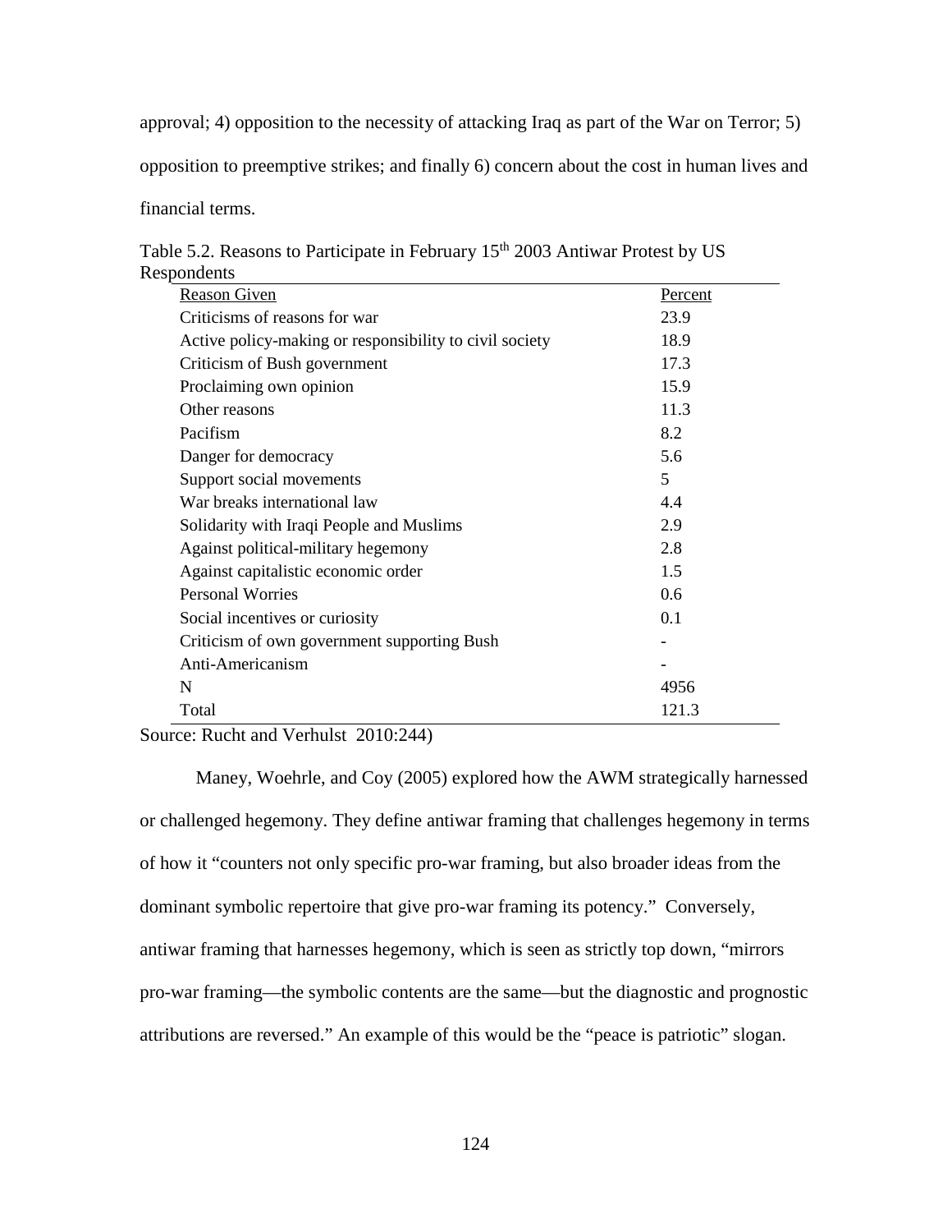approval; 4) opposition to the necessity of attacking Iraq as part of the War on Terror; 5) opposition to preemptive strikes; and finally 6) concern about the cost in human lives and financial terms.

Table 5.2. Reasons to Participate in February 15th 2003 Antiwar Protest by US Respondents

| Reason Given | Percent |
|---|---|
| Criticisms of reasons for war | 23.9 |
| Active policy-making or responsibility to civil society | 18.9 |
| Criticism of Bush government | 17.3 |
| Proclaiming own opinion | 15.9 |
| Other reasons | 11.3 |
| Pacifism | 8.2 |
| Danger for democracy | 5.6 |
| Support social movements | 5 |
| War breaks international law | 4.4 |
| Solidarity with Iraqi People and Muslims | 2.9 |
| Against political-military hegemony | 2.8 |
| Against capitalistic economic order | 1.5 |
| Personal Worries | 0.6 |
| Social incentives or curiosity | 0.1 |
| Criticism of own government supporting Bush | - |
| Anti-Americanism | - |
| N | 4956 |
| Total | 121.3 |

Source: Rucht and Verhulst 2010:244)

Maney, Woehrle, and Coy (2005) explored how the AWM strategically harnessed or challenged hegemony. They define antiwar framing that challenges hegemony in terms of how it "counters not only specific pro-war framing, but also broader ideas from the dominant symbolic repertoire that give pro-war framing its potency." Conversely, antiwar framing that harnesses hegemony, which is seen as strictly top down, "mirrors pro-war framing—the symbolic contents are the same—but the diagnostic and prognostic attributions are reversed." An example of this would be the "peace is patriotic" slogan.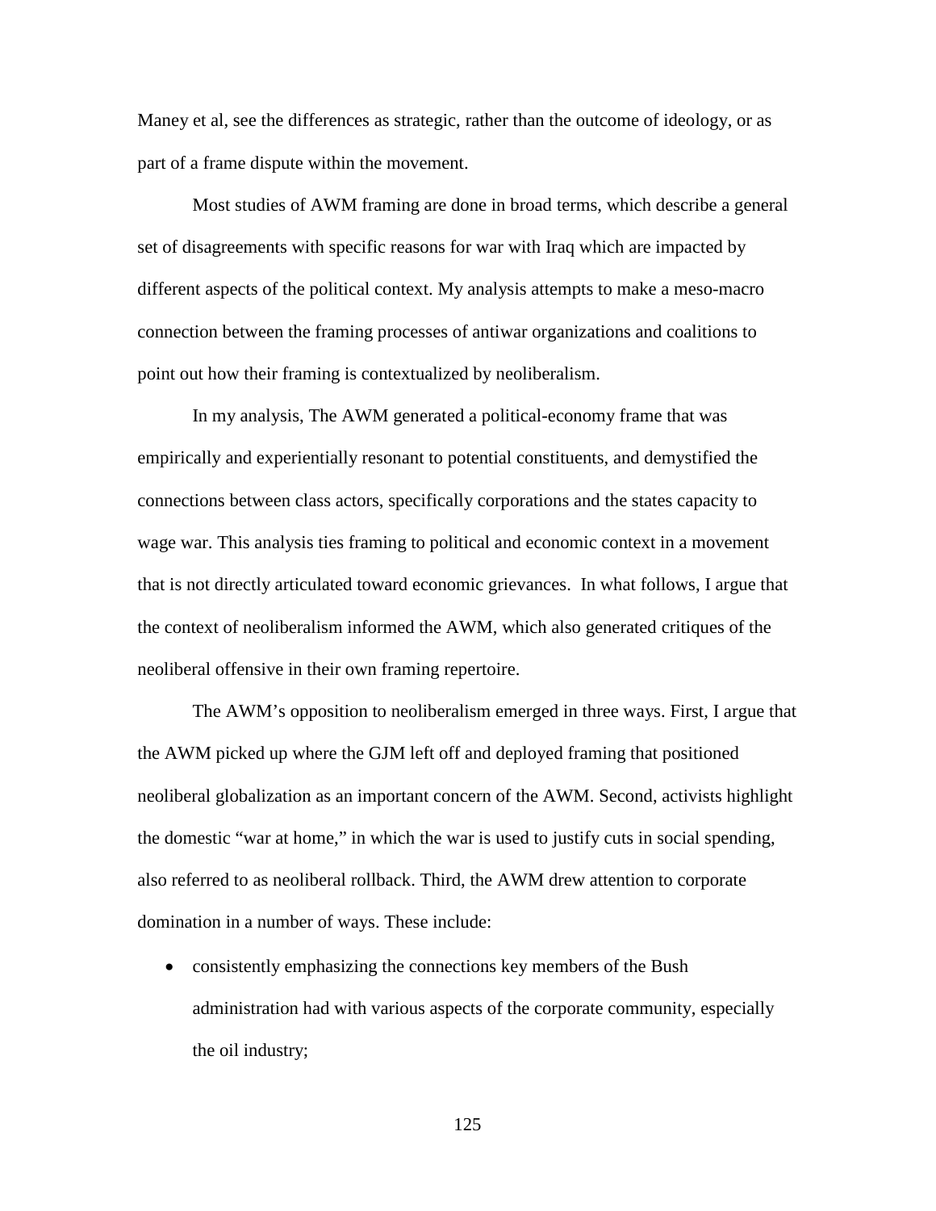Maney et al, see the differences as strategic, rather than the outcome of ideology, or as part of a frame dispute within the movement.

Most studies of AWM framing are done in broad terms, which describe a general set of disagreements with specific reasons for war with Iraq which are impacted by different aspects of the political context. My analysis attempts to make a meso-macro connection between the framing processes of antiwar organizations and coalitions to point out how their framing is contextualized by neoliberalism.

In my analysis, The AWM generated a political-economy frame that was empirically and experientially resonant to potential constituents, and demystified the connections between class actors, specifically corporations and the states capacity to wage war. This analysis ties framing to political and economic context in a movement that is not directly articulated toward economic grievances. In what follows, I argue that the context of neoliberalism informed the AWM, which also generated critiques of the neoliberal offensive in their own framing repertoire.

The AWM's opposition to neoliberalism emerged in three ways. First, I argue that the AWM picked up where the GJM left off and deployed framing that positioned neoliberal globalization as an important concern of the AWM. Second, activists highlight the domestic "war at home," in which the war is used to justify cuts in social spending, also referred to as neoliberal rollback. Third, the AWM drew attention to corporate domination in a number of ways. These include:

- consistently emphasizing the connections key members of the Bush administration had with various aspects of the corporate community, especially the oil industry;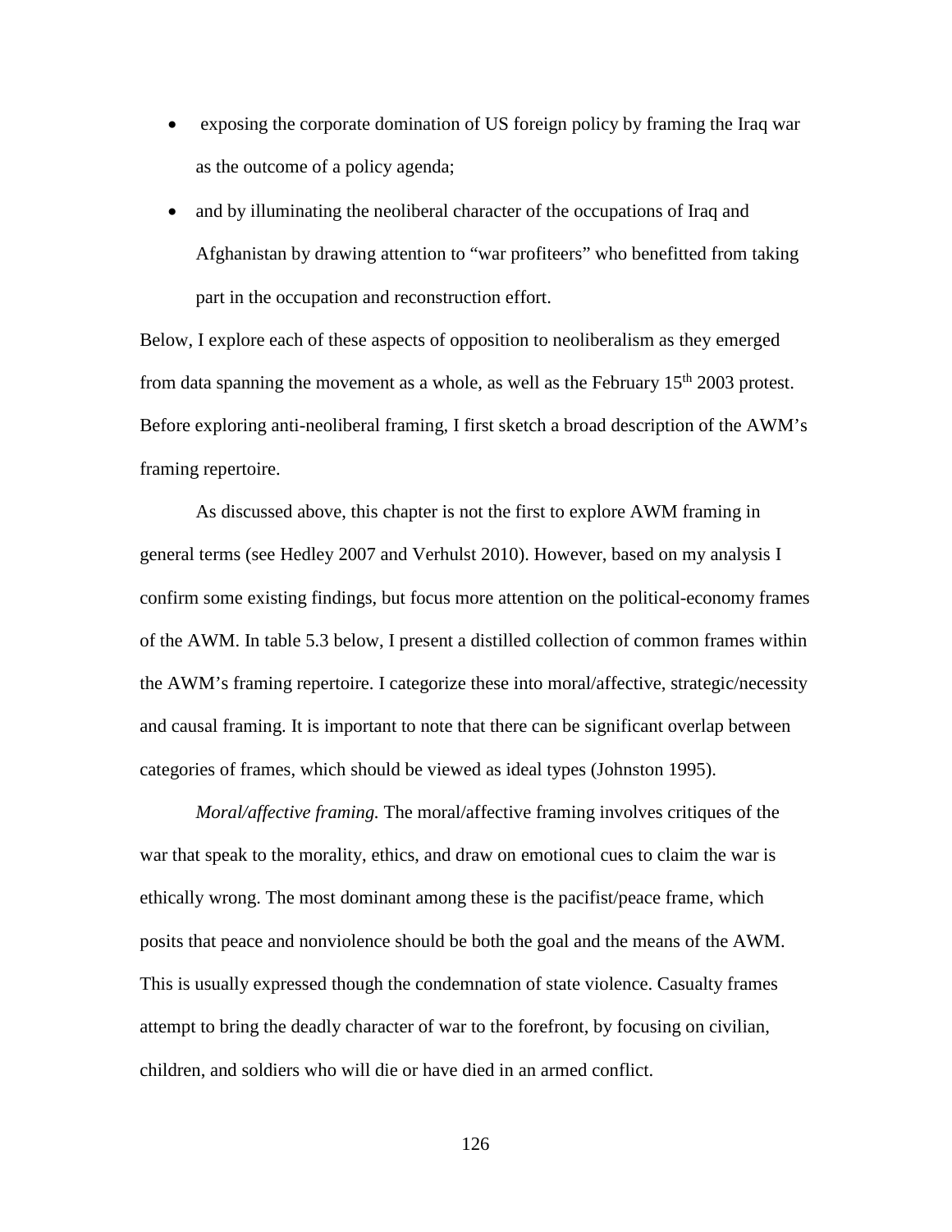- exposing the corporate domination of US foreign policy by framing the Iraq war as the outcome of a policy agenda;
- and by illuminating the neoliberal character of the occupations of Iraq and Afghanistan by drawing attention to "war profiteers" who benefitted from taking part in the occupation and reconstruction effort.

Below, I explore each of these aspects of opposition to neoliberalism as they emerged from data spanning the movement as a whole, as well as the February 15th 2003 protest. Before exploring anti-neoliberal framing, I first sketch a broad description of the AWM's framing repertoire.

As discussed above, this chapter is not the first to explore AWM framing in general terms (see Hedley 2007 and Verhulst 2010). However, based on my analysis I confirm some existing findings, but focus more attention on the political-economy frames of the AWM. In table 5.3 below, I present a distilled collection of common frames within the AWM's framing repertoire. I categorize these into moral/affective, strategic/necessity and causal framing. It is important to note that there can be significant overlap between categories of frames, which should be viewed as ideal types (Johnston 1995).

*Moral/affective framing.* The moral/affective framing involves critiques of the war that speak to the morality, ethics, and draw on emotional cues to claim the war is ethically wrong. The most dominant among these is the pacifist/peace frame, which posits that peace and nonviolence should be both the goal and the means of the AWM. This is usually expressed though the condemnation of state violence. Casualty frames attempt to bring the deadly character of war to the forefront, by focusing on civilian, children, and soldiers who will die or have died in an armed conflict.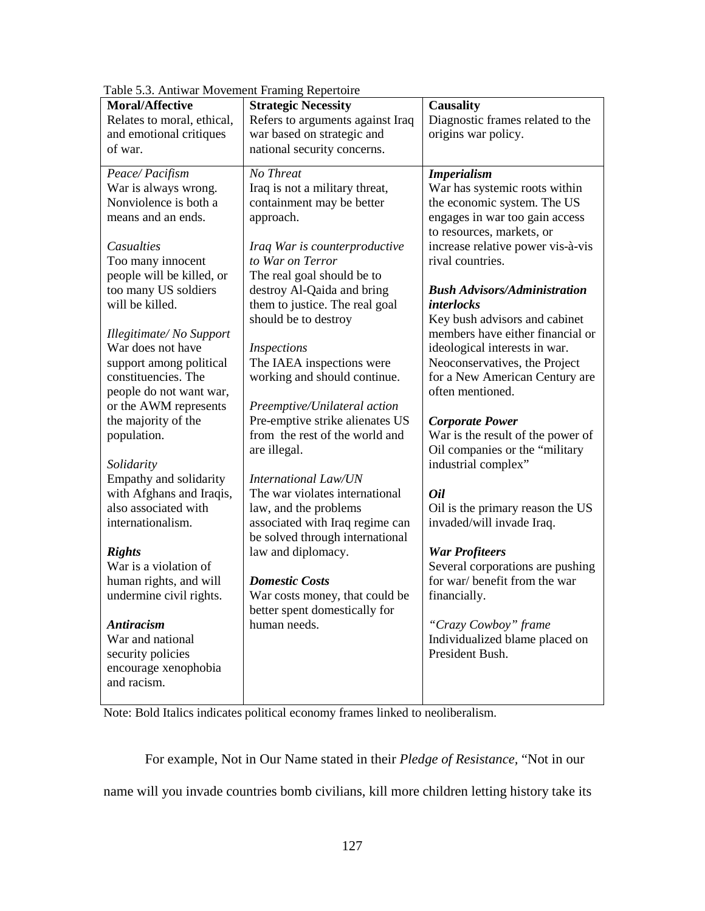Table 5.3. Antiwar Movement Framing Repertoire

| **Moral/Affective**<br>Relates to moral, ethical, and emotional critiques of war. | **Strategic Necessity**<br>Refers to arguments against Iraq war based on strategic and national security concerns. | **Causality**<br>Diagnostic frames related to the origins war policy. |
|---|---|---|
| *Peace/ Pacifism*<br>War is always wrong. Nonviolence is both a means and an ends.<br><br>*Casualties*<br>Too many innocent people will be killed, or too many US soldiers will be killed.<br><br>*Illegitimate/ No Support*<br>War does not have support among political constituencies. The people do not want war, or the AWM represents the majority of the population.<br><br>*Solidarity*<br>Empathy and solidarity with Afghans and Iraqis, also associated with internationalism.<br><br>***Rights***<br>War is a violation of human rights, and will undermine civil rights.<br><br>***Antiracism***<br>War and national security policies encourage xenophobia and racism. | *No Threat*<br>Iraq is not a military threat, containment may be better approach.<br><br>*Iraq War is counterproductive to War on Terror*<br>The real goal should be to destroy Al-Qaida and bring them to justice. The real goal should be to destroy<br><br>*Inspections*<br>The IAEA inspections were working and should continue.<br><br>*Preemptive/Unilateral action*<br>Pre-emptive strike alienates US from the rest of the world and are illegal.<br><br>*International Law/UN*<br>The war violates international law, and the problems associated with Iraq regime can be solved through international law and diplomacy.<br><br>***Domestic Costs***<br>War costs money, that could be better spent domestically for human needs. | ***Imperialism***<br>War has systemic roots within the economic system. The US engages in war too gain access to resources, markets, or increase relative power vis-à-vis rival countries.<br><br>***Bush Advisors/Administration interlocks***<br>Key bush advisors and cabinet members have either financial or ideological interests in war. Neoconservatives, the Project for a New American Century are often mentioned.<br><br>***Corporate Power***<br>War is the result of the power of Oil companies or the "military industrial complex"<br><br>***Oil***<br>Oil is the primary reason the US invaded/will invade Iraq.<br><br>***War Profiteers***<br>Several corporations are pushing for war/ benefit from the war financially.<br><br>*"Crazy Cowboy" frame*<br>Individualized blame placed on President Bush. |

Note: Bold Italics indicates political economy frames linked to neoliberalism.

For example, Not in Our Name stated in their *Pledge of Resistance,* "Not in our name will you invade countries bomb civilians, kill more children letting history take its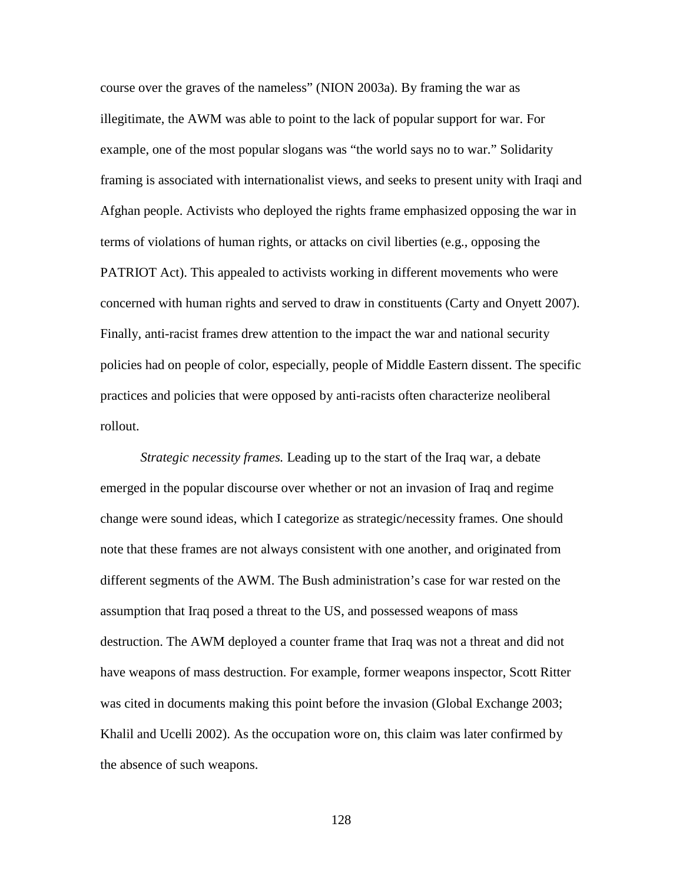course over the graves of the nameless" (NION 2003a). By framing the war as illegitimate, the AWM was able to point to the lack of popular support for war. For example, one of the most popular slogans was "the world says no to war." Solidarity framing is associated with internationalist views, and seeks to present unity with Iraqi and Afghan people. Activists who deployed the rights frame emphasized opposing the war in terms of violations of human rights, or attacks on civil liberties (e.g., opposing the PATRIOT Act). This appealed to activists working in different movements who were concerned with human rights and served to draw in constituents (Carty and Onyett 2007). Finally, anti-racist frames drew attention to the impact the war and national security policies had on people of color, especially, people of Middle Eastern dissent. The specific practices and policies that were opposed by anti-racists often characterize neoliberal rollout.

*Strategic necessity frames.* Leading up to the start of the Iraq war, a debate emerged in the popular discourse over whether or not an invasion of Iraq and regime change were sound ideas, which I categorize as strategic/necessity frames. One should note that these frames are not always consistent with one another, and originated from different segments of the AWM. The Bush administration's case for war rested on the assumption that Iraq posed a threat to the US, and possessed weapons of mass destruction. The AWM deployed a counter frame that Iraq was not a threat and did not have weapons of mass destruction. For example, former weapons inspector, Scott Ritter was cited in documents making this point before the invasion (Global Exchange 2003; Khalil and Ucelli 2002). As the occupation wore on, this claim was later confirmed by the absence of such weapons.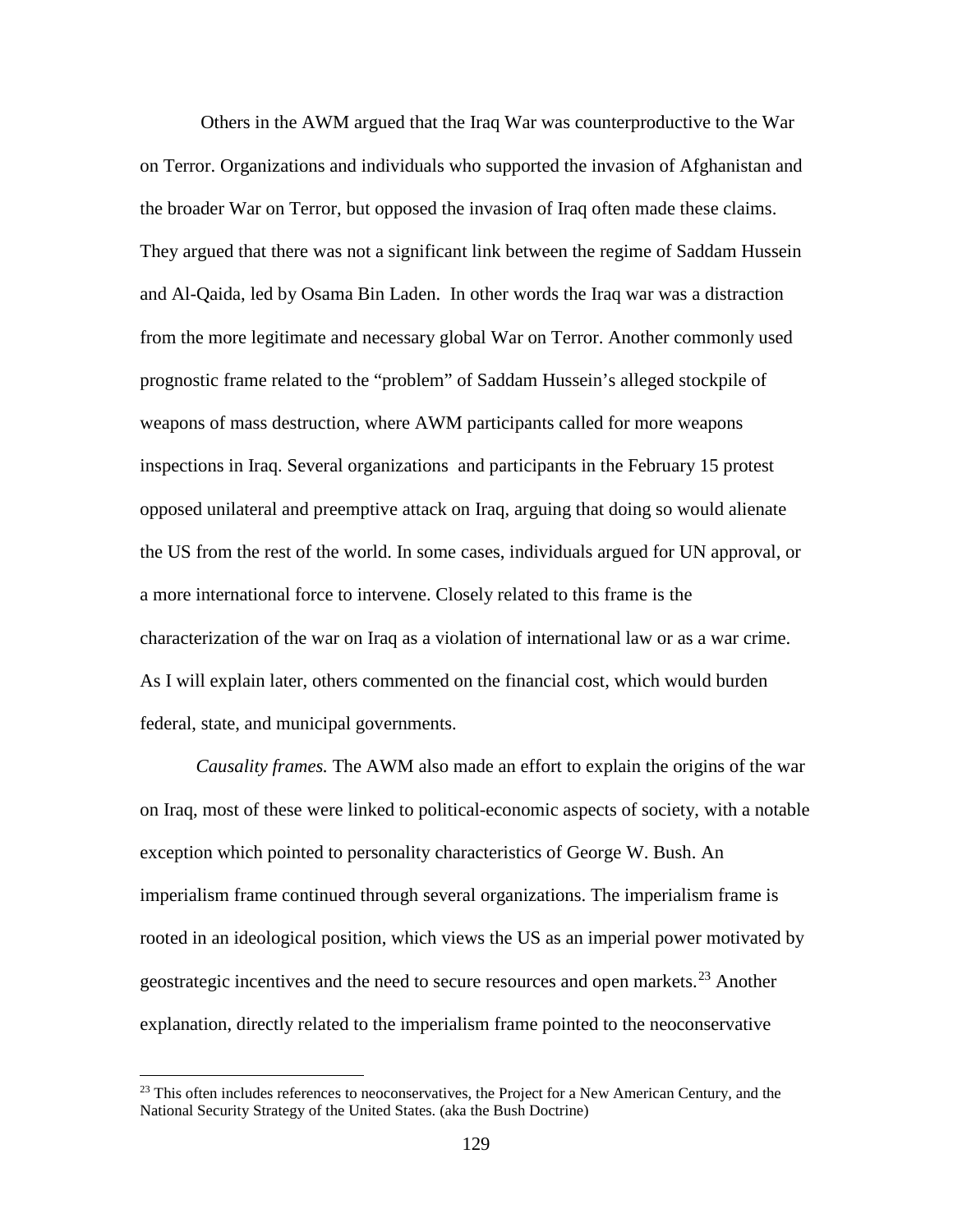Others in the AWM argued that the Iraq War was counterproductive to the War on Terror. Organizations and individuals who supported the invasion of Afghanistan and the broader War on Terror, but opposed the invasion of Iraq often made these claims. They argued that there was not a significant link between the regime of Saddam Hussein and Al-Qaida, led by Osama Bin Laden. In other words the Iraq war was a distraction from the more legitimate and necessary global War on Terror. Another commonly used prognostic frame related to the "problem" of Saddam Hussein's alleged stockpile of weapons of mass destruction, where AWM participants called for more weapons inspections in Iraq. Several organizations and participants in the February 15 protest opposed unilateral and preemptive attack on Iraq, arguing that doing so would alienate the US from the rest of the world. In some cases, individuals argued for UN approval, or a more international force to intervene. Closely related to this frame is the characterization of the war on Iraq as a violation of international law or as a war crime. As I will explain later, others commented on the financial cost, which would burden federal, state, and municipal governments.

*Causality frames.* The AWM also made an effort to explain the origins of the war on Iraq, most of these were linked to political-economic aspects of society, with a notable exception which pointed to personality characteristics of George W. Bush. An imperialism frame continued through several organizations. The imperialism frame is rooted in an ideological position, which views the US as an imperial power motivated by geostrategic incentives and the need to secure resources and open markets.[23] Another explanation, directly related to the imperialism frame pointed to the neoconservative

[23] This often includes references to neoconservatives, the Project for a New American Century, and the National Security Strategy of the United States. (aka the Bush Doctrine)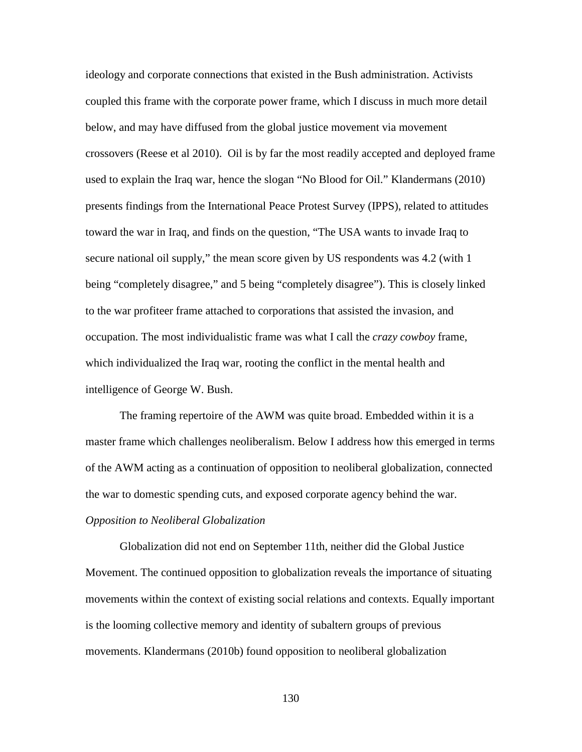ideology and corporate connections that existed in the Bush administration. Activists coupled this frame with the corporate power frame, which I discuss in much more detail below, and may have diffused from the global justice movement via movement crossovers (Reese et al 2010). Oil is by far the most readily accepted and deployed frame used to explain the Iraq war, hence the slogan "No Blood for Oil." Klandermans (2010) presents findings from the International Peace Protest Survey (IPPS), related to attitudes toward the war in Iraq, and finds on the question, "The USA wants to invade Iraq to secure national oil supply," the mean score given by US respondents was 4.2 (with 1 being "completely disagree," and 5 being "completely disagree"). This is closely linked to the war profiteer frame attached to corporations that assisted the invasion, and occupation. The most individualistic frame was what I call the *crazy cowboy* frame, which individualized the Iraq war, rooting the conflict in the mental health and intelligence of George W. Bush.

The framing repertoire of the AWM was quite broad. Embedded within it is a master frame which challenges neoliberalism. Below I address how this emerged in terms of the AWM acting as a continuation of opposition to neoliberal globalization, connected the war to domestic spending cuts, and exposed corporate agency behind the war.

*Opposition to Neoliberal Globalization*

Globalization did not end on September 11th, neither did the Global Justice Movement. The continued opposition to globalization reveals the importance of situating movements within the context of existing social relations and contexts. Equally important is the looming collective memory and identity of subaltern groups of previous movements. Klandermans (2010b) found opposition to neoliberal globalization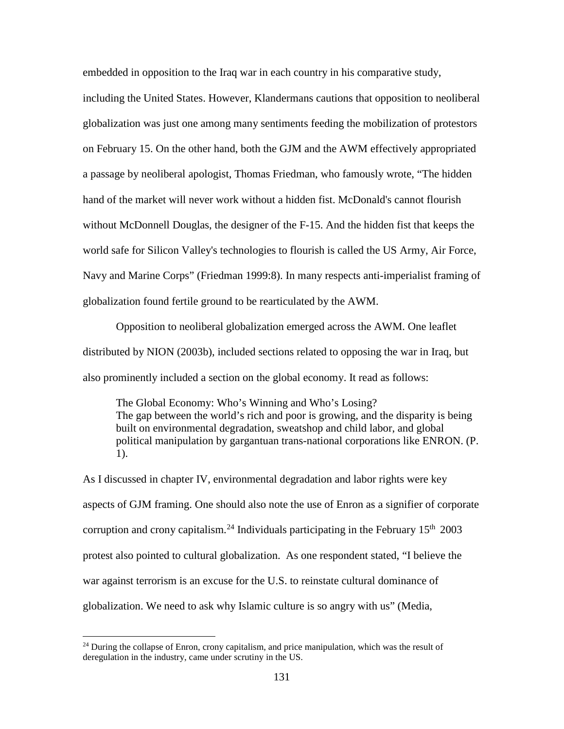embedded in opposition to the Iraq war in each country in his comparative study, including the United States. However, Klandermans cautions that opposition to neoliberal globalization was just one among many sentiments feeding the mobilization of protestors on February 15. On the other hand, both the GJM and the AWM effectively appropriated a passage by neoliberal apologist, Thomas Friedman, who famously wrote, "The hidden hand of the market will never work without a hidden fist. McDonald's cannot flourish without McDonnell Douglas, the designer of the F-15. And the hidden fist that keeps the world safe for Silicon Valley's technologies to flourish is called the US Army, Air Force, Navy and Marine Corps" (Friedman 1999:8). In many respects anti-imperialist framing of globalization found fertile ground to be rearticulated by the AWM.

Opposition to neoliberal globalization emerged across the AWM. One leaflet distributed by NION (2003b), included sections related to opposing the war in Iraq, but also prominently included a section on the global economy. It read as follows:

> The Global Economy: Who's Winning and Who's Losing?
> The gap between the world's rich and poor is growing, and the disparity is being built on environmental degradation, sweatshop and child labor, and global political manipulation by gargantuan trans-national corporations like ENRON. (P. 1).

As I discussed in chapter IV, environmental degradation and labor rights were key aspects of GJM framing. One should also note the use of Enron as a signifier of corporate corruption and crony capitalism.[24] Individuals participating in the February 15th 2003 protest also pointed to cultural globalization. As one respondent stated, "I believe the war against terrorism is an excuse for the U.S. to reinstate cultural dominance of globalization. We need to ask why Islamic culture is so angry with us" (Media,

[24] During the collapse of Enron, crony capitalism, and price manipulation, which was the result of deregulation in the industry, came under scrutiny in the US.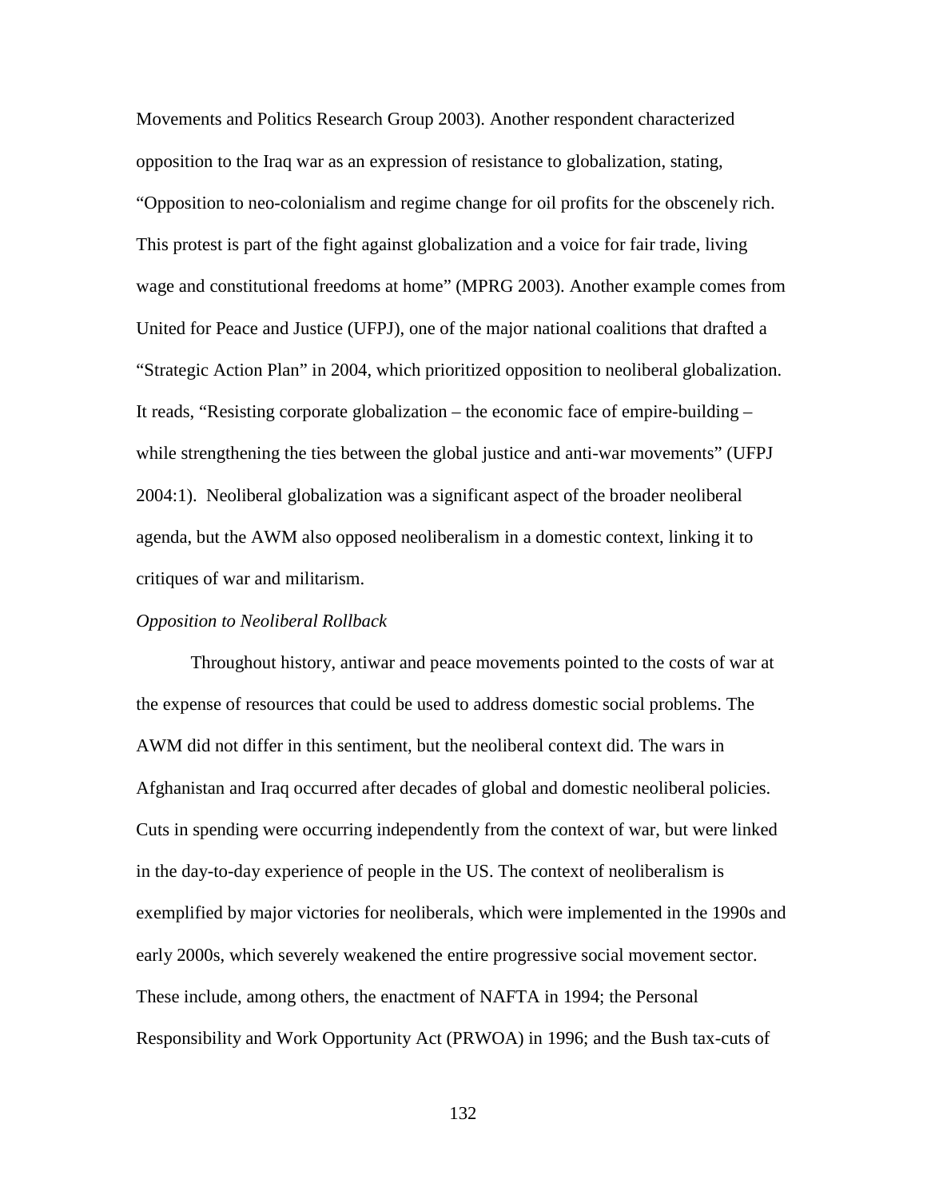Movements and Politics Research Group 2003). Another respondent characterized opposition to the Iraq war as an expression of resistance to globalization, stating, "Opposition to neo-colonialism and regime change for oil profits for the obscenely rich. This protest is part of the fight against globalization and a voice for fair trade, living wage and constitutional freedoms at home" (MPRG 2003). Another example comes from United for Peace and Justice (UFPJ), one of the major national coalitions that drafted a "Strategic Action Plan" in 2004, which prioritized opposition to neoliberal globalization. It reads, "Resisting corporate globalization – the economic face of empire-building – while strengthening the ties between the global justice and anti-war movements" (UFPJ 2004:1). Neoliberal globalization was a significant aspect of the broader neoliberal agenda, but the AWM also opposed neoliberalism in a domestic context, linking it to critiques of war and militarism.

*Opposition to Neoliberal Rollback*

Throughout history, antiwar and peace movements pointed to the costs of war at the expense of resources that could be used to address domestic social problems. The AWM did not differ in this sentiment, but the neoliberal context did. The wars in Afghanistan and Iraq occurred after decades of global and domestic neoliberal policies. Cuts in spending were occurring independently from the context of war, but were linked in the day-to-day experience of people in the US. The context of neoliberalism is exemplified by major victories for neoliberals, which were implemented in the 1990s and early 2000s, which severely weakened the entire progressive social movement sector. These include, among others, the enactment of NAFTA in 1994; the Personal Responsibility and Work Opportunity Act (PRWOA) in 1996; and the Bush tax-cuts of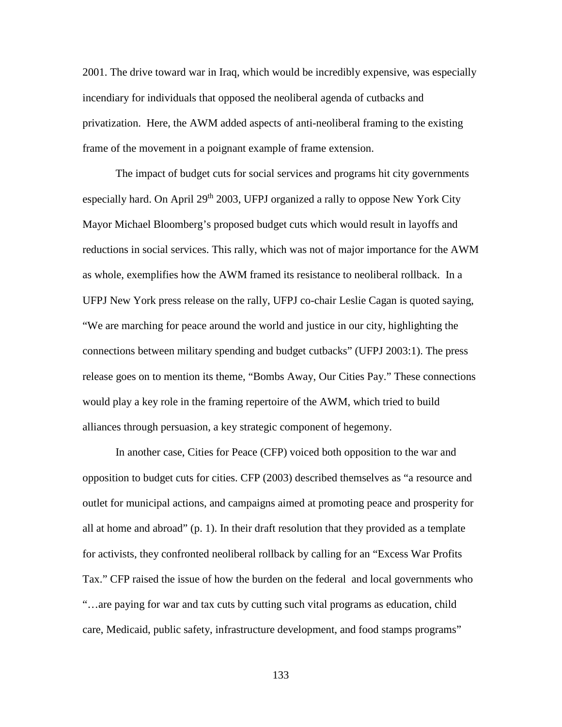2001. The drive toward war in Iraq, which would be incredibly expensive, was especially incendiary for individuals that opposed the neoliberal agenda of cutbacks and privatization. Here, the AWM added aspects of anti-neoliberal framing to the existing frame of the movement in a poignant example of frame extension.

The impact of budget cuts for social services and programs hit city governments especially hard. On April 29th 2003, UFPJ organized a rally to oppose New York City Mayor Michael Bloomberg's proposed budget cuts which would result in layoffs and reductions in social services. This rally, which was not of major importance for the AWM as whole, exemplifies how the AWM framed its resistance to neoliberal rollback. In a UFPJ New York press release on the rally, UFPJ co-chair Leslie Cagan is quoted saying, "We are marching for peace around the world and justice in our city, highlighting the connections between military spending and budget cutbacks" (UFPJ 2003:1). The press release goes on to mention its theme, "Bombs Away, Our Cities Pay." These connections would play a key role in the framing repertoire of the AWM, which tried to build alliances through persuasion, a key strategic component of hegemony.

In another case, Cities for Peace (CFP) voiced both opposition to the war and opposition to budget cuts for cities. CFP (2003) described themselves as "a resource and outlet for municipal actions, and campaigns aimed at promoting peace and prosperity for all at home and abroad" (p. 1). In their draft resolution that they provided as a template for activists, they confronted neoliberal rollback by calling for an "Excess War Profits Tax." CFP raised the issue of how the burden on the federal and local governments who "…are paying for war and tax cuts by cutting such vital programs as education, child care, Medicaid, public safety, infrastructure development, and food stamps programs"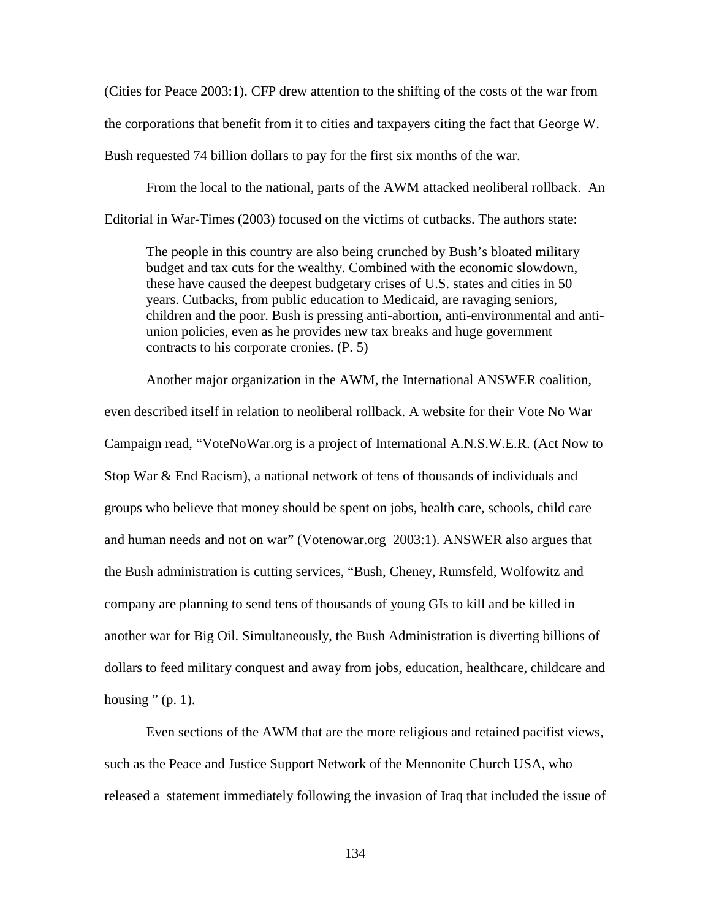(Cities for Peace 2003:1). CFP drew attention to the shifting of the costs of the war from the corporations that benefit from it to cities and taxpayers citing the fact that George W. Bush requested 74 billion dollars to pay for the first six months of the war.

From the local to the national, parts of the AWM attacked neoliberal rollback. An Editorial in War-Times (2003) focused on the victims of cutbacks. The authors state:

> The people in this country are also being crunched by Bush's bloated military budget and tax cuts for the wealthy. Combined with the economic slowdown, these have caused the deepest budgetary crises of U.S. states and cities in 50 years. Cutbacks, from public education to Medicaid, are ravaging seniors, children and the poor. Bush is pressing anti-abortion, anti-environmental and anti-union policies, even as he provides new tax breaks and huge government contracts to his corporate cronies. (P. 5)

Another major organization in the AWM, the International ANSWER coalition, even described itself in relation to neoliberal rollback. A website for their Vote No War Campaign read, "VoteNoWar.org is a project of International A.N.S.W.E.R. (Act Now to Stop War & End Racism), a national network of tens of thousands of individuals and groups who believe that money should be spent on jobs, health care, schools, child care and human needs and not on war" (Votenowar.org 2003:1). ANSWER also argues that the Bush administration is cutting services, "Bush, Cheney, Rumsfeld, Wolfowitz and company are planning to send tens of thousands of young GIs to kill and be killed in another war for Big Oil. Simultaneously, the Bush Administration is diverting billions of dollars to feed military conquest and away from jobs, education, healthcare, childcare and housing " (p. 1).

Even sections of the AWM that are the more religious and retained pacifist views, such as the Peace and Justice Support Network of the Mennonite Church USA, who released a statement immediately following the invasion of Iraq that included the issue of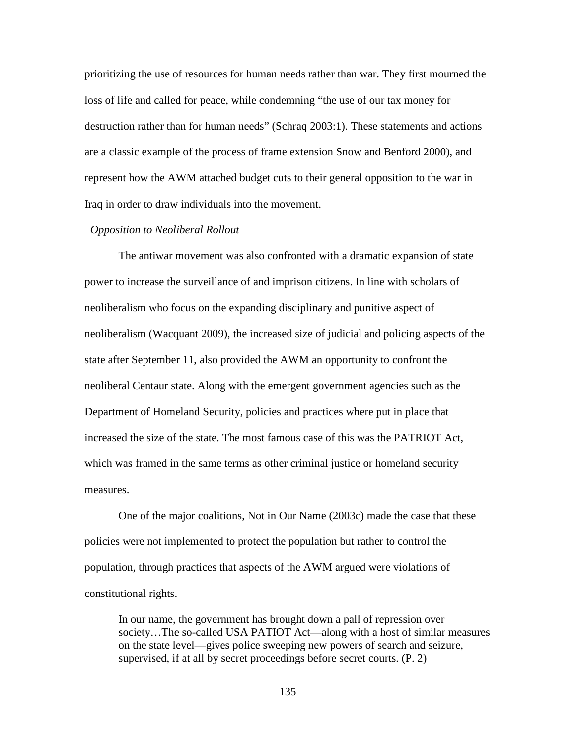prioritizing the use of resources for human needs rather than war. They first mourned the loss of life and called for peace, while condemning "the use of our tax money for destruction rather than for human needs" (Schraq 2003:1). These statements and actions are a classic example of the process of frame extension Snow and Benford 2000), and represent how the AWM attached budget cuts to their general opposition to the war in Iraq in order to draw individuals into the movement.

*Opposition to Neoliberal Rollout*

The antiwar movement was also confronted with a dramatic expansion of state power to increase the surveillance of and imprison citizens. In line with scholars of neoliberalism who focus on the expanding disciplinary and punitive aspect of neoliberalism (Wacquant 2009), the increased size of judicial and policing aspects of the state after September 11, also provided the AWM an opportunity to confront the neoliberal Centaur state. Along with the emergent government agencies such as the Department of Homeland Security, policies and practices where put in place that increased the size of the state. The most famous case of this was the PATRIOT Act, which was framed in the same terms as other criminal justice or homeland security measures.

One of the major coalitions, Not in Our Name (2003c) made the case that these policies were not implemented to protect the population but rather to control the population, through practices that aspects of the AWM argued were violations of constitutional rights.

> In our name, the government has brought down a pall of repression over society…The so-called USA PATIOT Act—along with a host of similar measures on the state level—gives police sweeping new powers of search and seizure, supervised, if at all by secret proceedings before secret courts. (P. 2)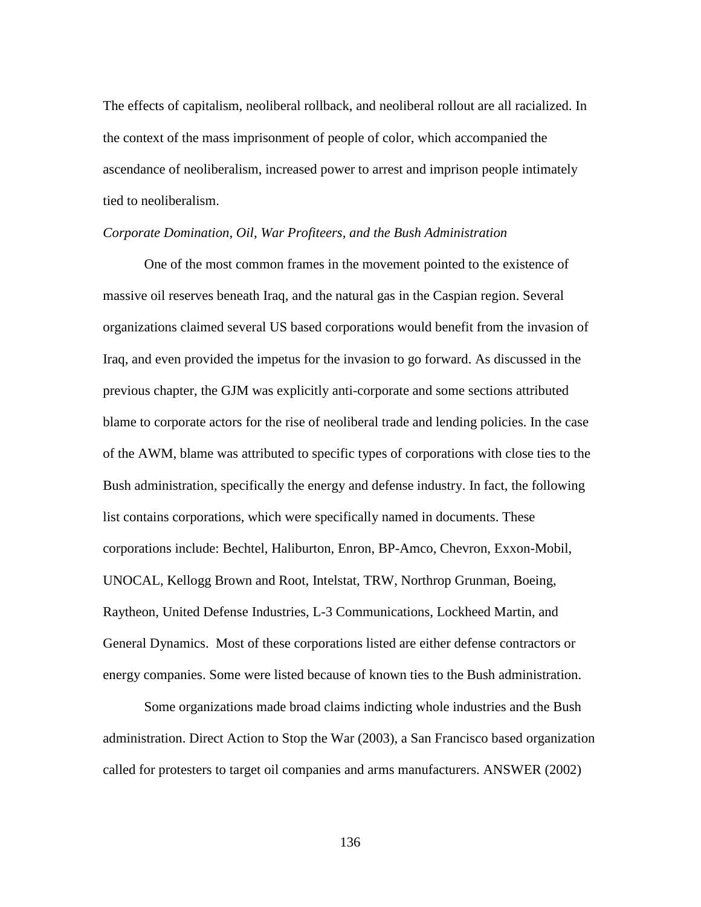The effects of capitalism, neoliberal rollback, and neoliberal rollout are all racialized. In the context of the mass imprisonment of people of color, which accompanied the ascendance of neoliberalism, increased power to arrest and imprison people intimately tied to neoliberalism.

*Corporate Domination, Oil, War Profiteers, and the Bush Administration*

One of the most common frames in the movement pointed to the existence of massive oil reserves beneath Iraq, and the natural gas in the Caspian region. Several organizations claimed several US based corporations would benefit from the invasion of Iraq, and even provided the impetus for the invasion to go forward. As discussed in the previous chapter, the GJM was explicitly anti-corporate and some sections attributed blame to corporate actors for the rise of neoliberal trade and lending policies. In the case of the AWM, blame was attributed to specific types of corporations with close ties to the Bush administration, specifically the energy and defense industry. In fact, the following list contains corporations, which were specifically named in documents. These corporations include: Bechtel, Haliburton, Enron, BP-Amco, Chevron, Exxon-Mobil, UNOCAL, Kellogg Brown and Root, Intelstat, TRW, Northrop Grunman, Boeing, Raytheon, United Defense Industries, L-3 Communications, Lockheed Martin, and General Dynamics. Most of these corporations listed are either defense contractors or energy companies. Some were listed because of known ties to the Bush administration.

Some organizations made broad claims indicting whole industries and the Bush administration. Direct Action to Stop the War (2003), a San Francisco based organization called for protesters to target oil companies and arms manufacturers. ANSWER (2002)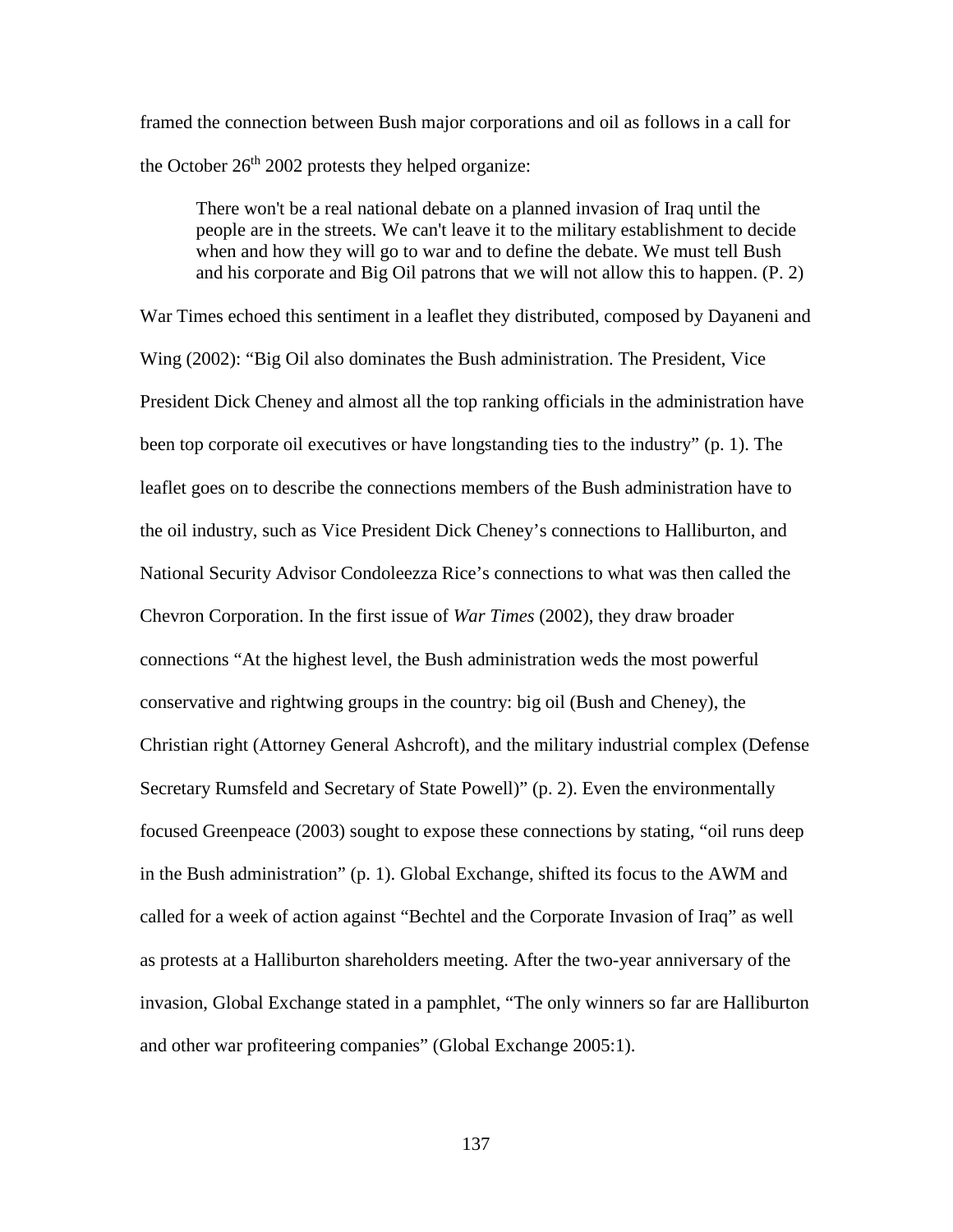framed the connection between Bush major corporations and oil as follows in a call for the October 26th 2002 protests they helped organize:

> There won't be a real national debate on a planned invasion of Iraq until the people are in the streets. We can't leave it to the military establishment to decide when and how they will go to war and to define the debate. We must tell Bush and his corporate and Big Oil patrons that we will not allow this to happen. (P. 2)

War Times echoed this sentiment in a leaflet they distributed, composed by Dayaneni and Wing (2002): "Big Oil also dominates the Bush administration. The President, Vice President Dick Cheney and almost all the top ranking officials in the administration have been top corporate oil executives or have longstanding ties to the industry" (p. 1). The leaflet goes on to describe the connections members of the Bush administration have to the oil industry, such as Vice President Dick Cheney's connections to Halliburton, and National Security Advisor Condoleezza Rice's connections to what was then called the Chevron Corporation. In the first issue of *War Times* (2002), they draw broader connections "At the highest level, the Bush administration weds the most powerful conservative and rightwing groups in the country: big oil (Bush and Cheney), the Christian right (Attorney General Ashcroft), and the military industrial complex (Defense Secretary Rumsfeld and Secretary of State Powell)" (p. 2). Even the environmentally focused Greenpeace (2003) sought to expose these connections by stating, "oil runs deep in the Bush administration" (p. 1). Global Exchange, shifted its focus to the AWM and called for a week of action against "Bechtel and the Corporate Invasion of Iraq" as well as protests at a Halliburton shareholders meeting. After the two-year anniversary of the invasion, Global Exchange stated in a pamphlet, "The only winners so far are Halliburton and other war profiteering companies" (Global Exchange 2005:1).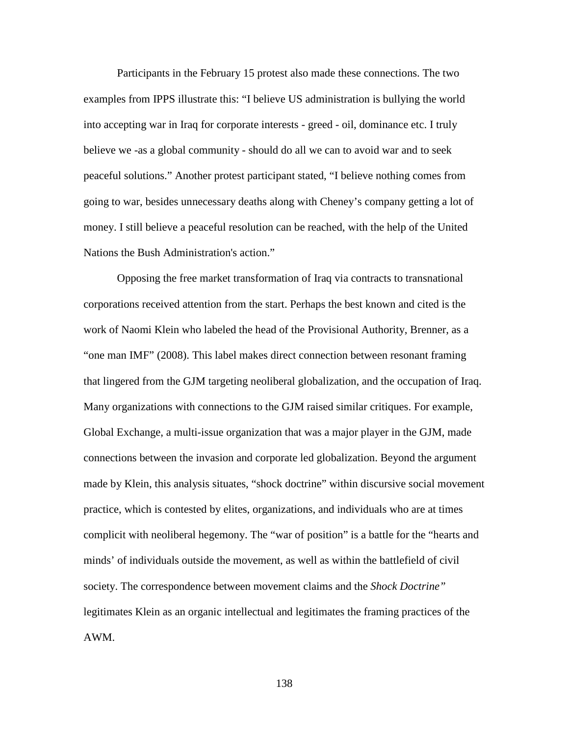Participants in the February 15 protest also made these connections. The two examples from IPPS illustrate this: "I believe US administration is bullying the world into accepting war in Iraq for corporate interests - greed - oil, dominance etc. I truly believe we -as a global community - should do all we can to avoid war and to seek peaceful solutions." Another protest participant stated, "I believe nothing comes from going to war, besides unnecessary deaths along with Cheney's company getting a lot of money. I still believe a peaceful resolution can be reached, with the help of the United Nations the Bush Administration's action."

Opposing the free market transformation of Iraq via contracts to transnational corporations received attention from the start. Perhaps the best known and cited is the work of Naomi Klein who labeled the head of the Provisional Authority, Brenner, as a "one man IMF" (2008). This label makes direct connection between resonant framing that lingered from the GJM targeting neoliberal globalization, and the occupation of Iraq. Many organizations with connections to the GJM raised similar critiques. For example, Global Exchange, a multi-issue organization that was a major player in the GJM, made connections between the invasion and corporate led globalization. Beyond the argument made by Klein, this analysis situates, "shock doctrine" within discursive social movement practice, which is contested by elites, organizations, and individuals who are at times complicit with neoliberal hegemony. The "war of position" is a battle for the "hearts and minds' of individuals outside the movement, as well as within the battlefield of civil society. The correspondence between movement claims and the *Shock Doctrine"* legitimates Klein as an organic intellectual and legitimates the framing practices of the AWM.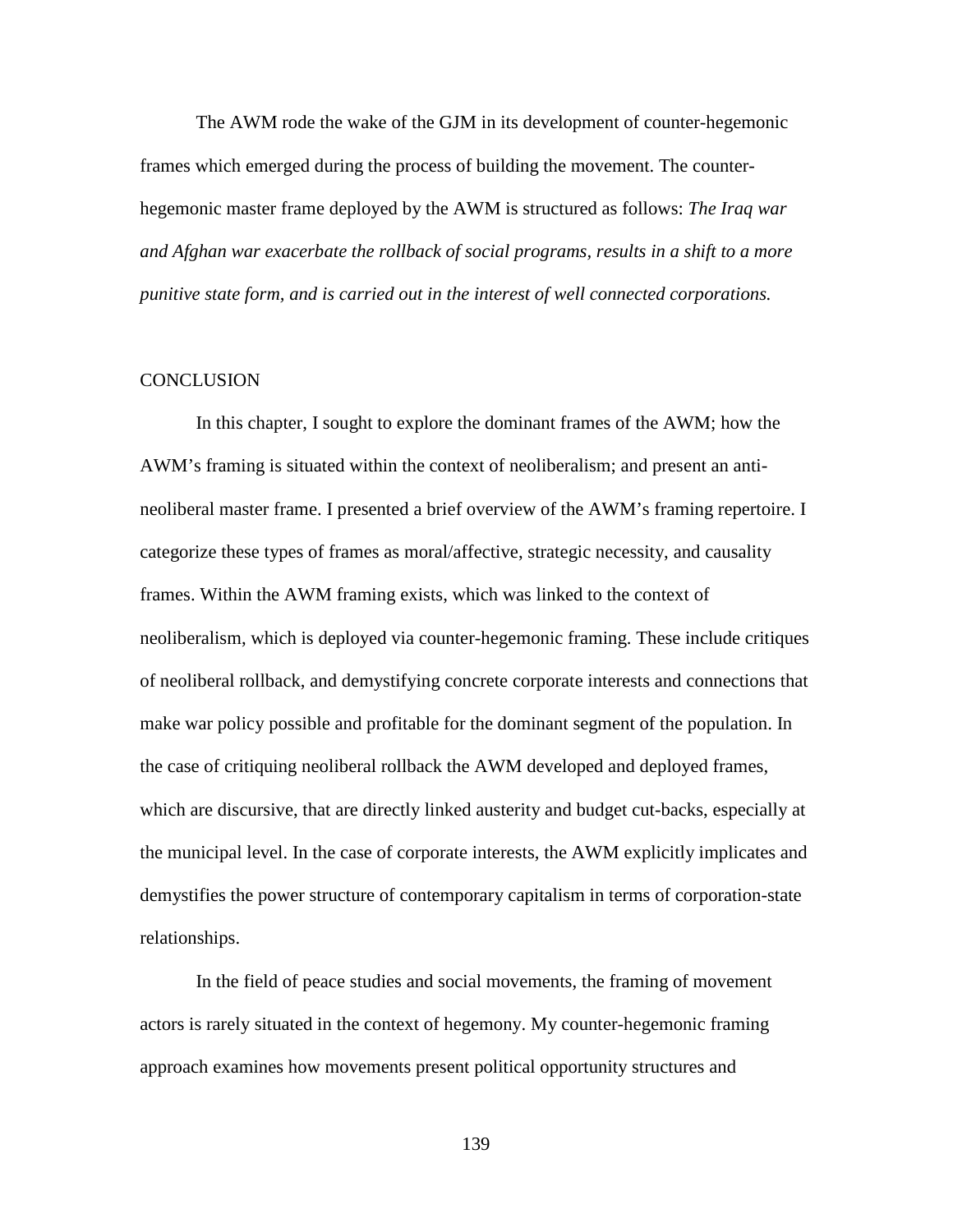The AWM rode the wake of the GJM in its development of counter-hegemonic frames which emerged during the process of building the movement. The counter-hegemonic master frame deployed by the AWM is structured as follows: *The Iraq war and Afghan war exacerbate the rollback of social programs, results in a shift to a more punitive state form, and is carried out in the interest of well connected corporations.*

## CONCLUSION

In this chapter, I sought to explore the dominant frames of the AWM; how the AWM's framing is situated within the context of neoliberalism; and present an anti-neoliberal master frame. I presented a brief overview of the AWM's framing repertoire. I categorize these types of frames as moral/affective, strategic necessity, and causality frames. Within the AWM framing exists, which was linked to the context of neoliberalism, which is deployed via counter-hegemonic framing. These include critiques of neoliberal rollback, and demystifying concrete corporate interests and connections that make war policy possible and profitable for the dominant segment of the population. In the case of critiquing neoliberal rollback the AWM developed and deployed frames, which are discursive, that are directly linked austerity and budget cut-backs, especially at the municipal level. In the case of corporate interests, the AWM explicitly implicates and demystifies the power structure of contemporary capitalism in terms of corporation-state relationships.

In the field of peace studies and social movements, the framing of movement actors is rarely situated in the context of hegemony. My counter-hegemonic framing approach examines how movements present political opportunity structures and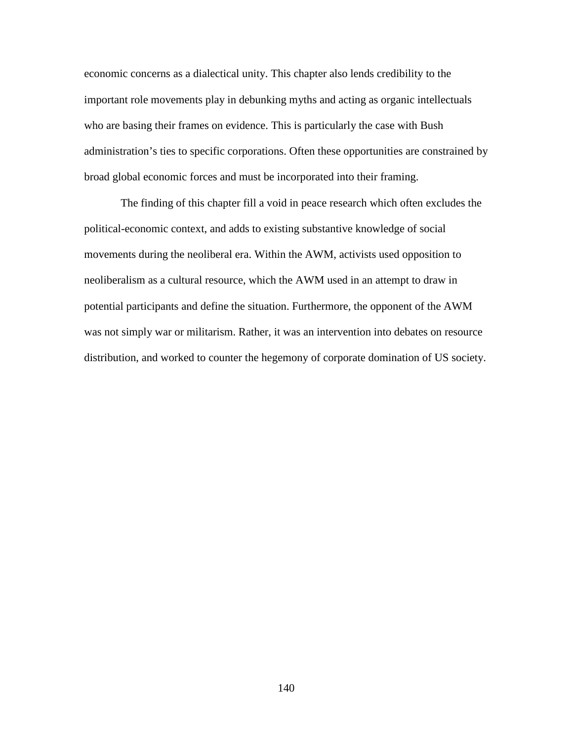economic concerns as a dialectical unity. This chapter also lends credibility to the important role movements play in debunking myths and acting as organic intellectuals who are basing their frames on evidence. This is particularly the case with Bush administration's ties to specific corporations. Often these opportunities are constrained by broad global economic forces and must be incorporated into their framing.

The finding of this chapter fill a void in peace research which often excludes the political-economic context, and adds to existing substantive knowledge of social movements during the neoliberal era. Within the AWM, activists used opposition to neoliberalism as a cultural resource, which the AWM used in an attempt to draw in potential participants and define the situation. Furthermore, the opponent of the AWM was not simply war or militarism. Rather, it was an intervention into debates on resource distribution, and worked to counter the hegemony of corporate domination of US society.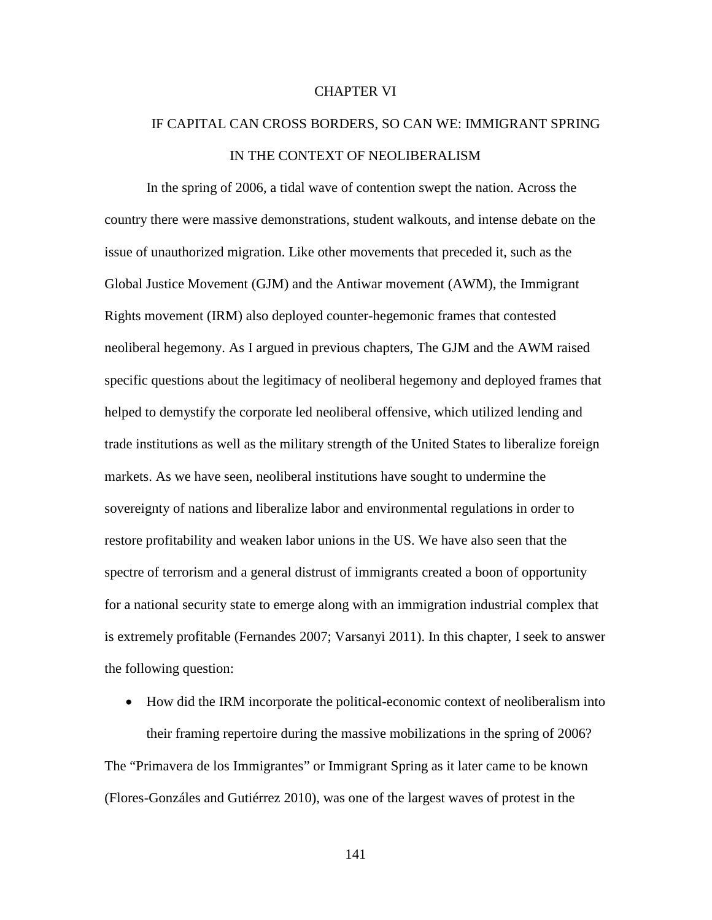# CHAPTER VI

## IF CAPITAL CAN CROSS BORDERS, SO CAN WE: IMMIGRANT SPRING IN THE CONTEXT OF NEOLIBERALISM

In the spring of 2006, a tidal wave of contention swept the nation. Across the country there were massive demonstrations, student walkouts, and intense debate on the issue of unauthorized migration. Like other movements that preceded it, such as the Global Justice Movement (GJM) and the Antiwar movement (AWM), the Immigrant Rights movement (IRM) also deployed counter-hegemonic frames that contested neoliberal hegemony. As I argued in previous chapters, The GJM and the AWM raised specific questions about the legitimacy of neoliberal hegemony and deployed frames that helped to demystify the corporate led neoliberal offensive, which utilized lending and trade institutions as well as the military strength of the United States to liberalize foreign markets. As we have seen, neoliberal institutions have sought to undermine the sovereignty of nations and liberalize labor and environmental regulations in order to restore profitability and weaken labor unions in the US. We have also seen that the spectre of terrorism and a general distrust of immigrants created a boon of opportunity for a national security state to emerge along with an immigration industrial complex that is extremely profitable (Fernandes 2007; Varsanyi 2011). In this chapter, I seek to answer the following question:

- How did the IRM incorporate the political-economic context of neoliberalism into their framing repertoire during the massive mobilizations in the spring of 2006?

The "Primavera de los Immigrantes" or Immigrant Spring as it later came to be known (Flores-Gonzáles and Gutiérrez 2010), was one of the largest waves of protest in the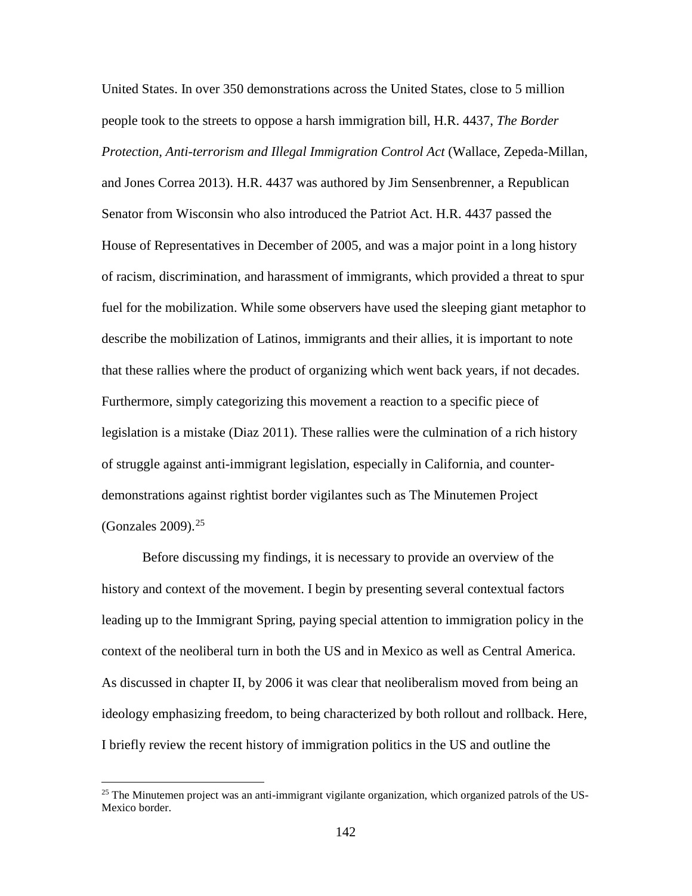United States. In over 350 demonstrations across the United States, close to 5 million people took to the streets to oppose a harsh immigration bill, H.R. 4437, *The Border Protection, Anti-terrorism and Illegal Immigration Control Act* (Wallace, Zepeda-Millan, and Jones Correa 2013). H.R. 4437 was authored by Jim Sensenbrenner, a Republican Senator from Wisconsin who also introduced the Patriot Act. H.R. 4437 passed the House of Representatives in December of 2005, and was a major point in a long history of racism, discrimination, and harassment of immigrants, which provided a threat to spur fuel for the mobilization. While some observers have used the sleeping giant metaphor to describe the mobilization of Latinos, immigrants and their allies, it is important to note that these rallies where the product of organizing which went back years, if not decades. Furthermore, simply categorizing this movement a reaction to a specific piece of legislation is a mistake (Diaz 2011). These rallies were the culmination of a rich history of struggle against anti-immigrant legislation, especially in California, and counter-demonstrations against rightist border vigilantes such as The Minutemen Project (Gonzales 2009).[25]

Before discussing my findings, it is necessary to provide an overview of the history and context of the movement. I begin by presenting several contextual factors leading up to the Immigrant Spring, paying special attention to immigration policy in the context of the neoliberal turn in both the US and in Mexico as well as Central America. As discussed in chapter II, by 2006 it was clear that neoliberalism moved from being an ideology emphasizing freedom, to being characterized by both rollout and rollback. Here, I briefly review the recent history of immigration politics in the US and outline the

[25] The Minutemen project was an anti-immigrant vigilante organization, which organized patrols of the US-Mexico border.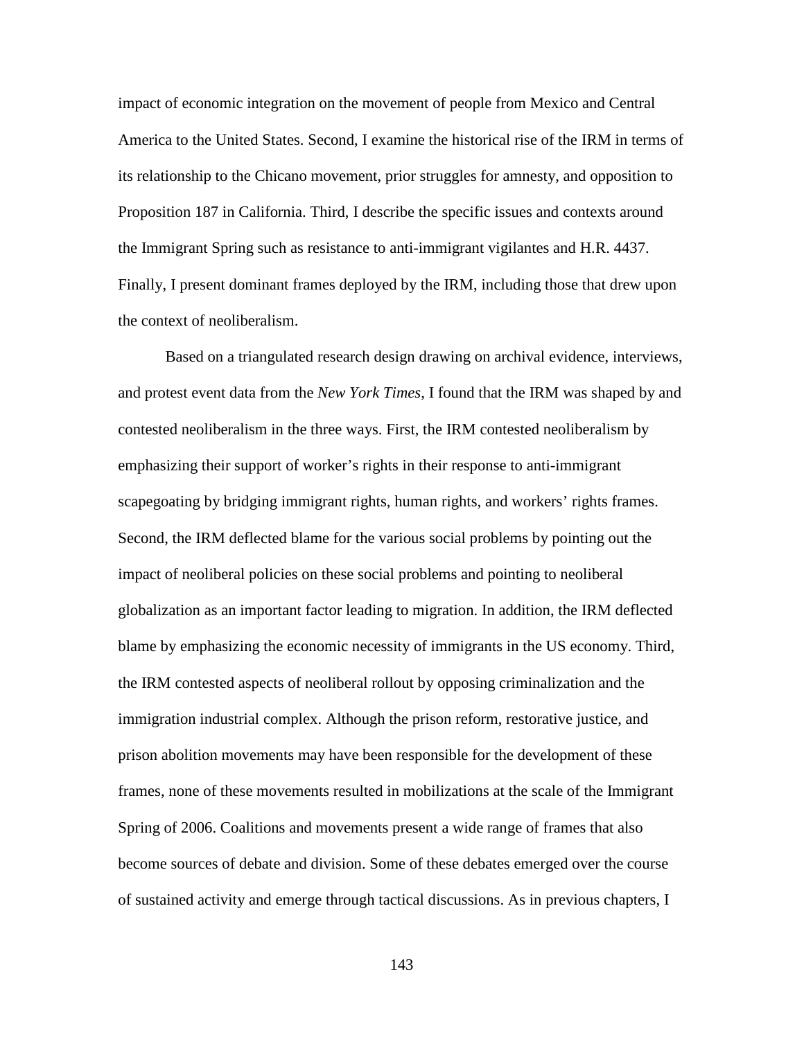impact of economic integration on the movement of people from Mexico and Central America to the United States. Second, I examine the historical rise of the IRM in terms of its relationship to the Chicano movement, prior struggles for amnesty, and opposition to Proposition 187 in California. Third, I describe the specific issues and contexts around the Immigrant Spring such as resistance to anti-immigrant vigilantes and H.R. 4437. Finally, I present dominant frames deployed by the IRM, including those that drew upon the context of neoliberalism.

Based on a triangulated research design drawing on archival evidence, interviews, and protest event data from the *New York Times*, I found that the IRM was shaped by and contested neoliberalism in the three ways. First, the IRM contested neoliberalism by emphasizing their support of worker's rights in their response to anti-immigrant scapegoating by bridging immigrant rights, human rights, and workers' rights frames. Second, the IRM deflected blame for the various social problems by pointing out the impact of neoliberal policies on these social problems and pointing to neoliberal globalization as an important factor leading to migration. In addition, the IRM deflected blame by emphasizing the economic necessity of immigrants in the US economy. Third, the IRM contested aspects of neoliberal rollout by opposing criminalization and the immigration industrial complex. Although the prison reform, restorative justice, and prison abolition movements may have been responsible for the development of these frames, none of these movements resulted in mobilizations at the scale of the Immigrant Spring of 2006. Coalitions and movements present a wide range of frames that also become sources of debate and division. Some of these debates emerged over the course of sustained activity and emerge through tactical discussions. As in previous chapters, I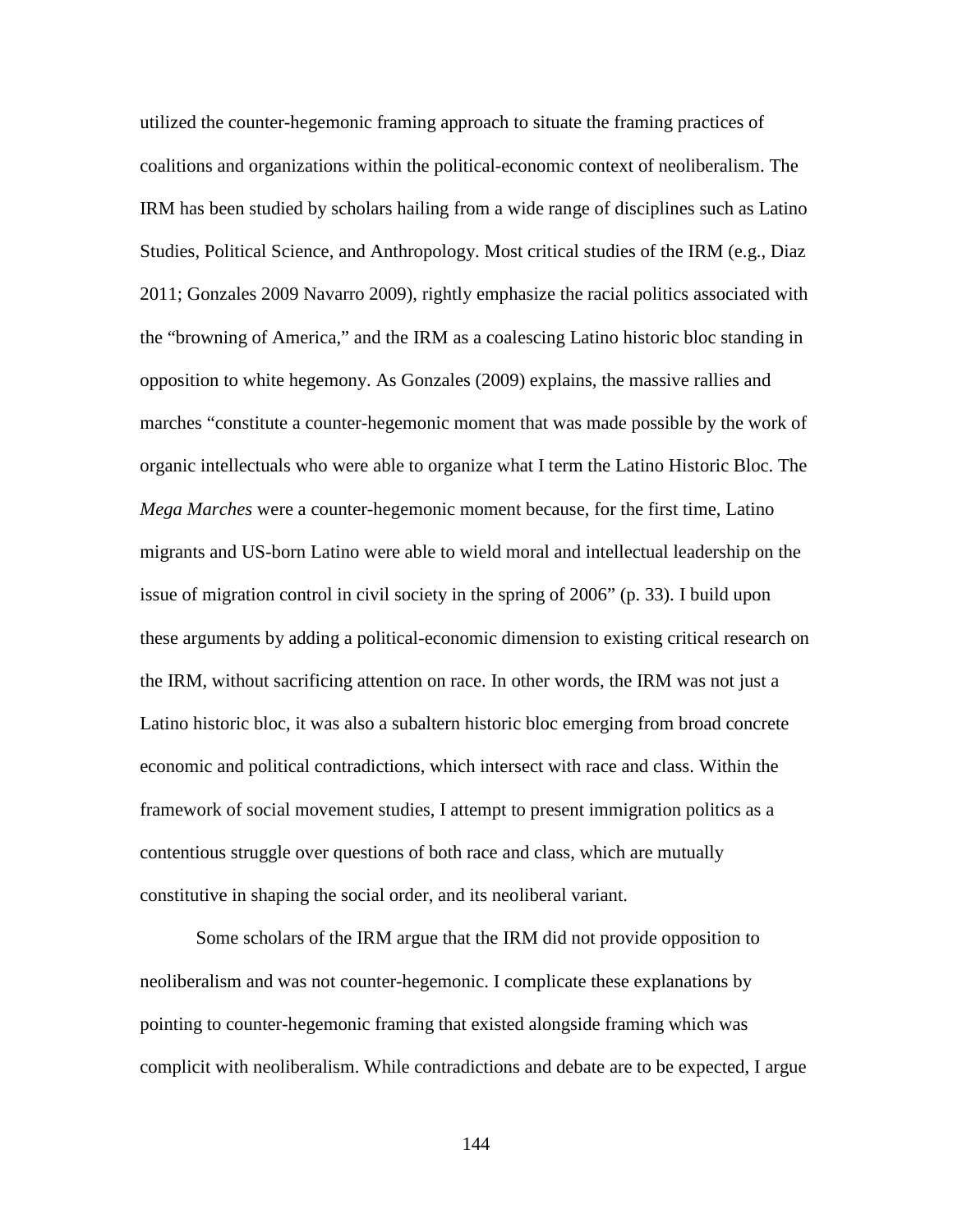utilized the counter-hegemonic framing approach to situate the framing practices of coalitions and organizations within the political-economic context of neoliberalism. The IRM has been studied by scholars hailing from a wide range of disciplines such as Latino Studies, Political Science, and Anthropology. Most critical studies of the IRM (e.g., Diaz 2011; Gonzales 2009 Navarro 2009), rightly emphasize the racial politics associated with the "browning of America," and the IRM as a coalescing Latino historic bloc standing in opposition to white hegemony. As Gonzales (2009) explains, the massive rallies and marches "constitute a counter-hegemonic moment that was made possible by the work of organic intellectuals who were able to organize what I term the Latino Historic Bloc. The *Mega Marches* were a counter-hegemonic moment because, for the first time, Latino migrants and US-born Latino were able to wield moral and intellectual leadership on the issue of migration control in civil society in the spring of 2006" (p. 33). I build upon these arguments by adding a political-economic dimension to existing critical research on the IRM, without sacrificing attention on race. In other words, the IRM was not just a Latino historic bloc, it was also a subaltern historic bloc emerging from broad concrete economic and political contradictions, which intersect with race and class. Within the framework of social movement studies, I attempt to present immigration politics as a contentious struggle over questions of both race and class, which are mutually constitutive in shaping the social order, and its neoliberal variant.

Some scholars of the IRM argue that the IRM did not provide opposition to neoliberalism and was not counter-hegemonic. I complicate these explanations by pointing to counter-hegemonic framing that existed alongside framing which was complicit with neoliberalism. While contradictions and debate are to be expected, I argue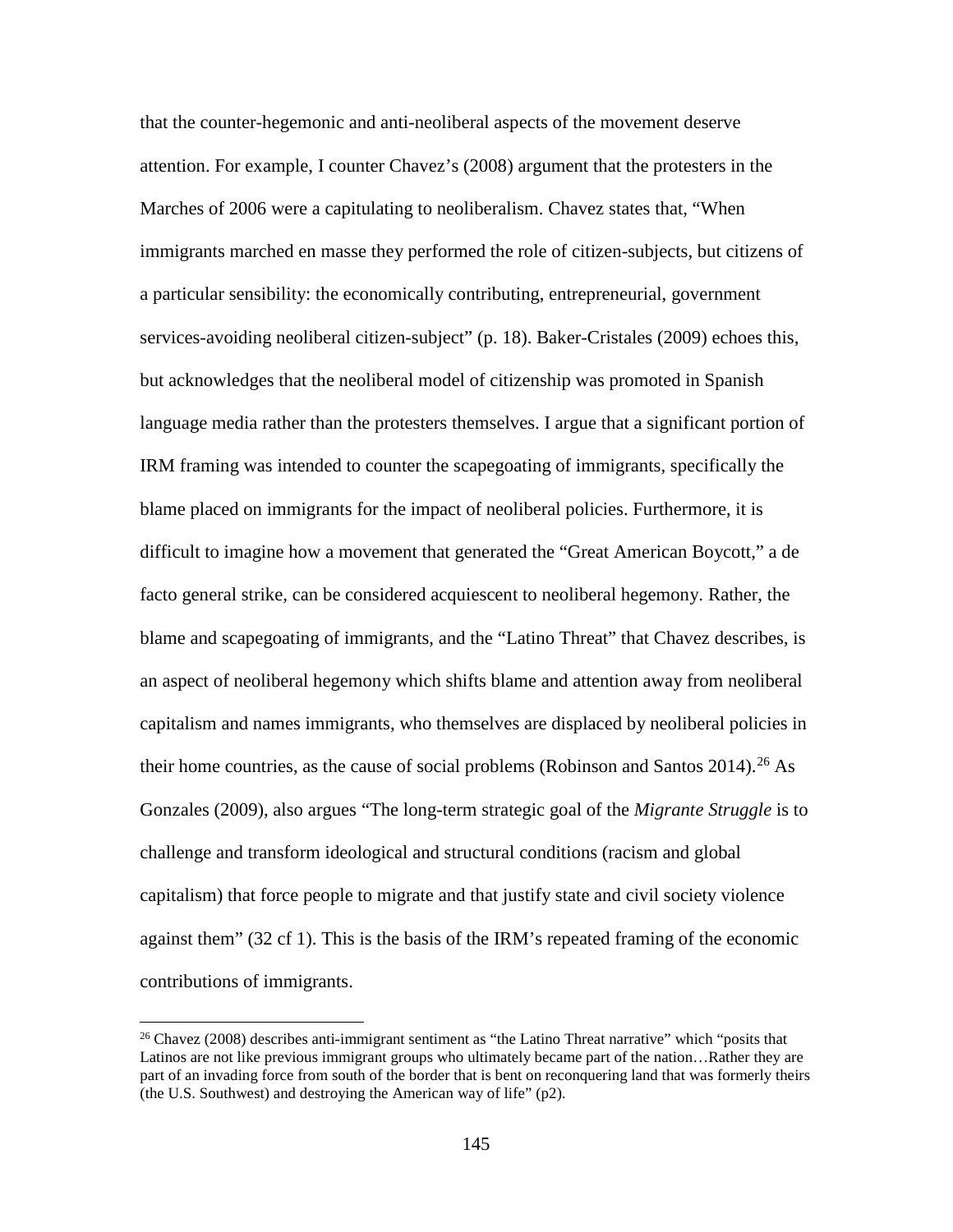that the counter-hegemonic and anti-neoliberal aspects of the movement deserve attention. For example, I counter Chavez's (2008) argument that the protesters in the Marches of 2006 were a capitulating to neoliberalism. Chavez states that, "When immigrants marched en masse they performed the role of citizen-subjects, but citizens of a particular sensibility: the economically contributing, entrepreneurial, government services-avoiding neoliberal citizen-subject" (p. 18). Baker-Cristales (2009) echoes this, but acknowledges that the neoliberal model of citizenship was promoted in Spanish language media rather than the protesters themselves. I argue that a significant portion of IRM framing was intended to counter the scapegoating of immigrants, specifically the blame placed on immigrants for the impact of neoliberal policies. Furthermore, it is difficult to imagine how a movement that generated the "Great American Boycott," a de facto general strike, can be considered acquiescent to neoliberal hegemony. Rather, the blame and scapegoating of immigrants, and the "Latino Threat" that Chavez describes, is an aspect of neoliberal hegemony which shifts blame and attention away from neoliberal capitalism and names immigrants, who themselves are displaced by neoliberal policies in their home countries, as the cause of social problems (Robinson and Santos 2014).[26] As Gonzales (2009), also argues "The long-term strategic goal of the *Migrante Struggle* is to challenge and transform ideological and structural conditions (racism and global capitalism) that force people to migrate and that justify state and civil society violence against them" (32 cf 1). This is the basis of the IRM's repeated framing of the economic contributions of immigrants.

[26] Chavez (2008) describes anti-immigrant sentiment as "the Latino Threat narrative" which "posits that Latinos are not like previous immigrant groups who ultimately became part of the nation…Rather they are part of an invading force from south of the border that is bent on reconquering land that was formerly theirs (the U.S. Southwest) and destroying the American way of life" (p2).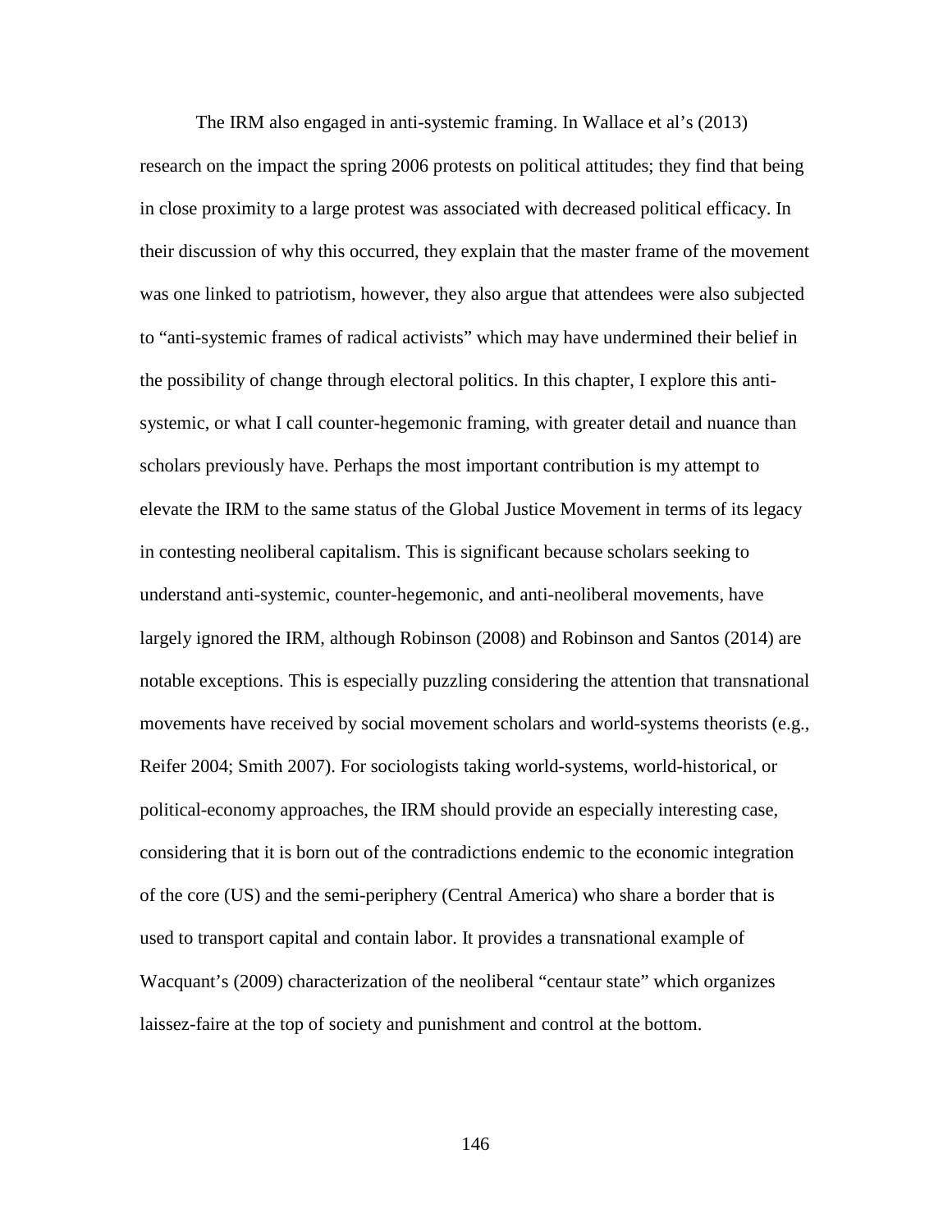The IRM also engaged in anti-systemic framing. In Wallace et al's (2013) research on the impact the spring 2006 protests on political attitudes; they find that being in close proximity to a large protest was associated with decreased political efficacy. In their discussion of why this occurred, they explain that the master frame of the movement was one linked to patriotism, however, they also argue that attendees were also subjected to "anti-systemic frames of radical activists" which may have undermined their belief in the possibility of change through electoral politics. In this chapter, I explore this anti-systemic, or what I call counter-hegemonic framing, with greater detail and nuance than scholars previously have. Perhaps the most important contribution is my attempt to elevate the IRM to the same status of the Global Justice Movement in terms of its legacy in contesting neoliberal capitalism. This is significant because scholars seeking to understand anti-systemic, counter-hegemonic, and anti-neoliberal movements, have largely ignored the IRM, although Robinson (2008) and Robinson and Santos (2014) are notable exceptions. This is especially puzzling considering the attention that transnational movements have received by social movement scholars and world-systems theorists (e.g., Reifer 2004; Smith 2007). For sociologists taking world-systems, world-historical, or political-economy approaches, the IRM should provide an especially interesting case, considering that it is born out of the contradictions endemic to the economic integration of the core (US) and the semi-periphery (Central America) who share a border that is used to transport capital and contain labor. It provides a transnational example of Wacquant's (2009) characterization of the neoliberal "centaur state" which organizes laissez-faire at the top of society and punishment and control at the bottom.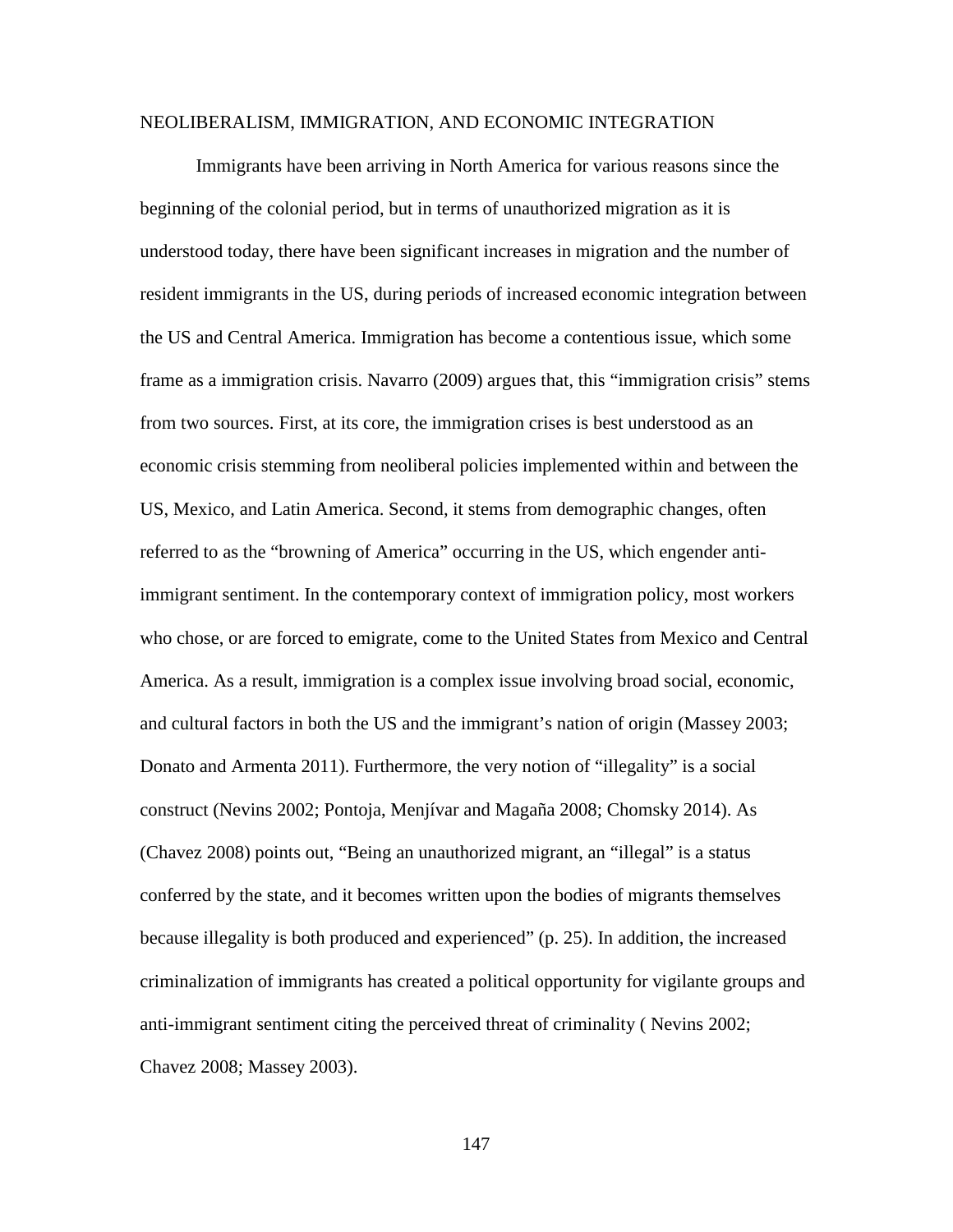## NEOLIBERALISM, IMMIGRATION, AND ECONOMIC INTEGRATION

Immigrants have been arriving in North America for various reasons since the beginning of the colonial period, but in terms of unauthorized migration as it is understood today, there have been significant increases in migration and the number of resident immigrants in the US, during periods of increased economic integration between the US and Central America. Immigration has become a contentious issue, which some frame as a immigration crisis. Navarro (2009) argues that, this "immigration crisis" stems from two sources. First, at its core, the immigration crises is best understood as an economic crisis stemming from neoliberal policies implemented within and between the US, Mexico, and Latin America. Second, it stems from demographic changes, often referred to as the "browning of America" occurring in the US, which engender anti-immigrant sentiment. In the contemporary context of immigration policy, most workers who chose, or are forced to emigrate, come to the United States from Mexico and Central America. As a result, immigration is a complex issue involving broad social, economic, and cultural factors in both the US and the immigrant's nation of origin (Massey 2003; Donato and Armenta 2011). Furthermore, the very notion of "illegality" is a social construct (Nevins 2002; Pontoja, Menjívar and Magaña 2008; Chomsky 2014). As (Chavez 2008) points out, "Being an unauthorized migrant, an "illegal" is a status conferred by the state, and it becomes written upon the bodies of migrants themselves because illegality is both produced and experienced" (p. 25). In addition, the increased criminalization of immigrants has created a political opportunity for vigilante groups and anti-immigrant sentiment citing the perceived threat of criminality ( Nevins 2002; Chavez 2008; Massey 2003).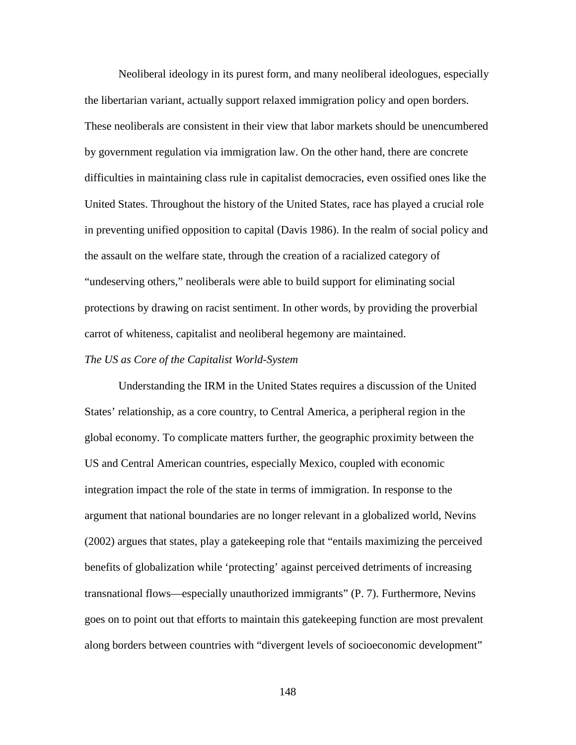Neoliberal ideology in its purest form, and many neoliberal ideologues, especially the libertarian variant, actually support relaxed immigration policy and open borders. These neoliberals are consistent in their view that labor markets should be unencumbered by government regulation via immigration law. On the other hand, there are concrete difficulties in maintaining class rule in capitalist democracies, even ossified ones like the United States. Throughout the history of the United States, race has played a crucial role in preventing unified opposition to capital (Davis 1986). In the realm of social policy and the assault on the welfare state, through the creation of a racialized category of "undeserving others," neoliberals were able to build support for eliminating social protections by drawing on racist sentiment. In other words, by providing the proverbial carrot of whiteness, capitalist and neoliberal hegemony are maintained.

*The US as Core of the Capitalist World-System*

Understanding the IRM in the United States requires a discussion of the United States' relationship, as a core country, to Central America, a peripheral region in the global economy. To complicate matters further, the geographic proximity between the US and Central American countries, especially Mexico, coupled with economic integration impact the role of the state in terms of immigration. In response to the argument that national boundaries are no longer relevant in a globalized world, Nevins (2002) argues that states, play a gatekeeping role that "entails maximizing the perceived benefits of globalization while 'protecting' against perceived detriments of increasing transnational flows—especially unauthorized immigrants" (P. 7). Furthermore, Nevins goes on to point out that efforts to maintain this gatekeeping function are most prevalent along borders between countries with "divergent levels of socioeconomic development"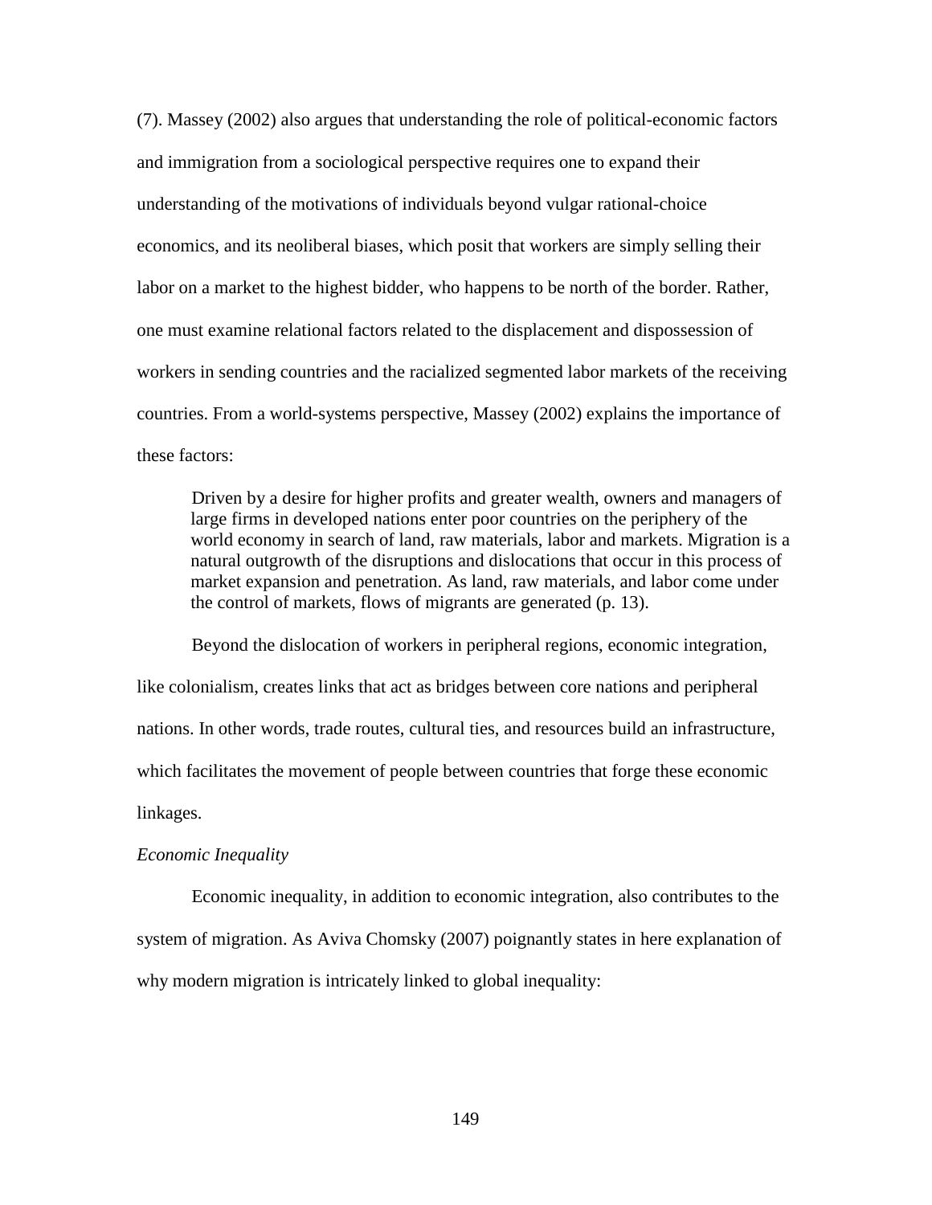(7). Massey (2002) also argues that understanding the role of political-economic factors and immigration from a sociological perspective requires one to expand their understanding of the motivations of individuals beyond vulgar rational-choice economics, and its neoliberal biases, which posit that workers are simply selling their labor on a market to the highest bidder, who happens to be north of the border. Rather, one must examine relational factors related to the displacement and dispossession of workers in sending countries and the racialized segmented labor markets of the receiving countries. From a world-systems perspective, Massey (2002) explains the importance of these factors:

> Driven by a desire for higher profits and greater wealth, owners and managers of large firms in developed nations enter poor countries on the periphery of the world economy in search of land, raw materials, labor and markets. Migration is a natural outgrowth of the disruptions and dislocations that occur in this process of market expansion and penetration. As land, raw materials, and labor come under the control of markets, flows of migrants are generated (p. 13).

Beyond the dislocation of workers in peripheral regions, economic integration, like colonialism, creates links that act as bridges between core nations and peripheral nations. In other words, trade routes, cultural ties, and resources build an infrastructure, which facilitates the movement of people between countries that forge these economic linkages.

*Economic Inequality*

Economic inequality, in addition to economic integration, also contributes to the system of migration. As Aviva Chomsky (2007) poignantly states in here explanation of why modern migration is intricately linked to global inequality: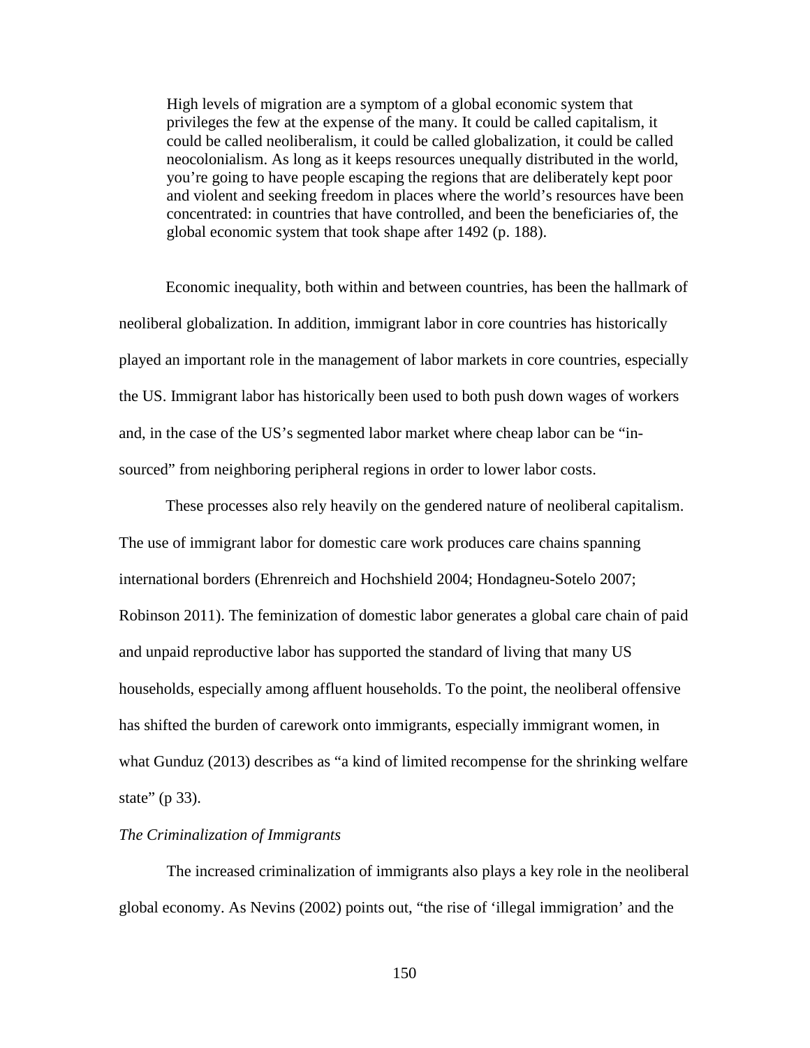> High levels of migration are a symptom of a global economic system that privileges the few at the expense of the many. It could be called capitalism, it could be called neoliberalism, it could be called globalization, it could be called neocolonialism. As long as it keeps resources unequally distributed in the world, you're going to have people escaping the regions that are deliberately kept poor and violent and seeking freedom in places where the world's resources have been concentrated: in countries that have controlled, and been the beneficiaries of, the global economic system that took shape after 1492 (p. 188).

Economic inequality, both within and between countries, has been the hallmark of neoliberal globalization. In addition, immigrant labor in core countries has historically played an important role in the management of labor markets in core countries, especially the US. Immigrant labor has historically been used to both push down wages of workers and, in the case of the US's segmented labor market where cheap labor can be "in-sourced" from neighboring peripheral regions in order to lower labor costs.

These processes also rely heavily on the gendered nature of neoliberal capitalism. The use of immigrant labor for domestic care work produces care chains spanning international borders (Ehrenreich and Hochshield 2004; Hondagneu-Sotelo 2007; Robinson 2011). The feminization of domestic labor generates a global care chain of paid and unpaid reproductive labor has supported the standard of living that many US households, especially among affluent households. To the point, the neoliberal offensive has shifted the burden of carework onto immigrants, especially immigrant women, in what Gunduz (2013) describes as "a kind of limited recompense for the shrinking welfare state" (p 33).

*The Criminalization of Immigrants*

The increased criminalization of immigrants also plays a key role in the neoliberal global economy. As Nevins (2002) points out, "the rise of 'illegal immigration' and the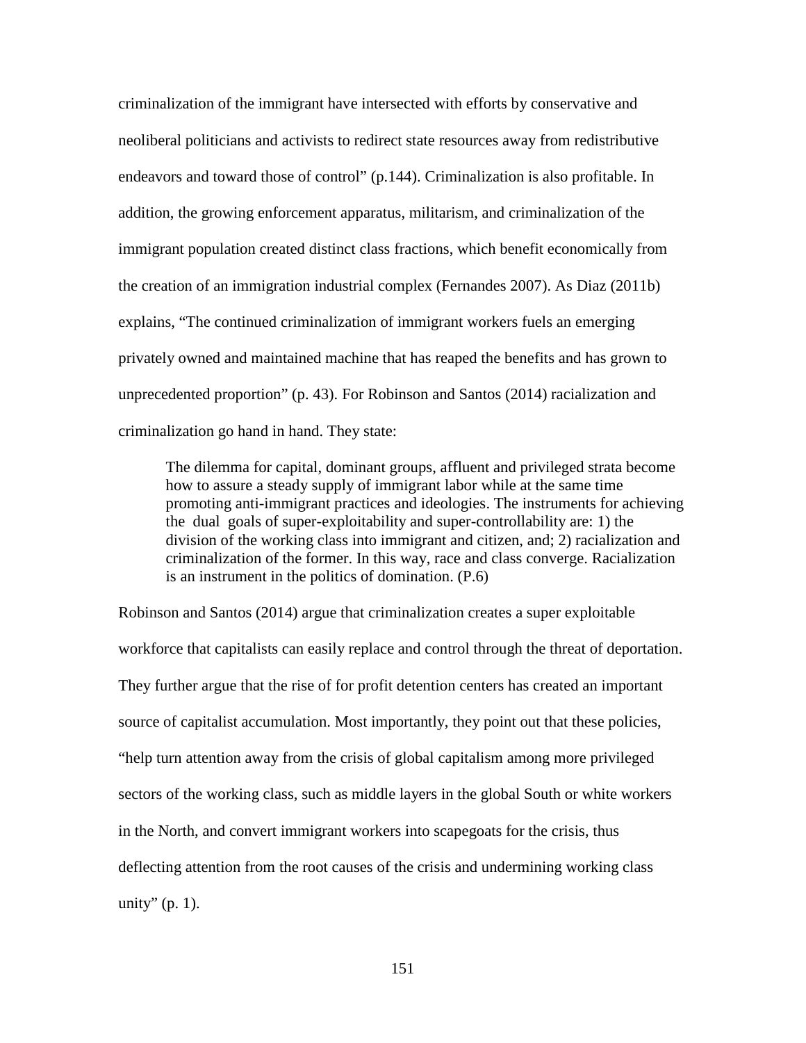criminalization of the immigrant have intersected with efforts by conservative and neoliberal politicians and activists to redirect state resources away from redistributive endeavors and toward those of control" (p.144). Criminalization is also profitable. In addition, the growing enforcement apparatus, militarism, and criminalization of the immigrant population created distinct class fractions, which benefit economically from the creation of an immigration industrial complex (Fernandes 2007). As Diaz (2011b) explains, "The continued criminalization of immigrant workers fuels an emerging privately owned and maintained machine that has reaped the benefits and has grown to unprecedented proportion" (p. 43). For Robinson and Santos (2014) racialization and criminalization go hand in hand. They state:

> The dilemma for capital, dominant groups, affluent and privileged strata become how to assure a steady supply of immigrant labor while at the same time promoting anti-immigrant practices and ideologies. The instruments for achieving the dual goals of super-exploitability and super-controllability are: 1) the division of the working class into immigrant and citizen, and; 2) racialization and criminalization of the former. In this way, race and class converge. Racialization is an instrument in the politics of domination. (P.6)

Robinson and Santos (2014) argue that criminalization creates a super exploitable workforce that capitalists can easily replace and control through the threat of deportation. They further argue that the rise of for profit detention centers has created an important source of capitalist accumulation. Most importantly, they point out that these policies, "help turn attention away from the crisis of global capitalism among more privileged sectors of the working class, such as middle layers in the global South or white workers in the North, and convert immigrant workers into scapegoats for the crisis, thus deflecting attention from the root causes of the crisis and undermining working class unity" (p. 1).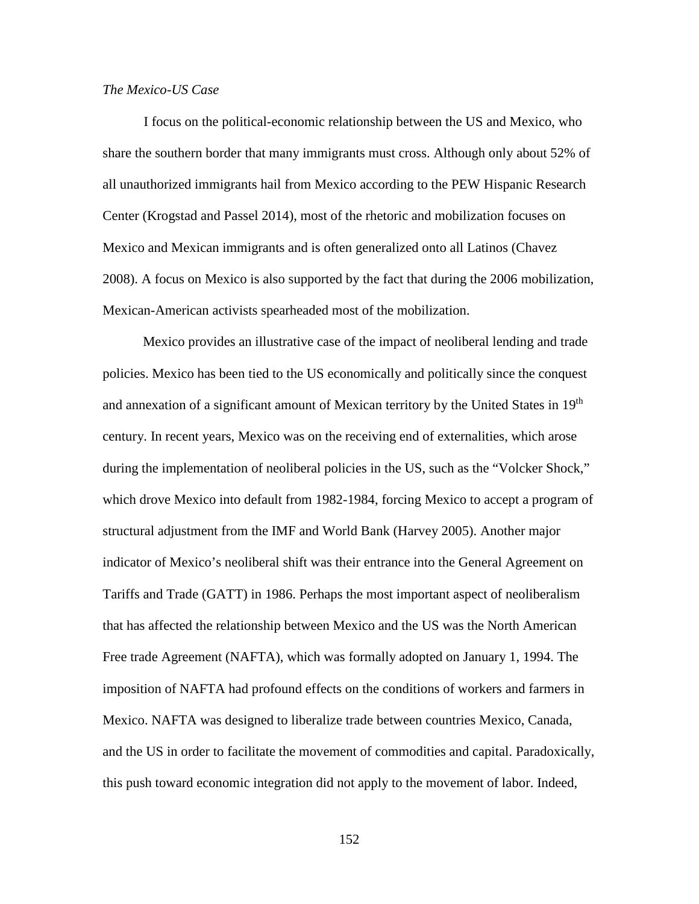*The Mexico-US Case*

I focus on the political-economic relationship between the US and Mexico, who share the southern border that many immigrants must cross. Although only about 52% of all unauthorized immigrants hail from Mexico according to the PEW Hispanic Research Center (Krogstad and Passel 2014), most of the rhetoric and mobilization focuses on Mexico and Mexican immigrants and is often generalized onto all Latinos (Chavez 2008). A focus on Mexico is also supported by the fact that during the 2006 mobilization, Mexican-American activists spearheaded most of the mobilization.

Mexico provides an illustrative case of the impact of neoliberal lending and trade policies. Mexico has been tied to the US economically and politically since the conquest and annexation of a significant amount of Mexican territory by the United States in 19th century. In recent years, Mexico was on the receiving end of externalities, which arose during the implementation of neoliberal policies in the US, such as the "Volcker Shock," which drove Mexico into default from 1982-1984, forcing Mexico to accept a program of structural adjustment from the IMF and World Bank (Harvey 2005). Another major indicator of Mexico's neoliberal shift was their entrance into the General Agreement on Tariffs and Trade (GATT) in 1986. Perhaps the most important aspect of neoliberalism that has affected the relationship between Mexico and the US was the North American Free trade Agreement (NAFTA), which was formally adopted on January 1, 1994. The imposition of NAFTA had profound effects on the conditions of workers and farmers in Mexico. NAFTA was designed to liberalize trade between countries Mexico, Canada, and the US in order to facilitate the movement of commodities and capital. Paradoxically, this push toward economic integration did not apply to the movement of labor. Indeed,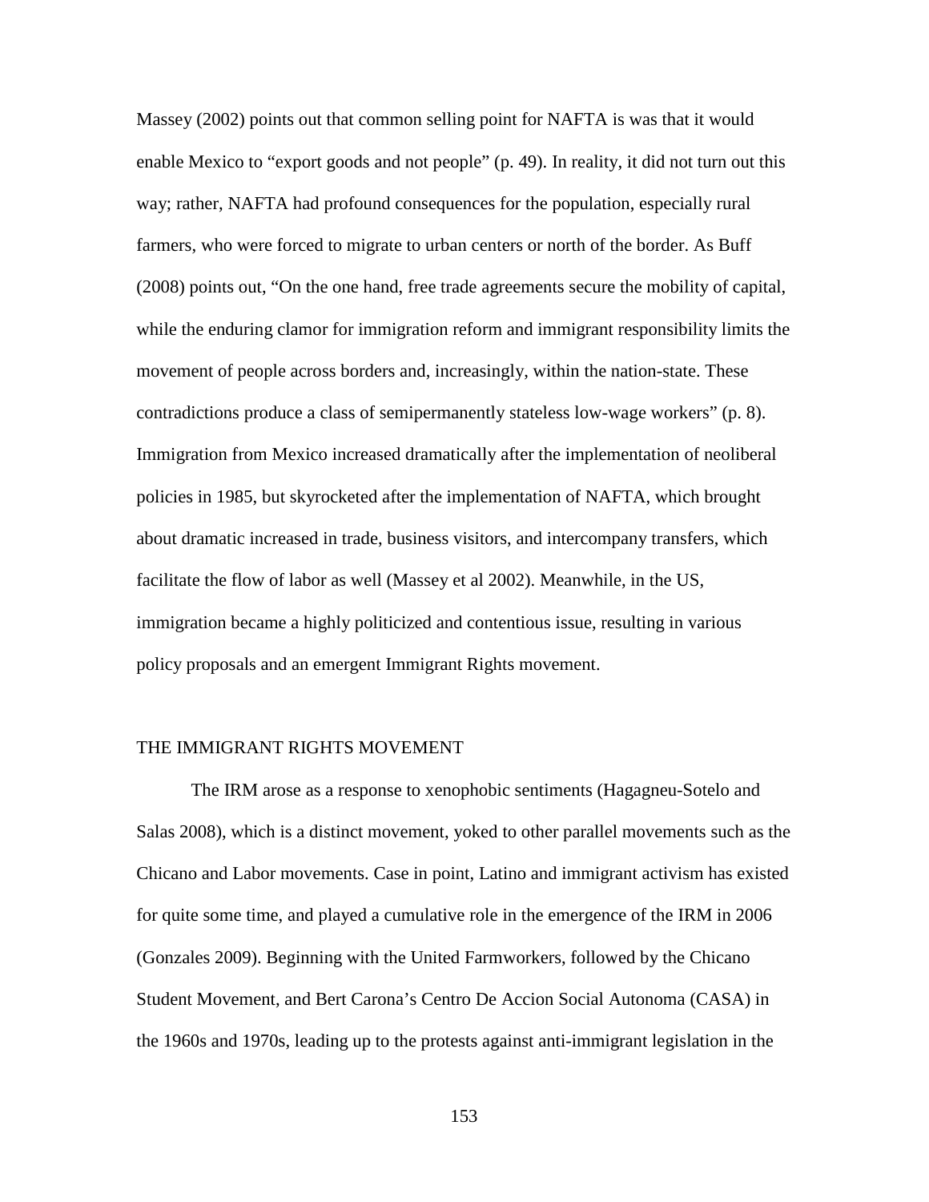Massey (2002) points out that common selling point for NAFTA is was that it would enable Mexico to "export goods and not people" (p. 49). In reality, it did not turn out this way; rather, NAFTA had profound consequences for the population, especially rural farmers, who were forced to migrate to urban centers or north of the border. As Buff (2008) points out, "On the one hand, free trade agreements secure the mobility of capital, while the enduring clamor for immigration reform and immigrant responsibility limits the movement of people across borders and, increasingly, within the nation-state. These contradictions produce a class of semipermanently stateless low-wage workers" (p. 8). Immigration from Mexico increased dramatically after the implementation of neoliberal policies in 1985, but skyrocketed after the implementation of NAFTA, which brought about dramatic increased in trade, business visitors, and intercompany transfers, which facilitate the flow of labor as well (Massey et al 2002). Meanwhile, in the US, immigration became a highly politicized and contentious issue, resulting in various policy proposals and an emergent Immigrant Rights movement.

## THE IMMIGRANT RIGHTS MOVEMENT

The IRM arose as a response to xenophobic sentiments (Hagagneu-Sotelo and Salas 2008), which is a distinct movement, yoked to other parallel movements such as the Chicano and Labor movements. Case in point, Latino and immigrant activism has existed for quite some time, and played a cumulative role in the emergence of the IRM in 2006 (Gonzales 2009). Beginning with the United Farmworkers, followed by the Chicano Student Movement, and Bert Carona's Centro De Accion Social Autonoma (CASA) in the 1960s and 1970s, leading up to the protests against anti-immigrant legislation in the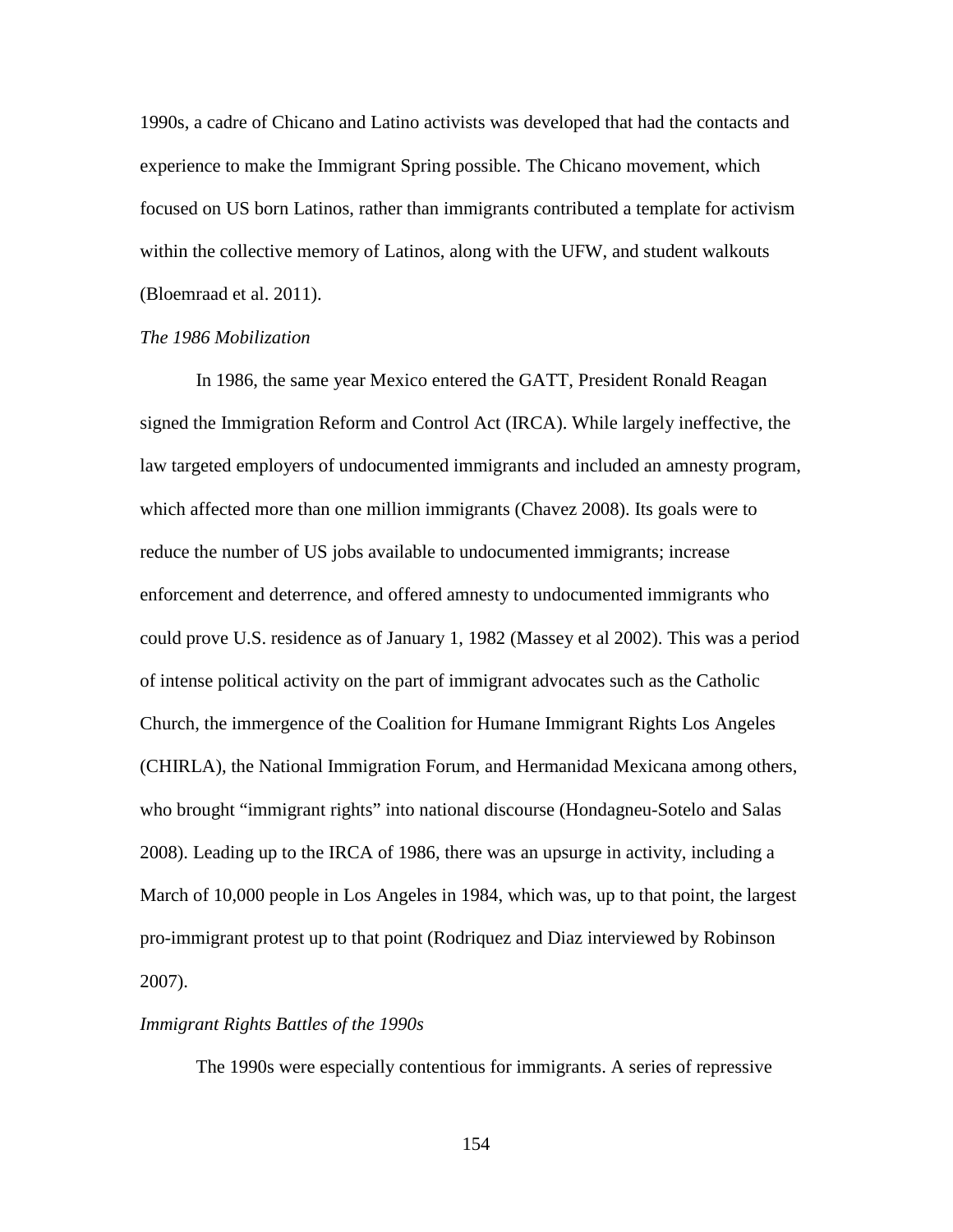1990s, a cadre of Chicano and Latino activists was developed that had the contacts and experience to make the Immigrant Spring possible. The Chicano movement, which focused on US born Latinos, rather than immigrants contributed a template for activism within the collective memory of Latinos, along with the UFW, and student walkouts (Bloemraad et al. 2011).

*The 1986 Mobilization*

In 1986, the same year Mexico entered the GATT, President Ronald Reagan signed the Immigration Reform and Control Act (IRCA). While largely ineffective, the law targeted employers of undocumented immigrants and included an amnesty program, which affected more than one million immigrants (Chavez 2008). Its goals were to reduce the number of US jobs available to undocumented immigrants; increase enforcement and deterrence, and offered amnesty to undocumented immigrants who could prove U.S. residence as of January 1, 1982 (Massey et al 2002). This was a period of intense political activity on the part of immigrant advocates such as the Catholic Church, the immergence of the Coalition for Humane Immigrant Rights Los Angeles (CHIRLA), the National Immigration Forum, and Hermanidad Mexicana among others, who brought "immigrant rights" into national discourse (Hondagneu-Sotelo and Salas 2008). Leading up to the IRCA of 1986, there was an upsurge in activity, including a March of 10,000 people in Los Angeles in 1984, which was, up to that point, the largest pro-immigrant protest up to that point (Rodriquez and Diaz interviewed by Robinson 2007).

*Immigrant Rights Battles of the 1990s*

The 1990s were especially contentious for immigrants. A series of repressive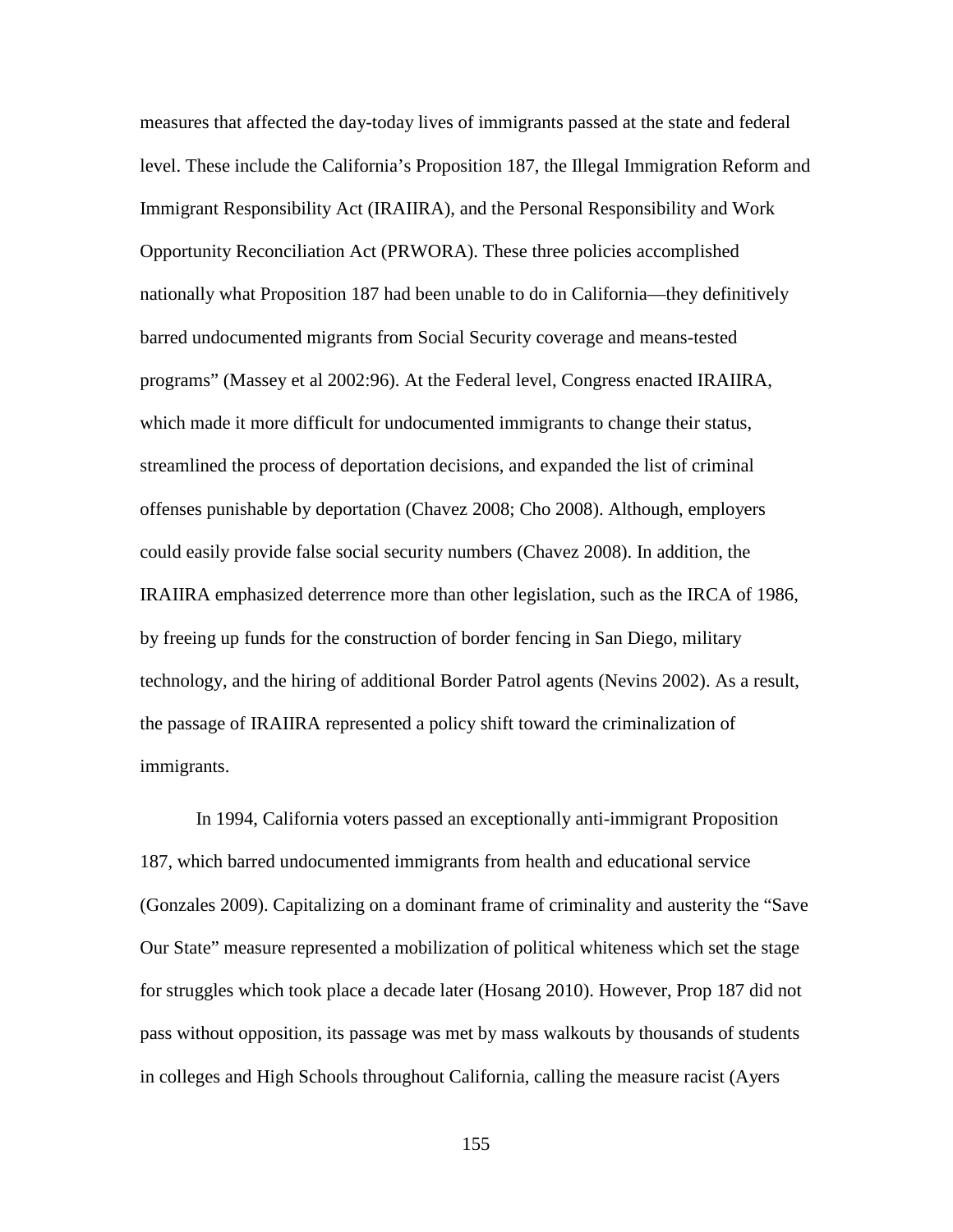measures that affected the day-today lives of immigrants passed at the state and federal level. These include the California's Proposition 187, the Illegal Immigration Reform and Immigrant Responsibility Act (IRAIIRA), and the Personal Responsibility and Work Opportunity Reconciliation Act (PRWORA). These three policies accomplished nationally what Proposition 187 had been unable to do in California—they definitively barred undocumented migrants from Social Security coverage and means-tested programs" (Massey et al 2002:96). At the Federal level, Congress enacted IRAIIRA, which made it more difficult for undocumented immigrants to change their status, streamlined the process of deportation decisions, and expanded the list of criminal offenses punishable by deportation (Chavez 2008; Cho 2008). Although, employers could easily provide false social security numbers (Chavez 2008). In addition, the IRAIIRA emphasized deterrence more than other legislation, such as the IRCA of 1986, by freeing up funds for the construction of border fencing in San Diego, military technology, and the hiring of additional Border Patrol agents (Nevins 2002). As a result, the passage of IRAIIRA represented a policy shift toward the criminalization of immigrants.

In 1994, California voters passed an exceptionally anti-immigrant Proposition 187, which barred undocumented immigrants from health and educational service (Gonzales 2009). Capitalizing on a dominant frame of criminality and austerity the "Save Our State" measure represented a mobilization of political whiteness which set the stage for struggles which took place a decade later (Hosang 2010). However, Prop 187 did not pass without opposition, its passage was met by mass walkouts by thousands of students in colleges and High Schools throughout California, calling the measure racist (Ayers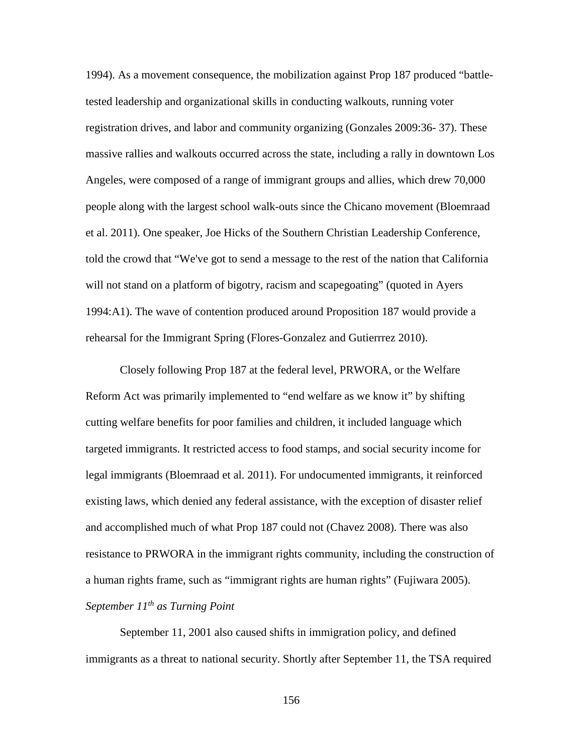1994). As a movement consequence, the mobilization against Prop 187 produced "battle-tested leadership and organizational skills in conducting walkouts, running voter registration drives, and labor and community organizing (Gonzales 2009:36- 37). These massive rallies and walkouts occurred across the state, including a rally in downtown Los Angeles, were composed of a range of immigrant groups and allies, which drew 70,000 people along with the largest school walk-outs since the Chicano movement (Bloemraad et al. 2011). One speaker, Joe Hicks of the Southern Christian Leadership Conference, told the crowd that "We've got to send a message to the rest of the nation that California will not stand on a platform of bigotry, racism and scapegoating" (quoted in Ayers 1994:A1). The wave of contention produced around Proposition 187 would provide a rehearsal for the Immigrant Spring (Flores-Gonzalez and Gutierrrez 2010).

Closely following Prop 187 at the federal level, PRWORA, or the Welfare Reform Act was primarily implemented to "end welfare as we know it" by shifting cutting welfare benefits for poor families and children, it included language which targeted immigrants. It restricted access to food stamps, and social security income for legal immigrants (Bloemraad et al. 2011). For undocumented immigrants, it reinforced existing laws, which denied any federal assistance, with the exception of disaster relief and accomplished much of what Prop 187 could not (Chavez 2008). There was also resistance to PRWORA in the immigrant rights community, including the construction of a human rights frame, such as "immigrant rights are human rights" (Fujiwara 2005).

*September 11th as Turning Point*

September 11, 2001 also caused shifts in immigration policy, and defined immigrants as a threat to national security. Shortly after September 11, the TSA required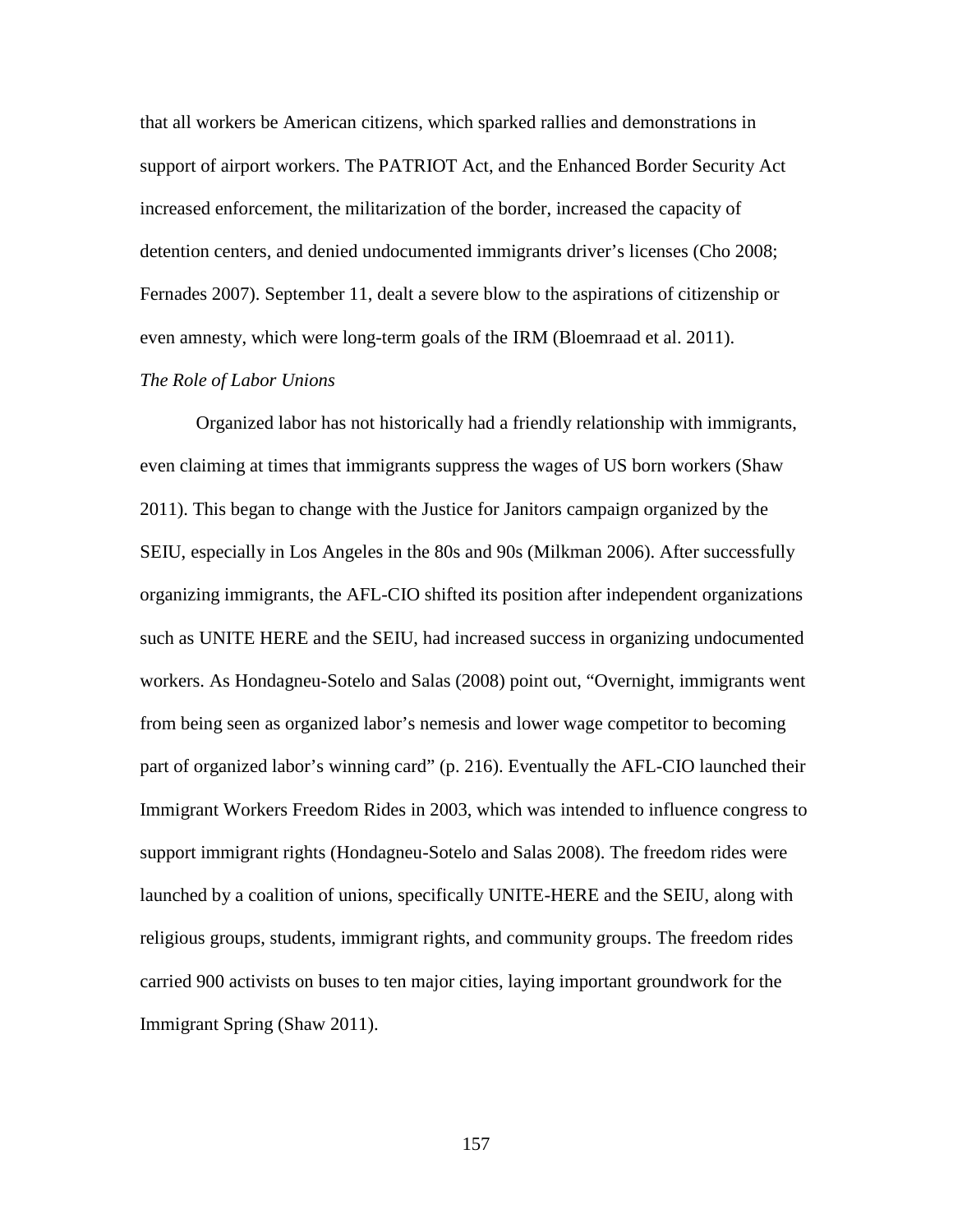that all workers be American citizens, which sparked rallies and demonstrations in support of airport workers. The PATRIOT Act, and the Enhanced Border Security Act increased enforcement, the militarization of the border, increased the capacity of detention centers, and denied undocumented immigrants driver's licenses (Cho 2008; Fernades 2007). September 11, dealt a severe blow to the aspirations of citizenship or even amnesty, which were long-term goals of the IRM (Bloemraad et al. 2011).

*The Role of Labor Unions*

Organized labor has not historically had a friendly relationship with immigrants, even claiming at times that immigrants suppress the wages of US born workers (Shaw 2011). This began to change with the Justice for Janitors campaign organized by the SEIU, especially in Los Angeles in the 80s and 90s (Milkman 2006). After successfully organizing immigrants, the AFL-CIO shifted its position after independent organizations such as UNITE HERE and the SEIU, had increased success in organizing undocumented workers. As Hondagneu-Sotelo and Salas (2008) point out, "Overnight, immigrants went from being seen as organized labor's nemesis and lower wage competitor to becoming part of organized labor's winning card" (p. 216). Eventually the AFL-CIO launched their Immigrant Workers Freedom Rides in 2003, which was intended to influence congress to support immigrant rights (Hondagneu-Sotelo and Salas 2008). The freedom rides were launched by a coalition of unions, specifically UNITE-HERE and the SEIU, along with religious groups, students, immigrant rights, and community groups. The freedom rides carried 900 activists on buses to ten major cities, laying important groundwork for the Immigrant Spring (Shaw 2011).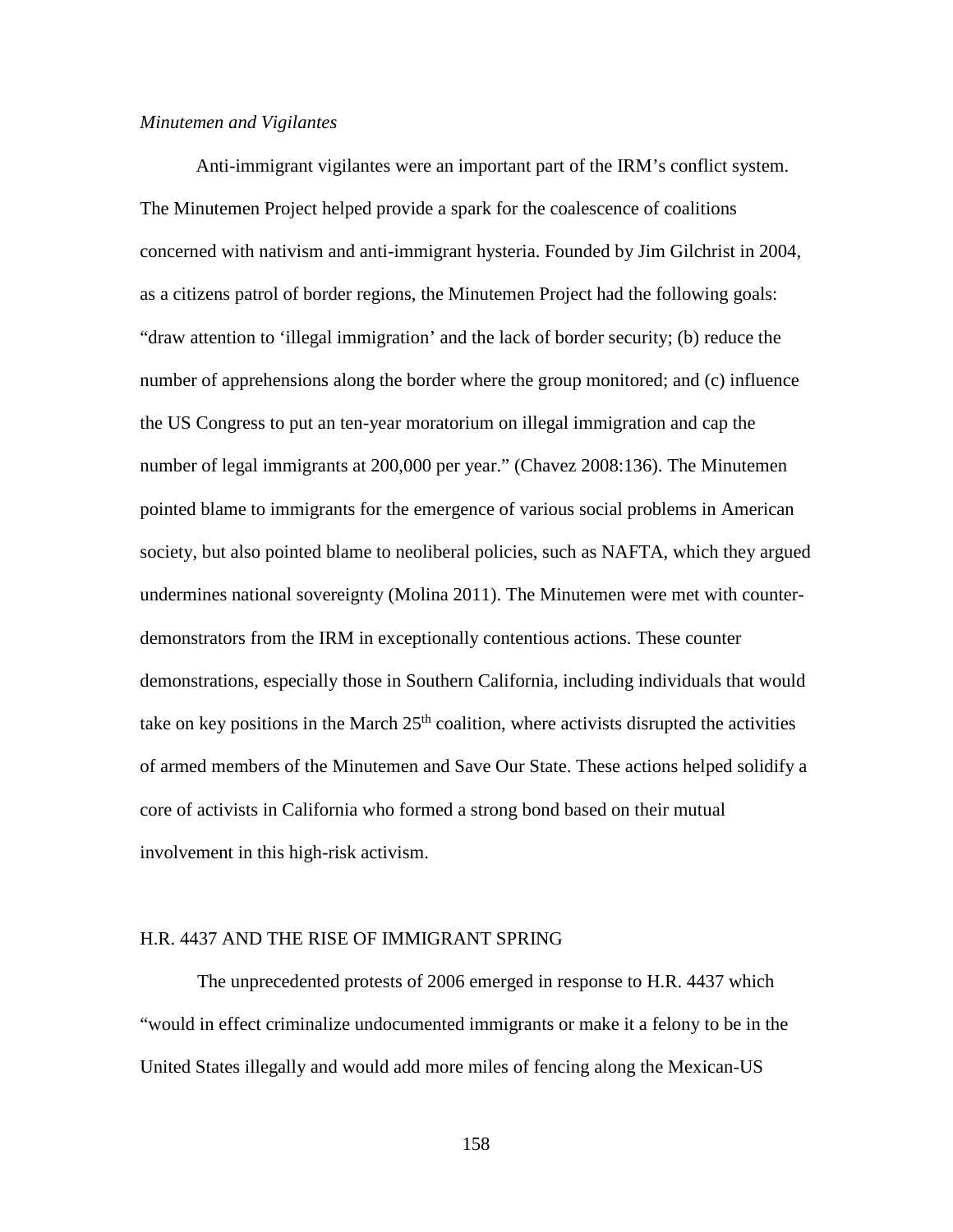*Minutemen and Vigilantes*

Anti-immigrant vigilantes were an important part of the IRM's conflict system. The Minutemen Project helped provide a spark for the coalescence of coalitions concerned with nativism and anti-immigrant hysteria. Founded by Jim Gilchrist in 2004, as a citizens patrol of border regions, the Minutemen Project had the following goals: "draw attention to 'illegal immigration' and the lack of border security; (b) reduce the number of apprehensions along the border where the group monitored; and (c) influence the US Congress to put an ten-year moratorium on illegal immigration and cap the number of legal immigrants at 200,000 per year." (Chavez 2008:136). The Minutemen pointed blame to immigrants for the emergence of various social problems in American society, but also pointed blame to neoliberal policies, such as NAFTA, which they argued undermines national sovereignty (Molina 2011). The Minutemen were met with counter-demonstrators from the IRM in exceptionally contentious actions. These counter demonstrations, especially those in Southern California, including individuals that would take on key positions in the March 25th coalition, where activists disrupted the activities of armed members of the Minutemen and Save Our State. These actions helped solidify a core of activists in California who formed a strong bond based on their mutual involvement in this high-risk activism.

## H.R. 4437 AND THE RISE OF IMMIGRANT SPRING

The unprecedented protests of 2006 emerged in response to H.R. 4437 which "would in effect criminalize undocumented immigrants or make it a felony to be in the United States illegally and would add more miles of fencing along the Mexican-US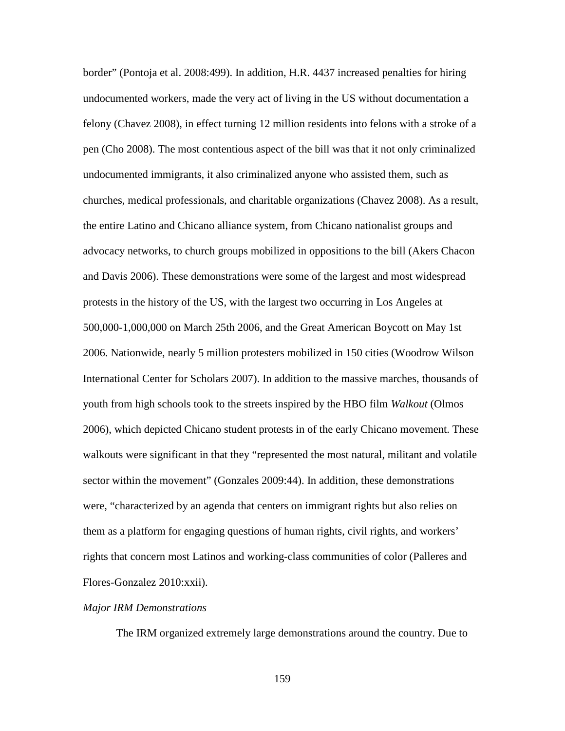border" (Pontoja et al. 2008:499). In addition, H.R. 4437 increased penalties for hiring undocumented workers, made the very act of living in the US without documentation a felony (Chavez 2008), in effect turning 12 million residents into felons with a stroke of a pen (Cho 2008). The most contentious aspect of the bill was that it not only criminalized undocumented immigrants, it also criminalized anyone who assisted them, such as churches, medical professionals, and charitable organizations (Chavez 2008). As a result, the entire Latino and Chicano alliance system, from Chicano nationalist groups and advocacy networks, to church groups mobilized in oppositions to the bill (Akers Chacon and Davis 2006). These demonstrations were some of the largest and most widespread protests in the history of the US, with the largest two occurring in Los Angeles at 500,000-1,000,000 on March 25th 2006, and the Great American Boycott on May 1st 2006. Nationwide, nearly 5 million protesters mobilized in 150 cities (Woodrow Wilson International Center for Scholars 2007). In addition to the massive marches, thousands of youth from high schools took to the streets inspired by the HBO film *Walkout* (Olmos 2006), which depicted Chicano student protests in of the early Chicano movement. These walkouts were significant in that they "represented the most natural, militant and volatile sector within the movement" (Gonzales 2009:44). In addition, these demonstrations were, "characterized by an agenda that centers on immigrant rights but also relies on them as a platform for engaging questions of human rights, civil rights, and workers' rights that concern most Latinos and working-class communities of color (Palleres and Flores-Gonzalez 2010:xxii).

*Major IRM Demonstrations*

The IRM organized extremely large demonstrations around the country. Due to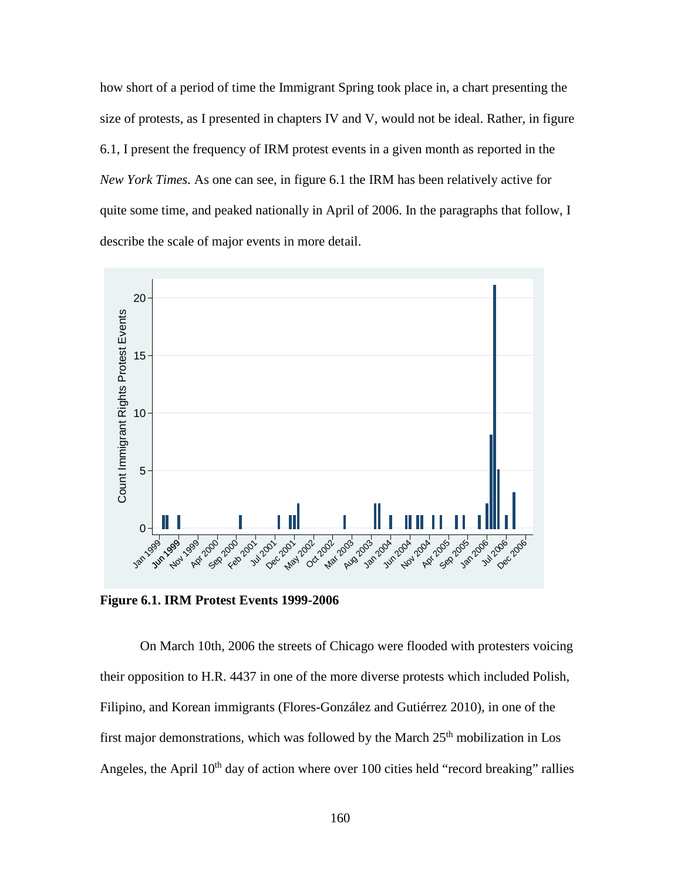how short of a period of time the Immigrant Spring took place in, a chart presenting the size of protests, as I presented in chapters IV and V, would not be ideal. Rather, in figure 6.1, I present the frequency of IRM protest events in a given month as reported in the *New York Times.* As one can see, in figure 6.1 the IRM has been relatively active for quite some time, and peaked nationally in April of 2006. In the paragraphs that follow, I describe the scale of major events in more detail.

**Figure 6.1. IRM Protest Events 1999-2006**

On March 10th, 2006 the streets of Chicago were flooded with protesters voicing their opposition to H.R. 4437 in one of the more diverse protests which included Polish, Filipino, and Korean immigrants (Flores-González and Gutiérrez 2010), in one of the first major demonstrations, which was followed by the March 25th mobilization in Los Angeles, the April 10th day of action where over 100 cities held "record breaking" rallies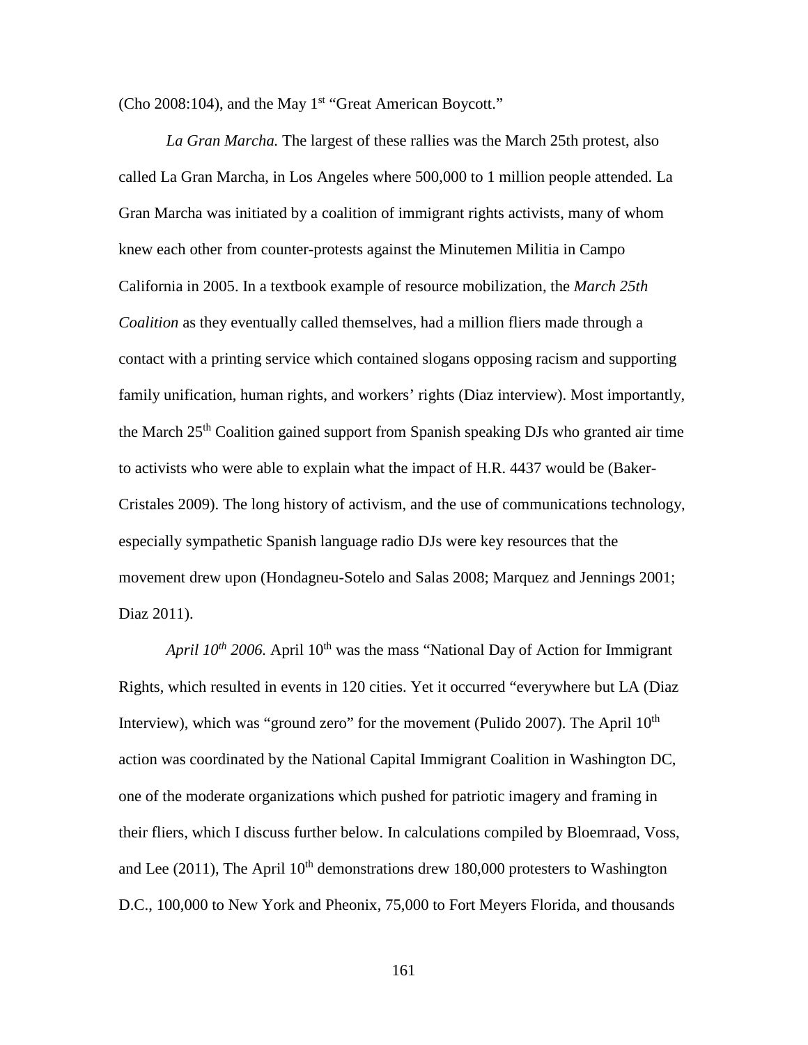(Cho 2008:104), and the May 1st "Great American Boycott."

*La Gran Marcha.* The largest of these rallies was the March 25th protest, also called La Gran Marcha, in Los Angeles where 500,000 to 1 million people attended. La Gran Marcha was initiated by a coalition of immigrant rights activists, many of whom knew each other from counter-protests against the Minutemen Militia in Campo California in 2005. In a textbook example of resource mobilization, the *March 25th Coalition* as they eventually called themselves, had a million fliers made through a contact with a printing service which contained slogans opposing racism and supporting family unification, human rights, and workers' rights (Diaz interview). Most importantly, the March 25th Coalition gained support from Spanish speaking DJs who granted air time to activists who were able to explain what the impact of H.R. 4437 would be (Baker-Cristales 2009). The long history of activism, and the use of communications technology, especially sympathetic Spanish language radio DJs were key resources that the movement drew upon (Hondagneu-Sotelo and Salas 2008; Marquez and Jennings 2001; Diaz 2011).

*April 10th 2006.* April 10th was the mass "National Day of Action for Immigrant Rights, which resulted in events in 120 cities. Yet it occurred "everywhere but LA (Diaz Interview), which was "ground zero" for the movement (Pulido 2007). The April 10th action was coordinated by the National Capital Immigrant Coalition in Washington DC, one of the moderate organizations which pushed for patriotic imagery and framing in their fliers, which I discuss further below. In calculations compiled by Bloemraad, Voss, and Lee (2011), The April 10th demonstrations drew 180,000 protesters to Washington D.C., 100,000 to New York and Pheonix, 75,000 to Fort Meyers Florida, and thousands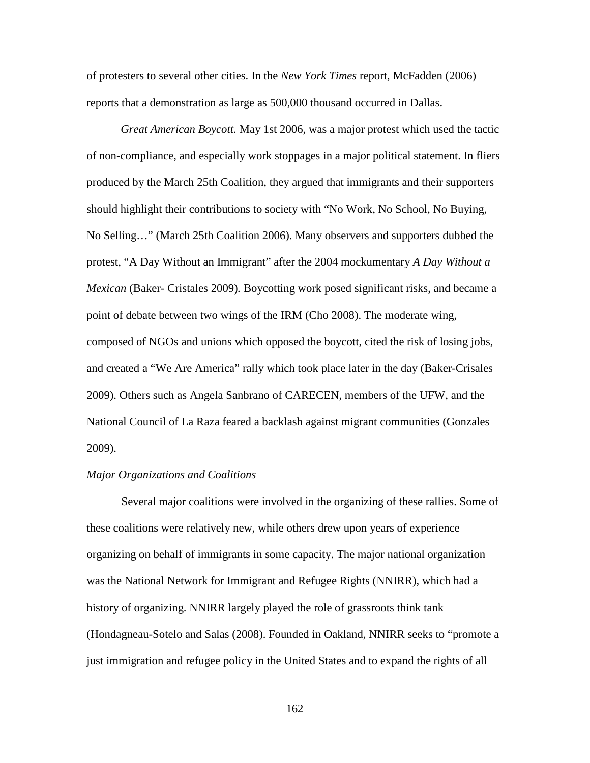of protesters to several other cities. In the *New York Times* report, McFadden (2006) reports that a demonstration as large as 500,000 thousand occurred in Dallas.

*Great American Boycott.* May 1st 2006, was a major protest which used the tactic of non-compliance, and especially work stoppages in a major political statement. In fliers produced by the March 25th Coalition, they argued that immigrants and their supporters should highlight their contributions to society with "No Work, No School, No Buying, No Selling…" (March 25th Coalition 2006). Many observers and supporters dubbed the protest, "A Day Without an Immigrant" after the 2004 mockumentary *A Day Without a Mexican* (Baker- Cristales 2009)*.* Boycotting work posed significant risks, and became a point of debate between two wings of the IRM (Cho 2008). The moderate wing, composed of NGOs and unions which opposed the boycott, cited the risk of losing jobs, and created a "We Are America" rally which took place later in the day (Baker-Crisales 2009). Others such as Angela Sanbrano of CARECEN, members of the UFW, and the National Council of La Raza feared a backlash against migrant communities (Gonzales 2009).

*Major Organizations and Coalitions*

Several major coalitions were involved in the organizing of these rallies. Some of these coalitions were relatively new, while others drew upon years of experience organizing on behalf of immigrants in some capacity. The major national organization was the National Network for Immigrant and Refugee Rights (NNIRR), which had a history of organizing. NNIRR largely played the role of grassroots think tank (Hondagneau-Sotelo and Salas (2008). Founded in Oakland, NNIRR seeks to "promote a just immigration and refugee policy in the United States and to expand the rights of all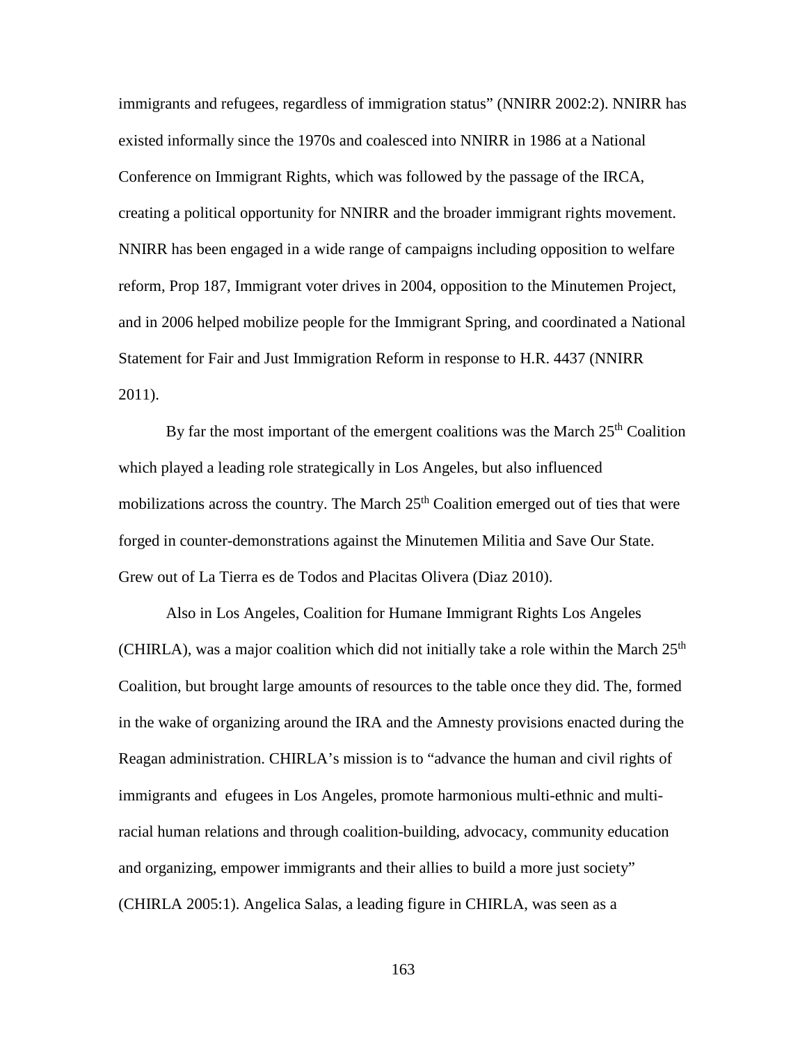immigrants and refugees, regardless of immigration status" (NNIRR 2002:2). NNIRR has existed informally since the 1970s and coalesced into NNIRR in 1986 at a National Conference on Immigrant Rights, which was followed by the passage of the IRCA, creating a political opportunity for NNIRR and the broader immigrant rights movement. NNIRR has been engaged in a wide range of campaigns including opposition to welfare reform, Prop 187, Immigrant voter drives in 2004, opposition to the Minutemen Project, and in 2006 helped mobilize people for the Immigrant Spring, and coordinated a National Statement for Fair and Just Immigration Reform in response to H.R. 4437 (NNIRR 2011).

By far the most important of the emergent coalitions was the March 25th Coalition which played a leading role strategically in Los Angeles, but also influenced mobilizations across the country. The March 25th Coalition emerged out of ties that were forged in counter-demonstrations against the Minutemen Militia and Save Our State. Grew out of La Tierra es de Todos and Placitas Olivera (Diaz 2010).

Also in Los Angeles, Coalition for Humane Immigrant Rights Los Angeles (CHIRLA), was a major coalition which did not initially take a role within the March 25th Coalition, but brought large amounts of resources to the table once they did. The, formed in the wake of organizing around the IRA and the Amnesty provisions enacted during the Reagan administration. CHIRLA's mission is to "advance the human and civil rights of immigrants and efugees in Los Angeles, promote harmonious multi-ethnic and multi-racial human relations and through coalition-building, advocacy, community education and organizing, empower immigrants and their allies to build a more just society" (CHIRLA 2005:1). Angelica Salas, a leading figure in CHIRLA, was seen as a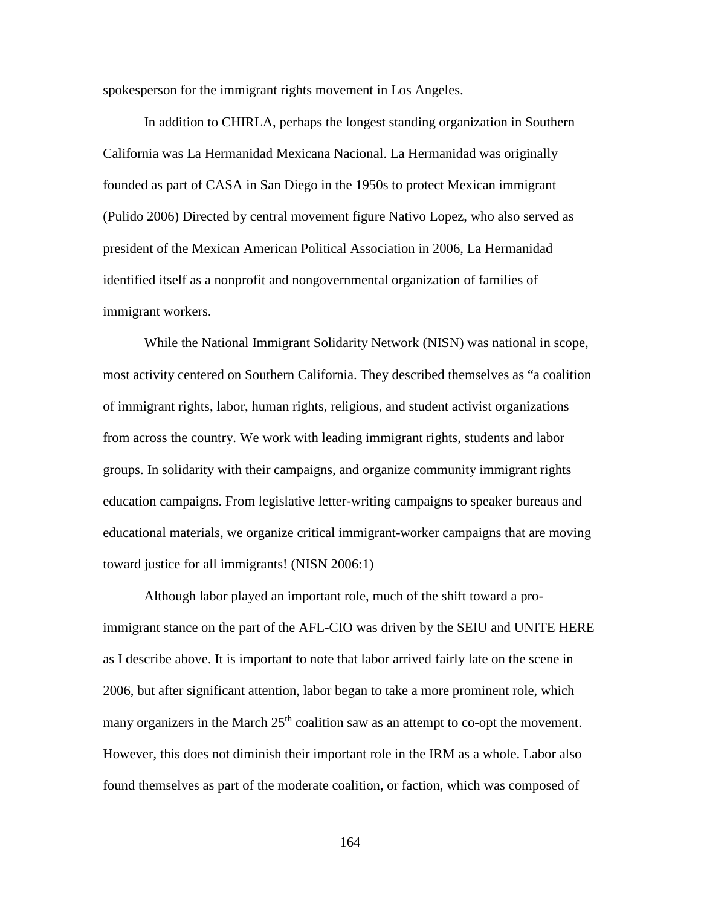spokesperson for the immigrant rights movement in Los Angeles.

In addition to CHIRLA, perhaps the longest standing organization in Southern California was La Hermanidad Mexicana Nacional. La Hermanidad was originally founded as part of CASA in San Diego in the 1950s to protect Mexican immigrant (Pulido 2006) Directed by central movement figure Nativo Lopez, who also served as president of the Mexican American Political Association in 2006, La Hermanidad identified itself as a nonprofit and nongovernmental organization of families of immigrant workers.

While the National Immigrant Solidarity Network (NISN) was national in scope, most activity centered on Southern California. They described themselves as "a coalition of immigrant rights, labor, human rights, religious, and student activist organizations from across the country. We work with leading immigrant rights, students and labor groups. In solidarity with their campaigns, and organize community immigrant rights education campaigns. From legislative letter-writing campaigns to speaker bureaus and educational materials, we organize critical immigrant-worker campaigns that are moving toward justice for all immigrants! (NISN 2006:1)

Although labor played an important role, much of the shift toward a pro-immigrant stance on the part of the AFL-CIO was driven by the SEIU and UNITE HERE as I describe above. It is important to note that labor arrived fairly late on the scene in 2006, but after significant attention, labor began to take a more prominent role, which many organizers in the March 25th coalition saw as an attempt to co-opt the movement. However, this does not diminish their important role in the IRM as a whole. Labor also found themselves as part of the moderate coalition, or faction, which was composed of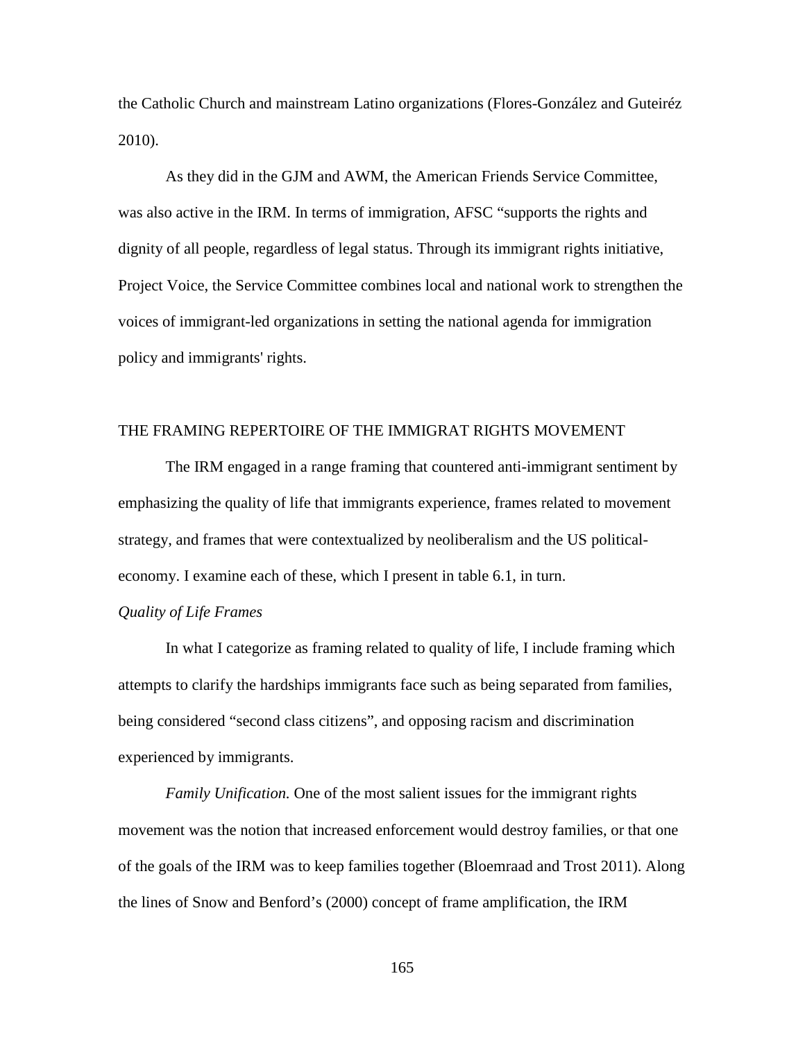the Catholic Church and mainstream Latino organizations (Flores-González and Guteiréz 2010).

As they did in the GJM and AWM, the American Friends Service Committee, was also active in the IRM. In terms of immigration, AFSC "supports the rights and dignity of all people, regardless of legal status. Through its immigrant rights initiative, Project Voice, the Service Committee combines local and national work to strengthen the voices of immigrant-led organizations in setting the national agenda for immigration policy and immigrants' rights.

## THE FRAMING REPERTOIRE OF THE IMMIGRAT RIGHTS MOVEMENT

The IRM engaged in a range framing that countered anti-immigrant sentiment by emphasizing the quality of life that immigrants experience, frames related to movement strategy, and frames that were contextualized by neoliberalism and the US political-economy. I examine each of these, which I present in table 6.1, in turn.

### *Quality of Life Frames*

In what I categorize as framing related to quality of life, I include framing which attempts to clarify the hardships immigrants face such as being separated from families, being considered "second class citizens", and opposing racism and discrimination experienced by immigrants.

*Family Unification.* One of the most salient issues for the immigrant rights movement was the notion that increased enforcement would destroy families, or that one of the goals of the IRM was to keep families together (Bloemraad and Trost 2011). Along the lines of Snow and Benford's (2000) concept of frame amplification, the IRM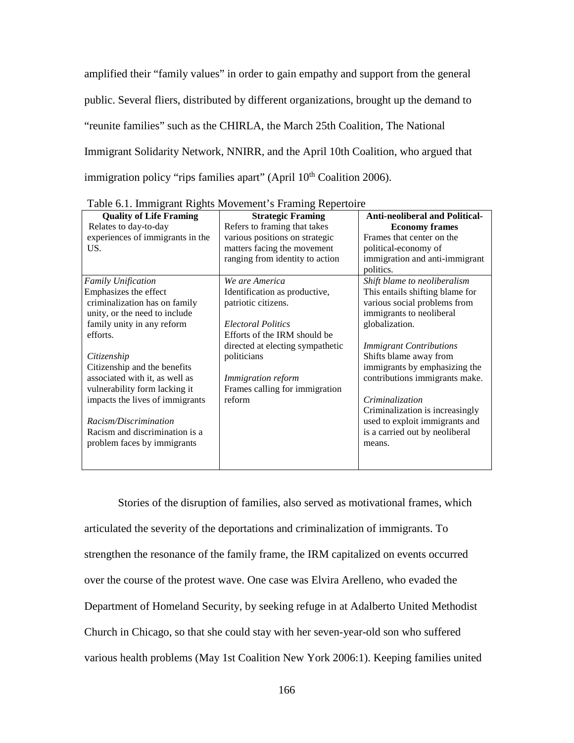amplified their "family values" in order to gain empathy and support from the general public. Several fliers, distributed by different organizations, brought up the demand to "reunite families" such as the CHIRLA, the March 25th Coalition, The National Immigrant Solidarity Network, NNIRR, and the April 10th Coalition, who argued that immigration policy "rips families apart" (April 10th Coalition 2006).

Table 6.1. Immigrant Rights Movement's Framing Repertoire

| **Quality of Life Framing**<br>Relates to day-to-day experiences of immigrants in the US. | **Strategic Framing**<br>Refers to framing that takes various positions on strategic matters facing the movement ranging from identity to action | **Anti-neoliberal and Political-Economy frames**<br>Frames that center on the political-economy of immigration and anti-immigrant politics. |
|---|---|---|
| *Family Unification*<br>Emphasizes the effect criminalization has on family unity, or the need to include family unity in any reform efforts.<br><br>*Citizenship*<br>Citizenship and the benefits associated with it, as well as vulnerability form lacking it impacts the lives of immigrants<br><br>*Racism/Discrimination*<br>Racism and discrimination is a problem faces by immigrants | *We are America*<br>Identification as productive, patriotic citizens.<br><br>*Electoral Politics*<br>Efforts of the IRM should be directed at electing sympathetic politicians<br><br>*Immigration reform*<br>Frames calling for immigration reform | *Shift blame to neoliberalism*<br>This entails shifting blame for various social problems from immigrants to neoliberal globalization.<br><br>*Immigrant Contributions*<br>Shifts blame away from immigrants by emphasizing the contributions immigrants make.<br><br>*Criminalization*<br>Criminalization is increasingly used to exploit immigrants and is a carried out by neoliberal means. |

Stories of the disruption of families, also served as motivational frames, which articulated the severity of the deportations and criminalization of immigrants. To strengthen the resonance of the family frame, the IRM capitalized on events occurred over the course of the protest wave. One case was Elvira Arelleno, who evaded the Department of Homeland Security, by seeking refuge in at Adalberto United Methodist Church in Chicago, so that she could stay with her seven-year-old son who suffered various health problems (May 1st Coalition New York 2006:1). Keeping families united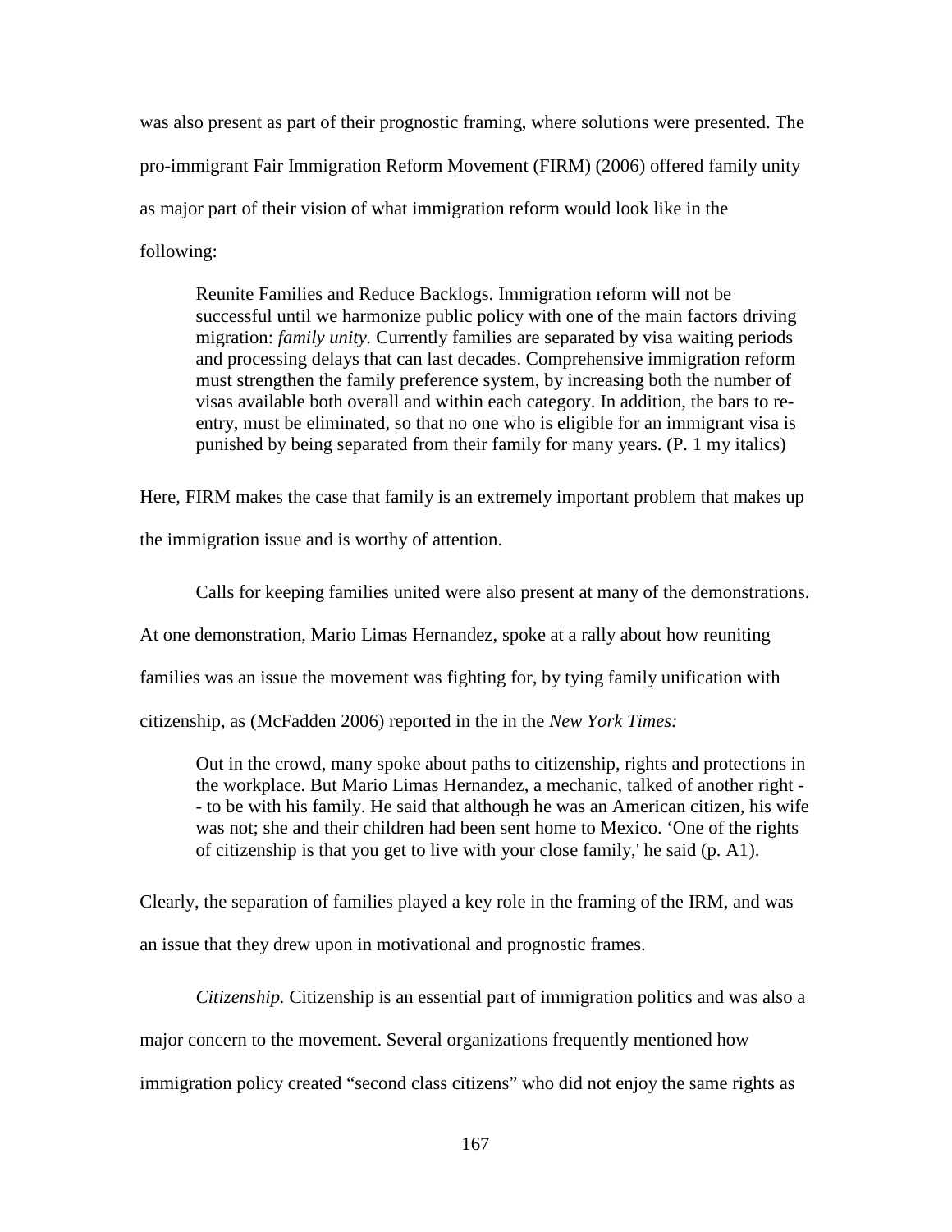was also present as part of their prognostic framing, where solutions were presented. The pro-immigrant Fair Immigration Reform Movement (FIRM) (2006) offered family unity as major part of their vision of what immigration reform would look like in the following:

> Reunite Families and Reduce Backlogs. Immigration reform will not be successful until we harmonize public policy with one of the main factors driving migration: *family unity.* Currently families are separated by visa waiting periods and processing delays that can last decades. Comprehensive immigration reform must strengthen the family preference system, by increasing both the number of visas available both overall and within each category. In addition, the bars to re-entry, must be eliminated, so that no one who is eligible for an immigrant visa is punished by being separated from their family for many years. (P. 1 my italics)

Here, FIRM makes the case that family is an extremely important problem that makes up the immigration issue and is worthy of attention.

Calls for keeping families united were also present at many of the demonstrations. At one demonstration, Mario Limas Hernandez, spoke at a rally about how reuniting families was an issue the movement was fighting for, by tying family unification with citizenship, as (McFadden 2006) reported in the in the *New York Times:*

> Out in the crowd, many spoke about paths to citizenship, rights and protections in the workplace. But Mario Limas Hernandez, a mechanic, talked of another right -- to be with his family. He said that although he was an American citizen, his wife was not; she and their children had been sent home to Mexico. 'One of the rights of citizenship is that you get to live with your close family,' he said (p. A1).

Clearly, the separation of families played a key role in the framing of the IRM, and was an issue that they drew upon in motivational and prognostic frames.

*Citizenship.* Citizenship is an essential part of immigration politics and was also a major concern to the movement. Several organizations frequently mentioned how immigration policy created "second class citizens" who did not enjoy the same rights as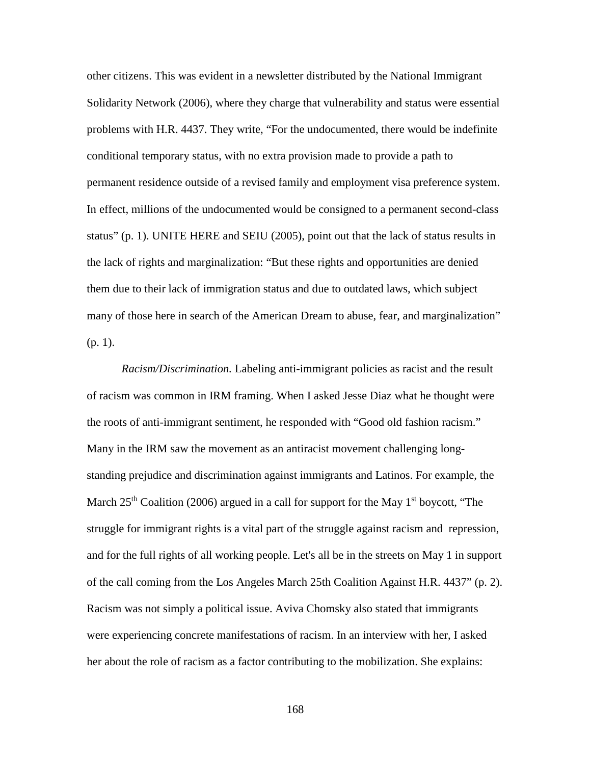other citizens. This was evident in a newsletter distributed by the National Immigrant Solidarity Network (2006), where they charge that vulnerability and status were essential problems with H.R. 4437. They write, "For the undocumented, there would be indefinite conditional temporary status, with no extra provision made to provide a path to permanent residence outside of a revised family and employment visa preference system. In effect, millions of the undocumented would be consigned to a permanent second-class status" (p. 1). UNITE HERE and SEIU (2005), point out that the lack of status results in the lack of rights and marginalization: "But these rights and opportunities are denied them due to their lack of immigration status and due to outdated laws, which subject many of those here in search of the American Dream to abuse, fear, and marginalization" (p. 1).

*Racism/Discrimination.* Labeling anti-immigrant policies as racist and the result of racism was common in IRM framing. When I asked Jesse Diaz what he thought were the roots of anti-immigrant sentiment, he responded with "Good old fashion racism." Many in the IRM saw the movement as an antiracist movement challenging long-standing prejudice and discrimination against immigrants and Latinos. For example, the March 25th Coalition (2006) argued in a call for support for the May 1st boycott, "The struggle for immigrant rights is a vital part of the struggle against racism and repression, and for the full rights of all working people. Let's all be in the streets on May 1 in support of the call coming from the Los Angeles March 25th Coalition Against H.R. 4437" (p. 2). Racism was not simply a political issue. Aviva Chomsky also stated that immigrants were experiencing concrete manifestations of racism. In an interview with her, I asked her about the role of racism as a factor contributing to the mobilization. She explains: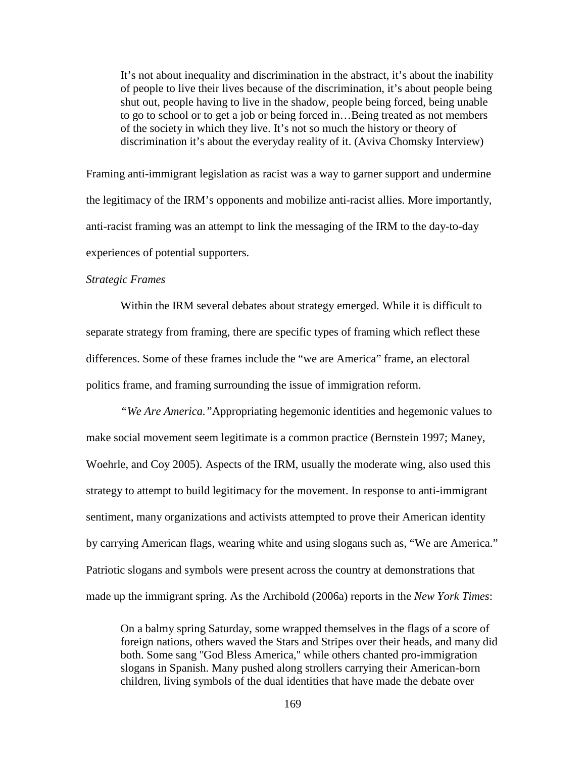> It's not about inequality and discrimination in the abstract, it's about the inability of people to live their lives because of the discrimination, it's about people being shut out, people having to live in the shadow, people being forced, being unable to go to school or to get a job or being forced in…Being treated as not members of the society in which they live. It's not so much the history or theory of discrimination it's about the everyday reality of it. (Aviva Chomsky Interview)

Framing anti-immigrant legislation as racist was a way to garner support and undermine the legitimacy of the IRM's opponents and mobilize anti-racist allies. More importantly, anti-racist framing was an attempt to link the messaging of the IRM to the day-to-day experiences of potential supporters.

*Strategic Frames*

Within the IRM several debates about strategy emerged. While it is difficult to separate strategy from framing, there are specific types of framing which reflect these differences. Some of these frames include the "we are America" frame, an electoral politics frame, and framing surrounding the issue of immigration reform.

*"We Are America."* Appropriating hegemonic identities and hegemonic values to make social movement seem legitimate is a common practice (Bernstein 1997; Maney, Woehrle, and Coy 2005). Aspects of the IRM, usually the moderate wing, also used this strategy to attempt to build legitimacy for the movement. In response to anti-immigrant sentiment, many organizations and activists attempted to prove their American identity by carrying American flags, wearing white and using slogans such as, "We are America." Patriotic slogans and symbols were present across the country at demonstrations that made up the immigrant spring. As the Archibold (2006a) reports in the *New York Times*:

> On a balmy spring Saturday, some wrapped themselves in the flags of a score of foreign nations, others waved the Stars and Stripes over their heads, and many did both. Some sang "God Bless America," while others chanted pro-immigration slogans in Spanish. Many pushed along strollers carrying their American-born children, living symbols of the dual identities that have made the debate over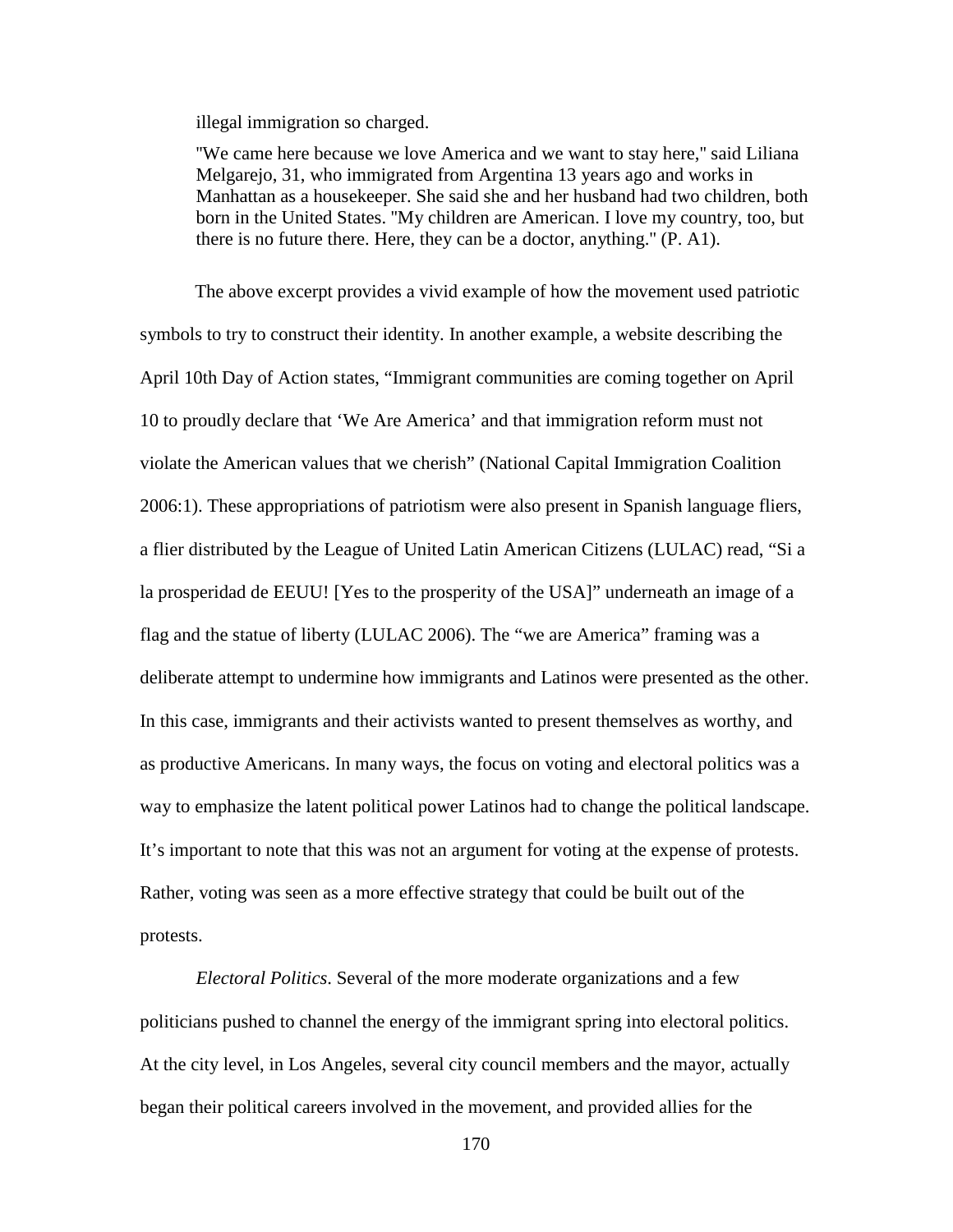illegal immigration so charged.

> "We came here because we love America and we want to stay here," said Liliana Melgarejo, 31, who immigrated from Argentina 13 years ago and works in Manhattan as a housekeeper. She said she and her husband had two children, both born in the United States. "My children are American. I love my country, too, but there is no future there. Here, they can be a doctor, anything." (P. A1).

The above excerpt provides a vivid example of how the movement used patriotic symbols to try to construct their identity. In another example, a website describing the April 10th Day of Action states, "Immigrant communities are coming together on April 10 to proudly declare that 'We Are America' and that immigration reform must not violate the American values that we cherish" (National Capital Immigration Coalition 2006:1). These appropriations of patriotism were also present in Spanish language fliers, a flier distributed by the League of United Latin American Citizens (LULAC) read, "Si a la prosperidad de EEUU! [Yes to the prosperity of the USA]" underneath an image of a flag and the statue of liberty (LULAC 2006). The "we are America" framing was a deliberate attempt to undermine how immigrants and Latinos were presented as the other. In this case, immigrants and their activists wanted to present themselves as worthy, and as productive Americans. In many ways, the focus on voting and electoral politics was a way to emphasize the latent political power Latinos had to change the political landscape. It's important to note that this was not an argument for voting at the expense of protests. Rather, voting was seen as a more effective strategy that could be built out of the protests.

*Electoral Politics*. Several of the more moderate organizations and a few politicians pushed to channel the energy of the immigrant spring into electoral politics. At the city level, in Los Angeles, several city council members and the mayor, actually began their political careers involved in the movement, and provided allies for the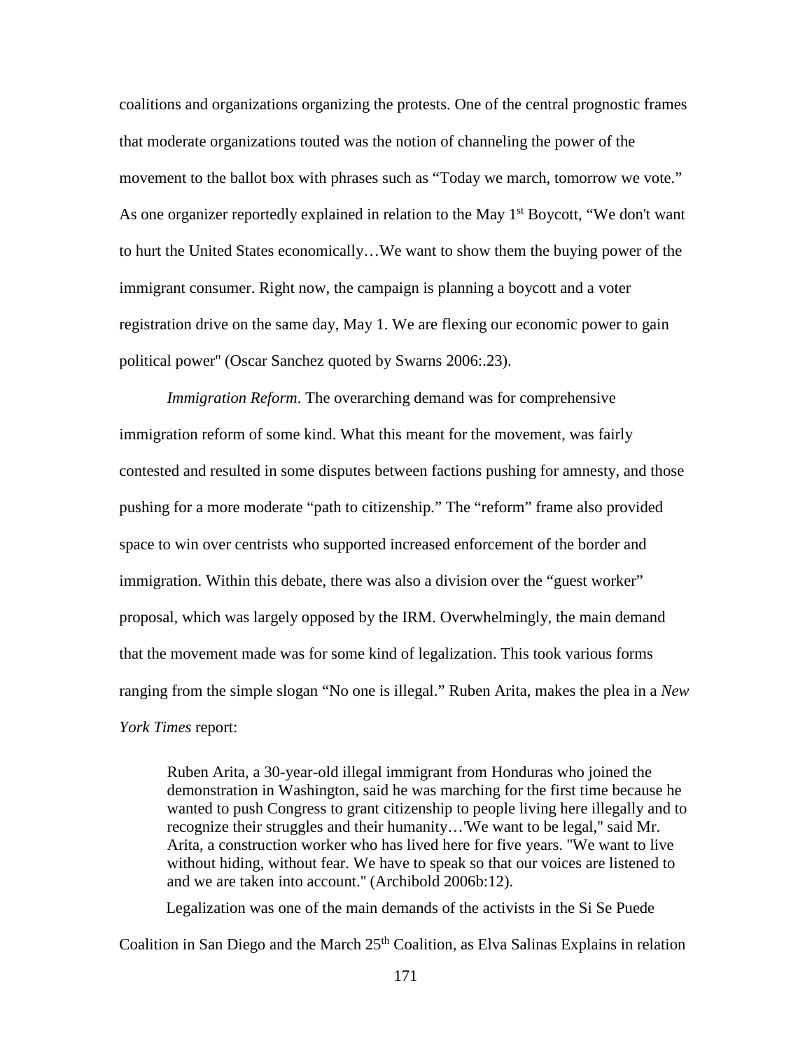coalitions and organizations organizing the protests. One of the central prognostic frames that moderate organizations touted was the notion of channeling the power of the movement to the ballot box with phrases such as "Today we march, tomorrow we vote." As one organizer reportedly explained in relation to the May 1st Boycott, "We don't want to hurt the United States economically…We want to show them the buying power of the immigrant consumer. Right now, the campaign is planning a boycott and a voter registration drive on the same day, May 1. We are flexing our economic power to gain political power" (Oscar Sanchez quoted by Swarns 2006:.23).

*Immigration Reform*. The overarching demand was for comprehensive immigration reform of some kind. What this meant for the movement, was fairly contested and resulted in some disputes between factions pushing for amnesty, and those pushing for a more moderate "path to citizenship." The "reform" frame also provided space to win over centrists who supported increased enforcement of the border and immigration. Within this debate, there was also a division over the "guest worker" proposal, which was largely opposed by the IRM. Overwhelmingly, the main demand that the movement made was for some kind of legalization. This took various forms ranging from the simple slogan "No one is illegal." Ruben Arita, makes the plea in a *New York Times* report:

> Ruben Arita, a 30-year-old illegal immigrant from Honduras who joined the demonstration in Washington, said he was marching for the first time because he wanted to push Congress to grant citizenship to people living here illegally and to recognize their struggles and their humanity…'We want to be legal," said Mr. Arita, a construction worker who has lived here for five years. "We want to live without hiding, without fear. We have to speak so that our voices are listened to and we are taken into account." (Archibold 2006b:12).

Legalization was one of the main demands of the activists in the Si Se Puede Coalition in San Diego and the March 25th Coalition, as Elva Salinas Explains in relation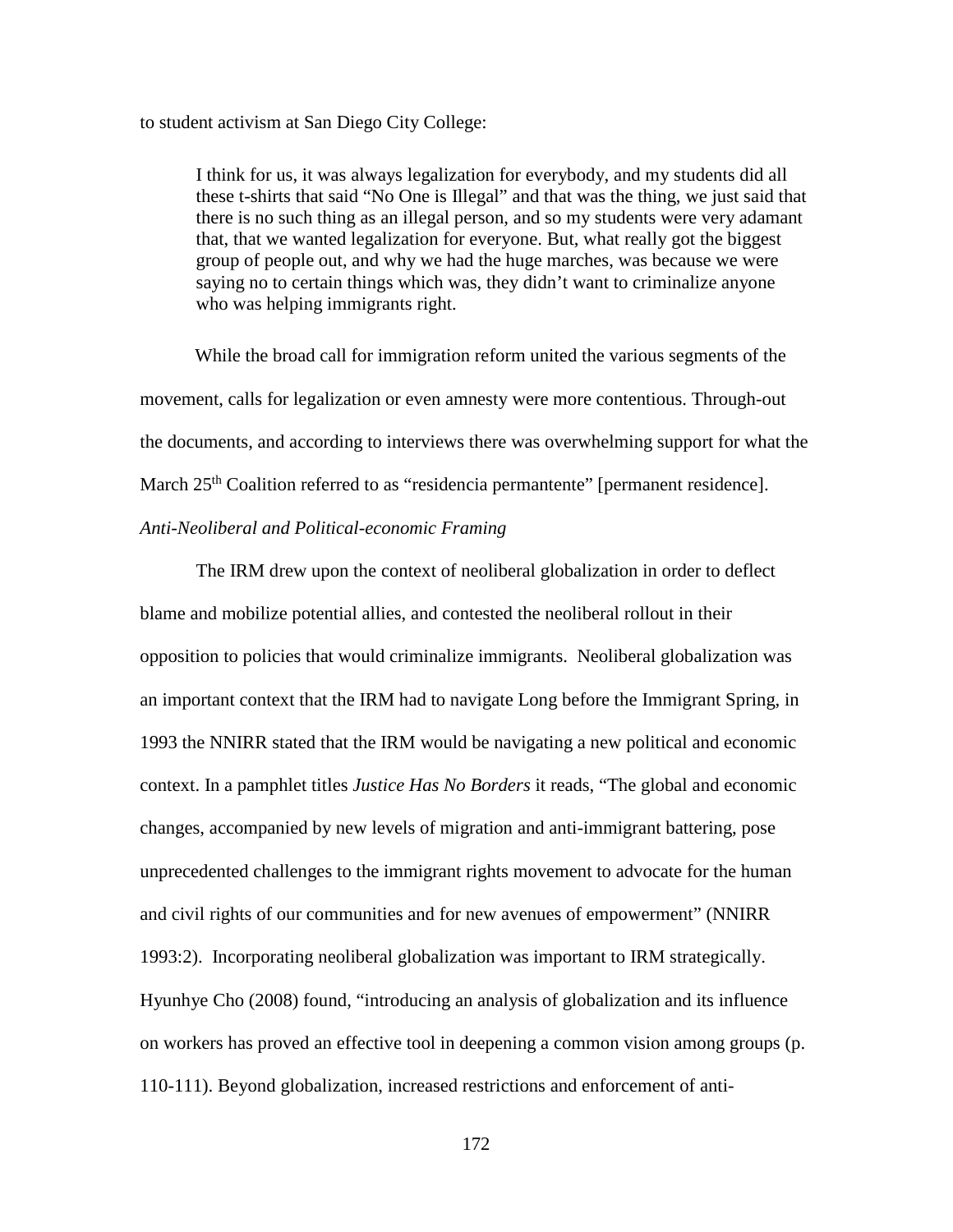to student activism at San Diego City College:

> I think for us, it was always legalization for everybody, and my students did all these t-shirts that said "No One is Illegal" and that was the thing, we just said that there is no such thing as an illegal person, and so my students were very adamant that, that we wanted legalization for everyone. But, what really got the biggest group of people out, and why we had the huge marches, was because we were saying no to certain things which was, they didn't want to criminalize anyone who was helping immigrants right.

While the broad call for immigration reform united the various segments of the movement, calls for legalization or even amnesty were more contentious. Through-out the documents, and according to interviews there was overwhelming support for what the March 25th Coalition referred to as "residencia permantente" [permanent residence].

*Anti-Neoliberal and Political-economic Framing*

The IRM drew upon the context of neoliberal globalization in order to deflect blame and mobilize potential allies, and contested the neoliberal rollout in their opposition to policies that would criminalize immigrants. Neoliberal globalization was an important context that the IRM had to navigate Long before the Immigrant Spring, in 1993 the NNIRR stated that the IRM would be navigating a new political and economic context. In a pamphlet titles *Justice Has No Borders* it reads, "The global and economic changes, accompanied by new levels of migration and anti-immigrant battering, pose unprecedented challenges to the immigrant rights movement to advocate for the human and civil rights of our communities and for new avenues of empowerment" (NNIRR 1993:2). Incorporating neoliberal globalization was important to IRM strategically. Hyunhye Cho (2008) found, "introducing an analysis of globalization and its influence on workers has proved an effective tool in deepening a common vision among groups (p. 110-111). Beyond globalization, increased restrictions and enforcement of anti-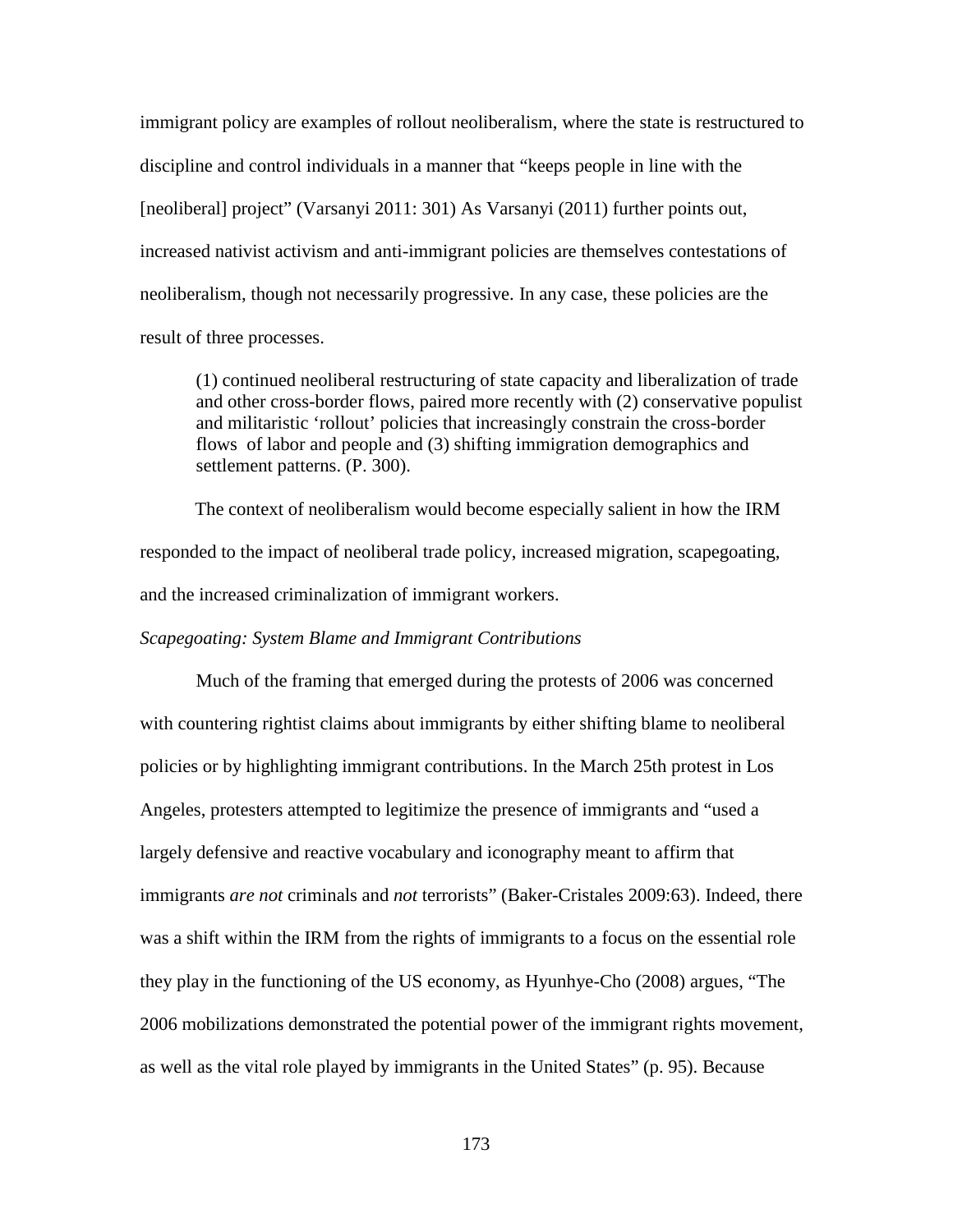immigrant policy are examples of rollout neoliberalism, where the state is restructured to discipline and control individuals in a manner that "keeps people in line with the [neoliberal] project" (Varsanyi 2011: 301) As Varsanyi (2011) further points out, increased nativist activism and anti-immigrant policies are themselves contestations of neoliberalism, though not necessarily progressive. In any case, these policies are the result of three processes.

> (1) continued neoliberal restructuring of state capacity and liberalization of trade and other cross-border flows, paired more recently with (2) conservative populist and militaristic 'rollout' policies that increasingly constrain the cross-border flows of labor and people and (3) shifting immigration demographics and settlement patterns. (P. 300).

The context of neoliberalism would become especially salient in how the IRM responded to the impact of neoliberal trade policy, increased migration, scapegoating, and the increased criminalization of immigrant workers.

*Scapegoating: System Blame and Immigrant Contributions*

Much of the framing that emerged during the protests of 2006 was concerned with countering rightist claims about immigrants by either shifting blame to neoliberal policies or by highlighting immigrant contributions. In the March 25th protest in Los Angeles, protesters attempted to legitimize the presence of immigrants and "used a largely defensive and reactive vocabulary and iconography meant to affirm that immigrants *are not* criminals and *not* terrorists" (Baker-Cristales 2009:63). Indeed, there was a shift within the IRM from the rights of immigrants to a focus on the essential role they play in the functioning of the US economy, as Hyunhye-Cho (2008) argues, "The 2006 mobilizations demonstrated the potential power of the immigrant rights movement, as well as the vital role played by immigrants in the United States" (p. 95). Because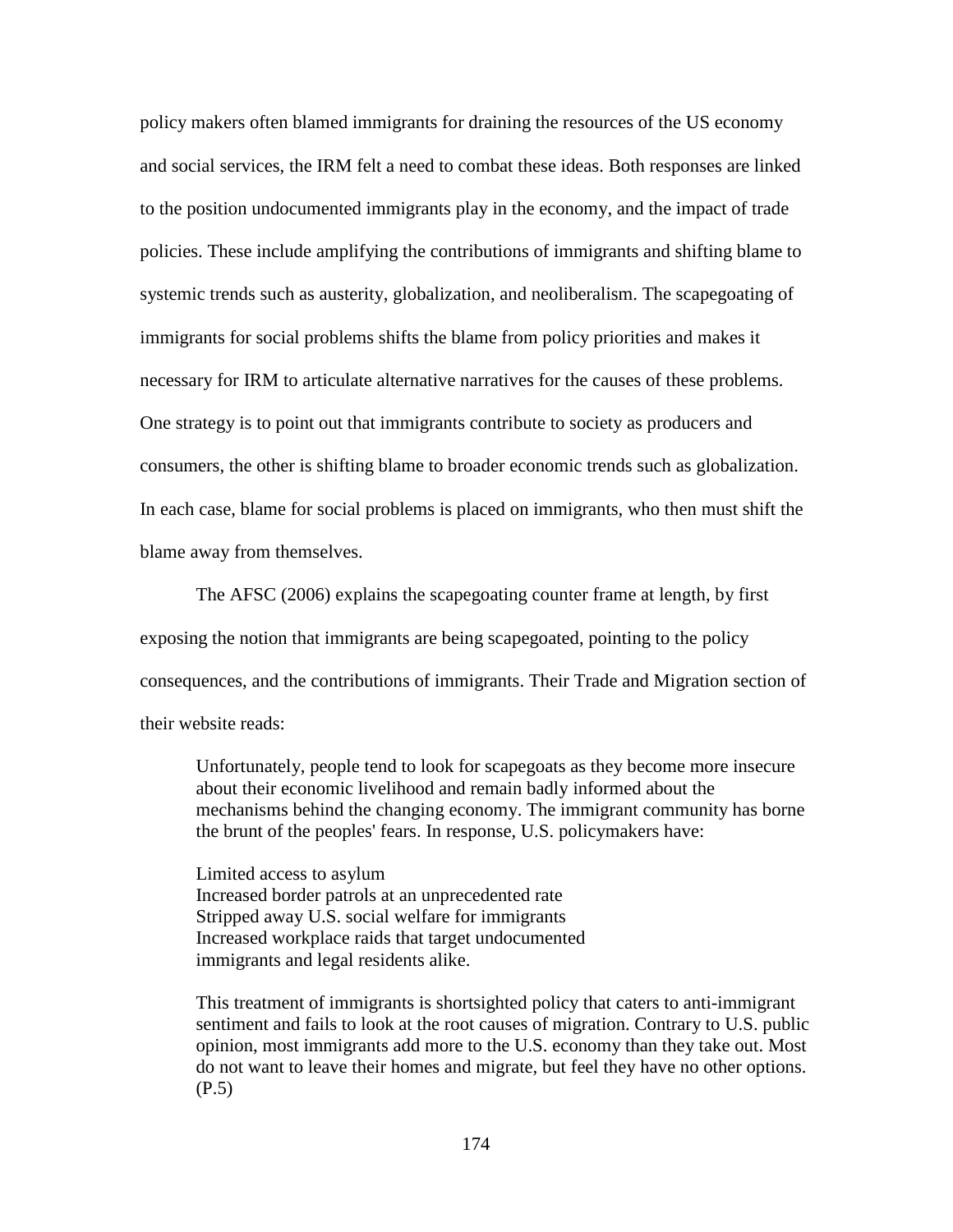policy makers often blamed immigrants for draining the resources of the US economy and social services, the IRM felt a need to combat these ideas. Both responses are linked to the position undocumented immigrants play in the economy, and the impact of trade policies. These include amplifying the contributions of immigrants and shifting blame to systemic trends such as austerity, globalization, and neoliberalism. The scapegoating of immigrants for social problems shifts the blame from policy priorities and makes it necessary for IRM to articulate alternative narratives for the causes of these problems. One strategy is to point out that immigrants contribute to society as producers and consumers, the other is shifting blame to broader economic trends such as globalization. In each case, blame for social problems is placed on immigrants, who then must shift the blame away from themselves.

The AFSC (2006) explains the scapegoating counter frame at length, by first exposing the notion that immigrants are being scapegoated, pointing to the policy consequences, and the contributions of immigrants. Their Trade and Migration section of their website reads:

> Unfortunately, people tend to look for scapegoats as they become more insecure about their economic livelihood and remain badly informed about the mechanisms behind the changing economy. The immigrant community has borne the brunt of the peoples' fears. In response, U.S. policymakers have:
>
> Limited access to asylum
> Increased border patrols at an unprecedented rate
> Stripped away U.S. social welfare for immigrants
> Increased workplace raids that target undocumented immigrants and legal residents alike.
>
> This treatment of immigrants is shortsighted policy that caters to anti-immigrant sentiment and fails to look at the root causes of migration. Contrary to U.S. public opinion, most immigrants add more to the U.S. economy than they take out. Most do not want to leave their homes and migrate, but feel they have no other options. (P.5)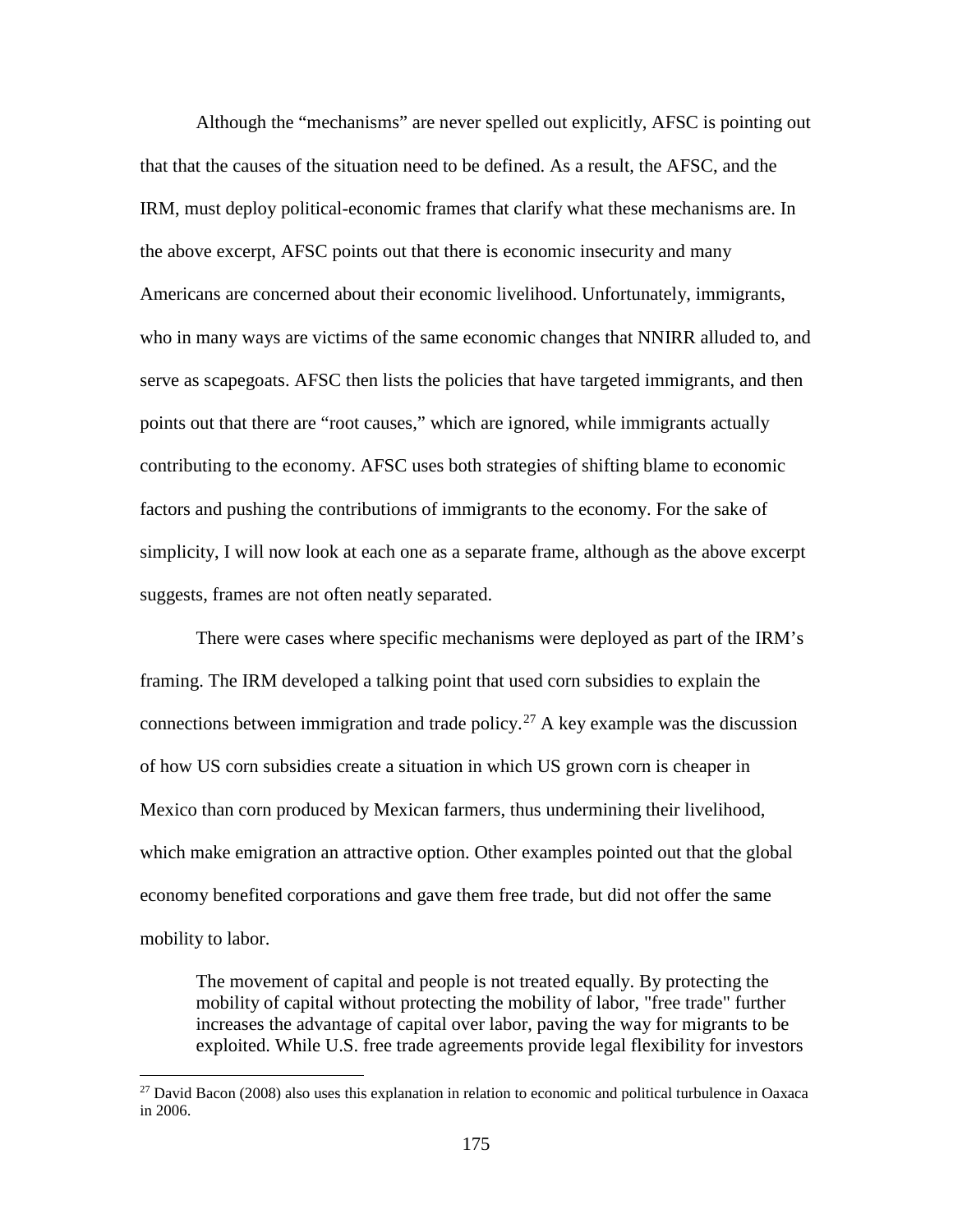Although the "mechanisms" are never spelled out explicitly, AFSC is pointing out that that the causes of the situation need to be defined. As a result, the AFSC, and the IRM, must deploy political-economic frames that clarify what these mechanisms are. In the above excerpt, AFSC points out that there is economic insecurity and many Americans are concerned about their economic livelihood. Unfortunately, immigrants, who in many ways are victims of the same economic changes that NNIRR alluded to, and serve as scapegoats. AFSC then lists the policies that have targeted immigrants, and then points out that there are "root causes," which are ignored, while immigrants actually contributing to the economy. AFSC uses both strategies of shifting blame to economic factors and pushing the contributions of immigrants to the economy. For the sake of simplicity, I will now look at each one as a separate frame, although as the above excerpt suggests, frames are not often neatly separated.

There were cases where specific mechanisms were deployed as part of the IRM's framing. The IRM developed a talking point that used corn subsidies to explain the connections between immigration and trade policy.[27] A key example was the discussion of how US corn subsidies create a situation in which US grown corn is cheaper in Mexico than corn produced by Mexican farmers, thus undermining their livelihood, which make emigration an attractive option. Other examples pointed out that the global economy benefited corporations and gave them free trade, but did not offer the same mobility to labor.

> The movement of capital and people is not treated equally. By protecting the mobility of capital without protecting the mobility of labor, "free trade" further increases the advantage of capital over labor, paving the way for migrants to be exploited. While U.S. free trade agreements provide legal flexibility for investors

[27] David Bacon (2008) also uses this explanation in relation to economic and political turbulence in Oaxaca in 2006.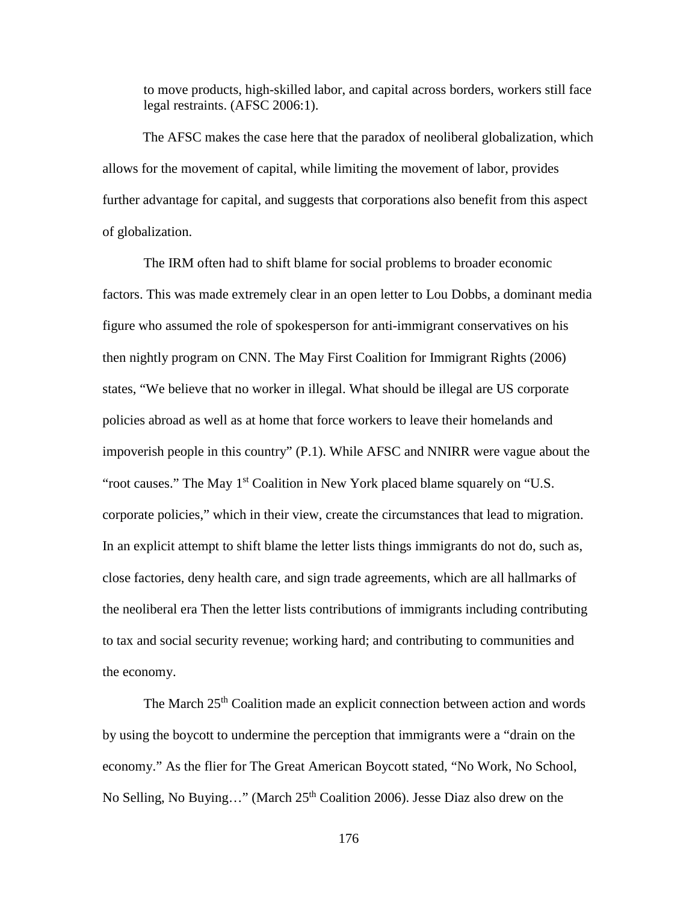to move products, high-skilled labor, and capital across borders, workers still face legal restraints. (AFSC 2006:1).

The AFSC makes the case here that the paradox of neoliberal globalization, which allows for the movement of capital, while limiting the movement of labor, provides further advantage for capital, and suggests that corporations also benefit from this aspect of globalization.

The IRM often had to shift blame for social problems to broader economic factors. This was made extremely clear in an open letter to Lou Dobbs, a dominant media figure who assumed the role of spokesperson for anti-immigrant conservatives on his then nightly program on CNN. The May First Coalition for Immigrant Rights (2006) states, "We believe that no worker in illegal. What should be illegal are US corporate policies abroad as well as at home that force workers to leave their homelands and impoverish people in this country" (P.1). While AFSC and NNIRR were vague about the "root causes." The May 1st Coalition in New York placed blame squarely on "U.S. corporate policies," which in their view, create the circumstances that lead to migration. In an explicit attempt to shift blame the letter lists things immigrants do not do, such as, close factories, deny health care, and sign trade agreements, which are all hallmarks of the neoliberal era Then the letter lists contributions of immigrants including contributing to tax and social security revenue; working hard; and contributing to communities and the economy.

The March 25th Coalition made an explicit connection between action and words by using the boycott to undermine the perception that immigrants were a "drain on the economy." As the flier for The Great American Boycott stated, "No Work, No School, No Selling, No Buying…" (March 25th Coalition 2006). Jesse Diaz also drew on the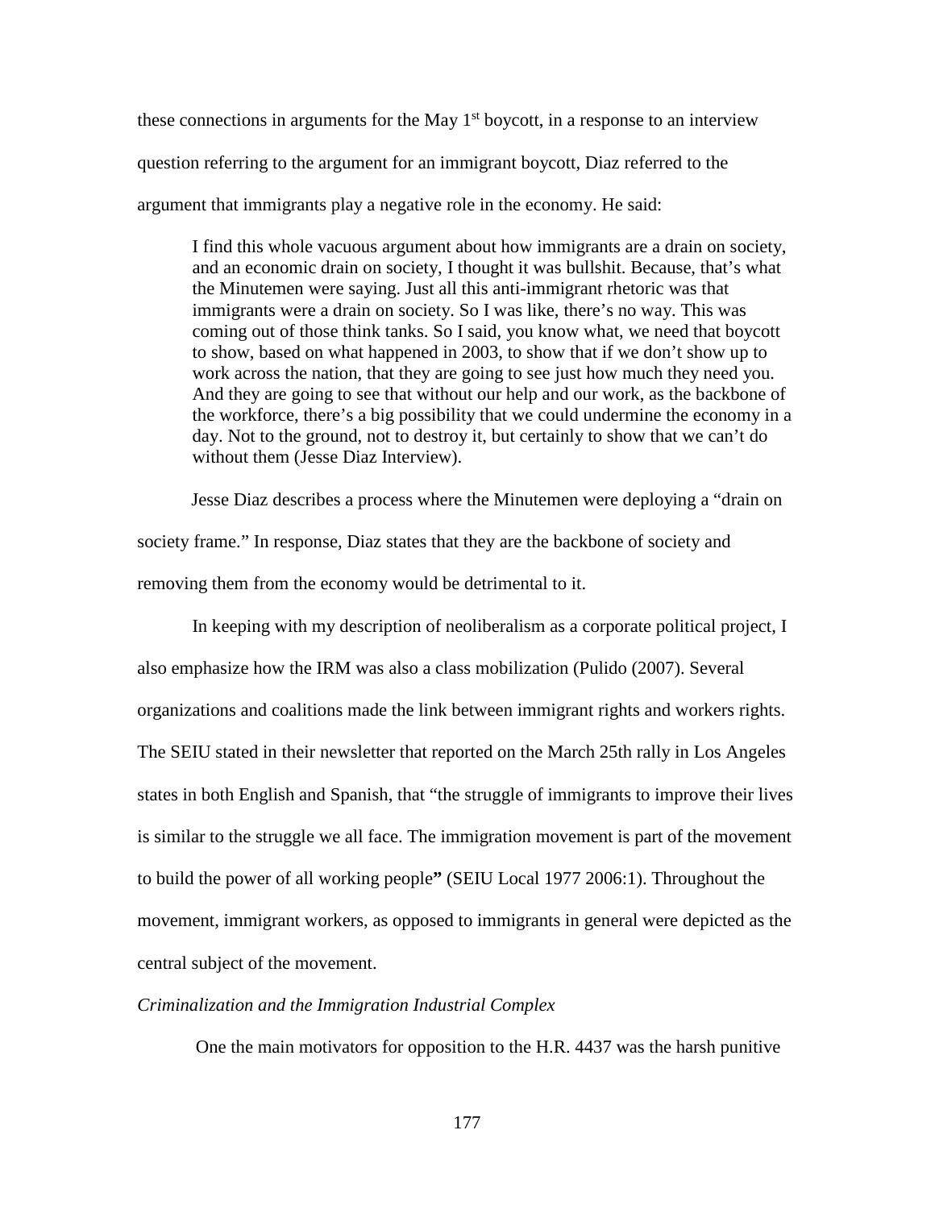these connections in arguments for the May 1st boycott, in a response to an interview question referring to the argument for an immigrant boycott, Diaz referred to the argument that immigrants play a negative role in the economy. He said:

> I find this whole vacuous argument about how immigrants are a drain on society, and an economic drain on society, I thought it was bullshit. Because, that's what the Minutemen were saying. Just all this anti-immigrant rhetoric was that immigrants were a drain on society. So I was like, there's no way. This was coming out of those think tanks. So I said, you know what, we need that boycott to show, based on what happened in 2003, to show that if we don't show up to work across the nation, that they are going to see just how much they need you. And they are going to see that without our help and our work, as the backbone of the workforce, there's a big possibility that we could undermine the economy in a day. Not to the ground, not to destroy it, but certainly to show that we can't do without them (Jesse Diaz Interview).

Jesse Diaz describes a process where the Minutemen were deploying a "drain on society frame." In response, Diaz states that they are the backbone of society and removing them from the economy would be detrimental to it.

In keeping with my description of neoliberalism as a corporate political project, I also emphasize how the IRM was also a class mobilization (Pulido (2007). Several organizations and coalitions made the link between immigrant rights and workers rights. The SEIU stated in their newsletter that reported on the March 25th rally in Los Angeles states in both English and Spanish, that "the struggle of immigrants to improve their lives is similar to the struggle we all face. The immigration movement is part of the movement to build the power of all working people**"** (SEIU Local 1977 2006:1). Throughout the movement, immigrant workers, as opposed to immigrants in general were depicted as the central subject of the movement.

*Criminalization and the Immigration Industrial Complex*

One the main motivators for opposition to the H.R. 4437 was the harsh punitive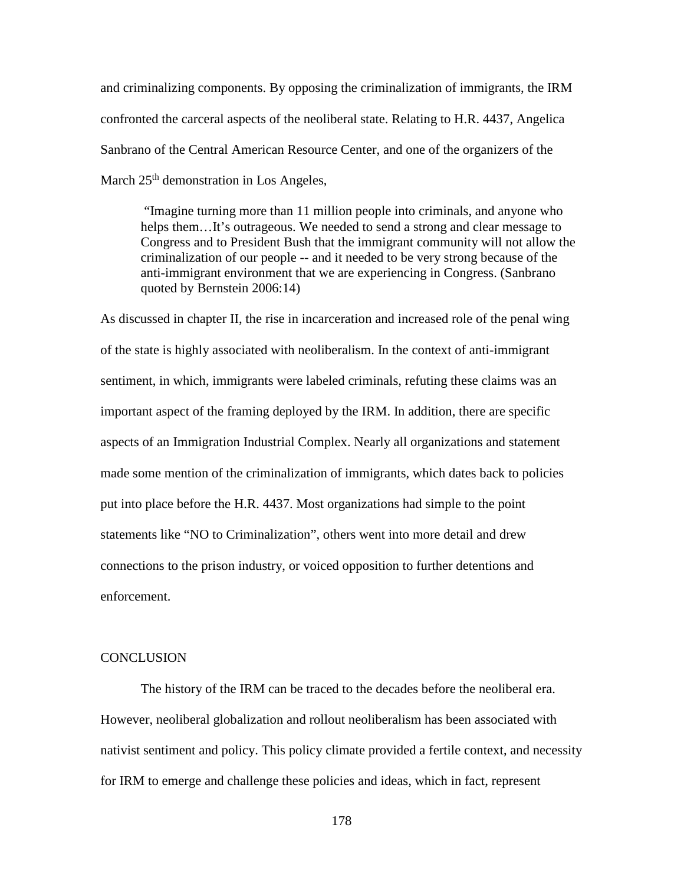and criminalizing components. By opposing the criminalization of immigrants, the IRM confronted the carceral aspects of the neoliberal state. Relating to H.R. 4437, Angelica Sanbrano of the Central American Resource Center, and one of the organizers of the March 25th demonstration in Los Angeles,

> "Imagine turning more than 11 million people into criminals, and anyone who helps them…It's outrageous. We needed to send a strong and clear message to Congress and to President Bush that the immigrant community will not allow the criminalization of our people -- and it needed to be very strong because of the anti-immigrant environment that we are experiencing in Congress. (Sanbrano quoted by Bernstein 2006:14)

As discussed in chapter II, the rise in incarceration and increased role of the penal wing of the state is highly associated with neoliberalism. In the context of anti-immigrant sentiment, in which, immigrants were labeled criminals, refuting these claims was an important aspect of the framing deployed by the IRM. In addition, there are specific aspects of an Immigration Industrial Complex. Nearly all organizations and statement made some mention of the criminalization of immigrants, which dates back to policies put into place before the H.R. 4437. Most organizations had simple to the point statements like "NO to Criminalization", others went into more detail and drew connections to the prison industry, or voiced opposition to further detentions and enforcement.

## CONCLUSION

The history of the IRM can be traced to the decades before the neoliberal era. However, neoliberal globalization and rollout neoliberalism has been associated with nativist sentiment and policy. This policy climate provided a fertile context, and necessity for IRM to emerge and challenge these policies and ideas, which in fact, represent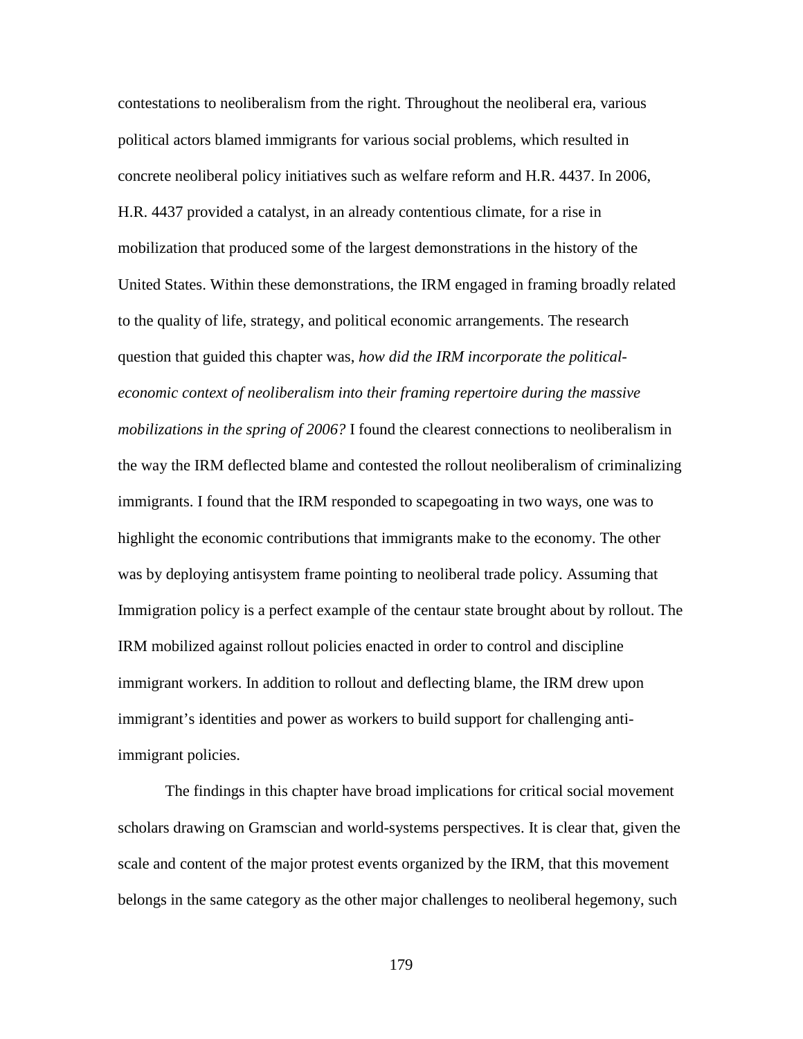contestations to neoliberalism from the right. Throughout the neoliberal era, various political actors blamed immigrants for various social problems, which resulted in concrete neoliberal policy initiatives such as welfare reform and H.R. 4437. In 2006, H.R. 4437 provided a catalyst, in an already contentious climate, for a rise in mobilization that produced some of the largest demonstrations in the history of the United States. Within these demonstrations, the IRM engaged in framing broadly related to the quality of life, strategy, and political economic arrangements. The research question that guided this chapter was, *how did the IRM incorporate the political-economic context of neoliberalism into their framing repertoire during the massive mobilizations in the spring of 2006?* I found the clearest connections to neoliberalism in the way the IRM deflected blame and contested the rollout neoliberalism of criminalizing immigrants. I found that the IRM responded to scapegoating in two ways, one was to highlight the economic contributions that immigrants make to the economy. The other was by deploying antisystem frame pointing to neoliberal trade policy. Assuming that Immigration policy is a perfect example of the centaur state brought about by rollout. The IRM mobilized against rollout policies enacted in order to control and discipline immigrant workers. In addition to rollout and deflecting blame, the IRM drew upon immigrant's identities and power as workers to build support for challenging anti-immigrant policies.

The findings in this chapter have broad implications for critical social movement scholars drawing on Gramscian and world-systems perspectives. It is clear that, given the scale and content of the major protest events organized by the IRM, that this movement belongs in the same category as the other major challenges to neoliberal hegemony, such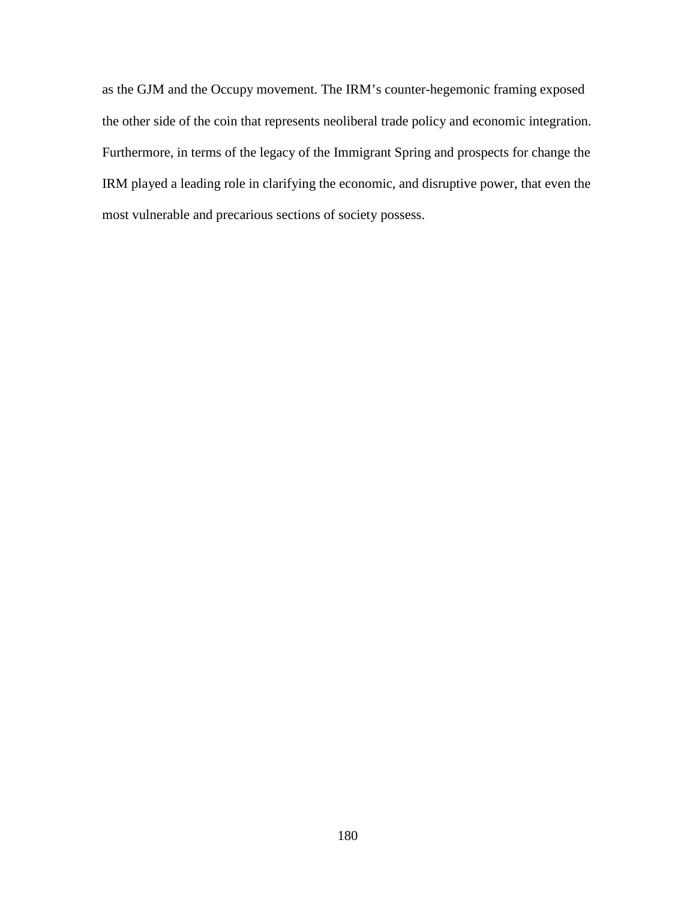as the GJM and the Occupy movement. The IRM's counter-hegemonic framing exposed the other side of the coin that represents neoliberal trade policy and economic integration. Furthermore, in terms of the legacy of the Immigrant Spring and prospects for change the IRM played a leading role in clarifying the economic, and disruptive power, that even the most vulnerable and precarious sections of society possess.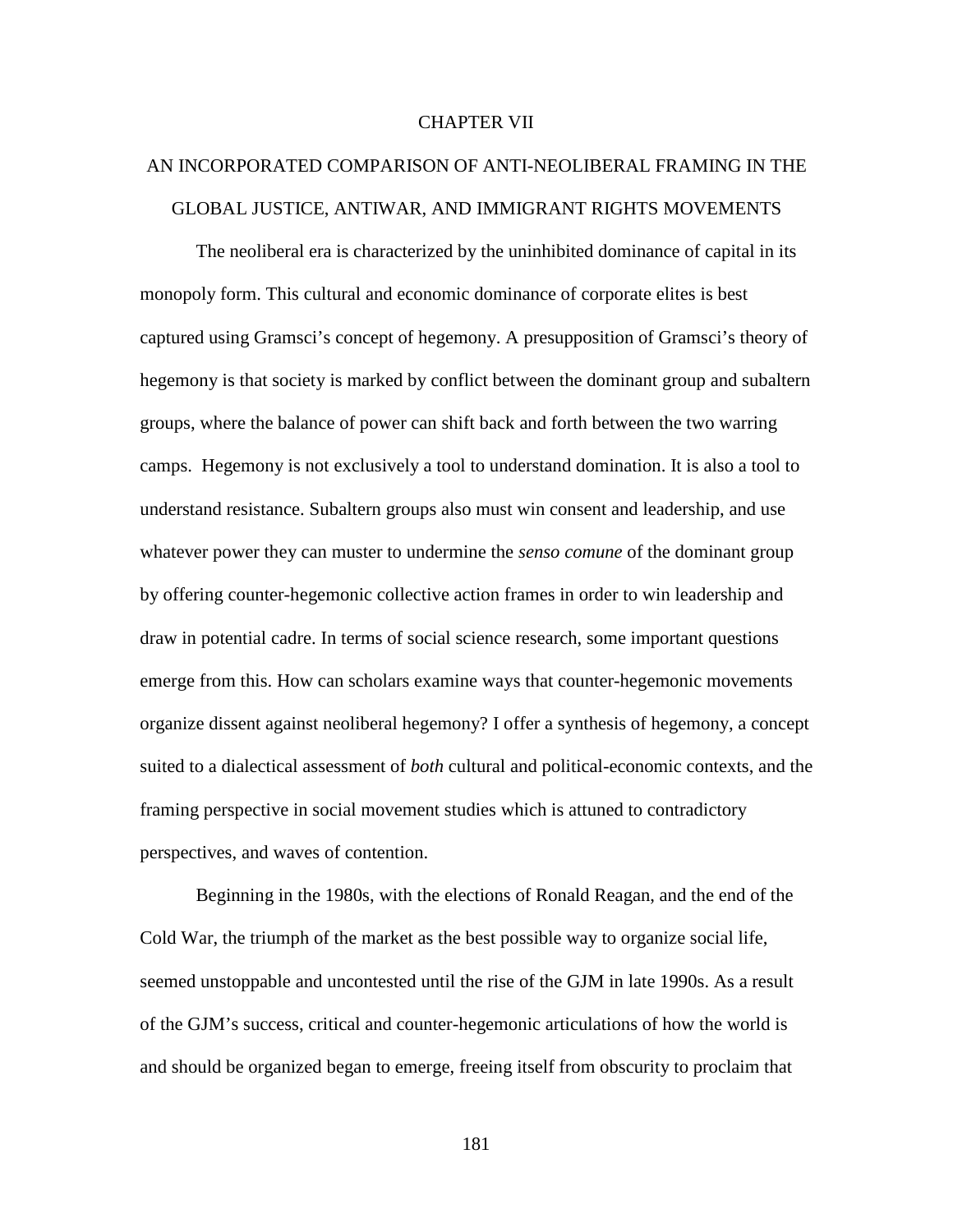# CHAPTER VII

# AN INCORPORATED COMPARISON OF ANTI-NEOLIBERAL FRAMING IN THE GLOBAL JUSTICE, ANTIWAR, AND IMMIGRANT RIGHTS MOVEMENTS

The neoliberal era is characterized by the uninhibited dominance of capital in its monopoly form. This cultural and economic dominance of corporate elites is best captured using Gramsci's concept of hegemony. A presupposition of Gramsci's theory of hegemony is that society is marked by conflict between the dominant group and subaltern groups, where the balance of power can shift back and forth between the two warring camps. Hegemony is not exclusively a tool to understand domination. It is also a tool to understand resistance. Subaltern groups also must win consent and leadership, and use whatever power they can muster to undermine the *senso comune* of the dominant group by offering counter-hegemonic collective action frames in order to win leadership and draw in potential cadre. In terms of social science research, some important questions emerge from this. How can scholars examine ways that counter-hegemonic movements organize dissent against neoliberal hegemony? I offer a synthesis of hegemony, a concept suited to a dialectical assessment of *both* cultural and political-economic contexts, and the framing perspective in social movement studies which is attuned to contradictory perspectives, and waves of contention.

Beginning in the 1980s, with the elections of Ronald Reagan, and the end of the Cold War, the triumph of the market as the best possible way to organize social life, seemed unstoppable and uncontested until the rise of the GJM in late 1990s. As a result of the GJM's success, critical and counter-hegemonic articulations of how the world is and should be organized began to emerge, freeing itself from obscurity to proclaim that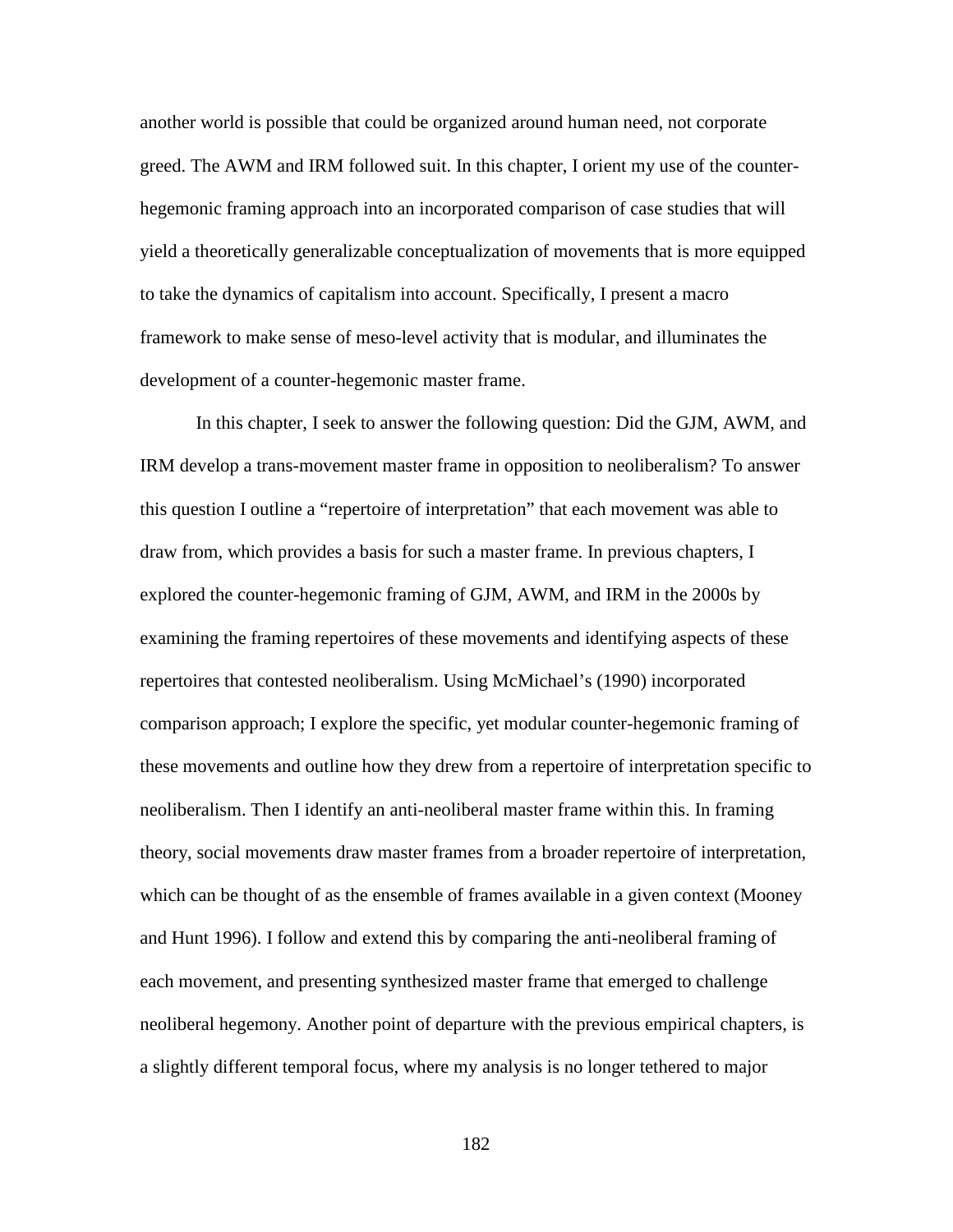another world is possible that could be organized around human need, not corporate greed. The AWM and IRM followed suit. In this chapter, I orient my use of the counter-hegemonic framing approach into an incorporated comparison of case studies that will yield a theoretically generalizable conceptualization of movements that is more equipped to take the dynamics of capitalism into account. Specifically, I present a macro framework to make sense of meso-level activity that is modular, and illuminates the development of a counter-hegemonic master frame.

In this chapter, I seek to answer the following question: Did the GJM, AWM, and IRM develop a trans-movement master frame in opposition to neoliberalism? To answer this question I outline a "repertoire of interpretation" that each movement was able to draw from, which provides a basis for such a master frame. In previous chapters, I explored the counter-hegemonic framing of GJM, AWM, and IRM in the 2000s by examining the framing repertoires of these movements and identifying aspects of these repertoires that contested neoliberalism. Using McMichael's (1990) incorporated comparison approach; I explore the specific, yet modular counter-hegemonic framing of these movements and outline how they drew from a repertoire of interpretation specific to neoliberalism. Then I identify an anti-neoliberal master frame within this. In framing theory, social movements draw master frames from a broader repertoire of interpretation, which can be thought of as the ensemble of frames available in a given context (Mooney and Hunt 1996). I follow and extend this by comparing the anti-neoliberal framing of each movement, and presenting synthesized master frame that emerged to challenge neoliberal hegemony. Another point of departure with the previous empirical chapters, is a slightly different temporal focus, where my analysis is no longer tethered to major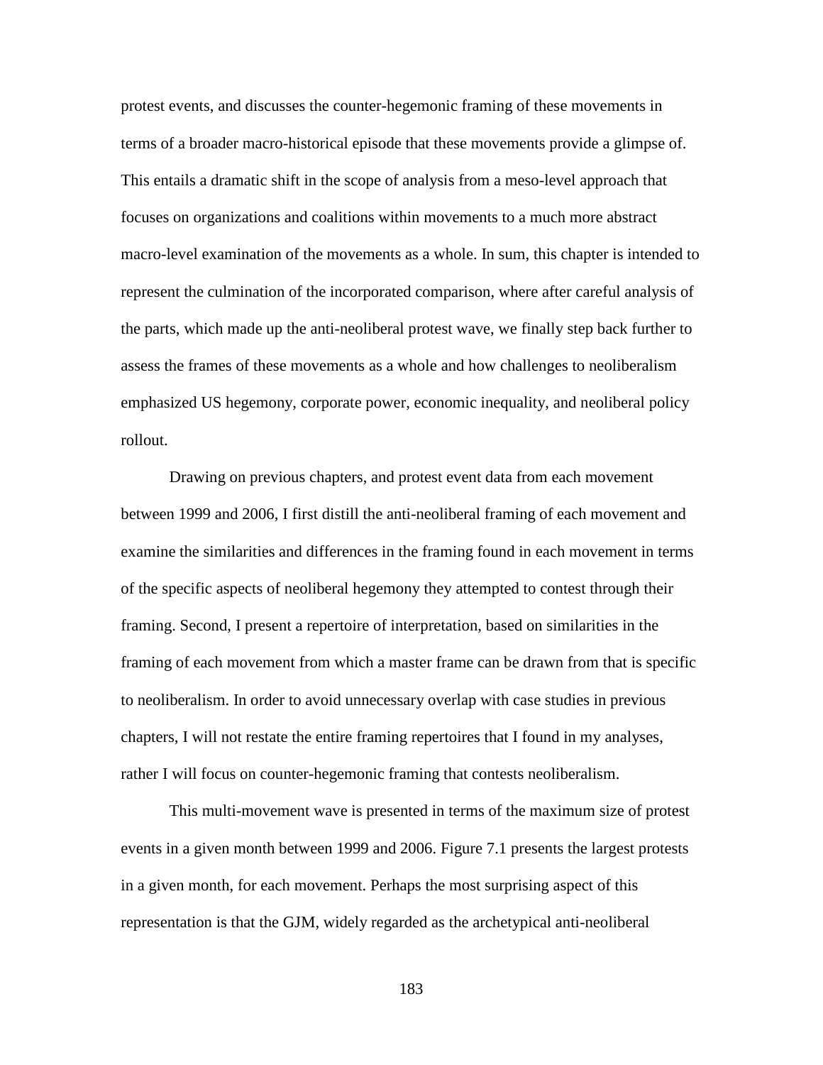protest events, and discusses the counter-hegemonic framing of these movements in terms of a broader macro-historical episode that these movements provide a glimpse of. This entails a dramatic shift in the scope of analysis from a meso-level approach that focuses on organizations and coalitions within movements to a much more abstract macro-level examination of the movements as a whole. In sum, this chapter is intended to represent the culmination of the incorporated comparison, where after careful analysis of the parts, which made up the anti-neoliberal protest wave, we finally step back further to assess the frames of these movements as a whole and how challenges to neoliberalism emphasized US hegemony, corporate power, economic inequality, and neoliberal policy rollout.

Drawing on previous chapters, and protest event data from each movement between 1999 and 2006, I first distill the anti-neoliberal framing of each movement and examine the similarities and differences in the framing found in each movement in terms of the specific aspects of neoliberal hegemony they attempted to contest through their framing. Second, I present a repertoire of interpretation, based on similarities in the framing of each movement from which a master frame can be drawn from that is specific to neoliberalism. In order to avoid unnecessary overlap with case studies in previous chapters, I will not restate the entire framing repertoires that I found in my analyses, rather I will focus on counter-hegemonic framing that contests neoliberalism.

This multi-movement wave is presented in terms of the maximum size of protest events in a given month between 1999 and 2006. Figure 7.1 presents the largest protests in a given month, for each movement. Perhaps the most surprising aspect of this representation is that the GJM, widely regarded as the archetypical anti-neoliberal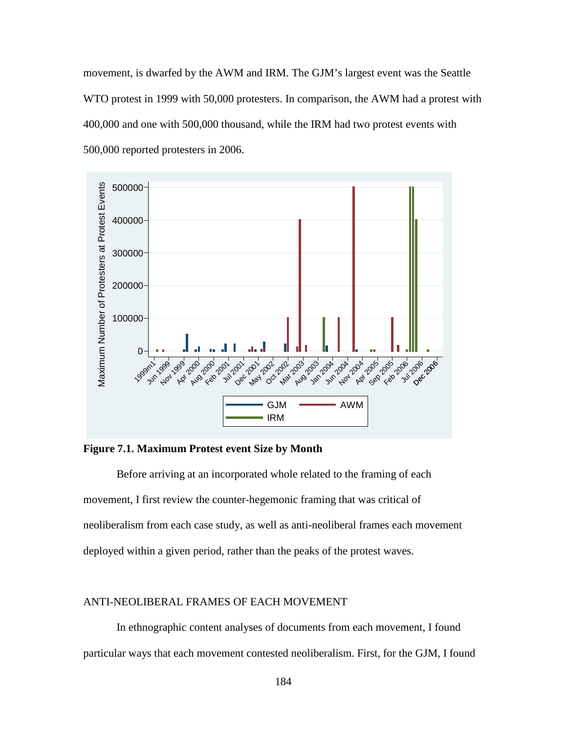movement, is dwarfed by the AWM and IRM. The GJM's largest event was the Seattle WTO protest in 1999 with 50,000 protesters. In comparison, the AWM had a protest with 400,000 and one with 500,000 thousand, while the IRM had two protest events with 500,000 reported protesters in 2006.

**Figure 7.1. Maximum Protest event Size by Month**

Before arriving at an incorporated whole related to the framing of each movement, I first review the counter-hegemonic framing that was critical of neoliberalism from each case study, as well as anti-neoliberal frames each movement deployed within a given period, rather than the peaks of the protest waves.

## ANTI-NEOLIBERAL FRAMES OF EACH MOVEMENT

In ethnographic content analyses of documents from each movement, I found particular ways that each movement contested neoliberalism. First, for the GJM, I found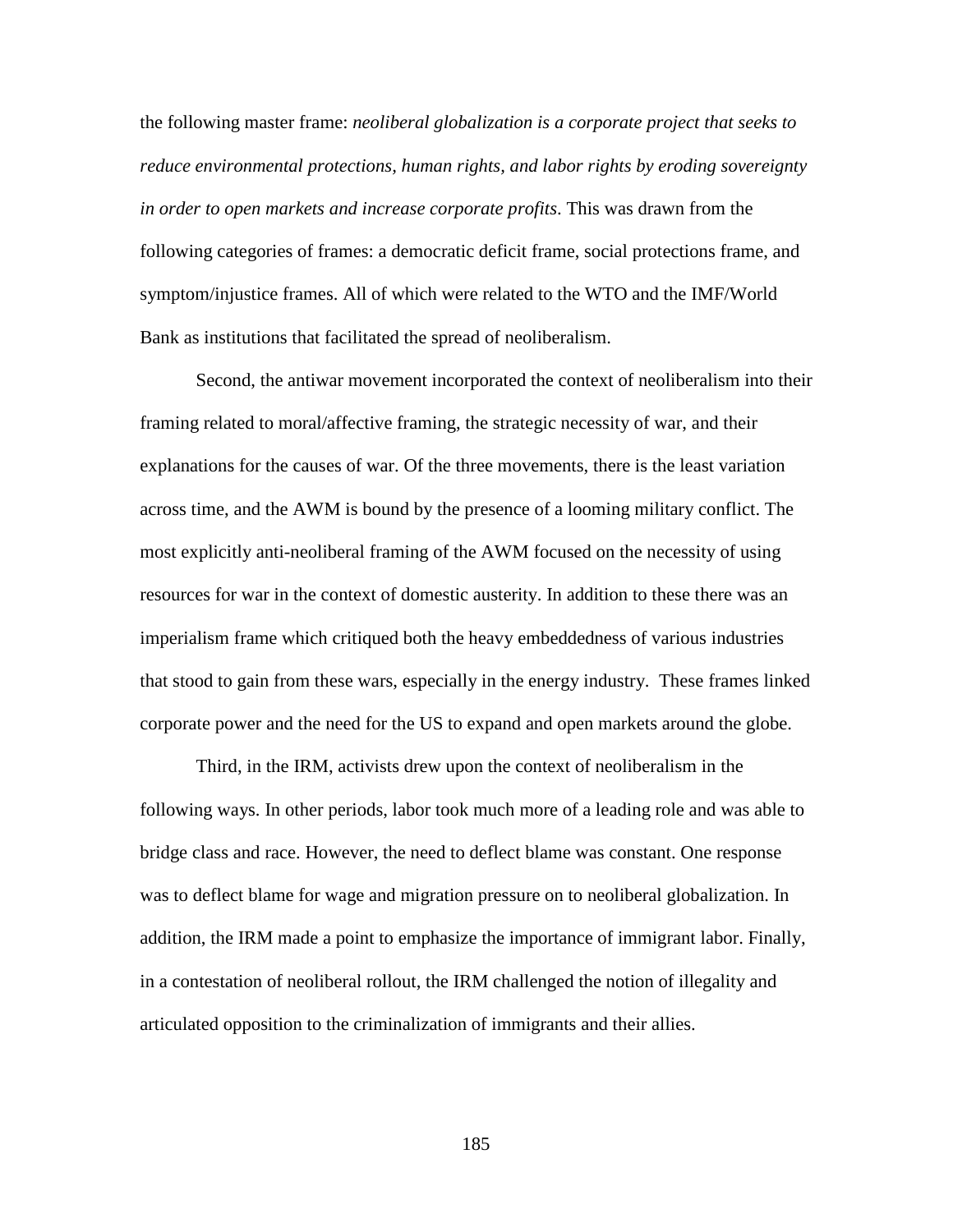the following master frame: *neoliberal globalization is a corporate project that seeks to reduce environmental protections, human rights, and labor rights by eroding sovereignty in order to open markets and increase corporate profits*. This was drawn from the following categories of frames: a democratic deficit frame, social protections frame, and symptom/injustice frames. All of which were related to the WTO and the IMF/World Bank as institutions that facilitated the spread of neoliberalism.

Second, the antiwar movement incorporated the context of neoliberalism into their framing related to moral/affective framing, the strategic necessity of war, and their explanations for the causes of war. Of the three movements, there is the least variation across time, and the AWM is bound by the presence of a looming military conflict. The most explicitly anti-neoliberal framing of the AWM focused on the necessity of using resources for war in the context of domestic austerity. In addition to these there was an imperialism frame which critiqued both the heavy embeddedness of various industries that stood to gain from these wars, especially in the energy industry.  These frames linked corporate power and the need for the US to expand and open markets around the globe.

Third, in the IRM, activists drew upon the context of neoliberalism in the following ways. In other periods, labor took much more of a leading role and was able to bridge class and race. However, the need to deflect blame was constant. One response was to deflect blame for wage and migration pressure on to neoliberal globalization. In addition, the IRM made a point to emphasize the importance of immigrant labor. Finally, in a contestation of neoliberal rollout, the IRM challenged the notion of illegality and articulated opposition to the criminalization of immigrants and their allies.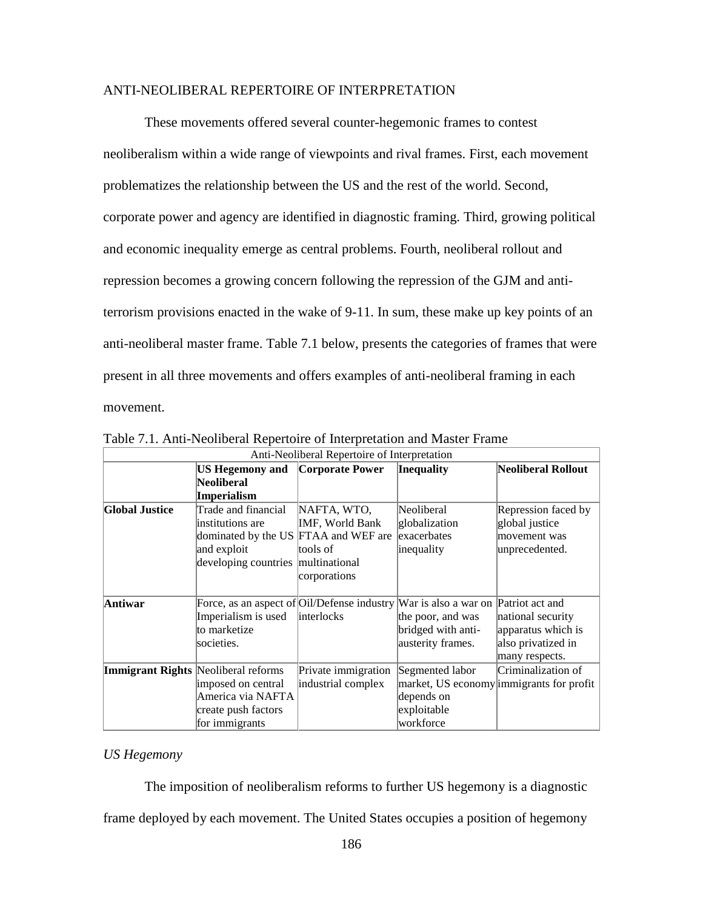ANTI-NEOLIBERAL REPERTOIRE OF INTERPRETATION

These movements offered several counter-hegemonic frames to contest neoliberalism within a wide range of viewpoints and rival frames. First, each movement problematizes the relationship between the US and the rest of the world. Second, corporate power and agency are identified in diagnostic framing. Third, growing political and economic inequality emerge as central problems. Fourth, neoliberal rollout and repression becomes a growing concern following the repression of the GJM and anti-terrorism provisions enacted in the wake of 9-11. In sum, these make up key points of an anti-neoliberal master frame. Table 7.1 below, presents the categories of frames that were present in all three movements and offers examples of anti-neoliberal framing in each movement.

Table 7.1. Anti-Neoliberal Repertoire of Interpretation and Master Frame

| Anti-Neoliberal Repertoire of Interpretation | | | | |
|---|---|---|---|---|
| | **US Hegemony and Neoliberal Imperialism** | **Corporate Power** | **Inequality** | **Neoliberal Rollout** |
| **Global Justice** | Trade and financial institutions are dominated by the US and exploit developing countries | NAFTA, WTO, IMF, World Bank FTAA and WEF are tools of multinational corporations | Neoliberal globalization exacerbates inequality | Repression faced by global justice movement was unprecedented. |
| **Antiwar** | Force, as an aspect of Imperialism is used to marketize societies. | Oil/Defense industry interlocks | War is also a war on the poor, and was bridged with anti-austerity frames. | Patriot act and national security apparatus which is also privatized in many respects. |
| **Immigrant Rights** | Neoliberal reforms imposed on central America via NAFTA create push factors for immigrants | Private immigration industrial complex | Segmented labor market, US economy depends on exploitable workforce | Criminalization of immigrants for profit |

*US Hegemony*

The imposition of neoliberalism reforms to further US hegemony is a diagnostic frame deployed by each movement. The United States occupies a position of hegemony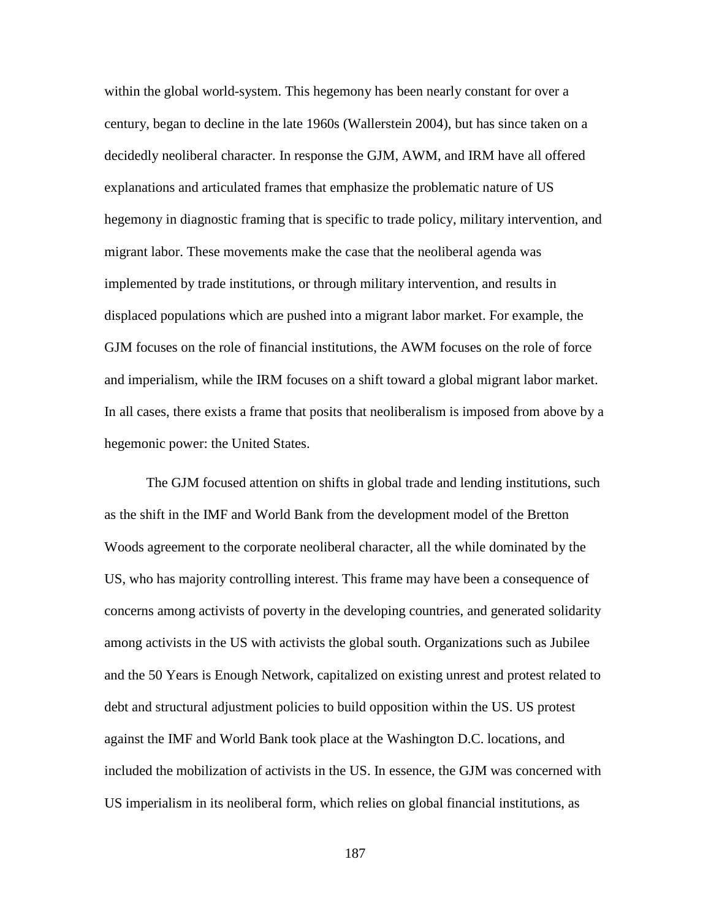within the global world-system. This hegemony has been nearly constant for over a century, began to decline in the late 1960s (Wallerstein 2004), but has since taken on a decidedly neoliberal character. In response the GJM, AWM, and IRM have all offered explanations and articulated frames that emphasize the problematic nature of US hegemony in diagnostic framing that is specific to trade policy, military intervention, and migrant labor. These movements make the case that the neoliberal agenda was implemented by trade institutions, or through military intervention, and results in displaced populations which are pushed into a migrant labor market. For example, the GJM focuses on the role of financial institutions, the AWM focuses on the role of force and imperialism, while the IRM focuses on a shift toward a global migrant labor market. In all cases, there exists a frame that posits that neoliberalism is imposed from above by a hegemonic power: the United States.

The GJM focused attention on shifts in global trade and lending institutions, such as the shift in the IMF and World Bank from the development model of the Bretton Woods agreement to the corporate neoliberal character, all the while dominated by the US, who has majority controlling interest. This frame may have been a consequence of concerns among activists of poverty in the developing countries, and generated solidarity among activists in the US with activists the global south. Organizations such as Jubilee and the 50 Years is Enough Network, capitalized on existing unrest and protest related to debt and structural adjustment policies to build opposition within the US. US protest against the IMF and World Bank took place at the Washington D.C. locations, and included the mobilization of activists in the US. In essence, the GJM was concerned with US imperialism in its neoliberal form, which relies on global financial institutions, as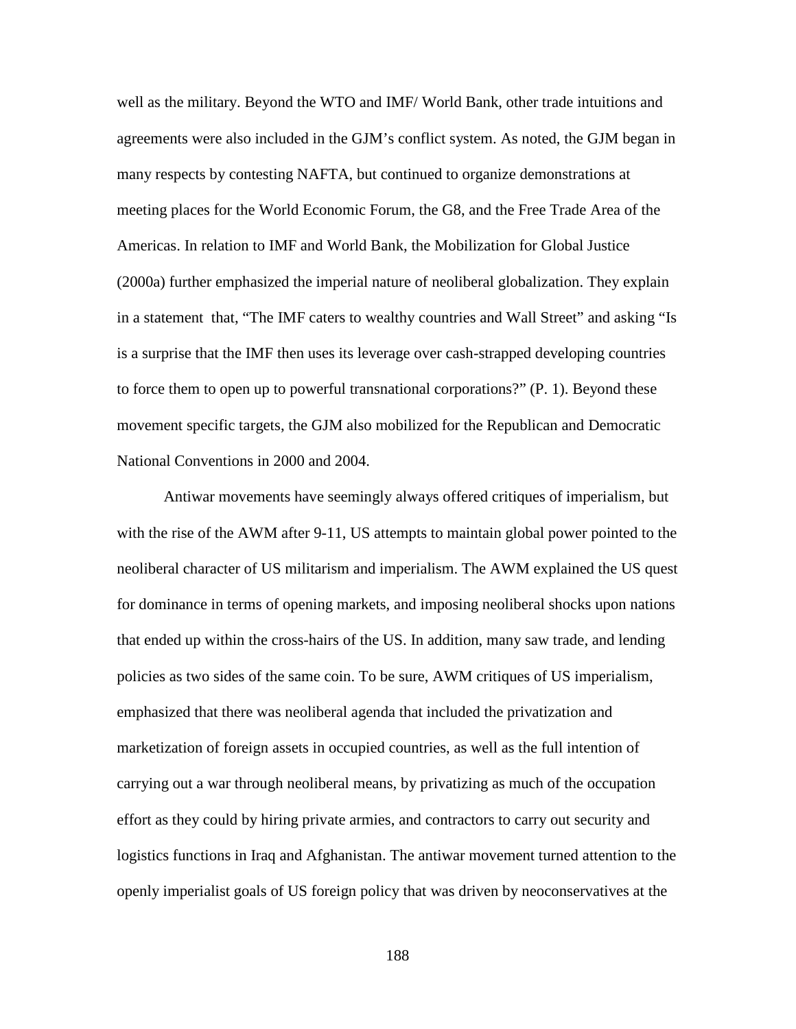well as the military. Beyond the WTO and IMF/ World Bank, other trade intuitions and agreements were also included in the GJM's conflict system. As noted, the GJM began in many respects by contesting NAFTA, but continued to organize demonstrations at meeting places for the World Economic Forum, the G8, and the Free Trade Area of the Americas. In relation to IMF and World Bank, the Mobilization for Global Justice (2000a) further emphasized the imperial nature of neoliberal globalization. They explain in a statement that, "The IMF caters to wealthy countries and Wall Street" and asking "Is is a surprise that the IMF then uses its leverage over cash-strapped developing countries to force them to open up to powerful transnational corporations?" (P. 1). Beyond these movement specific targets, the GJM also mobilized for the Republican and Democratic National Conventions in 2000 and 2004.

Antiwar movements have seemingly always offered critiques of imperialism, but with the rise of the AWM after 9-11, US attempts to maintain global power pointed to the neoliberal character of US militarism and imperialism. The AWM explained the US quest for dominance in terms of opening markets, and imposing neoliberal shocks upon nations that ended up within the cross-hairs of the US. In addition, many saw trade, and lending policies as two sides of the same coin. To be sure, AWM critiques of US imperialism, emphasized that there was neoliberal agenda that included the privatization and marketization of foreign assets in occupied countries, as well as the full intention of carrying out a war through neoliberal means, by privatizing as much of the occupation effort as they could by hiring private armies, and contractors to carry out security and logistics functions in Iraq and Afghanistan. The antiwar movement turned attention to the openly imperialist goals of US foreign policy that was driven by neoconservatives at the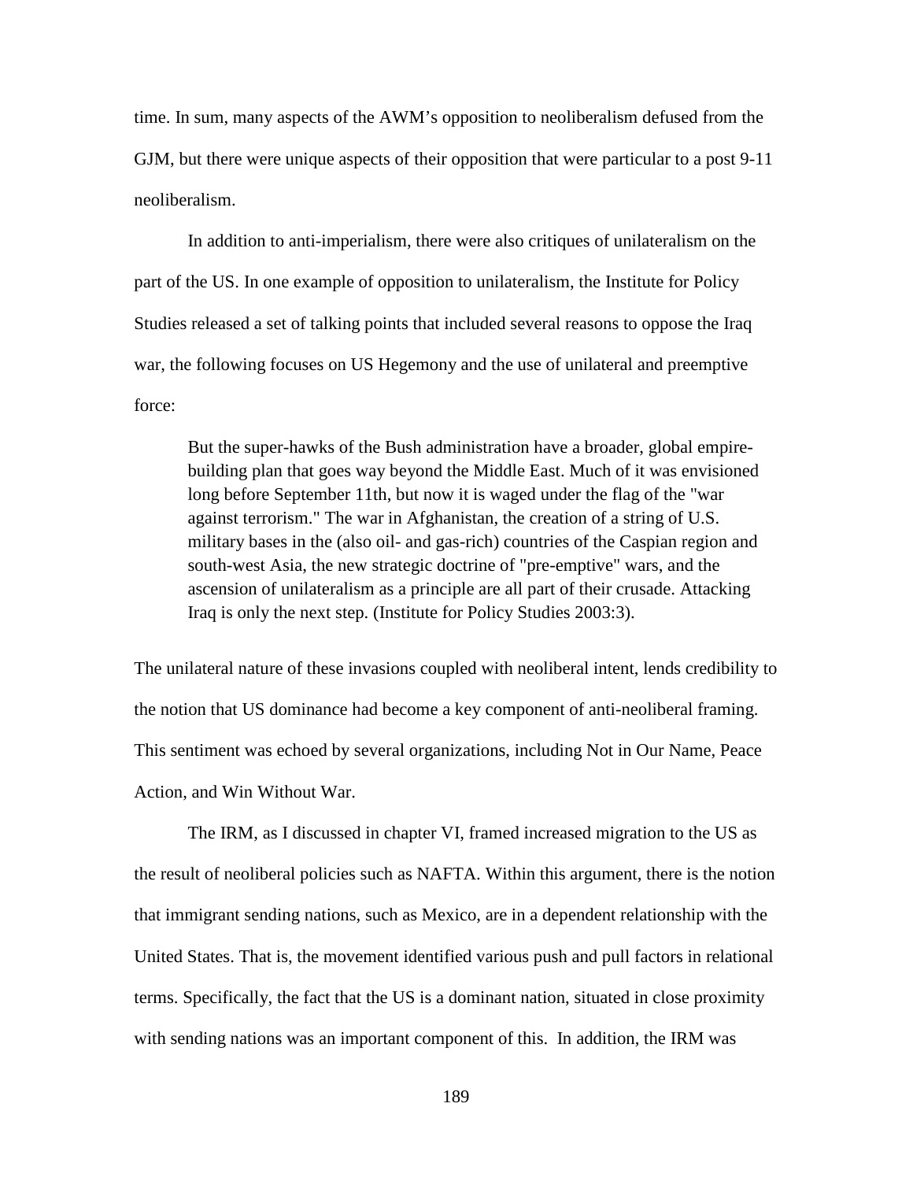time. In sum, many aspects of the AWM's opposition to neoliberalism defused from the GJM, but there were unique aspects of their opposition that were particular to a post 9-11 neoliberalism.

In addition to anti-imperialism, there were also critiques of unilateralism on the part of the US. In one example of opposition to unilateralism, the Institute for Policy Studies released a set of talking points that included several reasons to oppose the Iraq war, the following focuses on US Hegemony and the use of unilateral and preemptive force:

> But the super-hawks of the Bush administration have a broader, global empire-building plan that goes way beyond the Middle East. Much of it was envisioned long before September 11th, but now it is waged under the flag of the "war against terrorism." The war in Afghanistan, the creation of a string of U.S. military bases in the (also oil- and gas-rich) countries of the Caspian region and south-west Asia, the new strategic doctrine of "pre-emptive" wars, and the ascension of unilateralism as a principle are all part of their crusade. Attacking Iraq is only the next step. (Institute for Policy Studies 2003:3).

The unilateral nature of these invasions coupled with neoliberal intent, lends credibility to the notion that US dominance had become a key component of anti-neoliberal framing. This sentiment was echoed by several organizations, including Not in Our Name, Peace Action, and Win Without War.

The IRM, as I discussed in chapter VI, framed increased migration to the US as the result of neoliberal policies such as NAFTA. Within this argument, there is the notion that immigrant sending nations, such as Mexico, are in a dependent relationship with the United States. That is, the movement identified various push and pull factors in relational terms. Specifically, the fact that the US is a dominant nation, situated in close proximity with sending nations was an important component of this. In addition, the IRM was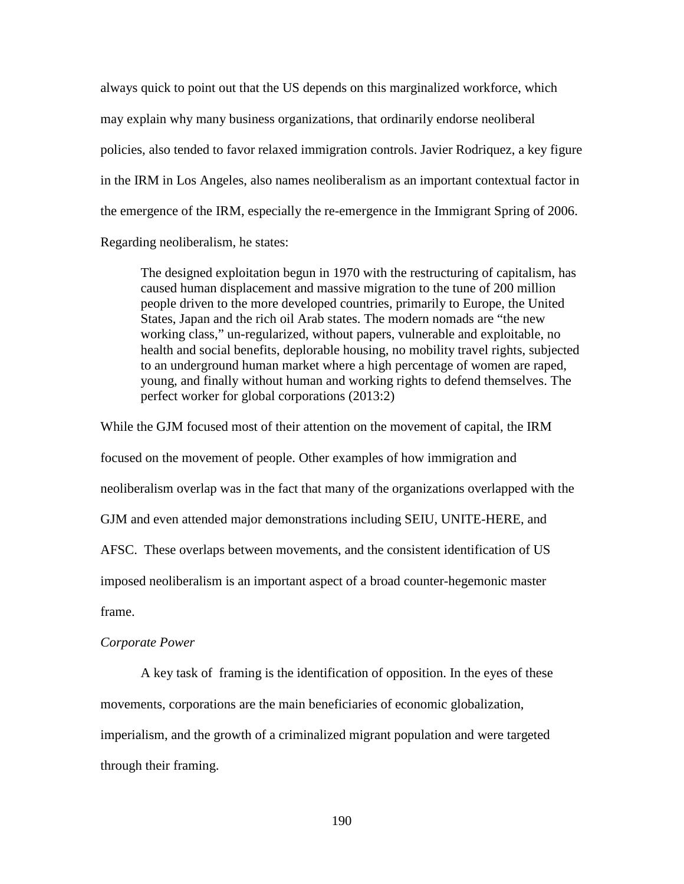always quick to point out that the US depends on this marginalized workforce, which may explain why many business organizations, that ordinarily endorse neoliberal policies, also tended to favor relaxed immigration controls. Javier Rodriquez, a key figure in the IRM in Los Angeles, also names neoliberalism as an important contextual factor in the emergence of the IRM, especially the re-emergence in the Immigrant Spring of 2006. Regarding neoliberalism, he states:

> The designed exploitation begun in 1970 with the restructuring of capitalism, has caused human displacement and massive migration to the tune of 200 million people driven to the more developed countries, primarily to Europe, the United States, Japan and the rich oil Arab states. The modern nomads are "the new working class," un-regularized, without papers, vulnerable and exploitable, no health and social benefits, deplorable housing, no mobility travel rights, subjected to an underground human market where a high percentage of women are raped, young, and finally without human and working rights to defend themselves. The perfect worker for global corporations (2013:2)

While the GJM focused most of their attention on the movement of capital, the IRM focused on the movement of people. Other examples of how immigration and neoliberalism overlap was in the fact that many of the organizations overlapped with the GJM and even attended major demonstrations including SEIU, UNITE-HERE, and AFSC. These overlaps between movements, and the consistent identification of US imposed neoliberalism is an important aspect of a broad counter-hegemonic master frame.

*Corporate Power*

A key task of framing is the identification of opposition. In the eyes of these movements, corporations are the main beneficiaries of economic globalization, imperialism, and the growth of a criminalized migrant population and were targeted through their framing.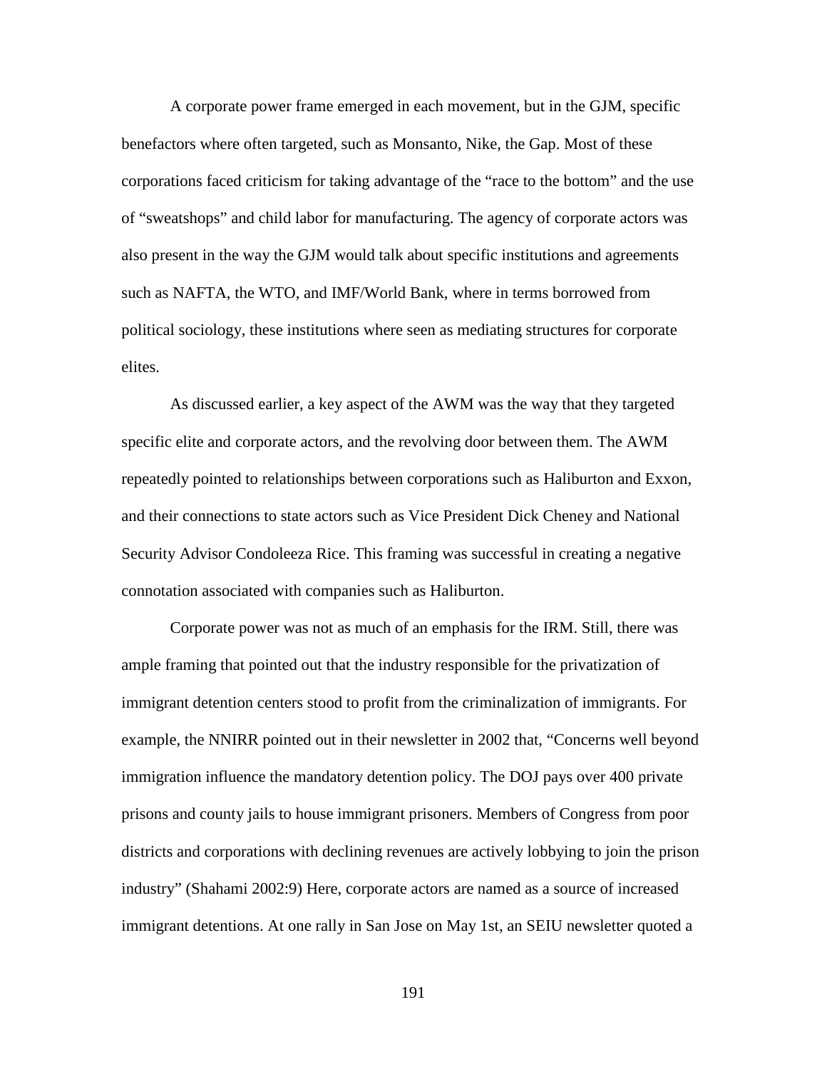A corporate power frame emerged in each movement, but in the GJM, specific benefactors where often targeted, such as Monsanto, Nike, the Gap. Most of these corporations faced criticism for taking advantage of the "race to the bottom" and the use of "sweatshops" and child labor for manufacturing. The agency of corporate actors was also present in the way the GJM would talk about specific institutions and agreements such as NAFTA, the WTO, and IMF/World Bank, where in terms borrowed from political sociology, these institutions where seen as mediating structures for corporate elites.

As discussed earlier, a key aspect of the AWM was the way that they targeted specific elite and corporate actors, and the revolving door between them. The AWM repeatedly pointed to relationships between corporations such as Haliburton and Exxon, and their connections to state actors such as Vice President Dick Cheney and National Security Advisor Condoleeza Rice. This framing was successful in creating a negative connotation associated with companies such as Haliburton.

Corporate power was not as much of an emphasis for the IRM. Still, there was ample framing that pointed out that the industry responsible for the privatization of immigrant detention centers stood to profit from the criminalization of immigrants. For example, the NNIRR pointed out in their newsletter in 2002 that, "Concerns well beyond immigration influence the mandatory detention policy. The DOJ pays over 400 private prisons and county jails to house immigrant prisoners. Members of Congress from poor districts and corporations with declining revenues are actively lobbying to join the prison industry" (Shahami 2002:9) Here, corporate actors are named as a source of increased immigrant detentions. At one rally in San Jose on May 1st, an SEIU newsletter quoted a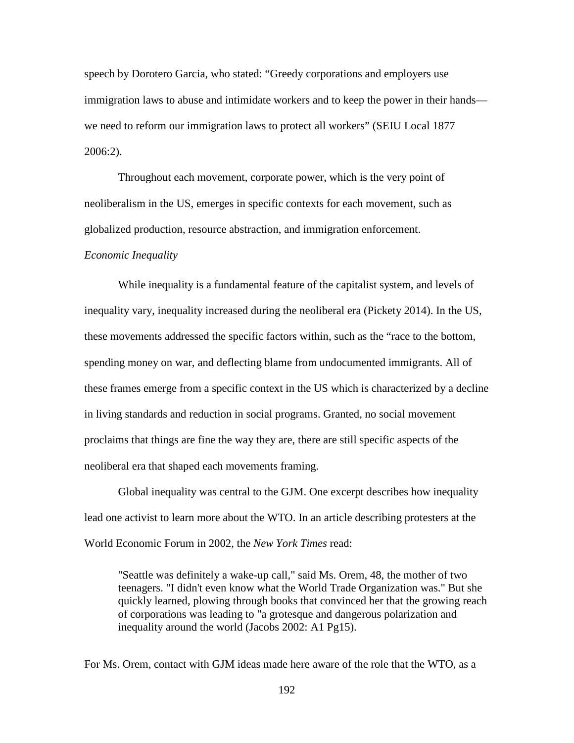speech by Dorotero Garcia, who stated: "Greedy corporations and employers use immigration laws to abuse and intimidate workers and to keep the power in their hands—we need to reform our immigration laws to protect all workers" (SEIU Local 1877 2006:2).

Throughout each movement, corporate power, which is the very point of neoliberalism in the US, emerges in specific contexts for each movement, such as globalized production, resource abstraction, and immigration enforcement.

*Economic Inequality*

While inequality is a fundamental feature of the capitalist system, and levels of inequality vary, inequality increased during the neoliberal era (Pickety 2014). In the US, these movements addressed the specific factors within, such as the "race to the bottom, spending money on war, and deflecting blame from undocumented immigrants. All of these frames emerge from a specific context in the US which is characterized by a decline in living standards and reduction in social programs. Granted, no social movement proclaims that things are fine the way they are, there are still specific aspects of the neoliberal era that shaped each movements framing.

Global inequality was central to the GJM. One excerpt describes how inequality lead one activist to learn more about the WTO. In an article describing protesters at the World Economic Forum in 2002, the *New York Times* read:

> "Seattle was definitely a wake-up call," said Ms. Orem, 48, the mother of two teenagers. "I didn't even know what the World Trade Organization was." But she quickly learned, plowing through books that convinced her that the growing reach of corporations was leading to "a grotesque and dangerous polarization and inequality around the world (Jacobs 2002: A1 Pg15).

For Ms. Orem, contact with GJM ideas made here aware of the role that the WTO, as a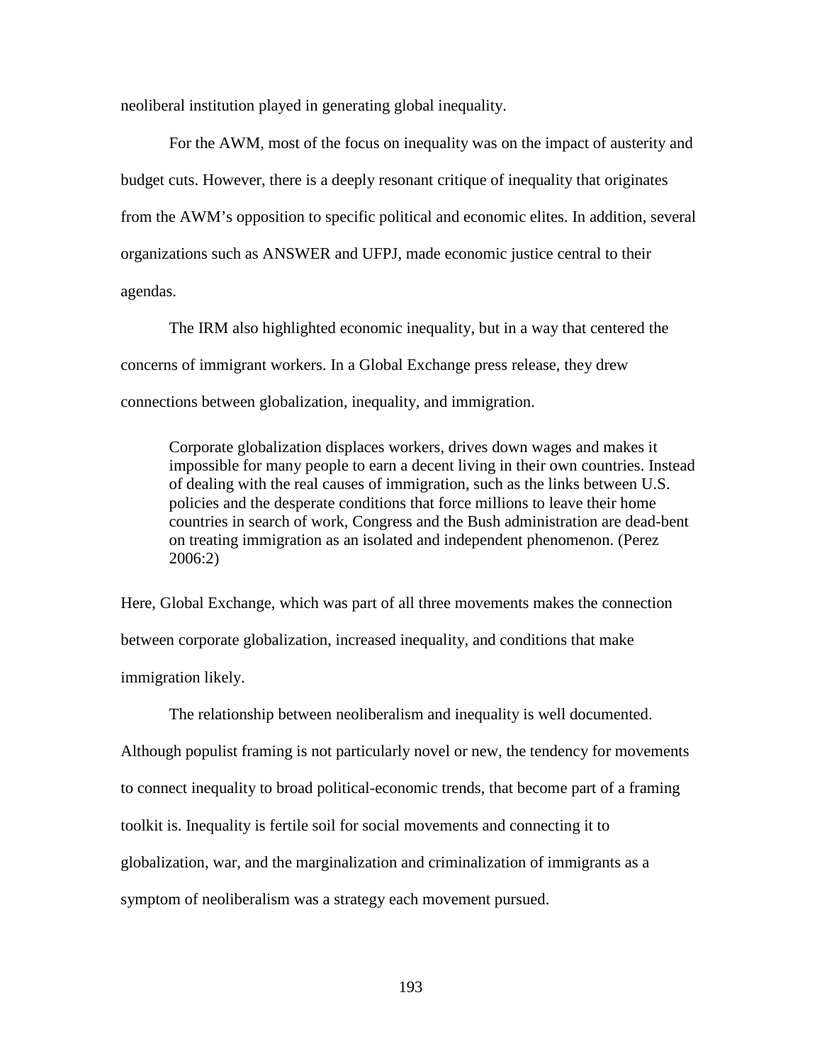neoliberal institution played in generating global inequality.

For the AWM, most of the focus on inequality was on the impact of austerity and budget cuts. However, there is a deeply resonant critique of inequality that originates from the AWM's opposition to specific political and economic elites. In addition, several organizations such as ANSWER and UFPJ, made economic justice central to their agendas.

The IRM also highlighted economic inequality, but in a way that centered the concerns of immigrant workers. In a Global Exchange press release, they drew connections between globalization, inequality, and immigration.

> Corporate globalization displaces workers, drives down wages and makes it impossible for many people to earn a decent living in their own countries. Instead of dealing with the real causes of immigration, such as the links between U.S. policies and the desperate conditions that force millions to leave their home countries in search of work, Congress and the Bush administration are dead-bent on treating immigration as an isolated and independent phenomenon. (Perez 2006:2)

Here, Global Exchange, which was part of all three movements makes the connection between corporate globalization, increased inequality, and conditions that make immigration likely.

The relationship between neoliberalism and inequality is well documented. Although populist framing is not particularly novel or new, the tendency for movements to connect inequality to broad political-economic trends, that become part of a framing toolkit is. Inequality is fertile soil for social movements and connecting it to globalization, war, and the marginalization and criminalization of immigrants as a symptom of neoliberalism was a strategy each movement pursued.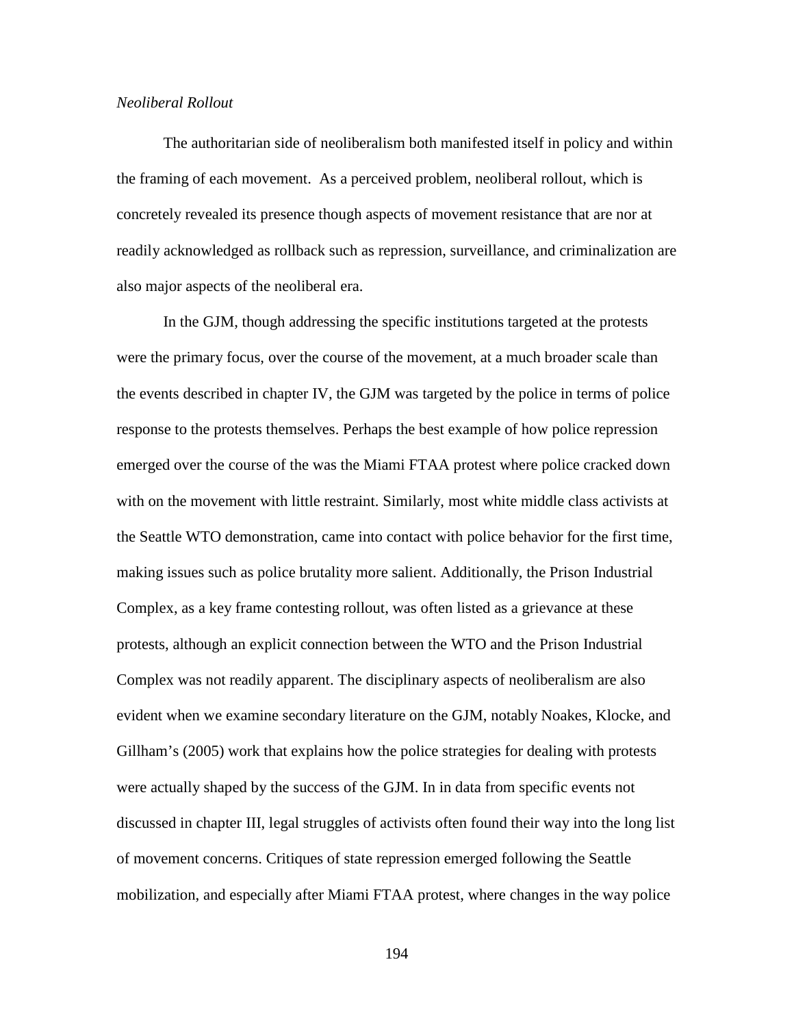*Neoliberal Rollout*

The authoritarian side of neoliberalism both manifested itself in policy and within the framing of each movement. As a perceived problem, neoliberal rollout, which is concretely revealed its presence though aspects of movement resistance that are nor at readily acknowledged as rollback such as repression, surveillance, and criminalization are also major aspects of the neoliberal era.

In the GJM, though addressing the specific institutions targeted at the protests were the primary focus, over the course of the movement, at a much broader scale than the events described in chapter IV, the GJM was targeted by the police in terms of police response to the protests themselves. Perhaps the best example of how police repression emerged over the course of the was the Miami FTAA protest where police cracked down with on the movement with little restraint. Similarly, most white middle class activists at the Seattle WTO demonstration, came into contact with police behavior for the first time, making issues such as police brutality more salient. Additionally, the Prison Industrial Complex, as a key frame contesting rollout, was often listed as a grievance at these protests, although an explicit connection between the WTO and the Prison Industrial Complex was not readily apparent. The disciplinary aspects of neoliberalism are also evident when we examine secondary literature on the GJM, notably Noakes, Klocke, and Gillham's (2005) work that explains how the police strategies for dealing with protests were actually shaped by the success of the GJM. In in data from specific events not discussed in chapter III, legal struggles of activists often found their way into the long list of movement concerns. Critiques of state repression emerged following the Seattle mobilization, and especially after Miami FTAA protest, where changes in the way police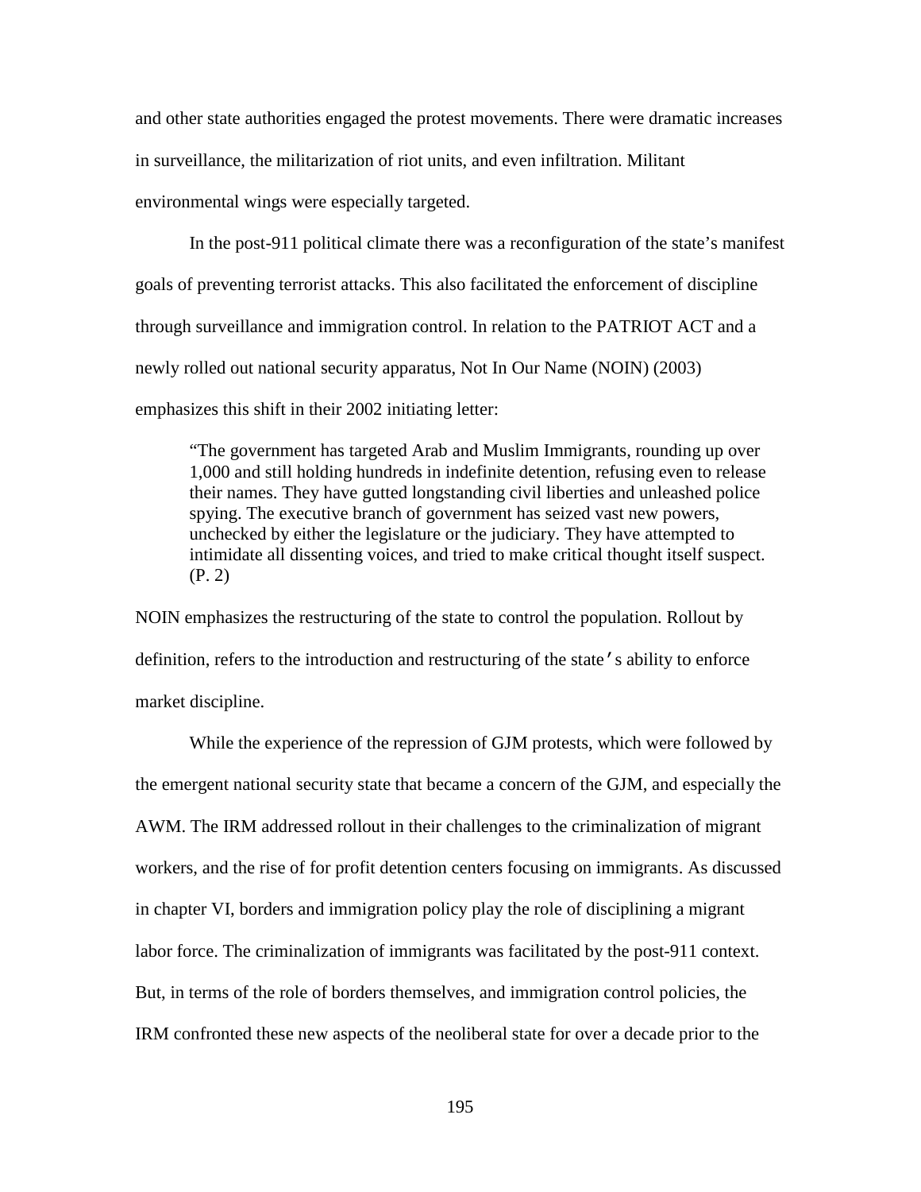and other state authorities engaged the protest movements. There were dramatic increases in surveillance, the militarization of riot units, and even infiltration. Militant environmental wings were especially targeted.

In the post-911 political climate there was a reconfiguration of the state's manifest goals of preventing terrorist attacks. This also facilitated the enforcement of discipline through surveillance and immigration control. In relation to the PATRIOT ACT and a newly rolled out national security apparatus, Not In Our Name (NOIN) (2003) emphasizes this shift in their 2002 initiating letter:

> "The government has targeted Arab and Muslim Immigrants, rounding up over 1,000 and still holding hundreds in indefinite detention, refusing even to release their names. They have gutted longstanding civil liberties and unleashed police spying. The executive branch of government has seized vast new powers, unchecked by either the legislature or the judiciary. They have attempted to intimidate all dissenting voices, and tried to make critical thought itself suspect. (P. 2)

NOIN emphasizes the restructuring of the state to control the population. Rollout by definition, refers to the introduction and restructuring of the state's ability to enforce market discipline.

While the experience of the repression of GJM protests, which were followed by the emergent national security state that became a concern of the GJM, and especially the AWM. The IRM addressed rollout in their challenges to the criminalization of migrant workers, and the rise of for profit detention centers focusing on immigrants. As discussed in chapter VI, borders and immigration policy play the role of disciplining a migrant labor force. The criminalization of immigrants was facilitated by the post-911 context. But, in terms of the role of borders themselves, and immigration control policies, the IRM confronted these new aspects of the neoliberal state for over a decade prior to the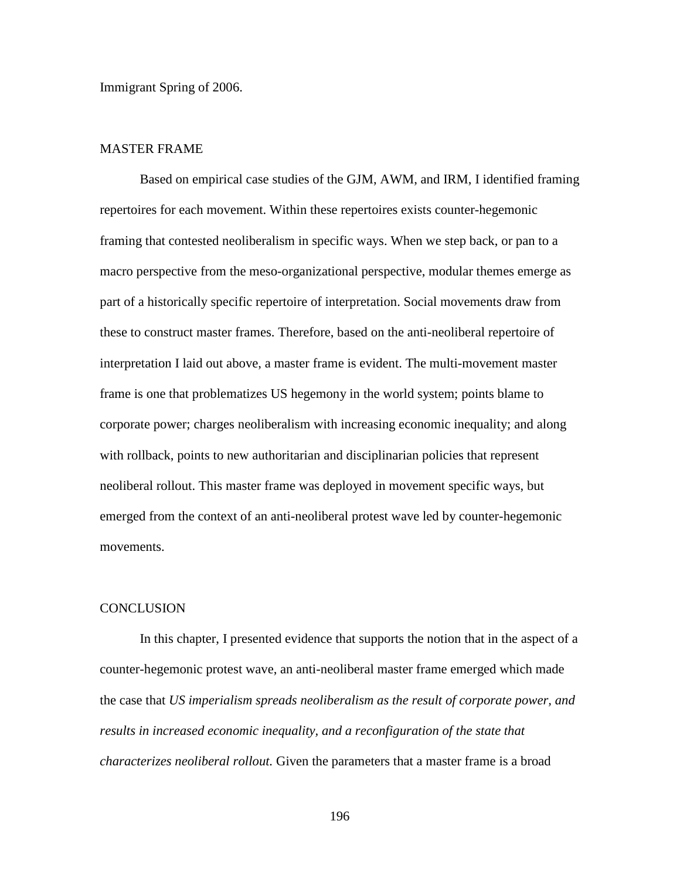Immigrant Spring of 2006.

## MASTER FRAME

Based on empirical case studies of the GJM, AWM, and IRM, I identified framing repertoires for each movement. Within these repertoires exists counter-hegemonic framing that contested neoliberalism in specific ways. When we step back, or pan to a macro perspective from the meso-organizational perspective, modular themes emerge as part of a historically specific repertoire of interpretation. Social movements draw from these to construct master frames. Therefore, based on the anti-neoliberal repertoire of interpretation I laid out above, a master frame is evident. The multi-movement master frame is one that problematizes US hegemony in the world system; points blame to corporate power; charges neoliberalism with increasing economic inequality; and along with rollback, points to new authoritarian and disciplinarian policies that represent neoliberal rollout. This master frame was deployed in movement specific ways, but emerged from the context of an anti-neoliberal protest wave led by counter-hegemonic movements.

## CONCLUSION

In this chapter, I presented evidence that supports the notion that in the aspect of a counter-hegemonic protest wave, an anti-neoliberal master frame emerged which made the case that *US imperialism spreads neoliberalism as the result of corporate power, and results in increased economic inequality, and a reconfiguration of the state that characterizes neoliberal rollout.* Given the parameters that a master frame is a broad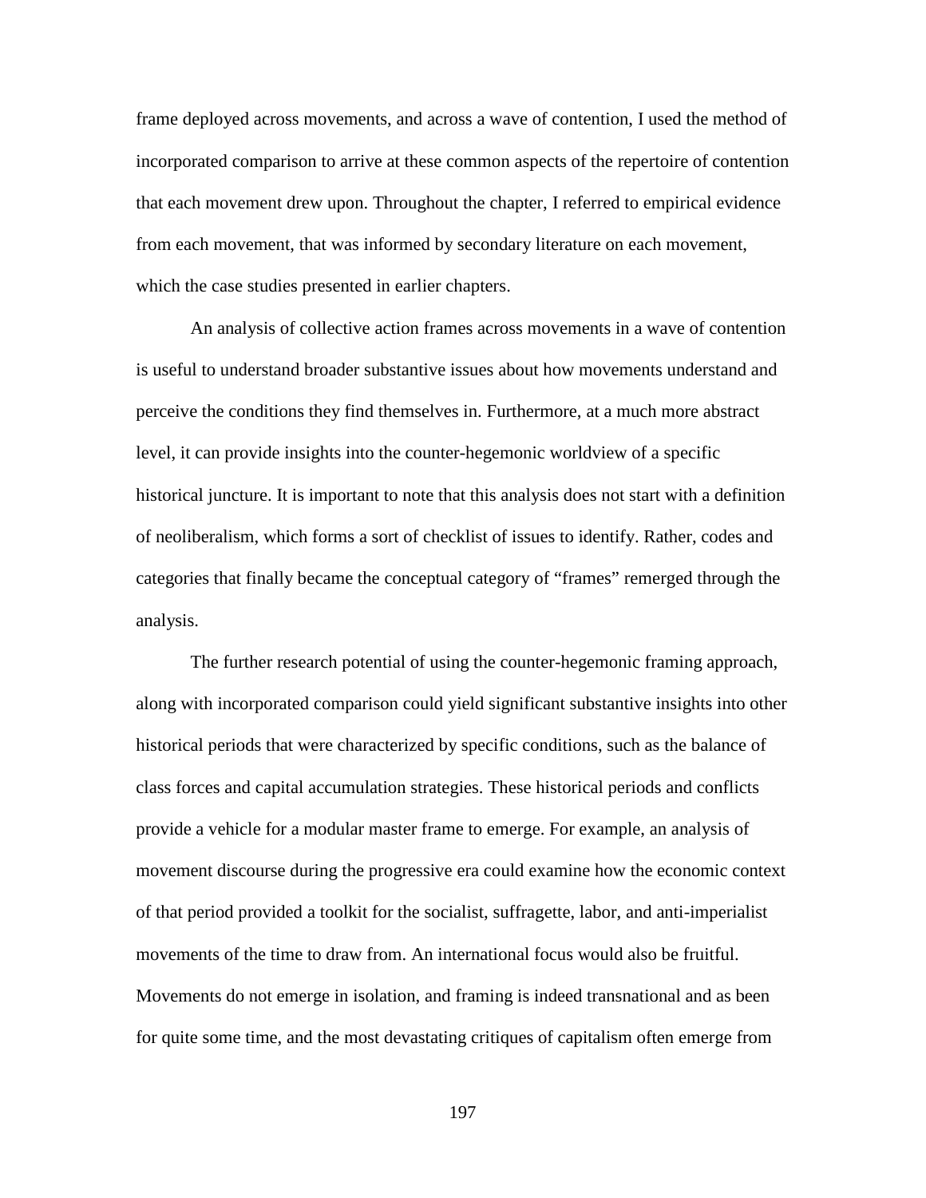frame deployed across movements, and across a wave of contention, I used the method of incorporated comparison to arrive at these common aspects of the repertoire of contention that each movement drew upon. Throughout the chapter, I referred to empirical evidence from each movement, that was informed by secondary literature on each movement, which the case studies presented in earlier chapters.

An analysis of collective action frames across movements in a wave of contention is useful to understand broader substantive issues about how movements understand and perceive the conditions they find themselves in. Furthermore, at a much more abstract level, it can provide insights into the counter-hegemonic worldview of a specific historical juncture. It is important to note that this analysis does not start with a definition of neoliberalism, which forms a sort of checklist of issues to identify. Rather, codes and categories that finally became the conceptual category of "frames" remerged through the analysis.

The further research potential of using the counter-hegemonic framing approach, along with incorporated comparison could yield significant substantive insights into other historical periods that were characterized by specific conditions, such as the balance of class forces and capital accumulation strategies. These historical periods and conflicts provide a vehicle for a modular master frame to emerge. For example, an analysis of movement discourse during the progressive era could examine how the economic context of that period provided a toolkit for the socialist, suffragette, labor, and anti-imperialist movements of the time to draw from. An international focus would also be fruitful. Movements do not emerge in isolation, and framing is indeed transnational and as been for quite some time, and the most devastating critiques of capitalism often emerge from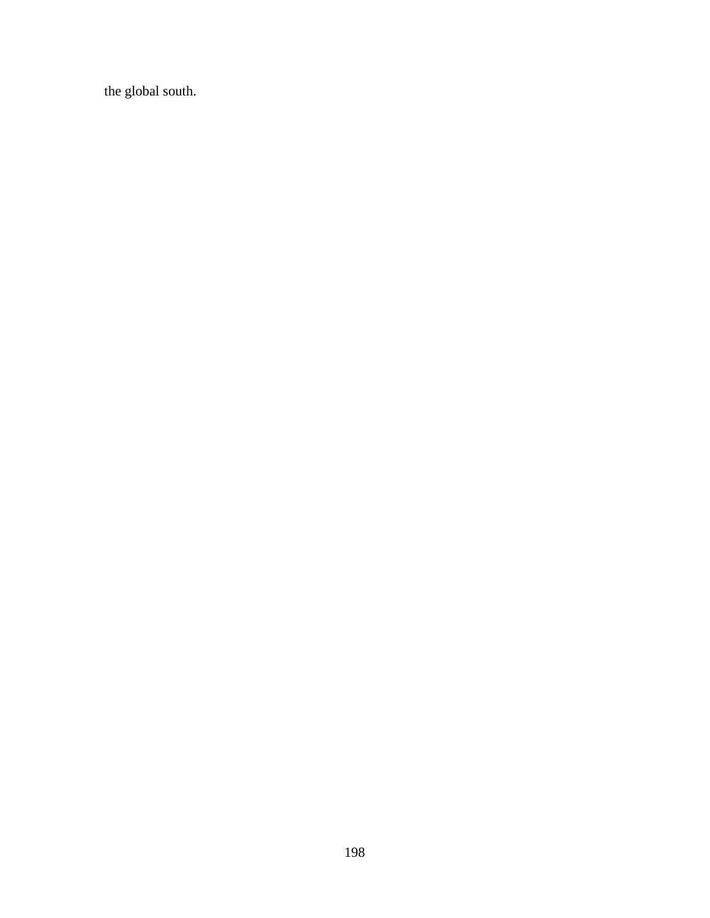the global south.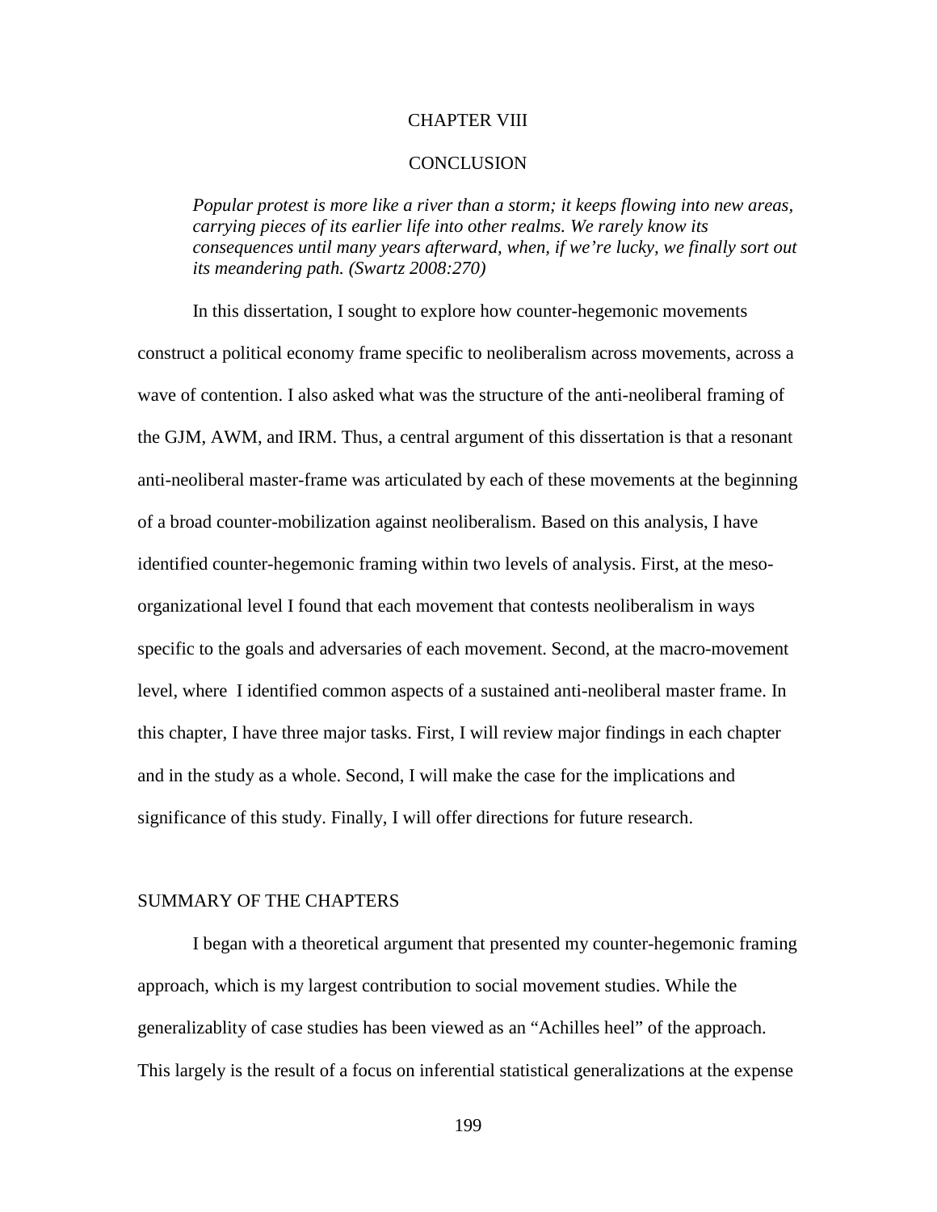# CHAPTER VIII

# CONCLUSION

> *Popular protest is more like a river than a storm; it keeps flowing into new areas, carrying pieces of its earlier life into other realms. We rarely know its consequences until many years afterward, when, if we're lucky, we finally sort out its meandering path. (Swartz 2008:270)*

In this dissertation, I sought to explore how counter-hegemonic movements construct a political economy frame specific to neoliberalism across movements, across a wave of contention. I also asked what was the structure of the anti-neoliberal framing of the GJM, AWM, and IRM. Thus, a central argument of this dissertation is that a resonant anti-neoliberal master-frame was articulated by each of these movements at the beginning of a broad counter-mobilization against neoliberalism. Based on this analysis, I have identified counter-hegemonic framing within two levels of analysis. First, at the meso-organizational level I found that each movement that contests neoliberalism in ways specific to the goals and adversaries of each movement. Second, at the macro-movement level, where I identified common aspects of a sustained anti-neoliberal master frame. In this chapter, I have three major tasks. First, I will review major findings in each chapter and in the study as a whole. Second, I will make the case for the implications and significance of this study. Finally, I will offer directions for future research.

## SUMMARY OF THE CHAPTERS

I began with a theoretical argument that presented my counter-hegemonic framing approach, which is my largest contribution to social movement studies. While the generalizablity of case studies has been viewed as an "Achilles heel" of the approach. This largely is the result of a focus on inferential statistical generalizations at the expense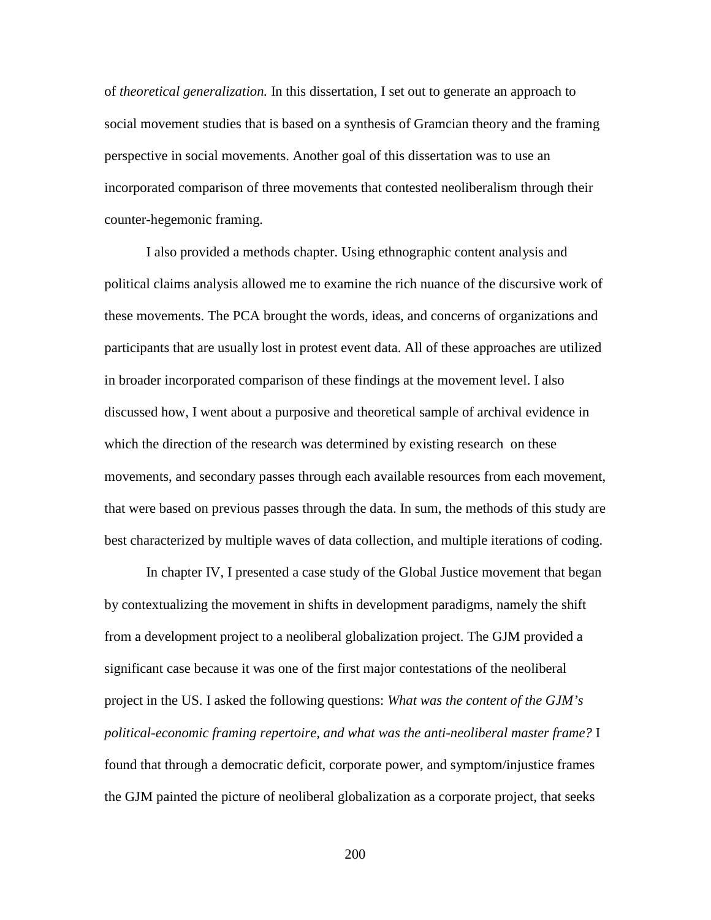of *theoretical generalization.* In this dissertation, I set out to generate an approach to social movement studies that is based on a synthesis of Gramcian theory and the framing perspective in social movements. Another goal of this dissertation was to use an incorporated comparison of three movements that contested neoliberalism through their counter-hegemonic framing.

I also provided a methods chapter. Using ethnographic content analysis and political claims analysis allowed me to examine the rich nuance of the discursive work of these movements. The PCA brought the words, ideas, and concerns of organizations and participants that are usually lost in protest event data. All of these approaches are utilized in broader incorporated comparison of these findings at the movement level. I also discussed how, I went about a purposive and theoretical sample of archival evidence in which the direction of the research was determined by existing research on these movements, and secondary passes through each available resources from each movement, that were based on previous passes through the data. In sum, the methods of this study are best characterized by multiple waves of data collection, and multiple iterations of coding.

In chapter IV, I presented a case study of the Global Justice movement that began by contextualizing the movement in shifts in development paradigms, namely the shift from a development project to a neoliberal globalization project. The GJM provided a significant case because it was one of the first major contestations of the neoliberal project in the US. I asked the following questions: *What was the content of the GJM's political-economic framing repertoire, and what was the anti-neoliberal master frame?* I found that through a democratic deficit, corporate power, and symptom/injustice frames the GJM painted the picture of neoliberal globalization as a corporate project, that seeks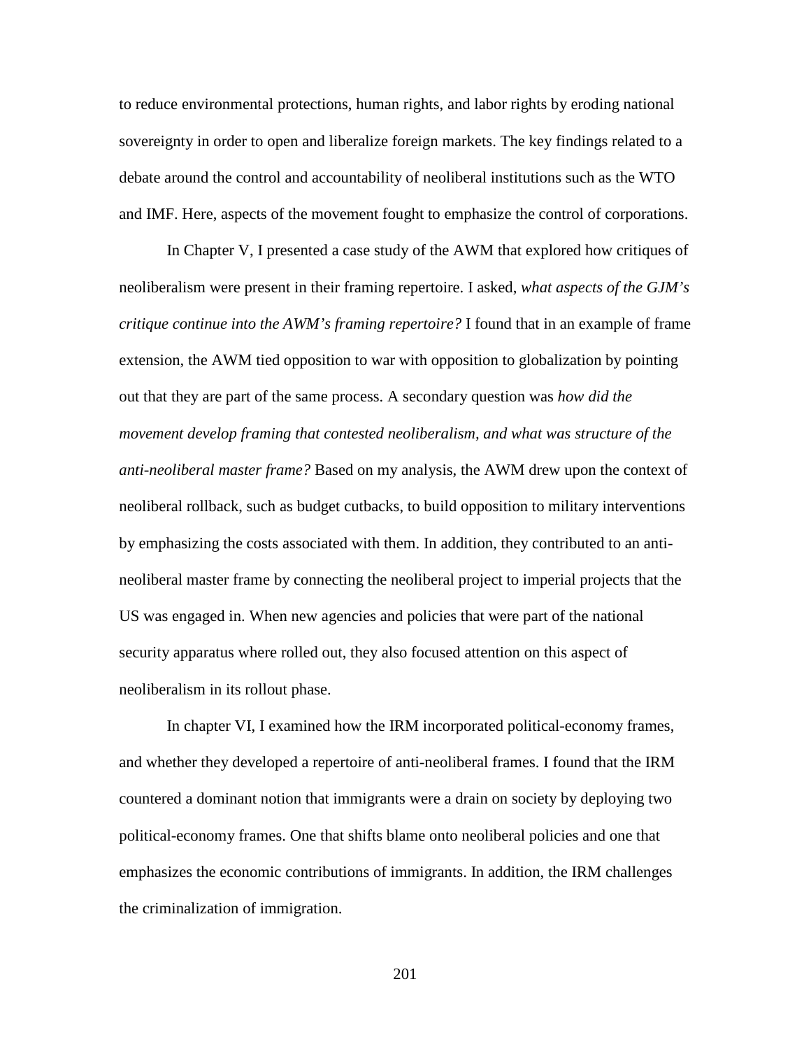to reduce environmental protections, human rights, and labor rights by eroding national sovereignty in order to open and liberalize foreign markets. The key findings related to a debate around the control and accountability of neoliberal institutions such as the WTO and IMF. Here, aspects of the movement fought to emphasize the control of corporations.

In Chapter V, I presented a case study of the AWM that explored how critiques of neoliberalism were present in their framing repertoire. I asked, *what aspects of the GJM's critique continue into the AWM's framing repertoire?* I found that in an example of frame extension, the AWM tied opposition to war with opposition to globalization by pointing out that they are part of the same process. A secondary question was *how did the movement develop framing that contested neoliberalism, and what was structure of the anti-neoliberal master frame?* Based on my analysis, the AWM drew upon the context of neoliberal rollback, such as budget cutbacks, to build opposition to military interventions by emphasizing the costs associated with them. In addition, they contributed to an anti-neoliberal master frame by connecting the neoliberal project to imperial projects that the US was engaged in. When new agencies and policies that were part of the national security apparatus where rolled out, they also focused attention on this aspect of neoliberalism in its rollout phase.

In chapter VI, I examined how the IRM incorporated political-economy frames, and whether they developed a repertoire of anti-neoliberal frames. I found that the IRM countered a dominant notion that immigrants were a drain on society by deploying two political-economy frames. One that shifts blame onto neoliberal policies and one that emphasizes the economic contributions of immigrants. In addition, the IRM challenges the criminalization of immigration.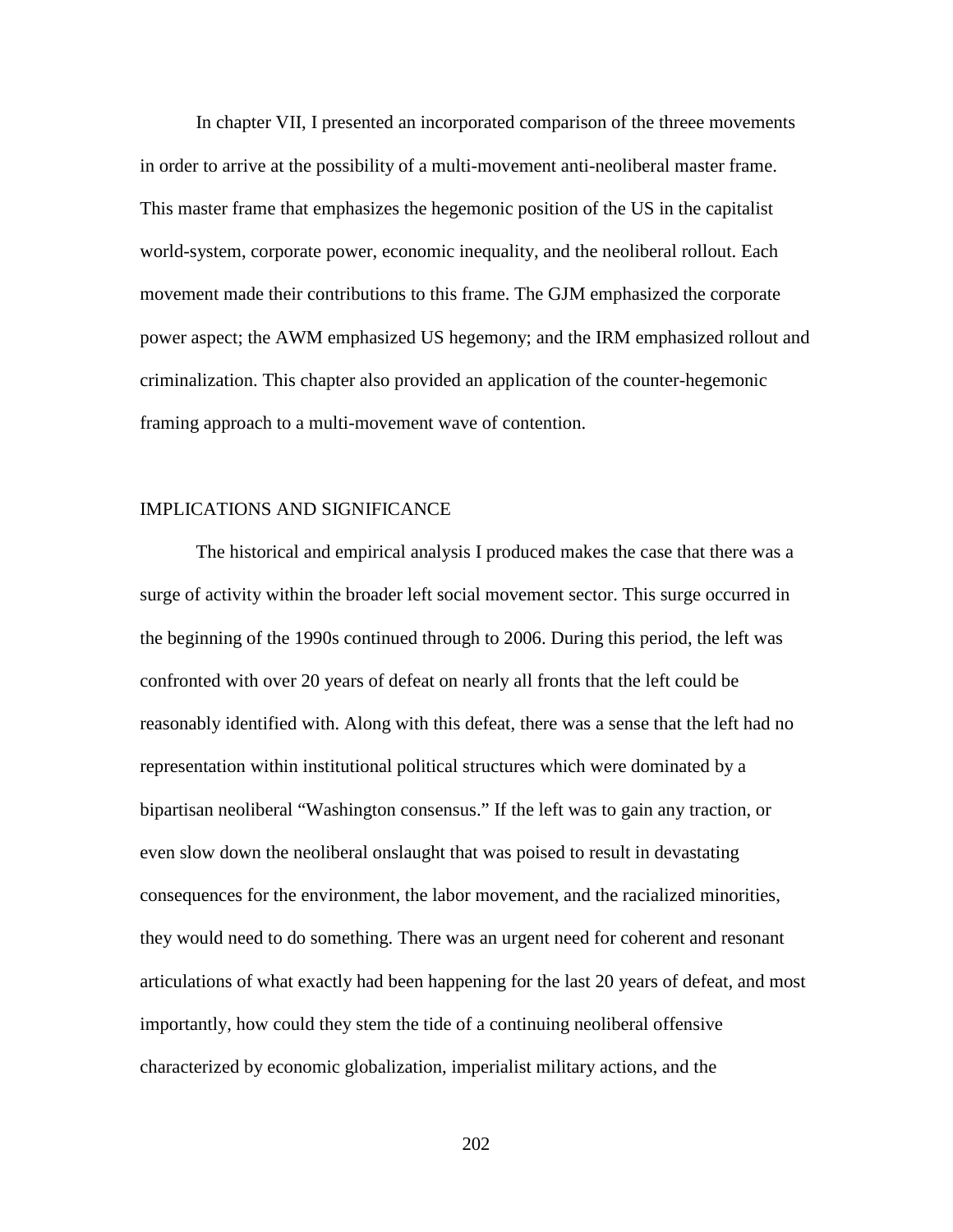In chapter VII, I presented an incorporated comparison of the threee movements in order to arrive at the possibility of a multi-movement anti-neoliberal master frame. This master frame that emphasizes the hegemonic position of the US in the capitalist world-system, corporate power, economic inequality, and the neoliberal rollout. Each movement made their contributions to this frame. The GJM emphasized the corporate power aspect; the AWM emphasized US hegemony; and the IRM emphasized rollout and criminalization. This chapter also provided an application of the counter-hegemonic framing approach to a multi-movement wave of contention.

## IMPLICATIONS AND SIGNIFICANCE

The historical and empirical analysis I produced makes the case that there was a surge of activity within the broader left social movement sector. This surge occurred in the beginning of the 1990s continued through to 2006. During this period, the left was confronted with over 20 years of defeat on nearly all fronts that the left could be reasonably identified with. Along with this defeat, there was a sense that the left had no representation within institutional political structures which were dominated by a bipartisan neoliberal "Washington consensus." If the left was to gain any traction, or even slow down the neoliberal onslaught that was poised to result in devastating consequences for the environment, the labor movement, and the racialized minorities, they would need to do something. There was an urgent need for coherent and resonant articulations of what exactly had been happening for the last 20 years of defeat, and most importantly, how could they stem the tide of a continuing neoliberal offensive characterized by economic globalization, imperialist military actions, and the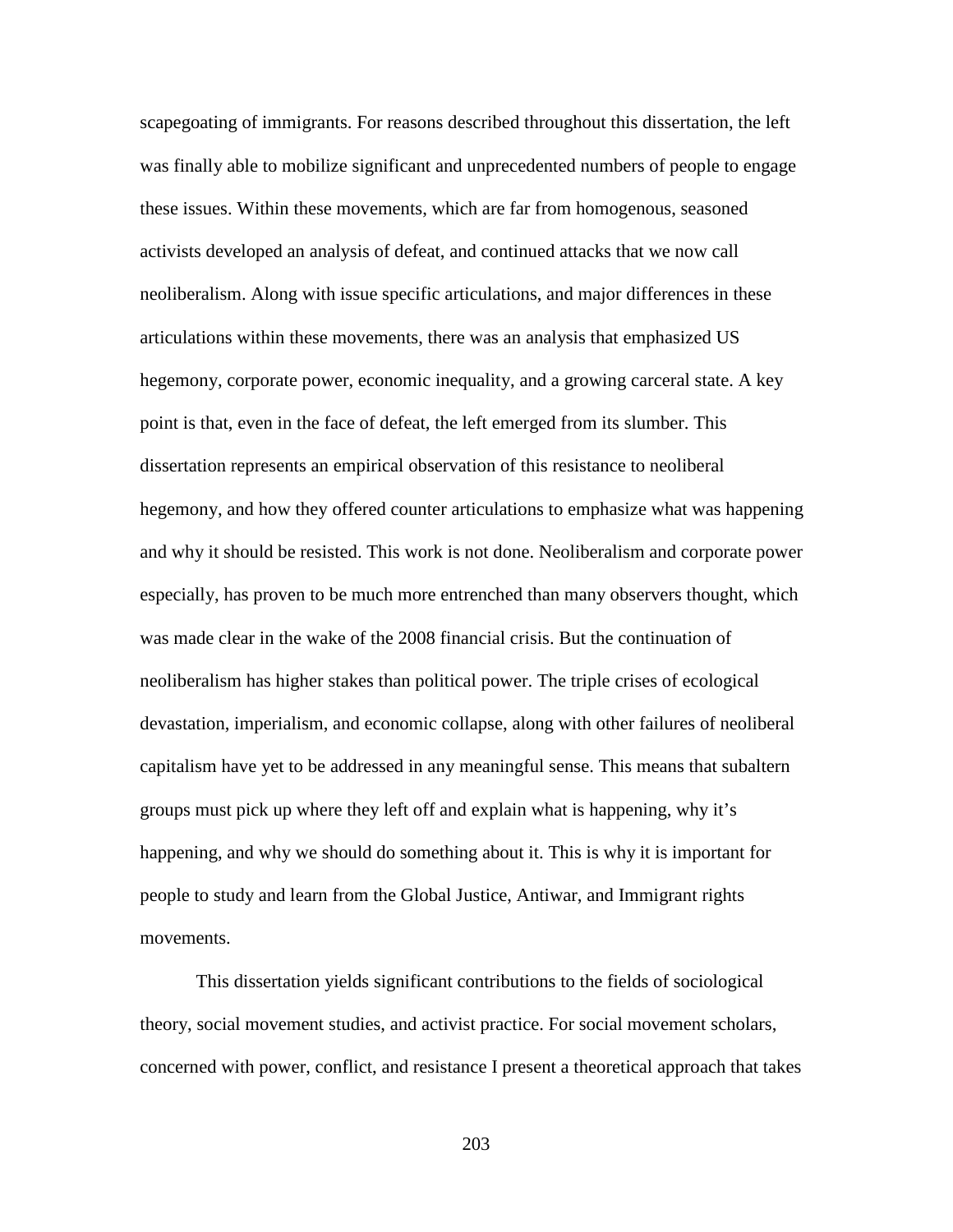scapegoating of immigrants. For reasons described throughout this dissertation, the left was finally able to mobilize significant and unprecedented numbers of people to engage these issues. Within these movements, which are far from homogenous, seasoned activists developed an analysis of defeat, and continued attacks that we now call neoliberalism. Along with issue specific articulations, and major differences in these articulations within these movements, there was an analysis that emphasized US hegemony, corporate power, economic inequality, and a growing carceral state. A key point is that, even in the face of defeat, the left emerged from its slumber. This dissertation represents an empirical observation of this resistance to neoliberal hegemony, and how they offered counter articulations to emphasize what was happening and why it should be resisted. This work is not done. Neoliberalism and corporate power especially, has proven to be much more entrenched than many observers thought, which was made clear in the wake of the 2008 financial crisis. But the continuation of neoliberalism has higher stakes than political power. The triple crises of ecological devastation, imperialism, and economic collapse, along with other failures of neoliberal capitalism have yet to be addressed in any meaningful sense. This means that subaltern groups must pick up where they left off and explain what is happening, why it's happening, and why we should do something about it. This is why it is important for people to study and learn from the Global Justice, Antiwar, and Immigrant rights movements.

This dissertation yields significant contributions to the fields of sociological theory, social movement studies, and activist practice. For social movement scholars, concerned with power, conflict, and resistance I present a theoretical approach that takes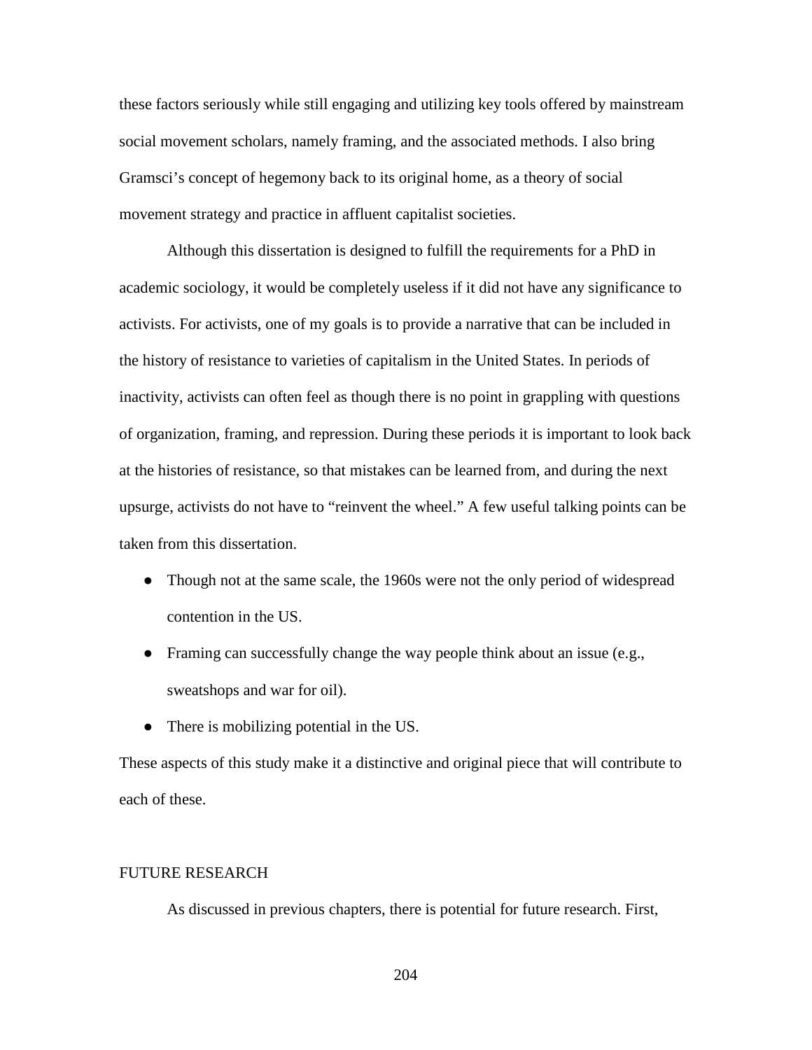these factors seriously while still engaging and utilizing key tools offered by mainstream social movement scholars, namely framing, and the associated methods. I also bring Gramsci's concept of hegemony back to its original home, as a theory of social movement strategy and practice in affluent capitalist societies.

Although this dissertation is designed to fulfill the requirements for a PhD in academic sociology, it would be completely useless if it did not have any significance to activists. For activists, one of my goals is to provide a narrative that can be included in the history of resistance to varieties of capitalism in the United States. In periods of inactivity, activists can often feel as though there is no point in grappling with questions of organization, framing, and repression. During these periods it is important to look back at the histories of resistance, so that mistakes can be learned from, and during the next upsurge, activists do not have to "reinvent the wheel." A few useful talking points can be taken from this dissertation.

- Though not at the same scale, the 1960s were not the only period of widespread contention in the US.
- Framing can successfully change the way people think about an issue (e.g., sweatshops and war for oil).
- There is mobilizing potential in the US.

These aspects of this study make it a distinctive and original piece that will contribute to each of these.

## FUTURE RESEARCH

As discussed in previous chapters, there is potential for future research. First,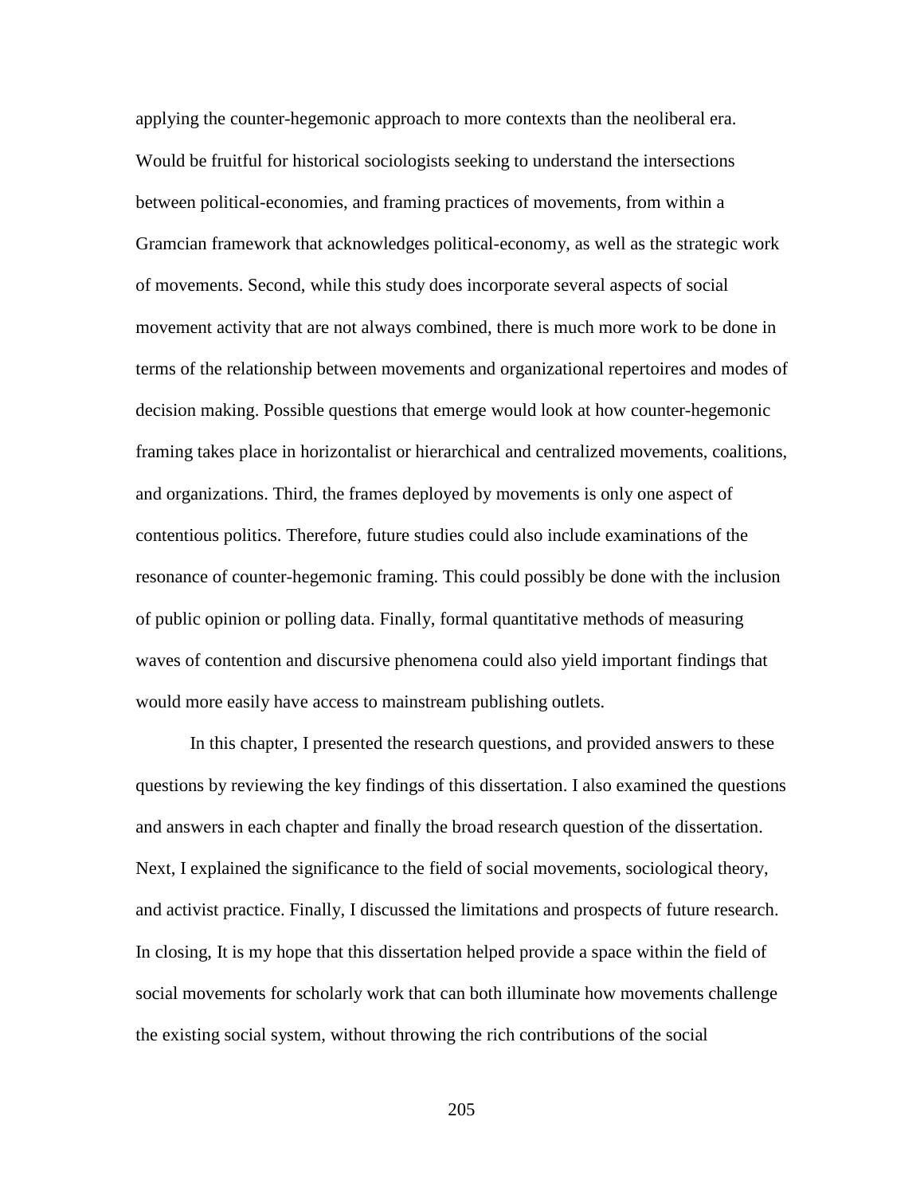applying the counter-hegemonic approach to more contexts than the neoliberal era. Would be fruitful for historical sociologists seeking to understand the intersections between political-economies, and framing practices of movements, from within a Gramcian framework that acknowledges political-economy, as well as the strategic work of movements. Second, while this study does incorporate several aspects of social movement activity that are not always combined, there is much more work to be done in terms of the relationship between movements and organizational repertoires and modes of decision making. Possible questions that emerge would look at how counter-hegemonic framing takes place in horizontalist or hierarchical and centralized movements, coalitions, and organizations. Third, the frames deployed by movements is only one aspect of contentious politics. Therefore, future studies could also include examinations of the resonance of counter-hegemonic framing. This could possibly be done with the inclusion of public opinion or polling data. Finally, formal quantitative methods of measuring waves of contention and discursive phenomena could also yield important findings that would more easily have access to mainstream publishing outlets.

In this chapter, I presented the research questions, and provided answers to these questions by reviewing the key findings of this dissertation. I also examined the questions and answers in each chapter and finally the broad research question of the dissertation. Next, I explained the significance to the field of social movements, sociological theory, and activist practice. Finally, I discussed the limitations and prospects of future research. In closing, It is my hope that this dissertation helped provide a space within the field of social movements for scholarly work that can both illuminate how movements challenge the existing social system, without throwing the rich contributions of the social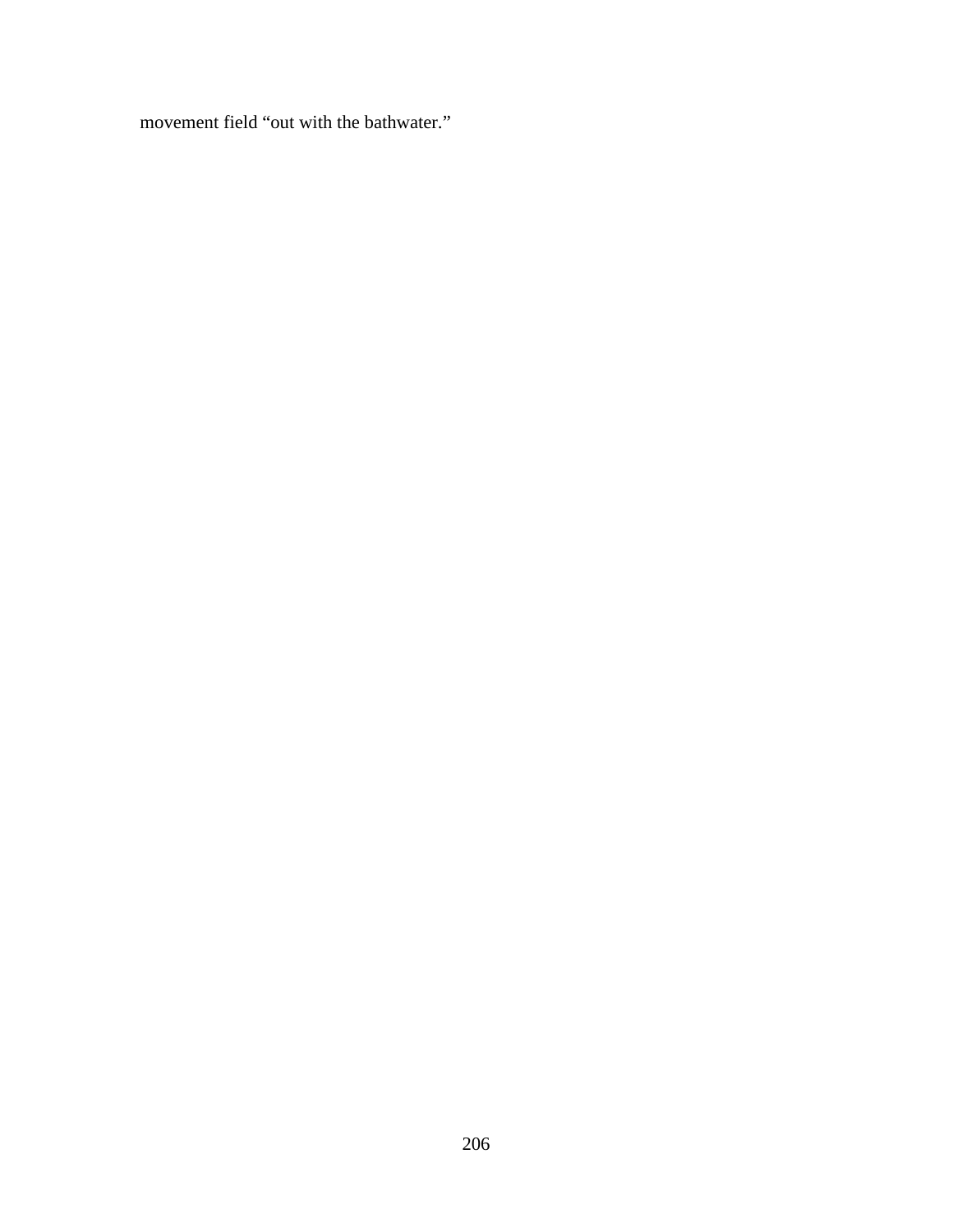movement field “out with the bathwater.”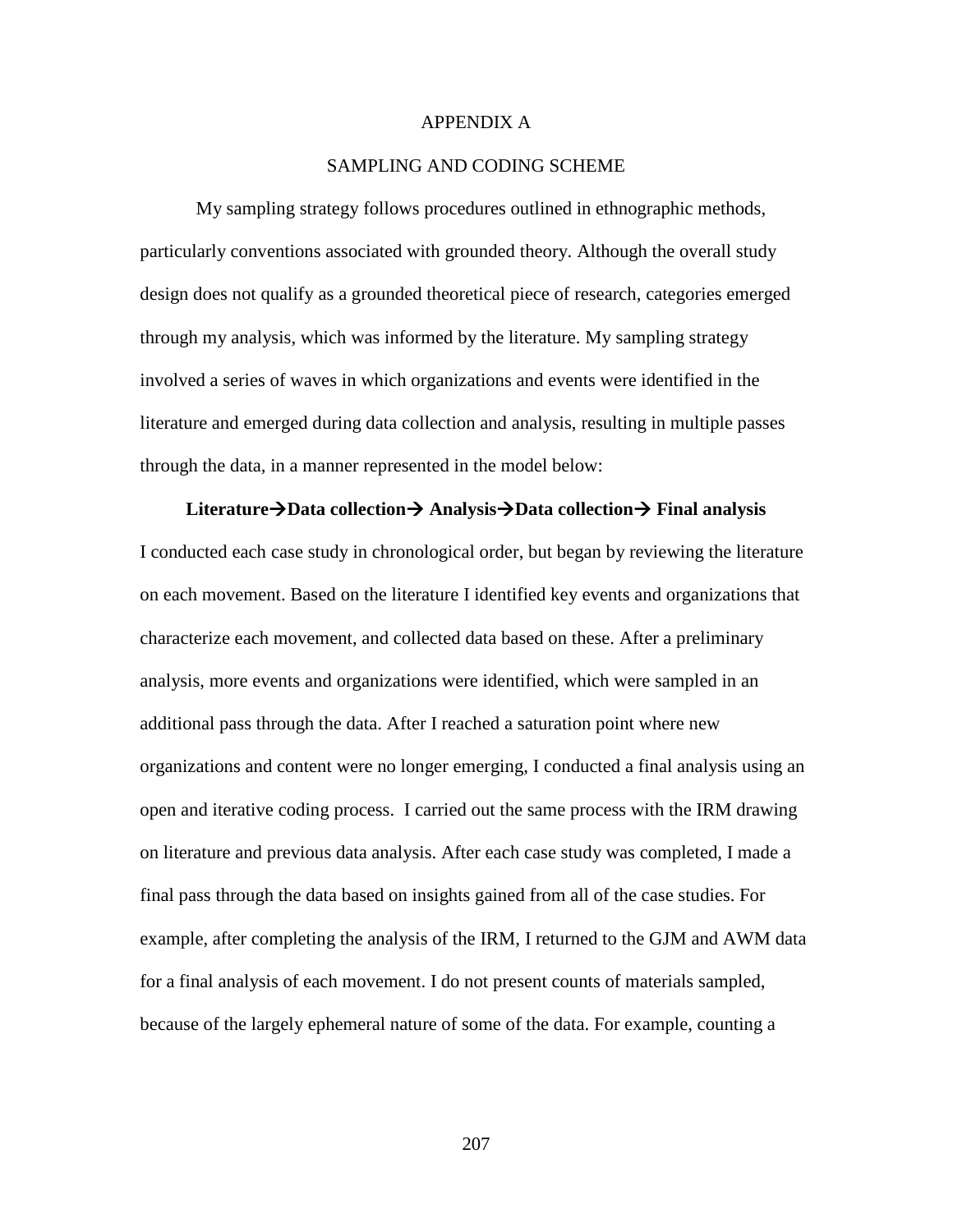# APPENDIX A

## SAMPLING AND CODING SCHEME

My sampling strategy follows procedures outlined in ethnographic methods, particularly conventions associated with grounded theory. Although the overall study design does not qualify as a grounded theoretical piece of research, categories emerged through my analysis, which was informed by the literature. My sampling strategy involved a series of waves in which organizations and events were identified in the literature and emerged during data collection and analysis, resulting in multiple passes through the data, in a manner represented in the model below:

**Literature→Data collection→ Analysis→Data collection→ Final analysis**

I conducted each case study in chronological order, but began by reviewing the literature on each movement. Based on the literature I identified key events and organizations that characterize each movement, and collected data based on these. After a preliminary analysis, more events and organizations were identified, which were sampled in an additional pass through the data. After I reached a saturation point where new organizations and content were no longer emerging, I conducted a final analysis using an open and iterative coding process. I carried out the same process with the IRM drawing on literature and previous data analysis. After each case study was completed, I made a final pass through the data based on insights gained from all of the case studies. For example, after completing the analysis of the IRM, I returned to the GJM and AWM data for a final analysis of each movement. I do not present counts of materials sampled, because of the largely ephemeral nature of some of the data. For example, counting a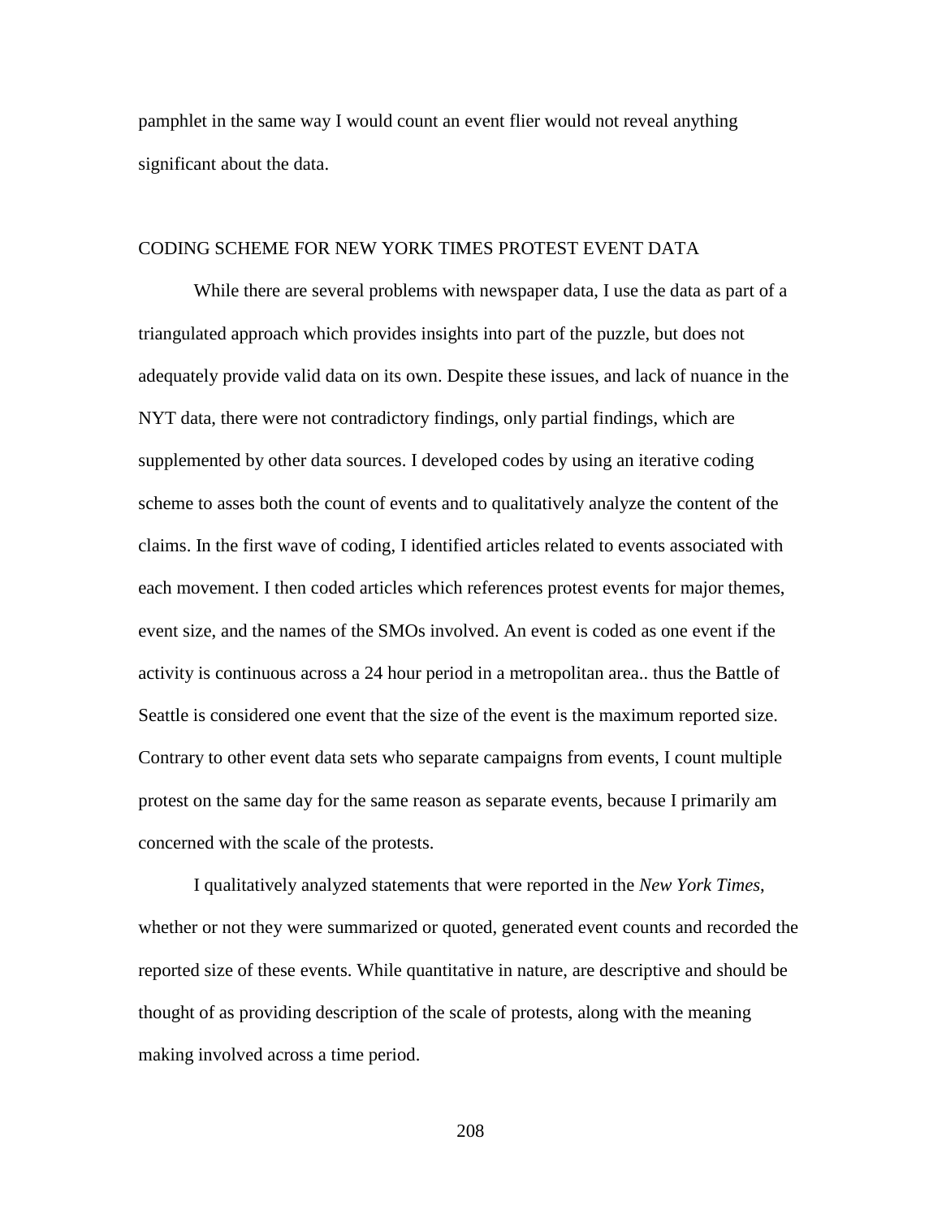pamphlet in the same way I would count an event flier would not reveal anything significant about the data.

## CODING SCHEME FOR NEW YORK TIMES PROTEST EVENT DATA

While there are several problems with newspaper data, I use the data as part of a triangulated approach which provides insights into part of the puzzle, but does not adequately provide valid data on its own. Despite these issues, and lack of nuance in the NYT data, there were not contradictory findings, only partial findings, which are supplemented by other data sources. I developed codes by using an iterative coding scheme to asses both the count of events and to qualitatively analyze the content of the claims. In the first wave of coding, I identified articles related to events associated with each movement. I then coded articles which references protest events for major themes, event size, and the names of the SMOs involved. An event is coded as one event if the activity is continuous across a 24 hour period in a metropolitan area.. thus the Battle of Seattle is considered one event that the size of the event is the maximum reported size. Contrary to other event data sets who separate campaigns from events, I count multiple protest on the same day for the same reason as separate events, because I primarily am concerned with the scale of the protests.

I qualitatively analyzed statements that were reported in the *New York Times*, whether or not they were summarized or quoted, generated event counts and recorded the reported size of these events. While quantitative in nature, are descriptive and should be thought of as providing description of the scale of protests, along with the meaning making involved across a time period.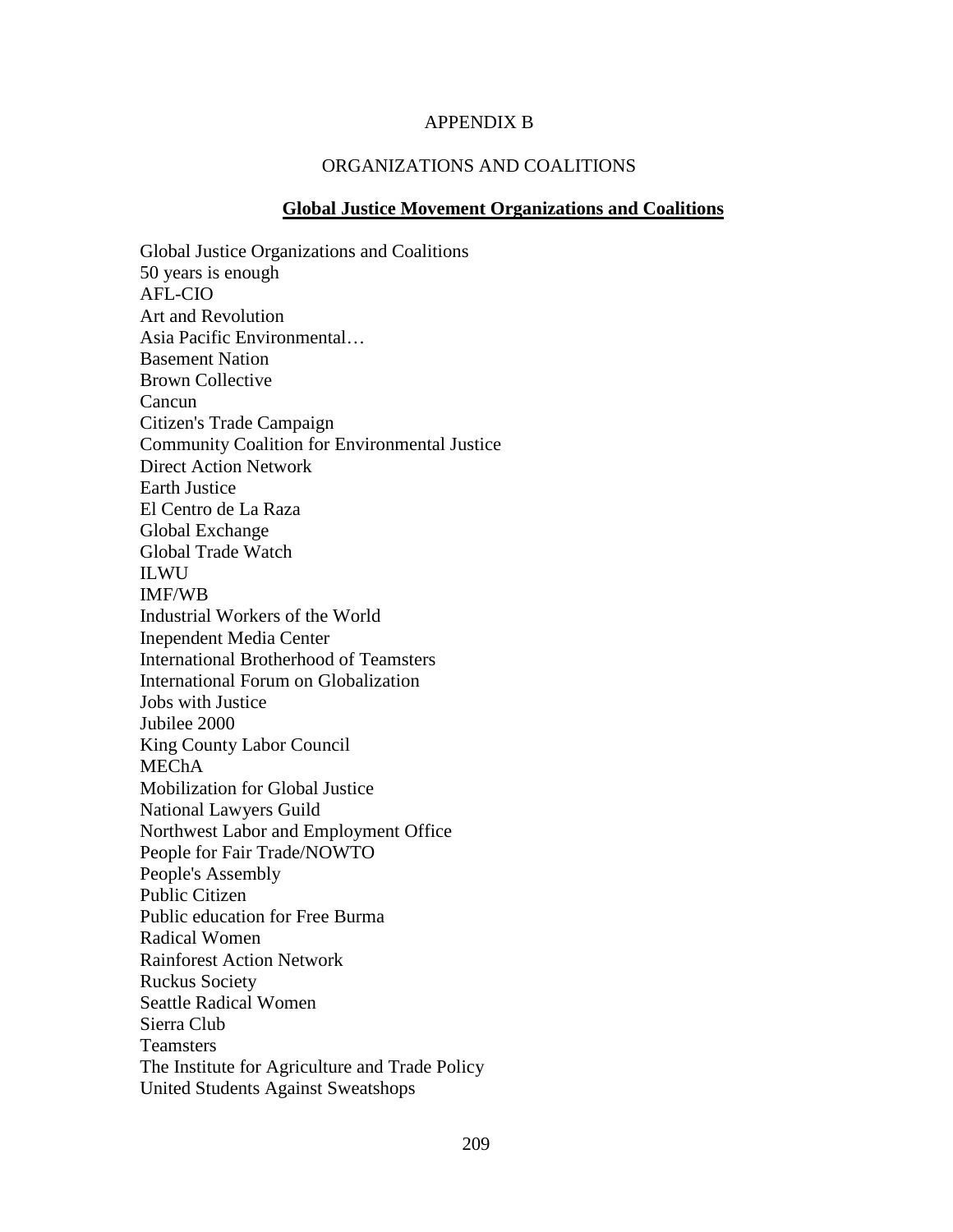# APPENDIX B

## ORGANIZATIONS AND COALITIONS

### **Global Justice Movement Organizations and Coalitions**

Global Justice Organizations and Coalitions
50 years is enough
AFL-CIO
Art and Revolution
Asia Pacific Environmental…
Basement Nation
Brown Collective
Cancun
Citizen's Trade Campaign
Community Coalition for Environmental Justice
Direct Action Network
Earth Justice
El Centro de La Raza
Global Exchange
Global Trade Watch
ILWU
IMF/WB
Industrial Workers of the World
Inependent Media Center
International Brotherhood of Teamsters
International Forum on Globalization
Jobs with Justice
Jubilee 2000
King County Labor Council
MEChA
Mobilization for Global Justice
National Lawyers Guild
Northwest Labor and Employment Office
People for Fair Trade/NOWTO
People's Assembly
Public Citizen
Public education for Free Burma
Radical Women
Rainforest Action Network
Ruckus Society
Seattle Radical Women
Sierra Club
Teamsters
The Institute for Agriculture and Trade Policy
United Students Against Sweatshops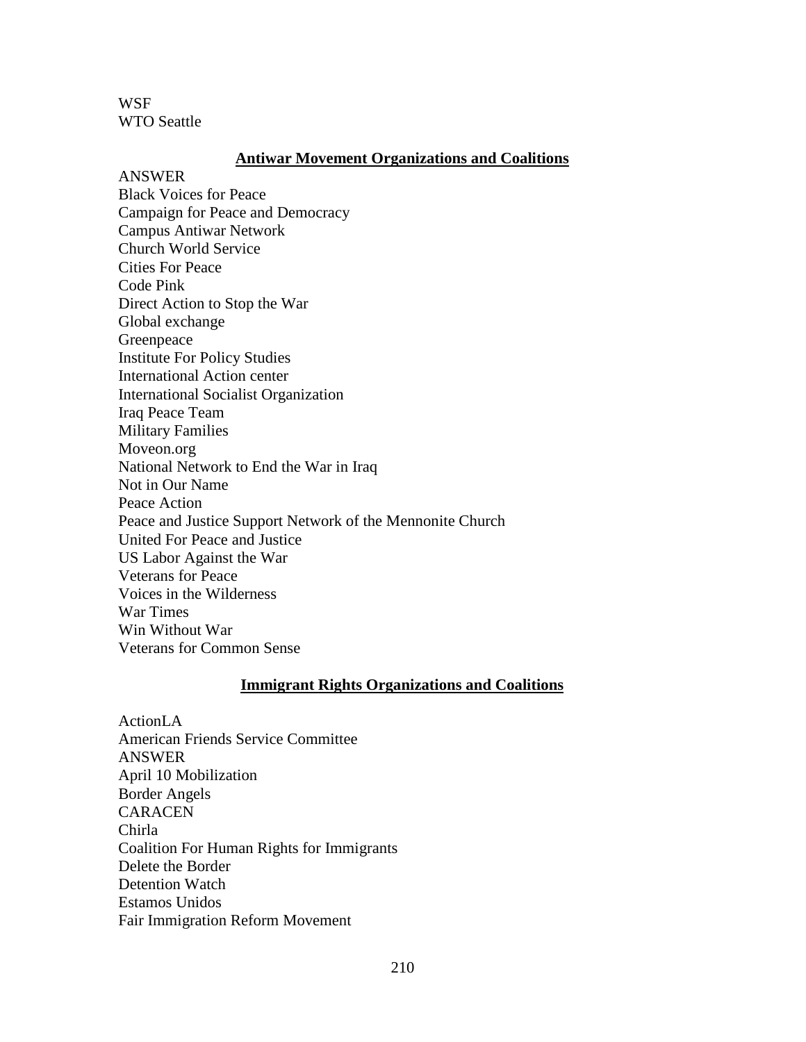WSF
WTO Seattle

## Antiwar Movement Organizations and Coalitions

ANSWER
Black Voices for Peace
Campaign for Peace and Democracy
Campus Antiwar Network
Church World Service
Cities For Peace
Code Pink
Direct Action to Stop the War
Global exchange
Greenpeace
Institute For Policy Studies
International Action center
International Socialist Organization
Iraq Peace Team
Military Families
Moveon.org
National Network to End the War in Iraq
Not in Our Name
Peace Action
Peace and Justice Support Network of the Mennonite Church
United For Peace and Justice
US Labor Against the War
Veterans for Peace
Voices in the Wilderness
War Times
Win Without War
Veterans for Common Sense

## Immigrant Rights Organizations and Coalitions

ActionLA
American Friends Service Committee
ANSWER
April 10 Mobilization
Border Angels
CARACEN
Chirla
Coalition For Human Rights for Immigrants
Delete the Border
Detention Watch
Estamos Unidos
Fair Immigration Reform Movement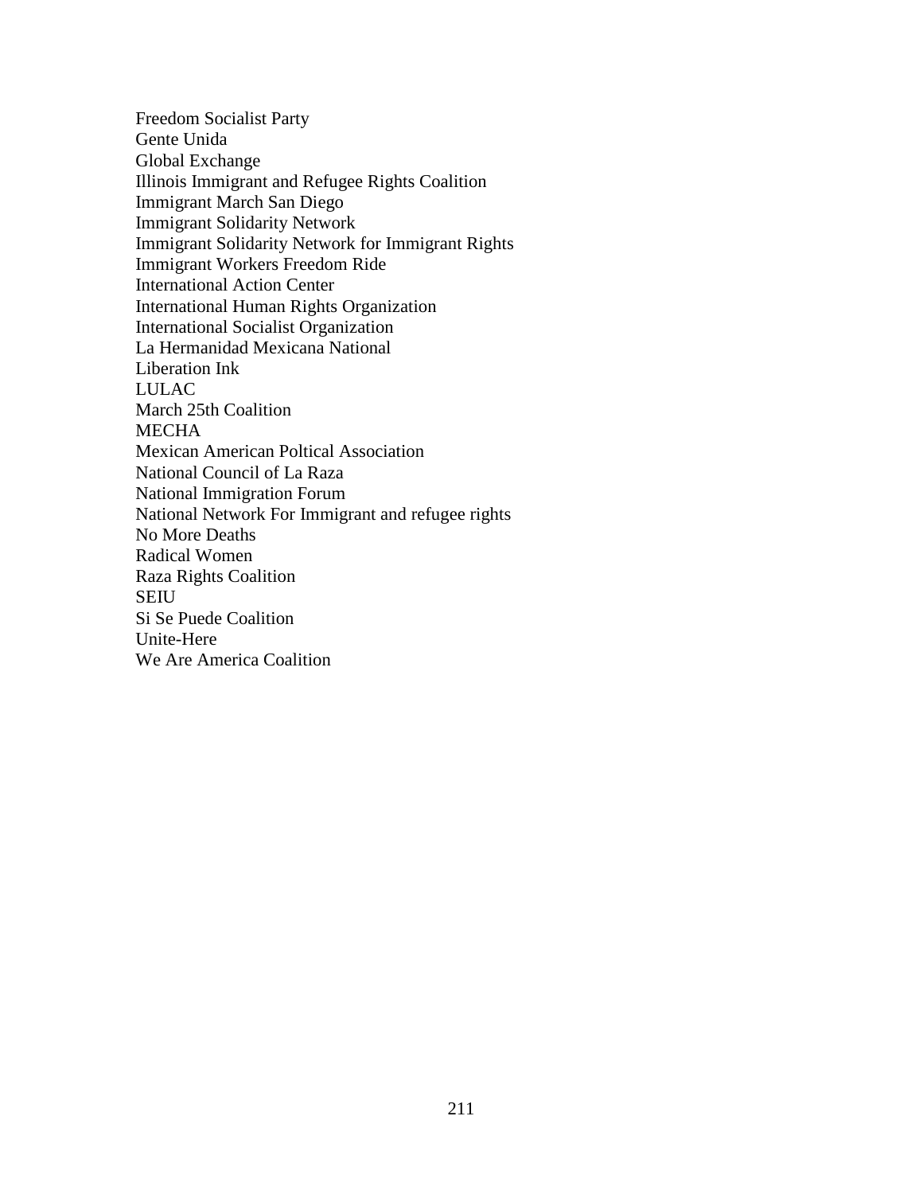Freedom Socialist Party
Gente Unida
Global Exchange
Illinois Immigrant and Refugee Rights Coalition
Immigrant March San Diego
Immigrant Solidarity Network
Immigrant Solidarity Network for Immigrant Rights
Immigrant Workers Freedom Ride
International Action Center
International Human Rights Organization
International Socialist Organization
La Hermanidad Mexicana National
Liberation Ink
LULAC
March 25th Coalition
MECHA
Mexican American Poltical Association
National Council of La Raza
National Immigration Forum
National Network For Immigrant and refugee rights
No More Deaths
Radical Women
Raza Rights Coalition
SEIU
Si Se Puede Coalition
Unite-Here
We Are America Coalition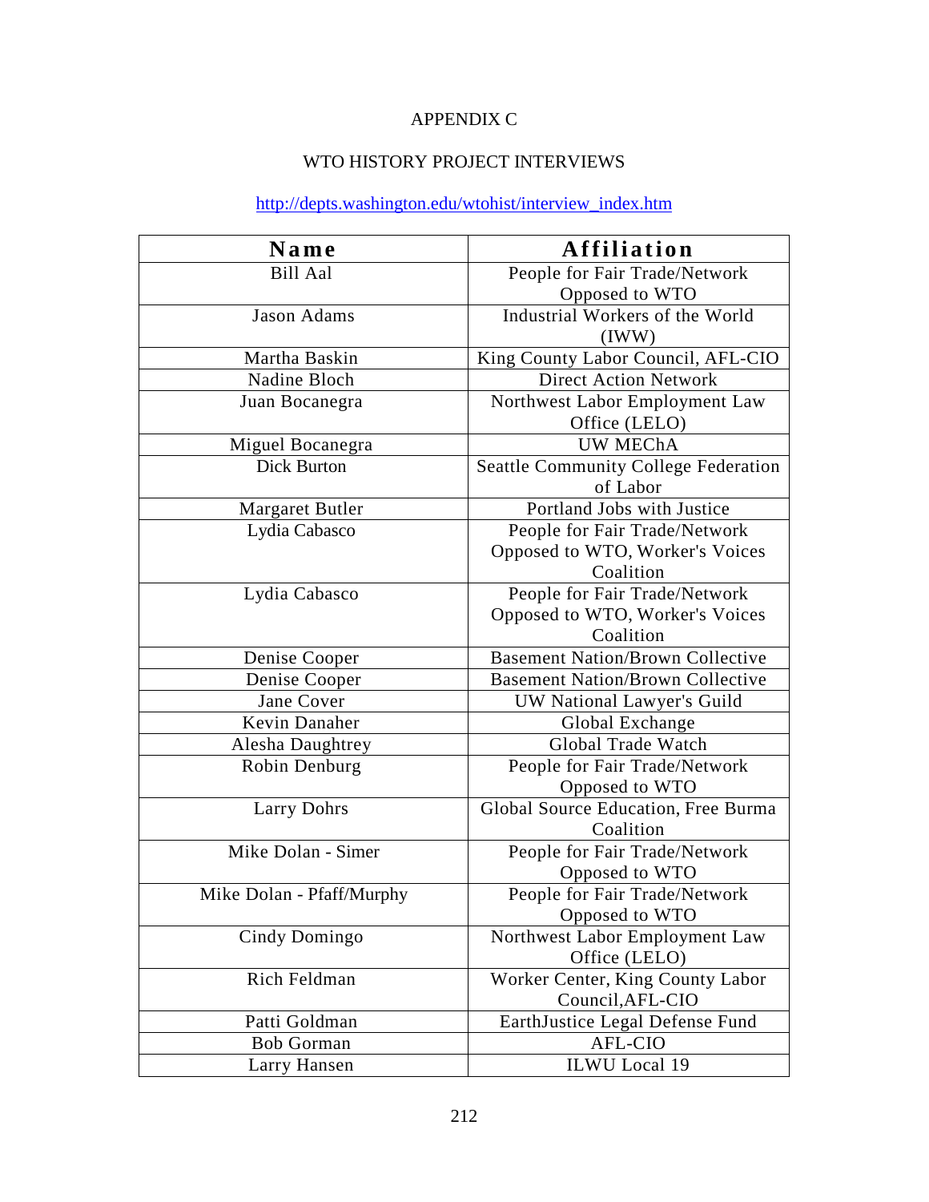# APPENDIX C

## WTO HISTORY PROJECT INTERVIEWS

http://depts.washington.edu/wtohist/interview_index.htm

| Name | Affiliation |
|---|---|
| Bill Aal | People for Fair Trade/Network Opposed to WTO |
| Jason Adams | Industrial Workers of the World (IWW) |
| Martha Baskin | King County Labor Council, AFL-CIO |
| Nadine Bloch | Direct Action Network |
| Juan Bocanegra | Northwest Labor Employment Law Office (LELO) |
| Miguel Bocanegra | UW MEChA |
| Dick Burton | Seattle Community College Federation of Labor |
| Margaret Butler | Portland Jobs with Justice |
| Lydia Cabasco | People for Fair Trade/Network Opposed to WTO, Worker's Voices Coalition |
| Lydia Cabasco | People for Fair Trade/Network Opposed to WTO, Worker's Voices Coalition |
| Denise Cooper | Basement Nation/Brown Collective |
| Denise Cooper | Basement Nation/Brown Collective |
| Jane Cover | UW National Lawyer's Guild |
| Kevin Danaher | Global Exchange |
| Alesha Daughtrey | Global Trade Watch |
| Robin Denburg | People for Fair Trade/Network Opposed to WTO |
| Larry Dohrs | Global Source Education, Free Burma Coalition |
| Mike Dolan - Simer | People for Fair Trade/Network Opposed to WTO |
| Mike Dolan - Pfaff/Murphy | People for Fair Trade/Network Opposed to WTO |
| Cindy Domingo | Northwest Labor Employment Law Office (LELO) |
| Rich Feldman | Worker Center, King County Labor Council,AFL-CIO |
| Patti Goldman | EarthJustice Legal Defense Fund |
| Bob Gorman | AFL-CIO |
| Larry Hansen | ILWU Local 19 |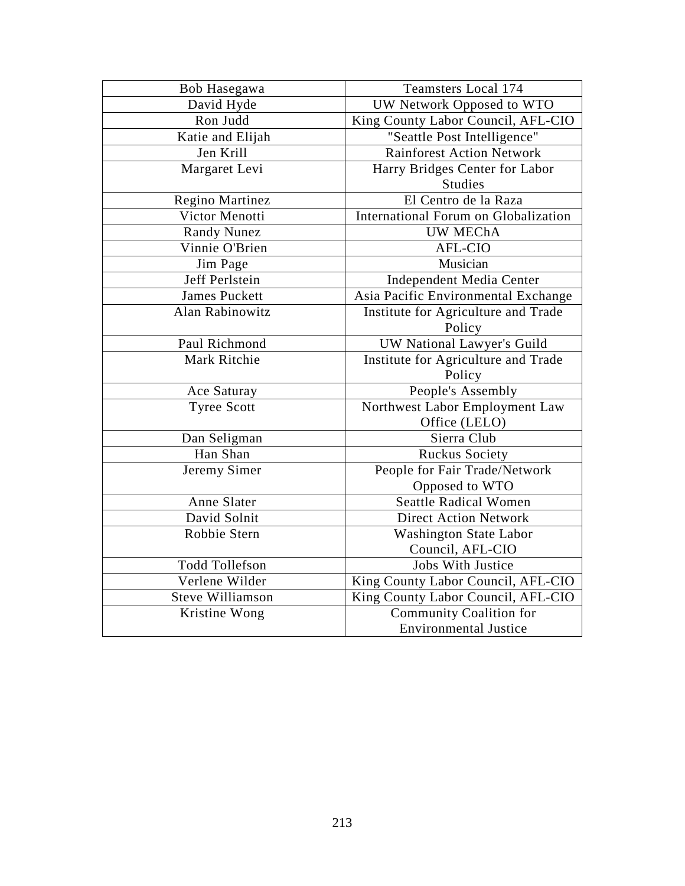| Bob Hasegawa | Teamsters Local 174 |
|---|---|
| David Hyde | UW Network Opposed to WTO |
| Ron Judd | King County Labor Council, AFL-CIO |
| Katie and Elijah | "Seattle Post Intelligence" |
| Jen Krill | Rainforest Action Network |
| Margaret Levi | Harry Bridges Center for Labor Studies |
| Regino Martinez | El Centro de la Raza |
| Victor Menotti | International Forum on Globalization |
| Randy Nunez | UW MEChA |
| Vinnie O'Brien | AFL-CIO |
| Jim Page | Musician |
| Jeff Perlstein | Independent Media Center |
| James Puckett | Asia Pacific Environmental Exchange |
| Alan Rabinowitz | Institute for Agriculture and Trade Policy |
| Paul Richmond | UW National Lawyer's Guild |
| Mark Ritchie | Institute for Agriculture and Trade Policy |
| Ace Saturay | People's Assembly |
| Tyree Scott | Northwest Labor Employment Law Office (LELO) |
| Dan Seligman | Sierra Club |
| Han Shan | Ruckus Society |
| Jeremy Simer | People for Fair Trade/Network Opposed to WTO |
| Anne Slater | Seattle Radical Women |
| David Solnit | Direct Action Network |
| Robbie Stern | Washington State Labor Council, AFL-CIO |
| Todd Tollefson | Jobs With Justice |
| Verlene Wilder | King County Labor Council, AFL-CIO |
| Steve Williamson | King County Labor Council, AFL-CIO |
| Kristine Wong | Community Coalition for Environmental Justice |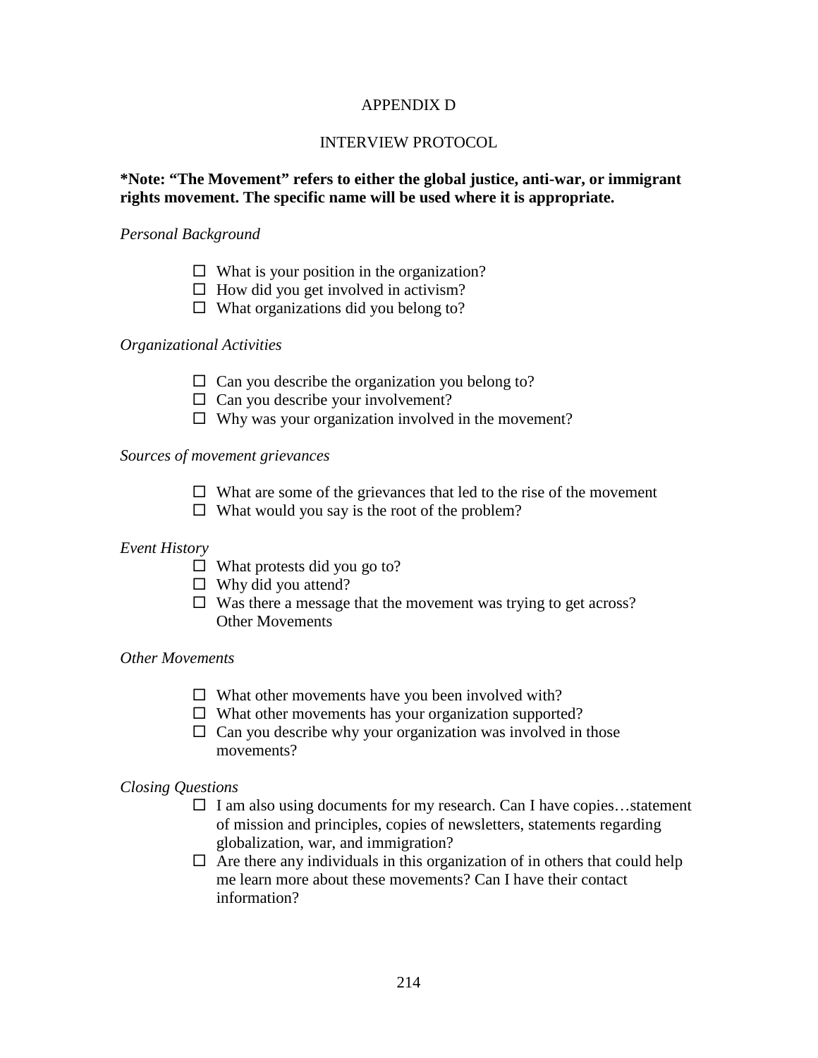# APPENDIX D

## INTERVIEW PROTOCOL

**\*Note: "The Movement" refers to either the global justice, anti-war, or immigrant rights movement. The specific name will be used where it is appropriate.**

*Personal Background*

- ☐ What is your position in the organization?
- ☐ How did you get involved in activism?
- ☐ What organizations did you belong to?

*Organizational Activities*

- ☐ Can you describe the organization you belong to?
- ☐ Can you describe your involvement?
- ☐ Why was your organization involved in the movement?

*Sources of movement grievances*

- ☐ What are some of the grievances that led to the rise of the movement
- ☐ What would you say is the root of the problem?

*Event History*

- ☐ What protests did you go to?
- ☐ Why did you attend?
- ☐ Was there a message that the movement was trying to get across? Other Movements

*Other Movements*

- ☐ What other movements have you been involved with?
- ☐ What other movements has your organization supported?
- ☐ Can you describe why your organization was involved in those movements?

*Closing Questions*

- ☐ I am also using documents for my research. Can I have copies…statement of mission and principles, copies of newsletters, statements regarding globalization, war, and immigration?
- ☐ Are there any individuals in this organization of in others that could help me learn more about these movements? Can I have their contact information?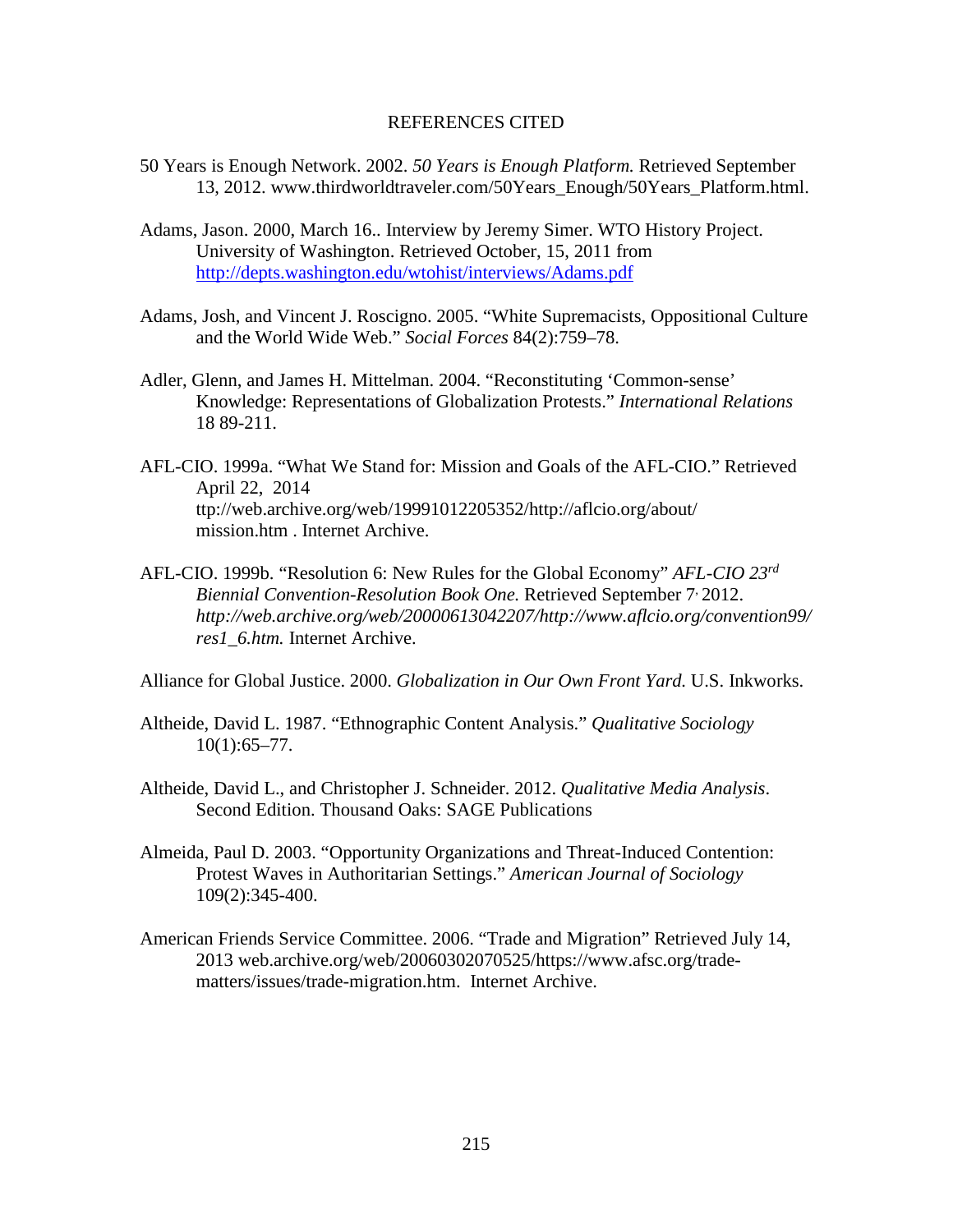# REFERENCES CITED

50 Years is Enough Network. 2002. *50 Years is Enough Platform.* Retrieved September 13, 2012. www.thirdworldtraveler.com/50Years_Enough/50Years_Platform.html.

Adams, Jason. 2000, March 16.. Interview by Jeremy Simer. WTO History Project. University of Washington. Retrieved October, 15, 2011 from http://depts.washington.edu/wtohist/interviews/Adams.pdf

Adams, Josh, and Vincent J. Roscigno. 2005. "White Supremacists, Oppositional Culture and the World Wide Web." *Social Forces* 84(2):759–78.

Adler, Glenn, and James H. Mittelman. 2004. "Reconstituting 'Common-sense' Knowledge: Representations of Globalization Protests." *International Relations* 18 89-211.

AFL-CIO. 1999a. "What We Stand for: Mission and Goals of the AFL-CIO." Retrieved April 22, 2014 ttp://web.archive.org/web/19991012205352/http://aflcio.org/about/mission.htm . Internet Archive.

AFL-CIO. 1999b. "Resolution 6: New Rules for the Global Economy" *AFL-CIO 23rd Biennial Convention-Resolution Book One.* Retrieved September 7, 2012. *http://web.archive.org/web/20000613042207/http://www.aflcio.org/convention99/res1_6.htm.* Internet Archive.

Alliance for Global Justice. 2000. *Globalization in Our Own Front Yard.* U.S. Inkworks.

Altheide, David L. 1987. "Ethnographic Content Analysis." *Qualitative Sociology* 10(1):65–77.

Altheide, David L., and Christopher J. Schneider. 2012. *Qualitative Media Analysis*. Second Edition. Thousand Oaks: SAGE Publications

Almeida, Paul D. 2003. "Opportunity Organizations and Threat-Induced Contention: Protest Waves in Authoritarian Settings." *American Journal of Sociology* 109(2):345-400.

American Friends Service Committee. 2006. "Trade and Migration" Retrieved July 14, 2013 web.archive.org/web/20060302070525/https://www.afsc.org/trade-matters/issues/trade-migration.htm. Internet Archive.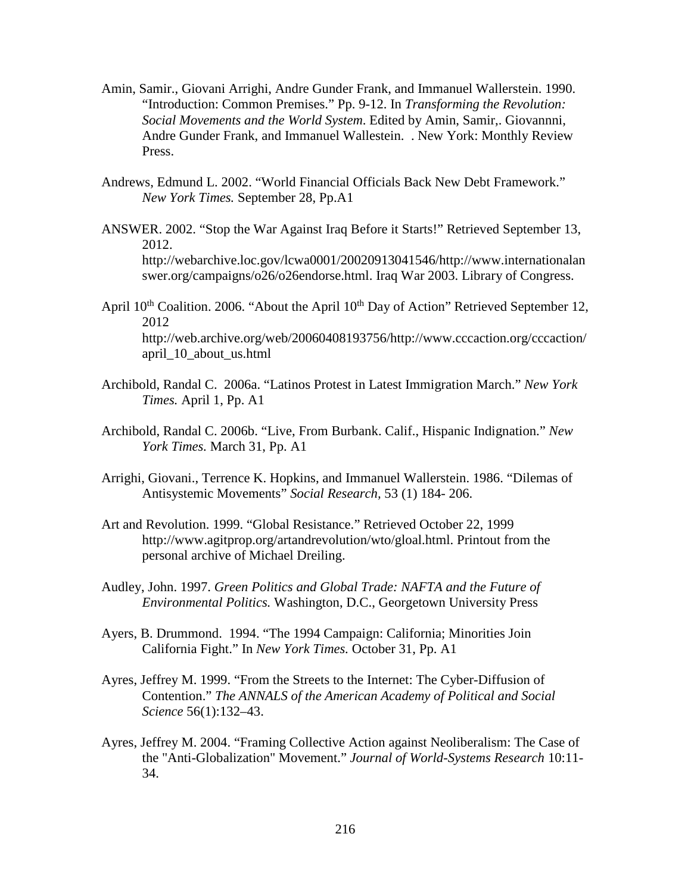Amin, Samir., Giovani Arrighi, Andre Gunder Frank, and Immanuel Wallerstein. 1990. "Introduction: Common Premises." Pp. 9-12. In *Transforming the Revolution: Social Movements and the World System*. Edited by Amin, Samir,. Giovannni, Andre Gunder Frank, and Immanuel Wallestein. . New York: Monthly Review Press.

Andrews, Edmund L. 2002. "World Financial Officials Back New Debt Framework." *New York Times.* September 28, Pp.A1

ANSWER. 2002. "Stop the War Against Iraq Before it Starts!" Retrieved September 13, 2012. http://webarchive.loc.gov/lcwa0001/20020913041546/http://www.internationalanswer.org/campaigns/o26/o26endorse.html. Iraq War 2003. Library of Congress.

April 10th Coalition. 2006. "About the April 10th Day of Action" Retrieved September 12, 2012 http://web.archive.org/web/20060408193756/http://www.cccaction.org/cccaction/april_10_about_us.html

Archibold, Randal C. 2006a. "Latinos Protest in Latest Immigration March." *New York Times.* April 1, Pp. A1

Archibold, Randal C. 2006b. "Live, From Burbank. Calif., Hispanic Indignation." *New York Times.* March 31, Pp. A1

Arrighi, Giovani., Terrence K. Hopkins, and Immanuel Wallerstein. 1986. "Dilemas of Antisystemic Movements" *Social Research,* 53 (1) 184- 206.

Art and Revolution. 1999. "Global Resistance." Retrieved October 22, 1999 http://www.agitprop.org/artandrevolution/wto/gloal.html. Printout from the personal archive of Michael Dreiling.

Audley, John. 1997. *Green Politics and Global Trade: NAFTA and the Future of Environmental Politics.* Washington, D.C., Georgetown University Press

Ayers, B. Drummond. 1994. "The 1994 Campaign: California; Minorities Join California Fight." In *New York Times.* October 31, Pp. A1

Ayres, Jeffrey M. 1999. "From the Streets to the Internet: The Cyber-Diffusion of Contention." *The ANNALS of the American Academy of Political and Social Science* 56(1):132–43.

Ayres, Jeffrey M. 2004. "Framing Collective Action against Neoliberalism: The Case of the "Anti-Globalization" Movement." *Journal of World-Systems Research* 10:11-34.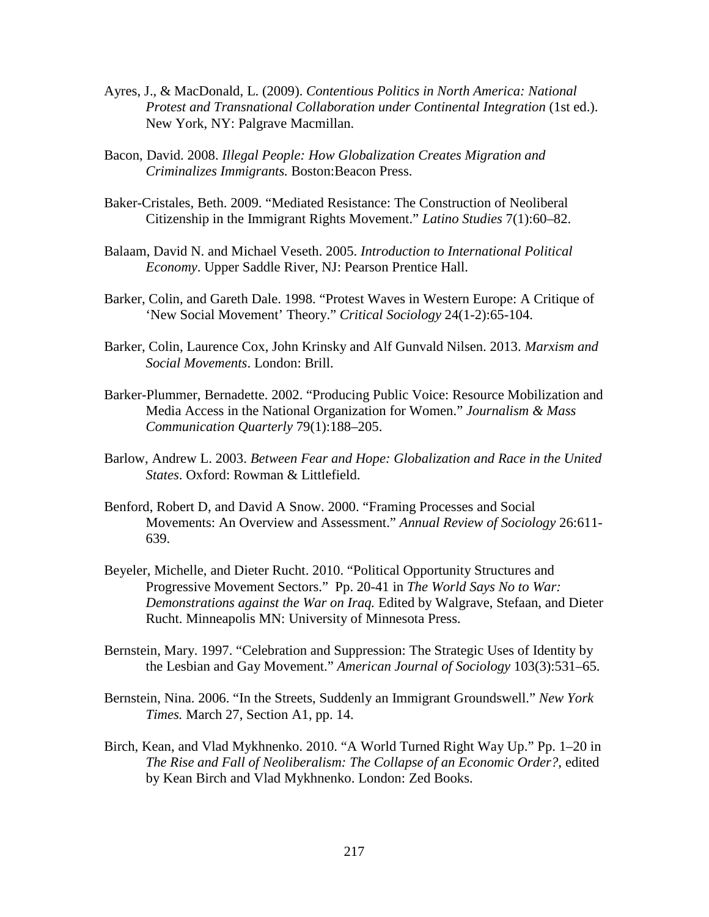Ayres, J., & MacDonald, L. (2009). *Contentious Politics in North America: National Protest and Transnational Collaboration under Continental Integration* (1st ed.). New York, NY: Palgrave Macmillan.

Bacon, David. 2008. *Illegal People: How Globalization Creates Migration and Criminalizes Immigrants.* Boston:Beacon Press.

Baker-Cristales, Beth. 2009. "Mediated Resistance: The Construction of Neoliberal Citizenship in the Immigrant Rights Movement." *Latino Studies* 7(1):60–82.

Balaam, David N. and Michael Veseth. 2005. *Introduction to International Political Economy*. Upper Saddle River, NJ: Pearson Prentice Hall.

Barker, Colin, and Gareth Dale. 1998. "Protest Waves in Western Europe: A Critique of 'New Social Movement' Theory." *Critical Sociology* 24(1-2):65-104.

Barker, Colin, Laurence Cox, John Krinsky and Alf Gunvald Nilsen. 2013. *Marxism and Social Movements*. London: Brill.

Barker-Plummer, Bernadette. 2002. "Producing Public Voice: Resource Mobilization and Media Access in the National Organization for Women." *Journalism & Mass Communication Quarterly* 79(1):188–205.

Barlow, Andrew L. 2003. *Between Fear and Hope: Globalization and Race in the United States*. Oxford: Rowman & Littlefield.

Benford, Robert D, and David A Snow. 2000. "Framing Processes and Social Movements: An Overview and Assessment." *Annual Review of Sociology* 26:611-639.

Beyeler, Michelle, and Dieter Rucht. 2010. "Political Opportunity Structures and Progressive Movement Sectors." Pp. 20-41 in *The World Says No to War: Demonstrations against the War on Iraq.* Edited by Walgrave, Stefaan, and Dieter Rucht. Minneapolis MN: University of Minnesota Press.

Bernstein, Mary. 1997. "Celebration and Suppression: The Strategic Uses of Identity by the Lesbian and Gay Movement." *American Journal of Sociology* 103(3):531–65.

Bernstein, Nina. 2006. "In the Streets, Suddenly an Immigrant Groundswell." *New York Times.* March 27, Section A1, pp. 14.

Birch, Kean, and Vlad Mykhnenko. 2010. "A World Turned Right Way Up." Pp. 1–20 in *The Rise and Fall of Neoliberalism: The Collapse of an Economic Order?*, edited by Kean Birch and Vlad Mykhnenko. London: Zed Books.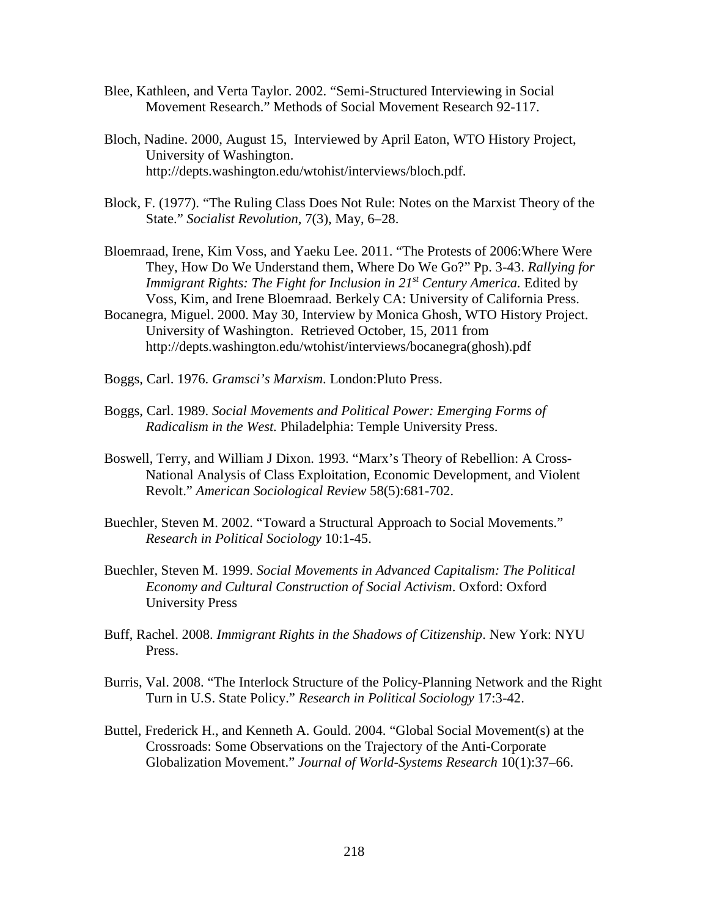Blee, Kathleen, and Verta Taylor. 2002. "Semi-Structured Interviewing in Social Movement Research." Methods of Social Movement Research 92-117.

Bloch, Nadine. 2000, August 15, Interviewed by April Eaton, WTO History Project, University of Washington. http://depts.washington.edu/wtohist/interviews/bloch.pdf.

Block, F. (1977). "The Ruling Class Does Not Rule: Notes on the Marxist Theory of the State." *Socialist Revolution*, 7(3), May, 6–28.

Bloemraad, Irene, Kim Voss, and Yaeku Lee. 2011. "The Protests of 2006:Where Were They, How Do We Understand them, Where Do We Go?" Pp. 3-43. *Rallying for Immigrant Rights: The Fight for Inclusion in 21st Century America.* Edited by Voss, Kim, and Irene Bloemraad. Berkely CA: University of California Press.

Bocanegra, Miguel. 2000. May 30, Interview by Monica Ghosh, WTO History Project. University of Washington. Retrieved October, 15, 2011 from http://depts.washington.edu/wtohist/interviews/bocanegra(ghosh).pdf

Boggs, Carl. 1976. *Gramsci's Marxism*. London:Pluto Press.

Boggs, Carl. 1989. *Social Movements and Political Power: Emerging Forms of Radicalism in the West.* Philadelphia: Temple University Press.

Boswell, Terry, and William J Dixon. 1993. "Marx's Theory of Rebellion: A Cross-National Analysis of Class Exploitation, Economic Development, and Violent Revolt." *American Sociological Review* 58(5):681-702.

Buechler, Steven M. 2002. "Toward a Structural Approach to Social Movements." *Research in Political Sociology* 10:1-45.

Buechler, Steven M. 1999. *Social Movements in Advanced Capitalism: The Political Economy and Cultural Construction of Social Activism*. Oxford: Oxford University Press

Buff, Rachel. 2008. *Immigrant Rights in the Shadows of Citizenship*. New York: NYU Press.

Burris, Val. 2008. "The Interlock Structure of the Policy-Planning Network and the Right Turn in U.S. State Policy." *Research in Political Sociology* 17:3-42.

Buttel, Frederick H., and Kenneth A. Gould. 2004. "Global Social Movement(s) at the Crossroads: Some Observations on the Trajectory of the Anti-Corporate Globalization Movement." *Journal of World-Systems Research* 10(1):37–66.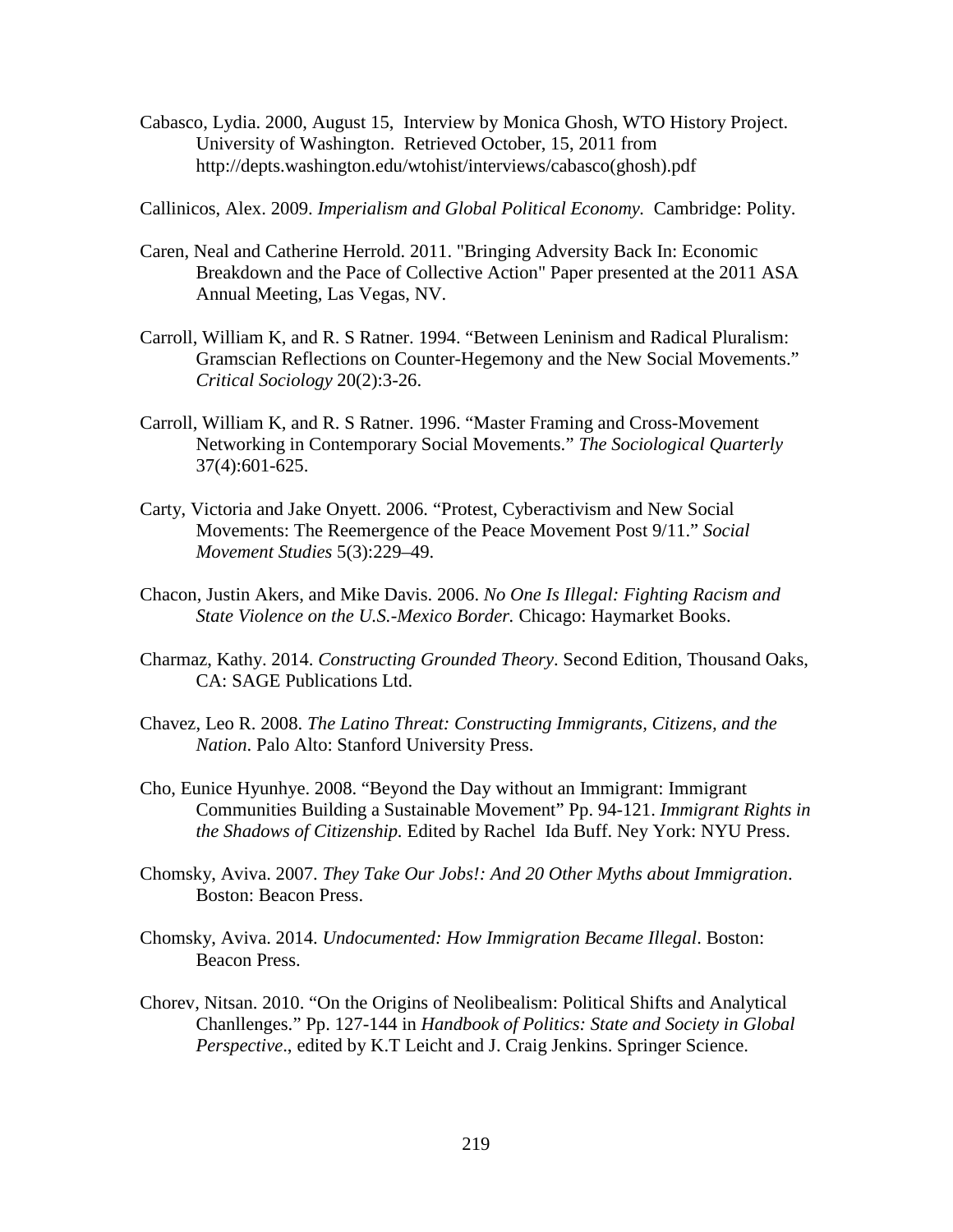Cabasco, Lydia. 2000, August 15, Interview by Monica Ghosh, WTO History Project. University of Washington. Retrieved October, 15, 2011 from http://depts.washington.edu/wtohist/interviews/cabasco(ghosh).pdf

Callinicos, Alex. 2009. *Imperialism and Global Political Economy.* Cambridge: Polity.

Caren, Neal and Catherine Herrold. 2011. "Bringing Adversity Back In: Economic Breakdown and the Pace of Collective Action" Paper presented at the 2011 ASA Annual Meeting, Las Vegas, NV.

Carroll, William K, and R. S Ratner. 1994. "Between Leninism and Radical Pluralism: Gramscian Reflections on Counter-Hegemony and the New Social Movements." *Critical Sociology* 20(2):3-26.

Carroll, William K, and R. S Ratner. 1996. "Master Framing and Cross-Movement Networking in Contemporary Social Movements." *The Sociological Quarterly* 37(4):601-625.

Carty, Victoria and Jake Onyett. 2006. "Protest, Cyberactivism and New Social Movements: The Reemergence of the Peace Movement Post 9/11." *Social Movement Studies* 5(3):229–49.

Chacon, Justin Akers, and Mike Davis. 2006. *No One Is Illegal: Fighting Racism and State Violence on the U.S.-Mexico Border.* Chicago: Haymarket Books.

Charmaz, Kathy. 2014. *Constructing Grounded Theory*. Second Edition, Thousand Oaks, CA: SAGE Publications Ltd.

Chavez, Leo R. 2008. *The Latino Threat: Constructing Immigrants, Citizens, and the Nation*. Palo Alto: Stanford University Press.

Cho, Eunice Hyunhye. 2008. "Beyond the Day without an Immigrant: Immigrant Communities Building a Sustainable Movement" Pp. 94-121. *Immigrant Rights in the Shadows of Citizenship.* Edited by Rachel Ida Buff. Ney York: NYU Press.

Chomsky, Aviva. 2007. *They Take Our Jobs!: And 20 Other Myths about Immigration*. Boston: Beacon Press.

Chomsky, Aviva. 2014. *Undocumented: How Immigration Became Illegal*. Boston: Beacon Press.

Chorev, Nitsan. 2010. "On the Origins of Neolibealism: Political Shifts and Analytical Chanllenges." Pp. 127-144 in *Handbook of Politics: State and Society in Global Perspective*., edited by K.T Leicht and J. Craig Jenkins. Springer Science.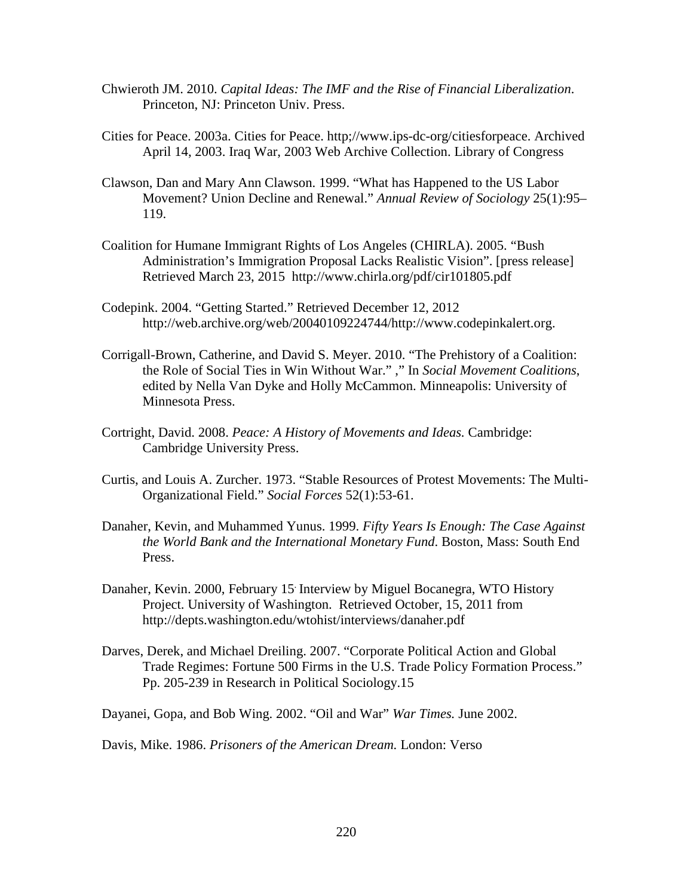Chwieroth JM. 2010. *Capital Ideas: The IMF and the Rise of Financial Liberalization*. Princeton, NJ: Princeton Univ. Press.

Cities for Peace. 2003a. Cities for Peace. http;//www.ips-dc-org/citiesforpeace. Archived April 14, 2003. Iraq War, 2003 Web Archive Collection. Library of Congress

Clawson, Dan and Mary Ann Clawson. 1999. "What has Happened to the US Labor Movement? Union Decline and Renewal." *Annual Review of Sociology* 25(1):95–119.

Coalition for Humane Immigrant Rights of Los Angeles (CHIRLA). 2005. "Bush Administration's Immigration Proposal Lacks Realistic Vision". [press release] Retrieved March 23, 2015 http://www.chirla.org/pdf/cir101805.pdf

Codepink. 2004. "Getting Started." Retrieved December 12, 2012 http://web.archive.org/web/20040109224744/http://www.codepinkalert.org.

Corrigall-Brown, Catherine, and David S. Meyer. 2010. "The Prehistory of a Coalition: the Role of Social Ties in Win Without War." ," In *Social Movement Coalitions*, edited by Nella Van Dyke and Holly McCammon. Minneapolis: University of Minnesota Press.

Cortright, David. 2008. *Peace: A History of Movements and Ideas.* Cambridge: Cambridge University Press.

Curtis, and Louis A. Zurcher. 1973. "Stable Resources of Protest Movements: The Multi-Organizational Field." *Social Forces* 52(1):53-61.

Danaher, Kevin, and Muhammed Yunus. 1999. *Fifty Years Is Enough: The Case Against the World Bank and the International Monetary Fund*. Boston, Mass: South End Press.

Danaher, Kevin. 2000, February 15. Interview by Miguel Bocanegra, WTO History Project. University of Washington. Retrieved October, 15, 2011 from http://depts.washington.edu/wtohist/interviews/danaher.pdf

Darves, Derek, and Michael Dreiling. 2007. "Corporate Political Action and Global Trade Regimes: Fortune 500 Firms in the U.S. Trade Policy Formation Process." Pp. 205-239 in Research in Political Sociology.15

Dayanei, Gopa, and Bob Wing. 2002. "Oil and War" *War Times.* June 2002.

Davis, Mike. 1986. *Prisoners of the American Dream.* London: Verso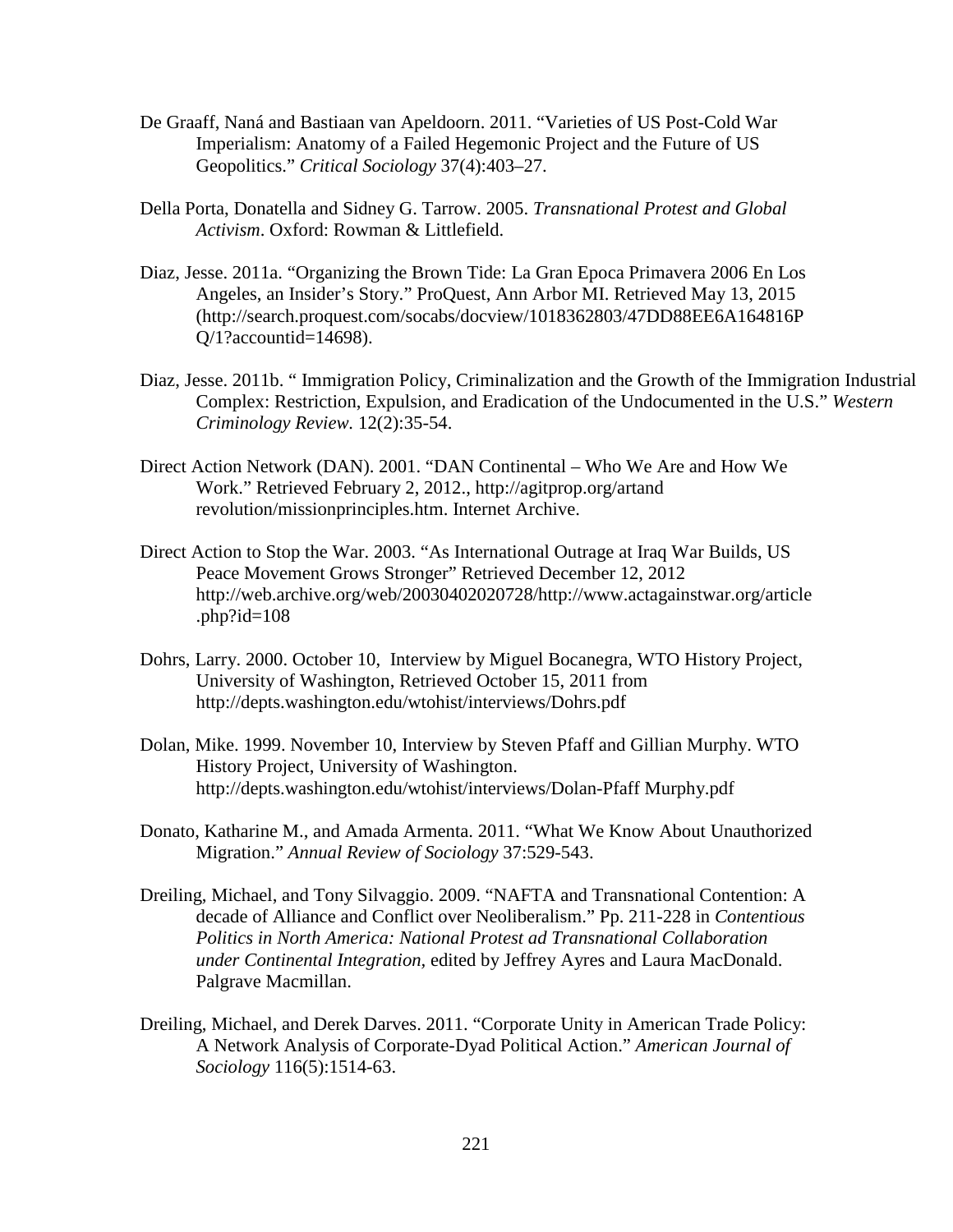De Graaff, Naná and Bastiaan van Apeldoorn. 2011. "Varieties of US Post-Cold War Imperialism: Anatomy of a Failed Hegemonic Project and the Future of US Geopolitics." *Critical Sociology* 37(4):403–27.

Della Porta, Donatella and Sidney G. Tarrow. 2005. *Transnational Protest and Global Activism*. Oxford: Rowman & Littlefield.

Diaz, Jesse. 2011a. "Organizing the Brown Tide: La Gran Epoca Primavera 2006 En Los Angeles, an Insider's Story." ProQuest, Ann Arbor MI. Retrieved May 13, 2015 (http://search.proquest.com/socabs/docview/1018362803/47DD88EE6A164816PQ/1?accountid=14698).

Diaz, Jesse. 2011b. " Immigration Policy, Criminalization and the Growth of the Immigration Industrial Complex: Restriction, Expulsion, and Eradication of the Undocumented in the U.S." *Western Criminology Review*. 12(2):35-54.

Direct Action Network (DAN). 2001. "DAN Continental – Who We Are and How We Work." Retrieved February 2, 2012., http://agitprop.org/artand revolution/missionprinciples.htm. Internet Archive.

Direct Action to Stop the War. 2003. "As International Outrage at Iraq War Builds, US Peace Movement Grows Stronger" Retrieved December 12, 2012 http://web.archive.org/web/20030402020728/http://www.actagainstwar.org/article.php?id=108

Dohrs, Larry. 2000. October 10, Interview by Miguel Bocanegra, WTO History Project, University of Washington, Retrieved October 15, 2011 from http://depts.washington.edu/wtohist/interviews/Dohrs.pdf

Dolan, Mike. 1999. November 10, Interview by Steven Pfaff and Gillian Murphy. WTO History Project, University of Washington. http://depts.washington.edu/wtohist/interviews/Dolan-Pfaff Murphy.pdf

Donato, Katharine M., and Amada Armenta. 2011. "What We Know About Unauthorized Migration." *Annual Review of Sociology* 37:529-543.

Dreiling, Michael, and Tony Silvaggio. 2009. "NAFTA and Transnational Contention: A decade of Alliance and Conflict over Neoliberalism." Pp. 211-228 in *Contentious Politics in North America: National Protest ad Transnational Collaboration under Continental Integration*, edited by Jeffrey Ayres and Laura MacDonald. Palgrave Macmillan.

Dreiling, Michael, and Derek Darves. 2011. "Corporate Unity in American Trade Policy: A Network Analysis of Corporate-Dyad Political Action." *American Journal of Sociology* 116(5):1514-63.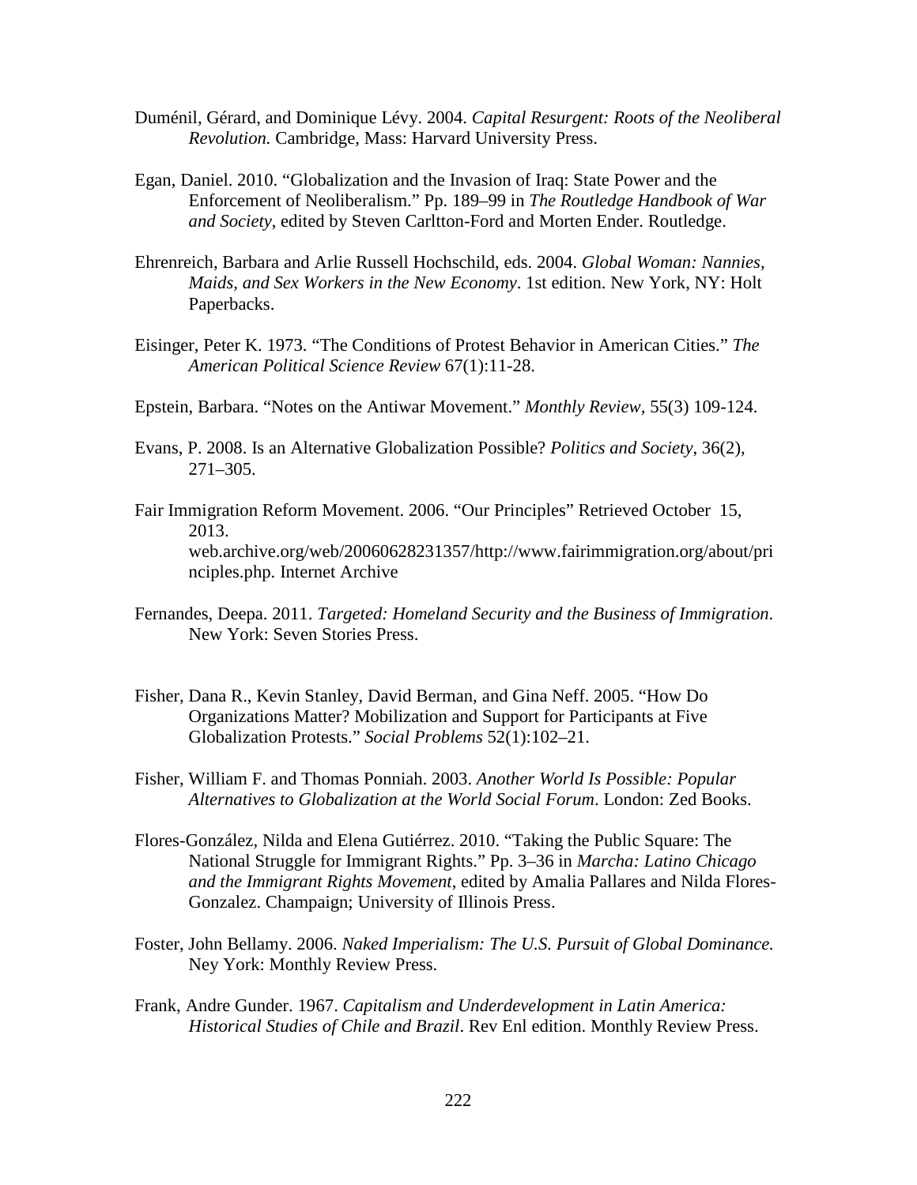Duménil, Gérard, and Dominique Lévy. 2004. *Capital Resurgent: Roots of the Neoliberal Revolution.* Cambridge, Mass: Harvard University Press.

Egan, Daniel. 2010. "Globalization and the Invasion of Iraq: State Power and the Enforcement of Neoliberalism." Pp. 189–99 in *The Routledge Handbook of War and Society*, edited by Steven Carltton-Ford and Morten Ender. Routledge.

Ehrenreich, Barbara and Arlie Russell Hochschild, eds. 2004. *Global Woman: Nannies, Maids, and Sex Workers in the New Economy*. 1st edition. New York, NY: Holt Paperbacks.

Eisinger, Peter K. 1973. "The Conditions of Protest Behavior in American Cities." *The American Political Science Review* 67(1):11-28.

Epstein, Barbara. "Notes on the Antiwar Movement." *Monthly Review*, 55(3) 109-124.

Evans, P. 2008. Is an Alternative Globalization Possible? *Politics and Society*, 36(2), 271–305.

Fair Immigration Reform Movement. 2006. "Our Principles" Retrieved October 15, 2013. web.archive.org/web/20060628231357/http://www.fairimmigration.org/about/principles.php. Internet Archive

Fernandes, Deepa. 2011. *Targeted: Homeland Security and the Business of Immigration*. New York: Seven Stories Press.

Fisher, Dana R., Kevin Stanley, David Berman, and Gina Neff. 2005. "How Do Organizations Matter? Mobilization and Support for Participants at Five Globalization Protests." *Social Problems* 52(1):102–21.

Fisher, William F. and Thomas Ponniah. 2003. *Another World Is Possible: Popular Alternatives to Globalization at the World Social Forum*. London: Zed Books.

Flores-González, Nilda and Elena Gutiérrez. 2010. "Taking the Public Square: The National Struggle for Immigrant Rights." Pp. 3–36 in *Marcha: Latino Chicago and the Immigrant Rights Movement*, edited by Amalia Pallares and Nilda Flores-Gonzalez. Champaign; University of Illinois Press.

Foster, John Bellamy. 2006. *Naked Imperialism: The U.S. Pursuit of Global Dominance.* Ney York: Monthly Review Press.

Frank, Andre Gunder. 1967. *Capitalism and Underdevelopment in Latin America: Historical Studies of Chile and Brazil*. Rev Enl edition. Monthly Review Press.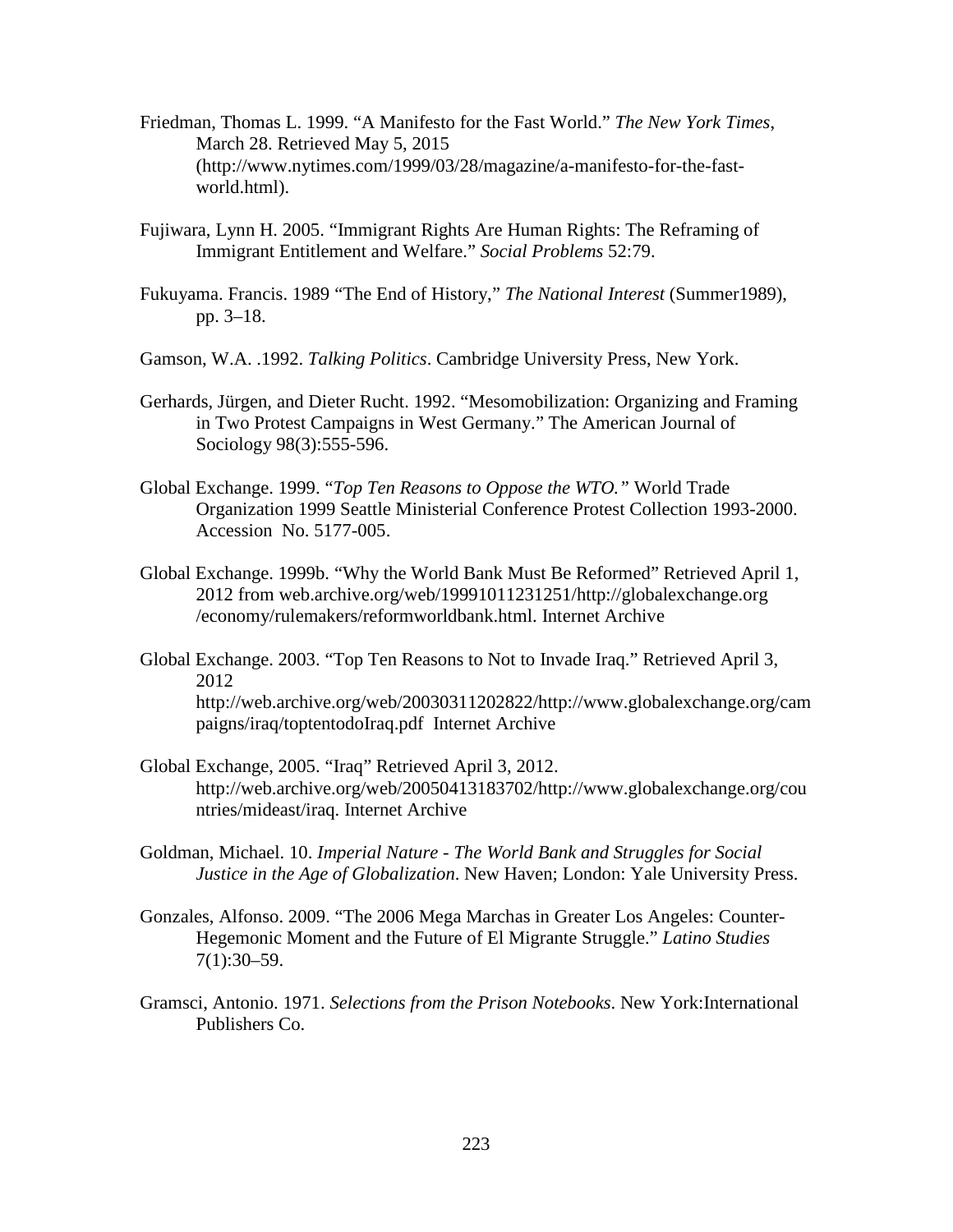Friedman, Thomas L. 1999. "A Manifesto for the Fast World." *The New York Times*, March 28. Retrieved May 5, 2015 (http://www.nytimes.com/1999/03/28/magazine/a-manifesto-for-the-fast-world.html).

Fujiwara, Lynn H. 2005. "Immigrant Rights Are Human Rights: The Reframing of Immigrant Entitlement and Welfare." *Social Problems* 52:79.

Fukuyama. Francis. 1989 "The End of History," *The National Interest* (Summer1989), pp. 3–18.

Gamson, W.A. .1992. *Talking Politics*. Cambridge University Press, New York.

Gerhards, Jürgen, and Dieter Rucht. 1992. "Mesomobilization: Organizing and Framing in Two Protest Campaigns in West Germany." The American Journal of Sociology 98(3):555-596.

Global Exchange. 1999. "*Top Ten Reasons to Oppose the WTO.*" World Trade Organization 1999 Seattle Ministerial Conference Protest Collection 1993-2000. Accession No. 5177-005.

Global Exchange. 1999b. "Why the World Bank Must Be Reformed" Retrieved April 1, 2012 from web.archive.org/web/19991011231251/http://globalexchange.org /economy/rulemakers/reformworldbank.html. Internet Archive

Global Exchange. 2003. "Top Ten Reasons to Not to Invade Iraq." Retrieved April 3, 2012 http://web.archive.org/web/20030311202822/http://www.globalexchange.org/campaigns/iraq/toptentodoIraq.pdf Internet Archive

Global Exchange, 2005. "Iraq" Retrieved April 3, 2012. http://web.archive.org/web/20050413183702/http://www.globalexchange.org/countries/mideast/iraq. Internet Archive

Goldman, Michael. 10. *Imperial Nature - The World Bank and Struggles for Social Justice in the Age of Globalization*. New Haven; London: Yale University Press.

Gonzales, Alfonso. 2009. "The 2006 Mega Marchas in Greater Los Angeles: Counter-Hegemonic Moment and the Future of El Migrante Struggle." *Latino Studies* 7(1):30–59.

Gramsci, Antonio. 1971. *Selections from the Prison Notebooks*. New York:International Publishers Co.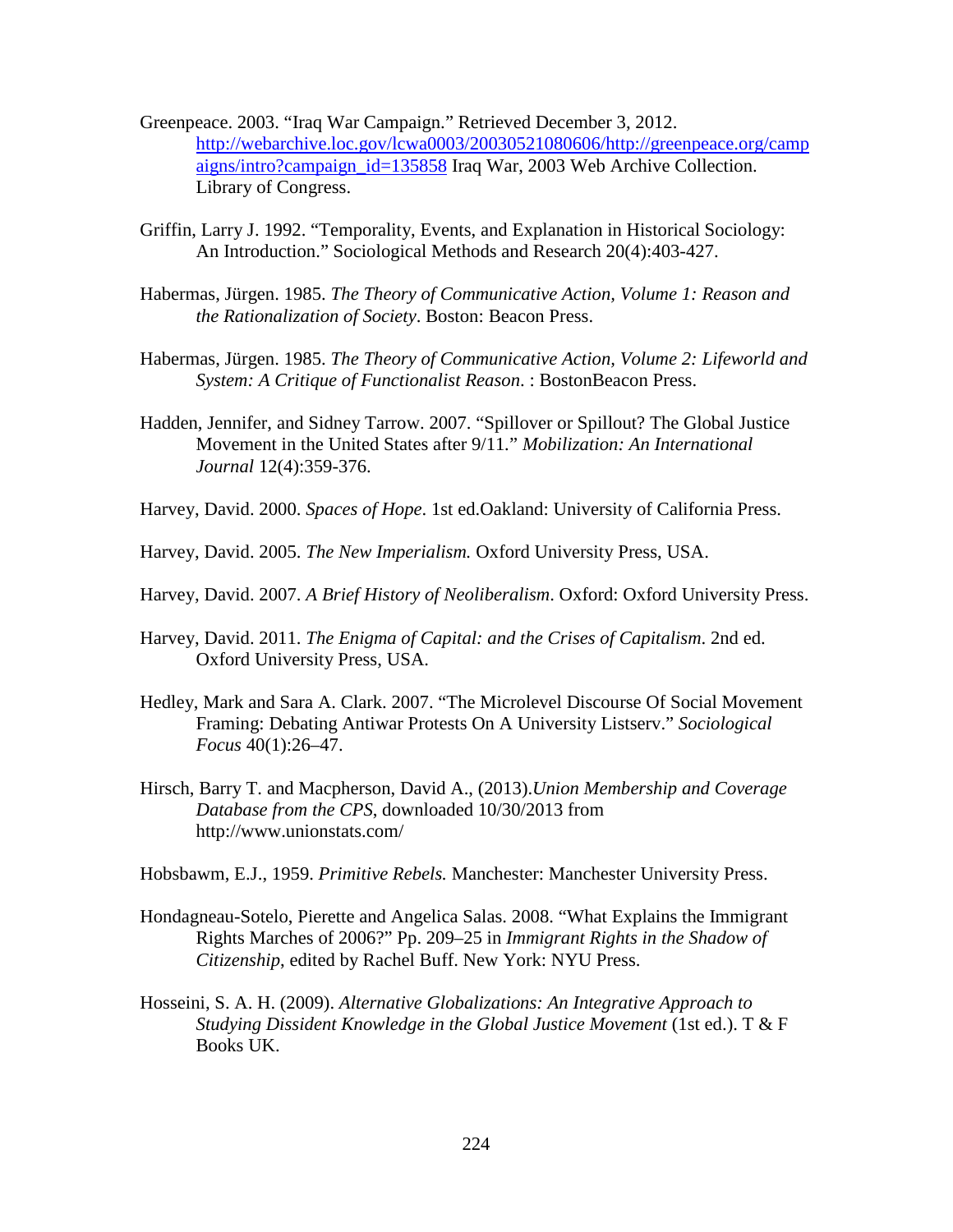Greenpeace. 2003. "Iraq War Campaign." Retrieved December 3, 2012. http://webarchive.loc.gov/lcwa0003/20030521080606/http://greenpeace.org/campaigns/intro?campaign_id=135858 Iraq War, 2003 Web Archive Collection. Library of Congress.

Griffin, Larry J. 1992. "Temporality, Events, and Explanation in Historical Sociology: An Introduction." Sociological Methods and Research 20(4):403-427.

Habermas, Jürgen. 1985. *The Theory of Communicative Action, Volume 1: Reason and the Rationalization of Society*. Boston: Beacon Press.

Habermas, Jürgen. 1985. *The Theory of Communicative Action, Volume 2: Lifeworld and System: A Critique of Functionalist Reason*. : BostonBeacon Press.

Hadden, Jennifer, and Sidney Tarrow. 2007. "Spillover or Spillout? The Global Justice Movement in the United States after 9/11." *Mobilization: An International Journal* 12(4):359-376.

Harvey, David. 2000. *Spaces of Hope*. 1st ed.Oakland: University of California Press.

Harvey, David. 2005. *The New Imperialism.* Oxford University Press, USA.

Harvey, David. 2007. *A Brief History of Neoliberalism*. Oxford: Oxford University Press.

Harvey, David. 2011. *The Enigma of Capital: and the Crises of Capitalism*. 2nd ed. Oxford University Press, USA.

Hedley, Mark and Sara A. Clark. 2007. "The Microlevel Discourse Of Social Movement Framing: Debating Antiwar Protests On A University Listserv." *Sociological Focus* 40(1):26–47.

Hirsch, Barry T. and Macpherson, David A., (2013).*Union Membership and Coverage Database from the CPS*, downloaded 10/30/2013 from http://www.unionstats.com/

Hobsbawm, E.J., 1959. *Primitive Rebels.* Manchester: Manchester University Press.

Hondagneau-Sotelo, Pierette and Angelica Salas. 2008. "What Explains the Immigrant Rights Marches of 2006?" Pp. 209–25 in *Immigrant Rights in the Shadow of Citizenship*, edited by Rachel Buff. New York: NYU Press.

Hosseini, S. A. H. (2009). *Alternative Globalizations: An Integrative Approach to Studying Dissident Knowledge in the Global Justice Movement* (1st ed.). T & F Books UK.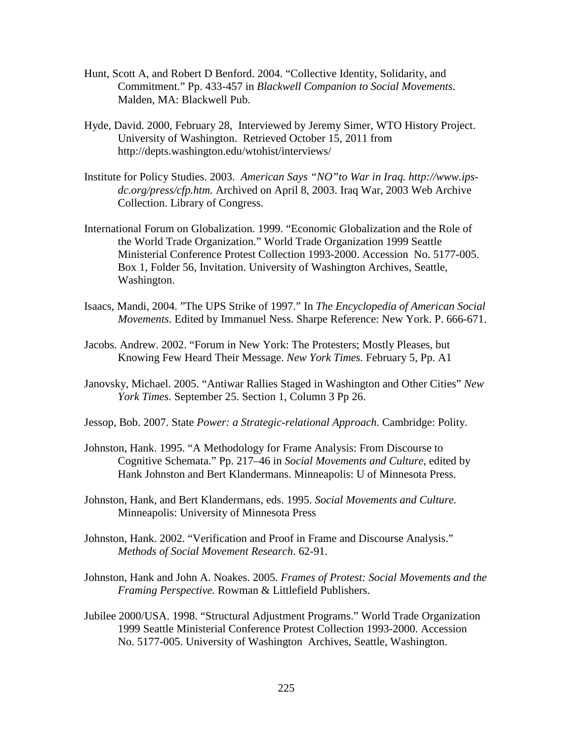Hunt, Scott A, and Robert D Benford. 2004. “Collective Identity, Solidarity, and Commitment.” Pp. 433-457 in *Blackwell Companion to Social Movements*. Malden, MA: Blackwell Pub.

Hyde, David. 2000, February 28, Interviewed by Jeremy Simer, WTO History Project. University of Washington. Retrieved October 15, 2011 from http://depts.washington.edu/wtohist/interviews/

Institute for Policy Studies. 2003. *American Says “NO”to War in Iraq. http://www.ips-dc.org/press/cfp.htm.* Archived on April 8, 2003. Iraq War, 2003 Web Archive Collection. Library of Congress.

International Forum on Globalization. 1999. “Economic Globalization and the Role of the World Trade Organization.” World Trade Organization 1999 Seattle Ministerial Conference Protest Collection 1993-2000. Accession No. 5177-005. Box 1, Folder 56, Invitation. University of Washington Archives, Seattle, Washington.

Isaacs, Mandi, 2004. ”The UPS Strike of 1997.” In *The Encyclopedia of American Social Movements.* Edited by Immanuel Ness. Sharpe Reference: New York. P. 666-671.

Jacobs. Andrew. 2002. “Forum in New York: The Protesters; Mostly Pleases, but Knowing Few Heard Their Message. *New York Times.* February 5, Pp. A1

Janovsky, Michael. 2005. “Antiwar Rallies Staged in Washington and Other Cities” *New York Times.* September 25. Section 1, Column 3 Pp 26.

Jessop, Bob. 2007. State *Power: a Strategic-relational Approach.* Cambridge: Polity.

Johnston, Hank. 1995. “A Methodology for Frame Analysis: From Discourse to Cognitive Schemata.” Pp. 217–46 in *Social Movements and Culture*, edited by Hank Johnston and Bert Klandermans. Minneapolis: U of Minnesota Press.

Johnston, Hank, and Bert Klandermans, eds. 1995. *Social Movements and Culture.* Minneapolis: University of Minnesota Press

Johnston, Hank. 2002. “Verification and Proof in Frame and Discourse Analysis.” *Methods of Social Movement Research*. 62-91.

Johnston, Hank and John A. Noakes. 2005. *Frames of Protest: Social Movements and the Framing Perspective.* Rowman & Littlefield Publishers.

Jubilee 2000/USA. 1998. “Structural Adjustment Programs.” World Trade Organization 1999 Seattle Ministerial Conference Protest Collection 1993-2000. Accession No. 5177-005. University of Washington Archives, Seattle, Washington.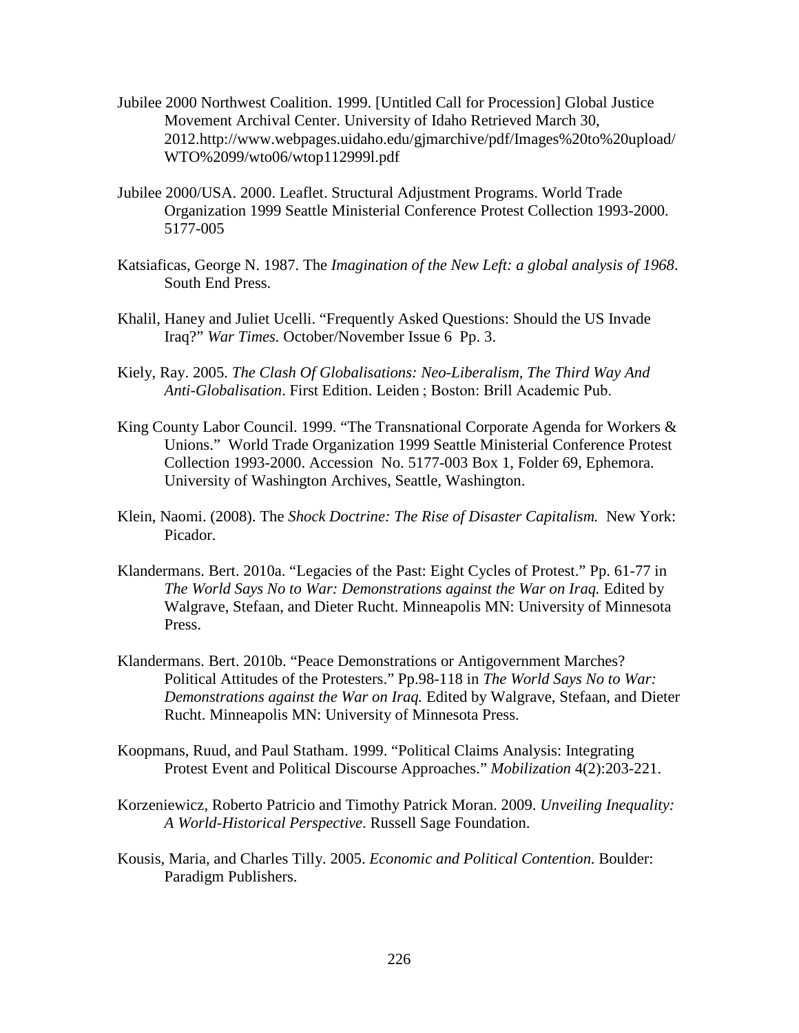Jubilee 2000 Northwest Coalition. 1999. [Untitled Call for Procession] Global Justice Movement Archival Center. University of Idaho Retrieved March 30, 2012.http://www.webpages.uidaho.edu/gjmarchive/pdf/Images%20to%20upload/WTO%2099/wto06/wtop112999l.pdf

Jubilee 2000/USA. 2000. Leaflet. Structural Adjustment Programs. World Trade Organization 1999 Seattle Ministerial Conference Protest Collection 1993-2000. 5177-005

Katsiaficas, George N. 1987. The *Imagination of the New Left: a global analysis of 1968*. South End Press.

Khalil, Haney and Juliet Ucelli. "Frequently Asked Questions: Should the US Invade Iraq?" *War Times.* October/November Issue 6 Pp. 3.

Kiely, Ray. 2005. *The Clash Of Globalisations: Neo-Liberalism, The Third Way And Anti-Globalisation*. First Edition. Leiden ; Boston: Brill Academic Pub.

King County Labor Council. 1999. "The Transnational Corporate Agenda for Workers & Unions." World Trade Organization 1999 Seattle Ministerial Conference Protest Collection 1993-2000. Accession No. 5177-003 Box 1, Folder 69, Ephemora. University of Washington Archives, Seattle, Washington.

Klein, Naomi. (2008). The *Shock Doctrine: The Rise of Disaster Capitalism.* New York: Picador.

Klandermans. Bert. 2010a. "Legacies of the Past: Eight Cycles of Protest." Pp. 61-77 in *The World Says No to War: Demonstrations against the War on Iraq.* Edited by Walgrave, Stefaan, and Dieter Rucht. Minneapolis MN: University of Minnesota Press.

Klandermans. Bert. 2010b. "Peace Demonstrations or Antigovernment Marches? Political Attitudes of the Protesters." Pp.98-118 in *The World Says No to War: Demonstrations against the War on Iraq.* Edited by Walgrave, Stefaan, and Dieter Rucht. Minneapolis MN: University of Minnesota Press.

Koopmans, Ruud, and Paul Statham. 1999. "Political Claims Analysis: Integrating Protest Event and Political Discourse Approaches." *Mobilization* 4(2):203-221.

Korzeniewicz, Roberto Patricio and Timothy Patrick Moran. 2009. *Unveiling Inequality: A World-Historical Perspective*. Russell Sage Foundation.

Kousis, Maria, and Charles Tilly. 2005. *Economic and Political Contention.* Boulder: Paradigm Publishers.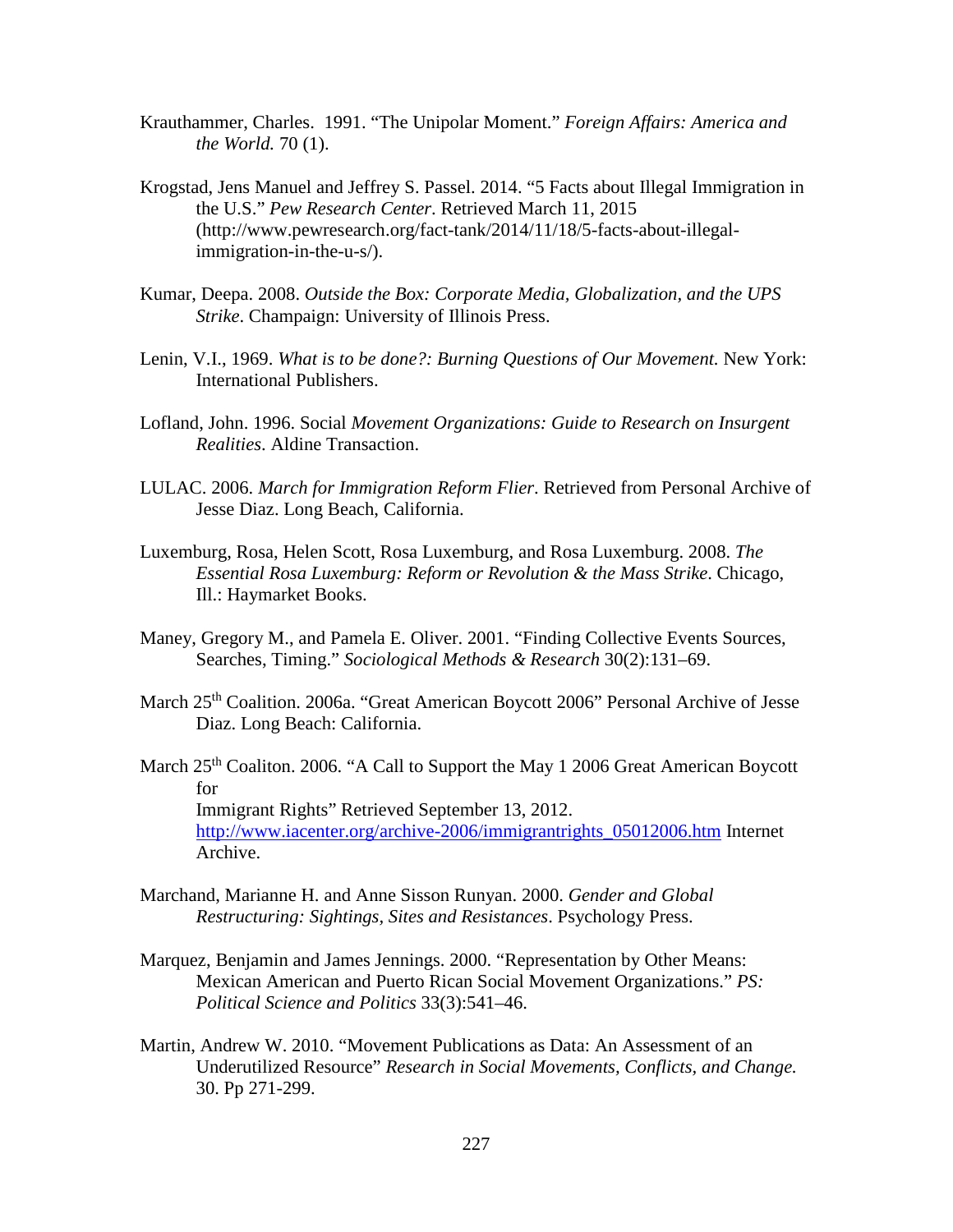Krauthammer, Charles. 1991. "The Unipolar Moment." *Foreign Affairs: America and the World.* 70 (1).

Krogstad, Jens Manuel and Jeffrey S. Passel. 2014. "5 Facts about Illegal Immigration in the U.S." *Pew Research Center*. Retrieved March 11, 2015 (http://www.pewresearch.org/fact-tank/2014/11/18/5-facts-about-illegal-immigration-in-the-u-s/).

Kumar, Deepa. 2008. *Outside the Box: Corporate Media, Globalization, and the UPS Strike*. Champaign: University of Illinois Press.

Lenin, V.I., 1969. *What is to be done?: Burning Questions of Our Movement.* New York: International Publishers.

Lofland, John. 1996. Social *Movement Organizations: Guide to Research on Insurgent Realities*. Aldine Transaction.

LULAC. 2006. *March for Immigration Reform Flier*. Retrieved from Personal Archive of Jesse Diaz. Long Beach, California.

Luxemburg, Rosa, Helen Scott, Rosa Luxemburg, and Rosa Luxemburg. 2008. *The Essential Rosa Luxemburg: Reform or Revolution & the Mass Strike*. Chicago, Ill.: Haymarket Books.

Maney, Gregory M., and Pamela E. Oliver. 2001. "Finding Collective Events Sources, Searches, Timing." *Sociological Methods & Research* 30(2):131–69.

March 25th Coalition. 2006a. "Great American Boycott 2006" Personal Archive of Jesse Diaz. Long Beach: California.

March 25th Coaliton. 2006. "A Call to Support the May 1 2006 Great American Boycott for Immigrant Rights" Retrieved September 13, 2012. http://www.iacenter.org/archive-2006/immigrantrights_05012006.htm Internet Archive.

Marchand, Marianne H. and Anne Sisson Runyan. 2000. *Gender and Global Restructuring: Sightings, Sites and Resistances*. Psychology Press.

Marquez, Benjamin and James Jennings. 2000. "Representation by Other Means: Mexican American and Puerto Rican Social Movement Organizations." *PS: Political Science and Politics* 33(3):541–46.

Martin, Andrew W. 2010. "Movement Publications as Data: An Assessment of an Underutilized Resource" *Research in Social Movements, Conflicts, and Change.* 30. Pp 271-299.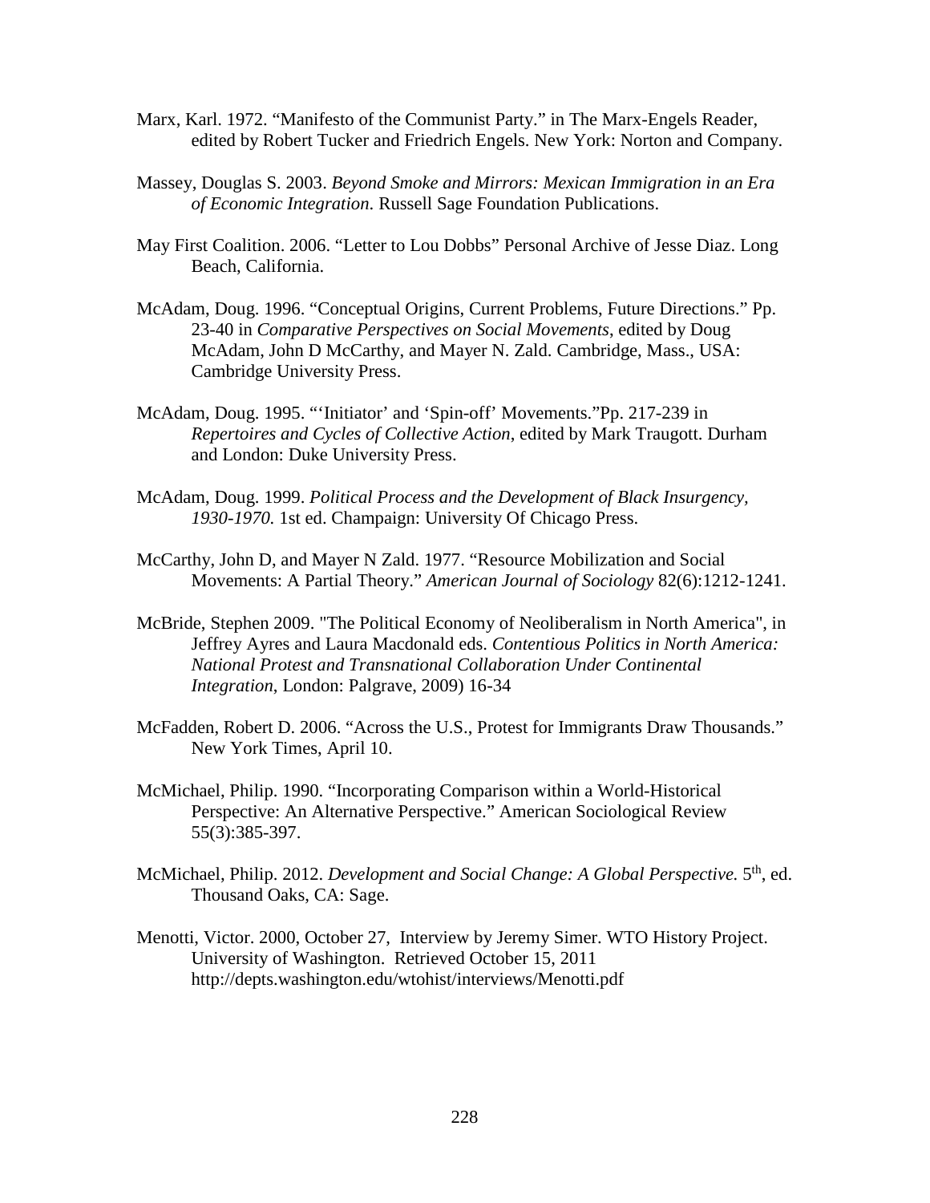Marx, Karl. 1972. “Manifesto of the Communist Party.” in The Marx-Engels Reader, edited by Robert Tucker and Friedrich Engels. New York: Norton and Company.

Massey, Douglas S. 2003. *Beyond Smoke and Mirrors: Mexican Immigration in an Era of Economic Integration.* Russell Sage Foundation Publications.

May First Coalition. 2006. “Letter to Lou Dobbs” Personal Archive of Jesse Diaz. Long Beach, California.

McAdam, Doug. 1996. “Conceptual Origins, Current Problems, Future Directions.” Pp. 23-40 in *Comparative Perspectives on Social Movements*, edited by Doug McAdam, John D McCarthy, and Mayer N. Zald. Cambridge, Mass., USA: Cambridge University Press.

McAdam, Doug. 1995. “‘Initiator’ and ‘Spin-off’ Movements.”Pp. 217-239 in *Repertoires and Cycles of Collective Action*, edited by Mark Traugott. Durham and London: Duke University Press.

McAdam, Doug. 1999. *Political Process and the Development of Black Insurgency, 1930-1970.* 1st ed. Champaign: University Of Chicago Press.

McCarthy, John D, and Mayer N Zald. 1977. “Resource Mobilization and Social Movements: A Partial Theory.” *American Journal of Sociology* 82(6):1212-1241.

McBride, Stephen 2009. "The Political Economy of Neoliberalism in North America", in Jeffrey Ayres and Laura Macdonald eds. *Contentious Politics in North America: National Protest and Transnational Collaboration Under Continental Integration*, London: Palgrave, 2009) 16-34

McFadden, Robert D. 2006. “Across the U.S., Protest for Immigrants Draw Thousands.” New York Times, April 10.

McMichael, Philip. 1990. “Incorporating Comparison within a World-Historical Perspective: An Alternative Perspective.” American Sociological Review 55(3):385-397.

McMichael, Philip. 2012. *Development and Social Change: A Global Perspective.* 5th, ed. Thousand Oaks, CA: Sage.

Menotti, Victor. 2000, October 27, Interview by Jeremy Simer. WTO History Project. University of Washington. Retrieved October 15, 2011 http://depts.washington.edu/wtohist/interviews/Menotti.pdf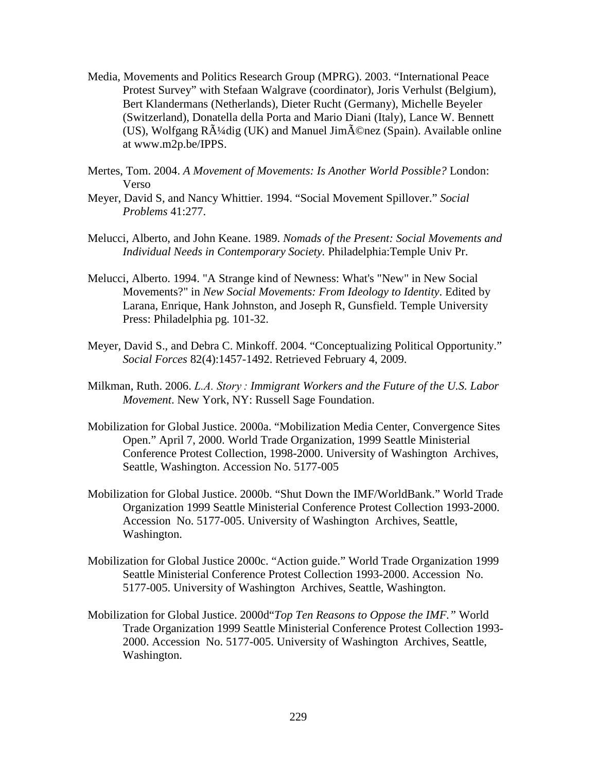Media, Movements and Politics Research Group (MPRG). 2003. "International Peace Protest Survey" with Stefaan Walgrave (coordinator), Joris Verhulst (Belgium), Bert Klandermans (Netherlands), Dieter Rucht (Germany), Michelle Beyeler (Switzerland), Donatella della Porta and Mario Diani (Italy), Lance W. Bennett (US), Wolfgang RÃ¼dig (UK) and Manuel JimÃ©nez (Spain). Available online at www.m2p.be/IPPS.

Mertes, Tom. 2004. *A Movement of Movements: Is Another World Possible?* London: Verso

Meyer, David S, and Nancy Whittier. 1994. "Social Movement Spillover." *Social Problems* 41:277.

Melucci, Alberto, and John Keane. 1989. *Nomads of the Present: Social Movements and Individual Needs in Contemporary Society.* Philadelphia:Temple Univ Pr.

Melucci, Alberto. 1994. "A Strange kind of Newness: What's "New" in New Social Movements?" in *New Social Movements: From Ideology to Identity*. Edited by Larana, Enrique, Hank Johnston, and Joseph R, Gunsfield. Temple University Press: Philadelphia pg. 101-32.

Meyer, David S., and Debra C. Minkoff. 2004. "Conceptualizing Political Opportunity." *Social Forces* 82(4):1457-1492. Retrieved February 4, 2009.

Milkman, Ruth. 2006. *L.A. Story : Immigrant Workers and the Future of the U.S. Labor Movement*. New York, NY: Russell Sage Foundation.

Mobilization for Global Justice. 2000a. "Mobilization Media Center, Convergence Sites Open." April 7, 2000. World Trade Organization, 1999 Seattle Ministerial Conference Protest Collection, 1998-2000. University of Washington Archives, Seattle, Washington. Accession No. 5177-005

Mobilization for Global Justice. 2000b. "Shut Down the IMF/WorldBank." World Trade Organization 1999 Seattle Ministerial Conference Protest Collection 1993-2000. Accession No. 5177-005. University of Washington Archives, Seattle, Washington.

Mobilization for Global Justice 2000c. "Action guide." World Trade Organization 1999 Seattle Ministerial Conference Protest Collection 1993-2000. Accession No. 5177-005. University of Washington Archives, Seattle, Washington.

Mobilization for Global Justice. 2000d"*Top Ten Reasons to Oppose the IMF."* World Trade Organization 1999 Seattle Ministerial Conference Protest Collection 1993-2000. Accession No. 5177-005. University of Washington Archives, Seattle, Washington.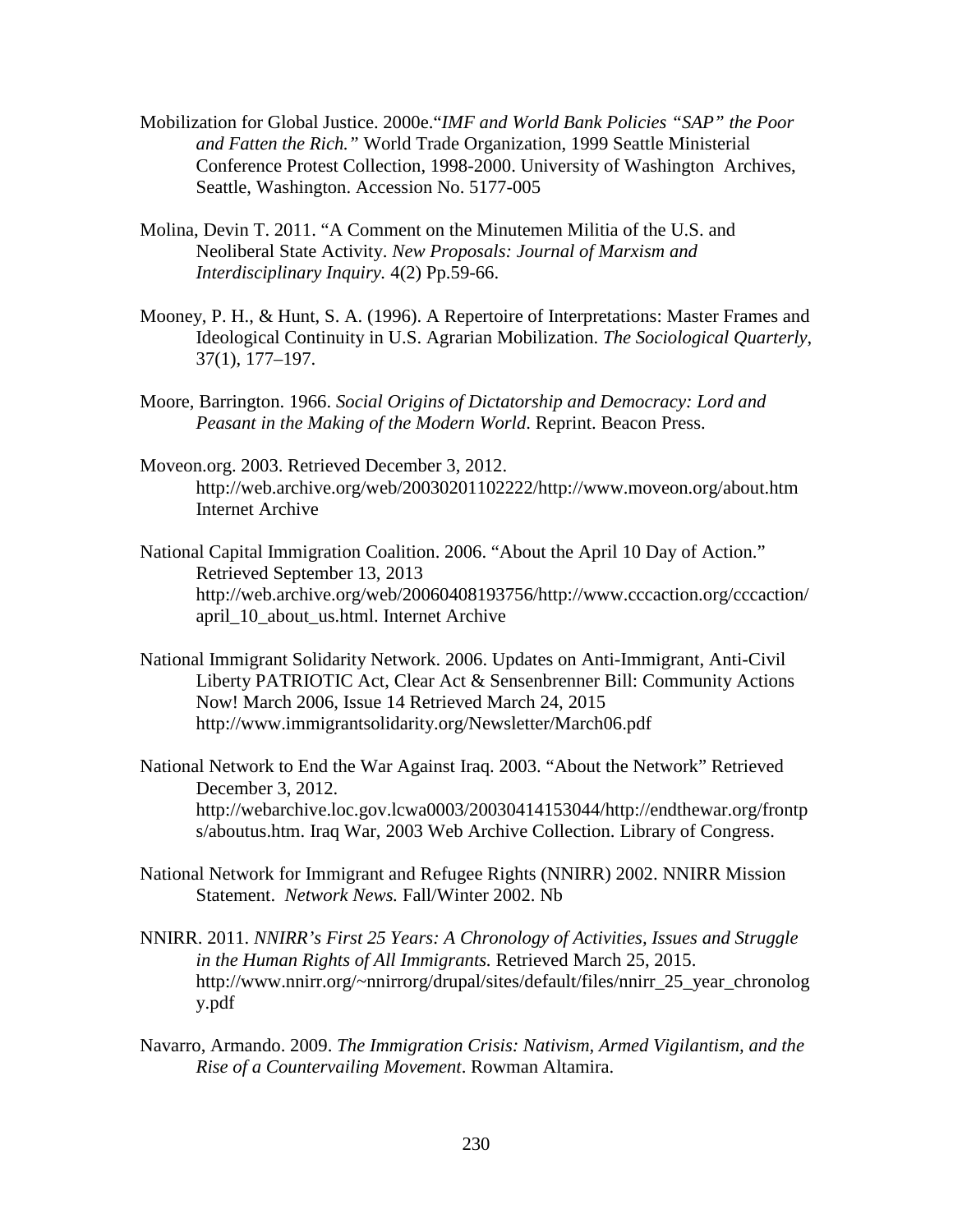Mobilization for Global Justice. 2000e."*IMF and World Bank Policies "SAP" the Poor and Fatten the Rich."* World Trade Organization, 1999 Seattle Ministerial Conference Protest Collection, 1998-2000. University of Washington Archives, Seattle, Washington. Accession No. 5177-005

Molina, Devin T. 2011. "A Comment on the Minutemen Militia of the U.S. and Neoliberal State Activity. *New Proposals: Journal of Marxism and Interdisciplinary Inquiry.* 4(2) Pp.59-66.

Mooney, P. H., & Hunt, S. A. (1996). A Repertoire of Interpretations: Master Frames and Ideological Continuity in U.S. Agrarian Mobilization. *The Sociological Quarterly*, 37(1), 177–197.

Moore, Barrington. 1966. *Social Origins of Dictatorship and Democracy: Lord and Peasant in the Making of the Modern World*. Reprint. Beacon Press.

Moveon.org. 2003. Retrieved December 3, 2012. http://web.archive.org/web/20030201102222/http://www.moveon.org/about.htm Internet Archive

National Capital Immigration Coalition. 2006. "About the April 10 Day of Action." Retrieved September 13, 2013 http://web.archive.org/web/20060408193756/http://www.cccaction.org/cccaction/april_10_about_us.html. Internet Archive

National Immigrant Solidarity Network. 2006. Updates on Anti-Immigrant, Anti-Civil Liberty PATRIOTIC Act, Clear Act & Sensenbrenner Bill: Community Actions Now! March 2006, Issue 14 Retrieved March 24, 2015 http://www.immigrantsolidarity.org/Newsletter/March06.pdf

National Network to End the War Against Iraq. 2003. "About the Network" Retrieved December 3, 2012. http://webarchive.loc.gov.lcwa0003/20030414153044/http://endthewar.org/frontps/aboutus.htm. Iraq War, 2003 Web Archive Collection. Library of Congress.

National Network for Immigrant and Refugee Rights (NNIRR) 2002. NNIRR Mission Statement. *Network News.* Fall/Winter 2002. Nb

NNIRR. 2011. *NNIRR's First 25 Years: A Chronology of Activities, Issues and Struggle in the Human Rights of All Immigrants.* Retrieved March 25, 2015. http://www.nnirr.org/~nnirrorg/drupal/sites/default/files/nnirr_25_year_chronology.pdf

Navarro, Armando. 2009. *The Immigration Crisis: Nativism, Armed Vigilantism, and the Rise of a Countervailing Movement*. Rowman Altamira.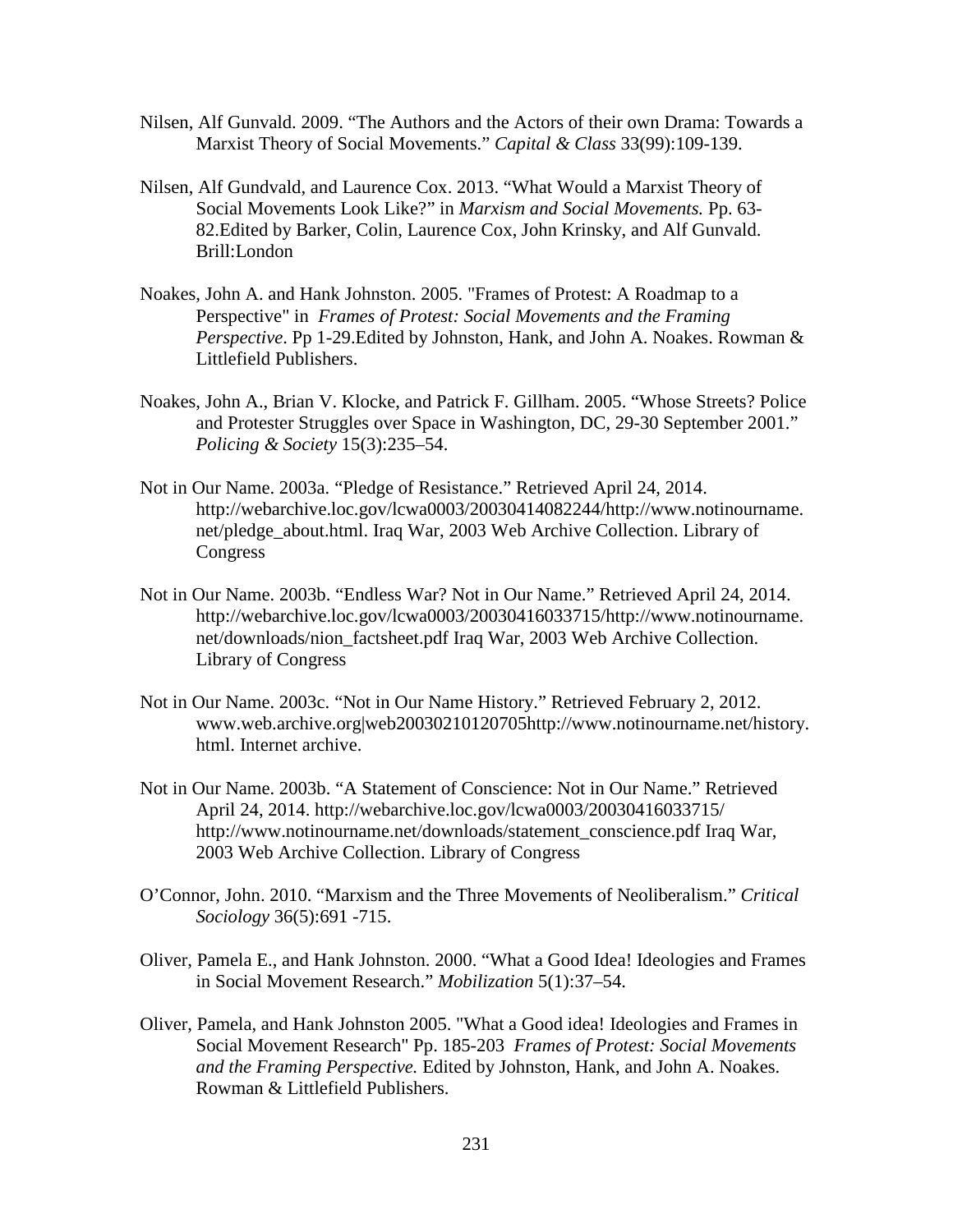Nilsen, Alf Gunvald. 2009. "The Authors and the Actors of their own Drama: Towards a Marxist Theory of Social Movements." *Capital & Class* 33(99):109-139.

Nilsen, Alf Gundvald, and Laurence Cox. 2013. "What Would a Marxist Theory of Social Movements Look Like?" in *Marxism and Social Movements.* Pp. 63-82.Edited by Barker, Colin, Laurence Cox, John Krinsky, and Alf Gunvald. Brill:London

Noakes, John A. and Hank Johnston. 2005. "Frames of Protest: A Roadmap to a Perspective" in *Frames of Protest: Social Movements and the Framing Perspective*. Pp 1-29.Edited by Johnston, Hank, and John A. Noakes. Rowman & Littlefield Publishers.

Noakes, John A., Brian V. Klocke, and Patrick F. Gillham. 2005. "Whose Streets? Police and Protester Struggles over Space in Washington, DC, 29-30 September 2001." *Policing & Society* 15(3):235–54.

Not in Our Name. 2003a. "Pledge of Resistance." Retrieved April 24, 2014. http://webarchive.loc.gov/lcwa0003/20030414082244/http://www.notinourname.net/pledge_about.html. Iraq War, 2003 Web Archive Collection. Library of Congress

Not in Our Name. 2003b. "Endless War? Not in Our Name." Retrieved April 24, 2014. http://webarchive.loc.gov/lcwa0003/20030416033715/http://www.notinourname.net/downloads/nion_factsheet.pdf Iraq War, 2003 Web Archive Collection. Library of Congress

Not in Our Name. 2003c. "Not in Our Name History." Retrieved February 2, 2012. www.web.archive.org|web20030210120705http://www.notinourname.net/history.html. Internet archive.

Not in Our Name. 2003b. "A Statement of Conscience: Not in Our Name." Retrieved April 24, 2014. http://webarchive.loc.gov/lcwa0003/20030416033715/ http://www.notinourname.net/downloads/statement_conscience.pdf Iraq War, 2003 Web Archive Collection. Library of Congress

O'Connor, John. 2010. "Marxism and the Three Movements of Neoliberalism." *Critical Sociology* 36(5):691 -715.

Oliver, Pamela E., and Hank Johnston. 2000. "What a Good Idea! Ideologies and Frames in Social Movement Research." *Mobilization* 5(1):37–54.

Oliver, Pamela, and Hank Johnston 2005. "What a Good idea! Ideologies and Frames in Social Movement Research" Pp. 185-203 *Frames of Protest: Social Movements and the Framing Perspective.* Edited by Johnston, Hank, and John A. Noakes. Rowman & Littlefield Publishers.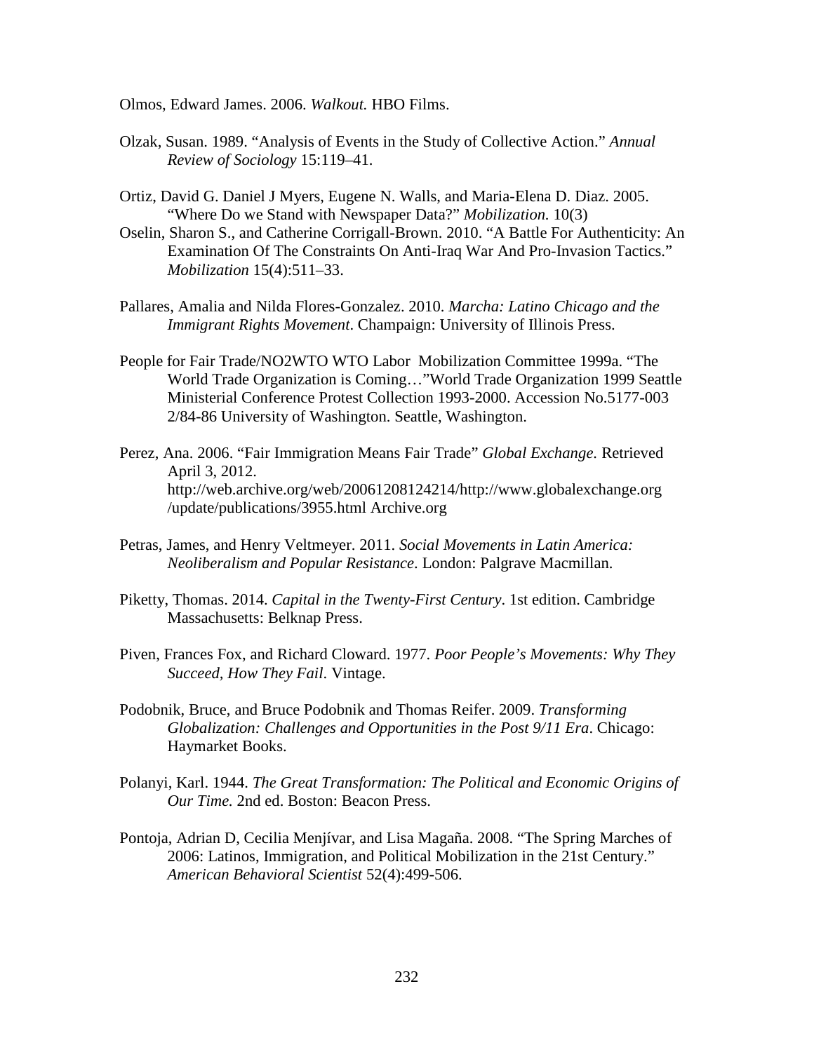Olmos, Edward James. 2006. *Walkout.* HBO Films.

Olzak, Susan. 1989. "Analysis of Events in the Study of Collective Action." *Annual Review of Sociology* 15:119–41.

Ortiz, David G. Daniel J Myers, Eugene N. Walls, and Maria-Elena D. Diaz. 2005. "Where Do we Stand with Newspaper Data?" *Mobilization.* 10(3)

Oselin, Sharon S., and Catherine Corrigall-Brown. 2010. "A Battle For Authenticity: An Examination Of The Constraints On Anti-Iraq War And Pro-Invasion Tactics." *Mobilization* 15(4):511–33.

Pallares, Amalia and Nilda Flores-Gonzalez. 2010. *Marcha: Latino Chicago and the Immigrant Rights Movement*. Champaign: University of Illinois Press.

People for Fair Trade/NO2WTO WTO Labor Mobilization Committee 1999a. "The World Trade Organization is Coming…"World Trade Organization 1999 Seattle Ministerial Conference Protest Collection 1993-2000. Accession No.5177-003 2/84-86 University of Washington. Seattle, Washington.

Perez, Ana. 2006. "Fair Immigration Means Fair Trade" *Global Exchange.* Retrieved April 3, 2012. http://web.archive.org/web/20061208124214/http://www.globalexchange.org /update/publications/3955.html Archive.org

Petras, James, and Henry Veltmeyer. 2011. *Social Movements in Latin America: Neoliberalism and Popular Resistance*. London: Palgrave Macmillan.

Piketty, Thomas. 2014. *Capital in the Twenty-First Century*. 1st edition. Cambridge Massachusetts: Belknap Press.

Piven, Frances Fox, and Richard Cloward. 1977. *Poor People's Movements: Why They Succeed, How They Fail.* Vintage.

Podobnik, Bruce, and Bruce Podobnik and Thomas Reifer. 2009. *Transforming Globalization: Challenges and Opportunities in the Post 9/11 Era*. Chicago: Haymarket Books.

Polanyi, Karl. 1944. *The Great Transformation: The Political and Economic Origins of Our Time.* 2nd ed. Boston: Beacon Press.

Pontoja, Adrian D, Cecilia Menjívar, and Lisa Magaña. 2008. "The Spring Marches of 2006: Latinos, Immigration, and Political Mobilization in the 21st Century." *American Behavioral Scientist* 52(4):499-506.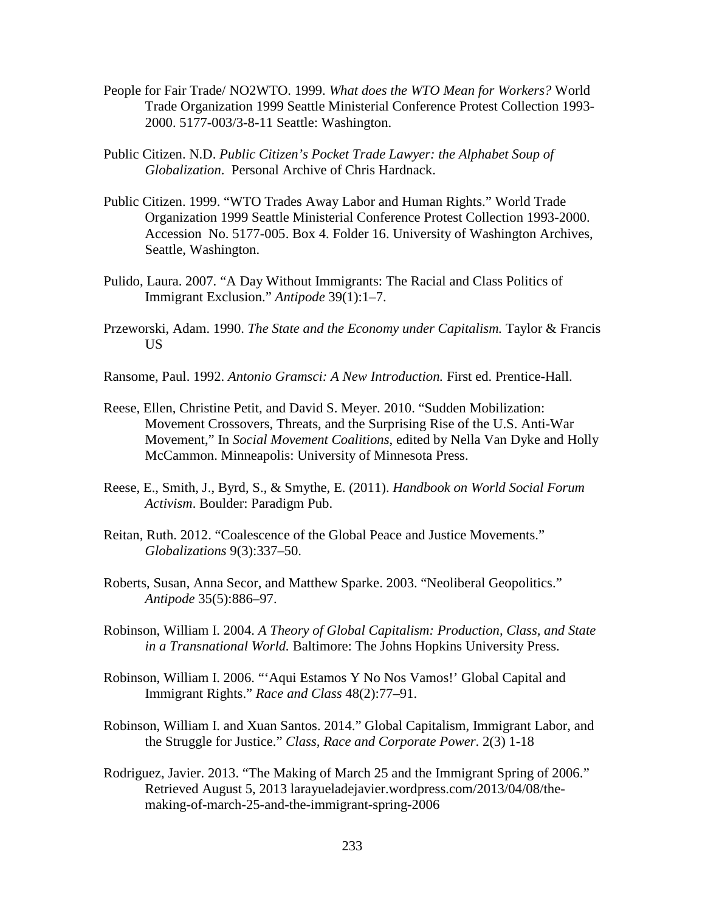People for Fair Trade/ NO2WTO. 1999. *What does the WTO Mean for Workers?* World Trade Organization 1999 Seattle Ministerial Conference Protest Collection 1993-2000. 5177-003/3-8-11 Seattle: Washington.

Public Citizen. N.D. *Public Citizen's Pocket Trade Lawyer: the Alphabet Soup of Globalization*. Personal Archive of Chris Hardnack.

Public Citizen. 1999. "WTO Trades Away Labor and Human Rights." World Trade Organization 1999 Seattle Ministerial Conference Protest Collection 1993-2000. Accession No. 5177-005. Box 4. Folder 16. University of Washington Archives, Seattle, Washington.

Pulido, Laura. 2007. "A Day Without Immigrants: The Racial and Class Politics of Immigrant Exclusion." *Antipode* 39(1):1–7.

Przeworski, Adam. 1990. *The State and the Economy under Capitalism.* Taylor & Francis US

Ransome, Paul. 1992. *Antonio Gramsci: A New Introduction.* First ed. Prentice-Hall.

Reese, Ellen, Christine Petit, and David S. Meyer. 2010. "Sudden Mobilization: Movement Crossovers, Threats, and the Surprising Rise of the U.S. Anti-War Movement," In *Social Movement Coalitions*, edited by Nella Van Dyke and Holly McCammon. Minneapolis: University of Minnesota Press.

Reese, E., Smith, J., Byrd, S., & Smythe, E. (2011). *Handbook on World Social Forum Activism*. Boulder: Paradigm Pub.

Reitan, Ruth. 2012. "Coalescence of the Global Peace and Justice Movements." *Globalizations* 9(3):337–50.

Roberts, Susan, Anna Secor, and Matthew Sparke. 2003. "Neoliberal Geopolitics." *Antipode* 35(5):886–97.

Robinson, William I. 2004. *A Theory of Global Capitalism: Production, Class, and State in a Transnational World.* Baltimore: The Johns Hopkins University Press.

Robinson, William I. 2006. "'Aqui Estamos Y No Nos Vamos!' Global Capital and Immigrant Rights." *Race and Class* 48(2):77–91.

Robinson, William I. and Xuan Santos. 2014." Global Capitalism, Immigrant Labor, and the Struggle for Justice." *Class, Race and Corporate Power*. 2(3) 1-18

Rodriguez, Javier. 2013. "The Making of March 25 and the Immigrant Spring of 2006." Retrieved August 5, 2013 larayueladejavier.wordpress.com/2013/04/08/the-making-of-march-25-and-the-immigrant-spring-2006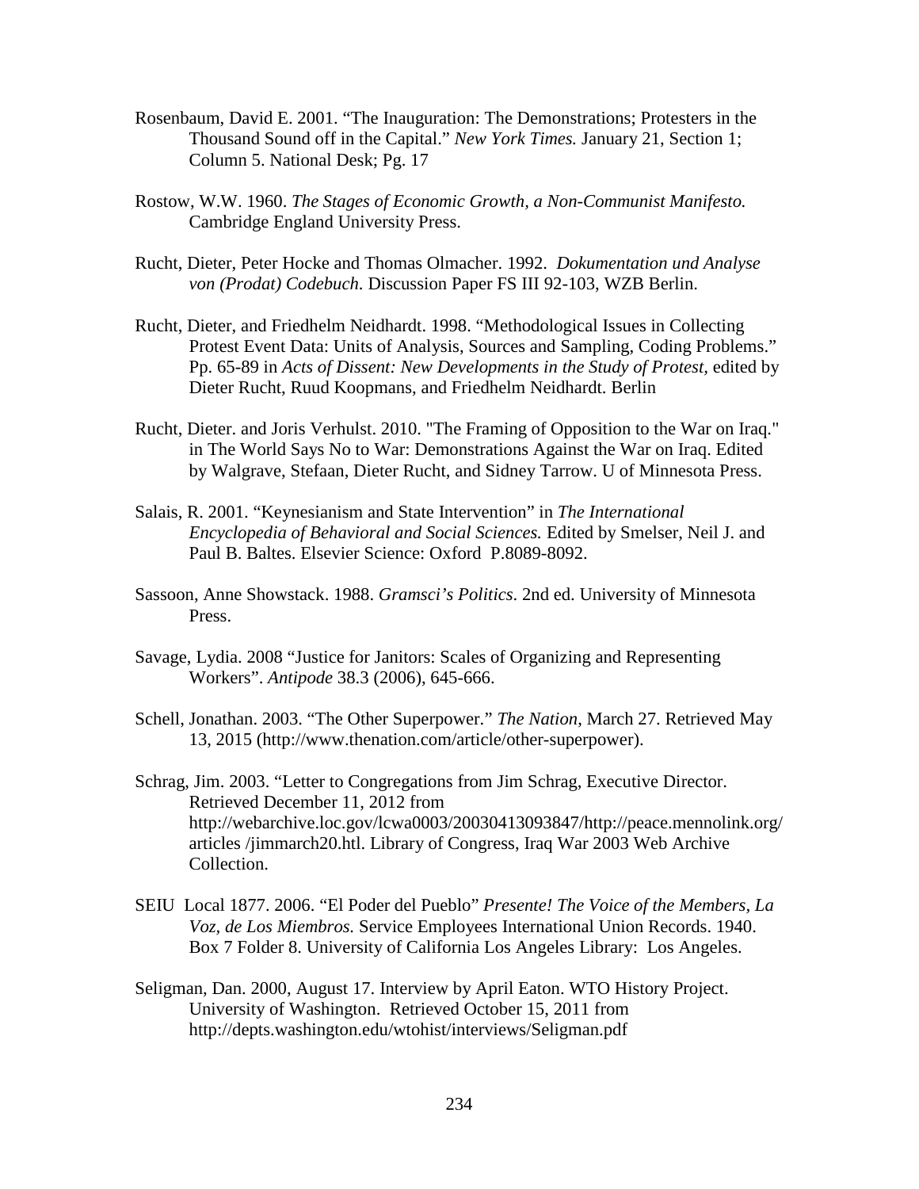Rosenbaum, David E. 2001. "The Inauguration: The Demonstrations; Protesters in the Thousand Sound off in the Capital." *New York Times.* January 21, Section 1; Column 5. National Desk; Pg. 17

Rostow, W.W. 1960. *The Stages of Economic Growth, a Non-Communist Manifesto.* Cambridge England University Press.

Rucht, Dieter, Peter Hocke and Thomas Olmacher. 1992. *Dokumentation und Analyse von (Prodat) Codebuch*. Discussion Paper FS III 92-103, WZB Berlin.

Rucht, Dieter, and Friedhelm Neidhardt. 1998. "Methodological Issues in Collecting Protest Event Data: Units of Analysis, Sources and Sampling, Coding Problems." Pp. 65-89 in *Acts of Dissent: New Developments in the Study of Protest*, edited by Dieter Rucht, Ruud Koopmans, and Friedhelm Neidhardt. Berlin

Rucht, Dieter. and Joris Verhulst. 2010. "The Framing of Opposition to the War on Iraq." in The World Says No to War: Demonstrations Against the War on Iraq. Edited by Walgrave, Stefaan, Dieter Rucht, and Sidney Tarrow. U of Minnesota Press.

Salais, R. 2001. "Keynesianism and State Intervention" in *The International Encyclopedia of Behavioral and Social Sciences.* Edited by Smelser, Neil J. and Paul B. Baltes. Elsevier Science: Oxford P.8089-8092.

Sassoon, Anne Showstack. 1988. *Gramsci's Politics*. 2nd ed. University of Minnesota Press.

Savage, Lydia. 2008 "Justice for Janitors: Scales of Organizing and Representing Workers". *Antipode* 38.3 (2006), 645-666.

Schell, Jonathan. 2003. "The Other Superpower." *The Nation*, March 27. Retrieved May 13, 2015 (http://www.thenation.com/article/other-superpower).

Schrag, Jim. 2003. "Letter to Congregations from Jim Schrag, Executive Director. Retrieved December 11, 2012 from http://webarchive.loc.gov/lcwa0003/20030413093847/http://peace.mennolink.org/ articles /jimmarch20.htl. Library of Congress, Iraq War 2003 Web Archive Collection.

SEIU Local 1877. 2006. "El Poder del Pueblo" *Presente! The Voice of the Members, La Voz, de Los Miembros.* Service Employees International Union Records. 1940. Box 7 Folder 8. University of California Los Angeles Library: Los Angeles.

Seligman, Dan. 2000, August 17. Interview by April Eaton. WTO History Project. University of Washington. Retrieved October 15, 2011 from http://depts.washington.edu/wtohist/interviews/Seligman.pdf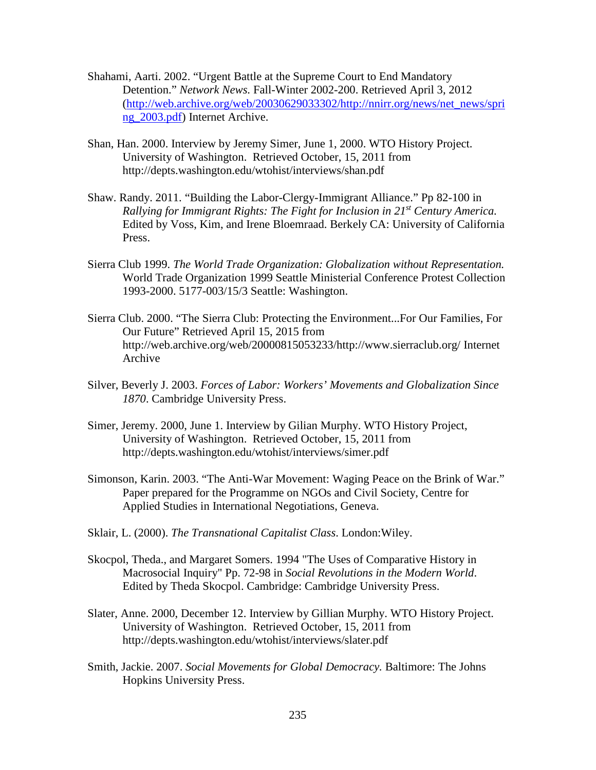Shahami, Aarti. 2002. "Urgent Battle at the Supreme Court to End Mandatory Detention." *Network News.* Fall-Winter 2002-200. Retrieved April 3, 2012 ([http://web.archive.org/web/20030629033302/http://nnirr.org/news/net_news/spring_2003.pdf](http://web.archive.org/web/20030629033302/http://nnirr.org/news/net_news/spring_2003.pdf)) Internet Archive.

Shan, Han. 2000. Interview by Jeremy Simer, June 1, 2000. WTO History Project. University of Washington. Retrieved October, 15, 2011 from http://depts.washington.edu/wtohist/interviews/shan.pdf

Shaw. Randy. 2011. "Building the Labor-Clergy-Immigrant Alliance." Pp 82-100 in *Rallying for Immigrant Rights: The Fight for Inclusion in 21st Century America.* Edited by Voss, Kim, and Irene Bloemraad. Berkely CA: University of California Press.

Sierra Club 1999. *The World Trade Organization: Globalization without Representation.* World Trade Organization 1999 Seattle Ministerial Conference Protest Collection 1993-2000. 5177-003/15/3 Seattle: Washington.

Sierra Club. 2000. "The Sierra Club: Protecting the Environment...For Our Families, For Our Future" Retrieved April 15, 2015 from http://web.archive.org/web/20000815053233/http://www.sierraclub.org/ Internet Archive

Silver, Beverly J. 2003. *Forces of Labor: Workers' Movements and Globalization Since 1870*. Cambridge University Press.

Simer, Jeremy. 2000, June 1. Interview by Gilian Murphy. WTO History Project, University of Washington. Retrieved October, 15, 2011 from http://depts.washington.edu/wtohist/interviews/simer.pdf

Simonson, Karin. 2003. "The Anti-War Movement: Waging Peace on the Brink of War." Paper prepared for the Programme on NGOs and Civil Society, Centre for Applied Studies in International Negotiations, Geneva.

Sklair, L. (2000). *The Transnational Capitalist Class*. London:Wiley.

Skocpol, Theda., and Margaret Somers. 1994 "The Uses of Comparative History in Macrosocial Inquiry" Pp. 72-98 in *Social Revolutions in the Modern World*. Edited by Theda Skocpol. Cambridge: Cambridge University Press.

Slater, Anne. 2000, December 12. Interview by Gillian Murphy. WTO History Project. University of Washington. Retrieved October, 15, 2011 from http://depts.washington.edu/wtohist/interviews/slater.pdf

Smith, Jackie. 2007. *Social Movements for Global Democracy.* Baltimore: The Johns Hopkins University Press.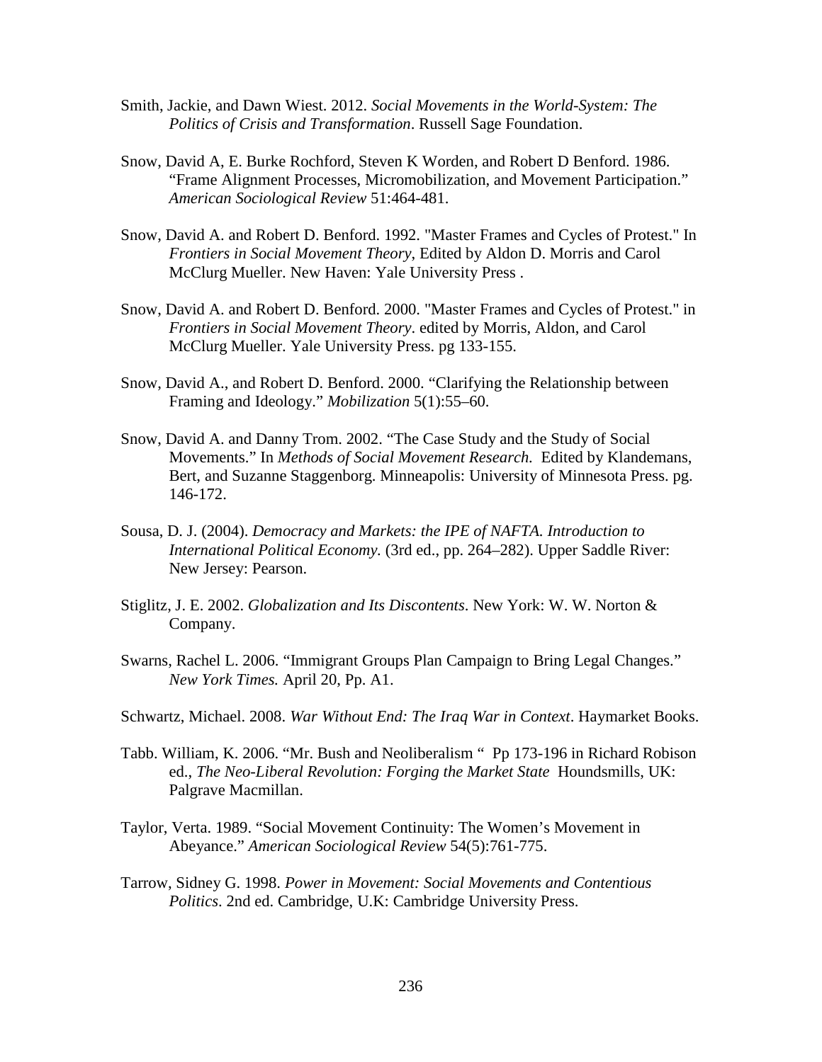Smith, Jackie, and Dawn Wiest. 2012. *Social Movements in the World-System: The Politics of Crisis and Transformation*. Russell Sage Foundation.

Snow, David A, E. Burke Rochford, Steven K Worden, and Robert D Benford. 1986. "Frame Alignment Processes, Micromobilization, and Movement Participation." *American Sociological Review* 51:464-481.

Snow, David A. and Robert D. Benford. 1992. "Master Frames and Cycles of Protest." In *Frontiers in Social Movement Theory*, Edited by Aldon D. Morris and Carol McClurg Mueller. New Haven: Yale University Press .

Snow, David A. and Robert D. Benford. 2000. "Master Frames and Cycles of Protest." in *Frontiers in Social Movement Theory*. edited by Morris, Aldon, and Carol McClurg Mueller. Yale University Press. pg 133-155.

Snow, David A., and Robert D. Benford. 2000. "Clarifying the Relationship between Framing and Ideology." *Mobilization* 5(1):55–60.

Snow, David A. and Danny Trom. 2002. "The Case Study and the Study of Social Movements." In *Methods of Social Movement Research.* Edited by Klandemans, Bert, and Suzanne Staggenborg. Minneapolis: University of Minnesota Press. pg. 146-172.

Sousa, D. J. (2004). *Democracy and Markets: the IPE of NAFTA. Introduction to International Political Economy.* (3rd ed., pp. 264–282). Upper Saddle River: New Jersey: Pearson.

Stiglitz, J. E. 2002. *Globalization and Its Discontents*. New York: W. W. Norton & Company.

Swarns, Rachel L. 2006. "Immigrant Groups Plan Campaign to Bring Legal Changes." *New York Times.* April 20, Pp. A1.

Schwartz, Michael. 2008. *War Without End: The Iraq War in Context*. Haymarket Books.

Tabb. William, K. 2006. "Mr. Bush and Neoliberalism " Pp 173-196 in Richard Robison ed., *The Neo-Liberal Revolution: Forging the Market State* Houndsmills, UK: Palgrave Macmillan.

Taylor, Verta. 1989. "Social Movement Continuity: The Women's Movement in Abeyance." *American Sociological Review* 54(5):761-775.

Tarrow, Sidney G. 1998. *Power in Movement: Social Movements and Contentious Politics*. 2nd ed. Cambridge, U.K: Cambridge University Press.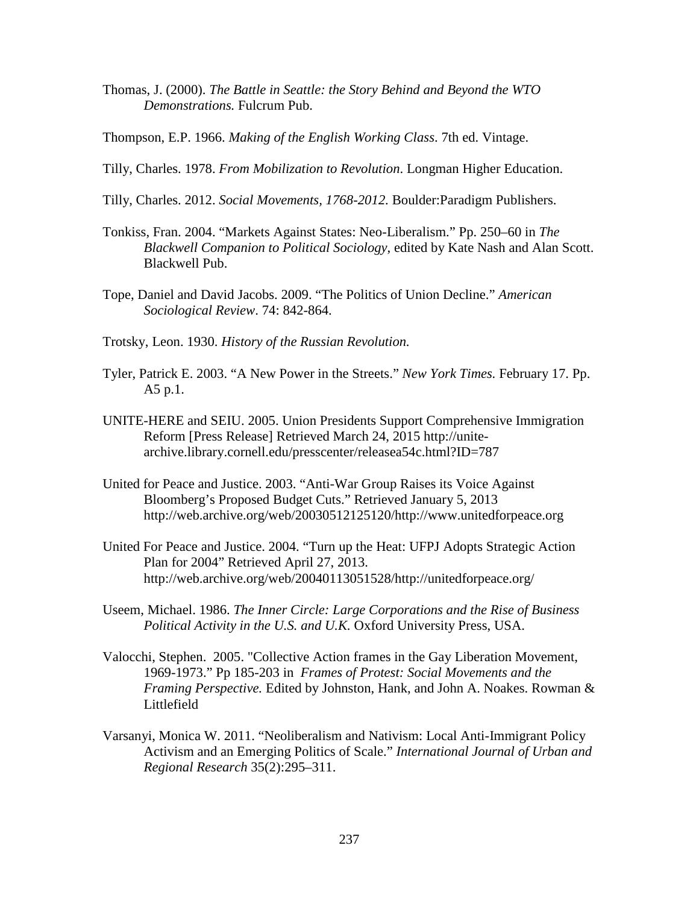Thomas, J. (2000). *The Battle in Seattle: the Story Behind and Beyond the WTO Demonstrations.* Fulcrum Pub.

Thompson, E.P. 1966. *Making of the English Working Class*. 7th ed. Vintage.

Tilly, Charles. 1978. *From Mobilization to Revolution*. Longman Higher Education.

Tilly, Charles. 2012. *Social Movements, 1768-2012.* Boulder:Paradigm Publishers.

Tonkiss, Fran. 2004. "Markets Against States: Neo-Liberalism." Pp. 250–60 in *The Blackwell Companion to Political Sociology*, edited by Kate Nash and Alan Scott. Blackwell Pub.

Tope, Daniel and David Jacobs. 2009. "The Politics of Union Decline." *American Sociological Review*. 74: 842-864.

Trotsky, Leon. 1930. *History of the Russian Revolution.*

Tyler, Patrick E. 2003. "A New Power in the Streets." *New York Times.* February 17. Pp. A5 p.1.

UNITE-HERE and SEIU. 2005. Union Presidents Support Comprehensive Immigration Reform [Press Release] Retrieved March 24, 2015 http://unite-archive.library.cornell.edu/presscenter/releasea54c.html?ID=787

United for Peace and Justice. 2003. "Anti-War Group Raises its Voice Against Bloomberg's Proposed Budget Cuts." Retrieved January 5, 2013 http://web.archive.org/web/20030512125120/http://www.unitedforpeace.org

United For Peace and Justice. 2004. "Turn up the Heat: UFPJ Adopts Strategic Action Plan for 2004" Retrieved April 27, 2013. http://web.archive.org/web/20040113051528/http://unitedforpeace.org/

Useem, Michael. 1986. *The Inner Circle: Large Corporations and the Rise of Business Political Activity in the U.S. and U.K.* Oxford University Press, USA.

Valocchi, Stephen. 2005. "Collective Action frames in the Gay Liberation Movement, 1969-1973." Pp 185-203 in *Frames of Protest: Social Movements and the Framing Perspective.* Edited by Johnston, Hank, and John A. Noakes. Rowman & Littlefield

Varsanyi, Monica W. 2011. "Neoliberalism and Nativism: Local Anti-Immigrant Policy Activism and an Emerging Politics of Scale." *International Journal of Urban and Regional Research* 35(2):295–311.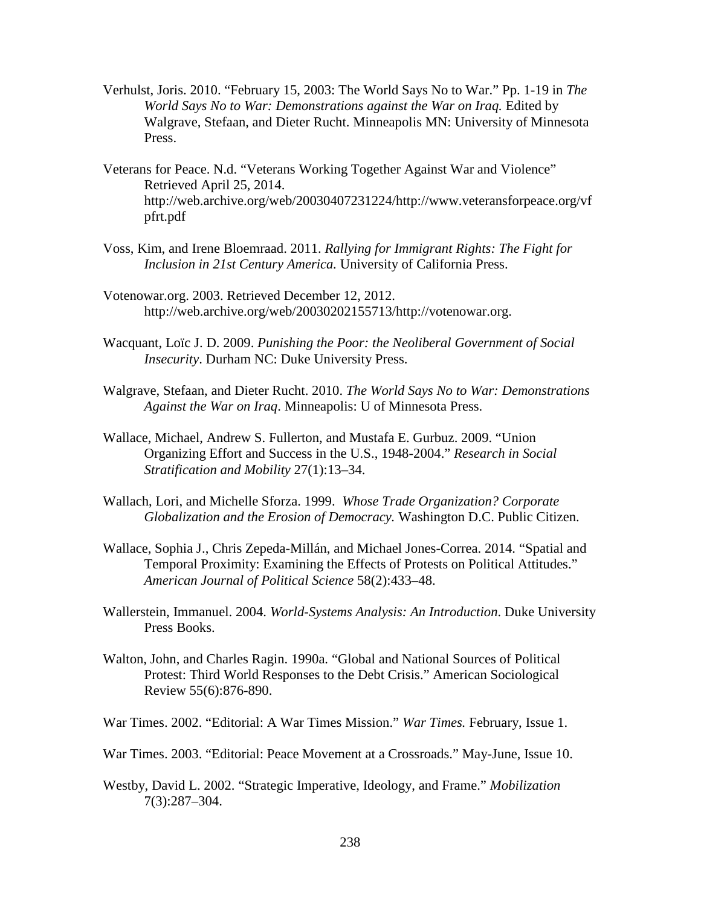Verhulst, Joris. 2010. “February 15, 2003: The World Says No to War.” Pp. 1-19 in *The World Says No to War: Demonstrations against the War on Iraq.* Edited by Walgrave, Stefaan, and Dieter Rucht. Minneapolis MN: University of Minnesota Press.

Veterans for Peace. N.d. “Veterans Working Together Against War and Violence” Retrieved April 25, 2014. http://web.archive.org/web/20030407231224/http://www.veteransforpeace.org/vfpfrt.pdf

Voss, Kim, and Irene Bloemraad. 2011. *Rallying for Immigrant Rights: The Fight for Inclusion in 21st Century America.* University of California Press.

Votenowar.org. 2003. Retrieved December 12, 2012. http://web.archive.org/web/20030202155713/http://votenowar.org.

Wacquant, Loïc J. D. 2009. *Punishing the Poor: the Neoliberal Government of Social Insecurity*. Durham NC: Duke University Press.

Walgrave, Stefaan, and Dieter Rucht. 2010. *The World Says No to War: Demonstrations Against the War on Iraq*. Minneapolis: U of Minnesota Press.

Wallace, Michael, Andrew S. Fullerton, and Mustafa E. Gurbuz. 2009. “Union Organizing Effort and Success in the U.S., 1948-2004.” *Research in Social Stratification and Mobility* 27(1):13–34.

Wallach, Lori, and Michelle Sforza. 1999. *Whose Trade Organization? Corporate Globalization and the Erosion of Democracy.* Washington D.C. Public Citizen.

Wallace, Sophia J., Chris Zepeda-Millán, and Michael Jones-Correa. 2014. “Spatial and Temporal Proximity: Examining the Effects of Protests on Political Attitudes.” *American Journal of Political Science* 58(2):433–48.

Wallerstein, Immanuel. 2004. *World-Systems Analysis: An Introduction*. Duke University Press Books.

Walton, John, and Charles Ragin. 1990a. “Global and National Sources of Political Protest: Third World Responses to the Debt Crisis.” American Sociological Review 55(6):876-890.

War Times. 2002. “Editorial: A War Times Mission.” *War Times.* February, Issue 1.

War Times. 2003. “Editorial: Peace Movement at a Crossroads.” May-June, Issue 10.

Westby, David L. 2002. “Strategic Imperative, Ideology, and Frame.” *Mobilization* 7(3):287–304.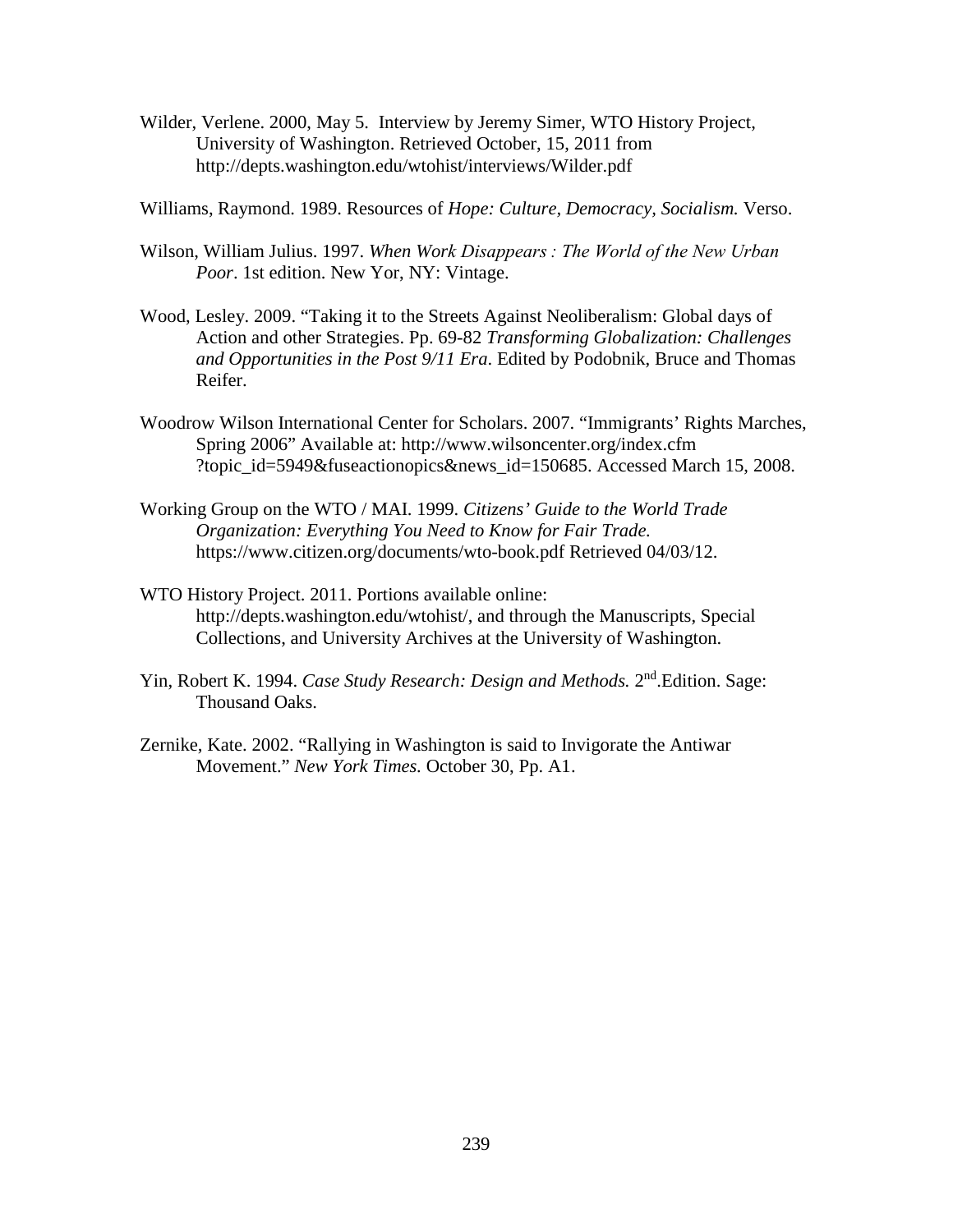Wilder, Verlene. 2000, May 5. Interview by Jeremy Simer, WTO History Project, University of Washington. Retrieved October, 15, 2011 from http://depts.washington.edu/wtohist/interviews/Wilder.pdf

Williams, Raymond. 1989. Resources of *Hope: Culture, Democracy, Socialism.* Verso.

Wilson, William Julius. 1997. *When Work Disappears : The World of the New Urban Poor*. 1st edition. New Yor, NY: Vintage.

Wood, Lesley. 2009. "Taking it to the Streets Against Neoliberalism: Global days of Action and other Strategies. Pp. 69-82 *Transforming Globalization: Challenges and Opportunities in the Post 9/11 Era*. Edited by Podobnik, Bruce and Thomas Reifer.

Woodrow Wilson International Center for Scholars. 2007. "Immigrants' Rights Marches, Spring 2006" Available at: http://www.wilsoncenter.org/index.cfm ?topic_id=5949&fuseactionopics&news_id=150685. Accessed March 15, 2008.

Working Group on the WTO / MAI. 1999. *Citizens' Guide to the World Trade Organization: Everything You Need to Know for Fair Trade.* https://www.citizen.org/documents/wto-book.pdf Retrieved 04/03/12.

WTO History Project. 2011. Portions available online: http://depts.washington.edu/wtohist/, and through the Manuscripts, Special Collections, and University Archives at the University of Washington.

Yin, Robert K. 1994. *Case Study Research: Design and Methods.* 2nd.Edition. Sage: Thousand Oaks.

Zernike, Kate. 2002. "Rallying in Washington is said to Invigorate the Antiwar Movement." *New York Times.* October 30, Pp. A1.